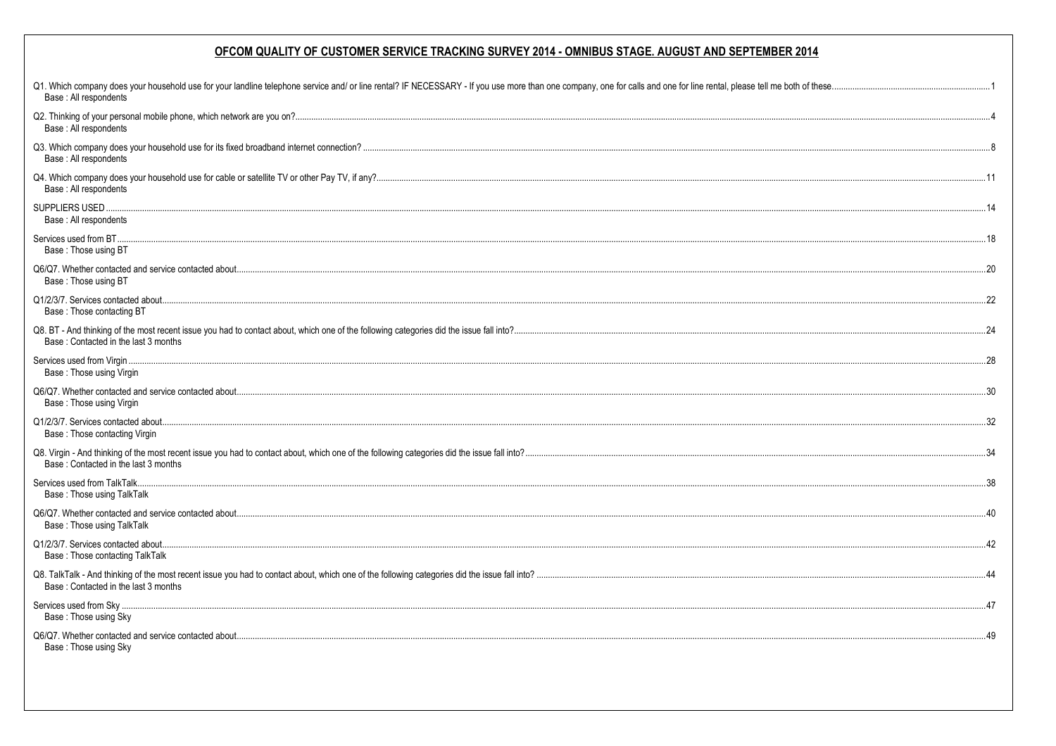# OFCOM QUALITY OF CUSTOMER SERVICE TRACKING SURVEY 2014 - OMNIBUS STAGE. AUGUST AND SEPTEMBER 2014

Q1. Which company does your household use for your landline telephone service and/ or line rental? IF NECESSARY - If you use more than one company, one for calls and one for line rental, please tell me both of these....................1
Base : All respondents

Q2. Thinking of your personal mobile phone, which network are you on?....................4
Base : All respondents

Q3. Which company does your household use for its fixed broadband internet connection? ....................8
Base : All respondents

Q4. Which company does your household use for cable or satellite TV or other Pay TV, if any?....................11
Base : All respondents

SUPPLIERS USED ....................14
Base : All respondents

Services used from BT....................18
Base : Those using BT

Q6/Q7. Whether contacted and service contacted about....................20
Base : Those using BT

Q1/2/3/7. Services contacted about....................22
Base : Those contacting BT

Q8. BT - And thinking of the most recent issue you had to contact about, which one of the following categories did the issue fall into?....................24
Base : Contacted in the last 3 months

Services used from Virgin....................28
Base : Those using Virgin

Q6/Q7. Whether contacted and service contacted about....................30
Base : Those using Virgin

Q1/2/3/7. Services contacted about....................32
Base : Those contacting Virgin

Q8. Virgin - And thinking of the most recent issue you had to contact about, which one of the following categories did the issue fall into?....................34
Base : Contacted in the last 3 months

Services used from TalkTalk....................38
Base : Those using TalkTalk

Q6/Q7. Whether contacted and service contacted about....................40
Base : Those using TalkTalk

Q1/2/3/7. Services contacted about....................42
Base : Those contacting TalkTalk

Q8. TalkTalk - And thinking of the most recent issue you had to contact about, which one of the following categories did the issue fall into? ....................44
Base : Contacted in the last 3 months

Services used from Sky ....................47
Base : Those using Sky

Q6/Q7. Whether contacted and service contacted about....................49
Base : Those using Sky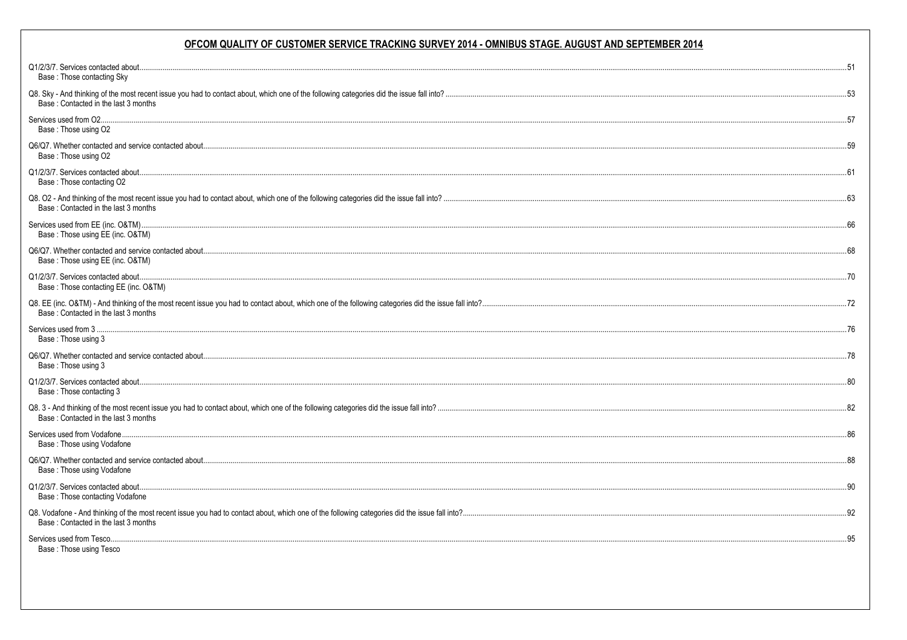## OFCOM QUALITY OF CUSTOMER SERVICE TRACKING SURVEY 2014 - OMNIBUS STAGE. AUGUST AND SEPTEMBER 2014

Q1/2/3/7. Services contacted about....51
Base : Those contacting Sky

Q8. Sky - And thinking of the most recent issue you had to contact about, which one of the following categories did the issue fall into? ....53
Base : Contacted in the last 3 months

Services used from O2....57
Base : Those using O2

Q6/Q7. Whether contacted and service contacted about....59
Base : Those using O2

Q1/2/3/7. Services contacted about....61
Base : Those contacting O2

Q8. O2 - And thinking of the most recent issue you had to contact about, which one of the following categories did the issue fall into? ....63
Base : Contacted in the last 3 months

Services used from EE (inc. O&TM)....66
Base : Those using EE (inc. O&TM)

Q6/Q7. Whether contacted and service contacted about....68
Base : Those using EE (inc. O&TM)

Q1/2/3/7. Services contacted about....70
Base : Those contacting EE (inc. O&TM)

Q8. EE (inc. O&TM) - And thinking of the most recent issue you had to contact about, which one of the following categories did the issue fall into?....72
Base : Contacted in the last 3 months

Services used from 3 ....76
Base : Those using 3

Q6/Q7. Whether contacted and service contacted about....78
Base : Those using 3

Q1/2/3/7. Services contacted about....80
Base : Those contacting 3

Q8. 3 - And thinking of the most recent issue you had to contact about, which one of the following categories did the issue fall into? ....82
Base : Contacted in the last 3 months

Services used from Vodafone....86
Base : Those using Vodafone

Q6/Q7. Whether contacted and service contacted about....88
Base : Those using Vodafone

Q1/2/3/7. Services contacted about....90
Base : Those contacting Vodafone

Q8. Vodafone - And thinking of the most recent issue you had to contact about, which one of the following categories did the issue fall into?....92
Base : Contacted in the last 3 months

Services used from Tesco....95
Base : Those using Tesco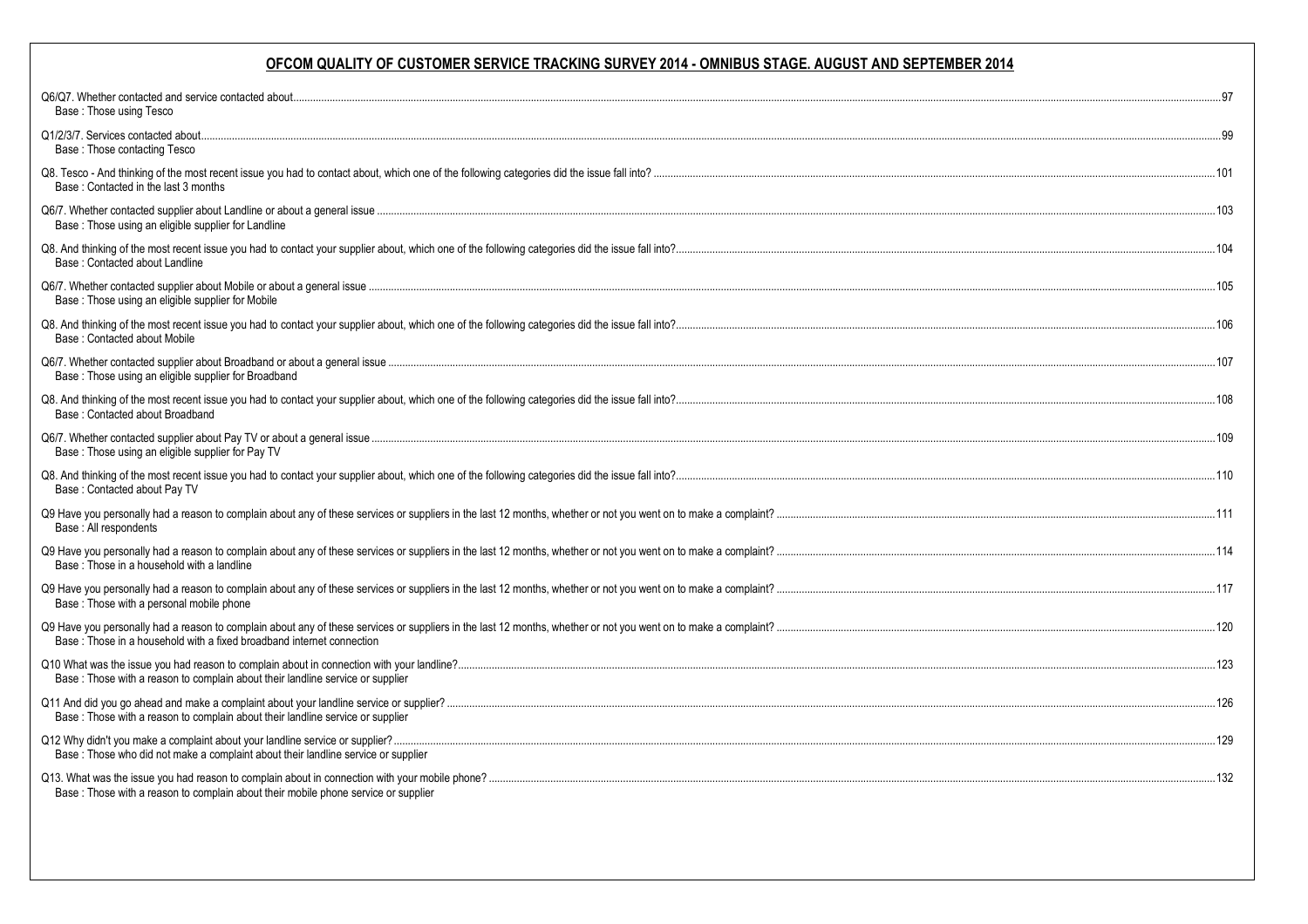## OFCOM QUALITY OF CUSTOMER SERVICE TRACKING SURVEY 2014 - OMNIBUS STAGE. AUGUST AND SEPTEMBER 2014

| Table | Page |
|---|---|
| Q6/Q7. Whether contacted and service contacted about<br>Base : Those using Tesco | 97 |
| Q1/2/3/7. Services contacted about<br>Base : Those contacting Tesco | 99 |
| Q8. Tesco - And thinking of the most recent issue you had to contact about, which one of the following categories did the issue fall into?<br>Base : Contacted in the last 3 months | 101 |
| Q6/7. Whether contacted supplier about Landline or about a general issue<br>Base : Those using an eligible supplier for Landline | 103 |
| Q8. And thinking of the most recent issue you had to contact your supplier about, which one of the following categories did the issue fall into?<br>Base : Contacted about Landline | 104 |
| Q6/7. Whether contacted supplier about Mobile or about a general issue<br>Base : Those using an eligible supplier for Mobile | 105 |
| Q8. And thinking of the most recent issue you had to contact your supplier about, which one of the following categories did the issue fall into?<br>Base : Contacted about Mobile | 106 |
| Q6/7. Whether contacted supplier about Broadband or about a general issue<br>Base : Those using an eligible supplier for Broadband | 107 |
| Q8. And thinking of the most recent issue you had to contact your supplier about, which one of the following categories did the issue fall into?<br>Base : Contacted about Broadband | 108 |
| Q6/7. Whether contacted supplier about Pay TV or about a general issue<br>Base : Those using an eligible supplier for Pay TV | 109 |
| Q8. And thinking of the most recent issue you had to contact your supplier about, which one of the following categories did the issue fall into?<br>Base : Contacted about Pay TV | 110 |
| Q9 Have you personally had a reason to complain about any of these services or suppliers in the last 12 months, whether or not you went on to make a complaint?<br>Base : All respondents | 111 |
| Q9 Have you personally had a reason to complain about any of these services or suppliers in the last 12 months, whether or not you went on to make a complaint?<br>Base : Those in a household with a landline | 114 |
| Q9 Have you personally had a reason to complain about any of these services or suppliers in the last 12 months, whether or not you went on to make a complaint?<br>Base : Those with a personal mobile phone | 117 |
| Q9 Have you personally had a reason to complain about any of these services or suppliers in the last 12 months, whether or not you went on to make a complaint?<br>Base : Those in a household with a fixed broadband internet connection | 120 |
| Q10 What was the issue you had reason to complain about in connection with your landline?<br>Base : Those with a reason to complain about their landline service or supplier | 123 |
| Q11 And did you go ahead and make a complaint about your landline service or supplier?<br>Base : Those with a reason to complain about their landline service or supplier | 126 |
| Q12 Why didn't you make a complaint about your landline service or supplier?<br>Base : Those who did not make a complaint about their landline service or supplier | 129 |
| Q13. What was the issue you had reason to complain about in connection with your mobile phone?<br>Base : Those with a reason to complain about their mobile phone service or supplier | 132 |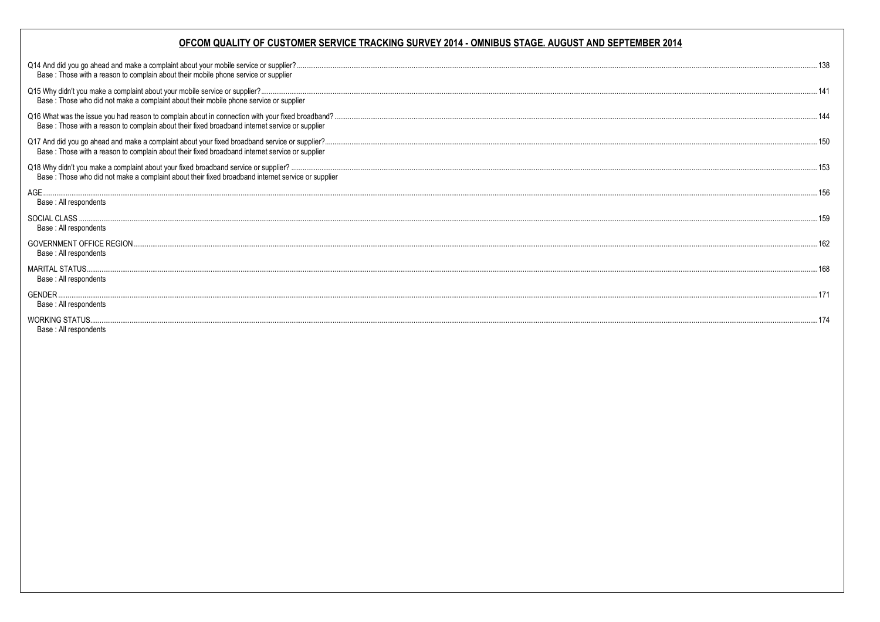## OFCOM QUALITY OF CUSTOMER SERVICE TRACKING SURVEY 2014 - OMNIBUS STAGE. AUGUST AND SEPTEMBER 2014

Q14 And did you go ahead and make a complaint about your mobile service or supplier? ..... 138
Base : Those with a reason to complain about their mobile phone service or supplier

Q15 Why didn't you make a complaint about your mobile service or supplier? ..... 141
Base : Those who did not make a complaint about their mobile phone service or supplier

Q16 What was the issue you had reason to complain about in connection with your fixed broadband? ..... 144
Base : Those with a reason to complain about their fixed broadband internet service or supplier

Q17 And did you go ahead and make a complaint about your fixed broadband service or supplier? ..... 150
Base : Those with a reason to complain about their fixed broadband internet service or supplier

Q18 Why didn't you make a complaint about your fixed broadband service or supplier? ..... 153
Base : Those who did not make a complaint about their fixed broadband internet service or supplier

AGE ..... 156
Base : All respondents

SOCIAL CLASS ..... 159
Base : All respondents

GOVERNMENT OFFICE REGION ..... 162
Base : All respondents

MARITAL STATUS ..... 168
Base : All respondents

GENDER ..... 171
Base : All respondents

WORKING STATUS ..... 174
Base : All respondents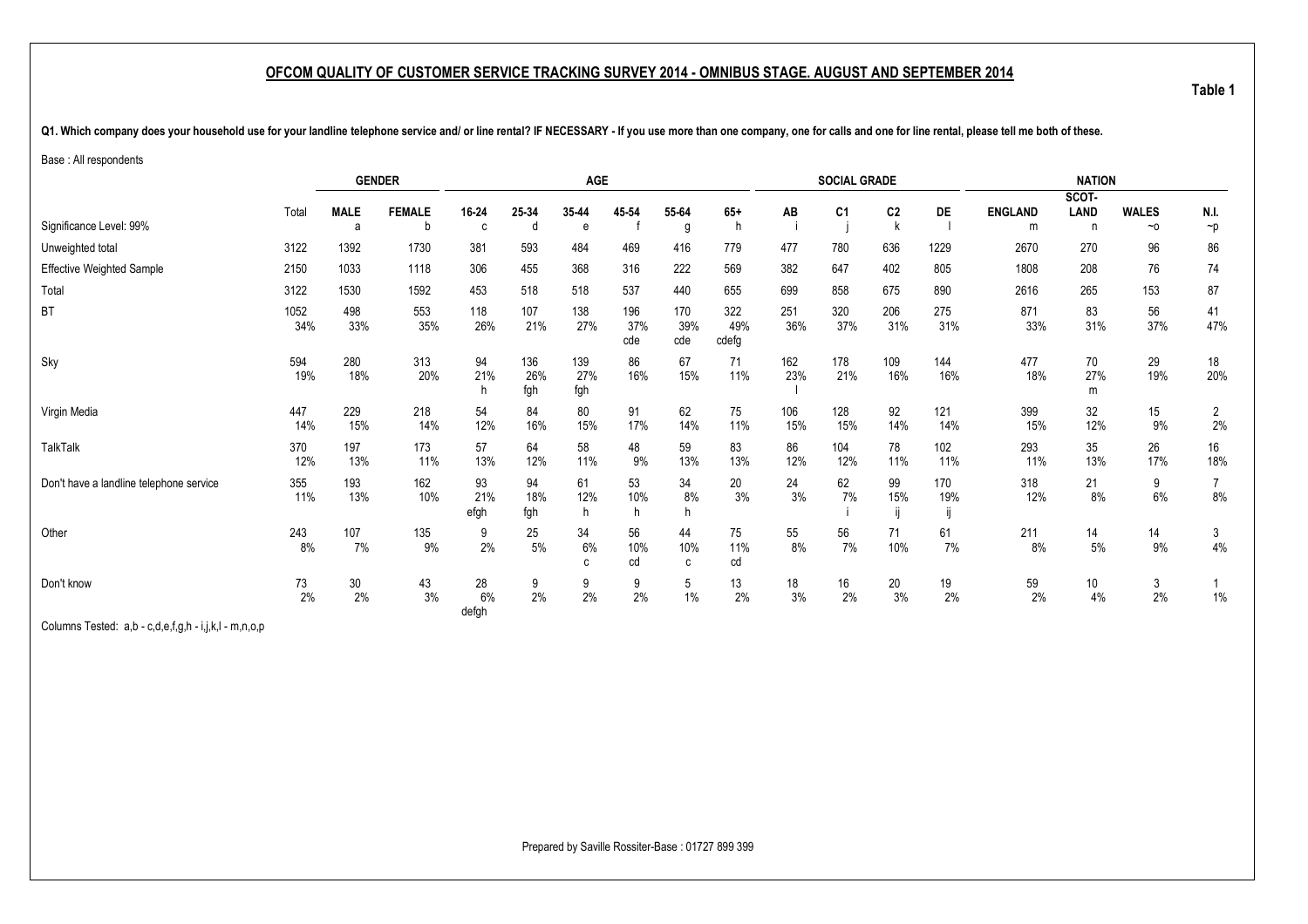## OFCOM QUALITY OF CUSTOMER SERVICE TRACKING SURVEY 2014 - OMNIBUS STAGE. AUGUST AND SEPTEMBER 2014

**Table 1**

**Q1. Which company does your household use for your landline telephone service and/ or line rental? IF NECESSARY - If you use more than one company, one for calls and one for line rental, please tell me both of these.**

Base : All respondents

| | Total | GENDER | | AGE | | | | | | SOCIAL GRADE | | | | NATION | | | |
|---|---|---|---|---|---|---|---|---|---|---|---|---|---|---|---|---|---|
| | | MALE | FEMALE | 16-24 | 25-34 | 35-44 | 45-54 | 55-64 | 65+ | AB | C1 | C2 | DE | ENGLAND | SCOT-LAND | WALES | N.I. |
| Significance Level: 99% | | a | b | c | d | e | f | g | h | i | j | k | l | m | n | ~o | ~p |
| Unweighted total | 3122 | 1392 | 1730 | 381 | 593 | 484 | 469 | 416 | 779 | 477 | 780 | 636 | 1229 | 2670 | 270 | 96 | 86 |
| Effective Weighted Sample | 2150 | 1033 | 1118 | 306 | 455 | 368 | 316 | 222 | 569 | 382 | 647 | 402 | 805 | 1808 | 208 | 76 | 74 |
| Total | 3122 | 1530 | 1592 | 453 | 518 | 518 | 537 | 440 | 655 | 699 | 858 | 675 | 890 | 2616 | 265 | 153 | 87 |
| BT | 1052 | 498 | 553 | 118 | 107 | 138 | 196 | 170 | 322 | 251 | 320 | 206 | 275 | 871 | 83 | 56 | 41 |
| | 34% | 33% | 35% | 26% | 21% | 27% | 37% | 39% | 49% | 36% | 37% | 31% | 31% | 33% | 31% | 37% | 47% |
| | | | | | | | cde | cde | cdefg | | | | | | | | |
| Sky | 594 | 280 | 313 | 94 | 136 | 139 | 86 | 67 | 71 | 162 | 178 | 109 | 144 | 477 | 70 | 29 | 18 |
| | 19% | 18% | 20% | 21% | 26% | 27% | 16% | 15% | 11% | 23% | 21% | 16% | 16% | 18% | 27% | 19% | 20% |
| | | | | h | fgh | fgh | | | | l | | | | | m | | |
| Virgin Media | 447 | 229 | 218 | 54 | 84 | 80 | 91 | 62 | 75 | 106 | 128 | 92 | 121 | 399 | 32 | 15 | 2 |
| | 14% | 15% | 14% | 12% | 16% | 15% | 17% | 14% | 11% | 15% | 15% | 14% | 14% | 15% | 12% | 9% | 2% |
| TalkTalk | 370 | 197 | 173 | 57 | 64 | 58 | 48 | 59 | 83 | 86 | 104 | 78 | 102 | 293 | 35 | 26 | 16 |
| | 12% | 13% | 11% | 13% | 12% | 11% | 9% | 13% | 13% | 12% | 12% | 11% | 11% | 11% | 13% | 17% | 18% |
| Don't have a landline telephone service | 355 | 193 | 162 | 93 | 94 | 61 | 53 | 34 | 20 | 24 | 62 | 99 | 170 | 318 | 21 | 9 | 7 |
| | 11% | 13% | 10% | 21% | 18% | 12% | 10% | 8% | 3% | 3% | 7% | 15% | 19% | 12% | 8% | 6% | 8% |
| | | | | efgh | fgh | h | h | h | | | i | ij | ij | | | | |
| Other | 243 | 107 | 135 | 9 | 25 | 34 | 56 | 44 | 75 | 55 | 56 | 71 | 61 | 211 | 14 | 14 | 3 |
| | 8% | 7% | 9% | 2% | 5% | 6% | 10% | 10% | 11% | 8% | 7% | 10% | 7% | 8% | 5% | 9% | 4% |
| | | | | | | c | cd | c | cd | | | | | | | | |
| Don't know | 73 | 30 | 43 | 28 | 9 | 9 | 9 | 5 | 13 | 18 | 16 | 20 | 19 | 59 | 10 | 3 | 1 |
| | 2% | 2% | 3% | 6% | 2% | 2% | 2% | 1% | 2% | 3% | 2% | 3% | 2% | 2% | 4% | 2% | 1% |
| | | | | defgh | | | | | | | | | | | | | |

Columns Tested: a,b - c,d,e,f,g,h - i,j,k,l - m,n,o,p

Prepared by Saville Rossiter-Base : 01727 899 399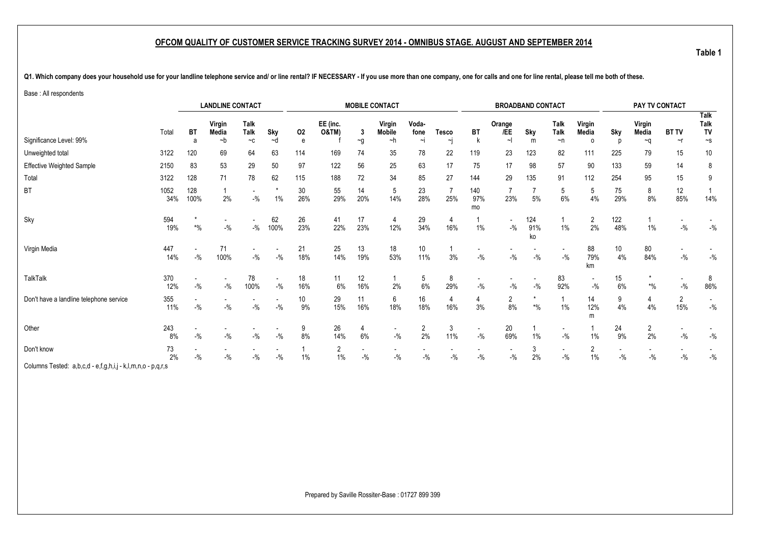## OFCOM QUALITY OF CUSTOMER SERVICE TRACKING SURVEY 2014 - OMNIBUS STAGE. AUGUST AND SEPTEMBER 2014

**Table 1**

**Q1. Which company does your household use for your landline telephone service and/ or line rental? IF NECESSARY - If you use more than one company, one for calls and one for line rental, please tell me both of these.**

Base : All respondents

| | | LANDLINE CONTACT | | | | MOBILE CONTACT | | | | | | BROADBAND CONTACT | | | | | PAY TV CONTACT | | | |
|---|---|---|---|---|---|---|---|---|---|---|---|---|---|---|---|---|---|---|---|---|
| Significance Level: 99% | Total | BT<br>a | Virgin Media<br>~b | Talk Talk<br>~c | Sky<br>~d | O2<br>e | EE (inc. O&TM)<br>f | 3<br>~g | Virgin Mobile<br>~h | Voda-fone<br>~i | Tesco<br>~j | BT<br>k | Orange /EE<br>~l | Sky<br>m | Talk Talk<br>~n | Virgin Media<br>o | Sky<br>p | Virgin Media<br>~q | BT TV<br>~r | Talk Talk TV<br>~s |
| Unweighted total | 3122 | 120 | 69 | 64 | 63 | 114 | 169 | 74 | 35 | 78 | 22 | 119 | 23 | 123 | 82 | 111 | 225 | 79 | 15 | 10 |
| Effective Weighted Sample | 2150 | 83 | 53 | 29 | 50 | 97 | 122 | 56 | 25 | 63 | 17 | 75 | 17 | 98 | 57 | 90 | 133 | 59 | 14 | 8 |
| Total | 3122 | 128 | 71 | 78 | 62 | 115 | 188 | 72 | 34 | 85 | 27 | 144 | 29 | 135 | 91 | 112 | 254 | 95 | 15 | 9 |
| BT | 1052<br>34% | 128<br>100% | 1<br>2% | -<br>-% | *<br>1% | 30<br>26% | 55<br>29% | 14<br>20% | 5<br>14% | 23<br>28% | 7<br>25% | 140<br>97%<br>mo | 7<br>23% | 7<br>5% | 5<br>6% | 5<br>4% | 75<br>29% | 8<br>8% | 12<br>85% | 1<br>14% |
| Sky | 594<br>19% | *<br>*% | -<br>-% | -<br>-% | 62<br>100% | 26<br>23% | 41<br>22% | 17<br>23% | 4<br>12% | 29<br>34% | 4<br>16% | 1<br>1% | -<br>-% | 124<br>91%<br>ko | 1<br>1% | 2<br>2% | 122<br>48% | 1<br>1% | -<br>-% | -<br>-% |
| Virgin Media | 447<br>14% | -<br>-% | 71<br>100% | -<br>-% | -<br>-% | 21<br>18% | 25<br>14% | 13<br>19% | 18<br>53% | 10<br>11% | 1<br>3% | -<br>-% | -<br>-% | -<br>-% | -<br>-% | 88<br>79%<br>km | 10<br>4% | 80<br>84% | -<br>-% | -<br>-% |
| TalkTalk | 370<br>12% | -<br>-% | -<br>-% | 78<br>100% | -<br>-% | 18<br>16% | 11<br>6% | 12<br>16% | 1<br>2% | 5<br>6% | 8<br>29% | -<br>-% | -<br>-% | -<br>-% | 83<br>92% | -<br>-% | 15<br>6% | *<br>*% | -<br>-% | 8<br>86% |
| Don't have a landline telephone service | 355<br>11% | -<br>-% | -<br>-% | -<br>-% | -<br>-% | 10<br>9% | 29<br>15% | 11<br>16% | 6<br>18% | 16<br>18% | 4<br>16% | 4<br>3% | 2<br>8% | *<br>*% | 1<br>1% | 14<br>12%<br>m | 9<br>4% | 4<br>4% | 2<br>15% | -<br>-% |
| Other | 243<br>8% | -<br>-% | -<br>-% | -<br>-% | -<br>-% | 9<br>8% | 26<br>14% | 4<br>6% | -<br>-% | 2<br>2% | 3<br>11% | -<br>-% | 20<br>69% | 1<br>1% | -<br>-% | 1<br>1% | 24<br>9% | 2<br>2% | -<br>-% | -<br>-% |
| Don't know | 73<br>2% | -<br>-% | -<br>-% | -<br>-% | -<br>-% | 1<br>1% | 2<br>1% | -<br>-% | -<br>-% | -<br>-% | -<br>-% | -<br>-% | -<br>-% | 3<br>2% | -<br>-% | 2<br>1% | -<br>-% | -<br>-% | -<br>-% | -<br>-% |

Columns Tested: a,b,c,d - e,f,g,h,i,j - k,l,m,n,o - p,q,r,s

Prepared by Saville Rossiter-Base : 01727 899 399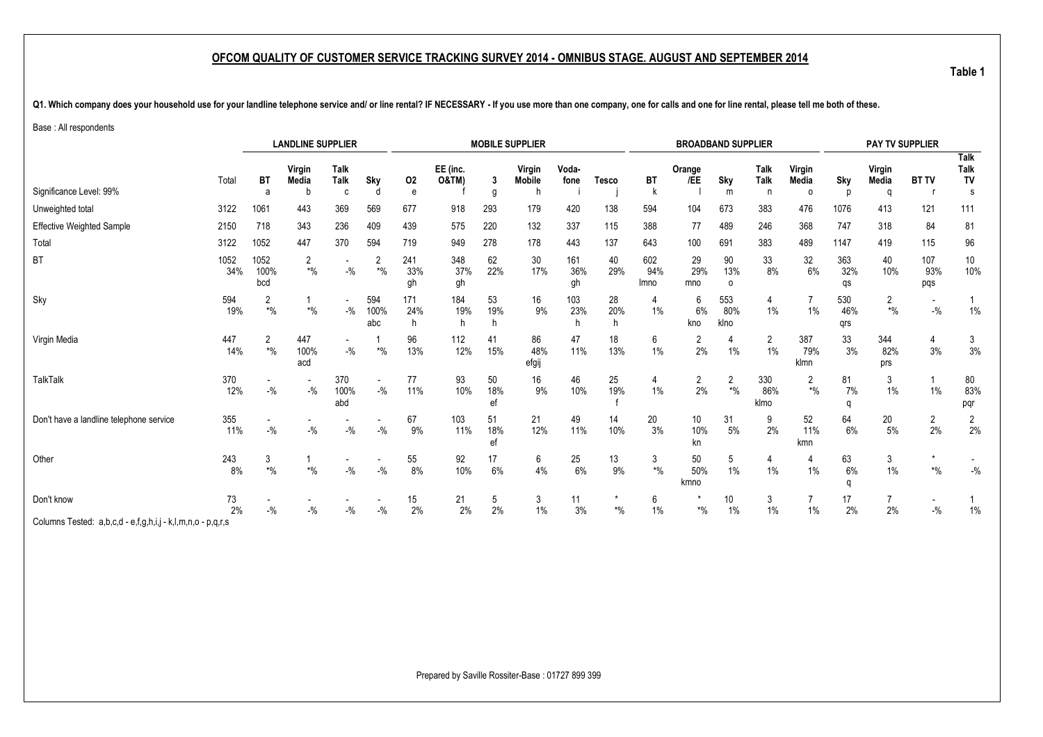## OFCOM QUALITY OF CUSTOMER SERVICE TRACKING SURVEY 2014 - OMNIBUS STAGE. AUGUST AND SEPTEMBER 2014

**Table 1**

**Q1. Which company does your household use for your landline telephone service and/ or line rental? IF NECESSARY - If you use more than one company, one for calls and one for line rental, please tell me both of these.**

Base : All respondents

| | | LANDLINE SUPPLIER | | | | MOBILE SUPPLIER | | | | | | BROADBAND SUPPLIER | | | | | PAY TV SUPPLIER | | | |
|---|---|---|---|---|---|---|---|---|---|---|---|---|---|---|---|---|---|---|---|---|
| | Total | BT | Virgin Media | Talk Talk | Sky | O2 | EE (inc. O&TM) | 3 | Virgin Mobile | Voda-fone | Tesco | BT | Orange /EE | Sky | Talk Talk | Virgin Media | Sky | Virgin Media | BT TV | Talk Talk TV |
| Significance Level: 99% | | a | b | c | d | e | f | g | h | i | j | k | l | m | n | o | p | q | r | s |
| Unweighted total | 3122 | 1061 | 443 | 369 | 569 | 677 | 918 | 293 | 179 | 420 | 138 | 594 | 104 | 673 | 383 | 476 | 1076 | 413 | 121 | 111 |
| Effective Weighted Sample | 2150 | 718 | 343 | 236 | 409 | 439 | 575 | 220 | 132 | 337 | 115 | 388 | 77 | 489 | 246 | 368 | 747 | 318 | 84 | 81 |
| Total | 3122 | 1052 | 447 | 370 | 594 | 719 | 949 | 278 | 178 | 443 | 137 | 643 | 100 | 691 | 383 | 489 | 1147 | 419 | 115 | 96 |
| BT | 1052<br>34% | 1052<br>100%<br>bcd | 2<br>*% | -<br>-% | 2<br>*% | 241<br>33%<br>gh | 348<br>37%<br>gh | 62<br>22% | 30<br>17% | 161<br>36%<br>gh | 40<br>29% | 602<br>94%<br>lmno | 29<br>29%<br>mno | 90<br>13%<br>o | 33<br>8% | 32<br>6% | 363<br>32%<br>qs | 40<br>10% | 107<br>93%<br>pqs | 10<br>10% |
| Sky | 594<br>19% | 2<br>*% | 1<br>*% | -<br>-% | 594<br>100%<br>abc | 171<br>24%<br>h | 184<br>19%<br>h | 53<br>19%<br>h | 16<br>9% | 103<br>23%<br>h | 28<br>20%<br>h | 4<br>1% | 6<br>6%<br>kno | 553<br>80%<br>klno | 4<br>1% | 7<br>1% | 530<br>46%<br>qrs | 2<br>*% | -<br>-% | 1<br>1% |
| Virgin Media | 447<br>14% | 2<br>*% | 447<br>100%<br>acd | -<br>-% | 1<br>*% | 96<br>13% | 112<br>12% | 41<br>15% | 86<br>48%<br>efgij | 47<br>11% | 18<br>13% | 6<br>1% | 2<br>2% | 4<br>1% | 2<br>1% | 387<br>79%<br>klmn | 33<br>3% | 344<br>82%<br>prs | 4<br>3% | 3<br>3% |
| TalkTalk | 370<br>12% | -<br>-% | -<br>-% | 370<br>100%<br>abd | -<br>-% | 77<br>11% | 93<br>10% | 50<br>18%<br>ef | 16<br>9% | 46<br>10% | 25<br>19%<br>f | 4<br>1% | 2<br>2% | 2<br>*% | 330<br>86%<br>klmo | 2<br>*% | 81<br>7%<br>q | 3<br>1% | 1<br>1% | 80<br>83%<br>pqr |
| Don't have a landline telephone service | 355<br>11% | -<br>-% | -<br>-% | -<br>-% | -<br>-% | 67<br>9% | 103<br>11% | 51<br>18%<br>ef | 21<br>12% | 49<br>11% | 14<br>10% | 20<br>3% | 10<br>10%<br>kn | 31<br>5% | 9<br>2% | 52<br>11%<br>kmn | 64<br>6% | 20<br>5% | 2<br>2% | 2<br>2% |
| Other | 243<br>8% | 3<br>*% | 1<br>*% | -<br>-% | -<br>-% | 55<br>8% | 92<br>10% | 17<br>6% | 6<br>4% | 25<br>6% | 13<br>9% | 3<br>*% | 50<br>50%<br>kmno | 5<br>1% | 4<br>1% | 4<br>1% | 63<br>6%<br>q | 3<br>1% | *<br>*% | -<br>-% |
| Don't know | 73<br>2% | -<br>-% | -<br>-% | -<br>-% | -<br>-% | 15<br>2% | 21<br>2% | 5<br>2% | 3<br>1% | 11<br>3% | *<br>*% | 6<br>1% | *<br>*% | 10<br>1% | 3<br>1% | 7<br>1% | 17<br>2% | 7<br>2% | -<br>-% | 1<br>1% |

Columns Tested: a,b,c,d - e,f,g,h,i,j - k,l,m,n,o - p,q,r,s

Prepared by Saville Rossiter-Base : 01727 899 399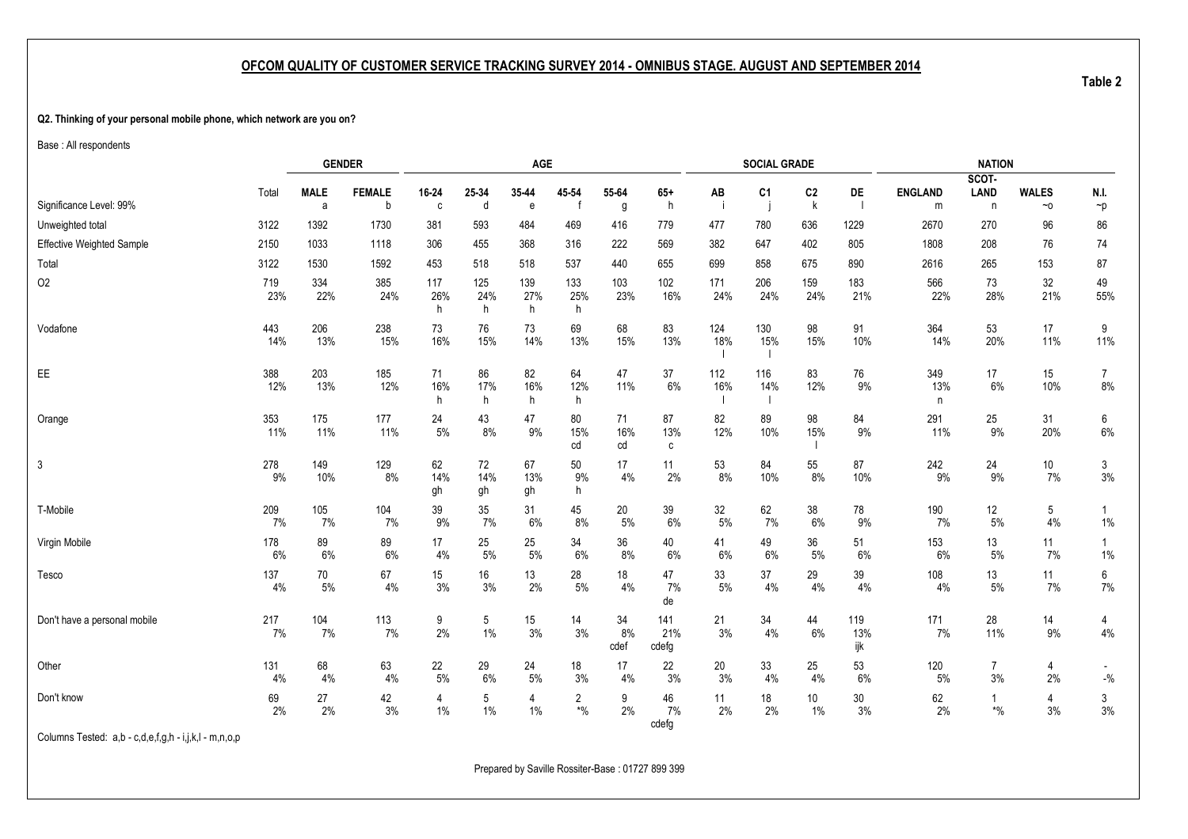## OFCOM QUALITY OF CUSTOMER SERVICE TRACKING SURVEY 2014 - OMNIBUS STAGE. AUGUST AND SEPTEMBER 2014

**Table 2**

**Q2. Thinking of your personal mobile phone, which network are you on?**

Base : All respondents

| | | GENDER | | AGE | | | | | | SOCIAL GRADE | | | | NATION | | | |
|---|---|---|---|---|---|---|---|---|---|---|---|---|---|---|---|---|---|
| | Total | MALE | FEMALE | 16-24 | 25-34 | 35-44 | 45-54 | 55-64 | 65+ | AB | C1 | C2 | DE | ENGLAND | SCOT-LAND | WALES | N.I. |
| Significance Level: 99% | | a | b | c | d | e | f | g | h | i | j | k | l | m | n | ~o | ~p |
| Unweighted total | 3122 | 1392 | 1730 | 381 | 593 | 484 | 469 | 416 | 779 | 477 | 780 | 636 | 1229 | 2670 | 270 | 96 | 86 |
| Effective Weighted Sample | 2150 | 1033 | 1118 | 306 | 455 | 368 | 316 | 222 | 569 | 382 | 647 | 402 | 805 | 1808 | 208 | 76 | 74 |
| Total | 3122 | 1530 | 1592 | 453 | 518 | 518 | 537 | 440 | 655 | 699 | 858 | 675 | 890 | 2616 | 265 | 153 | 87 |
| O2 | 719 | 334 | 385 | 117 | 125 | 139 | 133 | 103 | 102 | 171 | 206 | 159 | 183 | 566 | 73 | 32 | 49 |
| | 23% | 22% | 24% | 26% | 24% | 27% | 25% | 23% | 16% | 24% | 24% | 24% | 21% | 22% | 28% | 21% | 55% |
| | | | | h | h | h | h | | | | | | | | | | |
| Vodafone | 443 | 206 | 238 | 73 | 76 | 73 | 69 | 68 | 83 | 124 | 130 | 98 | 91 | 364 | 53 | 17 | 9 |
| | 14% | 13% | 15% | 16% | 15% | 14% | 13% | 15% | 13% | 18% | 15% | 15% | 10% | 14% | 20% | 11% | 11% |
| | | | | | | | | | | l | l | | | | | | |
| EE | 388 | 203 | 185 | 71 | 86 | 82 | 64 | 47 | 37 | 112 | 116 | 83 | 76 | 349 | 17 | 15 | 7 |
| | 12% | 13% | 12% | 16% | 17% | 16% | 12% | 11% | 6% | 16% | 14% | 12% | 9% | 13% | 6% | 10% | 8% |
| | | | | h | h | h | h | | | l | l | | | n | | | |
| Orange | 353 | 175 | 177 | 24 | 43 | 47 | 80 | 71 | 87 | 82 | 89 | 98 | 84 | 291 | 25 | 31 | 6 |
| | 11% | 11% | 11% | 5% | 8% | 9% | 15% | 16% | 13% | 12% | 10% | 15% | 9% | 11% | 9% | 20% | 6% |
| | | | | | | | cd | cd | c | | | l | | | | | |
| 3 | 278 | 149 | 129 | 62 | 72 | 67 | 50 | 17 | 11 | 53 | 84 | 55 | 87 | 242 | 24 | 10 | 3 |
| | 9% | 10% | 8% | 14% | 14% | 13% | 9% | 4% | 2% | 8% | 10% | 8% | 10% | 9% | 9% | 7% | 3% |
| | | | | gh | gh | gh | h | | | | | | | | | | |
| T-Mobile | 209 | 105 | 104 | 39 | 35 | 31 | 45 | 20 | 39 | 32 | 62 | 38 | 78 | 190 | 12 | 5 | 1 |
| | 7% | 7% | 7% | 9% | 7% | 6% | 8% | 5% | 6% | 5% | 7% | 6% | 9% | 7% | 5% | 4% | 1% |
| Virgin Mobile | 178 | 89 | 89 | 17 | 25 | 25 | 34 | 36 | 40 | 41 | 49 | 36 | 51 | 153 | 13 | 11 | 1 |
| | 6% | 6% | 6% | 4% | 5% | 5% | 6% | 8% | 6% | 6% | 6% | 5% | 6% | 6% | 5% | 7% | 1% |
| Tesco | 137 | 70 | 67 | 15 | 16 | 13 | 28 | 18 | 47 | 33 | 37 | 29 | 39 | 108 | 13 | 11 | 6 |
| | 4% | 5% | 4% | 3% | 3% | 2% | 5% | 4% | 7% | 5% | 4% | 4% | 4% | 4% | 5% | 7% | 7% |
| | | | | | | | | | de | | | | | | | | |
| Don't have a personal mobile | 217 | 104 | 113 | 9 | 5 | 15 | 14 | 34 | 141 | 21 | 34 | 44 | 119 | 171 | 28 | 14 | 4 |
| | 7% | 7% | 7% | 2% | 1% | 3% | 3% | 8% | 21% | 3% | 4% | 6% | 13% | 7% | 11% | 9% | 4% |
| | | | | | | | | cdef | cdefg | | | | ijk | | | | |
| Other | 131 | 68 | 63 | 22 | 29 | 24 | 18 | 17 | 22 | 20 | 33 | 25 | 53 | 120 | 7 | 4 | - |
| | 4% | 4% | 4% | 5% | 6% | 5% | 3% | 4% | 3% | 3% | 4% | 4% | 6% | 5% | 3% | 2% | -% |
| Don't know | 69 | 27 | 42 | 4 | 5 | 4 | 2 | 9 | 46 | 11 | 18 | 10 | 30 | 62 | 1 | 4 | 3 |
| | 2% | 2% | 3% | 1% | 1% | 1% | *% | 2% | 7% | 2% | 2% | 1% | 3% | 2% | *% | 3% | 3% |
| | | | | | | | | | cdefg | | | | | | | | |

Columns Tested: a,b - c,d,e,f,g,h - i,j,k,l - m,n,o,p

Prepared by Saville Rossiter-Base : 01727 899 399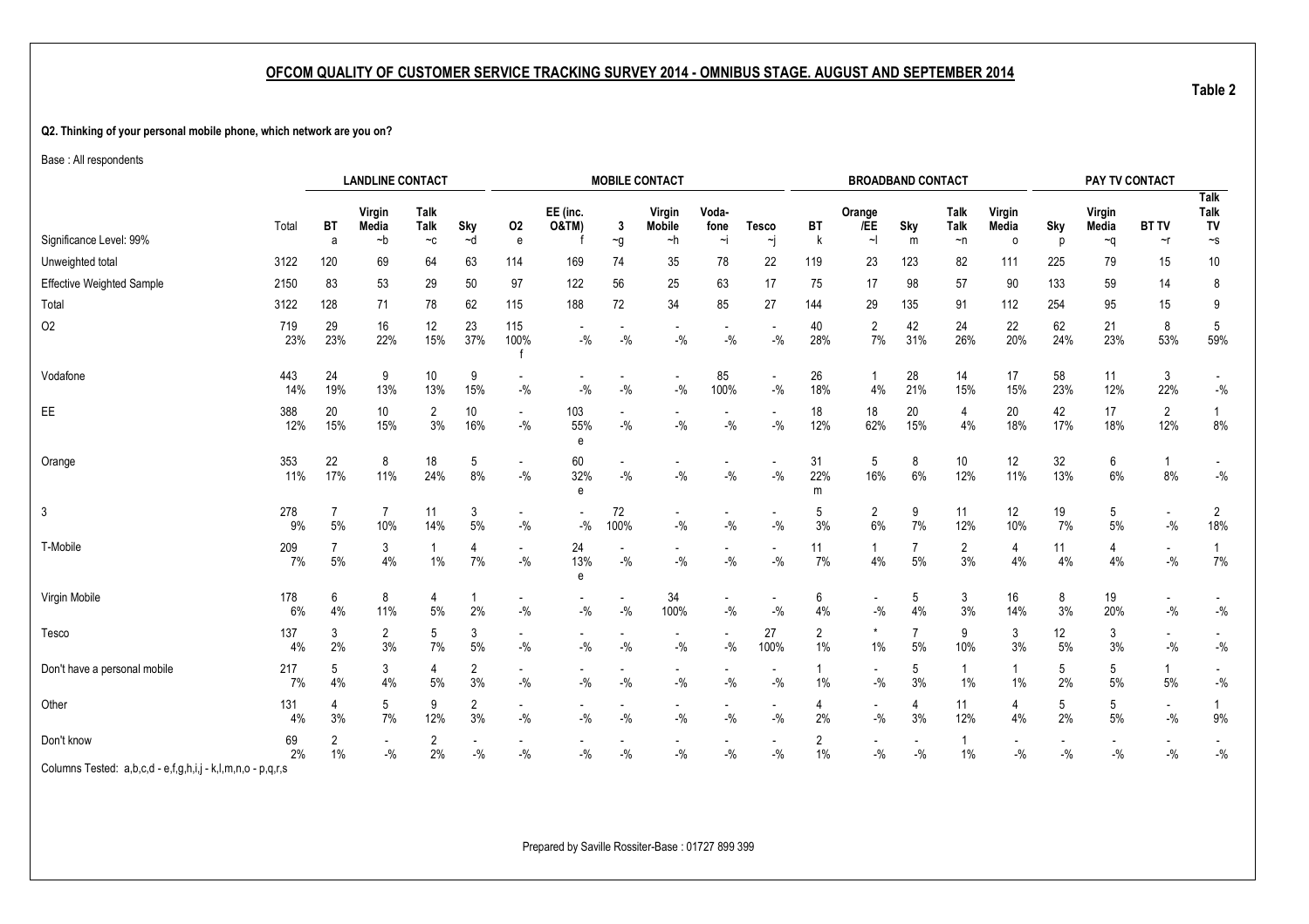## OFCOM QUALITY OF CUSTOMER SERVICE TRACKING SURVEY 2014 - OMNIBUS STAGE. AUGUST AND SEPTEMBER 2014

**Table 2**

**Q2. Thinking of your personal mobile phone, which network are you on?**

Base : All respondents

| | | LANDLINE CONTACT | | | | MOBILE CONTACT | | | | | | BROADBAND CONTACT | | | | | PAY TV CONTACT | | | |
|---|---|---|---|---|---|---|---|---|---|---|---|---|---|---|---|---|---|---|---|---|
| | Total | BT | Virgin Media | Talk Talk | Sky | O2 | EE (inc. O&TM) | 3 | Virgin Mobile | Voda-fone | Tesco | BT | Orange /EE | Sky | Talk Talk | Virgin Media | Sky | Virgin Media | BT TV | Talk Talk TV |
| Significance Level: 99% | | a | ~b | ~c | ~d | e | f | ~g | ~h | ~i | ~j | k | ~l | m | ~n | o | p | ~q | ~r | ~s |
| Unweighted total | 3122 | 120 | 69 | 64 | 63 | 114 | 169 | 74 | 35 | 78 | 22 | 119 | 23 | 123 | 82 | 111 | 225 | 79 | 15 | 10 |
| Effective Weighted Sample | 2150 | 83 | 53 | 29 | 50 | 97 | 122 | 56 | 25 | 63 | 17 | 75 | 17 | 98 | 57 | 90 | 133 | 59 | 14 | 8 |
| Total | 3122 | 128 | 71 | 78 | 62 | 115 | 188 | 72 | 34 | 85 | 27 | 144 | 29 | 135 | 91 | 112 | 254 | 95 | 15 | 9 |
| O2 | 719<br>23% | 29<br>23% | 16<br>22% | 12<br>15% | 23<br>37% | 115<br>100%<br>f | -<br>-% | -<br>-% | -<br>-% | -<br>-% | -<br>-% | 40<br>28% | 2<br>7% | 42<br>31% | 24<br>26% | 22<br>20% | 62<br>24% | 21<br>23% | 8<br>53% | 5<br>59% |
| Vodafone | 443<br>14% | 24<br>19% | 9<br>13% | 10<br>13% | 9<br>15% | -<br>-% | -<br>-% | -<br>-% | -<br>-% | 85<br>100% | -<br>-% | 26<br>18% | 1<br>4% | 28<br>21% | 14<br>15% | 17<br>15% | 58<br>23% | 11<br>12% | 3<br>22% | -<br>-% |
| EE | 388<br>12% | 20<br>15% | 10<br>15% | 2<br>3% | 10<br>16% | -<br>-% | 103<br>55%<br>e | -<br>-% | -<br>-% | -<br>-% | -<br>-% | 18<br>12% | 18<br>62% | 20<br>15% | 4<br>4% | 20<br>18% | 42<br>17% | 17<br>18% | 2<br>12% | 1<br>8% |
| Orange | 353<br>11% | 22<br>17% | 8<br>11% | 18<br>24% | 5<br>8% | -<br>-% | 60<br>32%<br>e | -<br>-% | -<br>-% | -<br>-% | -<br>-% | 31<br>22%<br>m | 5<br>16% | 8<br>6% | 10<br>12% | 12<br>11% | 32<br>13% | 6<br>6% | 1<br>8% | -<br>-% |
| 3 | 278<br>9% | 7<br>5% | 7<br>10% | 11<br>14% | 3<br>5% | -<br>-% | -<br>-% | 72<br>100% | -<br>-% | -<br>-% | -<br>-% | 5<br>3% | 2<br>6% | 9<br>7% | 11<br>12% | 12<br>10% | 19<br>7% | 5<br>5% | -<br>-% | 2<br>18% |
| T-Mobile | 209<br>7% | 7<br>5% | 3<br>4% | 1<br>1% | 4<br>7% | -<br>-% | 24<br>13%<br>e | -<br>-% | -<br>-% | -<br>-% | -<br>-% | 11<br>7% | 1<br>4% | 7<br>5% | 2<br>3% | 4<br>4% | 11<br>4% | 4<br>4% | -<br>-% | 1<br>7% |
| Virgin Mobile | 178<br>6% | 6<br>4% | 8<br>11% | 4<br>5% | 1<br>2% | -<br>-% | -<br>-% | -<br>-% | 34<br>100% | -<br>-% | -<br>-% | 6<br>4% | -<br>-% | 5<br>4% | 3<br>3% | 16<br>14% | 8<br>3% | 19<br>20% | -<br>-% | -<br>-% |
| Tesco | 137<br>4% | 3<br>2% | 2<br>3% | 5<br>7% | 3<br>5% | -<br>-% | -<br>-% | -<br>-% | -<br>-% | -<br>-% | 27<br>100% | 2<br>1% | *<br>1% | 7<br>5% | 9<br>10% | 3<br>3% | 12<br>5% | 3<br>3% | -<br>-% | -<br>-% |
| Don't have a personal mobile | 217<br>7% | 5<br>4% | 3<br>4% | 4<br>5% | 2<br>3% | -<br>-% | -<br>-% | -<br>-% | -<br>-% | -<br>-% | -<br>-% | 1<br>1% | -<br>-% | 5<br>3% | 1<br>1% | 1<br>1% | 5<br>2% | 5<br>5% | 1<br>5% | -<br>-% |
| Other | 131<br>4% | 4<br>3% | 5<br>7% | 9<br>12% | 2<br>3% | -<br>-% | -<br>-% | -<br>-% | -<br>-% | -<br>-% | -<br>-% | 4<br>2% | -<br>-% | 4<br>3% | 11<br>12% | 4<br>4% | 5<br>2% | 5<br>5% | -<br>-% | 1<br>9% |
| Don't know | 69<br>2% | 2<br>1% | -<br>-% | 2<br>2% | -<br>-% | -<br>-% | -<br>-% | -<br>-% | -<br>-% | -<br>-% | -<br>-% | 2<br>1% | -<br>-% | -<br>-% | 1<br>1% | -<br>-% | -<br>-% | -<br>-% | -<br>-% | -<br>-% |

Columns Tested: a,b,c,d - e,f,g,h,i,j - k,l,m,n,o - p,q,r,s

Prepared by Saville Rossiter-Base : 01727 899 399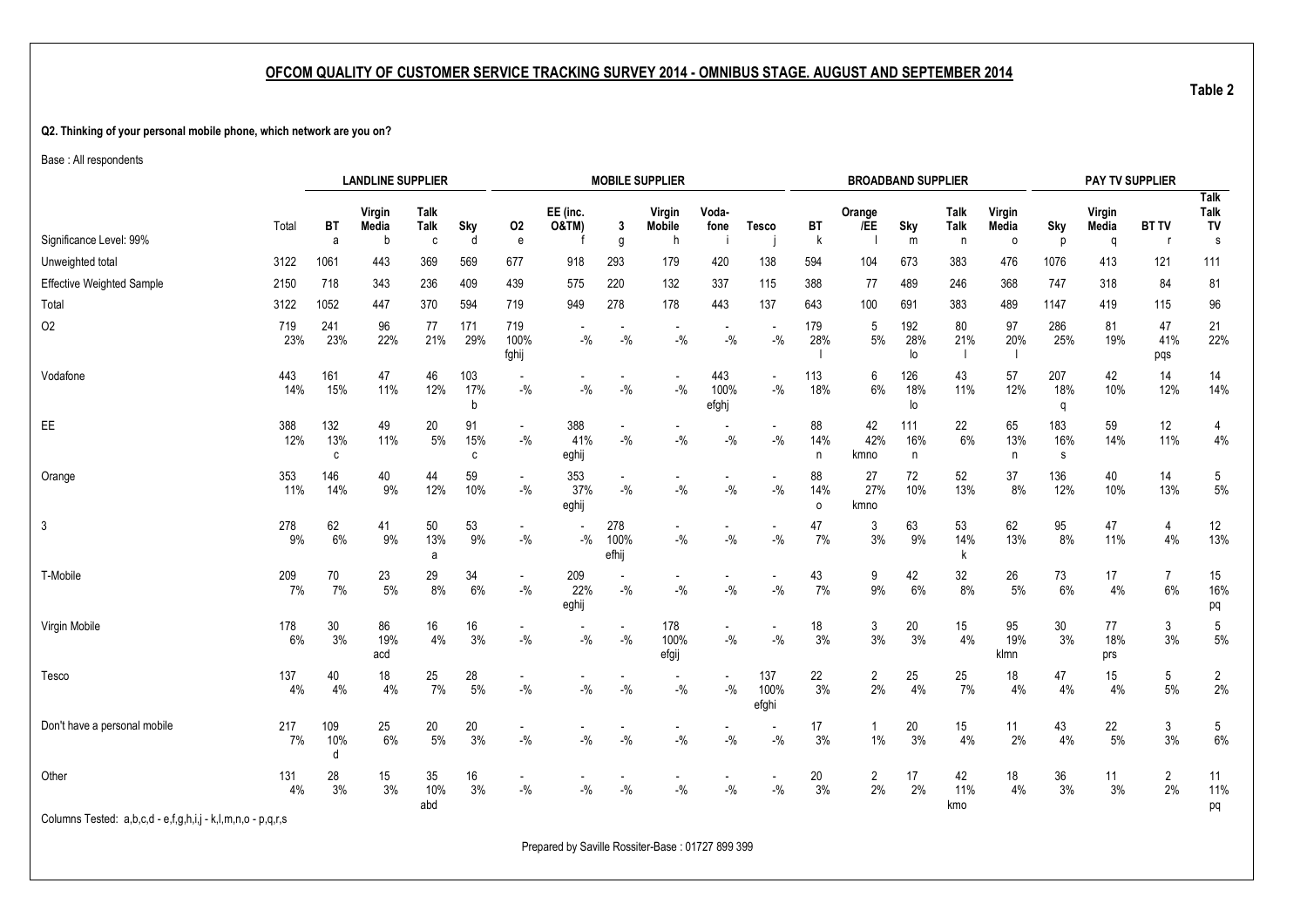## OFCOM QUALITY OF CUSTOMER SERVICE TRACKING SURVEY 2014 - OMNIBUS STAGE. AUGUST AND SEPTEMBER 2014

**Table 2**

**Q2. Thinking of your personal mobile phone, which network are you on?**

Base : All respondents

| | | LANDLINE SUPPLIER | | | | MOBILE SUPPLIER | | | | | | BROADBAND SUPPLIER | | | | | PAY TV SUPPLIER | | | |
|---|---|---|---|---|---|---|---|---|---|---|---|---|---|---|---|---|---|---|---|---|
| | Total | BT | Virgin Media | Talk Talk | Sky | O2 | EE (inc. O&TM) | 3 | Virgin Mobile | Voda-fone | Tesco | BT | Orange /EE | Sky | Talk Talk | Virgin Media | Sky | Virgin Media | BT TV | Talk Talk TV |
| Significance Level: 99% | | a | b | c | d | e | f | g | h | i | j | k | l | m | n | o | p | q | r | s |
| Unweighted total | 3122 | 1061 | 443 | 369 | 569 | 677 | 918 | 293 | 179 | 420 | 138 | 594 | 104 | 673 | 383 | 476 | 1076 | 413 | 121 | 111 |
| Effective Weighted Sample | 2150 | 718 | 343 | 236 | 409 | 439 | 575 | 220 | 132 | 337 | 115 | 388 | 77 | 489 | 246 | 368 | 747 | 318 | 84 | 81 |
| Total | 3122 | 1052 | 447 | 370 | 594 | 719 | 949 | 278 | 178 | 443 | 137 | 643 | 100 | 691 | 383 | 489 | 1147 | 419 | 115 | 96 |
| O2 | 719<br>23% | 241<br>23% | 96<br>22% | 77<br>21% | 171<br>29% | 719<br>100%<br>fghij | -<br>-% | -<br>-% | -<br>-% | -<br>-% | -<br>-% | 179<br>28%<br>l | 5<br>5% | 192<br>28%<br>lo | 80<br>21%<br>l | 97<br>20%<br>l | 286<br>25% | 81<br>19% | 47<br>41%<br>pqs | 21<br>22% |
| Vodafone | 443<br>14% | 161<br>15% | 47<br>11% | 46<br>12% | 103<br>17%<br>b | -<br>-% | -<br>-% | -<br>-% | -<br>-% | 443<br>100%<br>efghj | -<br>-% | 113<br>18% | 6<br>6% | 126<br>18%<br>lo | 43<br>11% | 57<br>12% | 207<br>18%<br>q | 42<br>10% | 14<br>12% | 14<br>14% |
| EE | 388<br>12% | 132<br>13%<br>c | 49<br>11% | 20<br>5% | 91<br>15%<br>c | -<br>-% | 388<br>41%<br>eghij | -<br>-% | -<br>-% | -<br>-% | -<br>-% | 88<br>14%<br>n | 42<br>42%<br>kmno | 111<br>16%<br>n | 22<br>6% | 65<br>13%<br>n | 183<br>16%<br>s | 59<br>14% | 12<br>11% | 4<br>4% |
| Orange | 353<br>11% | 146<br>14% | 40<br>9% | 44<br>12% | 59<br>10% | -<br>-% | 353<br>37%<br>eghij | -<br>-% | -<br>-% | -<br>-% | -<br>-% | 88<br>14%<br>o | 27<br>27%<br>kmno | 72<br>10% | 52<br>13% | 37<br>8% | 136<br>12% | 40<br>10% | 14<br>13% | 5<br>5% |
| 3 | 278<br>9% | 62<br>6% | 41<br>9% | 50<br>13%<br>a | 53<br>9% | -<br>-% | -<br>-% | 278<br>100%<br>efhij | -<br>-% | -<br>-% | -<br>-% | 47<br>7% | 3<br>3% | 63<br>9% | 53<br>14%<br>k | 62<br>13% | 95<br>8% | 47<br>11% | 4<br>4% | 12<br>13% |
| T-Mobile | 209<br>7% | 70<br>7% | 23<br>5% | 29<br>8% | 34<br>6% | -<br>-% | 209<br>22%<br>eghij | -<br>-% | -<br>-% | -<br>-% | -<br>-% | 43<br>7% | 9<br>9% | 42<br>6% | 32<br>8% | 26<br>5% | 73<br>6% | 17<br>4% | 7<br>6% | 15<br>16%<br>pq |
| Virgin Mobile | 178<br>6% | 30<br>3% | 86<br>19%<br>acd | 16<br>4% | 16<br>3% | -<br>-% | -<br>-% | -<br>-% | 178<br>100%<br>efgij | -<br>-% | -<br>-% | 18<br>3% | 3<br>3% | 20<br>3% | 15<br>4% | 95<br>19%<br>klmn | 30<br>3% | 77<br>18%<br>prs | 3<br>3% | 5<br>5% |
| Tesco | 137<br>4% | 40<br>4% | 18<br>4% | 25<br>7% | 28<br>5% | -<br>-% | -<br>-% | -<br>-% | -<br>-% | -<br>-% | 137<br>100%<br>efghi | 22<br>3% | 2<br>2% | 25<br>4% | 25<br>7% | 18<br>4% | 47<br>4% | 15<br>4% | 5<br>5% | 2<br>2% |
| Don't have a personal mobile | 217<br>7% | 109<br>10%<br>d | 25<br>6% | 20<br>5% | 20<br>3% | -<br>-% | -<br>-% | -<br>-% | -<br>-% | -<br>-% | -<br>-% | 17<br>3% | 1<br>1% | 20<br>3% | 15<br>4% | 11<br>2% | 43<br>4% | 22<br>5% | 3<br>3% | 5<br>6% |
| Other | 131<br>4% | 28<br>3% | 15<br>3% | 35<br>10%<br>abd | 16<br>3% | -<br>-% | -<br>-% | -<br>-% | -<br>-% | -<br>-% | -<br>-% | 20<br>3% | 2<br>2% | 17<br>2% | 42<br>11%<br>kmo | 18<br>4% | 36<br>3% | 11<br>3% | 2<br>2% | 11<br>11%<br>pq |

Columns Tested: a,b,c,d - e,f,g,h,i,j - k,l,m,n,o - p,q,r,s

Prepared by Saville Rossiter-Base : 01727 899 399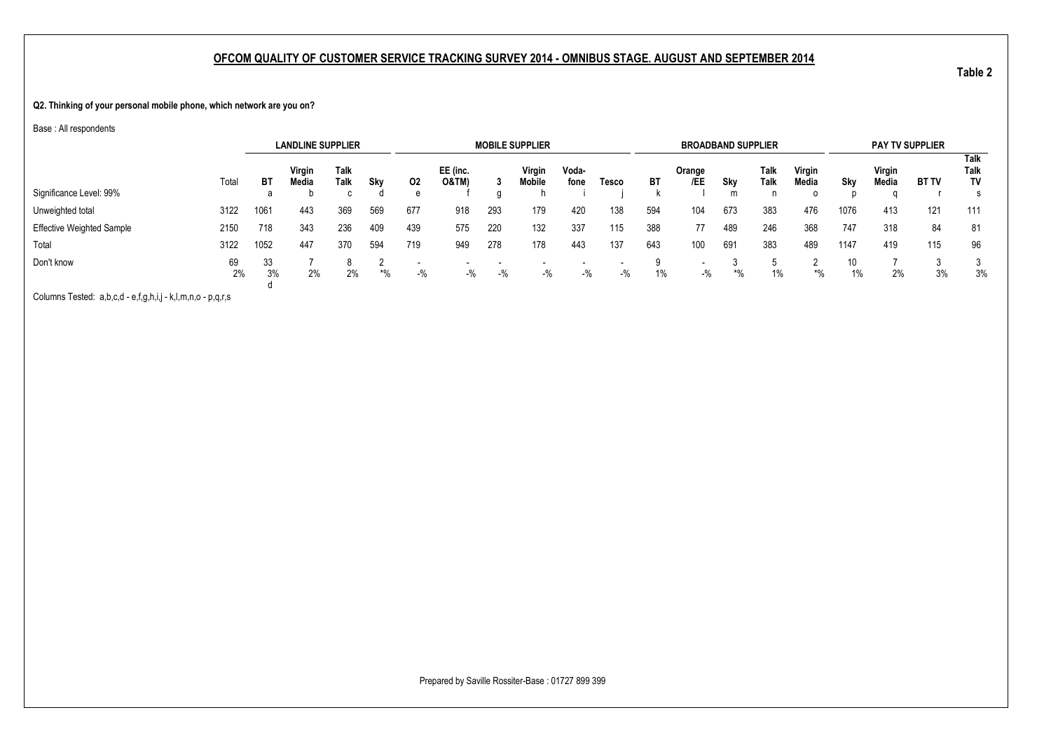## OFCOM QUALITY OF CUSTOMER SERVICE TRACKING SURVEY 2014 - OMNIBUS STAGE. AUGUST AND SEPTEMBER 2014

**Table 2**

**Q2. Thinking of your personal mobile phone, which network are you on?**

Base : All respondents

| | | LANDLINE SUPPLIER | | | | MOBILE SUPPLIER | | | | | | BROADBAND SUPPLIER | | | | | PAY TV SUPPLIER | | | |
|---|---|---|---|---|---|---|---|---|---|---|---|---|---|---|---|---|---|---|---|---|
| | Total | BT | Virgin Media | Talk Talk | Sky | O2 | EE (inc. O&TM) | 3 | Virgin Mobile | Voda-fone | Tesco | BT | Orange /EE | Sky | Talk Talk | Virgin Media | Sky | Virgin Media | BT TV | Talk Talk TV |
| Significance Level: 99% | | a | b | c | d | e | f | g | h | i | j | k | l | m | n | o | p | q | r | s |
| Unweighted total | 3122 | 1061 | 443 | 369 | 569 | 677 | 918 | 293 | 179 | 420 | 138 | 594 | 104 | 673 | 383 | 476 | 1076 | 413 | 121 | 111 |
| Effective Weighted Sample | 2150 | 718 | 343 | 236 | 409 | 439 | 575 | 220 | 132 | 337 | 115 | 388 | 77 | 489 | 246 | 368 | 747 | 318 | 84 | 81 |
| Total | 3122 | 1052 | 447 | 370 | 594 | 719 | 949 | 278 | 178 | 443 | 137 | 643 | 100 | 691 | 383 | 489 | 1147 | 419 | 115 | 96 |
| Don't know | 69 | 33 | 7 | 8 | 2 | - | - | - | - | - | - | 9 | - | 3 | 5 | 2 | 10 | 7 | 3 | 3 |
| | 2% | 3% | 2% | 2% | *% | -% | -% | -% | -% | -% | -% | 1% | -% | *% | 1% | *% | 1% | 2% | 3% | 3% |
| | | d | | | | | | | | | | | | | | | | | | |

Columns Tested: a,b,c,d - e,f,g,h,i,j - k,l,m,n,o - p,q,r,s

Prepared by Saville Rossiter-Base : 01727 899 399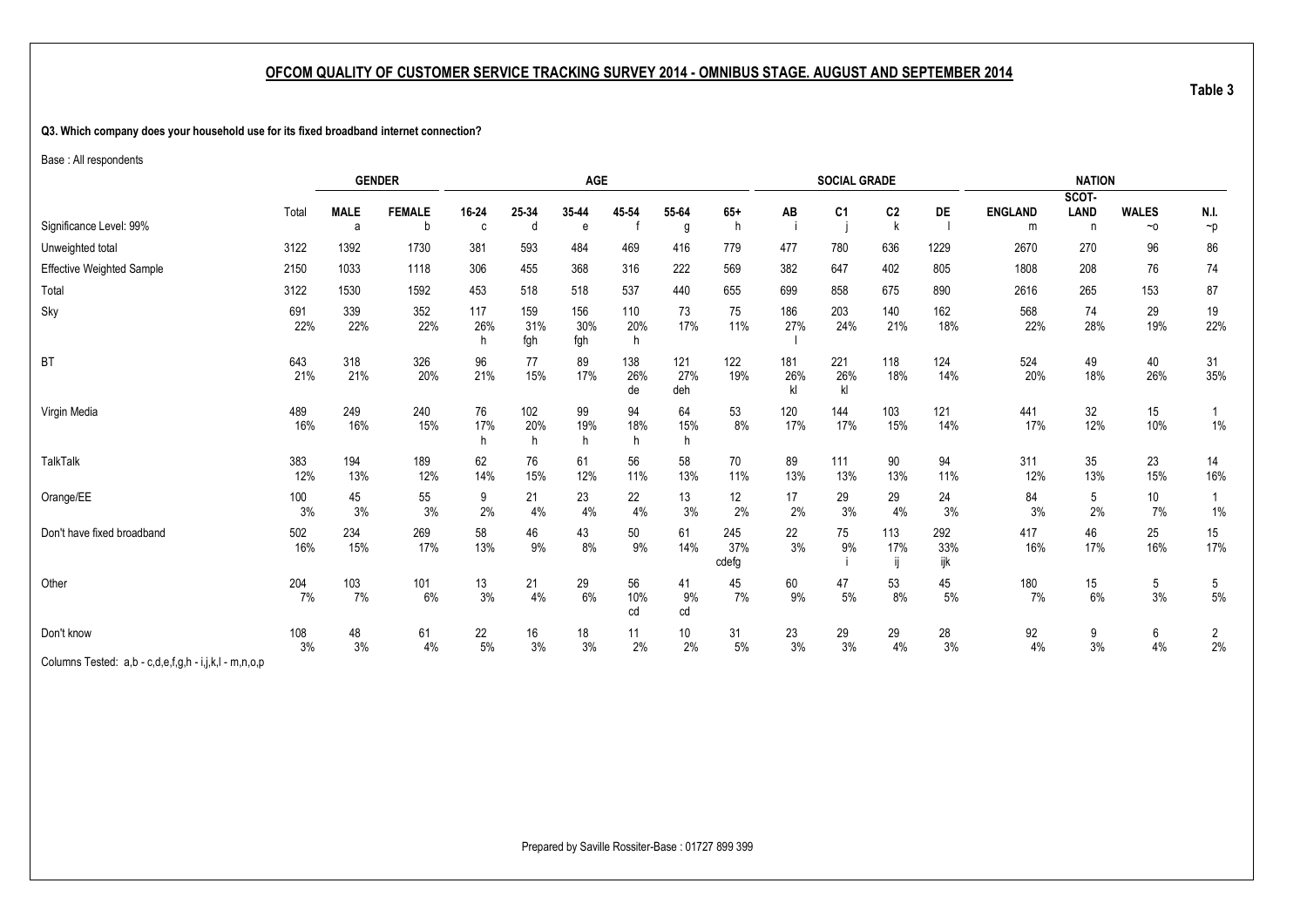## OFCOM QUALITY OF CUSTOMER SERVICE TRACKING SURVEY 2014 - OMNIBUS STAGE. AUGUST AND SEPTEMBER 2014

**Table 3**

**Q3. Which company does your household use for its fixed broadband internet connection?**

Base : All respondents

| | | GENDER | | AGE | | | | | | SOCIAL GRADE | | | | NATION | | | |
|---|---|---|---|---|---|---|---|---|---|---|---|---|---|---|---|---|---|
| Significance Level: 99% | Total | MALE a | FEMALE b | 16-24 c | 25-34 d | 35-44 e | 45-54 f | 55-64 g | 65+ h | AB i | C1 j | C2 k | DE l | ENGLAND m | SCOT-LAND n | WALES ~o | N.I. ~p |
| Unweighted total | 3122 | 1392 | 1730 | 381 | 593 | 484 | 469 | 416 | 779 | 477 | 780 | 636 | 1229 | 2670 | 270 | 96 | 86 |
| Effective Weighted Sample | 2150 | 1033 | 1118 | 306 | 455 | 368 | 316 | 222 | 569 | 382 | 647 | 402 | 805 | 1808 | 208 | 76 | 74 |
| Total | 3122 | 1530 | 1592 | 453 | 518 | 518 | 537 | 440 | 655 | 699 | 858 | 675 | 890 | 2616 | 265 | 153 | 87 |
| Sky | 691 | 339 | 352 | 117 | 159 | 156 | 110 | 73 | 75 | 186 | 203 | 140 | 162 | 568 | 74 | 29 | 19 |
| | 22% | 22% | 22% | 26% | 31% | 30% | 20% | 17% | 11% | 27% | 24% | 21% | 18% | 22% | 28% | 19% | 22% |
| | | | | h | fgh | fgh | h | | | l | | | | | | | |
| BT | 643 | 318 | 326 | 96 | 77 | 89 | 138 | 121 | 122 | 181 | 221 | 118 | 124 | 524 | 49 | 40 | 31 |
| | 21% | 21% | 20% | 21% | 15% | 17% | 26% | 27% | 19% | 26% | 26% | 18% | 14% | 20% | 18% | 26% | 35% |
| | | | | | | | de | deh | | kl | kl | | | | | | |
| Virgin Media | 489 | 249 | 240 | 76 | 102 | 99 | 94 | 64 | 53 | 120 | 144 | 103 | 121 | 441 | 32 | 15 | 1 |
| | 16% | 16% | 15% | 17% | 20% | 19% | 18% | 15% | 8% | 17% | 17% | 15% | 14% | 17% | 12% | 10% | 1% |
| | | | | h | h | h | h | h | | | | | | | | | |
| TalkTalk | 383 | 194 | 189 | 62 | 76 | 61 | 56 | 58 | 70 | 89 | 111 | 90 | 94 | 311 | 35 | 23 | 14 |
| | 12% | 13% | 12% | 14% | 15% | 12% | 11% | 13% | 11% | 13% | 13% | 13% | 11% | 12% | 13% | 15% | 16% |
| Orange/EE | 100 | 45 | 55 | 9 | 21 | 23 | 22 | 13 | 12 | 17 | 29 | 29 | 24 | 84 | 5 | 10 | 1 |
| | 3% | 3% | 3% | 2% | 4% | 4% | 4% | 3% | 2% | 2% | 3% | 4% | 3% | 3% | 2% | 7% | 1% |
| Don't have fixed broadband | 502 | 234 | 269 | 58 | 46 | 43 | 50 | 61 | 245 | 22 | 75 | 113 | 292 | 417 | 46 | 25 | 15 |
| | 16% | 15% | 17% | 13% | 9% | 8% | 9% | 14% | 37% | 3% | 9% | 17% | 33% | 16% | 17% | 16% | 17% |
| | | | | | | | | | cdefg | | i | ij | ijk | | | | |
| Other | 204 | 103 | 101 | 13 | 21 | 29 | 56 | 41 | 45 | 60 | 47 | 53 | 45 | 180 | 15 | 5 | 5 |
| | 7% | 7% | 6% | 3% | 4% | 6% | 10% | 9% | 7% | 9% | 5% | 8% | 5% | 7% | 6% | 3% | 5% |
| | | | | | | | cd | cd | | | | | | | | | |
| Don't know | 108 | 48 | 61 | 22 | 16 | 18 | 11 | 10 | 31 | 23 | 29 | 29 | 28 | 92 | 9 | 6 | 2 |
| | 3% | 3% | 4% | 5% | 3% | 3% | 2% | 2% | 5% | 3% | 3% | 4% | 3% | 4% | 3% | 4% | 2% |

Columns Tested: a,b - c,d,e,f,g,h - i,j,k,l - m,n,o,p

Prepared by Saville Rossiter-Base : 01727 899 399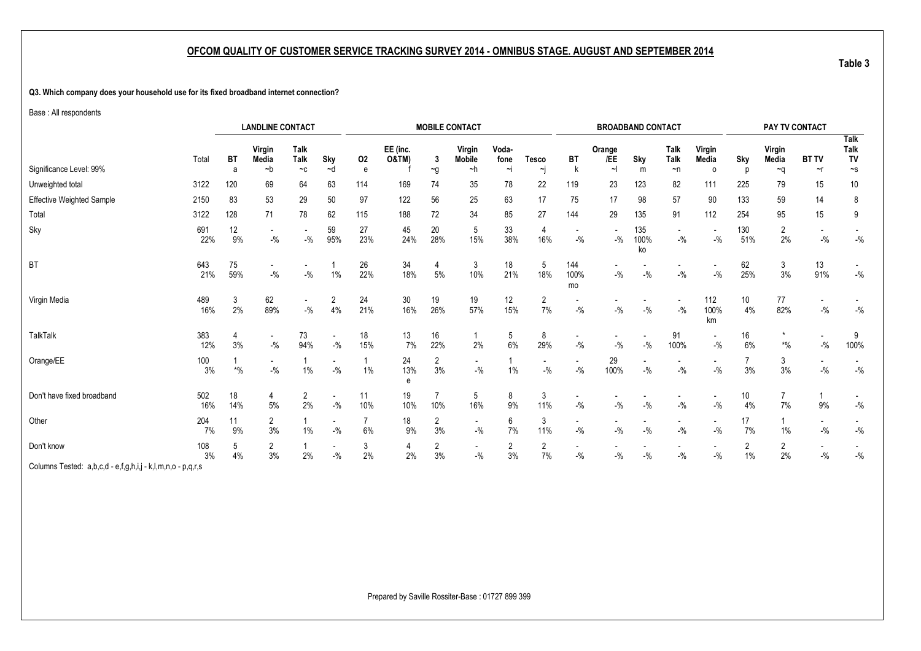## OFCOM QUALITY OF CUSTOMER SERVICE TRACKING SURVEY 2014 - OMNIBUS STAGE. AUGUST AND SEPTEMBER 2014

**Table 3**

**Q3. Which company does your household use for its fixed broadband internet connection?**

Base : All respondents

| | | LANDLINE CONTACT | | | | MOBILE CONTACT | | | | | | BROADBAND CONTACT | | | | | PAY TV CONTACT | | | |
|---|---|---|---|---|---|---|---|---|---|---|---|---|---|---|---|---|---|---|---|---|
| | Total | BT | Virgin Media | Talk Talk | Sky | O2 | EE (inc. O&TM) | 3 | Virgin Mobile | Voda-fone | Tesco | BT | Orange /EE | Sky | Talk Talk | Virgin Media | Sky | Virgin Media | BT TV | Talk Talk TV |
| Significance Level: 99% | | a | ~b | ~c | ~d | e | f | ~g | ~h | ~i | ~j | k | ~l | m | ~n | o | p | ~q | ~r | ~s |
| Unweighted total | 3122 | 120 | 69 | 64 | 63 | 114 | 169 | 74 | 35 | 78 | 22 | 119 | 23 | 123 | 82 | 111 | 225 | 79 | 15 | 10 |
| Effective Weighted Sample | 2150 | 83 | 53 | 29 | 50 | 97 | 122 | 56 | 25 | 63 | 17 | 75 | 17 | 98 | 57 | 90 | 133 | 59 | 14 | 8 |
| Total | 3122 | 128 | 71 | 78 | 62 | 115 | 188 | 72 | 34 | 85 | 27 | 144 | 29 | 135 | 91 | 112 | 254 | 95 | 15 | 9 |
| Sky | 691<br>22% | 12<br>9% | -<br>-% | -<br>-% | 59<br>95% | 27<br>23% | 45<br>24% | 20<br>28% | 5<br>15% | 33<br>38% | 4<br>16% | -<br>-% | -<br>-% | 135<br>100%<br>ko | -<br>-% | -<br>-% | 130<br>51% | 2<br>2% | -<br>-% | -<br>-% |
| BT | 643<br>21% | 75<br>59% | -<br>-% | -<br>-% | 1<br>1% | 26<br>22% | 34<br>18% | 4<br>5% | 3<br>10% | 18<br>21% | 5<br>18% | 144<br>100%<br>mo | -<br>-% | -<br>-% | -<br>-% | -<br>-% | 62<br>25% | 3<br>3% | 13<br>91% | -<br>-% |
| Virgin Media | 489<br>16% | 3<br>2% | 62<br>89% | -<br>-% | 2<br>4% | 24<br>21% | 30<br>16% | 19<br>26% | 19<br>57% | 12<br>15% | 2<br>7% | -<br>-% | -<br>-% | -<br>-% | -<br>-% | 112<br>100%<br>km | 10<br>4% | 77<br>82% | -<br>-% | -<br>-% |
| TalkTalk | 383<br>12% | 4<br>3% | -<br>-% | 73<br>94% | -<br>-% | 18<br>15% | 13<br>7% | 16<br>22% | 1<br>2% | 5<br>6% | 8<br>29% | -<br>-% | -<br>-% | -<br>-% | 91<br>100% | -<br>-% | 16<br>6% | *<br>*% | -<br>-% | 9<br>100% |
| Orange/EE | 100<br>3% | 1<br>*% | -<br>-% | 1<br>1% | -<br>-% | 1<br>1% | 24<br>13%<br>e | 2<br>3% | -<br>-% | 1<br>1% | -<br>-% | -<br>-% | 29<br>100% | -<br>-% | -<br>-% | -<br>-% | 7<br>3% | 3<br>3% | -<br>-% | -<br>-% |
| Don't have fixed broadband | 502<br>16% | 18<br>14% | 4<br>5% | 2<br>2% | -<br>-% | 11<br>10% | 19<br>10% | 7<br>10% | 5<br>16% | 8<br>9% | 3<br>11% | -<br>-% | -<br>-% | -<br>-% | -<br>-% | -<br>-% | 10<br>4% | 7<br>7% | 1<br>9% | -<br>-% |
| Other | 204<br>7% | 11<br>9% | 2<br>3% | 1<br>1% | -<br>-% | 7<br>6% | 18<br>9% | 2<br>3% | -<br>-% | 6<br>7% | 3<br>11% | -<br>-% | -<br>-% | -<br>-% | -<br>-% | -<br>-% | 17<br>7% | 1<br>1% | -<br>-% | -<br>-% |
| Don't know | 108<br>3% | 5<br>4% | 2<br>3% | 1<br>2% | -<br>-% | 3<br>2% | 4<br>2% | 2<br>3% | -<br>-% | 2<br>3% | 2<br>7% | -<br>-% | -<br>-% | -<br>-% | -<br>-% | -<br>-% | 2<br>1% | 2<br>2% | -<br>-% | -<br>-% |

Columns Tested: a,b,c,d - e,f,g,h,i,j - k,l,m,n,o - p,q,r,s

Prepared by Saville Rossiter-Base : 01727 899 399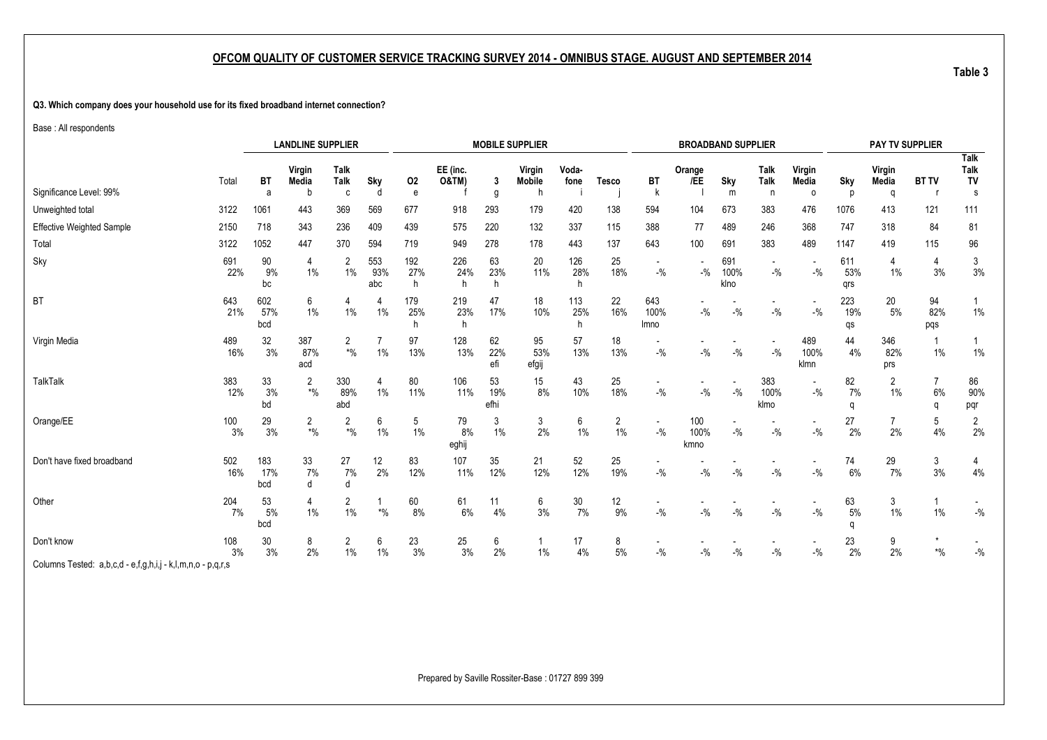## OFCOM QUALITY OF CUSTOMER SERVICE TRACKING SURVEY 2014 - OMNIBUS STAGE. AUGUST AND SEPTEMBER 2014

**Table 3**

**Q3. Which company does your household use for its fixed broadband internet connection?**

Base : All respondents

| | | LANDLINE SUPPLIER | | | | MOBILE SUPPLIER | | | | | | BROADBAND SUPPLIER | | | | | PAY TV SUPPLIER | | | |
|---|---|---|---|---|---|---|---|---|---|---|---|---|---|---|---|---|---|---|---|---|
| | Total | BT | Virgin Media | Talk Talk | Sky | O2 | EE (inc. O&TM) | 3 | Virgin Mobile | Voda-fone | Tesco | BT | Orange /EE | Sky | Talk Talk | Virgin Media | Sky | Virgin Media | BT TV | Talk Talk TV |
| Significance Level: 99% | | a | b | c | d | e | f | g | h | i | j | k | l | m | n | o | p | q | r | s |
| Unweighted total | 3122 | 1061 | 443 | 369 | 569 | 677 | 918 | 293 | 179 | 420 | 138 | 594 | 104 | 673 | 383 | 476 | 1076 | 413 | 121 | 111 |
| Effective Weighted Sample | 2150 | 718 | 343 | 236 | 409 | 439 | 575 | 220 | 132 | 337 | 115 | 388 | 77 | 489 | 246 | 368 | 747 | 318 | 84 | 81 |
| Total | 3122 | 1052 | 447 | 370 | 594 | 719 | 949 | 278 | 178 | 443 | 137 | 643 | 100 | 691 | 383 | 489 | 1147 | 419 | 115 | 96 |
| Sky | 691 | 90 | 4 | 2 | 553 | 192 | 226 | 63 | 20 | 126 | 25 | - | - | 691 | - | - | 611 | 4 | 4 | 3 |
| | 22% | 9% | 1% | 1% | 93% | 27% | 24% | 23% | 11% | 28% | 18% | -% | -% | 100% | -% | -% | 53% | 1% | 3% | 3% |
| | | bc | | | abc | h | h | h | | h | | | | klno | | | qrs | | | |
| BT | 643 | 602 | 6 | 4 | 4 | 179 | 219 | 47 | 18 | 113 | 22 | 643 | - | - | - | - | 223 | 20 | 94 | 1 |
| | 21% | 57% | 1% | 1% | 1% | 25% | 23% | 17% | 10% | 25% | 16% | 100% | -% | -% | -% | -% | 19% | 5% | 82% | 1% |
| | | bcd | | | | h | h | | | h | | lmno | | | | | qs | | pqs | |
| Virgin Media | 489 | 32 | 387 | 2 | 7 | 97 | 128 | 62 | 95 | 57 | 18 | - | - | - | - | 489 | 44 | 346 | 1 | 1 |
| | 16% | 3% | 87% | *% | 1% | 13% | 13% | 22% | 53% | 13% | 13% | -% | -% | -% | -% | 100% | 4% | 82% | 1% | 1% |
| | | | acd | | | | | efi | efgij | | | | | | | klmn | | prs | | |
| TalkTalk | 383 | 33 | 2 | 330 | 4 | 80 | 106 | 53 | 15 | 43 | 25 | - | - | - | 383 | - | 82 | 2 | 7 | 86 |
| | 12% | 3% | *% | 89% | 1% | 11% | 11% | 19% | 8% | 10% | 18% | -% | -% | -% | 100% | -% | 7% | 1% | 6% | 90% |
| | | bd | | abd | | | | efhi | | | | | | | klmo | | q | | q | pqr |
| Orange/EE | 100 | 29 | 2 | 2 | 6 | 5 | 79 | 3 | 3 | 6 | 2 | - | 100 | - | - | - | 27 | 7 | 5 | 2 |
| | 3% | 3% | *% | *% | 1% | 1% | 8% | 1% | 2% | 1% | 1% | -% | 100% | -% | -% | -% | 2% | 2% | 4% | 2% |
| | | | | | | | eghij | | | | | | kmno | | | | | | | |
| Don't have fixed broadband | 502 | 183 | 33 | 27 | 12 | 83 | 107 | 35 | 21 | 52 | 25 | - | - | - | - | - | 74 | 29 | 3 | 4 |
| | 16% | 17% | 7% | 7% | 2% | 12% | 11% | 12% | 12% | 12% | 19% | -% | -% | -% | -% | -% | 6% | 7% | 3% | 4% |
| | | bcd | d | d | | | | | | | | | | | | | | | | |
| Other | 204 | 53 | 4 | 2 | 1 | 60 | 61 | 11 | 6 | 30 | 12 | - | - | - | - | - | 63 | 3 | 1 | - |
| | 7% | 5% | 1% | 1% | *% | 8% | 6% | 4% | 3% | 7% | 9% | -% | -% | -% | -% | -% | 5% | 1% | 1% | -% |
| | | bcd | | | | | | | | | | | | | | | q | | | |
| Don't know | 108 | 30 | 8 | 2 | 6 | 23 | 25 | 6 | 1 | 17 | 8 | - | - | - | - | - | 23 | 9 | * | - |
| | 3% | 3% | 2% | 1% | 1% | 3% | 3% | 2% | 1% | 4% | 5% | -% | -% | -% | -% | -% | 2% | 2% | *% | -% |

Columns Tested: a,b,c,d - e,f,g,h,i,j - k,l,m,n,o - p,q,r,s

Prepared by Saville Rossiter-Base : 01727 899 399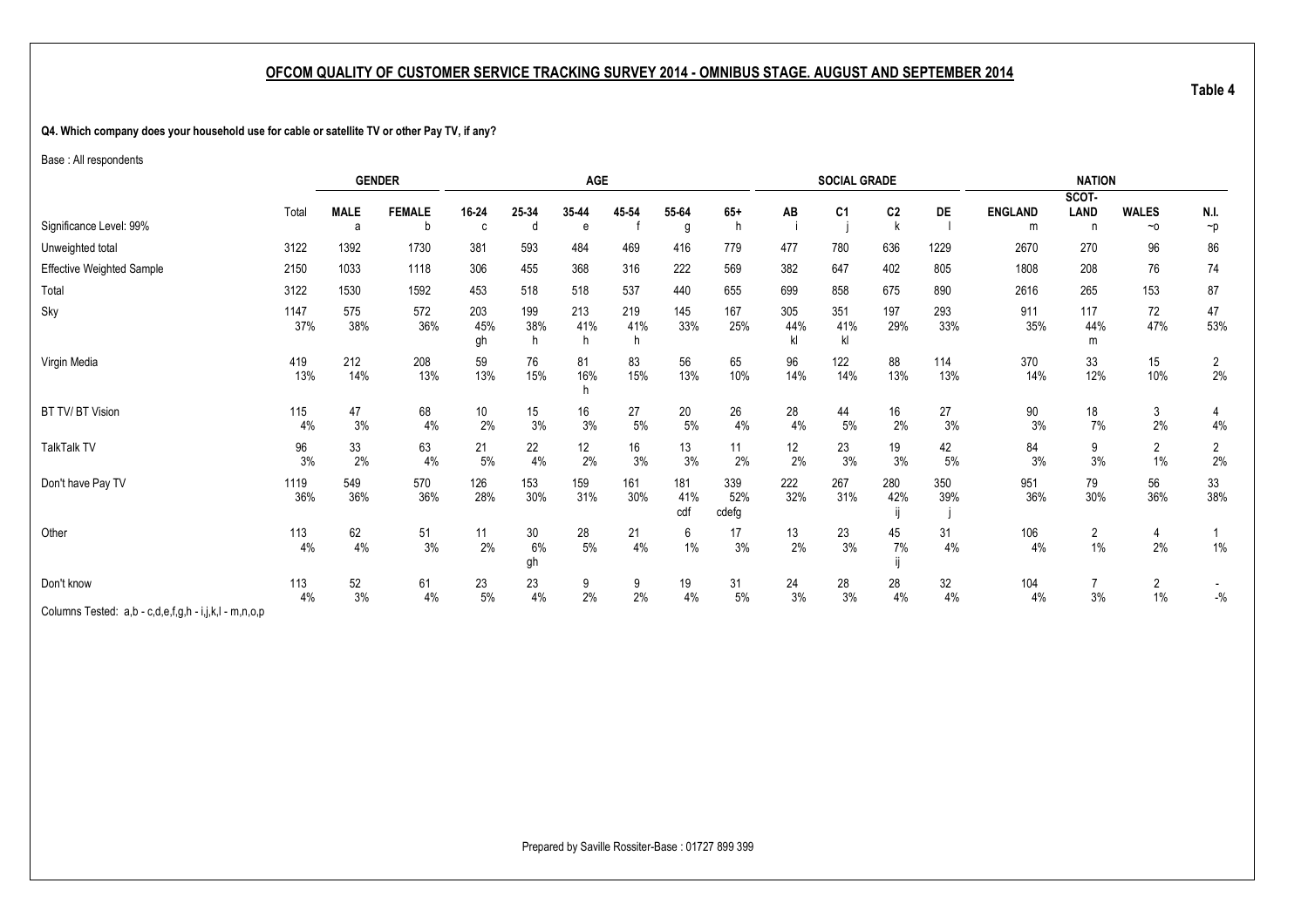## OFCOM QUALITY OF CUSTOMER SERVICE TRACKING SURVEY 2014 - OMNIBUS STAGE. AUGUST AND SEPTEMBER 2014

**Table 4**

**Q4. Which company does your household use for cable or satellite TV or other Pay TV, if any?**

Base : All respondents

| | | GENDER | | AGE | | | | | | SOCIAL GRADE | | | | NATION | | | |
|---|---|---|---|---|---|---|---|---|---|---|---|---|---|---|---|---|---|
| | Total | MALE | FEMALE | 16-24 | 25-34 | 35-44 | 45-54 | 55-64 | 65+ | AB | C1 | C2 | DE | ENGLAND | SCOT-LAND | WALES | N.I. |
| Significance Level: 99% | | a | b | c | d | e | f | g | h | i | j | k | l | m | n | ~o | ~p |
| Unweighted total | 3122 | 1392 | 1730 | 381 | 593 | 484 | 469 | 416 | 779 | 477 | 780 | 636 | 1229 | 2670 | 270 | 96 | 86 |
| Effective Weighted Sample | 2150 | 1033 | 1118 | 306 | 455 | 368 | 316 | 222 | 569 | 382 | 647 | 402 | 805 | 1808 | 208 | 76 | 74 |
| Total | 3122 | 1530 | 1592 | 453 | 518 | 518 | 537 | 440 | 655 | 699 | 858 | 675 | 890 | 2616 | 265 | 153 | 87 |
| Sky | 1147 | 575 | 572 | 203 | 199 | 213 | 219 | 145 | 167 | 305 | 351 | 197 | 293 | 911 | 117 | 72 | 47 |
| | 37% | 38% | 36% | 45% | 38% | 41% | 41% | 33% | 25% | 44% | 41% | 29% | 33% | 35% | 44% | 47% | 53% |
| | | | | gh | h | h | h | | | kl | kl | | | | m | | |
| Virgin Media | 419 | 212 | 208 | 59 | 76 | 81 | 83 | 56 | 65 | 96 | 122 | 88 | 114 | 370 | 33 | 15 | 2 |
| | 13% | 14% | 13% | 13% | 15% | 16% | 15% | 13% | 10% | 14% | 14% | 13% | 13% | 14% | 12% | 10% | 2% |
| | | | | | | h | | | | | | | | | | | |
| BT TV/ BT Vision | 115 | 47 | 68 | 10 | 15 | 16 | 27 | 20 | 26 | 28 | 44 | 16 | 27 | 90 | 18 | 3 | 4 |
| | 4% | 3% | 4% | 2% | 3% | 3% | 5% | 5% | 4% | 4% | 5% | 2% | 3% | 3% | 7% | 2% | 4% |
| TalkTalk TV | 96 | 33 | 63 | 21 | 22 | 12 | 16 | 13 | 11 | 12 | 23 | 19 | 42 | 84 | 9 | 2 | 2 |
| | 3% | 2% | 4% | 5% | 4% | 2% | 3% | 3% | 2% | 2% | 3% | 3% | 5% | 3% | 3% | 1% | 2% |
| Don't have Pay TV | 1119 | 549 | 570 | 126 | 153 | 159 | 161 | 181 | 339 | 222 | 267 | 280 | 350 | 951 | 79 | 56 | 33 |
| | 36% | 36% | 36% | 28% | 30% | 31% | 30% | 41% | 52% | 32% | 31% | 42% | 39% | 36% | 30% | 36% | 38% |
| | | | | | | | | cdf | cdefg | | | ij | j | | | | |
| Other | 113 | 62 | 51 | 11 | 30 | 28 | 21 | 6 | 17 | 13 | 23 | 45 | 31 | 106 | 2 | 4 | 1 |
| | 4% | 4% | 3% | 2% | 6% | 5% | 4% | 1% | 3% | 2% | 3% | 7% | 4% | 4% | 1% | 2% | 1% |
| | | | | | gh | | | | | | | ij | | | | | |
| Don't know | 113 | 52 | 61 | 23 | 23 | 9 | 9 | 19 | 31 | 24 | 28 | 28 | 32 | 104 | 7 | 2 | - |
| | 4% | 3% | 4% | 5% | 4% | 2% | 2% | 4% | 5% | 3% | 3% | 4% | 4% | 4% | 3% | 1% | -% |

Columns Tested: a,b - c,d,e,f,g,h - i,j,k,l - m,n,o,p

Prepared by Saville Rossiter-Base : 01727 899 399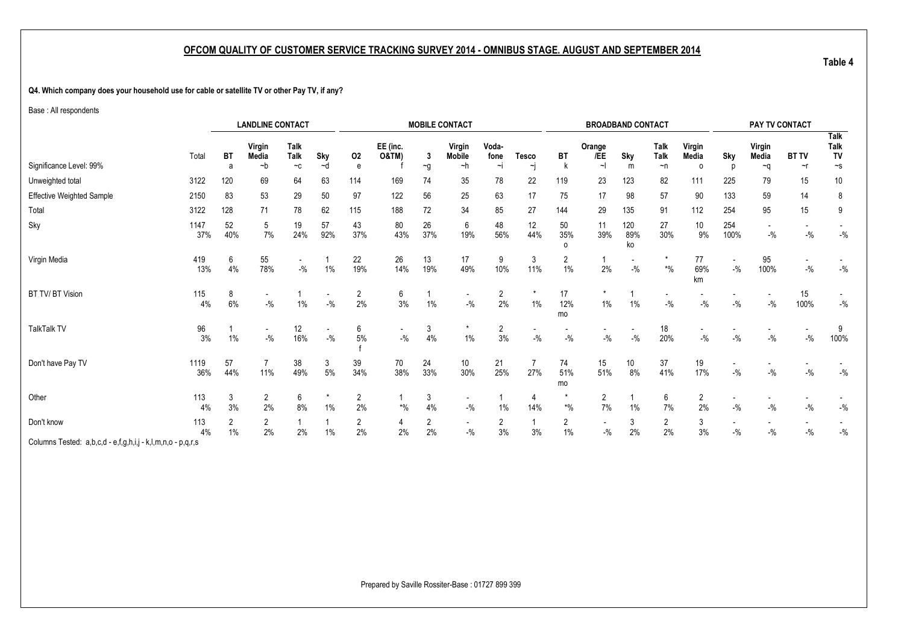## OFCOM QUALITY OF CUSTOMER SERVICE TRACKING SURVEY 2014 - OMNIBUS STAGE. AUGUST AND SEPTEMBER 2014

**Table 4**

**Q4. Which company does your household use for cable or satellite TV or other Pay TV, if any?**

Base : All respondents

| | | LANDLINE CONTACT | | | | MOBILE CONTACT | | | | | | BROADBAND CONTACT | | | | | PAY TV CONTACT | | | |
|---|---|---|---|---|---|---|---|---|---|---|---|---|---|---|---|---|---|---|---|---|
| | Total | BT | Virgin Media | Talk Talk | Sky | O2 | EE (inc. O&TM) | 3 | Virgin Mobile | Voda-fone | Tesco | BT | Orange /EE | Sky | Talk Talk | Virgin Media | Sky | Virgin Media | BT TV | Talk Talk TV |
| Significance Level: 99% | | a | ~b | ~c | ~d | e | f | ~g | ~h | ~i | ~j | k | ~l | m | ~n | o | p | ~q | ~r | ~s |
| Unweighted total | 3122 | 120 | 69 | 64 | 63 | 114 | 169 | 74 | 35 | 78 | 22 | 119 | 23 | 123 | 82 | 111 | 225 | 79 | 15 | 10 |
| Effective Weighted Sample | 2150 | 83 | 53 | 29 | 50 | 97 | 122 | 56 | 25 | 63 | 17 | 75 | 17 | 98 | 57 | 90 | 133 | 59 | 14 | 8 |
| Total | 3122 | 128 | 71 | 78 | 62 | 115 | 188 | 72 | 34 | 85 | 27 | 144 | 29 | 135 | 91 | 112 | 254 | 95 | 15 | 9 |
| Sky | 1147 | 52 | 5 | 19 | 57 | 43 | 80 | 26 | 6 | 48 | 12 | 50 | 11 | 120 | 27 | 10 | 254 | - | - | - |
| | 37% | 40% | 7% | 24% | 92% | 37% | 43% | 37% | 19% | 56% | 44% | 35% | 39% | 89% | 30% | 9% | 100% | -% | -% | -% |
| | | | | | | | | | | | | o | | ko | | | | | | |
| Virgin Media | 419 | 6 | 55 | - | 1 | 22 | 26 | 13 | 17 | 9 | 3 | 2 | 1 | - | * | 77 | - | 95 | - | - |
| | 13% | 4% | 78% | -% | 1% | 19% | 14% | 19% | 49% | 10% | 11% | 1% | 2% | -% | *% | 69% | -% | 100% | -% | -% |
| | | | | | | | | | | | | | | | | km | | | | |
| BT TV/ BT Vision | 115 | 8 | - | 1 | - | 2 | 6 | 1 | - | 2 | * | 17 | * | 1 | - | - | - | - | 15 | - |
| | 4% | 6% | -% | 1% | -% | 2% | 3% | 1% | -% | 2% | 1% | 12% | 1% | 1% | -% | -% | -% | -% | 100% | -% |
| | | | | | | | | | | | | mo | | | | | | | | |
| TalkTalk TV | 96 | 1 | - | 12 | - | 6 | - | 3 | * | 2 | - | - | - | - | 18 | - | - | - | - | 9 |
| | 3% | 1% | -% | 16% | -% | 5% | -% | 4% | 1% | 3% | -% | -% | -% | -% | 20% | -% | -% | -% | -% | 100% |
| | | | | | | f | | | | | | | | | | | | | | |
| Don't have Pay TV | 1119 | 57 | 7 | 38 | 3 | 39 | 70 | 24 | 10 | 21 | 7 | 74 | 15 | 10 | 37 | 19 | - | - | - | - |
| | 36% | 44% | 11% | 49% | 5% | 34% | 38% | 33% | 30% | 25% | 27% | 51% | 51% | 8% | 41% | 17% | -% | -% | -% | -% |
| | | | | | | | | | | | | mo | | | | | | | | |
| Other | 113 | 3 | 2 | 6 | * | 2 | 1 | 3 | - | 1 | 4 | * | 2 | 1 | 6 | 2 | - | - | - | - |
| | 4% | 3% | 2% | 8% | 1% | 2% | *% | 4% | -% | 1% | 14% | *% | 7% | 1% | 7% | 2% | -% | -% | -% | -% |
| Don't know | 113 | 2 | 2 | 1 | 1 | 2 | 4 | 2 | - | 2 | 1 | 2 | - | 3 | 2 | 3 | - | - | - | - |
| | 4% | 1% | 2% | 2% | 1% | 2% | 2% | 2% | -% | 3% | 3% | 1% | -% | 2% | 2% | 3% | -% | -% | -% | -% |

Columns Tested: a,b,c,d - e,f,g,h,i,j - k,l,m,n,o - p,q,r,s

Prepared by Saville Rossiter-Base : 01727 899 399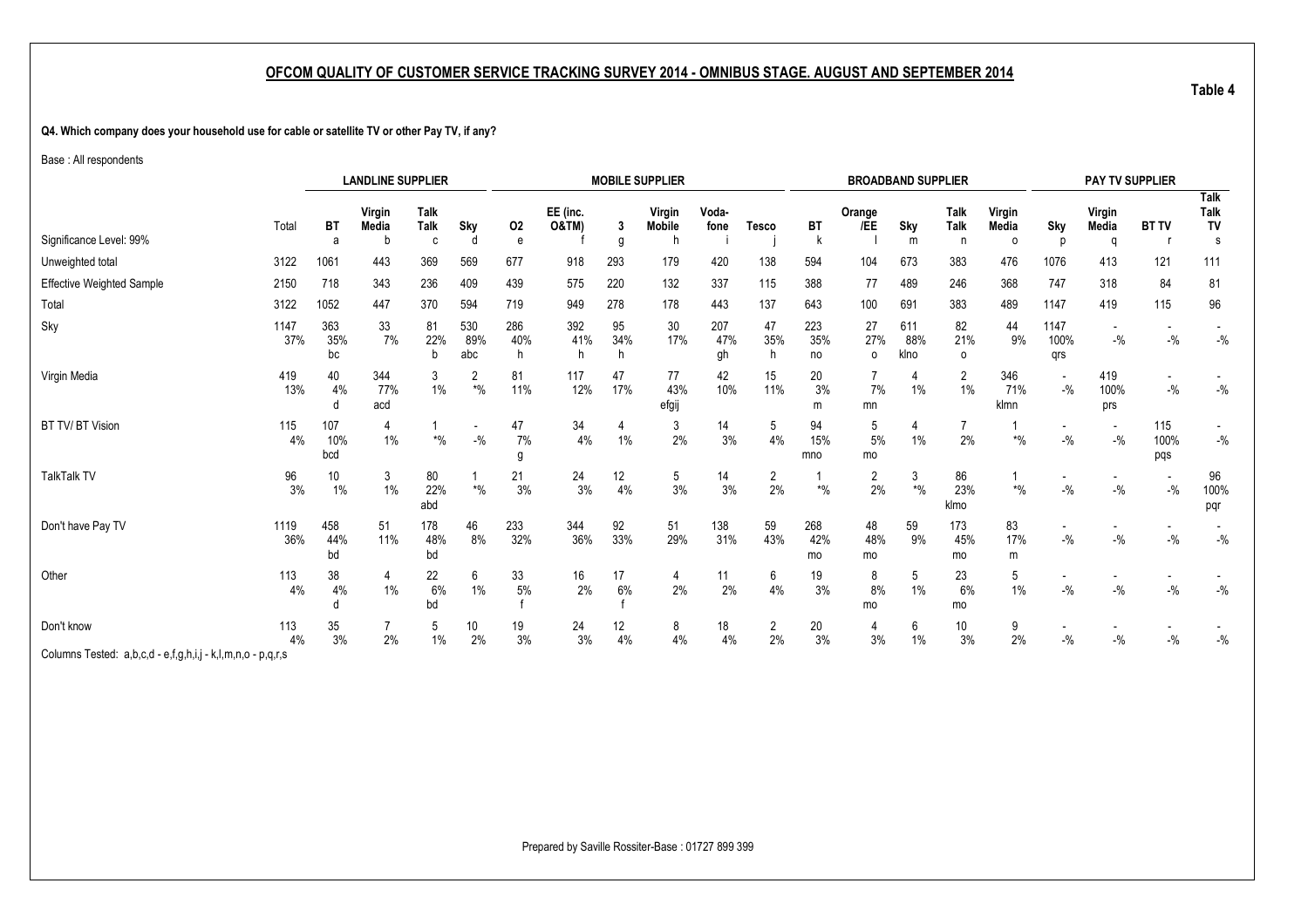## OFCOM QUALITY OF CUSTOMER SERVICE TRACKING SURVEY 2014 - OMNIBUS STAGE. AUGUST AND SEPTEMBER 2014

**Table 4**

**Q4. Which company does your household use for cable or satellite TV or other Pay TV, if any?**

Base : All respondents

| | | LANDLINE SUPPLIER | | | | MOBILE SUPPLIER | | | | | | BROADBAND SUPPLIER | | | | | PAY TV SUPPLIER | | | |
|---|---|---|---|---|---|---|---|---|---|---|---|---|---|---|---|---|---|---|---|---|
| | Total | BT | Virgin Media | Talk Talk | Sky | O2 | EE (inc. O&TM) | 3 | Virgin Mobile | Voda-fone | Tesco | BT | Orange /EE | Sky | Talk Talk | Virgin Media | Sky | Virgin Media | BT TV | Talk Talk TV |
| Significance Level: 99% | | a | b | c | d | e | f | g | h | i | j | k | l | m | n | o | p | q | r | s |
| Unweighted total | 3122 | 1061 | 443 | 369 | 569 | 677 | 918 | 293 | 179 | 420 | 138 | 594 | 104 | 673 | 383 | 476 | 1076 | 413 | 121 | 111 |
| Effective Weighted Sample | 2150 | 718 | 343 | 236 | 409 | 439 | 575 | 220 | 132 | 337 | 115 | 388 | 77 | 489 | 246 | 368 | 747 | 318 | 84 | 81 |
| Total | 3122 | 1052 | 447 | 370 | 594 | 719 | 949 | 278 | 178 | 443 | 137 | 643 | 100 | 691 | 383 | 489 | 1147 | 419 | 115 | 96 |
| Sky | 1147 | 363 | 33 | 81 | 530 | 286 | 392 | 95 | 30 | 207 | 47 | 223 | 27 | 611 | 82 | 44 | 1147 | - | - | - |
| | 37% | 35% | 7% | 22% | 89% | 40% | 41% | 34% | 17% | 47% | 35% | 35% | 27% | 88% | 21% | 9% | 100% | -% | -% | -% |
| | | bc | | b | abc | h | h | h | | gh | h | no | o | klno | o | | qrs | | | |
| Virgin Media | 419 | 40 | 344 | 3 | 2 | 81 | 117 | 47 | 77 | 42 | 15 | 20 | 7 | 4 | 2 | 346 | - | 419 | - | - |
| | 13% | 4% | 77% | 1% | *% | 11% | 12% | 17% | 43% | 10% | 11% | 3% | 7% | 1% | 1% | 71% | -% | 100% | -% | -% |
| | | d | acd | | | | | | efgij | | | m | mn | | | klmn | | prs | | |
| BT TV/ BT Vision | 115 | 107 | 4 | 1 | - | 47 | 34 | 4 | 3 | 14 | 5 | 94 | 5 | 4 | 7 | 1 | - | - | 115 | - |
| | 4% | 10% | 1% | *% | -% | 7% | 4% | 1% | 2% | 3% | 4% | 15% | 5% | 1% | 2% | *% | -% | -% | 100% | -% |
| | | bcd | | | | g | | | | | | mno | mo | | | | | | pqs | |
| TalkTalk TV | 96 | 10 | 3 | 80 | 1 | 21 | 24 | 12 | 5 | 14 | 2 | 1 | 2 | 3 | 86 | 1 | - | - | - | 96 |
| | 3% | 1% | 1% | 22% | *% | 3% | 3% | 4% | 3% | 3% | 2% | *% | 2% | *% | 23% | *% | -% | -% | -% | 100% |
| | | | | abd | | | | | | | | | | | klmo | | | | | pqr |
| Don't have Pay TV | 1119 | 458 | 51 | 178 | 46 | 233 | 344 | 92 | 51 | 138 | 59 | 268 | 48 | 59 | 173 | 83 | - | - | - | - |
| | 36% | 44% | 11% | 48% | 8% | 32% | 36% | 33% | 29% | 31% | 43% | 42% | 48% | 9% | 45% | 17% | -% | -% | -% | -% |
| | | bd | | bd | | | | | | | | mo | mo | | mo | m | | | | |
| Other | 113 | 38 | 4 | 22 | 6 | 33 | 16 | 17 | 4 | 11 | 6 | 19 | 8 | 5 | 23 | 5 | - | - | - | - |
| | 4% | 4% | 1% | 6% | 1% | 5% | 2% | 6% | 2% | 2% | 4% | 3% | 8% | 1% | 6% | 1% | -% | -% | -% | -% |
| | | d | | bd | | f | | f | | | | | mo | | mo | | | | | |
| Don't know | 113 | 35 | 7 | 5 | 10 | 19 | 24 | 12 | 8 | 18 | 2 | 20 | 4 | 6 | 10 | 9 | - | - | - | - |
| | 4% | 3% | 2% | 1% | 2% | 3% | 3% | 4% | 4% | 4% | 2% | 3% | 3% | 1% | 3% | 2% | -% | -% | -% | -% |

Columns Tested: a,b,c,d - e,f,g,h,i,j - k,l,m,n,o - p,q,r,s

Prepared by Saville Rossiter-Base : 01727 899 399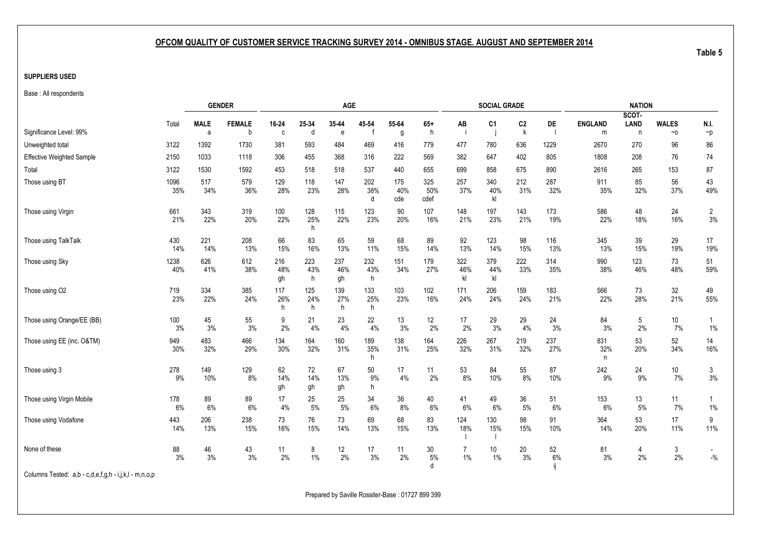## OFCOM QUALITY OF CUSTOMER SERVICE TRACKING SURVEY 2014 - OMNIBUS STAGE. AUGUST AND SEPTEMBER 2014

Table 5

**SUPPLIERS USED**

Base : All respondents

| | | GENDER | | AGE | | | | | | SOCIAL GRADE | | | | NATION | | | |
|---|---|---|---|---|---|---|---|---|---|---|---|---|---|---|---|---|---|
| | Total | MALE | FEMALE | 16-24 | 25-34 | 35-44 | 45-54 | 55-64 | 65+ | AB | C1 | C2 | DE | ENGLAND | SCOT-LAND | WALES | N.I. |
| Significance Level: 99% | | a | b | c | d | e | f | g | h | i | j | k | l | m | n | ~o | ~p |
| Unweighted total | 3122 | 1392 | 1730 | 381 | 593 | 484 | 469 | 416 | 779 | 477 | 780 | 636 | 1229 | 2670 | 270 | 96 | 86 |
| Effective Weighted Sample | 2150 | 1033 | 1118 | 306 | 455 | 368 | 316 | 222 | 569 | 382 | 647 | 402 | 805 | 1808 | 208 | 76 | 74 |
| Total | 3122 | 1530 | 1592 | 453 | 518 | 518 | 537 | 440 | 655 | 699 | 858 | 675 | 890 | 2616 | 265 | 153 | 87 |
| Those using BT | 1096 | 517 | 579 | 129 | 118 | 147 | 202 | 175 | 325 | 257 | 340 | 212 | 287 | 911 | 85 | 56 | 43 |
| | 35% | 34% | 36% | 28% | 23% | 28% | 38% | 40% | 50% | 37% | 40% | 31% | 32% | 35% | 32% | 37% | 49% |
| | | | | | | | d | cde | cdef | | kl | | | | | | |
| Those using Virgin | 661 | 343 | 319 | 100 | 128 | 115 | 123 | 90 | 107 | 148 | 197 | 143 | 173 | 586 | 48 | 24 | 2 |
| | 21% | 22% | 20% | 22% | 25% | 22% | 23% | 20% | 16% | 21% | 23% | 21% | 19% | 22% | 18% | 16% | 3% |
| | | | | | h | | | | | | | | | | | | |
| Those using TalkTalk | 430 | 221 | 208 | 66 | 83 | 65 | 59 | 68 | 89 | 92 | 123 | 98 | 116 | 345 | 39 | 29 | 17 |
| | 14% | 14% | 13% | 15% | 16% | 13% | 11% | 15% | 14% | 13% | 14% | 15% | 13% | 13% | 15% | 19% | 19% |
| Those using Sky | 1238 | 626 | 612 | 216 | 223 | 237 | 232 | 151 | 179 | 322 | 379 | 222 | 314 | 990 | 123 | 73 | 51 |
| | 40% | 41% | 38% | 48% | 43% | 46% | 43% | 34% | 27% | 46% | 44% | 33% | 35% | 38% | 46% | 48% | 59% |
| | | | | gh | h | gh | h | | | kl | kl | | | | | | |
| Those using O2 | 719 | 334 | 385 | 117 | 125 | 139 | 133 | 103 | 102 | 171 | 206 | 159 | 183 | 566 | 73 | 32 | 49 |
| | 23% | 22% | 24% | 26% | 24% | 27% | 25% | 23% | 16% | 24% | 24% | 24% | 21% | 22% | 28% | 21% | 55% |
| | | | | h | h | h | h | | | | | | | | | | |
| Those using Orange/EE (BB) | 100 | 45 | 55 | 9 | 21 | 23 | 22 | 13 | 12 | 17 | 29 | 29 | 24 | 84 | 5 | 10 | 1 |
| | 3% | 3% | 3% | 2% | 4% | 4% | 4% | 3% | 2% | 2% | 3% | 4% | 3% | 3% | 2% | 7% | 1% |
| Those using EE (inc. O&TM) | 949 | 483 | 466 | 134 | 164 | 160 | 189 | 138 | 164 | 226 | 267 | 219 | 237 | 831 | 53 | 52 | 14 |
| | 30% | 32% | 29% | 30% | 32% | 31% | 35% | 31% | 25% | 32% | 31% | 32% | 27% | 32% | 20% | 34% | 16% |
| | | | | | | | h | | | | | | | n | | | |
| Those using 3 | 278 | 149 | 129 | 62 | 72 | 67 | 50 | 17 | 11 | 53 | 84 | 55 | 87 | 242 | 24 | 10 | 3 |
| | 9% | 10% | 8% | 14% | 14% | 13% | 9% | 4% | 2% | 8% | 10% | 8% | 10% | 9% | 9% | 7% | 3% |
| | | | | gh | gh | gh | h | | | | | | | | | | |
| Those using Virgin Mobile | 178 | 89 | 89 | 17 | 25 | 25 | 34 | 36 | 40 | 41 | 49 | 36 | 51 | 153 | 13 | 11 | 1 |
| | 6% | 6% | 6% | 4% | 5% | 5% | 6% | 8% | 6% | 6% | 6% | 5% | 6% | 6% | 5% | 7% | 1% |
| Those using Vodafone | 443 | 206 | 238 | 73 | 76 | 73 | 69 | 68 | 83 | 124 | 130 | 98 | 91 | 364 | 53 | 17 | 9 |
| | 14% | 13% | 15% | 16% | 15% | 14% | 13% | 15% | 13% | 18% | 15% | 15% | 10% | 14% | 20% | 11% | 11% |
| | | | | | | | | | | l | l | | | | | | |
| None of these | 88 | 46 | 43 | 11 | 8 | 12 | 17 | 11 | 30 | 7 | 10 | 20 | 52 | 81 | 4 | 3 | - |
| | 3% | 3% | 3% | 2% | 1% | 2% | 3% | 2% | 5% | 1% | 1% | 3% | 6% | 3% | 2% | 2% | -% |
| | | | | | | | | | d | | | | ij | | | | |

Columns Tested: a,b - c,d,e,f,g,h - i,j,k,l - m,n,o,p

Prepared by Saville Rossiter-Base : 01727 899 399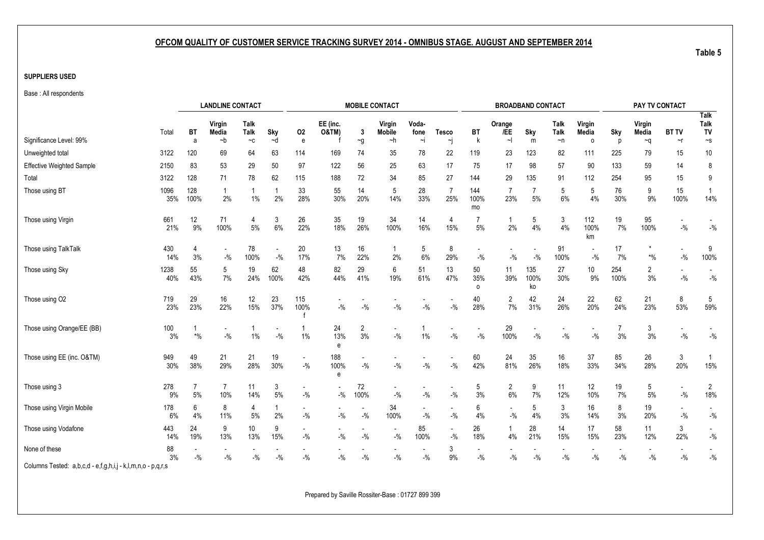## OFCOM QUALITY OF CUSTOMER SERVICE TRACKING SURVEY 2014 - OMNIBUS STAGE. AUGUST AND SEPTEMBER 2014

**Table 5**

**SUPPLIERS USED**

Base : All respondents

| | | LANDLINE CONTACT | | | | MOBILE CONTACT | | | | | | BROADBAND CONTACT | | | | | PAY TV CONTACT | | | |
|---|---|---|---|---|---|---|---|---|---|---|---|---|---|---|---|---|---|---|---|---|
| | Total | BT | Virgin Media | Talk Talk | Sky | O2 | EE (inc. O&TM) | 3 | Virgin Mobile | Voda-fone | Tesco | BT | Orange /EE | Sky | Talk Talk | Virgin Media | Sky | Virgin Media | BT TV | Talk Talk TV |
| Significance Level: 99% | | a | ~b | ~c | ~d | e | f | ~g | ~h | ~i | ~j | k | ~l | m | ~n | o | p | ~q | ~r | ~s |
| Unweighted total | 3122 | 120 | 69 | 64 | 63 | 114 | 169 | 74 | 35 | 78 | 22 | 119 | 23 | 123 | 82 | 111 | 225 | 79 | 15 | 10 |
| Effective Weighted Sample | 2150 | 83 | 53 | 29 | 50 | 97 | 122 | 56 | 25 | 63 | 17 | 75 | 17 | 98 | 57 | 90 | 133 | 59 | 14 | 8 |
| Total | 3122 | 128 | 71 | 78 | 62 | 115 | 188 | 72 | 34 | 85 | 27 | 144 | 29 | 135 | 91 | 112 | 254 | 95 | 15 | 9 |
| Those using BT | 1096 | 128 | 1 | 1 | 1 | 33 | 55 | 14 | 5 | 28 | 7 | 144 | 7 | 7 | 5 | 5 | 76 | 9 | 15 | 1 |
| | 35% | 100% | 2% | 1% | 2% | 28% | 30% | 20% | 14% | 33% | 25% | 100% mo | 23% | 5% | 6% | 4% | 30% | 9% | 100% | 14% |
| Those using Virgin | 661 | 12 | 71 | 4 | 3 | 26 | 35 | 19 | 34 | 14 | 4 | 7 | 1 | 5 | 3 | 112 | 19 | 95 | - | - |
| | 21% | 9% | 100% | 5% | 6% | 22% | 18% | 26% | 100% | 16% | 15% | 5% | 2% | 4% | 4% | 100% km | 7% | 100% | -% | -% |
| Those using TalkTalk | 430 | 4 | - | 78 | - | 20 | 13 | 16 | 1 | 5 | 8 | - | - | - | 91 | - | 17 | * | - | 9 |
| | 14% | 3% | -% | 100% | -% | 17% | 7% | 22% | 2% | 6% | 29% | -% | -% | -% | 100% | -% | 7% | *% | -% | 100% |
| Those using Sky | 1238 | 55 | 5 | 19 | 62 | 48 | 82 | 29 | 6 | 51 | 13 | 50 | 11 | 135 | 27 | 10 | 254 | 2 | - | - |
| | 40% | 43% | 7% | 24% | 100% | 42% | 44% | 41% | 19% | 61% | 47% | 35% o | 39% | 100% ko | 30% | 9% | 100% | 3% | -% | -% |
| Those using O2 | 719 | 29 | 16 | 12 | 23 | 115 | - | - | - | - | - | 40 | 2 | 42 | 24 | 22 | 62 | 21 | 8 | 5 |
| | 23% | 23% | 22% | 15% | 37% | 100% f | -% | -% | -% | -% | -% | 28% | 7% | 31% | 26% | 20% | 24% | 23% | 53% | 59% |
| Those using Orange/EE (BB) | 100 | 1 | - | 1 | - | 1 | 24 | 2 | - | 1 | - | - | 29 | - | - | - | 7 | 3 | - | - |
| | 3% | *% | -% | 1% | -% | 1% | 13% e | 3% | -% | 1% | -% | -% | 100% | -% | -% | -% | 3% | 3% | -% | -% |
| Those using EE (inc. O&TM) | 949 | 49 | 21 | 21 | 19 | - | 188 | - | - | - | - | 60 | 24 | 35 | 16 | 37 | 85 | 26 | 3 | 1 |
| | 30% | 38% | 29% | 28% | 30% | -% | 100% e | -% | -% | -% | -% | 42% | 81% | 26% | 18% | 33% | 34% | 28% | 20% | 15% |
| Those using 3 | 278 | 7 | 7 | 11 | 3 | - | - | 72 | - | - | - | 5 | 2 | 9 | 11 | 12 | 19 | 5 | - | 2 |
| | 9% | 5% | 10% | 14% | 5% | -% | -% | 100% | -% | -% | -% | 3% | 6% | 7% | 12% | 10% | 7% | 5% | -% | 18% |
| Those using Virgin Mobile | 178 | 6 | 8 | 4 | 1 | - | - | - | 34 | - | - | 6 | - | 5 | 3 | 16 | 8 | 19 | - | - |
| | 6% | 4% | 11% | 5% | 2% | -% | -% | -% | 100% | -% | -% | 4% | -% | 4% | 3% | 14% | 3% | 20% | -% | -% |
| Those using Vodafone | 443 | 24 | 9 | 10 | 9 | - | - | - | - | 85 | - | 26 | 1 | 28 | 14 | 17 | 58 | 11 | 3 | - |
| | 14% | 19% | 13% | 13% | 15% | -% | -% | -% | -% | 100% | -% | 18% | 4% | 21% | 15% | 15% | 23% | 12% | 22% | -% |
| None of these | 88 | - | - | - | - | - | - | - | - | - | 3 | - | - | - | - | - | - | - | - | - |
| | 3% | -% | -% | -% | -% | -% | -% | -% | -% | -% | 9% | -% | -% | -% | -% | -% | -% | -% | -% | -% |

Columns Tested: a,b,c,d - e,f,g,h,i,j - k,l,m,n,o - p,q,r,s

Prepared by Saville Rossiter-Base : 01727 899 399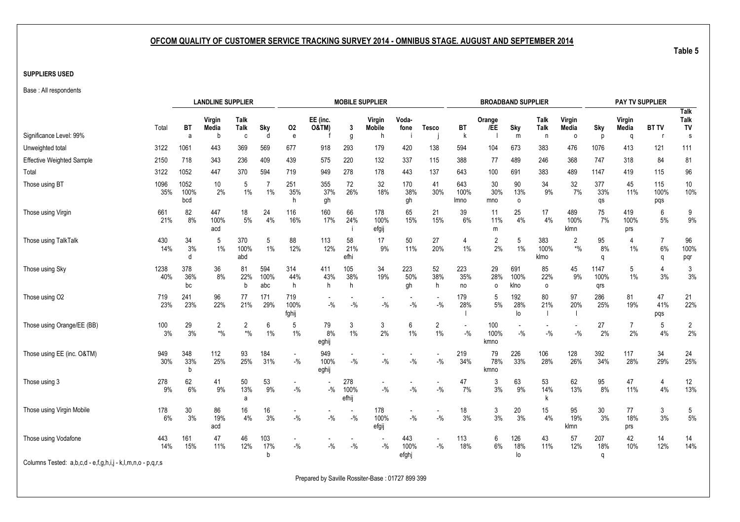## OFCOM QUALITY OF CUSTOMER SERVICE TRACKING SURVEY 2014 - OMNIBUS STAGE. AUGUST AND SEPTEMBER 2014

**Table 5**

**SUPPLIERS USED**

Base : All respondents

| | | LANDLINE SUPPLIER | | | | MOBILE SUPPLIER | | | | | | BROADBAND SUPPLIER | | | | | PAY TV SUPPLIER | | | |
|---|---|---|---|---|---|---|---|---|---|---|---|---|---|---|---|---|---|---|---|---|
| | Total | BT | Virgin Media | Talk Talk | Sky | O2 | EE (inc. O&TM) | 3 | Virgin Mobile | Voda-fone | Tesco | BT | Orange /EE | Sky | Talk Talk | Virgin Media | Sky | Virgin Media | BT TV | Talk Talk TV |
| Significance Level: 99% | | a | b | c | d | e | f | g | h | i | j | k | l | m | n | o | p | q | r | s |
| Unweighted total | 3122 | 1061 | 443 | 369 | 569 | 677 | 918 | 293 | 179 | 420 | 138 | 594 | 104 | 673 | 383 | 476 | 1076 | 413 | 121 | 111 |
| Effective Weighted Sample | 2150 | 718 | 343 | 236 | 409 | 439 | 575 | 220 | 132 | 337 | 115 | 388 | 77 | 489 | 246 | 368 | 747 | 318 | 84 | 81 |
| Total | 3122 | 1052 | 447 | 370 | 594 | 719 | 949 | 278 | 178 | 443 | 137 | 643 | 100 | 691 | 383 | 489 | 1147 | 419 | 115 | 96 |
| Those using BT | 1096 | 1052 | 10 | 5 | 7 | 251 | 355 | 72 | 32 | 170 | 41 | 643 | 30 | 90 | 34 | 32 | 377 | 45 | 115 | 10 |
| | 35% | 100% | 2% | 1% | 1% | 35% | 37% | 26% | 18% | 38% | 30% | 100% | 30% | 13% | 9% | 7% | 33% | 11% | 100% | 10% |
| | | bcd | | | | h | gh | | | gh | | lmno | mno | o | | | qs | | pqs | |
| Those using Virgin | 661 | 82 | 447 | 18 | 24 | 116 | 160 | 66 | 178 | 65 | 21 | 39 | 11 | 25 | 17 | 489 | 75 | 419 | 6 | 9 |
| | 21% | 8% | 100% | 5% | 4% | 16% | 17% | 24% | 100% | 15% | 15% | 6% | 11% | 4% | 4% | 100% | 7% | 100% | 5% | 9% |
| | | | acd | | | | | i | efgij | | | | m | | | klmn | | prs | | |
| Those using TalkTalk | 430 | 34 | 5 | 370 | 5 | 88 | 113 | 58 | 17 | 50 | 27 | 4 | 2 | 5 | 383 | 2 | 95 | 4 | 7 | 96 |
| | 14% | 3% | 1% | 100% | 1% | 12% | 12% | 21% | 9% | 11% | 20% | 1% | 2% | 1% | 100% | *% | 8% | 1% | 6% | 100% |
| | | d | | abd | | | | efhi | | | | | | | klmo | | q | | q | pqr |
| Those using Sky | 1238 | 378 | 36 | 81 | 594 | 314 | 411 | 105 | 34 | 223 | 52 | 223 | 29 | 691 | 85 | 45 | 1147 | 5 | 4 | 3 |
| | 40% | 36% | 8% | 22% | 100% | 44% | 43% | 38% | 19% | 50% | 38% | 35% | 28% | 100% | 22% | 9% | 100% | 1% | 3% | 3% |
| | | bc | | b | abc | h | h | h | | gh | h | no | o | klno | o | | qrs | | | |
| Those using O2 | 719 | 241 | 96 | 77 | 171 | 719 | - | - | - | - | - | 179 | 5 | 192 | 80 | 97 | 286 | 81 | 47 | 21 |
| | 23% | 23% | 22% | 21% | 29% | 100% | -% | -% | -% | -% | -% | 28% | 5% | 28% | 21% | 20% | 25% | 19% | 41% | 22% |
| | | | | | | fghij | | | | | | l | | lo | l | l | | | pqs | |
| Those using Orange/EE (BB) | 100 | 29 | 2 | 2 | 6 | 5 | 79 | 3 | 3 | 6 | 2 | - | 100 | - | - | - | 27 | 7 | 5 | 2 |
| | 3% | 3% | *% | *% | 1% | 1% | 8% | 1% | 2% | 1% | 1% | -% | 100% | -% | -% | -% | 2% | 2% | 4% | 2% |
| | | | | | | | eghij | | | | | | kmno | | | | | | | |
| Those using EE (inc. O&TM) | 949 | 348 | 112 | 93 | 184 | - | 949 | - | - | - | - | 219 | 79 | 226 | 106 | 128 | 392 | 117 | 34 | 24 |
| | 30% | 33% | 25% | 25% | 31% | -% | 100% | -% | -% | -% | -% | 34% | 78% | 33% | 28% | 26% | 34% | 28% | 29% | 25% |
| | | b | | | | | eghij | | | | | | kmno | | | | | | | |
| Those using 3 | 278 | 62 | 41 | 50 | 53 | - | - | 278 | - | - | - | 47 | 3 | 63 | 53 | 62 | 95 | 47 | 4 | 12 |
| | 9% | 6% | 9% | 13% | 9% | -% | -% | 100% | -% | -% | -% | 7% | 3% | 9% | 14% | 13% | 8% | 11% | 4% | 13% |
| | | | | a | | | | efhij | | | | | | | k | | | | | |
| Those using Virgin Mobile | 178 | 30 | 86 | 16 | 16 | - | - | - | 178 | - | - | 18 | 3 | 20 | 15 | 95 | 30 | 77 | 3 | 5 |
| | 6% | 3% | 19% | 4% | 3% | -% | -% | -% | 100% | -% | -% | 3% | 3% | 3% | 4% | 19% | 3% | 18% | 3% | 5% |
| | | | acd | | | | | | efgij | | | | | | | klmn | | prs | | |
| Those using Vodafone | 443 | 161 | 47 | 46 | 103 | - | - | - | - | 443 | - | 113 | 6 | 126 | 43 | 57 | 207 | 42 | 14 | 14 |
| | 14% | 15% | 11% | 12% | 17% | -% | -% | -% | -% | 100% | -% | 18% | 6% | 18% | 11% | 12% | 18% | 10% | 12% | 14% |
| | | | | | b | | | | | efghj | | | | lo | | | q | | | |

Columns Tested: a,b,c,d - e,f,g,h,i,j - k,l,m,n,o - p,q,r,s

Prepared by Saville Rossiter-Base : 01727 899 399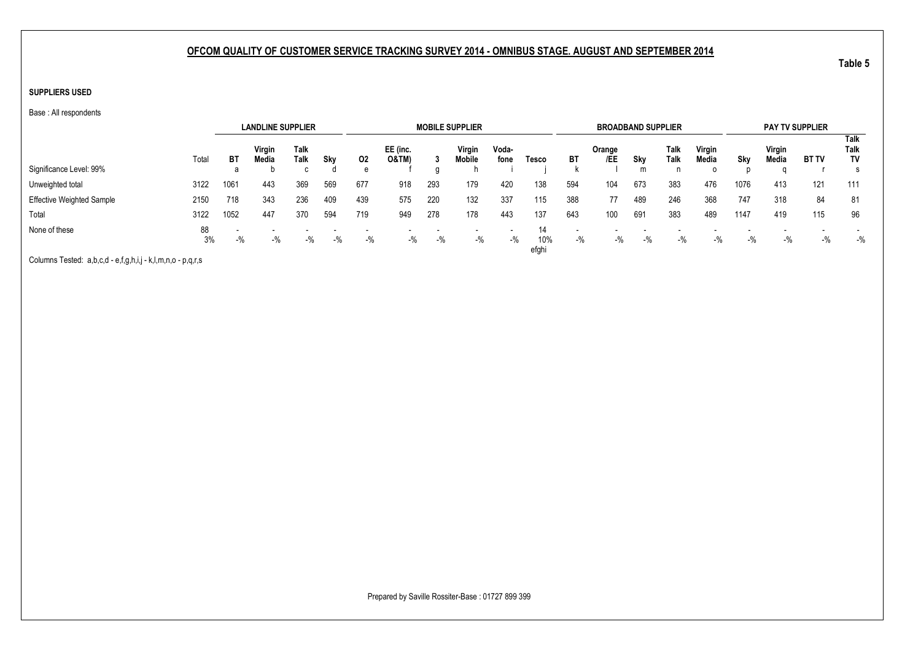## OFCOM QUALITY OF CUSTOMER SERVICE TRACKING SURVEY 2014 - OMNIBUS STAGE. AUGUST AND SEPTEMBER 2014

**Table 5**

**SUPPLIERS USED**

Base : All respondents

| | | LANDLINE SUPPLIER | | | | MOBILE SUPPLIER | | | | | | BROADBAND SUPPLIER | | | | | PAY TV SUPPLIER | | | |
|---|---|---|---|---|---|---|---|---|---|---|---|---|---|---|---|---|---|---|---|---|
| | Total | BT | Virgin Media | Talk Talk | Sky | O2 | EE (inc. O&TM) | 3 | Virgin Mobile | Voda-fone | Tesco | BT | Orange /EE | Sky | Talk Talk | Virgin Media | Sky | Virgin Media | BT TV | Talk Talk TV |
| Significance Level: 99% | | a | b | c | d | e | f | g | h | i | j | k | l | m | n | o | p | q | r | s |
| Unweighted total | 3122 | 1061 | 443 | 369 | 569 | 677 | 918 | 293 | 179 | 420 | 138 | 594 | 104 | 673 | 383 | 476 | 1076 | 413 | 121 | 111 |
| Effective Weighted Sample | 2150 | 718 | 343 | 236 | 409 | 439 | 575 | 220 | 132 | 337 | 115 | 388 | 77 | 489 | 246 | 368 | 747 | 318 | 84 | 81 |
| Total | 3122 | 1052 | 447 | 370 | 594 | 719 | 949 | 278 | 178 | 443 | 137 | 643 | 100 | 691 | 383 | 489 | 1147 | 419 | 115 | 96 |
| None of these | 88 | - | - | - | - | - | - | - | - | - | 14 | - | - | - | - | - | - | - | - | - |
| | 3% | -% | -% | -% | -% | -% | -% | -% | -% | -% | 10% | -% | -% | -% | -% | -% | -% | -% | -% | -% |
| | | | | | | | | | | | efghi | | | | | | | | | |

Columns Tested: a,b,c,d - e,f,g,h,i,j - k,l,m,n,o - p,q,r,s

Prepared by Saville Rossiter-Base : 01727 899 399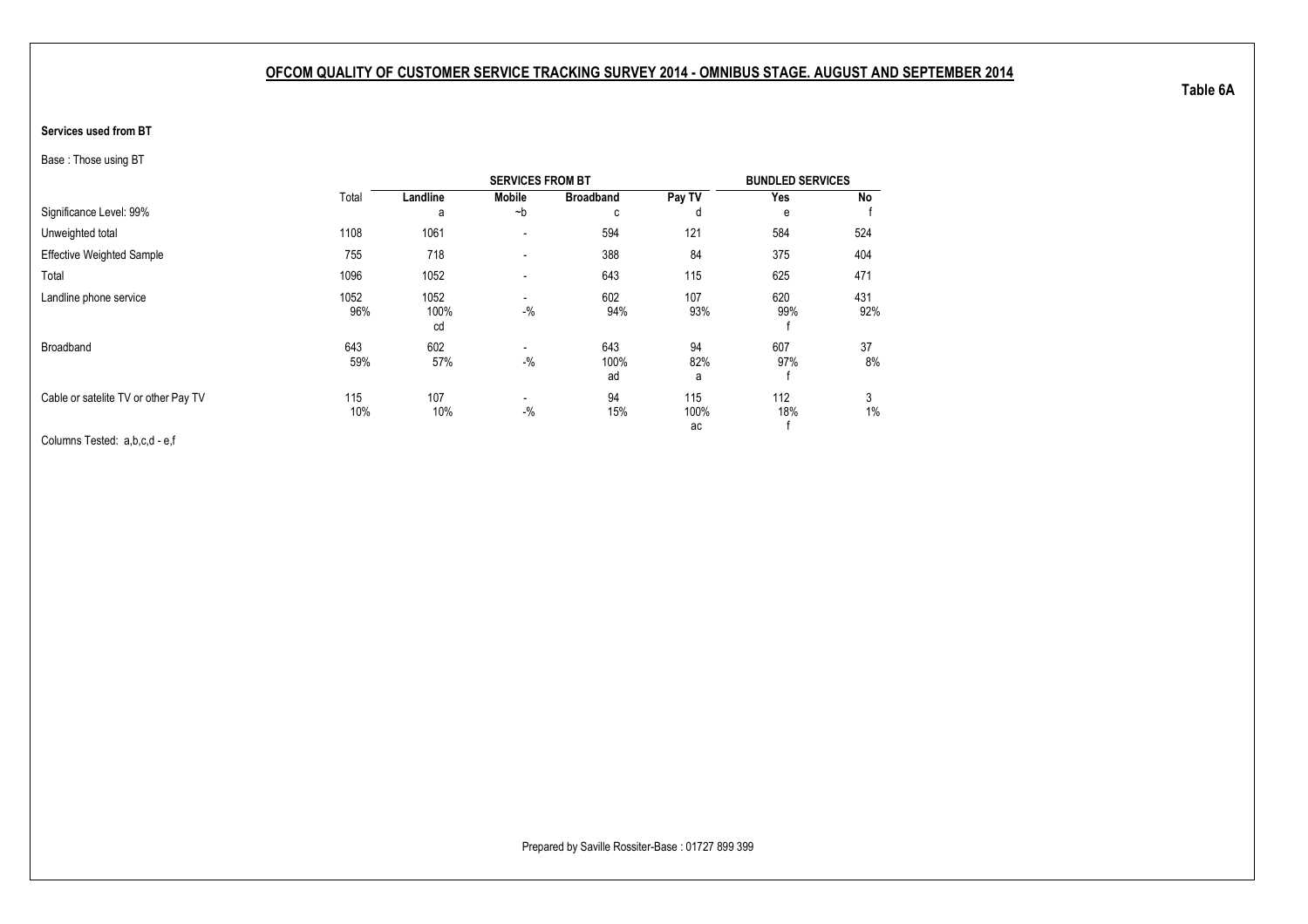## OFCOM QUALITY OF CUSTOMER SERVICE TRACKING SURVEY 2014 - OMNIBUS STAGE. AUGUST AND SEPTEMBER 2014

**Table 6A**

**Services used from BT**

Base : Those using BT

| | | SERVICES FROM BT | | | | BUNDLED SERVICES | |
|---|---|---|---|---|---|---|---|
| | Total | **Landline** | **Mobile** | **Broadband** | **Pay TV** | **Yes** | **No** |
| Significance Level: 99% | | a | ~b | c | d | e | f |
| Unweighted total | 1108 | 1061 | - | 594 | 121 | 584 | 524 |
| Effective Weighted Sample | 755 | 718 | - | 388 | 84 | 375 | 404 |
| Total | 1096 | 1052 | - | 643 | 115 | 625 | 471 |
| Landline phone service | 1052 | 1052 | - | 602 | 107 | 620 | 431 |
| | 96% | 100% | -% | 94% | 93% | 99% | 92% |
| | | cd | | | | f | |
| Broadband | 643 | 602 | - | 643 | 94 | 607 | 37 |
| | 59% | 57% | -% | 100% | 82% | 97% | 8% |
| | | | | ad | a | f | |
| Cable or satelite TV or other Pay TV | 115 | 107 | - | 94 | 115 | 112 | 3 |
| | 10% | 10% | -% | 15% | 100% | 18% | 1% |
| | | | | | ac | f | |

Columns Tested: a,b,c,d - e,f

Prepared by Saville Rossiter-Base : 01727 899 399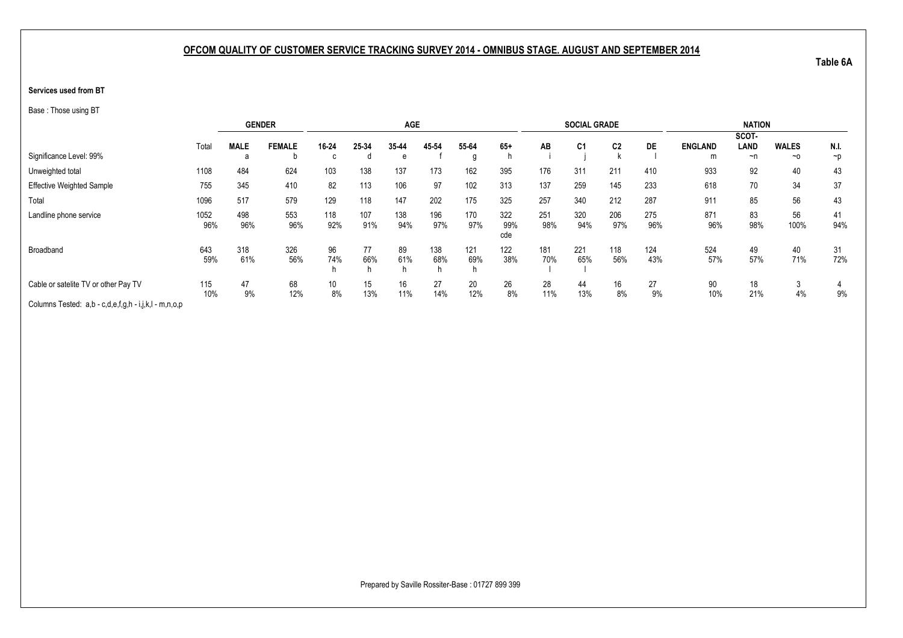## OFCOM QUALITY OF CUSTOMER SERVICE TRACKING SURVEY 2014 - OMNIBUS STAGE. AUGUST AND SEPTEMBER 2014

**Table 6A**

**Services used from BT**

Base : Those using BT

| | Total | GENDER | | AGE | | | | | | SOCIAL GRADE | | | | NATION | | | |
|---|---|---|---|---|---|---|---|---|---|---|---|---|---|---|---|---|---|
| | | MALE | FEMALE | 16-24 | 25-34 | 35-44 | 45-54 | 55-64 | 65+ | AB | C1 | C2 | DE | ENGLAND | SCOT-LAND | WALES | N.I. |
| Significance Level: 99% | | a | b | c | d | e | f | g | h | i | j | k | l | m | ~n | ~o | ~p |
| Unweighted total | 1108 | 484 | 624 | 103 | 138 | 137 | 173 | 162 | 395 | 176 | 311 | 211 | 410 | 933 | 92 | 40 | 43 |
| Effective Weighted Sample | 755 | 345 | 410 | 82 | 113 | 106 | 97 | 102 | 313 | 137 | 259 | 145 | 233 | 618 | 70 | 34 | 37 |
| Total | 1096 | 517 | 579 | 129 | 118 | 147 | 202 | 175 | 325 | 257 | 340 | 212 | 287 | 911 | 85 | 56 | 43 |
| Landline phone service | 1052 | 498 | 553 | 118 | 107 | 138 | 196 | 170 | 322 | 251 | 320 | 206 | 275 | 871 | 83 | 56 | 41 |
| | 96% | 96% | 96% | 92% | 91% | 94% | 97% | 97% | 99% | 98% | 94% | 97% | 96% | 96% | 98% | 100% | 94% |
| | | | | | | | | | cde | | | | | | | | |
| Broadband | 643 | 318 | 326 | 96 | 77 | 89 | 138 | 121 | 122 | 181 | 221 | 118 | 124 | 524 | 49 | 40 | 31 |
| | 59% | 61% | 56% | 74% | 66% | 61% | 68% | 69% | 38% | 70% | 65% | 56% | 43% | 57% | 57% | 71% | 72% |
| | | | | h | h | h | h | h | | l | l | | | | | | |
| Cable or satelite TV or other Pay TV | 115 | 47 | 68 | 10 | 15 | 16 | 27 | 20 | 26 | 28 | 44 | 16 | 27 | 90 | 18 | 3 | 4 |
| | 10% | 9% | 12% | 8% | 13% | 11% | 14% | 12% | 8% | 11% | 13% | 8% | 9% | 10% | 21% | 4% | 9% |

Columns Tested: a,b - c,d,e,f,g,h - i,j,k,l - m,n,o,p

Prepared by Saville Rossiter-Base : 01727 899 399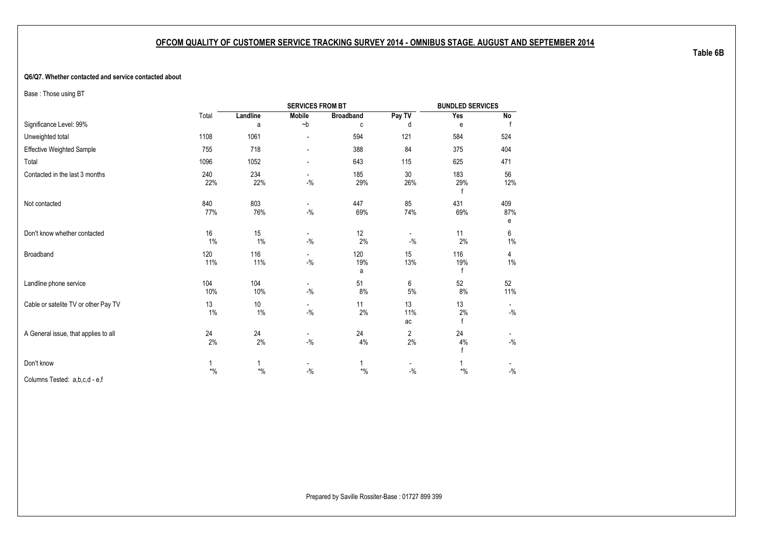## OFCOM QUALITY OF CUSTOMER SERVICE TRACKING SURVEY 2014 - OMNIBUS STAGE. AUGUST AND SEPTEMBER 2014

**Table 6B**

**Q6/Q7. Whether contacted and service contacted about**

Base : Those using BT

| | Total | SERVICES FROM BT | | | | BUNDLED SERVICES | |
|---|---|---|---|---|---|---|---|
| | | Landline | Mobile | Broadband | Pay TV | Yes | No |
| Significance Level: 99% | | a | ~b | c | d | e | f |
| Unweighted total | 1108 | 1061 | - | 594 | 121 | 584 | 524 |
| Effective Weighted Sample | 755 | 718 | - | 388 | 84 | 375 | 404 |
| Total | 1096 | 1052 | - | 643 | 115 | 625 | 471 |
| Contacted in the last 3 months | 240<br>22% | 234<br>22% | -<br>-% | 185<br>29% | 30<br>26% | 183<br>29%<br>f | 56<br>12% |
| Not contacted | 840<br>77% | 803<br>76% | -<br>-% | 447<br>69% | 85<br>74% | 431<br>69% | 409<br>87%<br>e |
| Don't know whether contacted | 16<br>1% | 15<br>1% | -<br>-% | 12<br>2% | -<br>-% | 11<br>2% | 6<br>1% |
| Broadband | 120<br>11% | 116<br>11% | -<br>-% | 120<br>19%<br>a | 15<br>13% | 116<br>19%<br>f | 4<br>1% |
| Landline phone service | 104<br>10% | 104<br>10% | -<br>-% | 51<br>8% | 6<br>5% | 52<br>8% | 52<br>11% |
| Cable or satelite TV or other Pay TV | 13<br>1% | 10<br>1% | -<br>-% | 11<br>2% | 13<br>11%<br>ac | 13<br>2%<br>f | -<br>-% |
| A General issue, that applies to all | 24<br>2% | 24<br>2% | -<br>-% | 24<br>4% | 2<br>2% | 24<br>4%<br>f | -<br>-% |
| Don't know | 1<br>*% | 1<br>*% | -<br>-% | 1<br>*% | -<br>-% | 1<br>*% | -<br>-% |

Columns Tested: a,b,c,d - e,f

Prepared by Saville Rossiter-Base : 01727 899 399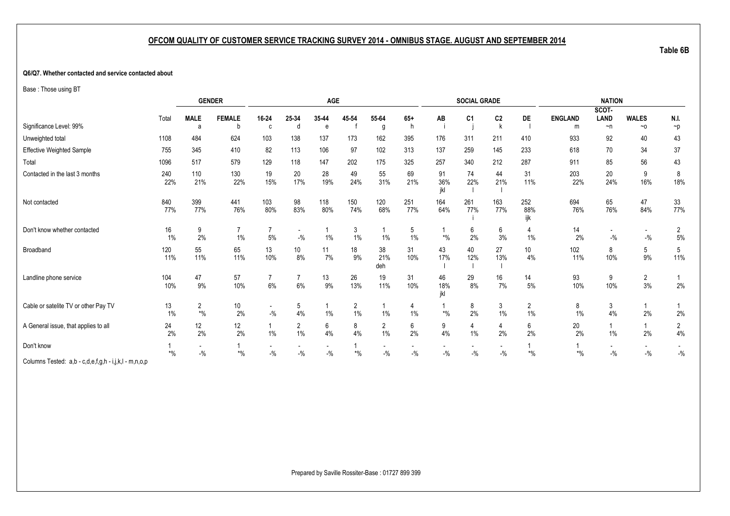## OFCOM QUALITY OF CUSTOMER SERVICE TRACKING SURVEY 2014 - OMNIBUS STAGE. AUGUST AND SEPTEMBER 2014

Table 6B

**Q6/Q7. Whether contacted and service contacted about**

Base : Those using BT

| | Total | GENDER | | AGE | | | | | | SOCIAL GRADE | | | | NATION | | | |
|---|---|---|---|---|---|---|---|---|---|---|---|---|---|---|---|---|---|
| Significance Level: 99% | | MALE a | FEMALE b | 16-24 c | 25-34 d | 35-44 e | 45-54 f | 55-64 g | 65+ h | AB i | C1 j | C2 k | DE l | ENGLAND m | SCOT-LAND ~n | WALES ~o | N.I. ~p |
| Unweighted total | 1108 | 484 | 624 | 103 | 138 | 137 | 173 | 162 | 395 | 176 | 311 | 211 | 410 | 933 | 92 | 40 | 43 |
| Effective Weighted Sample | 755 | 345 | 410 | 82 | 113 | 106 | 97 | 102 | 313 | 137 | 259 | 145 | 233 | 618 | 70 | 34 | 37 |
| Total | 1096 | 517 | 579 | 129 | 118 | 147 | 202 | 175 | 325 | 257 | 340 | 212 | 287 | 911 | 85 | 56 | 43 |
| Contacted in the last 3 months | 240<br>22% | 110<br>21% | 130<br>22% | 19<br>15% | 20<br>17% | 28<br>19% | 49<br>24% | 55<br>31% | 69<br>21% | 91<br>36%<br>jkl | 74<br>22%<br>l | 44<br>21%<br>l | 31<br>11% | 203<br>22% | 20<br>24% | 9<br>16% | 8<br>18% |
| Not contacted | 840<br>77% | 399<br>77% | 441<br>76% | 103<br>80% | 98<br>83% | 118<br>80% | 150<br>74% | 120<br>68% | 251<br>77% | 164<br>64% | 261<br>77%<br>i | 163<br>77%<br>i | 252<br>88%<br>ijk | 694<br>76% | 65<br>76% | 47<br>84% | 33<br>77% |
| Don't know whether contacted | 16<br>1% | 9<br>2% | 7<br>1% | 7<br>5% | -<br>-% | 1<br>1% | 3<br>1% | 1<br>1% | 5<br>1% | 1<br>*% | 6<br>2% | 6<br>3% | 4<br>1% | 14<br>2% | -<br>-% | -<br>-% | 2<br>5% |
| Broadband | 120<br>11% | 55<br>11% | 65<br>11% | 13<br>10% | 10<br>8% | 11<br>7% | 18<br>9% | 38<br>21%<br>deh | 31<br>10% | 43<br>17%<br>l | 40<br>12%<br>l | 27<br>13%<br>l | 10<br>4% | 102<br>11% | 8<br>10% | 5<br>9% | 5<br>11% |
| Landline phone service | 104<br>10% | 47<br>9% | 57<br>10% | 7<br>6% | 7<br>6% | 13<br>9% | 26<br>13% | 19<br>11% | 31<br>10% | 46<br>18%<br>jkl | 29<br>8% | 16<br>7% | 14<br>5% | 93<br>10% | 9<br>10% | 2<br>3% | 1<br>2% |
| Cable or satelite TV or other Pay TV | 13<br>1% | 2<br>*% | 10<br>2% | -<br>-% | 5<br>4% | 1<br>1% | 2<br>1% | 1<br>1% | 4<br>1% | 1<br>*% | 8<br>2% | 3<br>1% | 2<br>1% | 8<br>1% | 3<br>4% | 1<br>2% | 1<br>2% |
| A General issue, that applies to all | 24<br>2% | 12<br>2% | 12<br>2% | 1<br>1% | 2<br>1% | 6<br>4% | 8<br>4% | 2<br>1% | 6<br>2% | 9<br>4% | 4<br>1% | 4<br>2% | 6<br>2% | 20<br>2% | 1<br>1% | 1<br>2% | 2<br>4% |
| Don't know | 1<br>*% | -<br>-% | 1<br>*% | -<br>-% | -<br>-% | -<br>-% | 1<br>*% | -<br>-% | -<br>-% | -<br>-% | -<br>-% | -<br>-% | 1<br>*% | 1<br>*% | -<br>-% | -<br>-% | -<br>-% |

Columns Tested: a,b - c,d,e,f,g,h - i,j,k,l - m,n,o,p

Prepared by Saville Rossiter-Base : 01727 899 399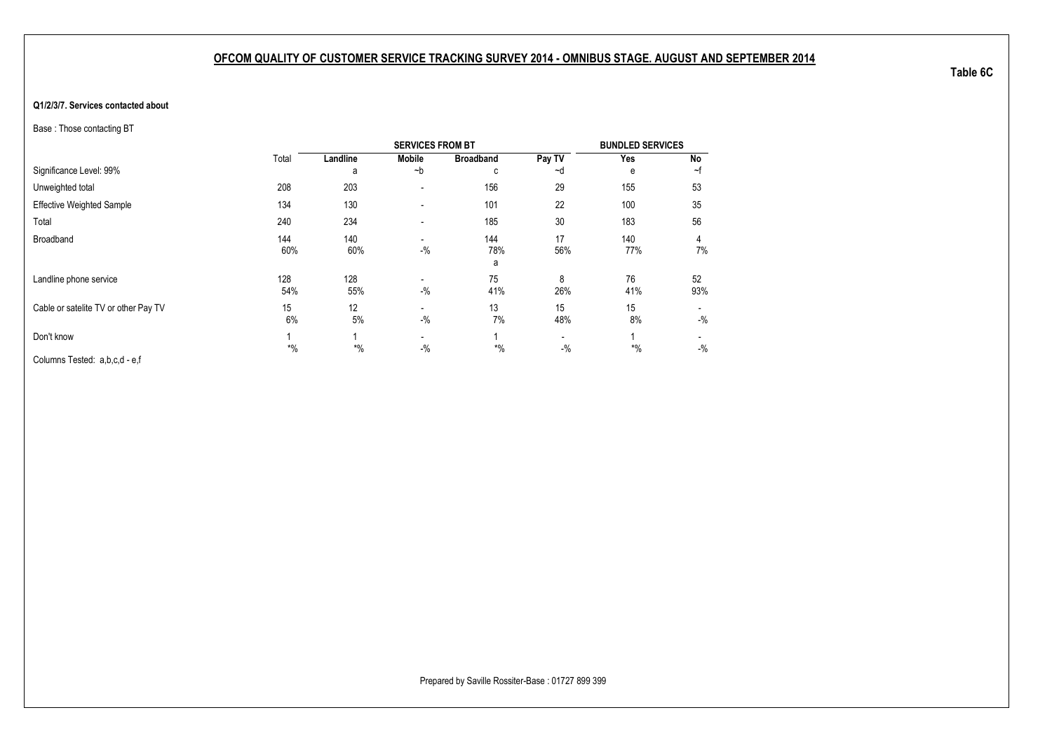## OFCOM QUALITY OF CUSTOMER SERVICE TRACKING SURVEY 2014 - OMNIBUS STAGE. AUGUST AND SEPTEMBER 2014

Table 6C

**Q1/2/3/7. Services contacted about**

Base : Those contacting BT

| | | SERVICES FROM BT | | | | BUNDLED SERVICES | |
|---|---|---|---|---|---|---|---|
| | Total | **Landline** | **Mobile** | **Broadband** | **Pay TV** | **Yes** | **No** |
| Significance Level: 99% | | a | ~b | c | ~d | e | ~f |
| Unweighted total | 208 | 203 | - | 156 | 29 | 155 | 53 |
| Effective Weighted Sample | 134 | 130 | - | 101 | 22 | 100 | 35 |
| Total | 240 | 234 | - | 185 | 30 | 183 | 56 |
| Broadband | 144 | 140 | - | 144 | 17 | 140 | 4 |
| | 60% | 60% | -% | 78% | 56% | 77% | 7% |
| | | | | a | | | |
| Landline phone service | 128 | 128 | - | 75 | 8 | 76 | 52 |
| | 54% | 55% | -% | 41% | 26% | 41% | 93% |
| Cable or satelite TV or other Pay TV | 15 | 12 | - | 13 | 15 | 15 | - |
| | 6% | 5% | -% | 7% | 48% | 8% | -% |
| Don't know | 1 | 1 | - | 1 | - | 1 | - |
| | *% | *% | -% | *% | -% | *% | -% |

Columns Tested: a,b,c,d - e,f

Prepared by Saville Rossiter-Base : 01727 899 399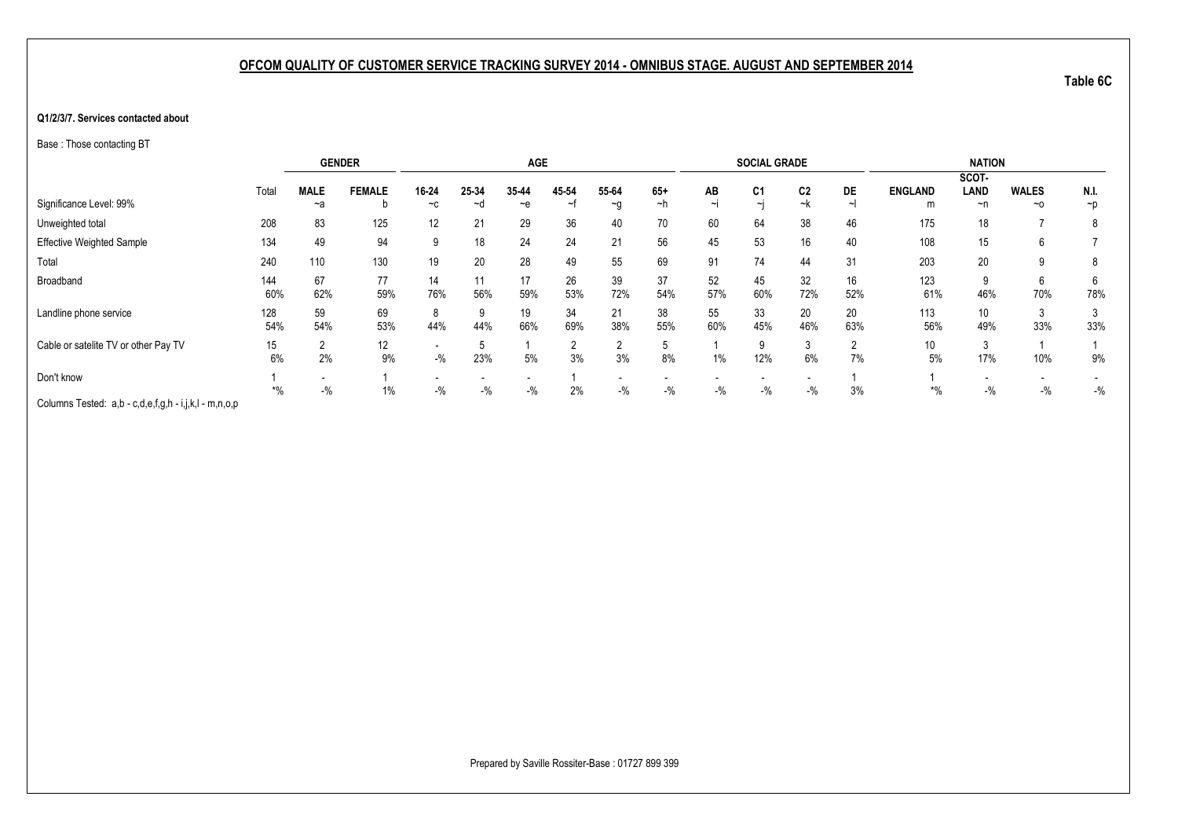## OFCOM QUALITY OF CUSTOMER SERVICE TRACKING SURVEY 2014 - OMNIBUS STAGE. AUGUST AND SEPTEMBER 2014

Table 6C

**Q1/2/3/7. Services contacted about**

Base : Those contacting BT

| | | GENDER | | AGE | | | | | | SOCIAL GRADE | | | | NATION | | | |
|---|---|---|---|---|---|---|---|---|---|---|---|---|---|---|---|---|---|
| Significance Level: 99% | Total | MALE ~a | FEMALE b | 16-24 ~c | 25-34 ~d | 35-44 ~e | 45-54 ~f | 55-64 ~g | 65+ ~h | AB ~i | C1 ~j | C2 ~k | DE ~l | ENGLAND m | SCOT-LAND ~n | WALES ~o | N.I. ~p |
| Unweighted total | 208 | 83 | 125 | 12 | 21 | 29 | 36 | 40 | 70 | 60 | 64 | 38 | 46 | 175 | 18 | 7 | 8 |
| Effective Weighted Sample | 134 | 49 | 94 | 9 | 18 | 24 | 24 | 21 | 56 | 45 | 53 | 16 | 40 | 108 | 15 | 6 | 7 |
| Total | 240 | 110 | 130 | 19 | 20 | 28 | 49 | 55 | 69 | 91 | 74 | 44 | 31 | 203 | 20 | 9 | 8 |
| Broadband | 144 | 67 | 77 | 14 | 11 | 17 | 26 | 39 | 37 | 52 | 45 | 32 | 16 | 123 | 9 | 6 | 6 |
| | 60% | 62% | 59% | 76% | 56% | 59% | 53% | 72% | 54% | 57% | 60% | 72% | 52% | 61% | 46% | 70% | 78% |
| Landline phone service | 128 | 59 | 69 | 8 | 9 | 19 | 34 | 21 | 38 | 55 | 33 | 20 | 20 | 113 | 10 | 3 | 3 |
| | 54% | 54% | 53% | 44% | 44% | 66% | 69% | 38% | 55% | 60% | 45% | 46% | 63% | 56% | 49% | 33% | 33% |
| Cable or satelite TV or other Pay TV | 15 | 2 | 12 | - | 5 | 1 | 2 | 2 | 5 | 1 | 9 | 3 | 2 | 10 | 3 | 1 | 1 |
| | 6% | 2% | 9% | -% | 23% | 5% | 3% | 3% | 8% | 1% | 12% | 6% | 7% | 5% | 17% | 10% | 9% |
| Don't know | 1 | - | 1 | - | - | - | 1 | - | - | - | - | - | 1 | 1 | - | - | - |
| | *% | -% | 1% | -% | -% | -% | 2% | -% | -% | -% | -% | -% | 3% | *% | -% | -% | -% |

Columns Tested: a,b - c,d,e,f,g,h - i,j,k,l - m,n,o,p

Prepared by Saville Rossiter-Base : 01727 899 399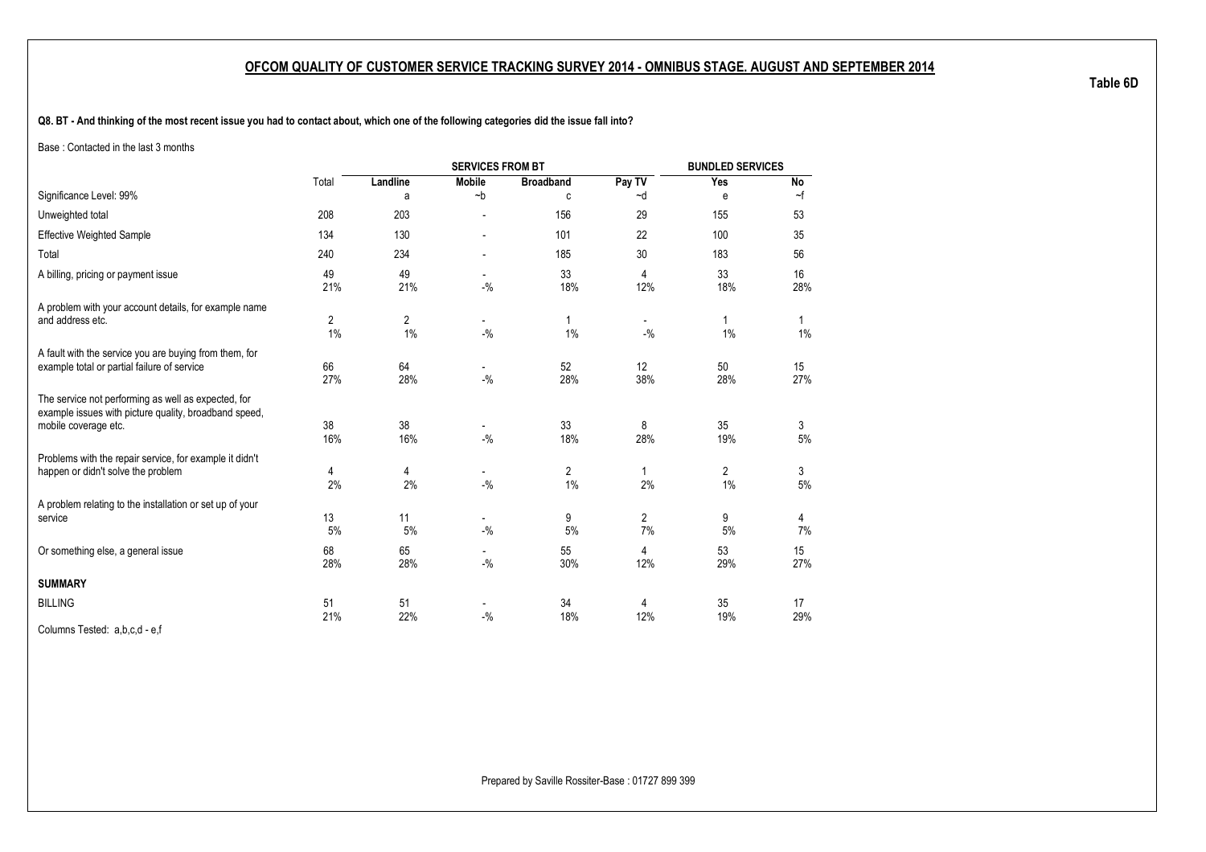## OFCOM QUALITY OF CUSTOMER SERVICE TRACKING SURVEY 2014 - OMNIBUS STAGE. AUGUST AND SEPTEMBER 2014

**Table 6D**

**Q8. BT - And thinking of the most recent issue you had to contact about, which one of the following categories did the issue fall into?**

Base : Contacted in the last 3 months

| | Total | SERVICES FROM BT | | | | BUNDLED SERVICES | |
|---|---|---|---|---|---|---|---|
| | | Landline | Mobile | Broadband | Pay TV | Yes | No |
| Significance Level: 99% | | a | ~b | c | ~d | e | ~f |
| Unweighted total | 208 | 203 | - | 156 | 29 | 155 | 53 |
| Effective Weighted Sample | 134 | 130 | - | 101 | 22 | 100 | 35 |
| Total | 240 | 234 | - | 185 | 30 | 183 | 56 |
| A billing, pricing or payment issue | 49 | 49 | - | 33 | 4 | 33 | 16 |
| | 21% | 21% | -% | 18% | 12% | 18% | 28% |
| A problem with your account details, for example name and address etc. | 2 | 2 | - | 1 | - | 1 | 1 |
| | 1% | 1% | -% | 1% | -% | 1% | 1% |
| A fault with the service you are buying from them, for example total or partial failure of service | 66 | 64 | - | 52 | 12 | 50 | 15 |
| | 27% | 28% | -% | 28% | 38% | 28% | 27% |
| The service not performing as well as expected, for example issues with picture quality, broadband speed, mobile coverage etc. | 38 | 38 | - | 33 | 8 | 35 | 3 |
| | 16% | 16% | -% | 18% | 28% | 19% | 5% |
| Problems with the repair service, for example it didn't happen or didn't solve the problem | 4 | 4 | - | 2 | 1 | 2 | 3 |
| | 2% | 2% | -% | 1% | 2% | 1% | 5% |
| A problem relating to the installation or set up of your service | 13 | 11 | - | 9 | 2 | 9 | 4 |
| | 5% | 5% | -% | 5% | 7% | 5% | 7% |
| Or something else, a general issue | 68 | 65 | - | 55 | 4 | 53 | 15 |
| | 28% | 28% | -% | 30% | 12% | 29% | 27% |
| **SUMMARY** | | | | | | | |
| BILLING | 51 | 51 | - | 34 | 4 | 35 | 17 |
| | 21% | 22% | -% | 18% | 12% | 19% | 29% |

Columns Tested: a,b,c,d - e,f

Prepared by Saville Rossiter-Base : 01727 899 399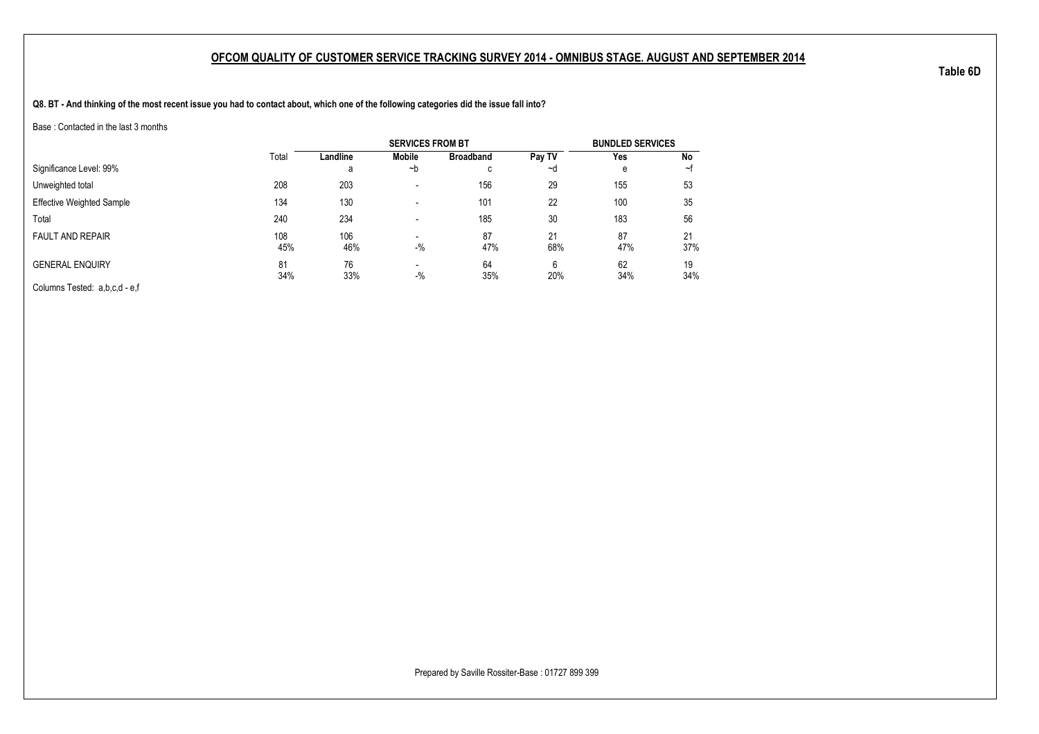## OFCOM QUALITY OF CUSTOMER SERVICE TRACKING SURVEY 2014 - OMNIBUS STAGE. AUGUST AND SEPTEMBER 2014

**Table 6D**

**Q8. BT - And thinking of the most recent issue you had to contact about, which one of the following categories did the issue fall into?**

Base : Contacted in the last 3 months

| | Total | SERVICES FROM BT | | | | BUNDLED SERVICES | |
|---|---|---|---|---|---|---|---|
| | | Landline | Mobile | Broadband | Pay TV | Yes | No |
| Significance Level: 99% | | a | ~b | c | ~d | e | ~f |
| Unweighted total | 208 | 203 | - | 156 | 29 | 155 | 53 |
| Effective Weighted Sample | 134 | 130 | - | 101 | 22 | 100 | 35 |
| Total | 240 | 234 | - | 185 | 30 | 183 | 56 |
| FAULT AND REPAIR | 108 | 106 | - | 87 | 21 | 87 | 21 |
| | 45% | 46% | -% | 47% | 68% | 47% | 37% |
| GENERAL ENQUIRY | 81 | 76 | - | 64 | 6 | 62 | 19 |
| | 34% | 33% | -% | 35% | 20% | 34% | 34% |

Columns Tested: a,b,c,d - e,f

Prepared by Saville Rossiter-Base : 01727 899 399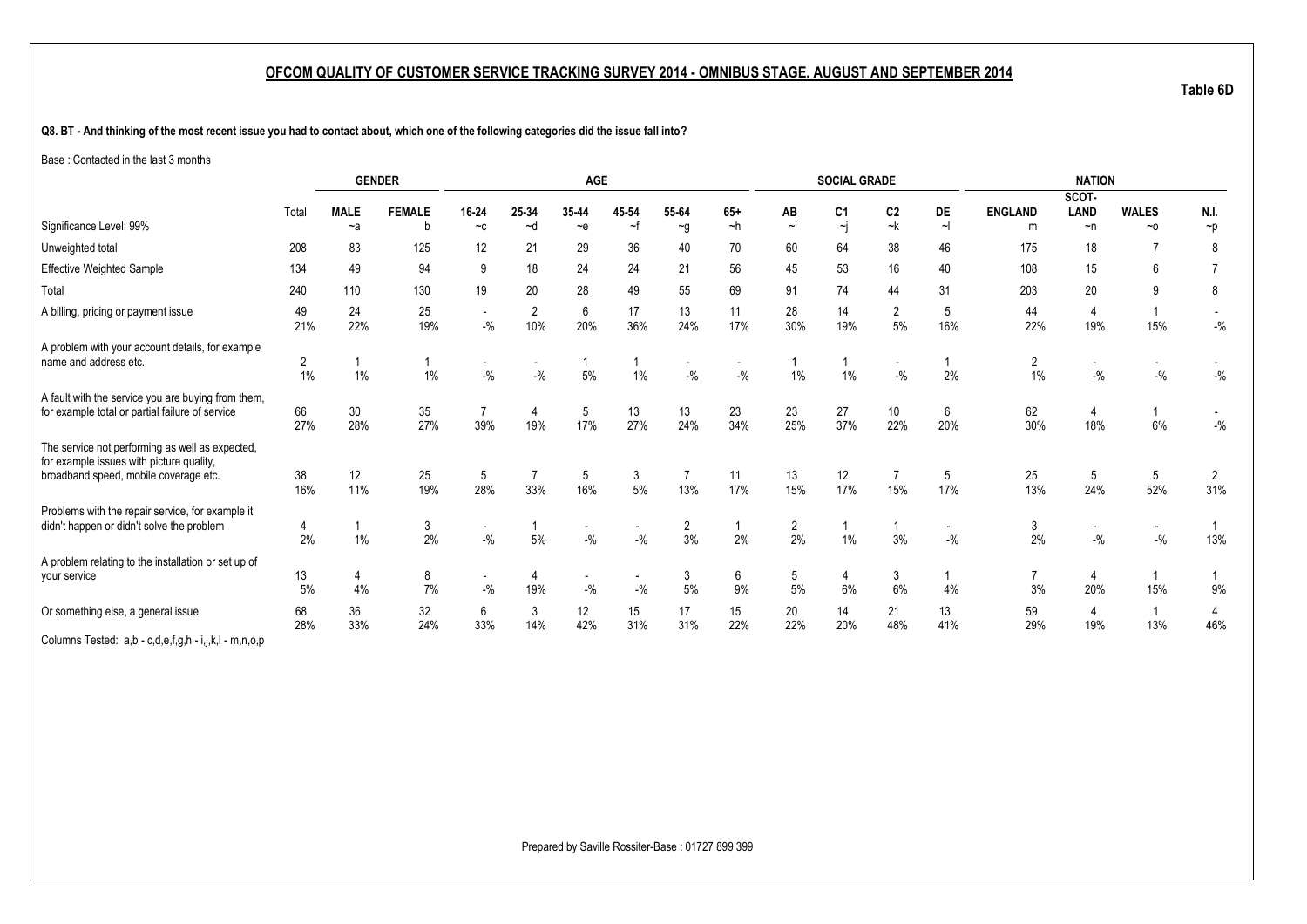## OFCOM QUALITY OF CUSTOMER SERVICE TRACKING SURVEY 2014 - OMNIBUS STAGE. AUGUST AND SEPTEMBER 2014

**Table 6D**

**Q8. BT - And thinking of the most recent issue you had to contact about, which one of the following categories did the issue fall into?**

Base : Contacted in the last 3 months

| | | GENDER | | AGE | | | | | | SOCIAL GRADE | | | | NATION | | | |
|---|---|---|---|---|---|---|---|---|---|---|---|---|---|---|---|---|---|
| Significance Level: 99% | Total | MALE ~a | FEMALE b | 16-24 ~c | 25-34 ~d | 35-44 ~e | 45-54 ~f | 55-64 ~g | 65+ ~h | AB ~i | C1 ~j | C2 ~k | DE ~l | ENGLAND m | SCOT-LAND ~n | WALES ~o | N.I. ~p |
| Unweighted total | 208 | 83 | 125 | 12 | 21 | 29 | 36 | 40 | 70 | 60 | 64 | 38 | 46 | 175 | 18 | 7 | 8 |
| Effective Weighted Sample | 134 | 49 | 94 | 9 | 18 | 24 | 24 | 21 | 56 | 45 | 53 | 16 | 40 | 108 | 15 | 6 | 7 |
| Total | 240 | 110 | 130 | 19 | 20 | 28 | 49 | 55 | 69 | 91 | 74 | 44 | 31 | 203 | 20 | 9 | 8 |
| A billing, pricing or payment issue | 49<br>21% | 24<br>22% | 25<br>19% | -<br>-% | 2<br>10% | 6<br>20% | 17<br>36% | 13<br>24% | 11<br>17% | 28<br>30% | 14<br>19% | 2<br>5% | 5<br>16% | 44<br>22% | 4<br>19% | 1<br>15% | -<br>-% |
| A problem with your account details, for example name and address etc. | 2<br>1% | 1<br>1% | 1<br>1% | -<br>-% | -<br>-% | 1<br>5% | 1<br>1% | -<br>-% | -<br>-% | 1<br>1% | 1<br>1% | -<br>-% | 1<br>2% | 2<br>1% | -<br>-% | -<br>-% | -<br>-% |
| A fault with the service you are buying from them, for example total or partial failure of service | 66<br>27% | 30<br>28% | 35<br>27% | 7<br>39% | 4<br>19% | 5<br>17% | 13<br>27% | 13<br>24% | 23<br>34% | 23<br>25% | 27<br>37% | 10<br>22% | 6<br>20% | 62<br>30% | 4<br>18% | 1<br>6% | -<br>-% |
| The service not performing as well as expected, for example issues with picture quality, broadband speed, mobile coverage etc. | 38<br>16% | 12<br>11% | 25<br>19% | 5<br>28% | 7<br>33% | 5<br>16% | 3<br>5% | 7<br>13% | 11<br>17% | 13<br>15% | 12<br>17% | 7<br>15% | 5<br>17% | 25<br>13% | 5<br>24% | 5<br>52% | 2<br>31% |
| Problems with the repair service, for example it didn't happen or didn't solve the problem | 4<br>2% | 1<br>1% | 3<br>2% | -<br>-% | 1<br>5% | -<br>-% | -<br>-% | 2<br>3% | 1<br>2% | 2<br>2% | 1<br>1% | 1<br>3% | -<br>-% | 3<br>2% | -<br>-% | -<br>-% | 1<br>13% |
| A problem relating to the installation or set up of your service | 13<br>5% | 4<br>4% | 8<br>7% | -<br>-% | 4<br>19% | -<br>-% | -<br>-% | 3<br>5% | 6<br>9% | 5<br>5% | 4<br>6% | 3<br>6% | 1<br>4% | 7<br>3% | 4<br>20% | 1<br>15% | 1<br>9% |
| Or something else, a general issue | 68<br>28% | 36<br>33% | 32<br>24% | 6<br>33% | 3<br>14% | 12<br>42% | 15<br>31% | 17<br>31% | 15<br>22% | 20<br>22% | 14<br>20% | 21<br>48% | 13<br>41% | 59<br>29% | 4<br>19% | 1<br>13% | 4<br>46% |

Columns Tested: a,b - c,d,e,f,g,h - i,j,k,l - m,n,o,p

Prepared by Saville Rossiter-Base : 01727 899 399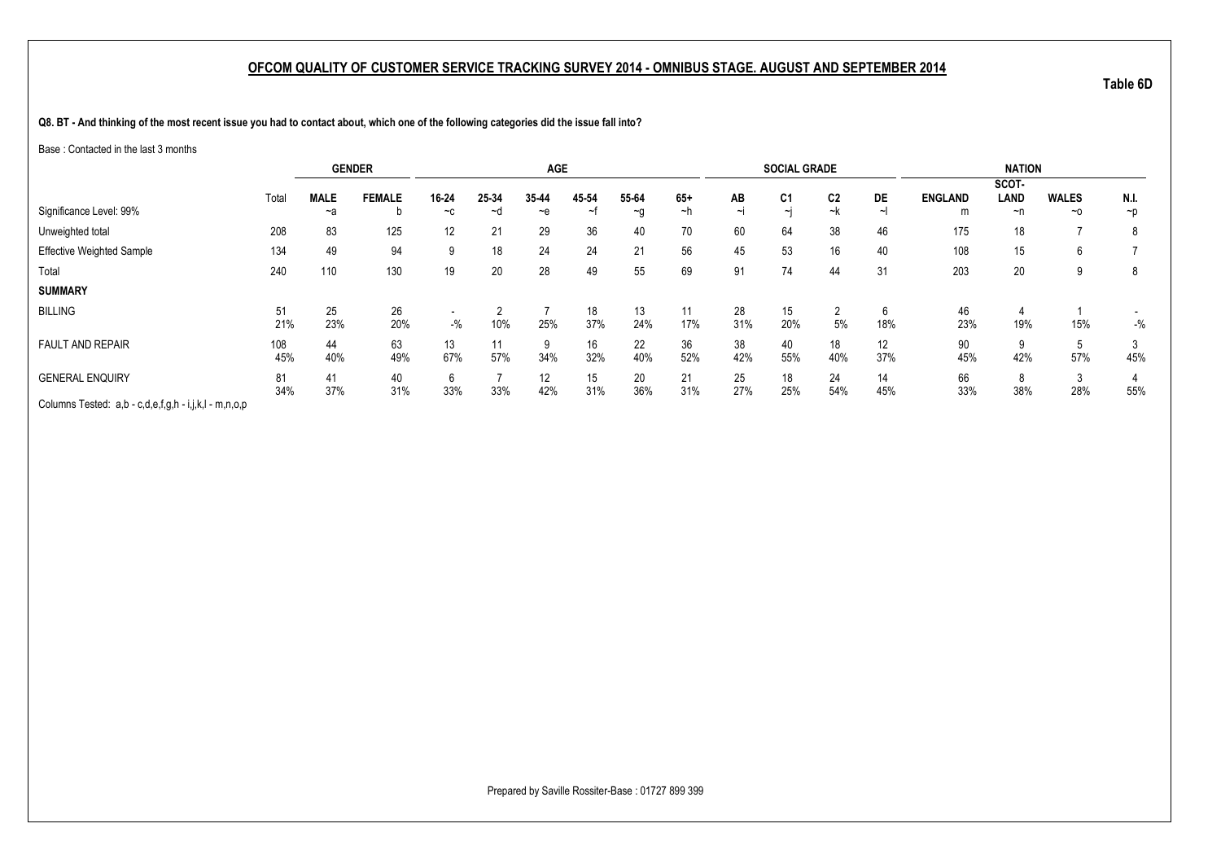## OFCOM QUALITY OF CUSTOMER SERVICE TRACKING SURVEY 2014 - OMNIBUS STAGE. AUGUST AND SEPTEMBER 2014

Table 6D

**Q8. BT - And thinking of the most recent issue you had to contact about, which one of the following categories did the issue fall into?**

Base : Contacted in the last 3 months

| | | GENDER | | AGE | | | | | | SOCIAL GRADE | | | | NATION | | | |
|---|---|---|---|---|---|---|---|---|---|---|---|---|---|---|---|---|---|
| | Total | MALE | FEMALE | 16-24 | 25-34 | 35-44 | 45-54 | 55-64 | 65+ | AB | C1 | C2 | DE | ENGLAND | SCOT-LAND | WALES | N.I. |
| Significance Level: 99% | | ~a | b | ~c | ~d | ~e | ~f | ~g | ~h | ~i | ~j | ~k | ~l | m | ~n | ~o | ~p |
| Unweighted total | 208 | 83 | 125 | 12 | 21 | 29 | 36 | 40 | 70 | 60 | 64 | 38 | 46 | 175 | 18 | 7 | 8 |
| Effective Weighted Sample | 134 | 49 | 94 | 9 | 18 | 24 | 24 | 21 | 56 | 45 | 53 | 16 | 40 | 108 | 15 | 6 | 7 |
| Total | 240 | 110 | 130 | 19 | 20 | 28 | 49 | 55 | 69 | 91 | 74 | 44 | 31 | 203 | 20 | 9 | 8 |
| **SUMMARY** | | | | | | | | | | | | | | | | | |
| BILLING | 51 | 25 | 26 | - | 2 | 7 | 18 | 13 | 11 | 28 | 15 | 2 | 6 | 46 | 4 | 1 | - |
| | 21% | 23% | 20% | -% | 10% | 25% | 37% | 24% | 17% | 31% | 20% | 5% | 18% | 23% | 19% | 15% | -% |
| FAULT AND REPAIR | 108 | 44 | 63 | 13 | 11 | 9 | 16 | 22 | 36 | 38 | 40 | 18 | 12 | 90 | 9 | 5 | 3 |
| | 45% | 40% | 49% | 67% | 57% | 34% | 32% | 40% | 52% | 42% | 55% | 40% | 37% | 45% | 42% | 57% | 45% |
| GENERAL ENQUIRY | 81 | 41 | 40 | 6 | 7 | 12 | 15 | 20 | 21 | 25 | 18 | 24 | 14 | 66 | 8 | 3 | 4 |
| | 34% | 37% | 31% | 33% | 33% | 42% | 31% | 36% | 31% | 27% | 25% | 54% | 45% | 33% | 38% | 28% | 55% |

Columns Tested: a,b - c,d,e,f,g,h - i,j,k,l - m,n,o,p

Prepared by Saville Rossiter-Base : 01727 899 399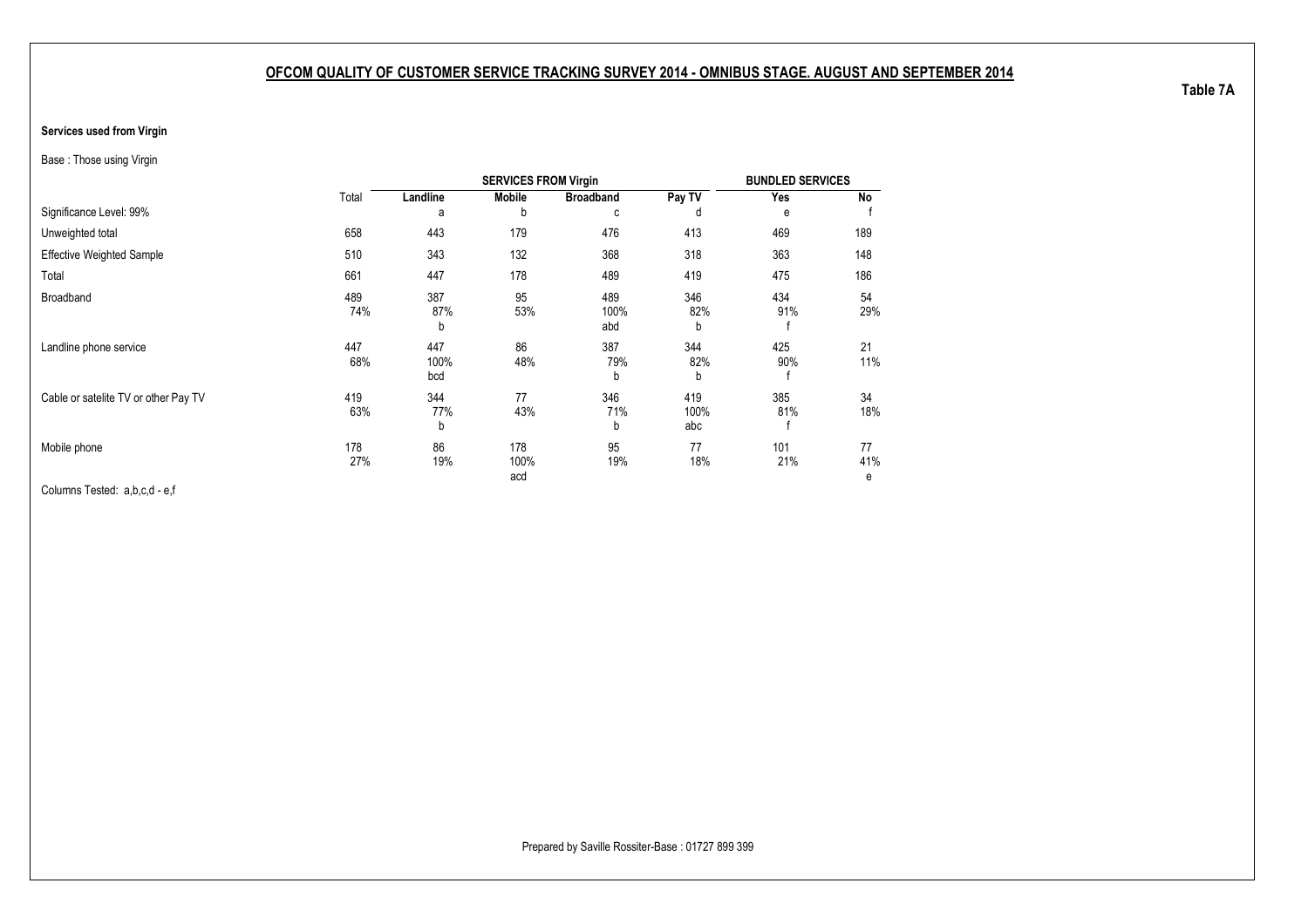## OFCOM QUALITY OF CUSTOMER SERVICE TRACKING SURVEY 2014 - OMNIBUS STAGE. AUGUST AND SEPTEMBER 2014

**Table 7A**

**Services used from Virgin**

Base : Those using Virgin

| | Total | SERVICES FROM Virgin | | | | BUNDLED SERVICES | |
|---|---|---|---|---|---|---|---|
| | | Landline | Mobile | Broadband | Pay TV | Yes | No |
| Significance Level: 99% | | a | b | c | d | e | f |
| Unweighted total | 658 | 443 | 179 | 476 | 413 | 469 | 189 |
| Effective Weighted Sample | 510 | 343 | 132 | 368 | 318 | 363 | 148 |
| Total | 661 | 447 | 178 | 489 | 419 | 475 | 186 |
| Broadband | 489 | 387 | 95 | 489 | 346 | 434 | 54 |
| | 74% | 87% | 53% | 100% | 82% | 91% | 29% |
| | | b | | abd | b | f | |
| Landline phone service | 447 | 447 | 86 | 387 | 344 | 425 | 21 |
| | 68% | 100% | 48% | 79% | 82% | 90% | 11% |
| | | bcd | | b | b | f | |
| Cable or satelite TV or other Pay TV | 419 | 344 | 77 | 346 | 419 | 385 | 34 |
| | 63% | 77% | 43% | 71% | 100% | 81% | 18% |
| | | b | | b | abc | f | |
| Mobile phone | 178 | 86 | 178 | 95 | 77 | 101 | 77 |
| | 27% | 19% | 100% | 19% | 18% | 21% | 41% |
| | | | acd | | | | e |

Columns Tested: a,b,c,d - e,f

Prepared by Saville Rossiter-Base : 01727 899 399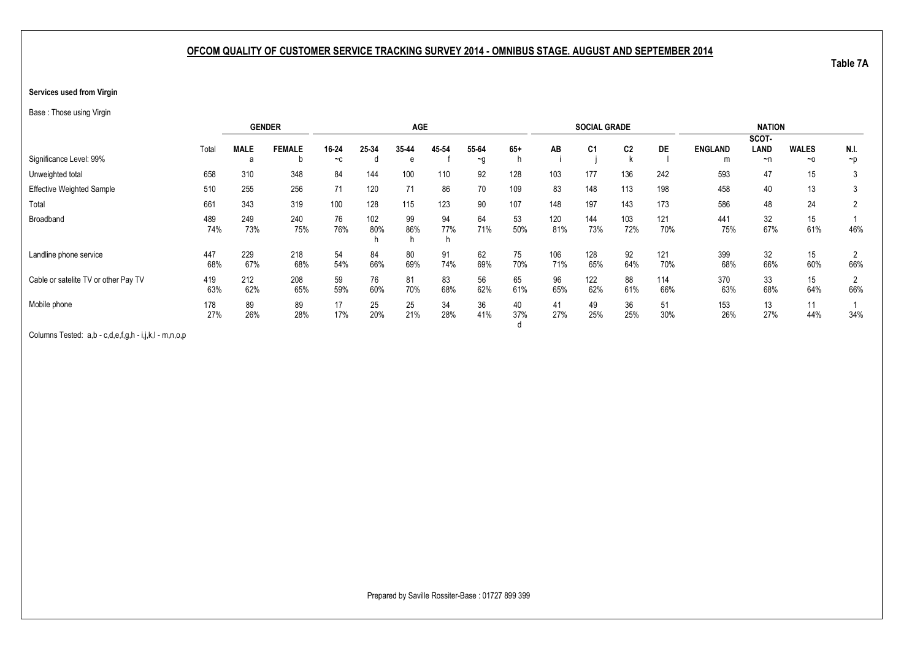## OFCOM QUALITY OF CUSTOMER SERVICE TRACKING SURVEY 2014 - OMNIBUS STAGE. AUGUST AND SEPTEMBER 2014

Table 7A

**Services used from Virgin**

Base : Those using Virgin

| | | GENDER | | AGE | | | | | | SOCIAL GRADE | | | | NATION | | | |
|---|---|---|---|---|---|---|---|---|---|---|---|---|---|---|---|---|---|
| | Total | MALE | FEMALE | 16-24 | 25-34 | 35-44 | 45-54 | 55-64 | 65+ | AB | C1 | C2 | DE | ENGLAND | SCOT-LAND | WALES | N.I. |
| Significance Level: 99% | | a | b | ~c | d | e | f | ~g | h | i | j | k | l | m | ~n | ~o | ~p |
| Unweighted total | 658 | 310 | 348 | 84 | 144 | 100 | 110 | 92 | 128 | 103 | 177 | 136 | 242 | 593 | 47 | 15 | 3 |
| Effective Weighted Sample | 510 | 255 | 256 | 71 | 120 | 71 | 86 | 70 | 109 | 83 | 148 | 113 | 198 | 458 | 40 | 13 | 3 |
| Total | 661 | 343 | 319 | 100 | 128 | 115 | 123 | 90 | 107 | 148 | 197 | 143 | 173 | 586 | 48 | 24 | 2 |
| Broadband | 489 | 249 | 240 | 76 | 102 | 99 | 94 | 64 | 53 | 120 | 144 | 103 | 121 | 441 | 32 | 15 | 1 |
| | 74% | 73% | 75% | 76% | 80% | 86% | 77% | 71% | 50% | 81% | 73% | 72% | 70% | 75% | 67% | 61% | 46% |
| | | | | | h | h | h | | | | | | | | | | |
| Landline phone service | 447 | 229 | 218 | 54 | 84 | 80 | 91 | 62 | 75 | 106 | 128 | 92 | 121 | 399 | 32 | 15 | 2 |
| | 68% | 67% | 68% | 54% | 66% | 69% | 74% | 69% | 70% | 71% | 65% | 64% | 70% | 68% | 66% | 60% | 66% |
| Cable or satelite TV or other Pay TV | 419 | 212 | 208 | 59 | 76 | 81 | 83 | 56 | 65 | 96 | 122 | 88 | 114 | 370 | 33 | 15 | 2 |
| | 63% | 62% | 65% | 59% | 60% | 70% | 68% | 62% | 61% | 65% | 62% | 61% | 66% | 63% | 68% | 64% | 66% |
| Mobile phone | 178 | 89 | 89 | 17 | 25 | 25 | 34 | 36 | 40 | 41 | 49 | 36 | 51 | 153 | 13 | 11 | 1 |
| | 27% | 26% | 28% | 17% | 20% | 21% | 28% | 41% | 37% | 27% | 25% | 25% | 30% | 26% | 27% | 44% | 34% |
| | | | | | | | | | d | | | | | | | | |

Columns Tested: a,b - c,d,e,f,g,h - i,j,k,l - m,n,o,p

Prepared by Saville Rossiter-Base : 01727 899 399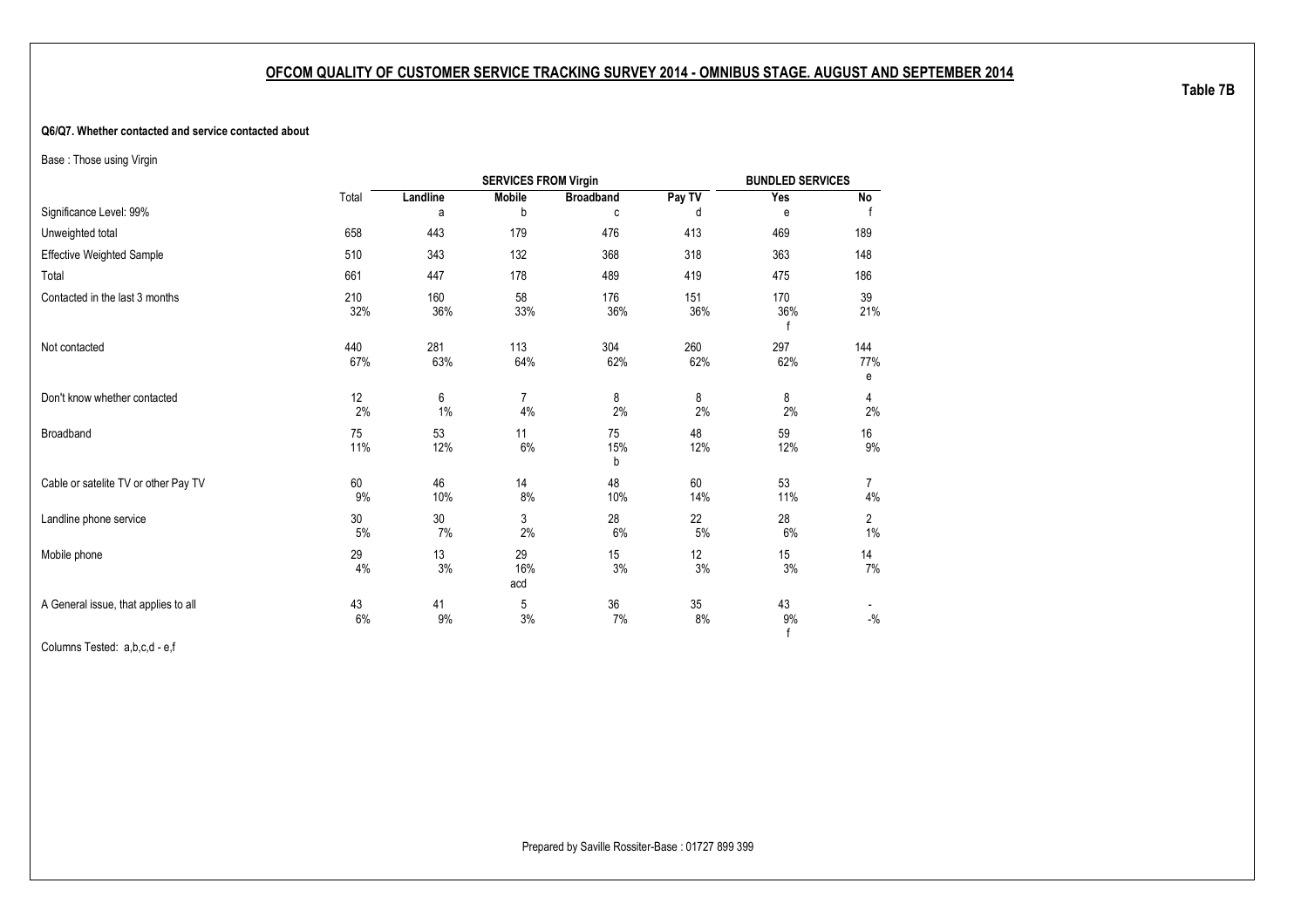## OFCOM QUALITY OF CUSTOMER SERVICE TRACKING SURVEY 2014 - OMNIBUS STAGE. AUGUST AND SEPTEMBER 2014

Table 7B

**Q6/Q7. Whether contacted and service contacted about**

Base : Those using Virgin

| | Total | SERVICES FROM Virgin | | | | BUNDLED SERVICES | |
|---|---|---|---|---|---|---|---|
| | | Landline | Mobile | Broadband | Pay TV | Yes | No |
| Significance Level: 99% | | a | b | c | d | e | f |
| Unweighted total | 658 | 443 | 179 | 476 | 413 | 469 | 189 |
| Effective Weighted Sample | 510 | 343 | 132 | 368 | 318 | 363 | 148 |
| Total | 661 | 447 | 178 | 489 | 419 | 475 | 186 |
| Contacted in the last 3 months | 210<br>32% | 160<br>36% | 58<br>33% | 176<br>36% | 151<br>36% | 170<br>36%<br>f | 39<br>21% |
| Not contacted | 440<br>67% | 281<br>63% | 113<br>64% | 304<br>62% | 260<br>62% | 297<br>62% | 144<br>77%<br>e |
| Don't know whether contacted | 12<br>2% | 6<br>1% | 7<br>4% | 8<br>2% | 8<br>2% | 8<br>2% | 4<br>2% |
| Broadband | 75<br>11% | 53<br>12% | 11<br>6% | 75<br>15%<br>b | 48<br>12% | 59<br>12% | 16<br>9% |
| Cable or satelite TV or other Pay TV | 60<br>9% | 46<br>10% | 14<br>8% | 48<br>10% | 60<br>14% | 53<br>11% | 7<br>4% |
| Landline phone service | 30<br>5% | 30<br>7% | 3<br>2% | 28<br>6% | 22<br>5% | 28<br>6% | 2<br>1% |
| Mobile phone | 29<br>4% | 13<br>3% | 29<br>16%<br>acd | 15<br>3% | 12<br>3% | 15<br>3% | 14<br>7% |
| A General issue, that applies to all | 43<br>6% | 41<br>9% | 5<br>3% | 36<br>7% | 35<br>8% | 43<br>9%<br>f | -<br>-% |

Columns Tested: a,b,c,d - e,f

Prepared by Saville Rossiter-Base : 01727 899 399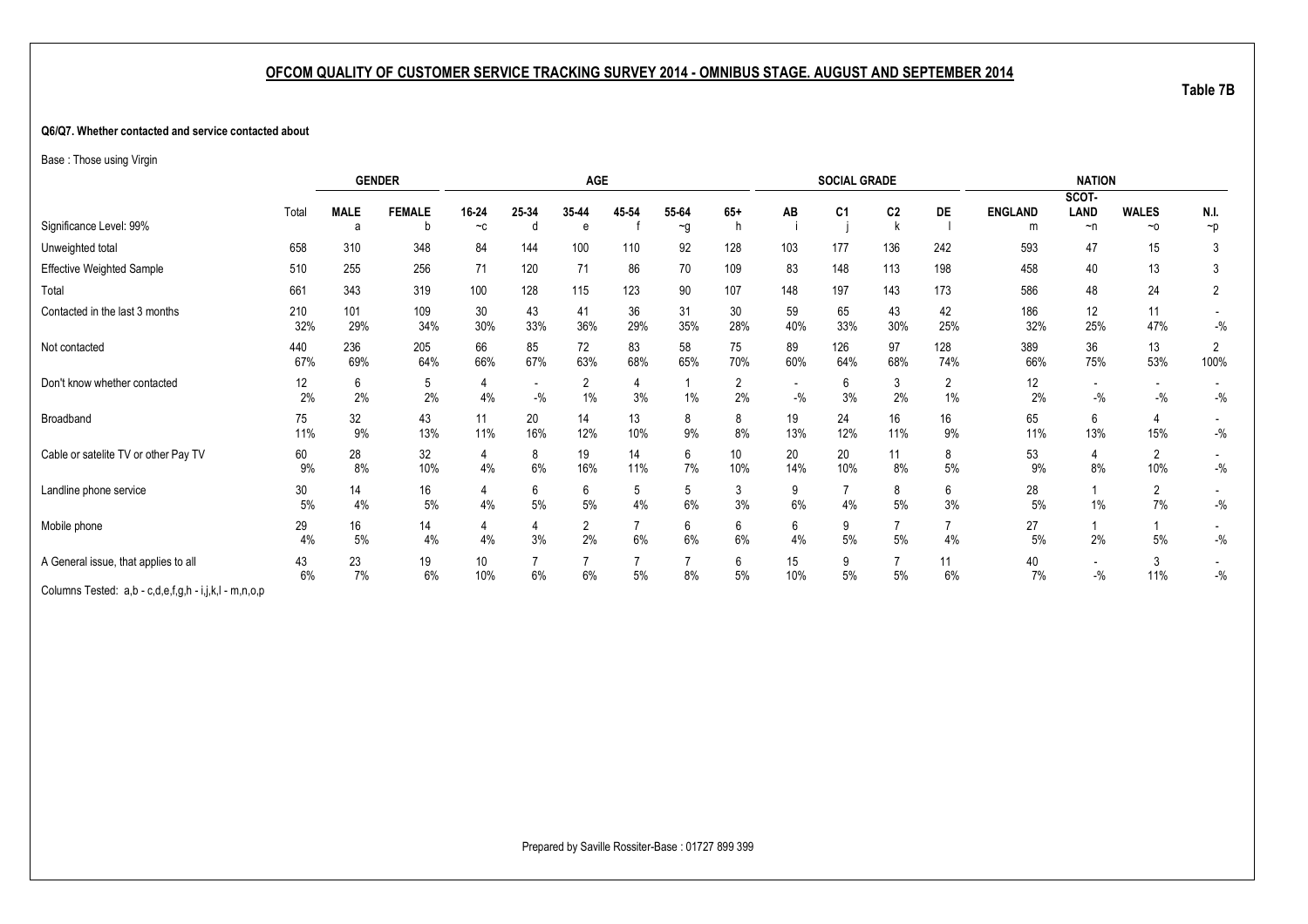## OFCOM QUALITY OF CUSTOMER SERVICE TRACKING SURVEY 2014 - OMNIBUS STAGE. AUGUST AND SEPTEMBER 2014

Table 7B

**Q6/Q7. Whether contacted and service contacted about**

Base : Those using Virgin

| | | GENDER | | AGE | | | | | | SOCIAL GRADE | | | | NATION | | | |
|---|---|---|---|---|---|---|---|---|---|---|---|---|---|---|---|---|---|
| Significance Level: 99% | Total | MALE<br>a | FEMALE<br>b | 16-24<br>~c | 25-34<br>d | 35-44<br>e | 45-54<br>f | 55-64<br>~g | 65+<br>h | AB<br>i | C1<br>j | C2<br>k | DE<br>l | ENGLAND<br>m | SCOT-LAND<br>~n | WALES<br>~o | N.I.<br>~p |
| Unweighted total | 658 | 310 | 348 | 84 | 144 | 100 | 110 | 92 | 128 | 103 | 177 | 136 | 242 | 593 | 47 | 15 | 3 |
| Effective Weighted Sample | 510 | 255 | 256 | 71 | 120 | 71 | 86 | 70 | 109 | 83 | 148 | 113 | 198 | 458 | 40 | 13 | 3 |
| Total | 661 | 343 | 319 | 100 | 128 | 115 | 123 | 90 | 107 | 148 | 197 | 143 | 173 | 586 | 48 | 24 | 2 |
| Contacted in the last 3 months | 210<br>32% | 101<br>29% | 109<br>34% | 30<br>30% | 43<br>33% | 41<br>36% | 36<br>29% | 31<br>35% | 30<br>28% | 59<br>40% | 65<br>33% | 43<br>30% | 42<br>25% | 186<br>32% | 12<br>25% | 11<br>47% | -<br>-% |
| Not contacted | 440<br>67% | 236<br>69% | 205<br>64% | 66<br>66% | 85<br>67% | 72<br>63% | 83<br>68% | 58<br>65% | 75<br>70% | 89<br>60% | 126<br>64% | 97<br>68% | 128<br>74% | 389<br>66% | 36<br>75% | 13<br>53% | 2<br>100% |
| Don't know whether contacted | 12<br>2% | 6<br>2% | 5<br>2% | 4<br>4% | -<br>-% | 2<br>1% | 4<br>3% | 1<br>1% | 2<br>2% | -<br>-% | 6<br>3% | 3<br>2% | 2<br>1% | 12<br>2% | -<br>-% | -<br>-% | -<br>-% |
| Broadband | 75<br>11% | 32<br>9% | 43<br>13% | 11<br>11% | 20<br>16% | 14<br>12% | 13<br>10% | 8<br>9% | 8<br>8% | 19<br>13% | 24<br>12% | 16<br>11% | 16<br>9% | 65<br>11% | 6<br>13% | 4<br>15% | -<br>-% |
| Cable or satelite TV or other Pay TV | 60<br>9% | 28<br>8% | 32<br>10% | 4<br>4% | 8<br>6% | 19<br>16% | 14<br>11% | 6<br>7% | 10<br>10% | 20<br>14% | 20<br>10% | 11<br>8% | 8<br>5% | 53<br>9% | 4<br>8% | 2<br>10% | -<br>-% |
| Landline phone service | 30<br>5% | 14<br>4% | 16<br>5% | 4<br>4% | 6<br>5% | 6<br>5% | 5<br>4% | 5<br>6% | 3<br>3% | 9<br>6% | 7<br>4% | 8<br>5% | 6<br>3% | 28<br>5% | 1<br>1% | 2<br>7% | -<br>-% |
| Mobile phone | 29<br>4% | 16<br>5% | 14<br>4% | 4<br>4% | 4<br>3% | 2<br>2% | 7<br>6% | 6<br>6% | 6<br>6% | 6<br>4% | 9<br>5% | 7<br>5% | 7<br>4% | 27<br>5% | 1<br>2% | 1<br>5% | -<br>-% |
| A General issue, that applies to all | 43<br>6% | 23<br>7% | 19<br>6% | 10<br>10% | 7<br>6% | 7<br>6% | 7<br>5% | 7<br>8% | 6<br>5% | 15<br>10% | 9<br>5% | 7<br>5% | 11<br>6% | 40<br>7% | -<br>-% | 3<br>11% | -<br>-% |

Columns Tested: a,b - c,d,e,f,g,h - i,j,k,l - m,n,o,p

Prepared by Saville Rossiter-Base : 01727 899 399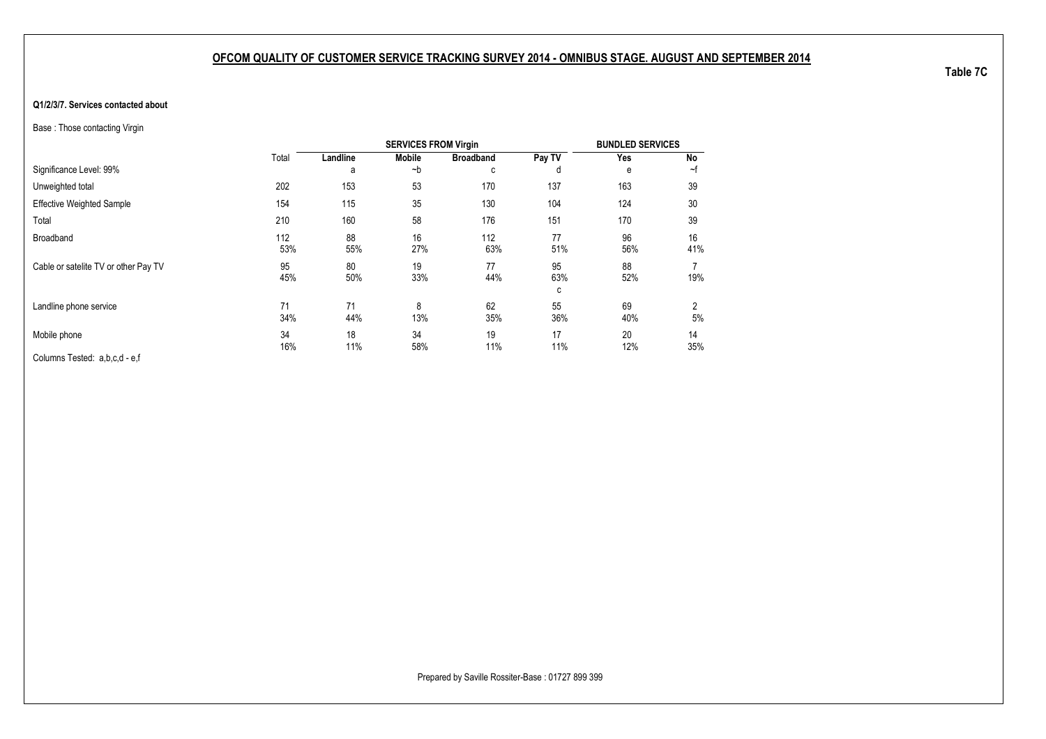## OFCOM QUALITY OF CUSTOMER SERVICE TRACKING SURVEY 2014 - OMNIBUS STAGE. AUGUST AND SEPTEMBER 2014

Table 7C

**Q1/2/3/7. Services contacted about**

Base : Those contacting Virgin

| | Total | SERVICES FROM Virgin | | | | BUNDLED SERVICES | |
|---|---|---|---|---|---|---|---|
| | | Landline | Mobile | Broadband | Pay TV | Yes | No |
| Significance Level: 99% | | a | ~b | c | d | e | ~f |
| Unweighted total | 202 | 153 | 53 | 170 | 137 | 163 | 39 |
| Effective Weighted Sample | 154 | 115 | 35 | 130 | 104 | 124 | 30 |
| Total | 210 | 160 | 58 | 176 | 151 | 170 | 39 |
| Broadband | 112<br>53% | 88<br>55% | 16<br>27% | 112<br>63% | 77<br>51% | 96<br>56% | 16<br>41% |
| Cable or satelite TV or other Pay TV | 95<br>45% | 80<br>50% | 19<br>33% | 77<br>44% | 95<br>63%<br>c | 88<br>52% | 7<br>19% |
| Landline phone service | 71<br>34% | 71<br>44% | 8<br>13% | 62<br>35% | 55<br>36% | 69<br>40% | 2<br>5% |
| Mobile phone | 34<br>16% | 18<br>11% | 34<br>58% | 19<br>11% | 17<br>11% | 20<br>12% | 14<br>35% |

Columns Tested: a,b,c,d - e,f

Prepared by Saville Rossiter-Base : 01727 899 399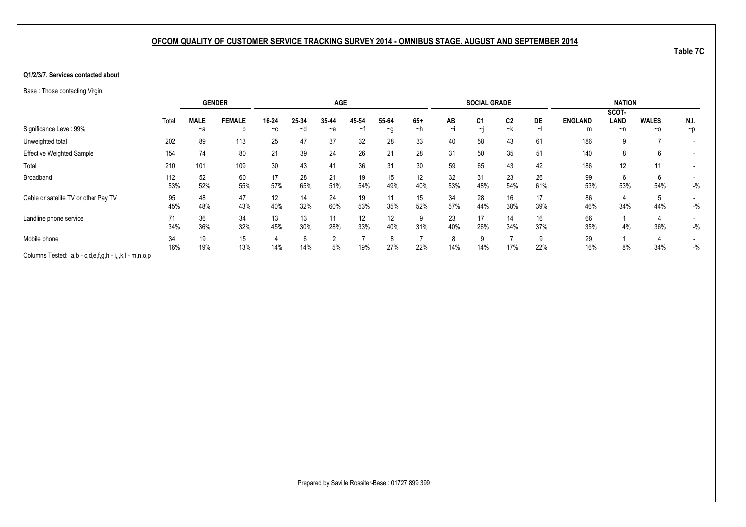## OFCOM QUALITY OF CUSTOMER SERVICE TRACKING SURVEY 2014 - OMNIBUS STAGE. AUGUST AND SEPTEMBER 2014

Table 7C

**Q1/2/3/7. Services contacted about**

Base : Those contacting Virgin

| | | GENDER | | AGE | | | | | | SOCIAL GRADE | | | | NATION | | | |
|---|---|---|---|---|---|---|---|---|---|---|---|---|---|---|---|---|---|
| | Total | MALE | FEMALE | 16-24 | 25-34 | 35-44 | 45-54 | 55-64 | 65+ | AB | C1 | C2 | DE | ENGLAND | SCOT-LAND | WALES | N.I. |
| Significance Level: 99% | | ~a | b | ~c | ~d | ~e | ~f | ~g | ~h | ~i | ~j | ~k | ~l | m | ~n | ~o | ~p |
| Unweighted total | 202 | 89 | 113 | 25 | 47 | 37 | 32 | 28 | 33 | 40 | 58 | 43 | 61 | 186 | 9 | 7 | - |
| Effective Weighted Sample | 154 | 74 | 80 | 21 | 39 | 24 | 26 | 21 | 28 | 31 | 50 | 35 | 51 | 140 | 8 | 6 | - |
| Total | 210 | 101 | 109 | 30 | 43 | 41 | 36 | 31 | 30 | 59 | 65 | 43 | 42 | 186 | 12 | 11 | - |
| Broadband | 112 | 52 | 60 | 17 | 28 | 21 | 19 | 15 | 12 | 32 | 31 | 23 | 26 | 99 | 6 | 6 | - |
| | 53% | 52% | 55% | 57% | 65% | 51% | 54% | 49% | 40% | 53% | 48% | 54% | 61% | 53% | 53% | 54% | -% |
| Cable or satelite TV or other Pay TV | 95 | 48 | 47 | 12 | 14 | 24 | 19 | 11 | 15 | 34 | 28 | 16 | 17 | 86 | 4 | 5 | - |
| | 45% | 48% | 43% | 40% | 32% | 60% | 53% | 35% | 52% | 57% | 44% | 38% | 39% | 46% | 34% | 44% | -% |
| Landline phone service | 71 | 36 | 34 | 13 | 13 | 11 | 12 | 12 | 9 | 23 | 17 | 14 | 16 | 66 | 1 | 4 | - |
| | 34% | 36% | 32% | 45% | 30% | 28% | 33% | 40% | 31% | 40% | 26% | 34% | 37% | 35% | 4% | 36% | -% |
| Mobile phone | 34 | 19 | 15 | 4 | 6 | 2 | 7 | 8 | 7 | 8 | 9 | 7 | 9 | 29 | 1 | 4 | - |
| | 16% | 19% | 13% | 14% | 14% | 5% | 19% | 27% | 22% | 14% | 14% | 17% | 22% | 16% | 8% | 34% | -% |

Columns Tested: a,b - c,d,e,f,g,h - i,j,k,l - m,n,o,p

Prepared by Saville Rossiter-Base : 01727 899 399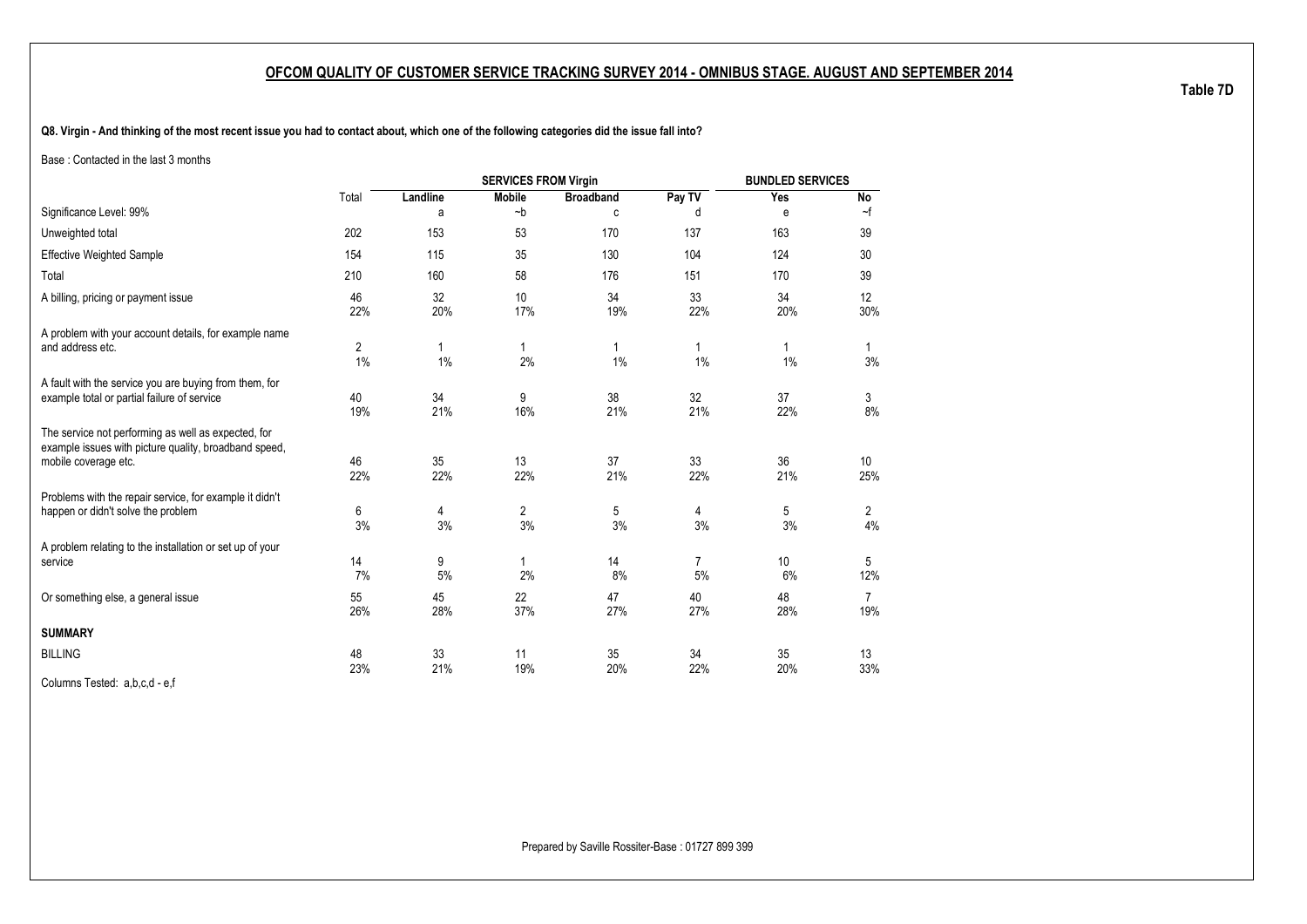## OFCOM QUALITY OF CUSTOMER SERVICE TRACKING SURVEY 2014 - OMNIBUS STAGE. AUGUST AND SEPTEMBER 2014

**Table 7D**

**Q8. Virgin - And thinking of the most recent issue you had to contact about, which one of the following categories did the issue fall into?**

Base : Contacted in the last 3 months

| | Total | SERVICES FROM Virgin | | | | BUNDLED SERVICES | |
|---|---|---|---|---|---|---|---|
| | | Landline | Mobile | Broadband | Pay TV | Yes | No |
| Significance Level: 99% | | a | ~b | c | d | e | ~f |
| Unweighted total | 202 | 153 | 53 | 170 | 137 | 163 | 39 |
| Effective Weighted Sample | 154 | 115 | 35 | 130 | 104 | 124 | 30 |
| Total | 210 | 160 | 58 | 176 | 151 | 170 | 39 |
| A billing, pricing or payment issue | 46<br>22% | 32<br>20% | 10<br>17% | 34<br>19% | 33<br>22% | 34<br>20% | 12<br>30% |
| A problem with your account details, for example name and address etc. | 2<br>1% | 1<br>1% | 1<br>2% | 1<br>1% | 1<br>1% | 1<br>1% | 1<br>3% |
| A fault with the service you are buying from them, for example total or partial failure of service | 40<br>19% | 34<br>21% | 9<br>16% | 38<br>21% | 32<br>21% | 37<br>22% | 3<br>8% |
| The service not performing as well as expected, for example issues with picture quality, broadband speed, mobile coverage etc. | 46<br>22% | 35<br>22% | 13<br>22% | 37<br>21% | 33<br>22% | 36<br>21% | 10<br>25% |
| Problems with the repair service, for example it didn't happen or didn't solve the problem | 6<br>3% | 4<br>3% | 2<br>3% | 5<br>3% | 4<br>3% | 5<br>3% | 2<br>4% |
| A problem relating to the installation or set up of your service | 14<br>7% | 9<br>5% | 1<br>2% | 14<br>8% | 7<br>5% | 10<br>6% | 5<br>12% |
| Or something else, a general issue | 55<br>26% | 45<br>28% | 22<br>37% | 47<br>27% | 40<br>27% | 48<br>28% | 7<br>19% |
| **SUMMARY** | | | | | | | |
| BILLING | 48<br>23% | 33<br>21% | 11<br>19% | 35<br>20% | 34<br>22% | 35<br>20% | 13<br>33% |

Columns Tested: a,b,c,d - e,f

Prepared by Saville Rossiter-Base : 01727 899 399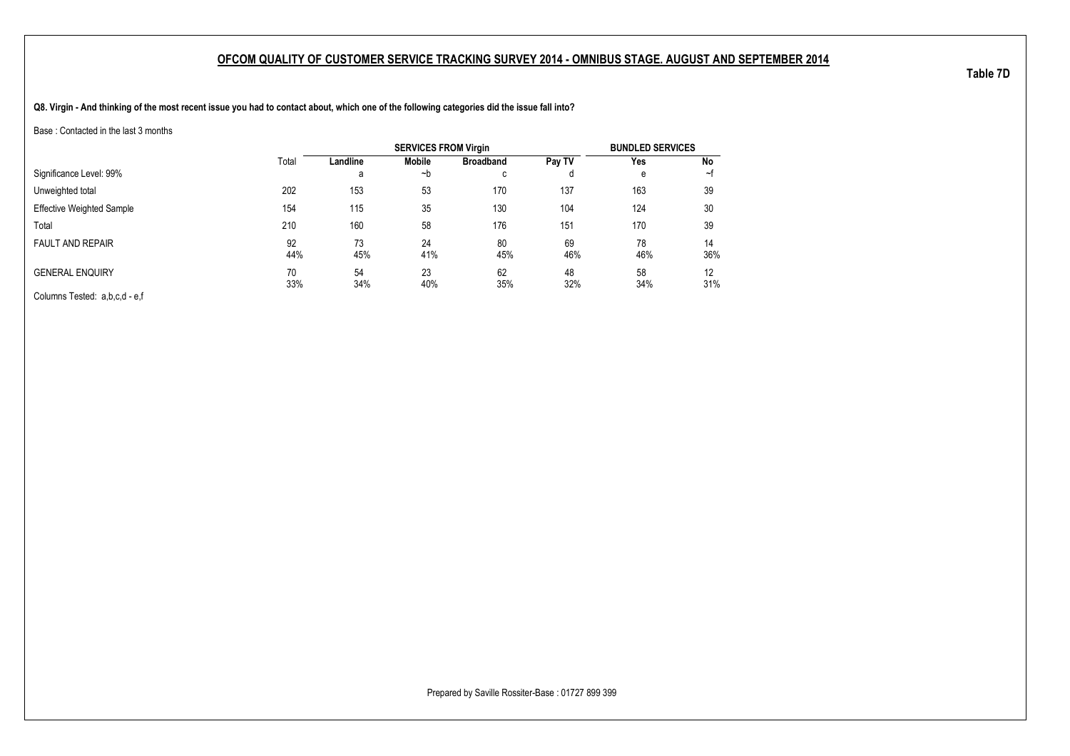## OFCOM QUALITY OF CUSTOMER SERVICE TRACKING SURVEY 2014 - OMNIBUS STAGE. AUGUST AND SEPTEMBER 2014

**Table 7D**

**Q8. Virgin - And thinking of the most recent issue you had to contact about, which one of the following categories did the issue fall into?**

Base : Contacted in the last 3 months

| | | SERVICES FROM Virgin | | | | BUNDLED SERVICES | |
|---|---|---|---|---|---|---|---|
| | Total | Landline | Mobile | Broadband | Pay TV | Yes | No |
| Significance Level: 99% | | a | ~b | c | d | e | ~f |
| Unweighted total | 202 | 153 | 53 | 170 | 137 | 163 | 39 |
| Effective Weighted Sample | 154 | 115 | 35 | 130 | 104 | 124 | 30 |
| Total | 210 | 160 | 58 | 176 | 151 | 170 | 39 |
| FAULT AND REPAIR | 92 | 73 | 24 | 80 | 69 | 78 | 14 |
| | 44% | 45% | 41% | 45% | 46% | 46% | 36% |
| GENERAL ENQUIRY | 70 | 54 | 23 | 62 | 48 | 58 | 12 |
| | 33% | 34% | 40% | 35% | 32% | 34% | 31% |

Columns Tested: a,b,c,d - e,f

Prepared by Saville Rossiter-Base : 01727 899 399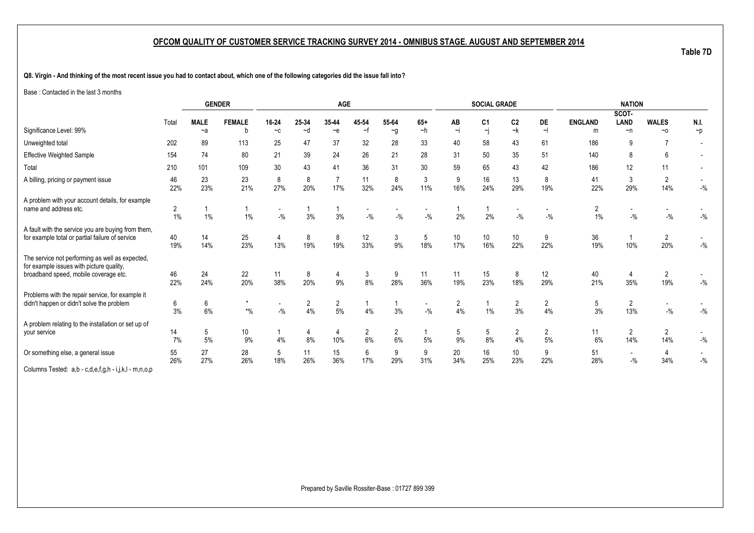## OFCOM QUALITY OF CUSTOMER SERVICE TRACKING SURVEY 2014 - OMNIBUS STAGE. AUGUST AND SEPTEMBER 2014

**Table 7D**

**Q8. Virgin - And thinking of the most recent issue you had to contact about, which one of the following categories did the issue fall into?**

Base : Contacted in the last 3 months

| | | GENDER | | AGE | | | | | | SOCIAL GRADE | | | | NATION | | | |
|---|---|---|---|---|---|---|---|---|---|---|---|---|---|---|---|---|---|
| Significance Level: 99% | Total | MALE ~a | FEMALE b | 16-24 ~c | 25-34 ~d | 35-44 ~e | 45-54 ~f | 55-64 ~g | 65+ ~h | AB ~i | C1 ~j | C2 ~k | DE ~l | ENGLAND m | SCOT-LAND ~n | WALES ~o | N.I. ~p |
| Unweighted total | 202 | 89 | 113 | 25 | 47 | 37 | 32 | 28 | 33 | 40 | 58 | 43 | 61 | 186 | 9 | 7 | - |
| Effective Weighted Sample | 154 | 74 | 80 | 21 | 39 | 24 | 26 | 21 | 28 | 31 | 50 | 35 | 51 | 140 | 8 | 6 | - |
| Total | 210 | 101 | 109 | 30 | 43 | 41 | 36 | 31 | 30 | 59 | 65 | 43 | 42 | 186 | 12 | 11 | - |
| A billing, pricing or payment issue | 46 | 23 | 23 | 8 | 8 | 7 | 11 | 8 | 3 | 9 | 16 | 13 | 8 | 41 | 3 | 2 | - |
| | 22% | 23% | 21% | 27% | 20% | 17% | 32% | 24% | 11% | 16% | 24% | 29% | 19% | 22% | 29% | 14% | -% |
| A problem with your account details, for example name and address etc. | 2 | 1 | 1 | - | 1 | 1 | - | - | - | 1 | 1 | - | - | 2 | - | - | - |
| | 1% | 1% | 1% | -% | 3% | 3% | -% | -% | -% | 2% | 2% | -% | -% | 1% | -% | -% | -% |
| A fault with the service you are buying from them, for example total or partial failure of service | 40 | 14 | 25 | 4 | 8 | 8 | 12 | 3 | 5 | 10 | 10 | 10 | 9 | 36 | 1 | 2 | - |
| | 19% | 14% | 23% | 13% | 19% | 19% | 33% | 9% | 18% | 17% | 16% | 22% | 22% | 19% | 10% | 20% | -% |
| The service not performing as well as expected, for example issues with picture quality, broadband speed, mobile coverage etc. | 46 | 24 | 22 | 11 | 8 | 4 | 3 | 9 | 11 | 11 | 15 | 8 | 12 | 40 | 4 | 2 | - |
| | 22% | 24% | 20% | 38% | 20% | 9% | 8% | 28% | 36% | 19% | 23% | 18% | 29% | 21% | 35% | 19% | -% |
| Problems with the repair service, for example it didn't happen or didn't solve the problem | 6 | 6 | * | - | 2 | 2 | 1 | 1 | - | 2 | 1 | 2 | 2 | 5 | 2 | - | - |
| | 3% | 6% | *% | -% | 4% | 5% | 4% | 3% | -% | 4% | 1% | 3% | 4% | 3% | 13% | -% | -% |
| A problem relating to the installation or set up of your service | 14 | 5 | 10 | 1 | 4 | 4 | 2 | 2 | 1 | 5 | 5 | 2 | 2 | 11 | 2 | 2 | - |
| | 7% | 5% | 9% | 4% | 8% | 10% | 6% | 6% | 5% | 9% | 8% | 4% | 5% | 6% | 14% | 14% | -% |
| Or something else, a general issue | 55 | 27 | 28 | 5 | 11 | 15 | 6 | 9 | 9 | 20 | 16 | 10 | 9 | 51 | - | 4 | - |
| | 26% | 27% | 26% | 18% | 26% | 36% | 17% | 29% | 31% | 34% | 25% | 23% | 22% | 28% | -% | 34% | -% |

Columns Tested: a,b - c,d,e,f,g,h - i,j,k,l - m,n,o,p

Prepared by Saville Rossiter-Base : 01727 899 399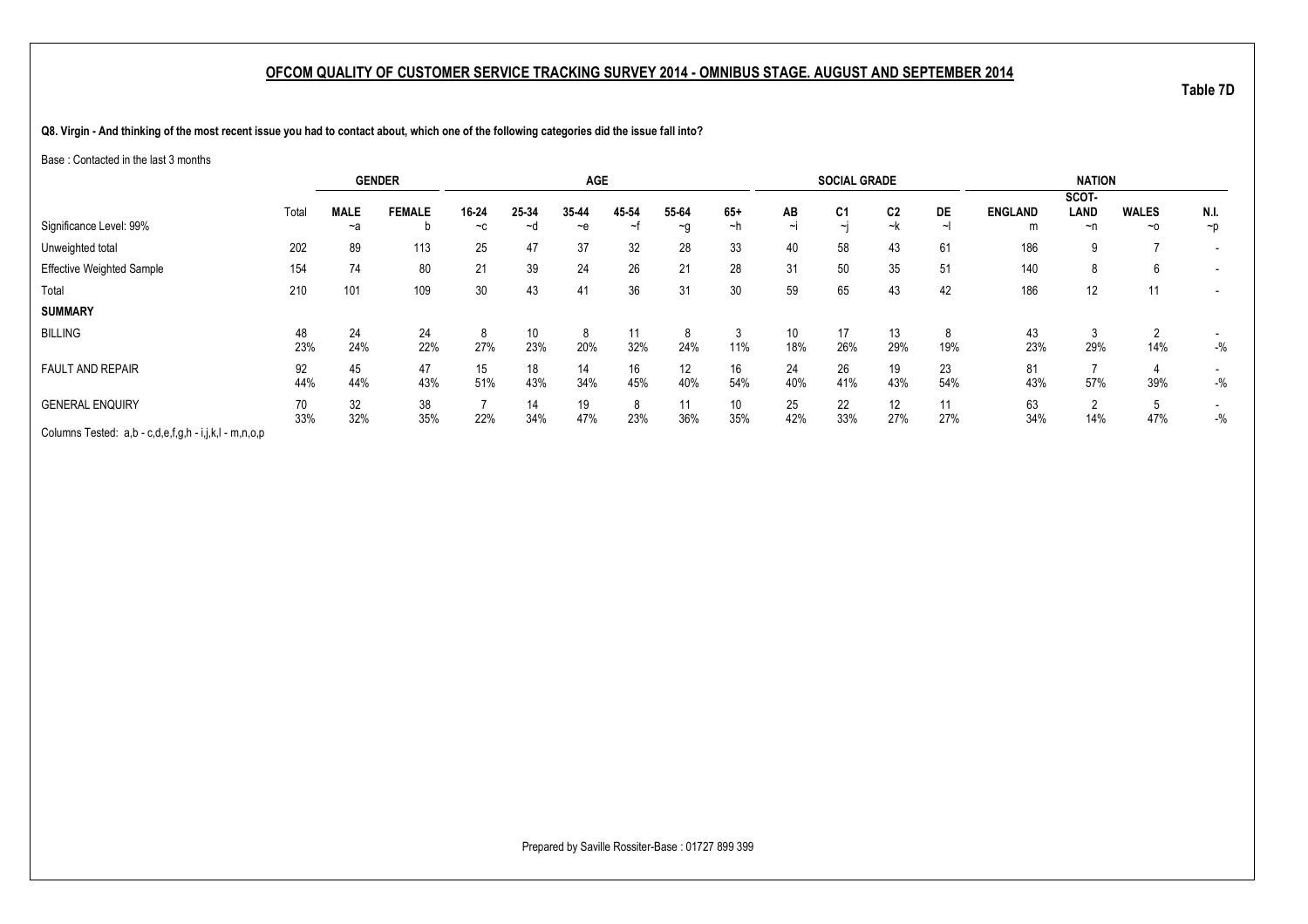## OFCOM QUALITY OF CUSTOMER SERVICE TRACKING SURVEY 2014 - OMNIBUS STAGE. AUGUST AND SEPTEMBER 2014

Table 7D

**Q8. Virgin - And thinking of the most recent issue you had to contact about, which one of the following categories did the issue fall into?**

Base : Contacted in the last 3 months

| | | GENDER | | AGE | | | | | | SOCIAL GRADE | | | | NATION | | | |
|---|---|---|---|---|---|---|---|---|---|---|---|---|---|---|---|---|---|
| | Total | MALE | FEMALE | 16-24 | 25-34 | 35-44 | 45-54 | 55-64 | 65+ | AB | C1 | C2 | DE | ENGLAND | SCOT-LAND | WALES | N.I. |
| Significance Level: 99% | | ~a | b | ~c | ~d | ~e | ~f | ~g | ~h | ~i | ~j | ~k | ~l | m | ~n | ~o | ~p |
| Unweighted total | 202 | 89 | 113 | 25 | 47 | 37 | 32 | 28 | 33 | 40 | 58 | 43 | 61 | 186 | 9 | 7 | - |
| Effective Weighted Sample | 154 | 74 | 80 | 21 | 39 | 24 | 26 | 21 | 28 | 31 | 50 | 35 | 51 | 140 | 8 | 6 | - |
| Total | 210 | 101 | 109 | 30 | 43 | 41 | 36 | 31 | 30 | 59 | 65 | 43 | 42 | 186 | 12 | 11 | - |
| **SUMMARY** | | | | | | | | | | | | | | | | | |
| BILLING | 48 | 24 | 24 | 8 | 10 | 8 | 11 | 8 | 3 | 10 | 17 | 13 | 8 | 43 | 3 | 2 | - |
| | 23% | 24% | 22% | 27% | 23% | 20% | 32% | 24% | 11% | 18% | 26% | 29% | 19% | 23% | 29% | 14% | -% |
| FAULT AND REPAIR | 92 | 45 | 47 | 15 | 18 | 14 | 16 | 12 | 16 | 24 | 26 | 19 | 23 | 81 | 7 | 4 | - |
| | 44% | 44% | 43% | 51% | 43% | 34% | 45% | 40% | 54% | 40% | 41% | 43% | 54% | 43% | 57% | 39% | -% |
| GENERAL ENQUIRY | 70 | 32 | 38 | 7 | 14 | 19 | 8 | 11 | 10 | 25 | 22 | 12 | 11 | 63 | 2 | 5 | - |
| | 33% | 32% | 35% | 22% | 34% | 47% | 23% | 36% | 35% | 42% | 33% | 27% | 27% | 34% | 14% | 47% | -% |

Columns Tested: a,b - c,d,e,f,g,h - i,j,k,l - m,n,o,p

Prepared by Saville Rossiter-Base : 01727 899 399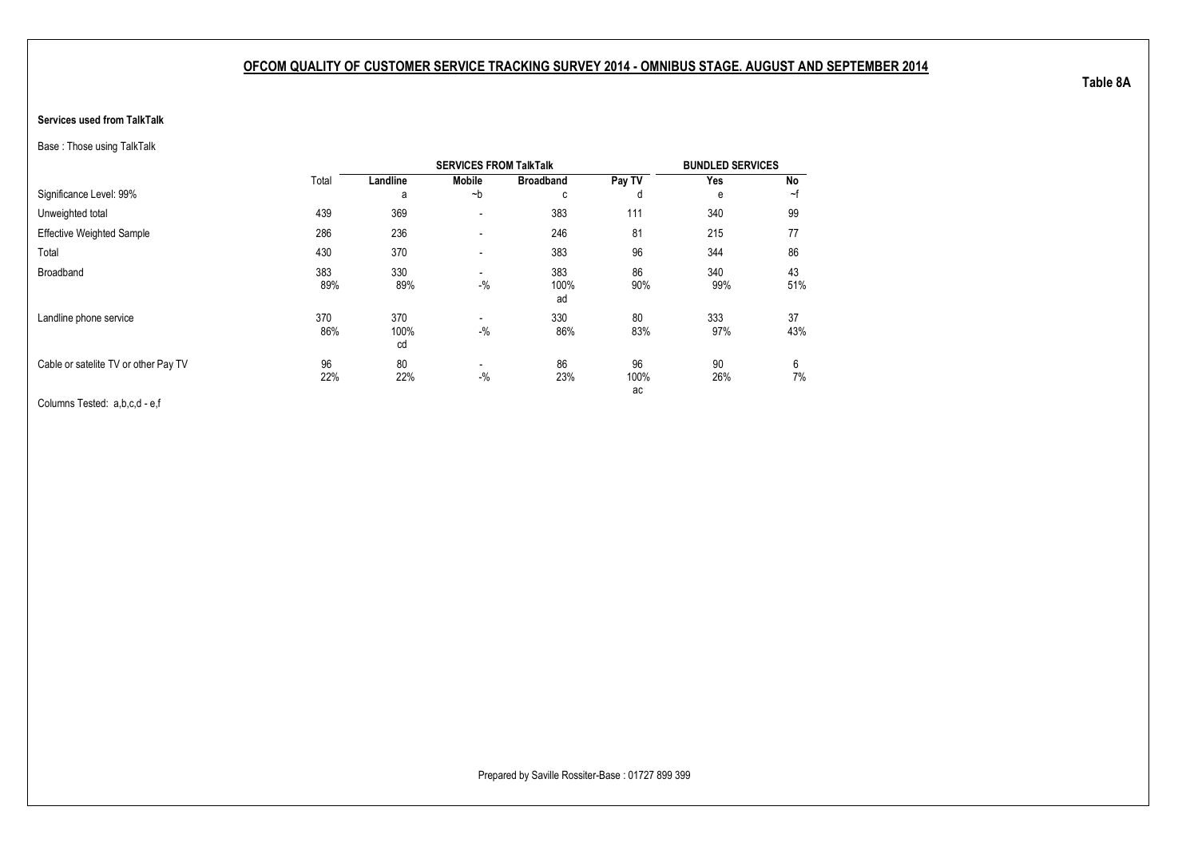## OFCOM QUALITY OF CUSTOMER SERVICE TRACKING SURVEY 2014 - OMNIBUS STAGE. AUGUST AND SEPTEMBER 2014

**Table 8A**

**Services used from TalkTalk**

Base : Those using TalkTalk

| | Total | SERVICES FROM TalkTalk | | | | BUNDLED SERVICES | |
|---|---|---|---|---|---|---|---|
| | | **Landline** | **Mobile** | **Broadband** | **Pay TV** | **Yes** | **No** |
| Significance Level: 99% | | a | ~b | c | d | e | ~f |
| Unweighted total | 439 | 369 | - | 383 | 111 | 340 | 99 |
| Effective Weighted Sample | 286 | 236 | - | 246 | 81 | 215 | 77 |
| Total | 430 | 370 | - | 383 | 96 | 344 | 86 |
| Broadband | 383<br>89% | 330<br>89% | -<br>-% | 383<br>100%<br>ad | 86<br>90% | 340<br>99% | 43<br>51% |
| Landline phone service | 370<br>86% | 370<br>100%<br>cd | -<br>-% | 330<br>86% | 80<br>83% | 333<br>97% | 37<br>43% |
| Cable or satelite TV or other Pay TV | 96<br>22% | 80<br>22% | -<br>-% | 86<br>23% | 96<br>100%<br>ac | 90<br>26% | 6<br>7% |

Columns Tested: a,b,c,d - e,f

Prepared by Saville Rossiter-Base : 01727 899 399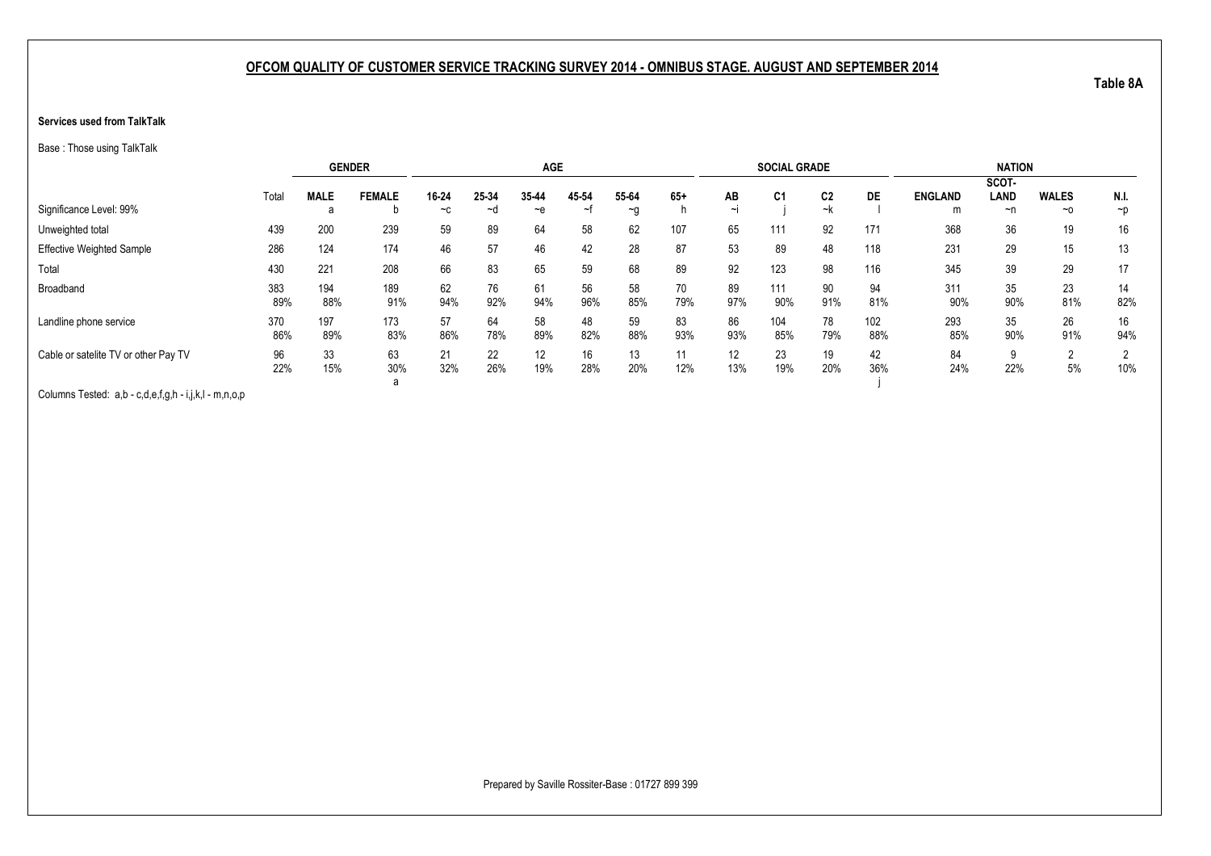## OFCOM QUALITY OF CUSTOMER SERVICE TRACKING SURVEY 2014 - OMNIBUS STAGE. AUGUST AND SEPTEMBER 2014

**Table 8A**

**Services used from TalkTalk**

Base : Those using TalkTalk

| | | GENDER | | AGE | | | | | | SOCIAL GRADE | | | | NATION | | | |
|---|---|---|---|---|---|---|---|---|---|---|---|---|---|---|---|---|---|
| | Total | MALE | FEMALE | 16-24 | 25-34 | 35-44 | 45-54 | 55-64 | 65+ | AB | C1 | C2 | DE | ENGLAND | SCOT-LAND | WALES | N.I. |
| Significance Level: 99% | | a | b | ~c | ~d | ~e | ~f | ~g | h | ~i | j | ~k | l | m | ~n | ~o | ~p |
| Unweighted total | 439 | 200 | 239 | 59 | 89 | 64 | 58 | 62 | 107 | 65 | 111 | 92 | 171 | 368 | 36 | 19 | 16 |
| Effective Weighted Sample | 286 | 124 | 174 | 46 | 57 | 46 | 42 | 28 | 87 | 53 | 89 | 48 | 118 | 231 | 29 | 15 | 13 |
| Total | 430 | 221 | 208 | 66 | 83 | 65 | 59 | 68 | 89 | 92 | 123 | 98 | 116 | 345 | 39 | 29 | 17 |
| Broadband | 383 | 194 | 189 | 62 | 76 | 61 | 56 | 58 | 70 | 89 | 111 | 90 | 94 | 311 | 35 | 23 | 14 |
| | 89% | 88% | 91% | 94% | 92% | 94% | 96% | 85% | 79% | 97% | 90% | 91% | 81% | 90% | 90% | 81% | 82% |
| Landline phone service | 370 | 197 | 173 | 57 | 64 | 58 | 48 | 59 | 83 | 86 | 104 | 78 | 102 | 293 | 35 | 26 | 16 |
| | 86% | 89% | 83% | 86% | 78% | 89% | 82% | 88% | 93% | 93% | 85% | 79% | 88% | 85% | 90% | 91% | 94% |
| Cable or satelite TV or other Pay TV | 96 | 33 | 63 | 21 | 22 | 12 | 16 | 13 | 11 | 12 | 23 | 19 | 42 | 84 | 9 | 2 | 2 |
| | 22% | 15% | 30% | 32% | 26% | 19% | 28% | 20% | 12% | 13% | 19% | 20% | 36% | 24% | 22% | 5% | 10% |
| | | | a | | | | | | | | | | j | | | | |

Columns Tested: a,b - c,d,e,f,g,h - i,j,k,l - m,n,o,p

Prepared by Saville Rossiter-Base : 01727 899 399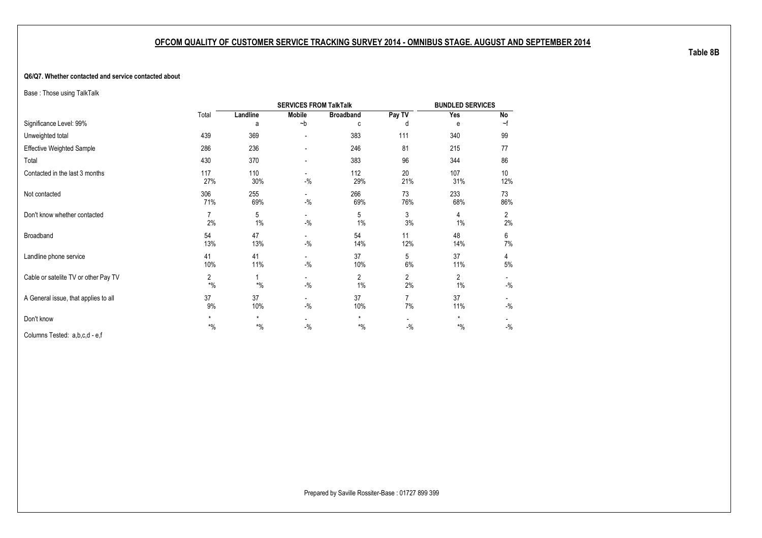## OFCOM QUALITY OF CUSTOMER SERVICE TRACKING SURVEY 2014 - OMNIBUS STAGE. AUGUST AND SEPTEMBER 2014

**Table 8B**

**Q6/Q7. Whether contacted and service contacted about**

Base : Those using TalkTalk

| | | SERVICES FROM TalkTalk | | | | BUNDLED SERVICES | |
|---|---|---|---|---|---|---|---|
| | Total | Landline | Mobile | Broadband | Pay TV | Yes | No |
| Significance Level: 99% | | a | ~b | c | d | e | ~f |
| Unweighted total | 439 | 369 | - | 383 | 111 | 340 | 99 |
| Effective Weighted Sample | 286 | 236 | - | 246 | 81 | 215 | 77 |
| Total | 430 | 370 | - | 383 | 96 | 344 | 86 |
| Contacted in the last 3 months | 117 | 110 | - | 112 | 20 | 107 | 10 |
| | 27% | 30% | -% | 29% | 21% | 31% | 12% |
| Not contacted | 306 | 255 | - | 266 | 73 | 233 | 73 |
| | 71% | 69% | -% | 69% | 76% | 68% | 86% |
| Don't know whether contacted | 7 | 5 | - | 5 | 3 | 4 | 2 |
| | 2% | 1% | -% | 1% | 3% | 1% | 2% |
| Broadband | 54 | 47 | - | 54 | 11 | 48 | 6 |
| | 13% | 13% | -% | 14% | 12% | 14% | 7% |
| Landline phone service | 41 | 41 | - | 37 | 5 | 37 | 4 |
| | 10% | 11% | -% | 10% | 6% | 11% | 5% |
| Cable or satelite TV or other Pay TV | 2 | 1 | - | 2 | 2 | 2 | - |
| | *% | *% | -% | 1% | 2% | 1% | -% |
| A General issue, that applies to all | 37 | 37 | - | 37 | 7 | 37 | - |
| | 9% | 10% | -% | 10% | 7% | 11% | -% |
| Don't know | * | * | - | * | - | * | - |
| | *% | *% | -% | *% | -% | *% | -% |

Columns Tested: a,b,c,d - e,f

Prepared by Saville Rossiter-Base : 01727 899 399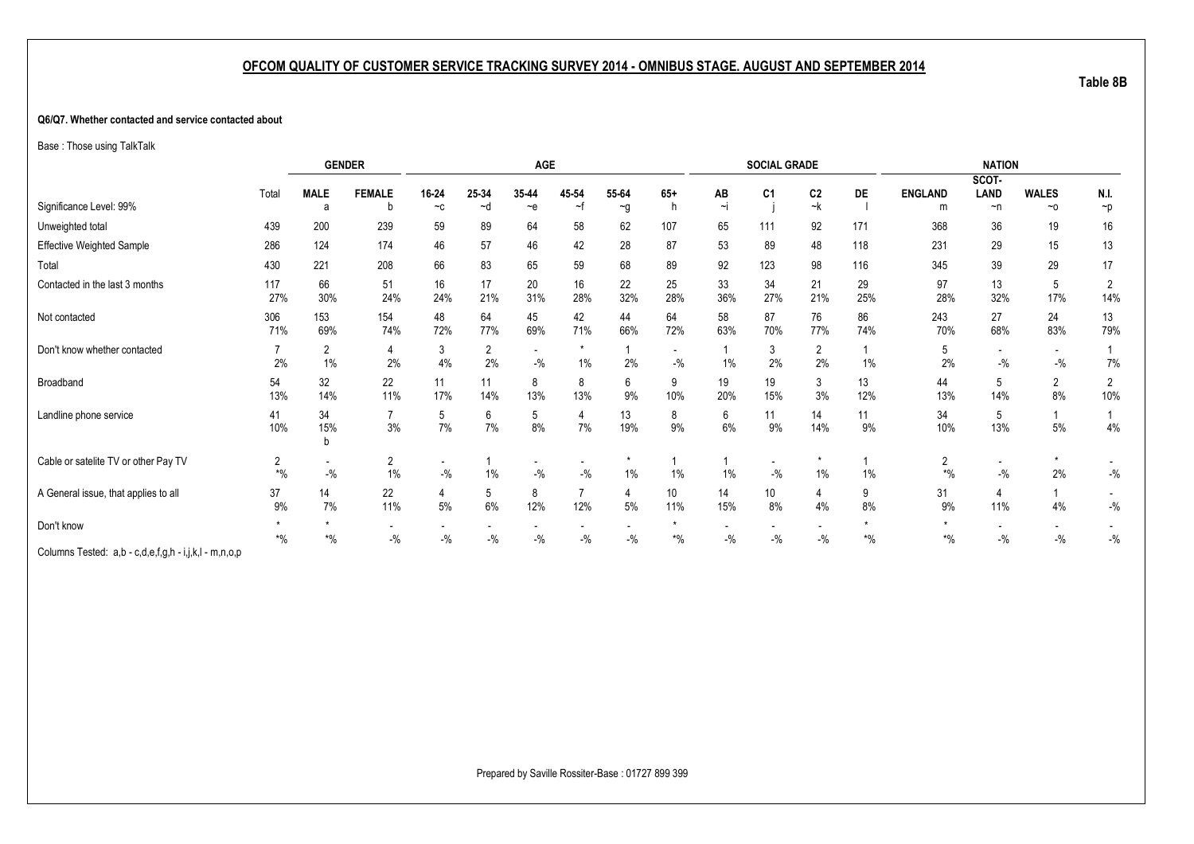## OFCOM QUALITY OF CUSTOMER SERVICE TRACKING SURVEY 2014 - OMNIBUS STAGE. AUGUST AND SEPTEMBER 2014

**Table 8B**

**Q6/Q7. Whether contacted and service contacted about**

Base : Those using TalkTalk

| | | GENDER | | AGE | | | | | | SOCIAL GRADE | | | | NATION | | | |
|---|---|---|---|---|---|---|---|---|---|---|---|---|---|---|---|---|---|
| Significance Level: 99% | Total | MALE a | FEMALE b | 16-24 ~c | 25-34 ~d | 35-44 ~e | 45-54 ~f | 55-64 ~g | 65+ h | AB ~i | C1 j | C2 ~k | DE l | ENGLAND m | SCOT-LAND ~n | WALES ~o | N.I. ~p |
| Unweighted total | 439 | 200 | 239 | 59 | 89 | 64 | 58 | 62 | 107 | 65 | 111 | 92 | 171 | 368 | 36 | 19 | 16 |
| Effective Weighted Sample | 286 | 124 | 174 | 46 | 57 | 46 | 42 | 28 | 87 | 53 | 89 | 48 | 118 | 231 | 29 | 15 | 13 |
| Total | 430 | 221 | 208 | 66 | 83 | 65 | 59 | 68 | 89 | 92 | 123 | 98 | 116 | 345 | 39 | 29 | 17 |
| Contacted in the last 3 months | 117<br>27% | 66<br>30% | 51<br>24% | 16<br>24% | 17<br>21% | 20<br>31% | 16<br>28% | 22<br>32% | 25<br>28% | 33<br>36% | 34<br>27% | 21<br>21% | 29<br>25% | 97<br>28% | 13<br>32% | 5<br>17% | 2<br>14% |
| Not contacted | 306<br>71% | 153<br>69% | 154<br>74% | 48<br>72% | 64<br>77% | 45<br>69% | 42<br>71% | 44<br>66% | 64<br>72% | 58<br>63% | 87<br>70% | 76<br>77% | 86<br>74% | 243<br>70% | 27<br>68% | 24<br>83% | 13<br>79% |
| Don't know whether contacted | 7<br>2% | 2<br>1% | 4<br>2% | 3<br>4% | 2<br>2% | -<br>-% | *<br>1% | 1<br>2% | -<br>-% | 1<br>1% | 3<br>2% | 2<br>2% | 1<br>1% | 5<br>2% | -<br>-% | -<br>-% | 1<br>7% |
| Broadband | 54<br>13% | 32<br>14% | 22<br>11% | 11<br>17% | 11<br>14% | 8<br>13% | 8<br>13% | 6<br>9% | 9<br>10% | 19<br>20% | 19<br>15% | 3<br>3% | 13<br>12% | 44<br>13% | 5<br>14% | 2<br>8% | 2<br>10% |
| Landline phone service | 41<br>10% | 34<br>15%<br>b | 7<br>3% | 5<br>7% | 6<br>7% | 5<br>8% | 4<br>7% | 13<br>19% | 8<br>9% | 6<br>6% | 11<br>9% | 14<br>14% | 11<br>9% | 34<br>10% | 5<br>13% | 1<br>5% | 1<br>4% |
| Cable or satelite TV or other Pay TV | 2<br>*% | -<br>-% | 2<br>1% | -<br>-% | 1<br>1% | -<br>-% | -<br>-% | *<br>1% | 1<br>1% | 1<br>1% | -<br>-% | *<br>1% | 1<br>1% | 2<br>*% | -<br>-% | *<br>2% | -<br>-% |
| A General issue, that applies to all | 37<br>9% | 14<br>7% | 22<br>11% | 4<br>5% | 5<br>6% | 8<br>12% | 7<br>12% | 4<br>5% | 10<br>11% | 14<br>15% | 10<br>8% | 4<br>4% | 9<br>8% | 31<br>9% | 4<br>11% | 1<br>4% | -<br>-% |
| Don't know | *<br>*% | *<br>*% | -<br>-% | -<br>-% | -<br>-% | -<br>-% | -<br>-% | -<br>-% | *<br>*% | -<br>-% | -<br>-% | -<br>-% | *<br>*% | *<br>*% | -<br>-% | -<br>-% | -<br>-% |

Columns Tested: a,b - c,d,e,f,g,h - i,j,k,l - m,n,o,p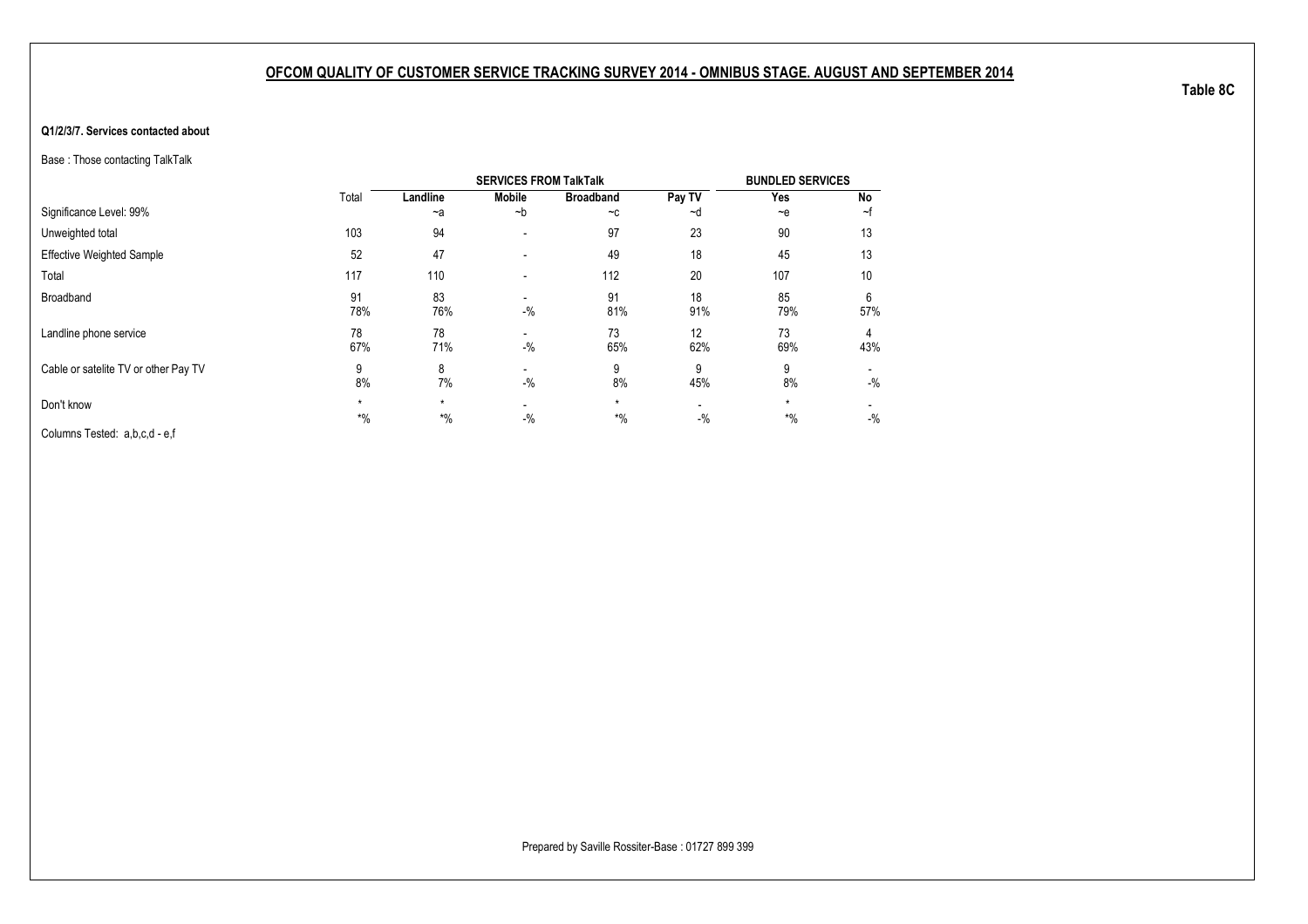## OFCOM QUALITY OF CUSTOMER SERVICE TRACKING SURVEY 2014 - OMNIBUS STAGE. AUGUST AND SEPTEMBER 2014

**Table 8C**

**Q1/2/3/7. Services contacted about**

Base : Those contacting TalkTalk

| | | SERVICES FROM TalkTalk | | | | BUNDLED SERVICES | |
|---|---|---|---|---|---|---|---|
| | Total | **Landline** | **Mobile** | **Broadband** | **Pay TV** | **Yes** | **No** |
| Significance Level: 99% | | ~a | ~b | ~c | ~d | ~e | ~f |
| Unweighted total | 103 | 94 | - | 97 | 23 | 90 | 13 |
| Effective Weighted Sample | 52 | 47 | - | 49 | 18 | 45 | 13 |
| Total | 117 | 110 | - | 112 | 20 | 107 | 10 |
| Broadband | 91 | 83 | - | 91 | 18 | 85 | 6 |
| | 78% | 76% | -% | 81% | 91% | 79% | 57% |
| Landline phone service | 78 | 78 | - | 73 | 12 | 73 | 4 |
| | 67% | 71% | -% | 65% | 62% | 69% | 43% |
| Cable or satelite TV or other Pay TV | 9 | 8 | - | 9 | 9 | 9 | - |
| | 8% | 7% | -% | 8% | 45% | 8% | -% |
| Don't know | * | * | - | * | - | * | - |
| | *% | *% | -% | *% | -% | *% | -% |

Columns Tested: a,b,c,d - e,f

Prepared by Saville Rossiter-Base : 01727 899 399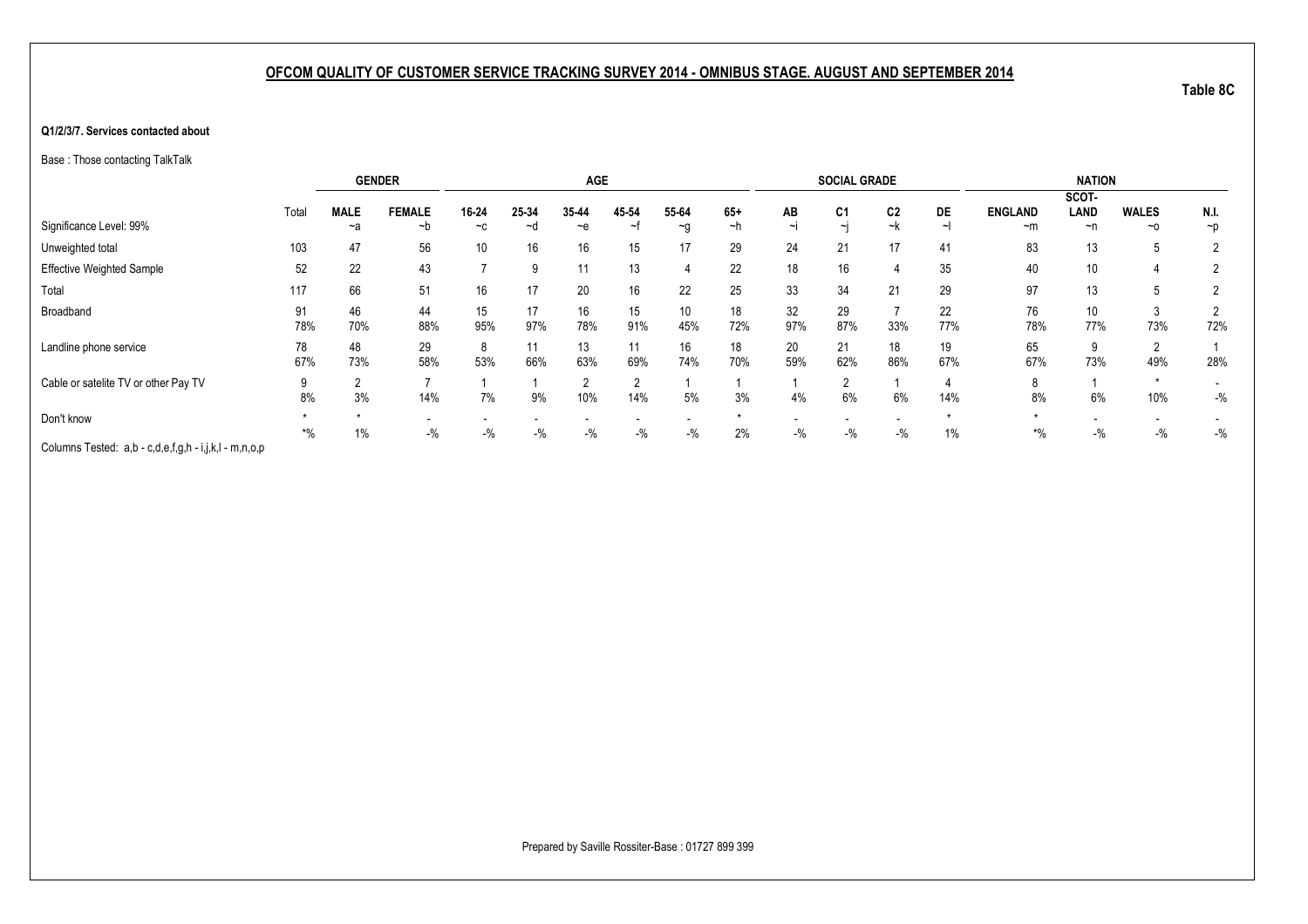## OFCOM QUALITY OF CUSTOMER SERVICE TRACKING SURVEY 2014 - OMNIBUS STAGE. AUGUST AND SEPTEMBER 2014

Table 8C

**Q1/2/3/7. Services contacted about**

Base : Those contacting TalkTalk

| | | GENDER | | AGE | | | | | | SOCIAL GRADE | | | | NATION | | | |
|---|---|---|---|---|---|---|---|---|---|---|---|---|---|---|---|---|---|
| | Total | MALE | FEMALE | 16-24 | 25-34 | 35-44 | 45-54 | 55-64 | 65+ | AB | C1 | C2 | DE | ENGLAND | SCOT-LAND | WALES | N.I. |
| Significance Level: 99% | | ~a | ~b | ~c | ~d | ~e | ~f | ~g | ~h | ~i | ~j | ~k | ~l | ~m | ~n | ~o | ~p |
| Unweighted total | 103 | 47 | 56 | 10 | 16 | 16 | 15 | 17 | 29 | 24 | 21 | 17 | 41 | 83 | 13 | 5 | 2 |
| Effective Weighted Sample | 52 | 22 | 43 | 7 | 9 | 11 | 13 | 4 | 22 | 18 | 16 | 4 | 35 | 40 | 10 | 4 | 2 |
| Total | 117 | 66 | 51 | 16 | 17 | 20 | 16 | 22 | 25 | 33 | 34 | 21 | 29 | 97 | 13 | 5 | 2 |
| Broadband | 91 | 46 | 44 | 15 | 17 | 16 | 15 | 10 | 18 | 32 | 29 | 7 | 22 | 76 | 10 | 3 | 2 |
| | 78% | 70% | 88% | 95% | 97% | 78% | 91% | 45% | 72% | 97% | 87% | 33% | 77% | 78% | 77% | 73% | 72% |
| Landline phone service | 78 | 48 | 29 | 8 | 11 | 13 | 11 | 16 | 18 | 20 | 21 | 18 | 19 | 65 | 9 | 2 | 1 |
| | 67% | 73% | 58% | 53% | 66% | 63% | 69% | 74% | 70% | 59% | 62% | 86% | 67% | 67% | 73% | 49% | 28% |
| Cable or satelite TV or other Pay TV | 9 | 2 | 7 | 1 | 1 | 2 | 2 | 1 | 1 | 1 | 2 | 1 | 4 | 8 | 1 | * | - |
| | 8% | 3% | 14% | 7% | 9% | 10% | 14% | 5% | 3% | 4% | 6% | 6% | 14% | 8% | 6% | 10% | -% |
| Don't know | * | * | - | - | - | - | - | - | * | - | - | - | * | * | - | - | - |
| | *% | 1% | -% | -% | -% | -% | -% | -% | 2% | -% | -% | -% | 1% | *% | -% | -% | -% |

Columns Tested: a,b - c,d,e,f,g,h - i,j,k,l - m,n,o,p

Prepared by Saville Rossiter-Base : 01727 899 399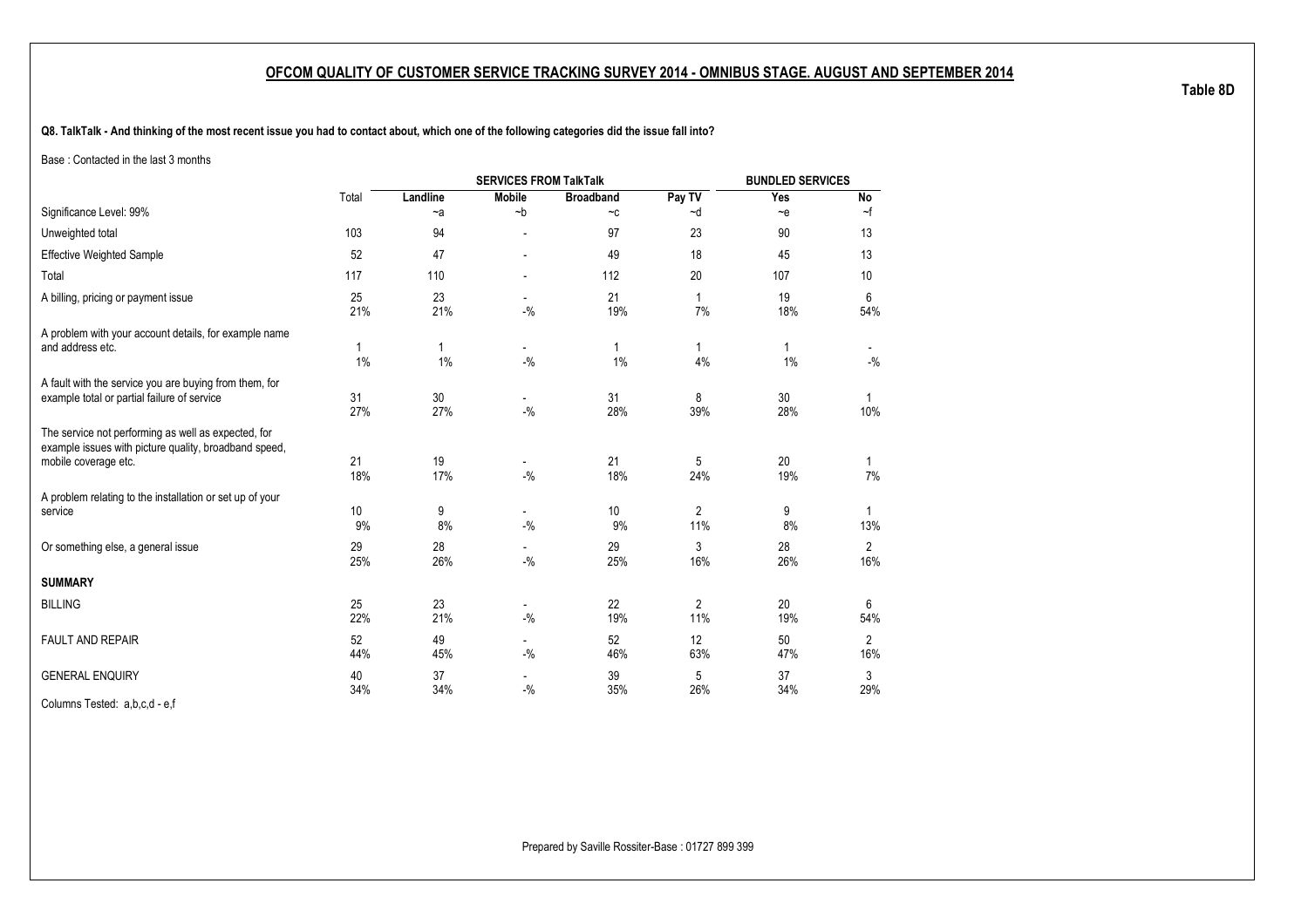## OFCOM QUALITY OF CUSTOMER SERVICE TRACKING SURVEY 2014 - OMNIBUS STAGE. AUGUST AND SEPTEMBER 2014

**Table 8D**

**Q8. TalkTalk - And thinking of the most recent issue you had to contact about, which one of the following categories did the issue fall into?**

Base : Contacted in the last 3 months

| | Total | SERVICES FROM TalkTalk | | | | BUNDLED SERVICES | |
|---|---|---|---|---|---|---|---|
| | | Landline | Mobile | Broadband | Pay TV | Yes | No |
| Significance Level: 99% | | ~a | ~b | ~c | ~d | ~e | ~f |
| Unweighted total | 103 | 94 | - | 97 | 23 | 90 | 13 |
| Effective Weighted Sample | 52 | 47 | - | 49 | 18 | 45 | 13 |
| Total | 117 | 110 | - | 112 | 20 | 107 | 10 |
| A billing, pricing or payment issue | 25 | 23 | - | 21 | 1 | 19 | 6 |
| | 21% | 21% | -% | 19% | 7% | 18% | 54% |
| A problem with your account details, for example name and address etc. | 1 | 1 | - | 1 | 1 | 1 | - |
| | 1% | 1% | -% | 1% | 4% | 1% | -% |
| A fault with the service you are buying from them, for example total or partial failure of service | 31 | 30 | - | 31 | 8 | 30 | 1 |
| | 27% | 27% | -% | 28% | 39% | 28% | 10% |
| The service not performing as well as expected, for example issues with picture quality, broadband speed, mobile coverage etc. | 21 | 19 | - | 21 | 5 | 20 | 1 |
| | 18% | 17% | -% | 18% | 24% | 19% | 7% |
| A problem relating to the installation or set up of your service | 10 | 9 | - | 10 | 2 | 9 | 1 |
| | 9% | 8% | -% | 9% | 11% | 8% | 13% |
| Or something else, a general issue | 29 | 28 | - | 29 | 3 | 28 | 2 |
| | 25% | 26% | -% | 25% | 16% | 26% | 16% |
| **SUMMARY** | | | | | | | |
| BILLING | 25 | 23 | - | 22 | 2 | 20 | 6 |
| | 22% | 21% | -% | 19% | 11% | 19% | 54% |
| FAULT AND REPAIR | 52 | 49 | - | 52 | 12 | 50 | 2 |
| | 44% | 45% | -% | 46% | 63% | 47% | 16% |
| GENERAL ENQUIRY | 40 | 37 | - | 39 | 5 | 37 | 3 |
| | 34% | 34% | -% | 35% | 26% | 34% | 29% |

Columns Tested: a,b,c,d - e,f

Prepared by Saville Rossiter-Base : 01727 899 399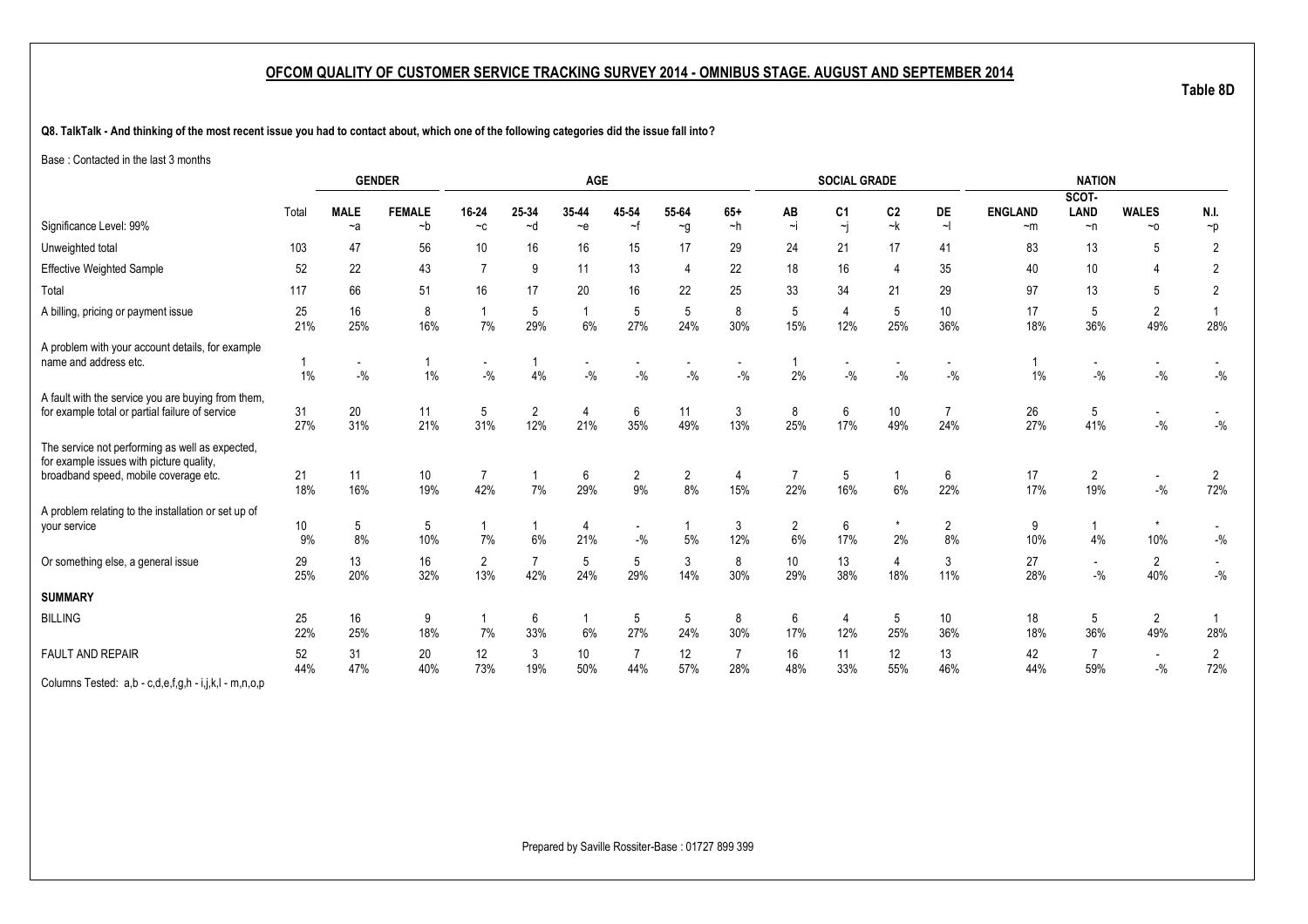## OFCOM QUALITY OF CUSTOMER SERVICE TRACKING SURVEY 2014 - OMNIBUS STAGE. AUGUST AND SEPTEMBER 2014

**Table 8D**

**Q8. TalkTalk - And thinking of the most recent issue you had to contact about, which one of the following categories did the issue fall into?**

Base : Contacted in the last 3 months

| | | GENDER | | AGE | | | | | | SOCIAL GRADE | | | | NATION | | | |
|---|---|---|---|---|---|---|---|---|---|---|---|---|---|---|---|---|---|
| Significance Level: 99% | Total | MALE ~a | FEMALE ~b | 16-24 ~c | 25-34 ~d | 35-44 ~e | 45-54 ~f | 55-64 ~g | 65+ ~h | AB ~i | C1 ~j | C2 ~k | DE ~l | ENGLAND ~m | SCOT-LAND ~n | WALES ~o | N.I. ~p |
| Unweighted total | 103 | 47 | 56 | 10 | 16 | 16 | 15 | 17 | 29 | 24 | 21 | 17 | 41 | 83 | 13 | 5 | 2 |
| Effective Weighted Sample | 52 | 22 | 43 | 7 | 9 | 11 | 13 | 4 | 22 | 18 | 16 | 4 | 35 | 40 | 10 | 4 | 2 |
| Total | 117 | 66 | 51 | 16 | 17 | 20 | 16 | 22 | 25 | 33 | 34 | 21 | 29 | 97 | 13 | 5 | 2 |
| A billing, pricing or payment issue | 25 | 16 | 8 | 1 | 5 | 1 | 5 | 5 | 8 | 5 | 4 | 5 | 10 | 17 | 5 | 2 | 1 |
| | 21% | 25% | 16% | 7% | 29% | 6% | 27% | 24% | 30% | 15% | 12% | 25% | 36% | 18% | 36% | 49% | 28% |
| A problem with your account details, for example name and address etc. | 1 | - | 1 | - | 1 | - | - | - | - | 1 | - | - | - | 1 | - | - | - |
| | 1% | -% | 1% | -% | 4% | -% | -% | -% | -% | 2% | -% | -% | -% | 1% | -% | -% | -% |
| A fault with the service you are buying from them, for example total or partial failure of service | 31 | 20 | 11 | 5 | 2 | 4 | 6 | 11 | 3 | 8 | 6 | 10 | 7 | 26 | 5 | - | - |
| | 27% | 31% | 21% | 31% | 12% | 21% | 35% | 49% | 13% | 25% | 17% | 49% | 24% | 27% | 41% | -% | -% |
| The service not performing as well as expected, for example issues with picture quality, broadband speed, mobile coverage etc. | 21 | 11 | 10 | 7 | 1 | 6 | 2 | 2 | 4 | 7 | 5 | 1 | 6 | 17 | 2 | - | 2 |
| | 18% | 16% | 19% | 42% | 7% | 29% | 9% | 8% | 15% | 22% | 16% | 6% | 22% | 17% | 19% | -% | 72% |
| A problem relating to the installation or set up of your service | 10 | 5 | 5 | 1 | 1 | 4 | - | 1 | 3 | 2 | 6 | * | 2 | 9 | 1 | * | - |
| | 9% | 8% | 10% | 7% | 6% | 21% | -% | 5% | 12% | 6% | 17% | 2% | 8% | 10% | 4% | 10% | -% |
| Or something else, a general issue | 29 | 13 | 16 | 2 | 7 | 5 | 5 | 3 | 8 | 10 | 13 | 4 | 3 | 27 | - | 2 | - |
| | 25% | 20% | 32% | 13% | 42% | 24% | 29% | 14% | 30% | 29% | 38% | 18% | 11% | 28% | -% | 40% | -% |
| **SUMMARY** | | | | | | | | | | | | | | | | | |
| BILLING | 25 | 16 | 9 | 1 | 6 | 1 | 5 | 5 | 8 | 6 | 4 | 5 | 10 | 18 | 5 | 2 | 1 |
| | 22% | 25% | 18% | 7% | 33% | 6% | 27% | 24% | 30% | 17% | 12% | 25% | 36% | 18% | 36% | 49% | 28% |
| FAULT AND REPAIR | 52 | 31 | 20 | 12 | 3 | 10 | 7 | 12 | 7 | 16 | 11 | 12 | 13 | 42 | 7 | - | 2 |
| | 44% | 47% | 40% | 73% | 19% | 50% | 44% | 57% | 28% | 48% | 33% | 55% | 46% | 44% | 59% | -% | 72% |

Columns Tested: a,b - c,d,e,f,g,h - i,j,k,l - m,n,o,p

Prepared by Saville Rossiter-Base : 01727 899 399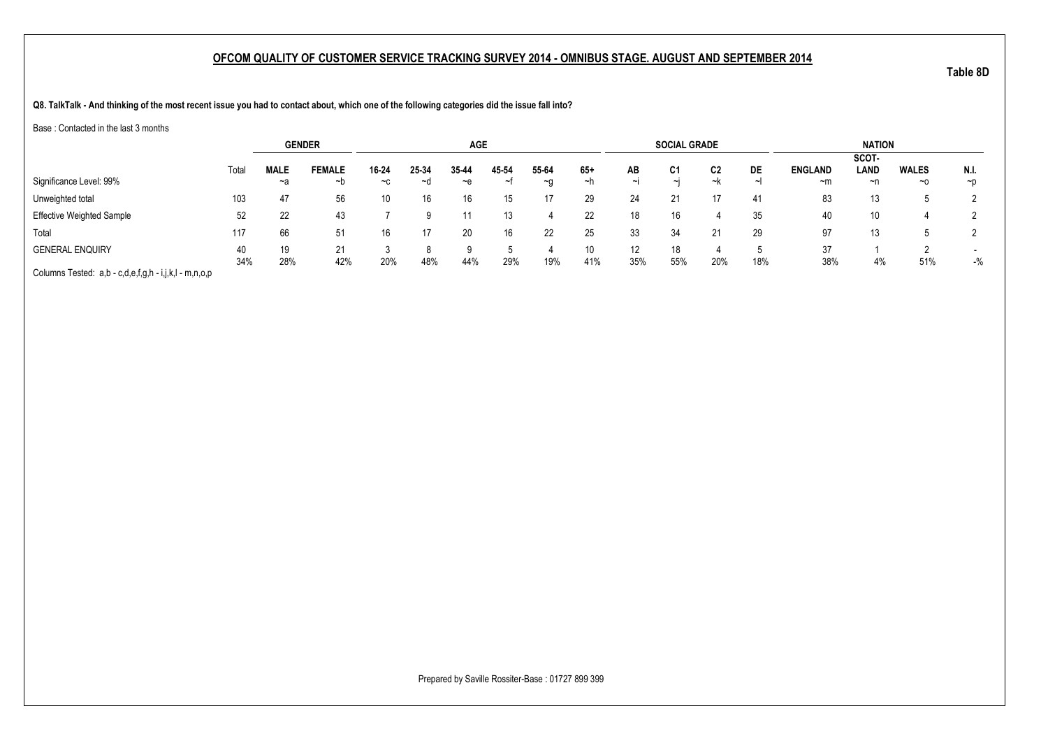## OFCOM QUALITY OF CUSTOMER SERVICE TRACKING SURVEY 2014 - OMNIBUS STAGE. AUGUST AND SEPTEMBER 2014

Table 8D

**Q8. TalkTalk - And thinking of the most recent issue you had to contact about, which one of the following categories did the issue fall into?**

Base : Contacted in the last 3 months

| | | GENDER | | AGE | | | | | | SOCIAL GRADE | | | | NATION | | | |
|---|---|---|---|---|---|---|---|---|---|---|---|---|---|---|---|---|---|
| | Total | MALE | FEMALE | 16-24 | 25-34 | 35-44 | 45-54 | 55-64 | 65+ | AB | C1 | C2 | DE | ENGLAND | SCOT-LAND | WALES | N.I. |
| Significance Level: 99% | | ~a | ~b | ~c | ~d | ~e | ~f | ~g | ~h | ~i | ~j | ~k | ~l | ~m | ~n | ~o | ~p |
| Unweighted total | 103 | 47 | 56 | 10 | 16 | 16 | 15 | 17 | 29 | 24 | 21 | 17 | 41 | 83 | 13 | 5 | 2 |
| Effective Weighted Sample | 52 | 22 | 43 | 7 | 9 | 11 | 13 | 4 | 22 | 18 | 16 | 4 | 35 | 40 | 10 | 4 | 2 |
| Total | 117 | 66 | 51 | 16 | 17 | 20 | 16 | 22 | 25 | 33 | 34 | 21 | 29 | 97 | 13 | 5 | 2 |
| GENERAL ENQUIRY | 40 | 19 | 21 | 3 | 8 | 9 | 5 | 4 | 10 | 12 | 18 | 4 | 5 | 37 | 1 | 2 | - |
| | 34% | 28% | 42% | 20% | 48% | 44% | 29% | 19% | 41% | 35% | 55% | 20% | 18% | 38% | 4% | 51% | -% |

Columns Tested: a,b - c,d,e,f,g,h - i,j,k,l - m,n,o,p

Prepared by Saville Rossiter-Base : 01727 899 399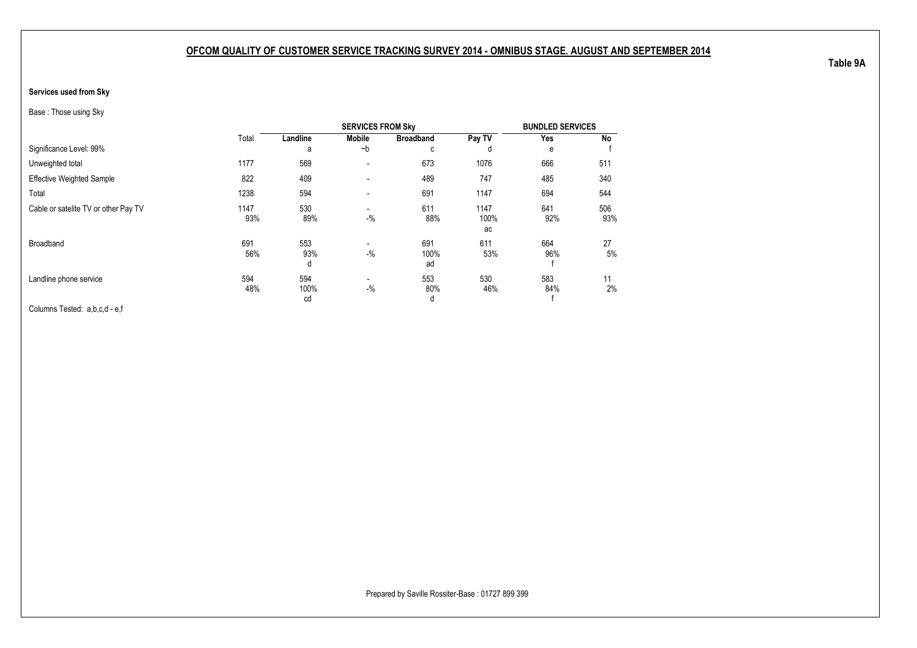**OFCOM QUALITY OF CUSTOMER SERVICE TRACKING SURVEY 2014 - OMNIBUS STAGE. AUGUST AND SEPTEMBER 2014**

**Table 9A**

**Services used from Sky**

Base : Those using Sky

| | Total | SERVICES FROM Sky | | | | BUNDLED SERVICES | |
|---|---|---|---|---|---|---|---|
| | | **Landline** | **Mobile** | **Broadband** | **Pay TV** | **Yes** | **No** |
| Significance Level: 99% | | a | ~b | c | d | e | f |
| Unweighted total | 1177 | 569 | - | 673 | 1076 | 666 | 511 |
| Effective Weighted Sample | 822 | 409 | - | 489 | 747 | 485 | 340 |
| Total | 1238 | 594 | - | 691 | 1147 | 694 | 544 |
| Cable or satelite TV or other Pay TV | 1147 | 530 | - | 611 | 1147 | 641 | 506 |
| | 93% | 89% | -% | 88% | 100% | 92% | 93% |
| | | | | | ac | | |
| Broadband | 691 | 553 | - | 691 | 611 | 664 | 27 |
| | 56% | 93% | -% | 100% | 53% | 96% | 5% |
| | | d | | ad | | f | |
| Landline phone service | 594 | 594 | - | 553 | 530 | 583 | 11 |
| | 48% | 100% | -% | 80% | 46% | 84% | 2% |
| | | cd | | d | | f | |

Columns Tested: a,b,c,d - e,f

Prepared by Saville Rossiter-Base : 01727 899 399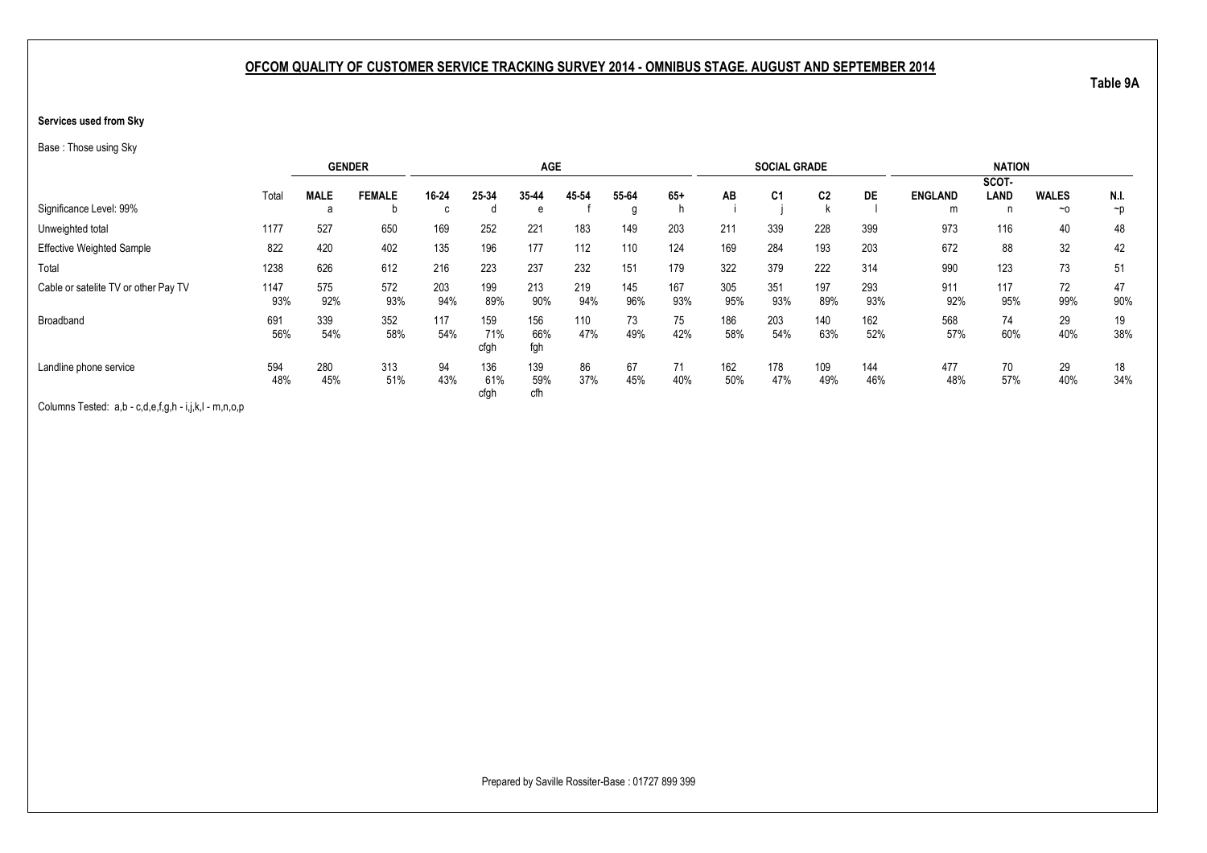## OFCOM QUALITY OF CUSTOMER SERVICE TRACKING SURVEY 2014 - OMNIBUS STAGE. AUGUST AND SEPTEMBER 2014

**Table 9A**

**Services used from Sky**

Base : Those using Sky

| | | GENDER | | AGE | | | | | | SOCIAL GRADE | | | | NATION | | | |
|---|---|---|---|---|---|---|---|---|---|---|---|---|---|---|---|---|---|
| | Total | MALE | FEMALE | 16-24 | 25-34 | 35-44 | 45-54 | 55-64 | 65+ | AB | C1 | C2 | DE | ENGLAND | SCOT-LAND | WALES | N.I. |
| Significance Level: 99% | | a | b | c | d | e | f | g | h | i | j | k | l | m | n | ~o | ~p |
| Unweighted total | 1177 | 527 | 650 | 169 | 252 | 221 | 183 | 149 | 203 | 211 | 339 | 228 | 399 | 973 | 116 | 40 | 48 |
| Effective Weighted Sample | 822 | 420 | 402 | 135 | 196 | 177 | 112 | 110 | 124 | 169 | 284 | 193 | 203 | 672 | 88 | 32 | 42 |
| Total | 1238 | 626 | 612 | 216 | 223 | 237 | 232 | 151 | 179 | 322 | 379 | 222 | 314 | 990 | 123 | 73 | 51 |
| Cable or satelite TV or other Pay TV | 1147 | 575 | 572 | 203 | 199 | 213 | 219 | 145 | 167 | 305 | 351 | 197 | 293 | 911 | 117 | 72 | 47 |
| | 93% | 92% | 93% | 94% | 89% | 90% | 94% | 96% | 93% | 95% | 93% | 89% | 93% | 92% | 95% | 99% | 90% |
| Broadband | 691 | 339 | 352 | 117 | 159 | 156 | 110 | 73 | 75 | 186 | 203 | 140 | 162 | 568 | 74 | 29 | 19 |
| | 56% | 54% | 58% | 54% | 71% | 66% | 47% | 49% | 42% | 58% | 54% | 63% | 52% | 57% | 60% | 40% | 38% |
| | | | | | cfgh | fgh | | | | | | | | | | | |
| Landline phone service | 594 | 280 | 313 | 94 | 136 | 139 | 86 | 67 | 71 | 162 | 178 | 109 | 144 | 477 | 70 | 29 | 18 |
| | 48% | 45% | 51% | 43% | 61% | 59% | 37% | 45% | 40% | 50% | 47% | 49% | 46% | 48% | 57% | 40% | 34% |
| | | | | | cfgh | cfh | | | | | | | | | | | |

Columns Tested: a,b - c,d,e,f,g,h - i,j,k,l - m,n,o,p

Prepared by Saville Rossiter-Base : 01727 899 399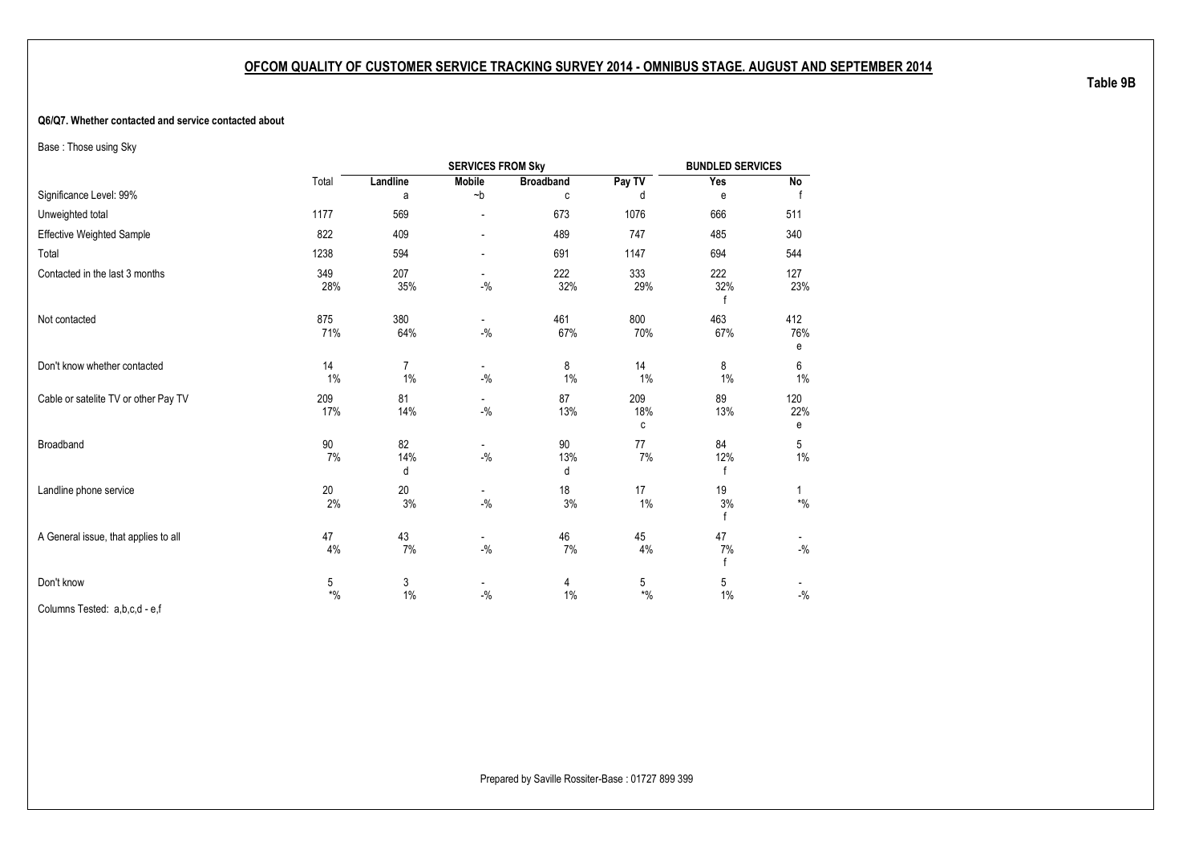## OFCOM QUALITY OF CUSTOMER SERVICE TRACKING SURVEY 2014 - OMNIBUS STAGE. AUGUST AND SEPTEMBER 2014

**Table 9B**

**Q6/Q7. Whether contacted and service contacted about**

Base : Those using Sky

| | Total | SERVICES FROM Sky | | | | BUNDLED SERVICES | |
|---|---|---|---|---|---|---|---|
| | | Landline | Mobile | Broadband | Pay TV | Yes | No |
| Significance Level: 99% | | a | ~b | c | d | e | f |
| Unweighted total | 1177 | 569 | - | 673 | 1076 | 666 | 511 |
| Effective Weighted Sample | 822 | 409 | - | 489 | 747 | 485 | 340 |
| Total | 1238 | 594 | - | 691 | 1147 | 694 | 544 |
| Contacted in the last 3 months | 349<br>28% | 207<br>35% | -<br>-% | 222<br>32% | 333<br>29% | 222<br>32%<br>f | 127<br>23% |
| Not contacted | 875<br>71% | 380<br>64% | -<br>-% | 461<br>67% | 800<br>70% | 463<br>67% | 412<br>76%<br>e |
| Don't know whether contacted | 14<br>1% | 7<br>1% | -<br>-% | 8<br>1% | 14<br>1% | 8<br>1% | 6<br>1% |
| Cable or satelite TV or other Pay TV | 209<br>17% | 81<br>14% | -<br>-% | 87<br>13% | 209<br>18%<br>c | 89<br>13% | 120<br>22%<br>e |
| Broadband | 90<br>7% | 82<br>14%<br>d | -<br>-% | 90<br>13%<br>d | 77<br>7% | 84<br>12%<br>f | 5<br>1% |
| Landline phone service | 20<br>2% | 20<br>3% | -<br>-% | 18<br>3% | 17<br>1% | 19<br>3%<br>f | 1<br>*% |
| A General issue, that applies to all | 47<br>4% | 43<br>7% | -<br>-% | 46<br>7% | 45<br>4% | 47<br>7%<br>f | -<br>-% |
| Don't know | 5<br>*% | 3<br>1% | -<br>-% | 4<br>1% | 5<br>*% | 5<br>1% | -<br>-% |

Columns Tested: a,b,c,d - e,f

Prepared by Saville Rossiter-Base : 01727 899 399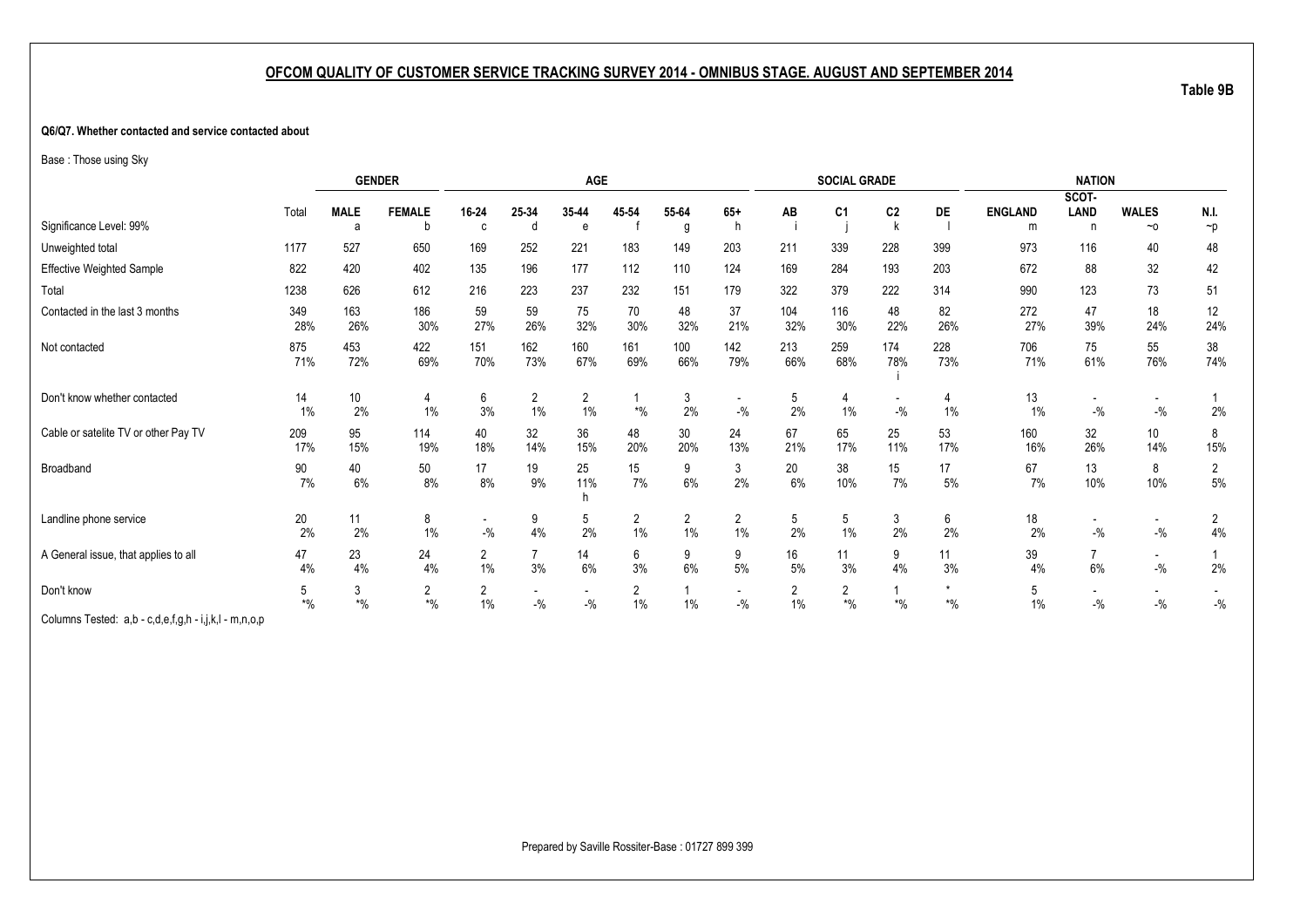## OFCOM QUALITY OF CUSTOMER SERVICE TRACKING SURVEY 2014 - OMNIBUS STAGE. AUGUST AND SEPTEMBER 2014

Table 9B

**Q6/Q7. Whether contacted and service contacted about**

Base : Those using Sky

| | | GENDER | | AGE | | | | | | SOCIAL GRADE | | | | NATION | | | |
|---|---|---|---|---|---|---|---|---|---|---|---|---|---|---|---|---|---|
| | Total | MALE | FEMALE | 16-24 | 25-34 | 35-44 | 45-54 | 55-64 | 65+ | AB | C1 | C2 | DE | ENGLAND | SCOT-LAND | WALES | N.I. |
| Significance Level: 99% | | a | b | c | d | e | f | g | h | i | j | k | l | m | n | ~o | ~p |
| Unweighted total | 1177 | 527 | 650 | 169 | 252 | 221 | 183 | 149 | 203 | 211 | 339 | 228 | 399 | 973 | 116 | 40 | 48 |
| Effective Weighted Sample | 822 | 420 | 402 | 135 | 196 | 177 | 112 | 110 | 124 | 169 | 284 | 193 | 203 | 672 | 88 | 32 | 42 |
| Total | 1238 | 626 | 612 | 216 | 223 | 237 | 232 | 151 | 179 | 322 | 379 | 222 | 314 | 990 | 123 | 73 | 51 |
| Contacted in the last 3 months | 349 | 163 | 186 | 59 | 59 | 75 | 70 | 48 | 37 | 104 | 116 | 48 | 82 | 272 | 47 | 18 | 12 |
| | 28% | 26% | 30% | 27% | 26% | 32% | 30% | 32% | 21% | 32% | 30% | 22% | 26% | 27% | 39% | 24% | 24% |
| Not contacted | 875 | 453 | 422 | 151 | 162 | 160 | 161 | 100 | 142 | 213 | 259 | 174 | 228 | 706 | 75 | 55 | 38 |
| | 71% | 72% | 69% | 70% | 73% | 67% | 69% | 66% | 79% | 66% | 68% | 78% | 73% | 71% | 61% | 76% | 74% |
| | | | | | | | | | | | | i | | | | | |
| Don't know whether contacted | 14 | 10 | 4 | 6 | 2 | 2 | 1 | 3 | - | 5 | 4 | - | 4 | 13 | - | - | 1 |
| | 1% | 2% | 1% | 3% | 1% | 1% | *% | 2% | -% | 2% | 1% | -% | 1% | 1% | -% | -% | 2% |
| Cable or satelite TV or other Pay TV | 209 | 95 | 114 | 40 | 32 | 36 | 48 | 30 | 24 | 67 | 65 | 25 | 53 | 160 | 32 | 10 | 8 |
| | 17% | 15% | 19% | 18% | 14% | 15% | 20% | 20% | 13% | 21% | 17% | 11% | 17% | 16% | 26% | 14% | 15% |
| Broadband | 90 | 40 | 50 | 17 | 19 | 25 | 15 | 9 | 3 | 20 | 38 | 15 | 17 | 67 | 13 | 8 | 2 |
| | 7% | 6% | 8% | 8% | 9% | 11% | 7% | 6% | 2% | 6% | 10% | 7% | 5% | 7% | 10% | 10% | 5% |
| | | | | | | h | | | | | | | | | | | |
| Landline phone service | 20 | 11 | 8 | - | 9 | 5 | 2 | 2 | 2 | 5 | 5 | 3 | 6 | 18 | - | - | 2 |
| | 2% | 2% | 1% | -% | 4% | 2% | 1% | 1% | 1% | 2% | 1% | 2% | 2% | 2% | -% | -% | 4% |
| A General issue, that applies to all | 47 | 23 | 24 | 2 | 7 | 14 | 6 | 9 | 9 | 16 | 11 | 9 | 11 | 39 | 7 | - | 1 |
| | 4% | 4% | 4% | 1% | 3% | 6% | 3% | 6% | 5% | 5% | 3% | 4% | 3% | 4% | 6% | -% | 2% |
| Don't know | 5 | 3 | 2 | 2 | - | - | 2 | 1 | - | 2 | 2 | 1 | * | 5 | - | - | - |
| | *% | *% | *% | 1% | -% | -% | 1% | 1% | -% | 1% | *% | *% | *% | 1% | -% | -% | -% |

Columns Tested: a,b - c,d,e,f,g,h - i,j,k,l - m,n,o,p

Prepared by Saville Rossiter-Base : 01727 899 399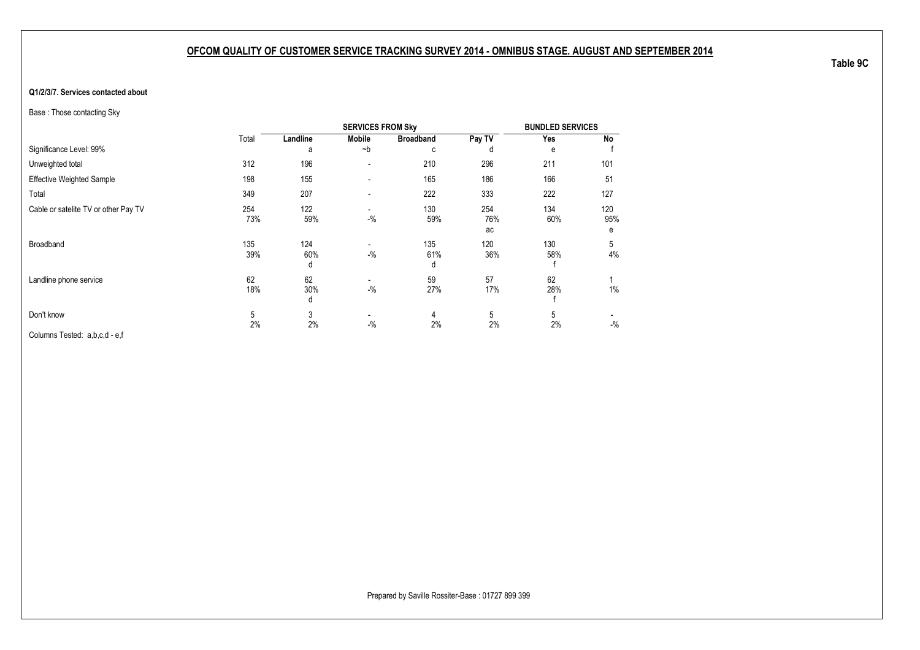## OFCOM QUALITY OF CUSTOMER SERVICE TRACKING SURVEY 2014 - OMNIBUS STAGE. AUGUST AND SEPTEMBER 2014

**Table 9C**

**Q1/2/3/7. Services contacted about**

Base : Those contacting Sky

| | Total | SERVICES FROM Sky | | | | BUNDLED SERVICES | |
|---|---|---|---|---|---|---|---|
| | | **Landline** | **Mobile** | **Broadband** | **Pay TV** | **Yes** | **No** |
| Significance Level: 99% | | a | ~b | c | d | e | f |
| Unweighted total | 312 | 196 | - | 210 | 296 | 211 | 101 |
| Effective Weighted Sample | 198 | 155 | - | 165 | 186 | 166 | 51 |
| Total | 349 | 207 | - | 222 | 333 | 222 | 127 |
| Cable or satelite TV or other Pay TV | 254<br>73% | 122<br>59% | -<br>-% | 130<br>59% | 254<br>76%<br>ac | 134<br>60% | 120<br>95%<br>e |
| Broadband | 135<br>39% | 124<br>60%<br>d | -<br>-% | 135<br>61%<br>d | 120<br>36% | 130<br>58%<br>f | 5<br>4% |
| Landline phone service | 62<br>18% | 62<br>30%<br>d | -<br>-% | 59<br>27% | 57<br>17% | 62<br>28%<br>f | 1<br>1% |
| Don't know | 5<br>2% | 3<br>2% | -<br>-% | 4<br>2% | 5<br>2% | 5<br>2% | -<br>-% |

Columns Tested: a,b,c,d - e,f

Prepared by Saville Rossiter-Base : 01727 899 399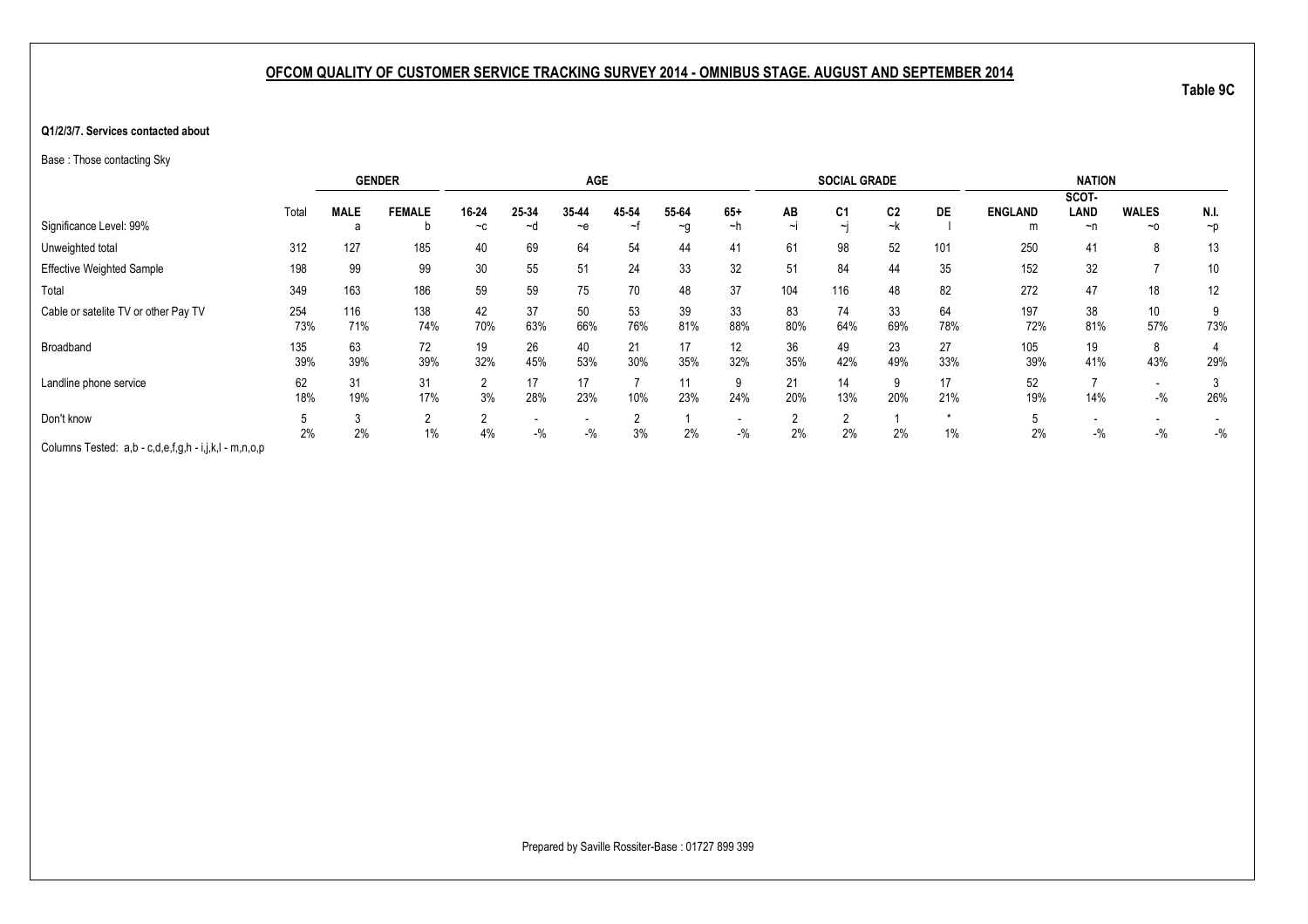## OFCOM QUALITY OF CUSTOMER SERVICE TRACKING SURVEY 2014 - OMNIBUS STAGE. AUGUST AND SEPTEMBER 2014

Table 9C

**Q1/2/3/7. Services contacted about**

Base : Those contacting Sky

| | Total | GENDER | | AGE | | | | | | SOCIAL GRADE | | | | NATION | | | |
|---|---|---|---|---|---|---|---|---|---|---|---|---|---|---|---|---|---|
| | | MALE | FEMALE | 16-24 | 25-34 | 35-44 | 45-54 | 55-64 | 65+ | AB | C1 | C2 | DE | ENGLAND | SCOT-LAND | WALES | N.I. |
| Significance Level: 99% | | a | b | ~c | ~d | ~e | ~f | ~g | ~h | ~i | ~j | ~k | l | m | ~n | ~o | ~p |
| Unweighted total | 312 | 127 | 185 | 40 | 69 | 64 | 54 | 44 | 41 | 61 | 98 | 52 | 101 | 250 | 41 | 8 | 13 |
| Effective Weighted Sample | 198 | 99 | 99 | 30 | 55 | 51 | 24 | 33 | 32 | 51 | 84 | 44 | 35 | 152 | 32 | 7 | 10 |
| Total | 349 | 163 | 186 | 59 | 59 | 75 | 70 | 48 | 37 | 104 | 116 | 48 | 82 | 272 | 47 | 18 | 12 |
| Cable or satelite TV or other Pay TV | 254 | 116 | 138 | 42 | 37 | 50 | 53 | 39 | 33 | 83 | 74 | 33 | 64 | 197 | 38 | 10 | 9 |
| | 73% | 71% | 74% | 70% | 63% | 66% | 76% | 81% | 88% | 80% | 64% | 69% | 78% | 72% | 81% | 57% | 73% |
| Broadband | 135 | 63 | 72 | 19 | 26 | 40 | 21 | 17 | 12 | 36 | 49 | 23 | 27 | 105 | 19 | 8 | 4 |
| | 39% | 39% | 39% | 32% | 45% | 53% | 30% | 35% | 32% | 35% | 42% | 49% | 33% | 39% | 41% | 43% | 29% |
| Landline phone service | 62 | 31 | 31 | 2 | 17 | 17 | 7 | 11 | 9 | 21 | 14 | 9 | 17 | 52 | 7 | - | 3 |
| | 18% | 19% | 17% | 3% | 28% | 23% | 10% | 23% | 24% | 20% | 13% | 20% | 21% | 19% | 14% | -% | 26% |
| Don't know | 5 | 3 | 2 | 2 | - | - | 2 | 1 | - | 2 | 2 | 1 | * | 5 | - | - | - |
| | 2% | 2% | 1% | 4% | -% | -% | 3% | 2% | -% | 2% | 2% | 2% | 1% | 2% | -% | -% | -% |

Columns Tested: a,b - c,d,e,f,g,h - i,j,k,l - m,n,o,p

Prepared by Saville Rossiter-Base : 01727 899 399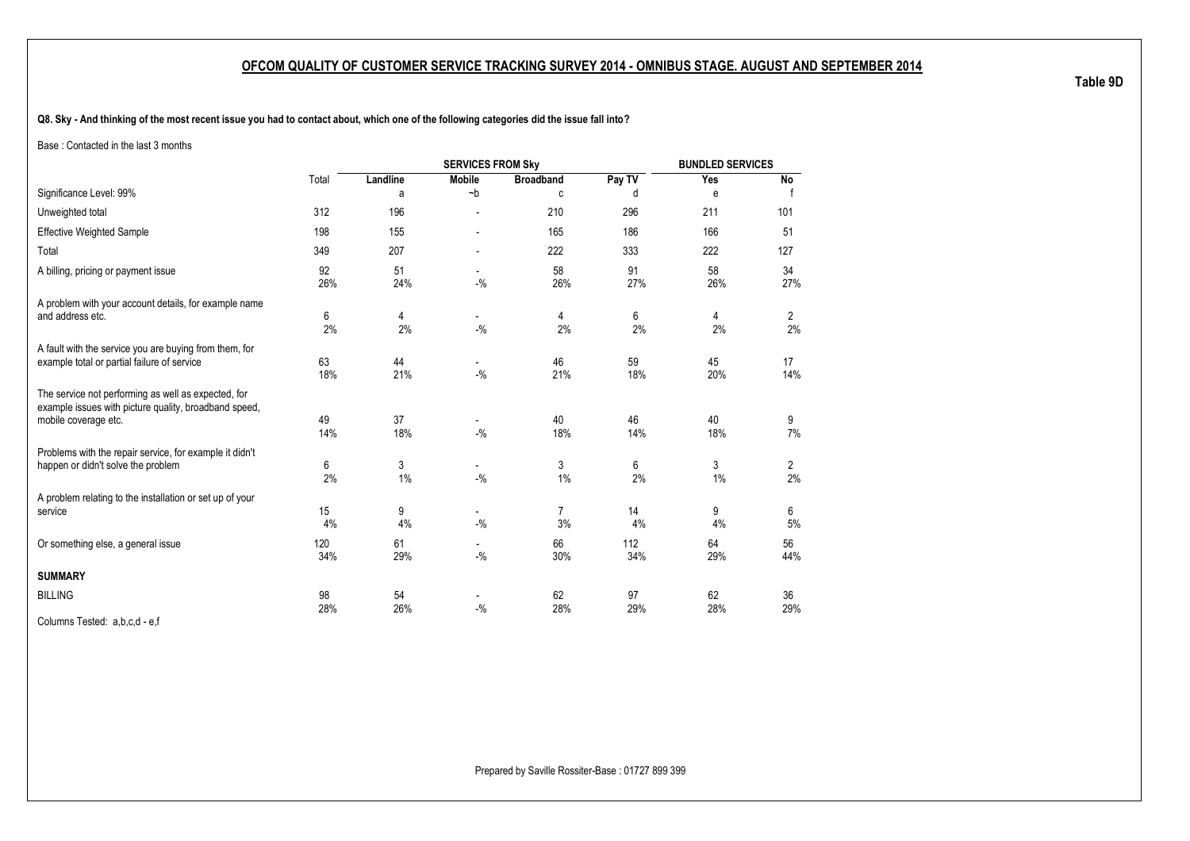## OFCOM QUALITY OF CUSTOMER SERVICE TRACKING SURVEY 2014 - OMNIBUS STAGE. AUGUST AND SEPTEMBER 2014

**Table 9D**

**Q8. Sky - And thinking of the most recent issue you had to contact about, which one of the following categories did the issue fall into?**

Base : Contacted in the last 3 months

| | Total | SERVICES FROM Sky | | | | BUNDLED SERVICES | |
|---|---|---|---|---|---|---|---|
| | | Landline | Mobile | Broadband | Pay TV | Yes | No |
| Significance Level: 99% | | a | ~b | c | d | e | f |
| Unweighted total | 312 | 196 | - | 210 | 296 | 211 | 101 |
| Effective Weighted Sample | 198 | 155 | - | 165 | 186 | 166 | 51 |
| Total | 349 | 207 | - | 222 | 333 | 222 | 127 |
| A billing, pricing or payment issue | 92 | 51 | - | 58 | 91 | 58 | 34 |
| | 26% | 24% | -% | 26% | 27% | 26% | 27% |
| A problem with your account details, for example name and address etc. | 6 | 4 | - | 4 | 6 | 4 | 2 |
| | 2% | 2% | -% | 2% | 2% | 2% | 2% |
| A fault with the service you are buying from them, for example total or partial failure of service | 63 | 44 | - | 46 | 59 | 45 | 17 |
| | 18% | 21% | -% | 21% | 18% | 20% | 14% |
| The service not performing as well as expected, for example issues with picture quality, broadband speed, mobile coverage etc. | 49 | 37 | - | 40 | 46 | 40 | 9 |
| | 14% | 18% | -% | 18% | 14% | 18% | 7% |
| Problems with the repair service, for example it didn't happen or didn't solve the problem | 6 | 3 | - | 3 | 6 | 3 | 2 |
| | 2% | 1% | -% | 1% | 2% | 1% | 2% |
| A problem relating to the installation or set up of your service | 15 | 9 | - | 7 | 14 | 9 | 6 |
| | 4% | 4% | -% | 3% | 4% | 4% | 5% |
| Or something else, a general issue | 120 | 61 | - | 66 | 112 | 64 | 56 |
| | 34% | 29% | -% | 30% | 34% | 29% | 44% |
| **SUMMARY** | | | | | | | |
| BILLING | 98 | 54 | - | 62 | 97 | 62 | 36 |
| | 28% | 26% | -% | 28% | 29% | 28% | 29% |

Columns Tested: a,b,c,d - e,f

Prepared by Saville Rossiter-Base : 01727 899 399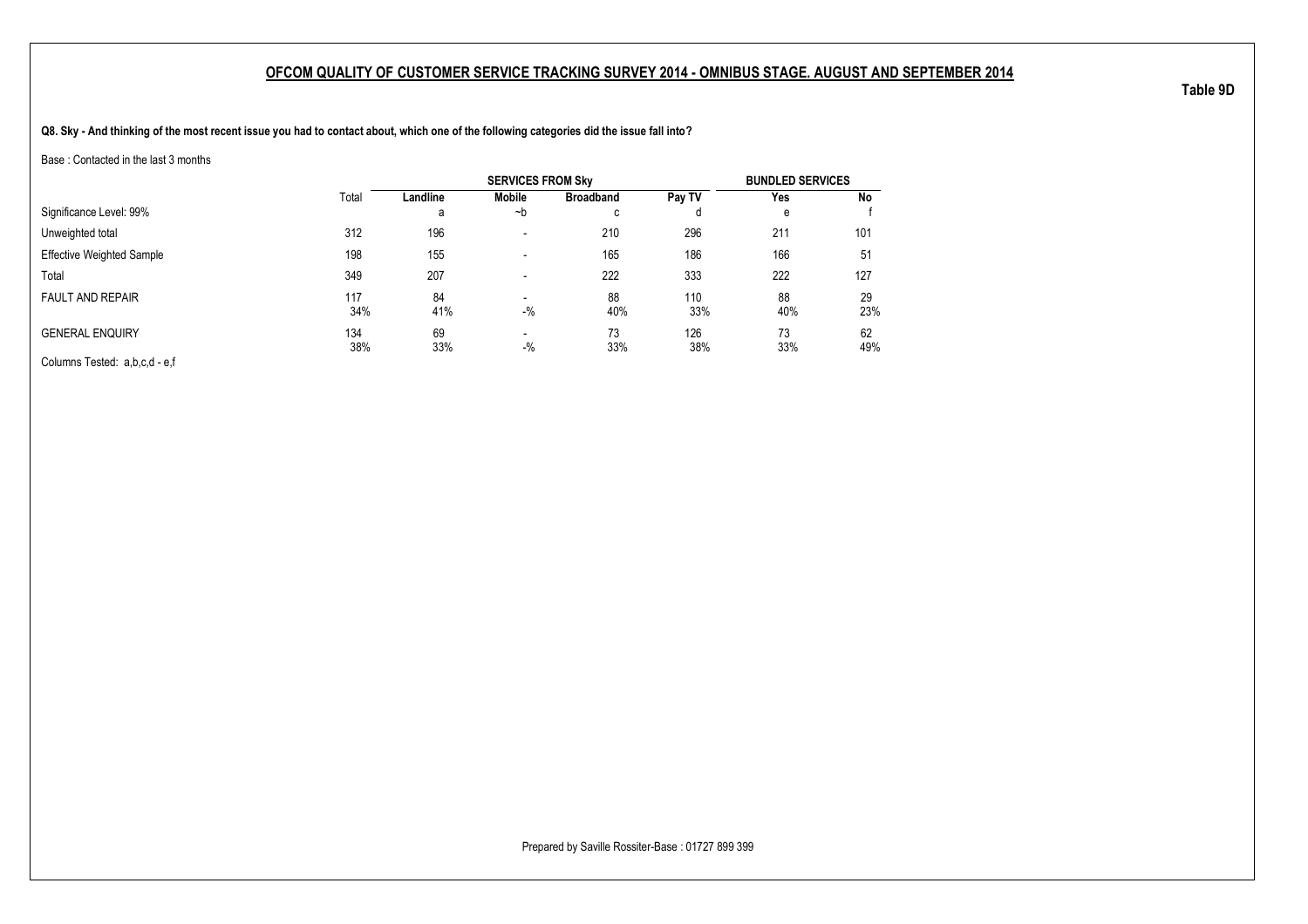## OFCOM QUALITY OF CUSTOMER SERVICE TRACKING SURVEY 2014 - OMNIBUS STAGE. AUGUST AND SEPTEMBER 2014

**Table 9D**

**Q8. Sky - And thinking of the most recent issue you had to contact about, which one of the following categories did the issue fall into?**

Base : Contacted in the last 3 months

| | | SERVICES FROM Sky | | | | BUNDLED SERVICES | |
|---|---|---|---|---|---|---|---|
| | Total | Landline | Mobile | Broadband | Pay TV | Yes | No |
| Significance Level: 99% | | a | ~b | c | d | e | f |
| Unweighted total | 312 | 196 | - | 210 | 296 | 211 | 101 |
| Effective Weighted Sample | 198 | 155 | - | 165 | 186 | 166 | 51 |
| Total | 349 | 207 | - | 222 | 333 | 222 | 127 |
| FAULT AND REPAIR | 117 | 84 | - | 88 | 110 | 88 | 29 |
| | 34% | 41% | -% | 40% | 33% | 40% | 23% |
| GENERAL ENQUIRY | 134 | 69 | - | 73 | 126 | 73 | 62 |
| | 38% | 33% | -% | 33% | 38% | 33% | 49% |

Columns Tested: a,b,c,d - e,f

Prepared by Saville Rossiter-Base : 01727 899 399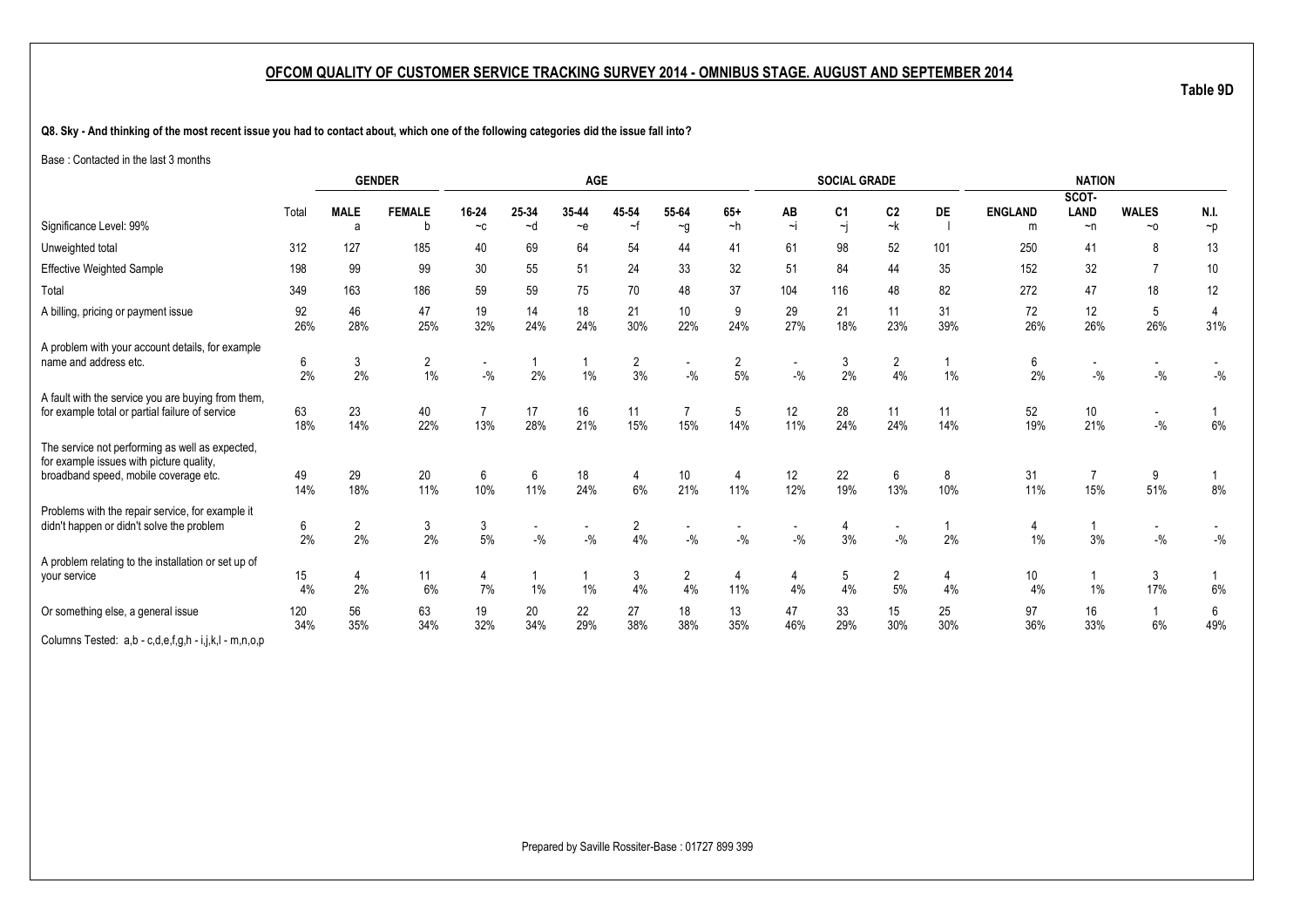## OFCOM QUALITY OF CUSTOMER SERVICE TRACKING SURVEY 2014 - OMNIBUS STAGE. AUGUST AND SEPTEMBER 2014

**Table 9D**

**Q8. Sky - And thinking of the most recent issue you had to contact about, which one of the following categories did the issue fall into?**

Base : Contacted in the last 3 months

| | | GENDER | | AGE | | | | | | SOCIAL GRADE | | | | NATION | | | |
|---|---|---|---|---|---|---|---|---|---|---|---|---|---|---|---|---|---|
| Significance Level: 99% | Total | MALE<br>a | FEMALE<br>b | 16-24<br>~c | 25-34<br>~d | 35-44<br>~e | 45-54<br>~f | 55-64<br>~g | 65+<br>~h | AB<br>~i | C1<br>~j | C2<br>~k | DE<br>l | ENGLAND<br>m | SCOT-LAND<br>~n | WALES<br>~o | N.I.<br>~p |
| Unweighted total | 312 | 127 | 185 | 40 | 69 | 64 | 54 | 44 | 41 | 61 | 98 | 52 | 101 | 250 | 41 | 8 | 13 |
| Effective Weighted Sample | 198 | 99 | 99 | 30 | 55 | 51 | 24 | 33 | 32 | 51 | 84 | 44 | 35 | 152 | 32 | 7 | 10 |
| Total | 349 | 163 | 186 | 59 | 59 | 75 | 70 | 48 | 37 | 104 | 116 | 48 | 82 | 272 | 47 | 18 | 12 |
| A billing, pricing or payment issue | 92<br>26% | 46<br>28% | 47<br>25% | 19<br>32% | 14<br>24% | 18<br>24% | 21<br>30% | 10<br>22% | 9<br>24% | 29<br>27% | 21<br>18% | 11<br>23% | 31<br>39% | 72<br>26% | 12<br>26% | 5<br>26% | 4<br>31% |
| A problem with your account details, for example name and address etc. | 6<br>2% | 3<br>2% | 2<br>1% | -<br>-% | 1<br>2% | 1<br>1% | 2<br>3% | -<br>-% | 2<br>5% | -<br>-% | 3<br>2% | 2<br>4% | 1<br>1% | 6<br>2% | -<br>-% | -<br>-% | -<br>-% |
| A fault with the service you are buying from them, for example total or partial failure of service | 63<br>18% | 23<br>14% | 40<br>22% | 7<br>13% | 17<br>28% | 16<br>21% | 11<br>15% | 7<br>15% | 5<br>14% | 12<br>11% | 28<br>24% | 11<br>24% | 11<br>14% | 52<br>19% | 10<br>21% | -<br>-% | 1<br>6% |
| The service not performing as well as expected, for example issues with picture quality, broadband speed, mobile coverage etc. | 49<br>14% | 29<br>18% | 20<br>11% | 6<br>10% | 6<br>11% | 18<br>24% | 4<br>6% | 10<br>21% | 4<br>11% | 12<br>12% | 22<br>19% | 6<br>13% | 8<br>10% | 31<br>11% | 7<br>15% | 9<br>51% | 1<br>8% |
| Problems with the repair service, for example it didn't happen or didn't solve the problem | 6<br>2% | 2<br>2% | 3<br>2% | 3<br>5% | -<br>-% | -<br>-% | 2<br>4% | -<br>-% | -<br>-% | -<br>-% | 4<br>3% | -<br>-% | 1<br>2% | 4<br>1% | 1<br>3% | -<br>-% | -<br>-% |
| A problem relating to the installation or set up of your service | 15<br>4% | 4<br>2% | 11<br>6% | 4<br>7% | 1<br>1% | 1<br>1% | 3<br>4% | 2<br>4% | 4<br>11% | 4<br>4% | 5<br>4% | 2<br>5% | 4<br>4% | 10<br>4% | 1<br>1% | 3<br>17% | 1<br>6% |
| Or something else, a general issue | 120<br>34% | 56<br>35% | 63<br>34% | 19<br>32% | 20<br>34% | 22<br>29% | 27<br>38% | 18<br>38% | 13<br>35% | 47<br>46% | 33<br>29% | 15<br>30% | 25<br>30% | 97<br>36% | 16<br>33% | 1<br>6% | 6<br>49% |

Columns Tested: a,b - c,d,e,f,g,h - i,j,k,l - m,n,o,p

Prepared by Saville Rossiter-Base : 01727 899 399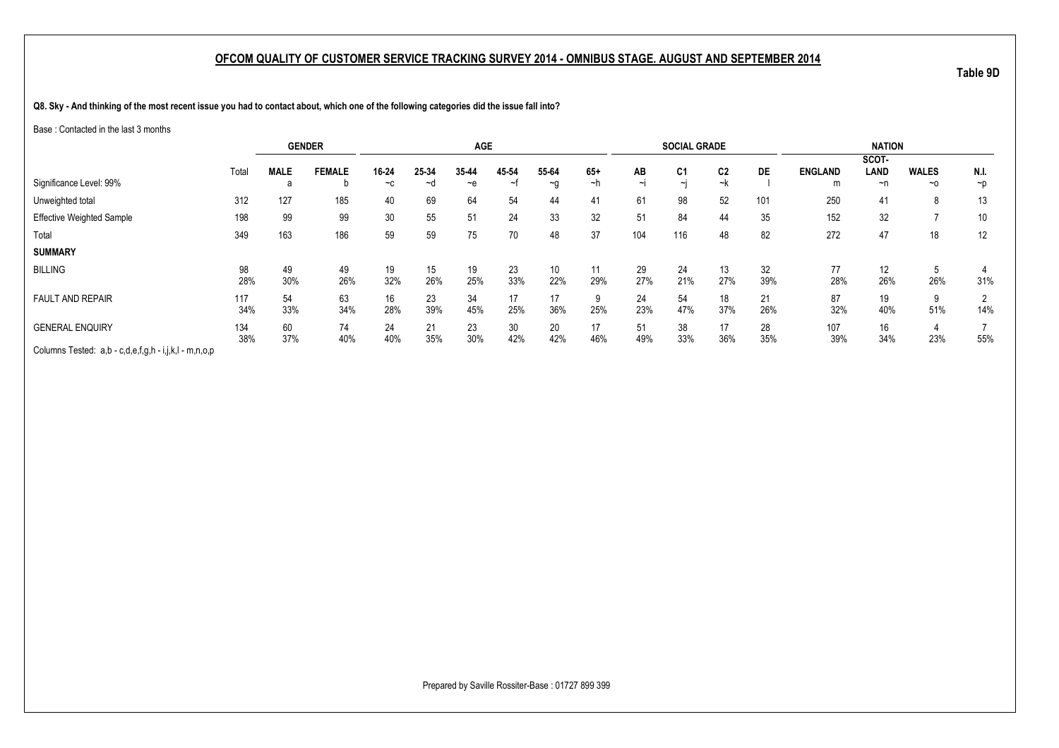## OFCOM QUALITY OF CUSTOMER SERVICE TRACKING SURVEY 2014 - OMNIBUS STAGE. AUGUST AND SEPTEMBER 2014

Table 9D

**Q8. Sky - And thinking of the most recent issue you had to contact about, which one of the following categories did the issue fall into?**

Base : Contacted in the last 3 months

| | Total | GENDER | | AGE | | | | | | SOCIAL GRADE | | | | NATION | | | |
|---|---|---|---|---|---|---|---|---|---|---|---|---|---|---|---|---|---|
| | | MALE | FEMALE | 16-24 | 25-34 | 35-44 | 45-54 | 55-64 | 65+ | AB | C1 | C2 | DE | ENGLAND | SCOT-LAND | WALES | N.I. |
| Significance Level: 99% | | a | b | ~c | ~d | ~e | ~f | ~g | ~h | ~i | ~j | ~k | l | m | ~n | ~o | ~p |
| Unweighted total | 312 | 127 | 185 | 40 | 69 | 64 | 54 | 44 | 41 | 61 | 98 | 52 | 101 | 250 | 41 | 8 | 13 |
| Effective Weighted Sample | 198 | 99 | 99 | 30 | 55 | 51 | 24 | 33 | 32 | 51 | 84 | 44 | 35 | 152 | 32 | 7 | 10 |
| Total | 349 | 163 | 186 | 59 | 59 | 75 | 70 | 48 | 37 | 104 | 116 | 48 | 82 | 272 | 47 | 18 | 12 |
| **SUMMARY** | | | | | | | | | | | | | | | | | |
| BILLING | 98 | 49 | 49 | 19 | 15 | 19 | 23 | 10 | 11 | 29 | 24 | 13 | 32 | 77 | 12 | 5 | 4 |
| | 28% | 30% | 26% | 32% | 26% | 25% | 33% | 22% | 29% | 27% | 21% | 27% | 39% | 28% | 26% | 26% | 31% |
| FAULT AND REPAIR | 117 | 54 | 63 | 16 | 23 | 34 | 17 | 17 | 9 | 24 | 54 | 18 | 21 | 87 | 19 | 9 | 2 |
| | 34% | 33% | 34% | 28% | 39% | 45% | 25% | 36% | 25% | 23% | 47% | 37% | 26% | 32% | 40% | 51% | 14% |
| GENERAL ENQUIRY | 134 | 60 | 74 | 24 | 21 | 23 | 30 | 20 | 17 | 51 | 38 | 17 | 28 | 107 | 16 | 4 | 7 |
| | 38% | 37% | 40% | 40% | 35% | 30% | 42% | 42% | 46% | 49% | 33% | 36% | 35% | 39% | 34% | 23% | 55% |

Columns Tested: a,b - c,d,e,f,g,h - i,j,k,l - m,n,o,p

Prepared by Saville Rossiter-Base : 01727 899 399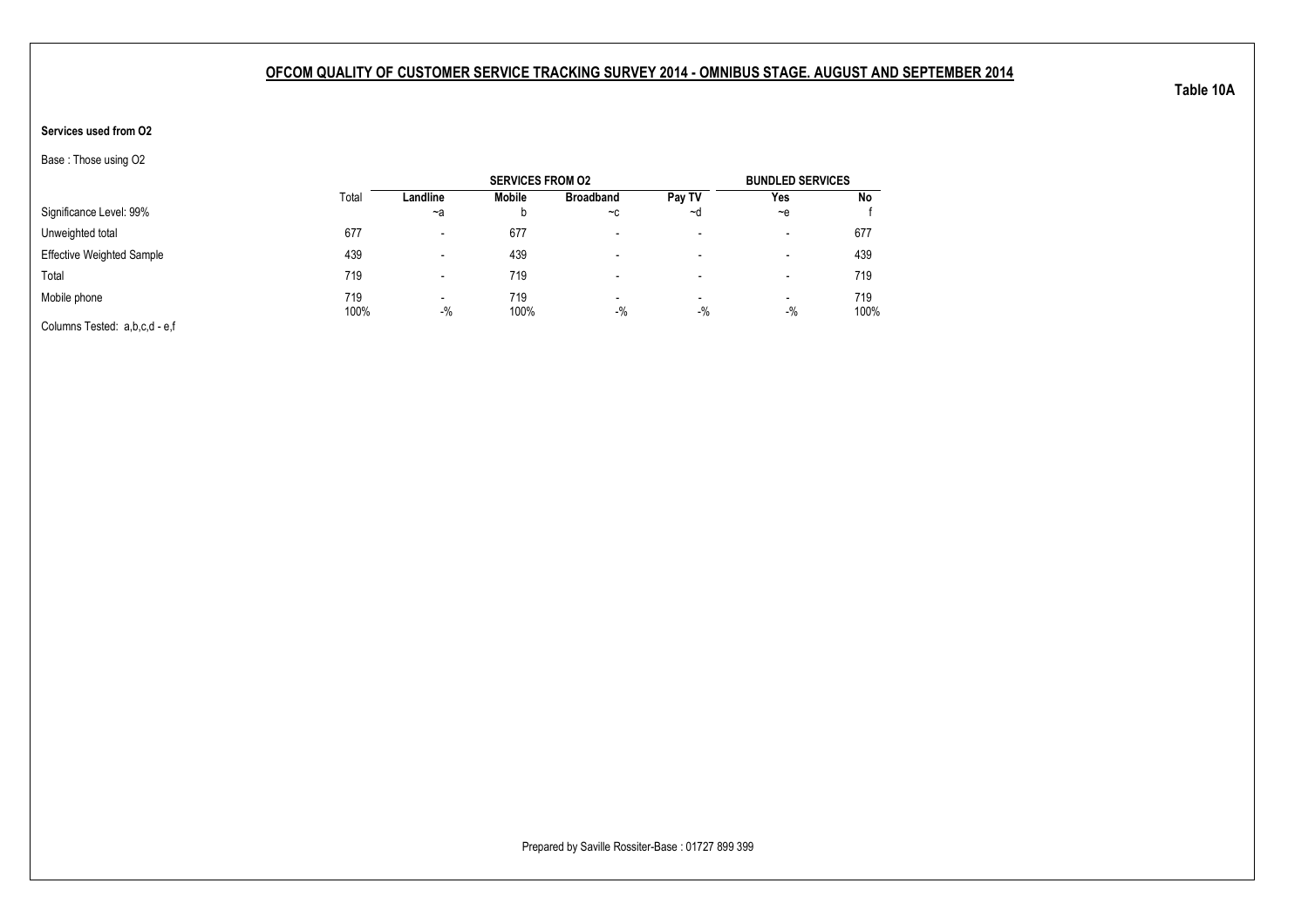**OFCOM QUALITY OF CUSTOMER SERVICE TRACKING SURVEY 2014 - OMNIBUS STAGE. AUGUST AND SEPTEMBER 2014**

**Table 10A**

**Services used from O2**

Base : Those using O2

| | | SERVICES FROM O2 | | | | BUNDLED SERVICES | |
|---|---|---|---|---|---|---|---|
| | Total | Landline | Mobile | Broadband | Pay TV | Yes | No |
| Significance Level: 99% | | ~a | b | ~c | ~d | ~e | f |
| Unweighted total | 677 | - | 677 | - | - | - | 677 |
| Effective Weighted Sample | 439 | - | 439 | - | - | - | 439 |
| Total | 719 | - | 719 | - | - | - | 719 |
| Mobile phone | 719 | - | 719 | - | - | - | 719 |
| | 100% | -% | 100% | -% | -% | -% | 100% |

Columns Tested: a,b,c,d - e,f

Prepared by Saville Rossiter-Base : 01727 899 399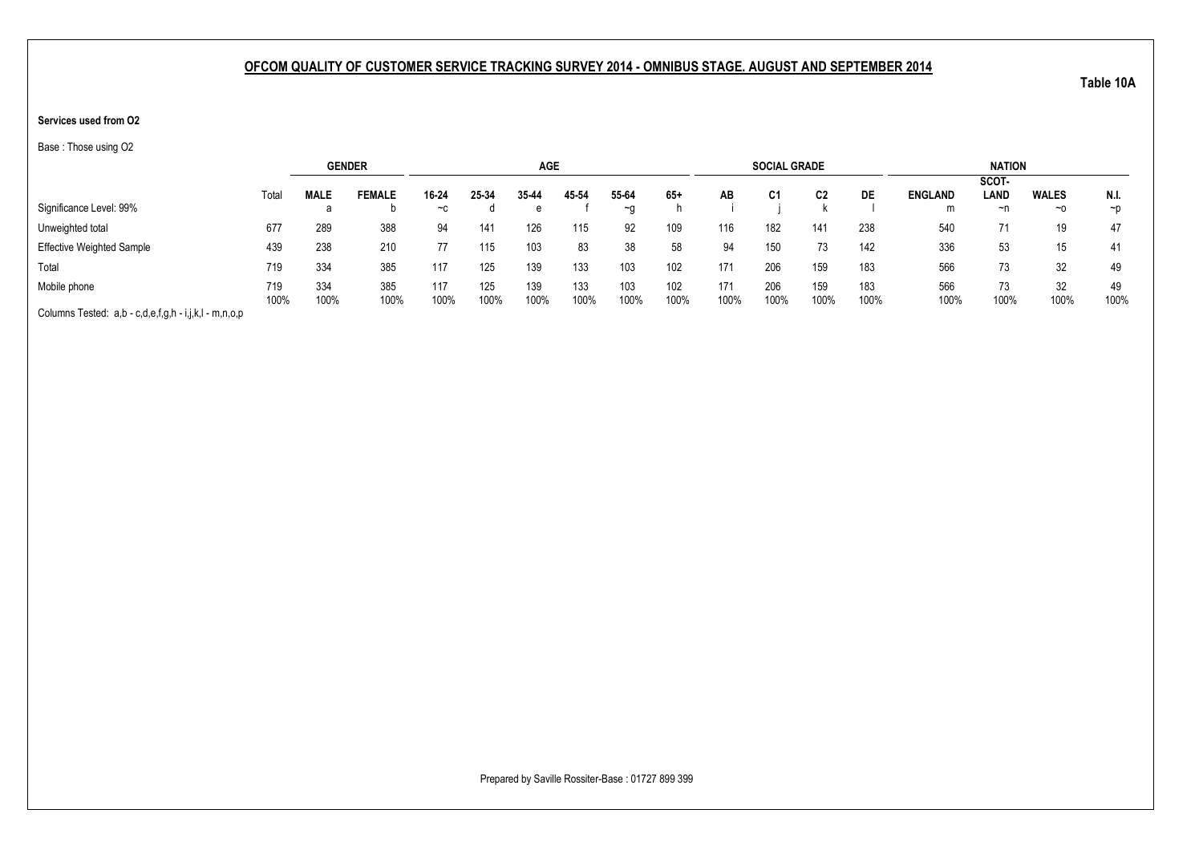## OFCOM QUALITY OF CUSTOMER SERVICE TRACKING SURVEY 2014 - OMNIBUS STAGE. AUGUST AND SEPTEMBER 2014

**Table 10A**

**Services used from O2**

Base : Those using O2

| | Total | GENDER | | AGE | | | | | | SOCIAL GRADE | | | | NATION | | | |
|---|---|---|---|---|---|---|---|---|---|---|---|---|---|---|---|---|---|
| | | MALE | FEMALE | 16-24 | 25-34 | 35-44 | 45-54 | 55-64 | 65+ | AB | C1 | C2 | DE | ENGLAND | SCOT-LAND | WALES | N.I. |
| Significance Level: 99% | | a | b | ~c | d | e | f | ~g | h | i | j | k | l | m | ~n | ~o | ~p |
| Unweighted total | 677 | 289 | 388 | 94 | 141 | 126 | 115 | 92 | 109 | 116 | 182 | 141 | 238 | 540 | 71 | 19 | 47 |
| Effective Weighted Sample | 439 | 238 | 210 | 77 | 115 | 103 | 83 | 38 | 58 | 94 | 150 | 73 | 142 | 336 | 53 | 15 | 41 |
| Total | 719 | 334 | 385 | 117 | 125 | 139 | 133 | 103 | 102 | 171 | 206 | 159 | 183 | 566 | 73 | 32 | 49 |
| Mobile phone | 719 | 334 | 385 | 117 | 125 | 139 | 133 | 103 | 102 | 171 | 206 | 159 | 183 | 566 | 73 | 32 | 49 |
| | 100% | 100% | 100% | 100% | 100% | 100% | 100% | 100% | 100% | 100% | 100% | 100% | 100% | 100% | 100% | 100% | 100% |

Columns Tested: a,b - c,d,e,f,g,h - i,j,k,l - m,n,o,p

Prepared by Saville Rossiter-Base : 01727 899 399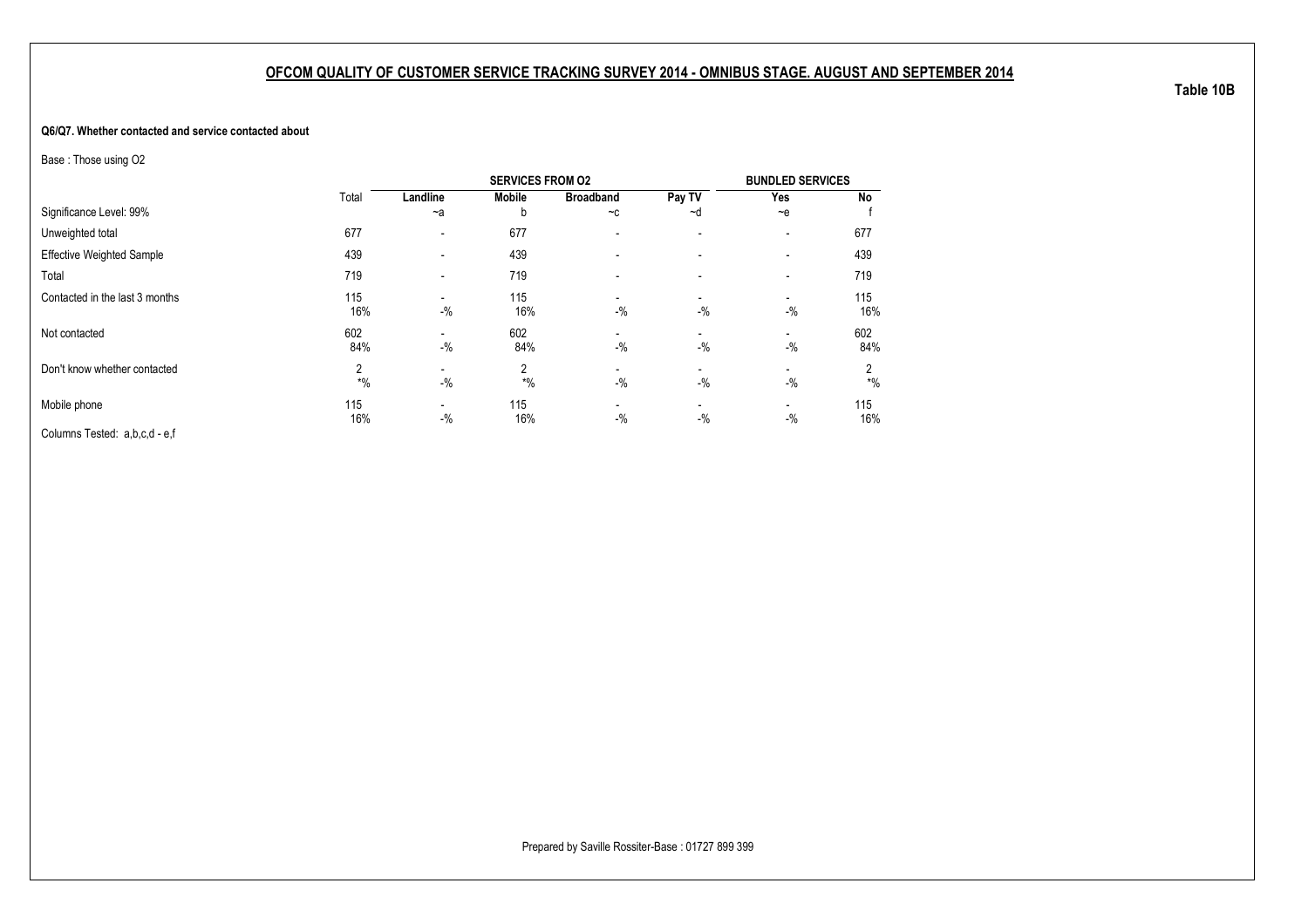## OFCOM QUALITY OF CUSTOMER SERVICE TRACKING SURVEY 2014 - OMNIBUS STAGE. AUGUST AND SEPTEMBER 2014

**Table 10B**

**Q6/Q7. Whether contacted and service contacted about**

Base : Those using O2

| | | SERVICES FROM O2 | | | | BUNDLED SERVICES | |
|---|---|---|---|---|---|---|---|
| | Total | Landline | Mobile | Broadband | Pay TV | Yes | No |
| Significance Level: 99% | | ~a | b | ~c | ~d | ~e | f |
| Unweighted total | 677 | - | 677 | - | - | - | 677 |
| Effective Weighted Sample | 439 | - | 439 | - | - | - | 439 |
| Total | 719 | - | 719 | - | - | - | 719 |
| Contacted in the last 3 months | 115<br>16% | -<br>-% | 115<br>16% | -<br>-% | -<br>-% | -<br>-% | 115<br>16% |
| Not contacted | 602<br>84% | -<br>-% | 602<br>84% | -<br>-% | -<br>-% | -<br>-% | 602<br>84% |
| Don't know whether contacted | 2<br>*% | -<br>-% | 2<br>*% | -<br>-% | -<br>-% | -<br>-% | 2<br>*% |
| Mobile phone | 115<br>16% | -<br>-% | 115<br>16% | -<br>-% | -<br>-% | -<br>-% | 115<br>16% |

Columns Tested: a,b,c,d - e,f

Prepared by Saville Rossiter-Base : 01727 899 399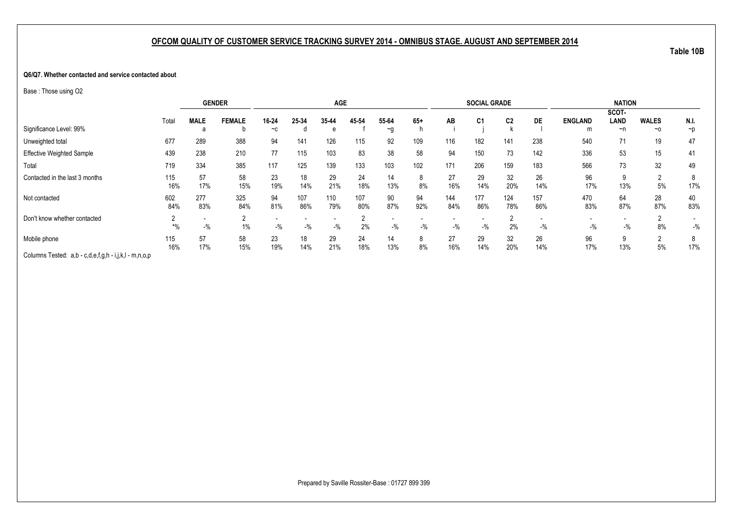## OFCOM QUALITY OF CUSTOMER SERVICE TRACKING SURVEY 2014 - OMNIBUS STAGE. AUGUST AND SEPTEMBER 2014

**Table 10B**

**Q6/Q7. Whether contacted and service contacted about**

Base : Those using O2

| | | GENDER | | AGE | | | | | | SOCIAL GRADE | | | | NATION | | | |
|---|---|---|---|---|---|---|---|---|---|---|---|---|---|---|---|---|---|
| | Total | MALE | FEMALE | 16-24 | 25-34 | 35-44 | 45-54 | 55-64 | 65+ | AB | C1 | C2 | DE | ENGLAND | SCOT-LAND | WALES | N.I. |
| Significance Level: 99% | | a | b | ~c | d | e | f | ~g | h | i | j | k | l | m | ~n | ~o | ~p |
| Unweighted total | 677 | 289 | 388 | 94 | 141 | 126 | 115 | 92 | 109 | 116 | 182 | 141 | 238 | 540 | 71 | 19 | 47 |
| Effective Weighted Sample | 439 | 238 | 210 | 77 | 115 | 103 | 83 | 38 | 58 | 94 | 150 | 73 | 142 | 336 | 53 | 15 | 41 |
| Total | 719 | 334 | 385 | 117 | 125 | 139 | 133 | 103 | 102 | 171 | 206 | 159 | 183 | 566 | 73 | 32 | 49 |
| Contacted in the last 3 months | 115 | 57 | 58 | 23 | 18 | 29 | 24 | 14 | 8 | 27 | 29 | 32 | 26 | 96 | 9 | 2 | 8 |
| | 16% | 17% | 15% | 19% | 14% | 21% | 18% | 13% | 8% | 16% | 14% | 20% | 14% | 17% | 13% | 5% | 17% |
| Not contacted | 602 | 277 | 325 | 94 | 107 | 110 | 107 | 90 | 94 | 144 | 177 | 124 | 157 | 470 | 64 | 28 | 40 |
| | 84% | 83% | 84% | 81% | 86% | 79% | 80% | 87% | 92% | 84% | 86% | 78% | 86% | 83% | 87% | 87% | 83% |
| Don't know whether contacted | 2 | - | 2 | - | - | - | 2 | - | - | - | - | 2 | - | - | - | 2 | - |
| | *% | -% | 1% | -% | -% | -% | 2% | -% | -% | -% | -% | 2% | -% | -% | -% | 8% | -% |
| Mobile phone | 115 | 57 | 58 | 23 | 18 | 29 | 24 | 14 | 8 | 27 | 29 | 32 | 26 | 96 | 9 | 2 | 8 |
| | 16% | 17% | 15% | 19% | 14% | 21% | 18% | 13% | 8% | 16% | 14% | 20% | 14% | 17% | 13% | 5% | 17% |

Columns Tested: a,b - c,d,e,f,g,h - i,j,k,l - m,n,o,p

Prepared by Saville Rossiter-Base : 01727 899 399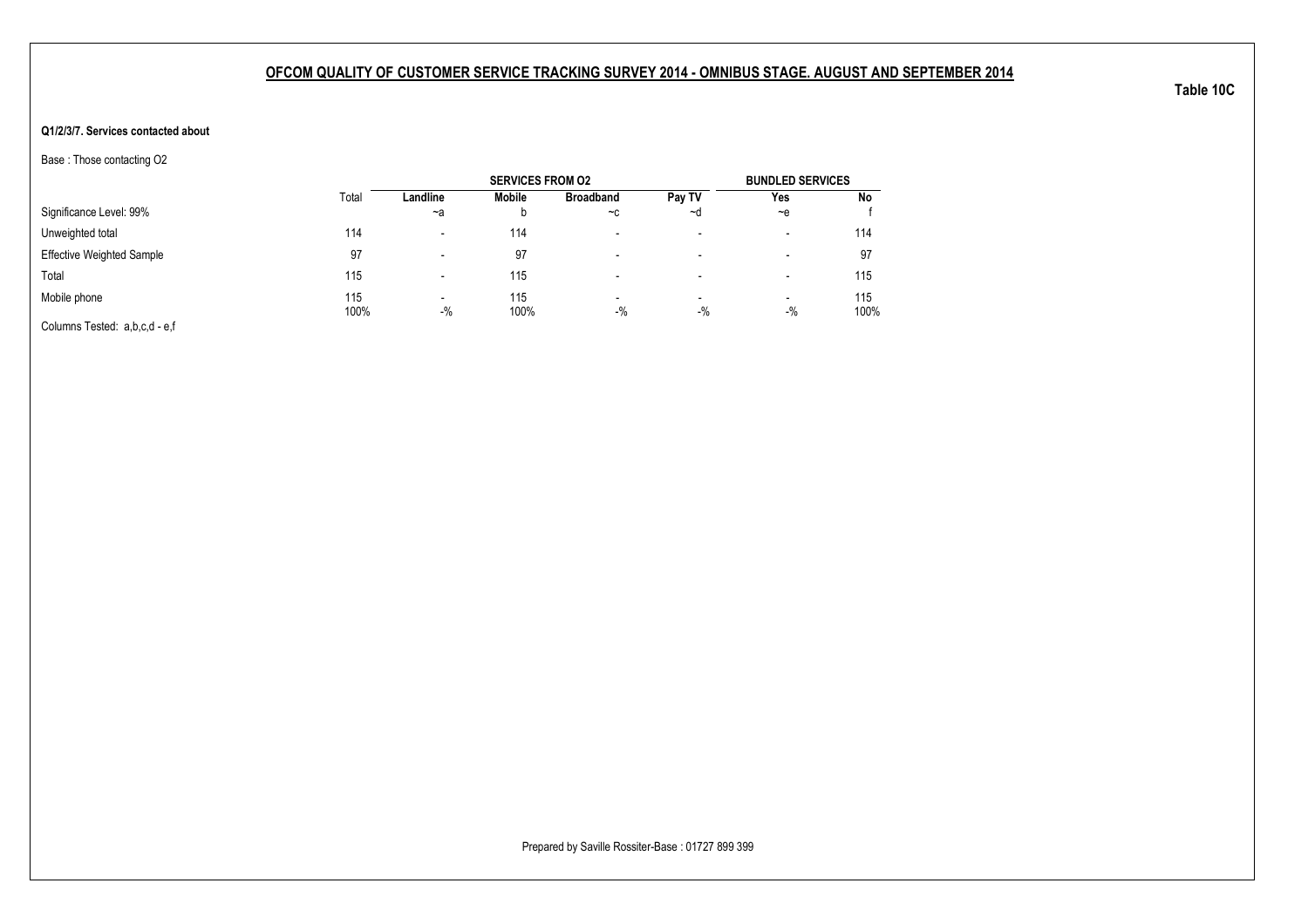## OFCOM QUALITY OF CUSTOMER SERVICE TRACKING SURVEY 2014 - OMNIBUS STAGE. AUGUST AND SEPTEMBER 2014

**Table 10C**

**Q1/2/3/7. Services contacted about**

Base : Those contacting O2

| | Total | SERVICES FROM O2 | | | | BUNDLED SERVICES | |
|---|---|---|---|---|---|---|---|
| | | Landline | Mobile | Broadband | Pay TV | Yes | No |
| Significance Level: 99% | | ~a | b | ~c | ~d | ~e | f |
| Unweighted total | 114 | - | 114 | - | - | - | 114 |
| Effective Weighted Sample | 97 | - | 97 | - | - | - | 97 |
| Total | 115 | - | 115 | - | - | - | 115 |
| Mobile phone | 115 | - | 115 | - | - | - | 115 |
| | 100% | -% | 100% | -% | -% | -% | 100% |

Columns Tested: a,b,c,d - e,f

Prepared by Saville Rossiter-Base : 01727 899 399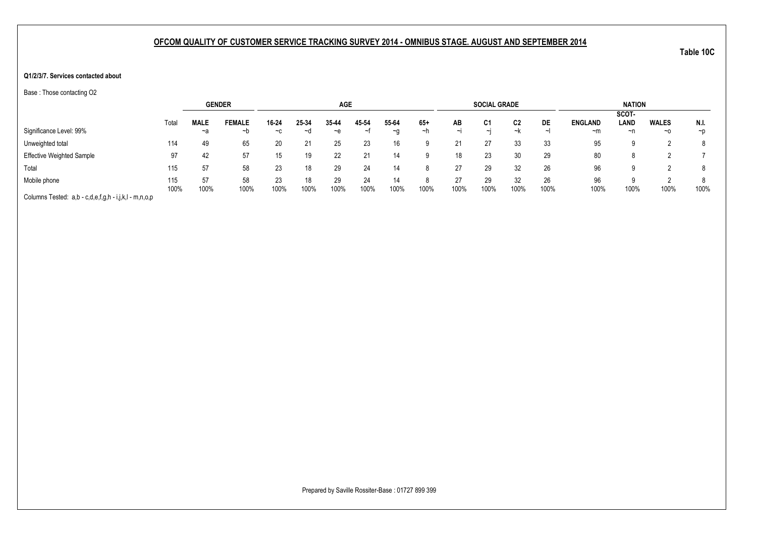## OFCOM QUALITY OF CUSTOMER SERVICE TRACKING SURVEY 2014 - OMNIBUS STAGE. AUGUST AND SEPTEMBER 2014

**Table 10C**

**Q1/2/3/7. Services contacted about**

Base : Those contacting O2

| | | GENDER | | AGE | | | | | | SOCIAL GRADE | | | | NATION | | | |
|---|---|---|---|---|---|---|---|---|---|---|---|---|---|---|---|---|---|
| | Total | MALE | FEMALE | 16-24 | 25-34 | 35-44 | 45-54 | 55-64 | 65+ | AB | C1 | C2 | DE | ENGLAND | SCOT-LAND | WALES | N.I. |
| Significance Level: 99% | | ~a | ~b | ~c | ~d | ~e | ~f | ~g | ~h | ~i | ~j | ~k | ~l | ~m | ~n | ~o | ~p |
| Unweighted total | 114 | 49 | 65 | 20 | 21 | 25 | 23 | 16 | 9 | 21 | 27 | 33 | 33 | 95 | 9 | 2 | 8 |
| Effective Weighted Sample | 97 | 42 | 57 | 15 | 19 | 22 | 21 | 14 | 9 | 18 | 23 | 30 | 29 | 80 | 8 | 2 | 7 |
| Total | 115 | 57 | 58 | 23 | 18 | 29 | 24 | 14 | 8 | 27 | 29 | 32 | 26 | 96 | 9 | 2 | 8 |
| Mobile phone | 115 | 57 | 58 | 23 | 18 | 29 | 24 | 14 | 8 | 27 | 29 | 32 | 26 | 96 | 9 | 2 | 8 |
| | 100% | 100% | 100% | 100% | 100% | 100% | 100% | 100% | 100% | 100% | 100% | 100% | 100% | 100% | 100% | 100% | 100% |

Columns Tested: a,b - c,d,e,f,g,h - i,j,k,l - m,n,o,p

Prepared by Saville Rossiter-Base : 01727 899 399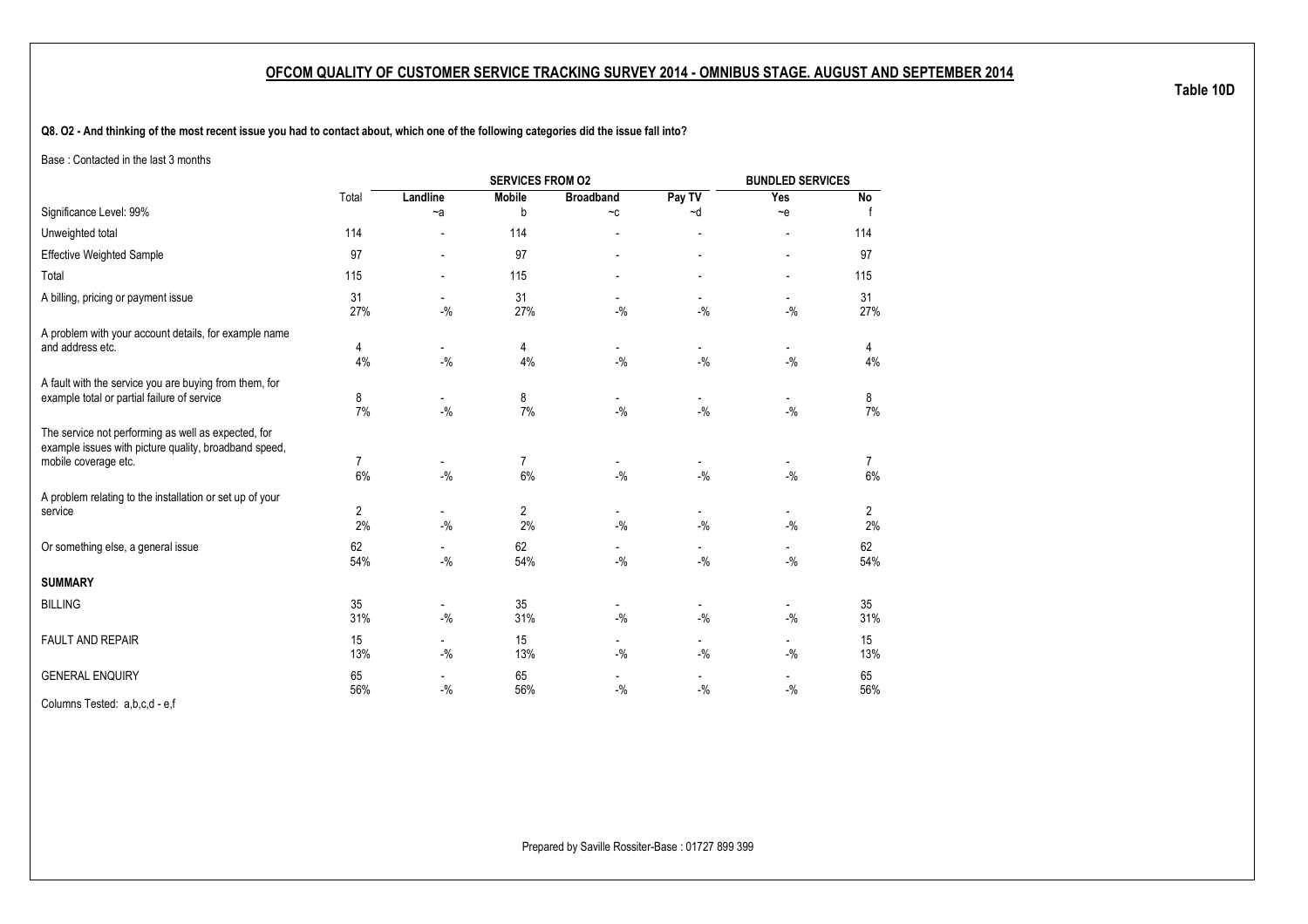## OFCOM QUALITY OF CUSTOMER SERVICE TRACKING SURVEY 2014 - OMNIBUS STAGE. AUGUST AND SEPTEMBER 2014

**Table 10D**

**Q8. O2 - And thinking of the most recent issue you had to contact about, which one of the following categories did the issue fall into?**

Base : Contacted in the last 3 months

| | Total | SERVICES FROM O2 | | | | BUNDLED SERVICES | |
|---|---|---|---|---|---|---|---|
| | | Landline | Mobile | Broadband | Pay TV | Yes | No |
| Significance Level: 99% | | ~a | b | ~c | ~d | ~e | f |
| Unweighted total | 114 | - | 114 | - | - | - | 114 |
| Effective Weighted Sample | 97 | - | 97 | - | - | - | 97 |
| Total | 115 | - | 115 | - | - | - | 115 |
| A billing, pricing or payment issue | 31 | - | 31 | - | - | - | 31 |
| | 27% | -% | 27% | -% | -% | -% | 27% |
| A problem with your account details, for example name and address etc. | 4 | - | 4 | - | - | - | 4 |
| | 4% | -% | 4% | -% | -% | -% | 4% |
| A fault with the service you are buying from them, for example total or partial failure of service | 8 | - | 8 | - | - | - | 8 |
| | 7% | -% | 7% | -% | -% | -% | 7% |
| The service not performing as well as expected, for example issues with picture quality, broadband speed, mobile coverage etc. | 7 | - | 7 | - | - | - | 7 |
| | 6% | -% | 6% | -% | -% | -% | 6% |
| A problem relating to the installation or set up of your service | 2 | - | 2 | - | - | - | 2 |
| | 2% | -% | 2% | -% | -% | -% | 2% |
| Or something else, a general issue | 62 | - | 62 | - | - | - | 62 |
| | 54% | -% | 54% | -% | -% | -% | 54% |
| **SUMMARY** | | | | | | | |
| BILLING | 35 | - | 35 | - | - | - | 35 |
| | 31% | -% | 31% | -% | -% | -% | 31% |
| FAULT AND REPAIR | 15 | - | 15 | - | - | - | 15 |
| | 13% | -% | 13% | -% | -% | -% | 13% |
| GENERAL ENQUIRY | 65 | - | 65 | - | - | - | 65 |
| | 56% | -% | 56% | -% | -% | -% | 56% |

Columns Tested: a,b,c,d - e,f

Prepared by Saville Rossiter-Base : 01727 899 399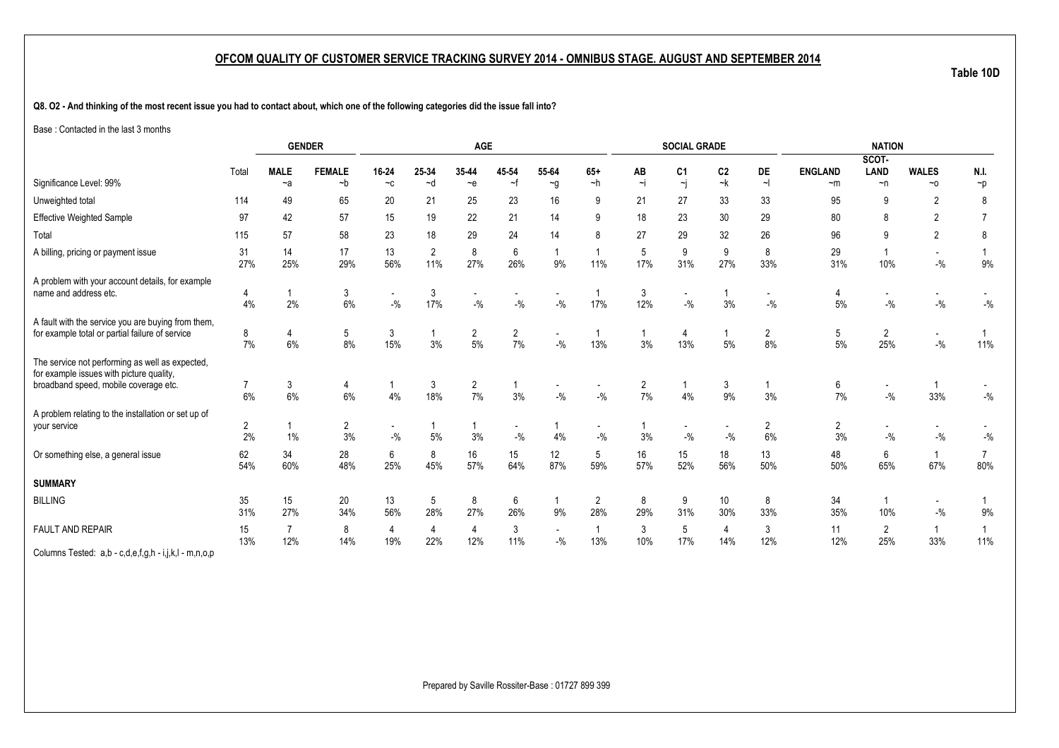## OFCOM QUALITY OF CUSTOMER SERVICE TRACKING SURVEY 2014 - OMNIBUS STAGE. AUGUST AND SEPTEMBER 2014

**Table 10D**

**Q8. O2 - And thinking of the most recent issue you had to contact about, which one of the following categories did the issue fall into?**

Base : Contacted in the last 3 months

| | | GENDER | | AGE | | | | | | SOCIAL GRADE | | | | NATION | | | |
|---|---|---|---|---|---|---|---|---|---|---|---|---|---|---|---|---|---|
| Significance Level: 99% | Total | MALE ~a | FEMALE ~b | 16-24 ~c | 25-34 ~d | 35-44 ~e | 45-54 ~f | 55-64 ~g | 65+ ~h | AB ~i | C1 ~j | C2 ~k | DE ~l | ENGLAND ~m | SCOT-LAND ~n | WALES ~o | N.I. ~p |
| Unweighted total | 114 | 49 | 65 | 20 | 21 | 25 | 23 | 16 | 9 | 21 | 27 | 33 | 33 | 95 | 9 | 2 | 8 |
| Effective Weighted Sample | 97 | 42 | 57 | 15 | 19 | 22 | 21 | 14 | 9 | 18 | 23 | 30 | 29 | 80 | 8 | 2 | 7 |
| Total | 115 | 57 | 58 | 23 | 18 | 29 | 24 | 14 | 8 | 27 | 29 | 32 | 26 | 96 | 9 | 2 | 8 |
| A billing, pricing or payment issue | 31 | 14 | 17 | 13 | 2 | 8 | 6 | 1 | 1 | 5 | 9 | 9 | 8 | 29 | 1 | - | 1 |
| | 27% | 25% | 29% | 56% | 11% | 27% | 26% | 9% | 11% | 17% | 31% | 27% | 33% | 31% | 10% | -% | 9% |
| A problem with your account details, for example name and address etc. | 4 | 1 | 3 | - | 3 | - | - | - | 1 | 3 | - | 1 | - | 4 | - | - | - |
| | 4% | 2% | 6% | -% | 17% | -% | -% | -% | 17% | 12% | -% | 3% | -% | 5% | -% | -% | -% |
| A fault with the service you are buying from them, for example total or partial failure of service | 8 | 4 | 5 | 3 | 1 | 2 | 2 | - | 1 | 1 | 4 | 1 | 2 | 5 | 2 | - | 1 |
| | 7% | 6% | 8% | 15% | 3% | 5% | 7% | -% | 13% | 3% | 13% | 5% | 8% | 5% | 25% | -% | 11% |
| The service not performing as well as expected, for example issues with picture quality, broadband speed, mobile coverage etc. | 7 | 3 | 4 | 1 | 3 | 2 | 1 | - | - | 2 | 1 | 3 | 1 | 6 | - | 1 | - |
| | 6% | 6% | 6% | 4% | 18% | 7% | 3% | -% | -% | 7% | 4% | 9% | 3% | 7% | -% | 33% | -% |
| A problem relating to the installation or set up of your service | 2 | 1 | 2 | - | 1 | 1 | - | 1 | - | 1 | - | - | 2 | 2 | - | - | - |
| | 2% | 1% | 3% | -% | 5% | 3% | -% | 4% | -% | 3% | -% | -% | 6% | 3% | -% | -% | -% |
| Or something else, a general issue | 62 | 34 | 28 | 6 | 8 | 16 | 15 | 12 | 5 | 16 | 15 | 18 | 13 | 48 | 6 | 1 | 7 |
| | 54% | 60% | 48% | 25% | 45% | 57% | 64% | 87% | 59% | 57% | 52% | 56% | 50% | 50% | 65% | 67% | 80% |
| **SUMMARY** | | | | | | | | | | | | | | | | | |
| BILLING | 35 | 15 | 20 | 13 | 5 | 8 | 6 | 1 | 2 | 8 | 9 | 10 | 8 | 34 | 1 | - | 1 |
| | 31% | 27% | 34% | 56% | 28% | 27% | 26% | 9% | 28% | 29% | 31% | 30% | 33% | 35% | 10% | -% | 9% |
| FAULT AND REPAIR | 15 | 7 | 8 | 4 | 4 | 4 | 3 | - | 1 | 3 | 5 | 4 | 3 | 11 | 2 | 1 | 1 |
| | 13% | 12% | 14% | 19% | 22% | 12% | 11% | -% | 13% | 10% | 17% | 14% | 12% | 12% | 25% | 33% | 11% |

Columns Tested: a,b - c,d,e,f,g,h - i,j,k,l - m,n,o,p

Prepared by Saville Rossiter-Base : 01727 899 399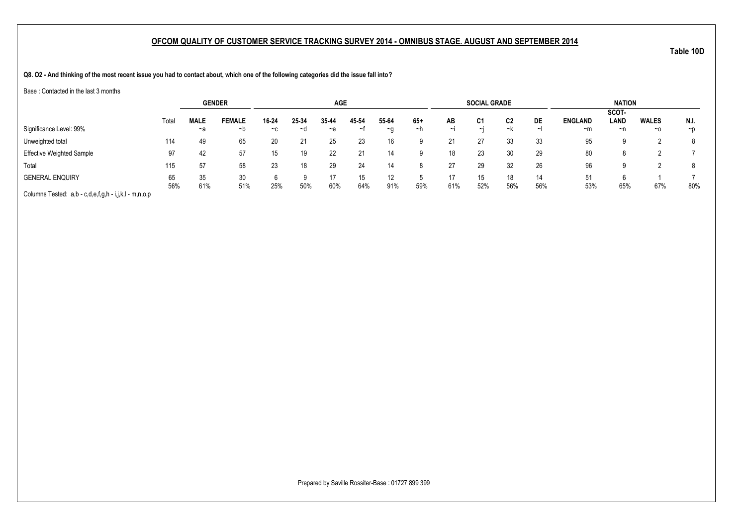## OFCOM QUALITY OF CUSTOMER SERVICE TRACKING SURVEY 2014 - OMNIBUS STAGE. AUGUST AND SEPTEMBER 2014

**Table 10D**

**Q8. O2 - And thinking of the most recent issue you had to contact about, which one of the following categories did the issue fall into?**

Base : Contacted in the last 3 months

| | | GENDER | | AGE | | | | | | SOCIAL GRADE | | | | NATION | | | |
|---|---|---|---|---|---|---|---|---|---|---|---|---|---|---|---|---|---|
| | Total | MALE | FEMALE | 16-24 | 25-34 | 35-44 | 45-54 | 55-64 | 65+ | AB | C1 | C2 | DE | ENGLAND | SCOT-LAND | WALES | N.I. |
| Significance Level: 99% | | ~a | ~b | ~c | ~d | ~e | ~f | ~g | ~h | ~i | ~j | ~k | ~l | ~m | ~n | ~o | ~p |
| Unweighted total | 114 | 49 | 65 | 20 | 21 | 25 | 23 | 16 | 9 | 21 | 27 | 33 | 33 | 95 | 9 | 2 | 8 |
| Effective Weighted Sample | 97 | 42 | 57 | 15 | 19 | 22 | 21 | 14 | 9 | 18 | 23 | 30 | 29 | 80 | 8 | 2 | 7 |
| Total | 115 | 57 | 58 | 23 | 18 | 29 | 24 | 14 | 8 | 27 | 29 | 32 | 26 | 96 | 9 | 2 | 8 |
| GENERAL ENQUIRY | 65 | 35 | 30 | 6 | 9 | 17 | 15 | 12 | 5 | 17 | 15 | 18 | 14 | 51 | 6 | 1 | 7 |
| | 56% | 61% | 51% | 25% | 50% | 60% | 64% | 91% | 59% | 61% | 52% | 56% | 56% | 53% | 65% | 67% | 80% |

Columns Tested: a,b - c,d,e,f,g,h - i,j,k,l - m,n,o,p

Prepared by Saville Rossiter-Base : 01727 899 399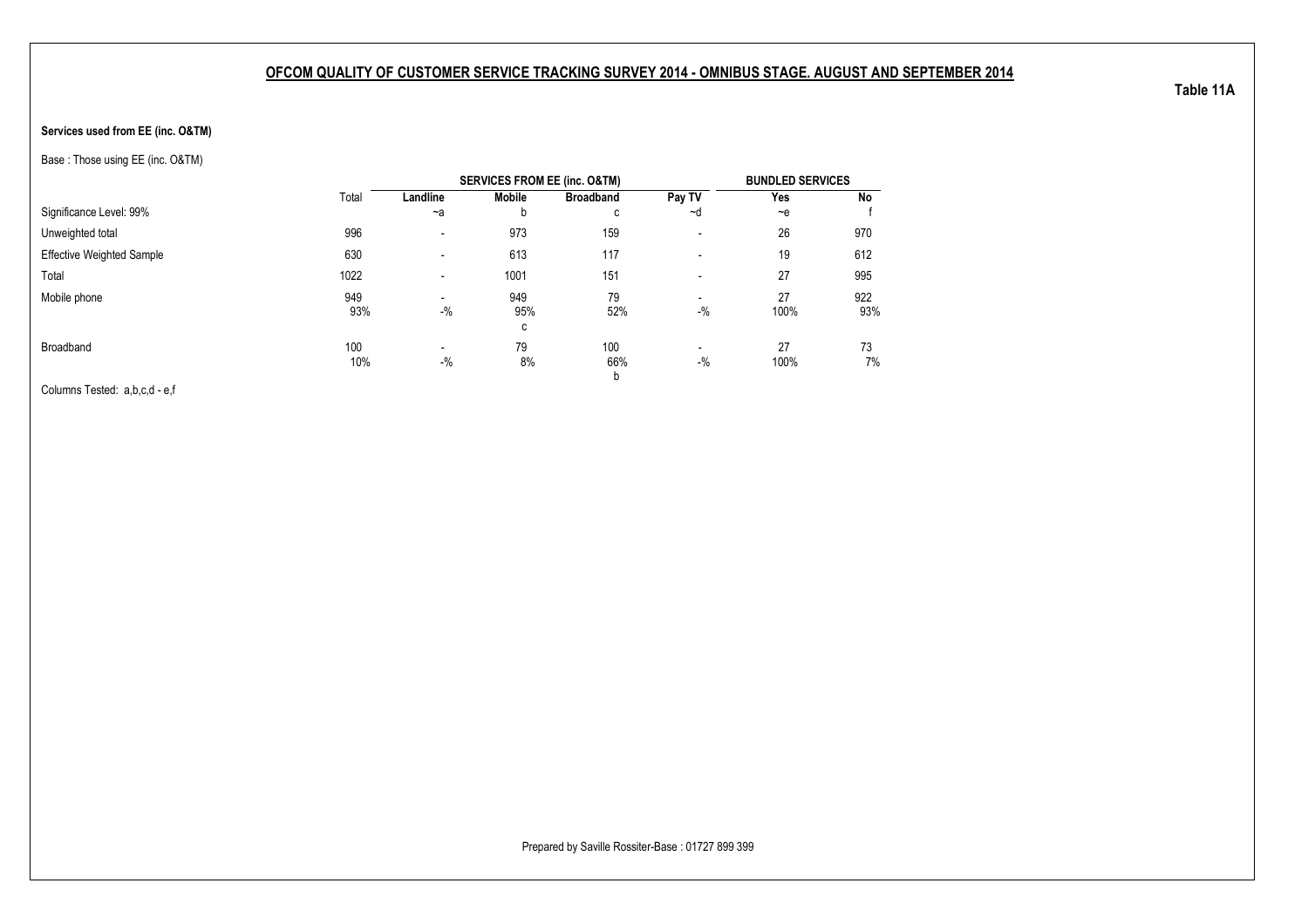## OFCOM QUALITY OF CUSTOMER SERVICE TRACKING SURVEY 2014 - OMNIBUS STAGE. AUGUST AND SEPTEMBER 2014

**Table 11A**

**Services used from EE (inc. O&TM)**

Base : Those using EE (inc. O&TM)

| | Total | SERVICES FROM EE (inc. O&TM) | | | | BUNDLED SERVICES | |
|---|---|---|---|---|---|---|---|
| | | **Landline** | **Mobile** | **Broadband** | **Pay TV** | **Yes** | **No** |
| Significance Level: 99% | | ~a | b | c | ~d | ~e | f |
| Unweighted total | 996 | - | 973 | 159 | - | 26 | 970 |
| Effective Weighted Sample | 630 | - | 613 | 117 | - | 19 | 612 |
| Total | 1022 | - | 1001 | 151 | - | 27 | 995 |
| Mobile phone | 949 | - | 949 | 79 | - | 27 | 922 |
| | 93% | -% | 95% | 52% | -% | 100% | 93% |
| | | | c | | | | |
| Broadband | 100 | - | 79 | 100 | - | 27 | 73 |
| | 10% | -% | 8% | 66% | -% | 100% | 7% |
| | | | | b | | | |

Columns Tested: a,b,c,d - e,f

Prepared by Saville Rossiter-Base : 01727 899 399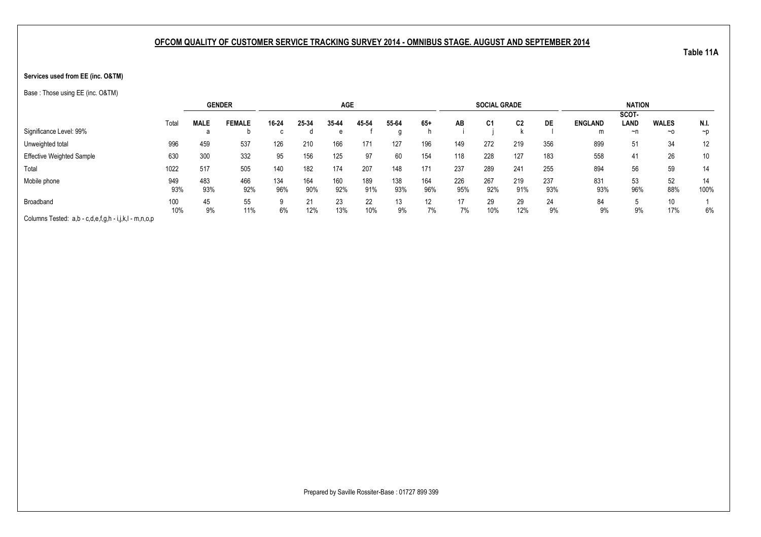## OFCOM QUALITY OF CUSTOMER SERVICE TRACKING SURVEY 2014 - OMNIBUS STAGE. AUGUST AND SEPTEMBER 2014

**Table 11A**

**Services used from EE (inc. O&TM)**

Base : Those using EE (inc. O&TM)

| | Total | GENDER | | AGE | | | | | | SOCIAL GRADE | | | | NATION | | | |
|---|---|---|---|---|---|---|---|---|---|---|---|---|---|---|---|---|---|
| | | MALE | FEMALE | 16-24 | 25-34 | 35-44 | 45-54 | 55-64 | 65+ | AB | C1 | C2 | DE | ENGLAND | SCOT-LAND | WALES | N.I. |
| Significance Level: 99% | | a | b | c | d | e | f | g | h | i | j | k | l | m | ~n | ~o | ~p |
| Unweighted total | 996 | 459 | 537 | 126 | 210 | 166 | 171 | 127 | 196 | 149 | 272 | 219 | 356 | 899 | 51 | 34 | 12 |
| Effective Weighted Sample | 630 | 300 | 332 | 95 | 156 | 125 | 97 | 60 | 154 | 118 | 228 | 127 | 183 | 558 | 41 | 26 | 10 |
| Total | 1022 | 517 | 505 | 140 | 182 | 174 | 207 | 148 | 171 | 237 | 289 | 241 | 255 | 894 | 56 | 59 | 14 |
| Mobile phone | 949 | 483 | 466 | 134 | 164 | 160 | 189 | 138 | 164 | 226 | 267 | 219 | 237 | 831 | 53 | 52 | 14 |
| | 93% | 93% | 92% | 96% | 90% | 92% | 91% | 93% | 96% | 95% | 92% | 91% | 93% | 93% | 96% | 88% | 100% |
| Broadband | 100 | 45 | 55 | 9 | 21 | 23 | 22 | 13 | 12 | 17 | 29 | 29 | 24 | 84 | 5 | 10 | 1 |
| | 10% | 9% | 11% | 6% | 12% | 13% | 10% | 9% | 7% | 7% | 10% | 12% | 9% | 9% | 9% | 17% | 6% |

Columns Tested: a,b - c,d,e,f,g,h - i,j,k,l - m,n,o,p

Prepared by Saville Rossiter-Base : 01727 899 399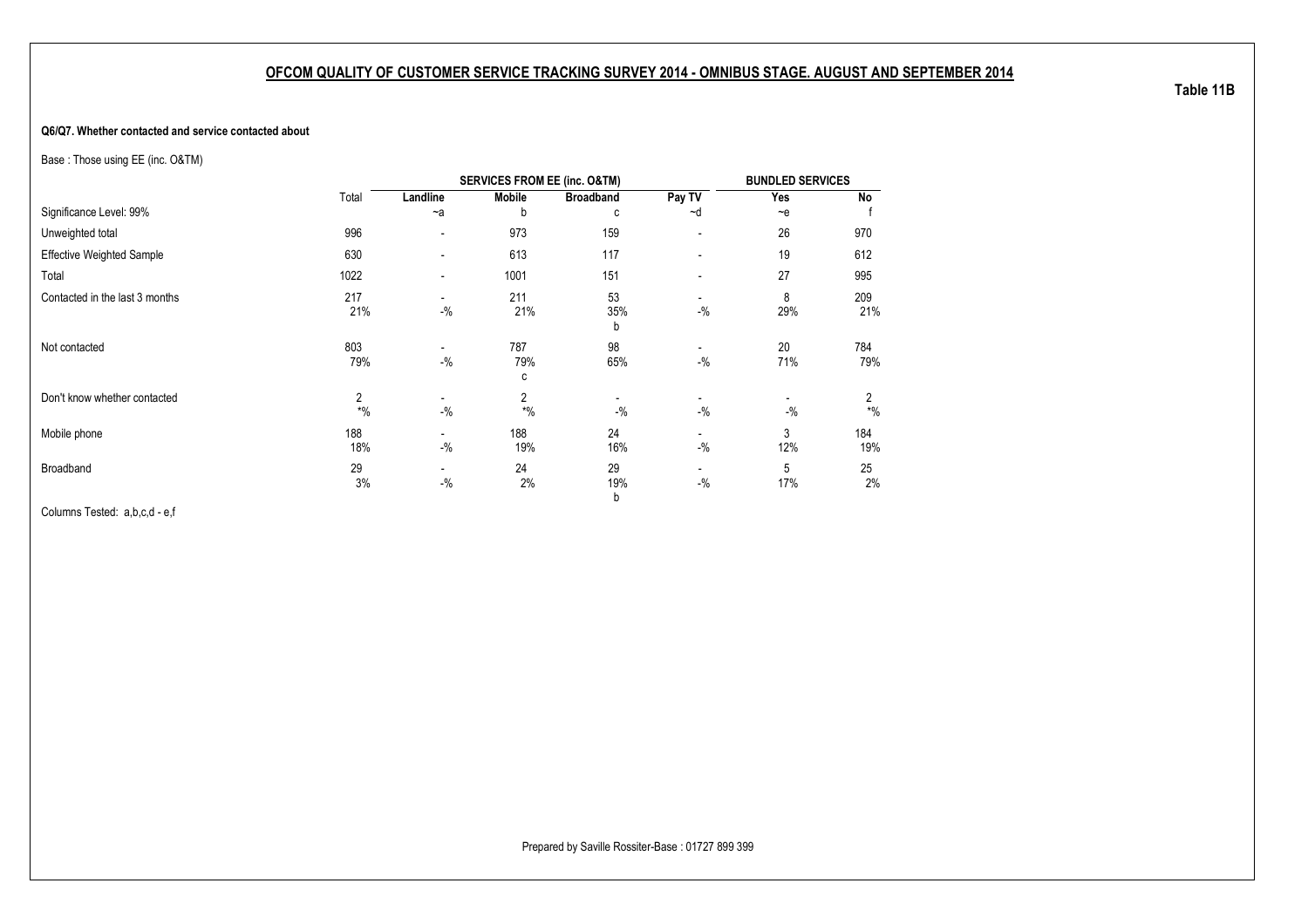## OFCOM QUALITY OF CUSTOMER SERVICE TRACKING SURVEY 2014 - OMNIBUS STAGE. AUGUST AND SEPTEMBER 2014

**Table 11B**

**Q6/Q7. Whether contacted and service contacted about**

Base : Those using EE (inc. O&TM)

| | Total | SERVICES FROM EE (inc. O&TM) | | | | BUNDLED SERVICES | |
|---|---|---|---|---|---|---|---|
| | | Landline | Mobile | Broadband | Pay TV | Yes | No |
| Significance Level: 99% | | ~a | b | c | ~d | ~e | f |
| Unweighted total | 996 | - | 973 | 159 | - | 26 | 970 |
| Effective Weighted Sample | 630 | - | 613 | 117 | - | 19 | 612 |
| Total | 1022 | - | 1001 | 151 | - | 27 | 995 |
| Contacted in the last 3 months | 217 | - | 211 | 53 | - | 8 | 209 |
| | 21% | -% | 21% | 35% | -% | 29% | 21% |
| | | | | b | | | |
| Not contacted | 803 | - | 787 | 98 | - | 20 | 784 |
| | 79% | -% | 79% | 65% | -% | 71% | 79% |
| | | | c | | | | |
| Don't know whether contacted | 2 | - | 2 | - | - | - | 2 |
| | *% | -% | *% | -% | -% | -% | *% |
| Mobile phone | 188 | - | 188 | 24 | - | 3 | 184 |
| | 18% | -% | 19% | 16% | -% | 12% | 19% |
| Broadband | 29 | - | 24 | 29 | - | 5 | 25 |
| | 3% | -% | 2% | 19% | -% | 17% | 2% |
| | | | | b | | | |

Columns Tested: a,b,c,d - e,f

Prepared by Saville Rossiter-Base : 01727 899 399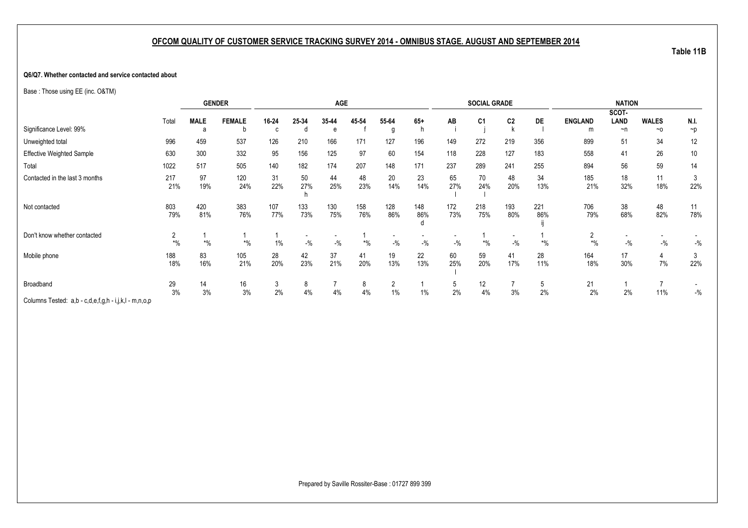## OFCOM QUALITY OF CUSTOMER SERVICE TRACKING SURVEY 2014 - OMNIBUS STAGE. AUGUST AND SEPTEMBER 2014

**Table 11B**

**Q6/Q7. Whether contacted and service contacted about**

Base : Those using EE (inc. O&TM)

| | | GENDER | | AGE | | | | | | SOCIAL GRADE | | | | NATION | | | |
|---|---|---|---|---|---|---|---|---|---|---|---|---|---|---|---|---|---|
| | Total | MALE | FEMALE | 16-24 | 25-34 | 35-44 | 45-54 | 55-64 | 65+ | AB | C1 | C2 | DE | ENGLAND | SCOT-LAND | WALES | N.I. |
| Significance Level: 99% | | a | b | c | d | e | f | g | h | i | j | k | l | m | ~n | ~o | ~p |
| Unweighted total | 996 | 459 | 537 | 126 | 210 | 166 | 171 | 127 | 196 | 149 | 272 | 219 | 356 | 899 | 51 | 34 | 12 |
| Effective Weighted Sample | 630 | 300 | 332 | 95 | 156 | 125 | 97 | 60 | 154 | 118 | 228 | 127 | 183 | 558 | 41 | 26 | 10 |
| Total | 1022 | 517 | 505 | 140 | 182 | 174 | 207 | 148 | 171 | 237 | 289 | 241 | 255 | 894 | 56 | 59 | 14 |
| Contacted in the last 3 months | 217 | 97 | 120 | 31 | 50 | 44 | 48 | 20 | 23 | 65 | 70 | 48 | 34 | 185 | 18 | 11 | 3 |
| | 21% | 19% | 24% | 22% | 27% | 25% | 23% | 14% | 14% | 27% | 24% | 20% | 13% | 21% | 32% | 18% | 22% |
| | | | | | h | | | | | l | l | | | | | | |
| Not contacted | 803 | 420 | 383 | 107 | 133 | 130 | 158 | 128 | 148 | 172 | 218 | 193 | 221 | 706 | 38 | 48 | 11 |
| | 79% | 81% | 76% | 77% | 73% | 75% | 76% | 86% | 86% | 73% | 75% | 80% | 86% | 79% | 68% | 82% | 78% |
| | | | | | | | | | d | | | | ij | | | | |
| Don't know whether contacted | 2 | 1 | 1 | 1 | - | - | 1 | - | - | - | 1 | - | 1 | 2 | - | - | - |
| | *% | *% | *% | 1% | -% | -% | *% | -% | -% | -% | *% | -% | *% | *% | -% | -% | -% |
| Mobile phone | 188 | 83 | 105 | 28 | 42 | 37 | 41 | 19 | 22 | 60 | 59 | 41 | 28 | 164 | 17 | 4 | 3 |
| | 18% | 16% | 21% | 20% | 23% | 21% | 20% | 13% | 13% | 25% | 20% | 17% | 11% | 18% | 30% | 7% | 22% |
| | | | | | | | | | | l | | | | | | | |
| Broadband | 29 | 14 | 16 | 3 | 8 | 7 | 8 | 2 | 1 | 5 | 12 | 7 | 5 | 21 | 1 | 7 | - |
| | 3% | 3% | 3% | 2% | 4% | 4% | 4% | 1% | 1% | 2% | 4% | 3% | 2% | 2% | 2% | 11% | -% |

Columns Tested: a,b - c,d,e,f,g,h - i,j,k,l - m,n,o,p

Prepared by Saville Rossiter-Base : 01727 899 399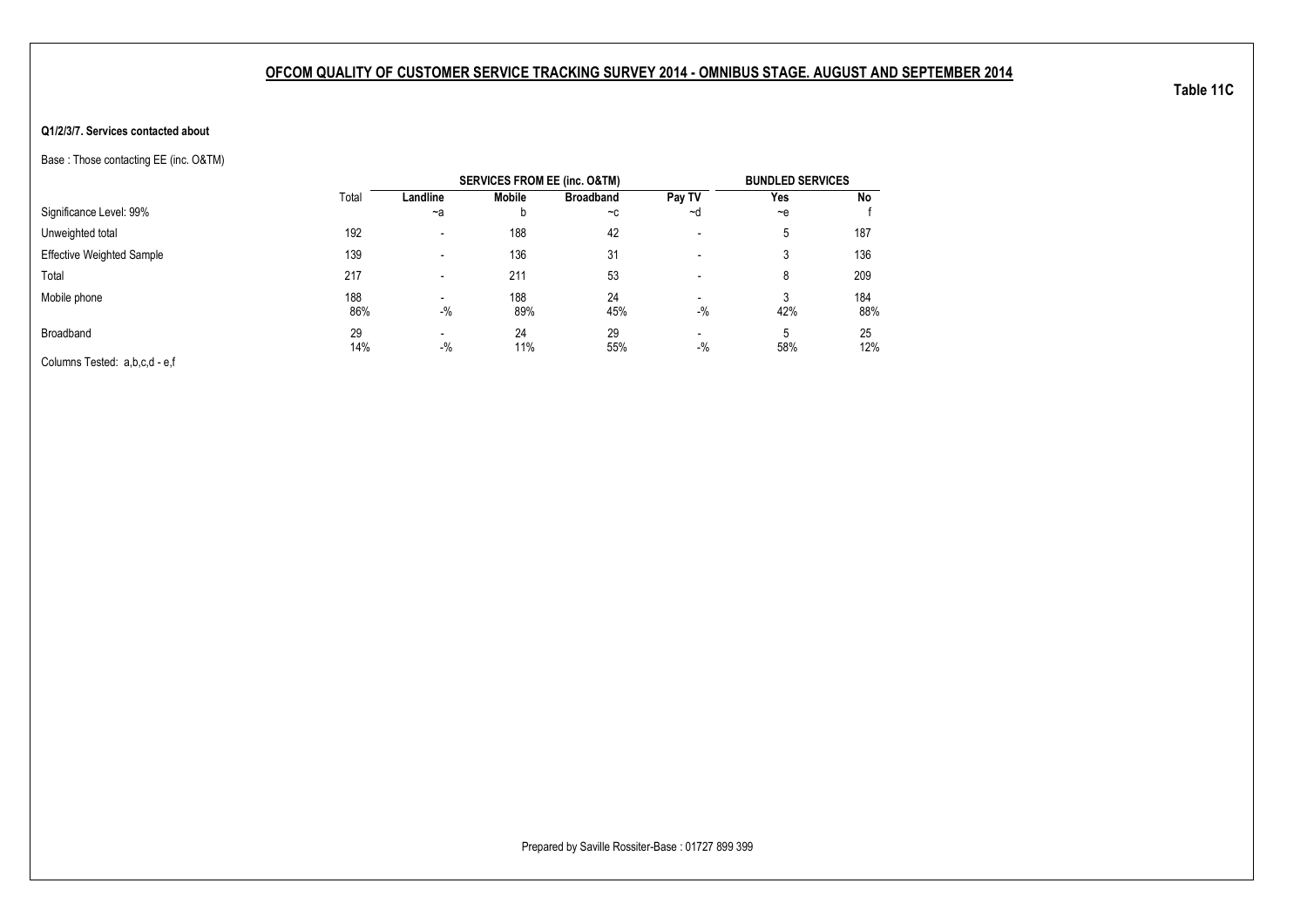**OFCOM QUALITY OF CUSTOMER SERVICE TRACKING SURVEY 2014 - OMNIBUS STAGE. AUGUST AND SEPTEMBER 2014**

**Table 11C**

**Q1/2/3/7. Services contacted about**

Base : Those contacting EE (inc. O&TM)

| | | SERVICES FROM EE (inc. O&TM) | | | | BUNDLED SERVICES | |
|---|---|---|---|---|---|---|---|
| | Total | Landline | Mobile | Broadband | Pay TV | Yes | No |
| Significance Level: 99% | | ~a | b | ~c | ~d | ~e | f |
| Unweighted total | 192 | - | 188 | 42 | - | 5 | 187 |
| Effective Weighted Sample | 139 | - | 136 | 31 | - | 3 | 136 |
| Total | 217 | - | 211 | 53 | - | 8 | 209 |
| Mobile phone | 188 | - | 188 | 24 | - | 3 | 184 |
| | 86% | -% | 89% | 45% | -% | 42% | 88% |
| Broadband | 29 | - | 24 | 29 | - | 5 | 25 |
| | 14% | -% | 11% | 55% | -% | 58% | 12% |

Columns Tested: a,b,c,d - e,f

Prepared by Saville Rossiter-Base : 01727 899 399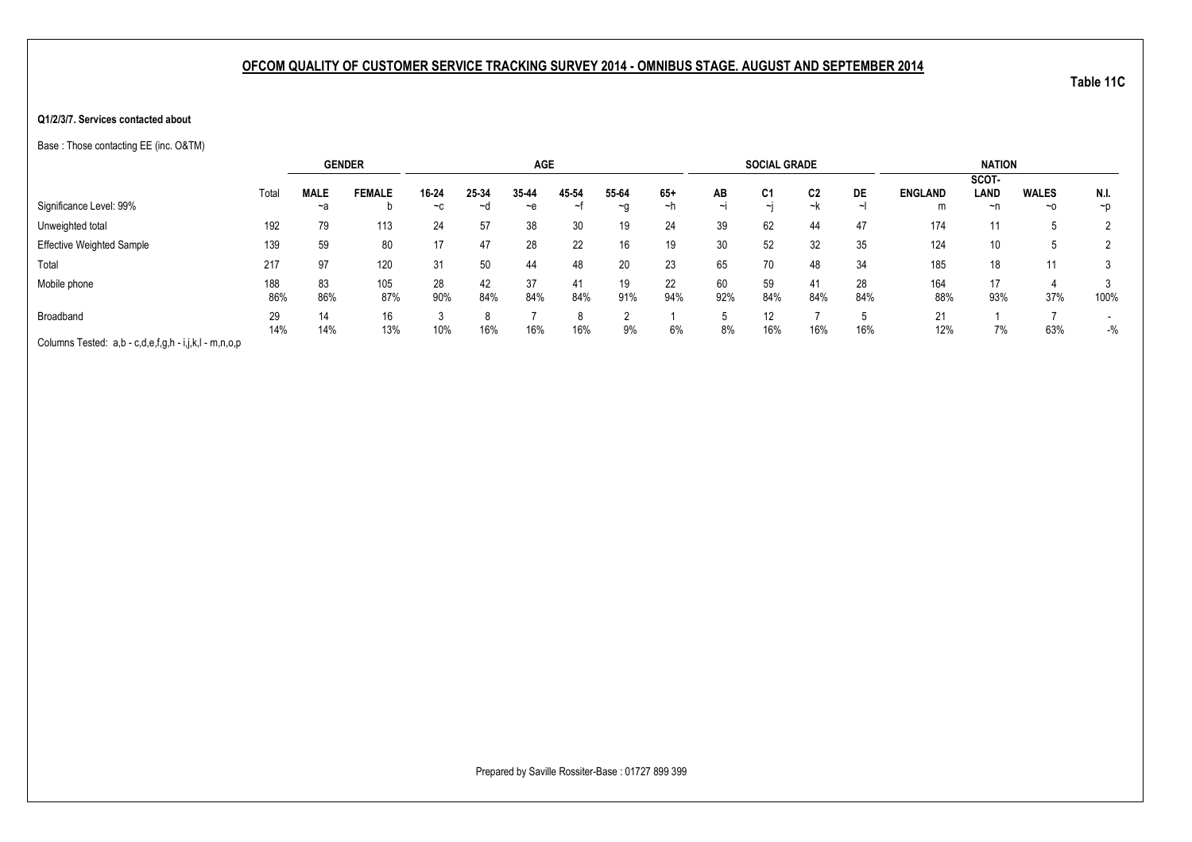## OFCOM QUALITY OF CUSTOMER SERVICE TRACKING SURVEY 2014 - OMNIBUS STAGE. AUGUST AND SEPTEMBER 2014

**Table 11C**

**Q1/2/3/7. Services contacted about**

Base : Those contacting EE (inc. O&TM)

| | | GENDER | | AGE | | | | | | SOCIAL GRADE | | | | NATION | | | |
|---|---|---|---|---|---|---|---|---|---|---|---|---|---|---|---|---|---|
| | Total | MALE | FEMALE | 16-24 | 25-34 | 35-44 | 45-54 | 55-64 | 65+ | AB | C1 | C2 | DE | ENGLAND | SCOT-LAND | WALES | N.I. |
| Significance Level: 99% | | ~a | b | ~c | ~d | ~e | ~f | ~g | ~h | ~i | ~j | ~k | ~l | m | ~n | ~o | ~p |
| Unweighted total | 192 | 79 | 113 | 24 | 57 | 38 | 30 | 19 | 24 | 39 | 62 | 44 | 47 | 174 | 11 | 5 | 2 |
| Effective Weighted Sample | 139 | 59 | 80 | 17 | 47 | 28 | 22 | 16 | 19 | 30 | 52 | 32 | 35 | 124 | 10 | 5 | 2 |
| Total | 217 | 97 | 120 | 31 | 50 | 44 | 48 | 20 | 23 | 65 | 70 | 48 | 34 | 185 | 18 | 11 | 3 |
| Mobile phone | 188 | 83 | 105 | 28 | 42 | 37 | 41 | 19 | 22 | 60 | 59 | 41 | 28 | 164 | 17 | 4 | 3 |
| | 86% | 86% | 87% | 90% | 84% | 84% | 84% | 91% | 94% | 92% | 84% | 84% | 84% | 88% | 93% | 37% | 100% |
| Broadband | 29 | 14 | 16 | 3 | 8 | 7 | 8 | 2 | 1 | 5 | 12 | 7 | 5 | 21 | 1 | 7 | - |
| | 14% | 14% | 13% | 10% | 16% | 16% | 16% | 9% | 6% | 8% | 16% | 16% | 16% | 12% | 7% | 63% | -% |

Columns Tested: a,b - c,d,e,f,g,h - i,j,k,l - m,n,o,p

Prepared by Saville Rossiter-Base : 01727 899 399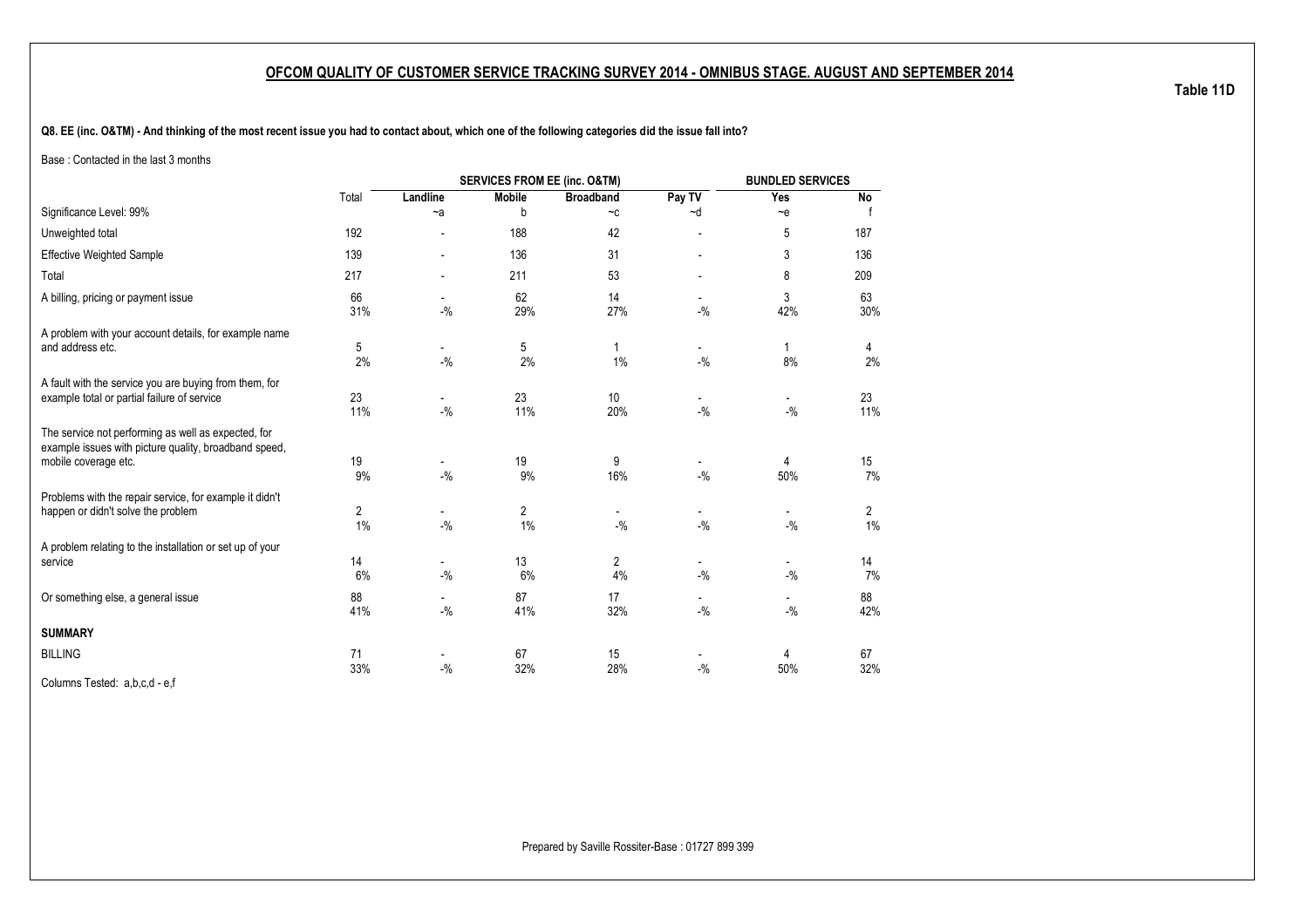## OFCOM QUALITY OF CUSTOMER SERVICE TRACKING SURVEY 2014 - OMNIBUS STAGE. AUGUST AND SEPTEMBER 2014

**Table 11D**

**Q8. EE (inc. O&TM) - And thinking of the most recent issue you had to contact about, which one of the following categories did the issue fall into?**

Base : Contacted in the last 3 months

| | | SERVICES FROM EE (inc. O&TM) | | | | BUNDLED SERVICES | |
|---|---|---|---|---|---|---|---|
| | Total | Landline | Mobile | Broadband | Pay TV | Yes | No |
| Significance Level: 99% | | ~a | b | ~c | ~d | ~e | f |
| Unweighted total | 192 | - | 188 | 42 | - | 5 | 187 |
| Effective Weighted Sample | 139 | - | 136 | 31 | - | 3 | 136 |
| Total | 217 | - | 211 | 53 | - | 8 | 209 |
| A billing, pricing or payment issue | 66 | - | 62 | 14 | - | 3 | 63 |
| | 31% | -% | 29% | 27% | -% | 42% | 30% |
| A problem with your account details, for example name and address etc. | 5 | - | 5 | 1 | - | 1 | 4 |
| | 2% | -% | 2% | 1% | -% | 8% | 2% |
| A fault with the service you are buying from them, for example total or partial failure of service | 23 | - | 23 | 10 | - | - | 23 |
| | 11% | -% | 11% | 20% | -% | -% | 11% |
| The service not performing as well as expected, for example issues with picture quality, broadband speed, mobile coverage etc. | 19 | - | 19 | 9 | - | 4 | 15 |
| | 9% | -% | 9% | 16% | -% | 50% | 7% |
| Problems with the repair service, for example it didn't happen or didn't solve the problem | 2 | - | 2 | - | - | - | 2 |
| | 1% | -% | 1% | -% | -% | -% | 1% |
| A problem relating to the installation or set up of your service | 14 | - | 13 | 2 | - | - | 14 |
| | 6% | -% | 6% | 4% | -% | -% | 7% |
| Or something else, a general issue | 88 | - | 87 | 17 | - | - | 88 |
| | 41% | -% | 41% | 32% | -% | -% | 42% |
| **SUMMARY** | | | | | | | |
| BILLING | 71 | - | 67 | 15 | - | 4 | 67 |
| | 33% | -% | 32% | 28% | -% | 50% | 32% |

Columns Tested: a,b,c,d - e,f

Prepared by Saville Rossiter-Base : 01727 899 399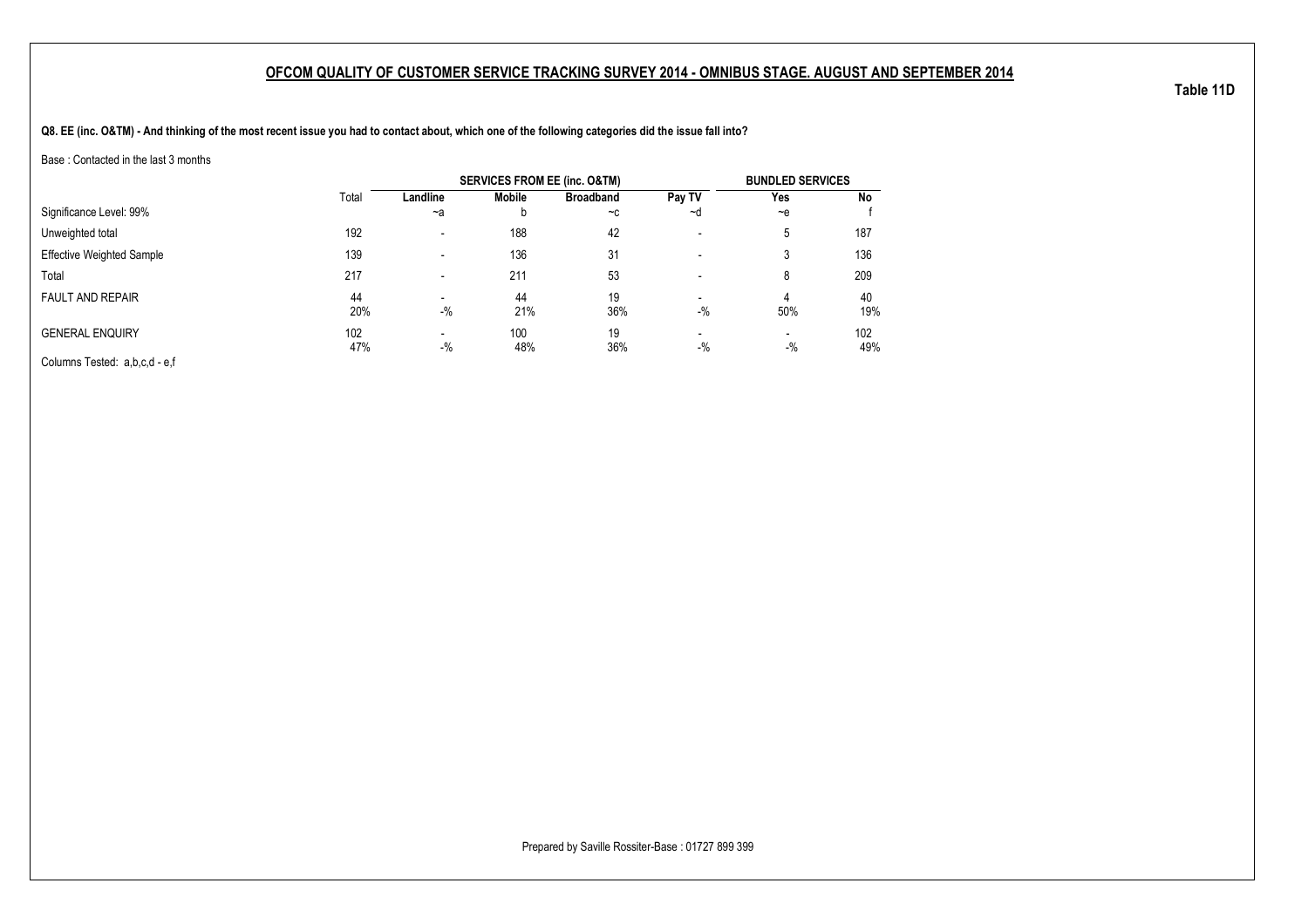## OFCOM QUALITY OF CUSTOMER SERVICE TRACKING SURVEY 2014 - OMNIBUS STAGE. AUGUST AND SEPTEMBER 2014

**Table 11D**

**Q8. EE (inc. O&TM) - And thinking of the most recent issue you had to contact about, which one of the following categories did the issue fall into?**

Base : Contacted in the last 3 months

| | | SERVICES FROM EE (inc. O&TM) | | | | BUNDLED SERVICES | |
|---|---|---|---|---|---|---|---|
| | Total | Landline | Mobile | Broadband | Pay TV | Yes | No |
| Significance Level: 99% | | ~a | b | ~c | ~d | ~e | f |
| Unweighted total | 192 | - | 188 | 42 | - | 5 | 187 |
| Effective Weighted Sample | 139 | - | 136 | 31 | - | 3 | 136 |
| Total | 217 | - | 211 | 53 | - | 8 | 209 |
| FAULT AND REPAIR | 44 | - | 44 | 19 | - | 4 | 40 |
| | 20% | -% | 21% | 36% | -% | 50% | 19% |
| GENERAL ENQUIRY | 102 | - | 100 | 19 | - | - | 102 |
| | 47% | -% | 48% | 36% | -% | -% | 49% |

Columns Tested: a,b,c,d - e,f

Prepared by Saville Rossiter-Base : 01727 899 399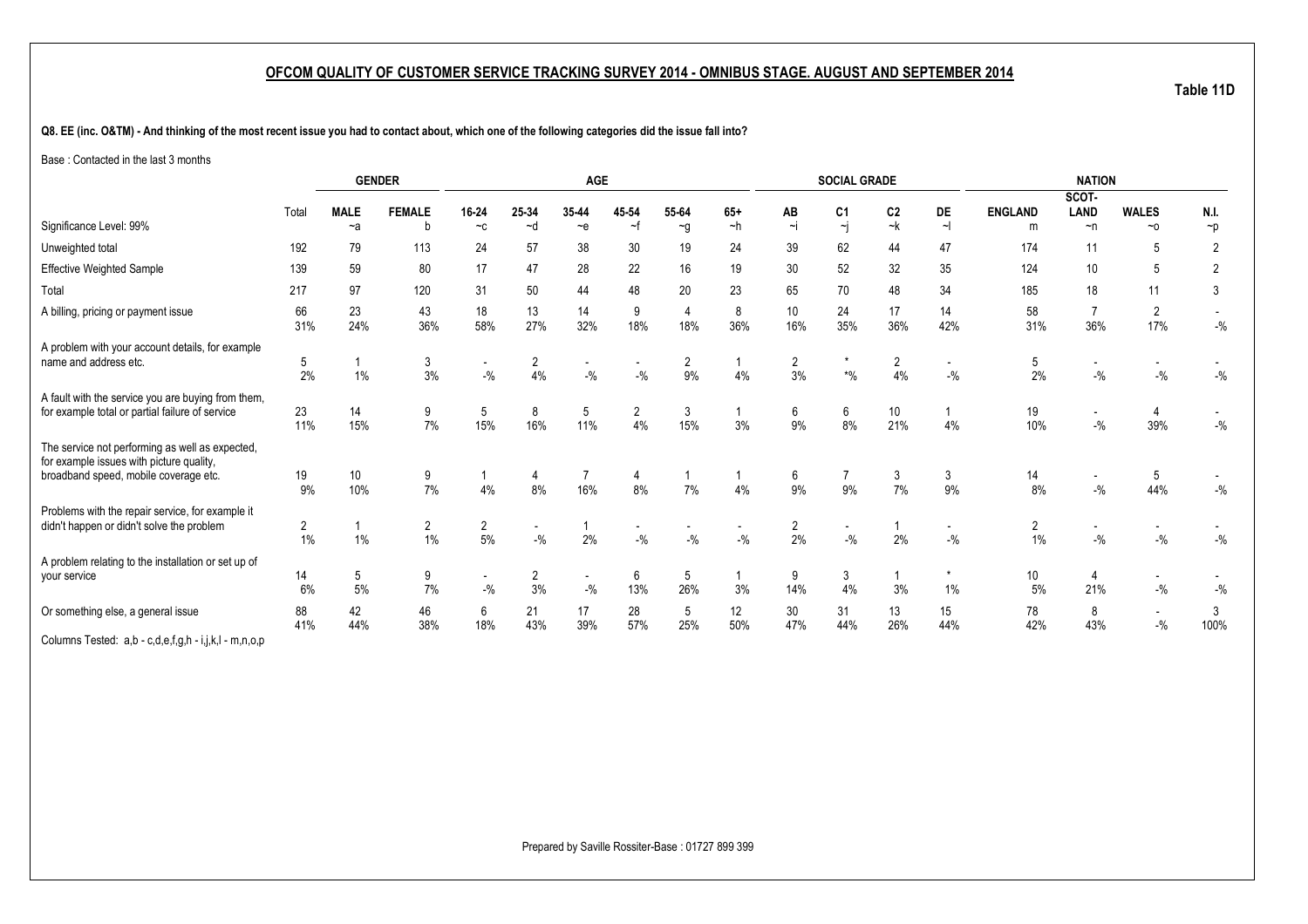## OFCOM QUALITY OF CUSTOMER SERVICE TRACKING SURVEY 2014 - OMNIBUS STAGE. AUGUST AND SEPTEMBER 2014

**Table 11D**

**Q8. EE (inc. O&TM) - And thinking of the most recent issue you had to contact about, which one of the following categories did the issue fall into?**

Base : Contacted in the last 3 months

| | | GENDER | | AGE | | | | | | SOCIAL GRADE | | | | NATION | | | |
|---|---|---|---|---|---|---|---|---|---|---|---|---|---|---|---|---|---|
| | Total | MALE | FEMALE | 16-24 | 25-34 | 35-44 | 45-54 | 55-64 | 65+ | AB | C1 | C2 | DE | ENGLAND | SCOT-LAND | WALES | N.I. |
| Significance Level: 99% | | ~a | b | ~c | ~d | ~e | ~f | ~g | ~h | ~i | ~j | ~k | ~l | m | ~n | ~o | ~p |
| Unweighted total | 192 | 79 | 113 | 24 | 57 | 38 | 30 | 19 | 24 | 39 | 62 | 44 | 47 | 174 | 11 | 5 | 2 |
| Effective Weighted Sample | 139 | 59 | 80 | 17 | 47 | 28 | 22 | 16 | 19 | 30 | 52 | 32 | 35 | 124 | 10 | 5 | 2 |
| Total | 217 | 97 | 120 | 31 | 50 | 44 | 48 | 20 | 23 | 65 | 70 | 48 | 34 | 185 | 18 | 11 | 3 |
| A billing, pricing or payment issue | 66 | 23 | 43 | 18 | 13 | 14 | 9 | 4 | 8 | 10 | 24 | 17 | 14 | 58 | 7 | 2 | - |
| | 31% | 24% | 36% | 58% | 27% | 32% | 18% | 18% | 36% | 16% | 35% | 36% | 42% | 31% | 36% | 17% | -% |
| A problem with your account details, for example name and address etc. | 5 | 1 | 3 | - | 2 | - | - | 2 | 1 | 2 | * | 2 | - | 5 | - | - | - |
| | 2% | 1% | 3% | -% | 4% | -% | -% | 9% | 4% | 3% | *% | 4% | -% | 2% | -% | -% | -% |
| A fault with the service you are buying from them, for example total or partial failure of service | 23 | 14 | 9 | 5 | 8 | 5 | 2 | 3 | 1 | 6 | 6 | 10 | 1 | 19 | - | 4 | - |
| | 11% | 15% | 7% | 15% | 16% | 11% | 4% | 15% | 3% | 9% | 8% | 21% | 4% | 10% | -% | 39% | -% |
| The service not performing as well as expected, for example issues with picture quality, broadband speed, mobile coverage etc. | 19 | 10 | 9 | 1 | 4 | 7 | 4 | 1 | 1 | 6 | 7 | 3 | 3 | 14 | - | 5 | - |
| | 9% | 10% | 7% | 4% | 8% | 16% | 8% | 7% | 4% | 9% | 9% | 7% | 9% | 8% | -% | 44% | -% |
| Problems with the repair service, for example it didn't happen or didn't solve the problem | 2 | 1 | 2 | 2 | - | 1 | - | - | - | 2 | - | 1 | - | 2 | - | - | - |
| | 1% | 1% | 1% | 5% | -% | 2% | -% | -% | -% | 2% | -% | 2% | -% | 1% | -% | -% | -% |
| A problem relating to the installation or set up of your service | 14 | 5 | 9 | - | 2 | - | 6 | 5 | 1 | 9 | 3 | 1 | * | 10 | 4 | - | - |
| | 6% | 5% | 7% | -% | 3% | -% | 13% | 26% | 3% | 14% | 4% | 3% | 1% | 5% | 21% | -% | -% |
| Or something else, a general issue | 88 | 42 | 46 | 6 | 21 | 17 | 28 | 5 | 12 | 30 | 31 | 13 | 15 | 78 | 8 | - | 3 |
| | 41% | 44% | 38% | 18% | 43% | 39% | 57% | 25% | 50% | 47% | 44% | 26% | 44% | 42% | 43% | -% | 100% |

Columns Tested: a,b - c,d,e,f,g,h - i,j,k,l - m,n,o,p

Prepared by Saville Rossiter-Base : 01727 899 399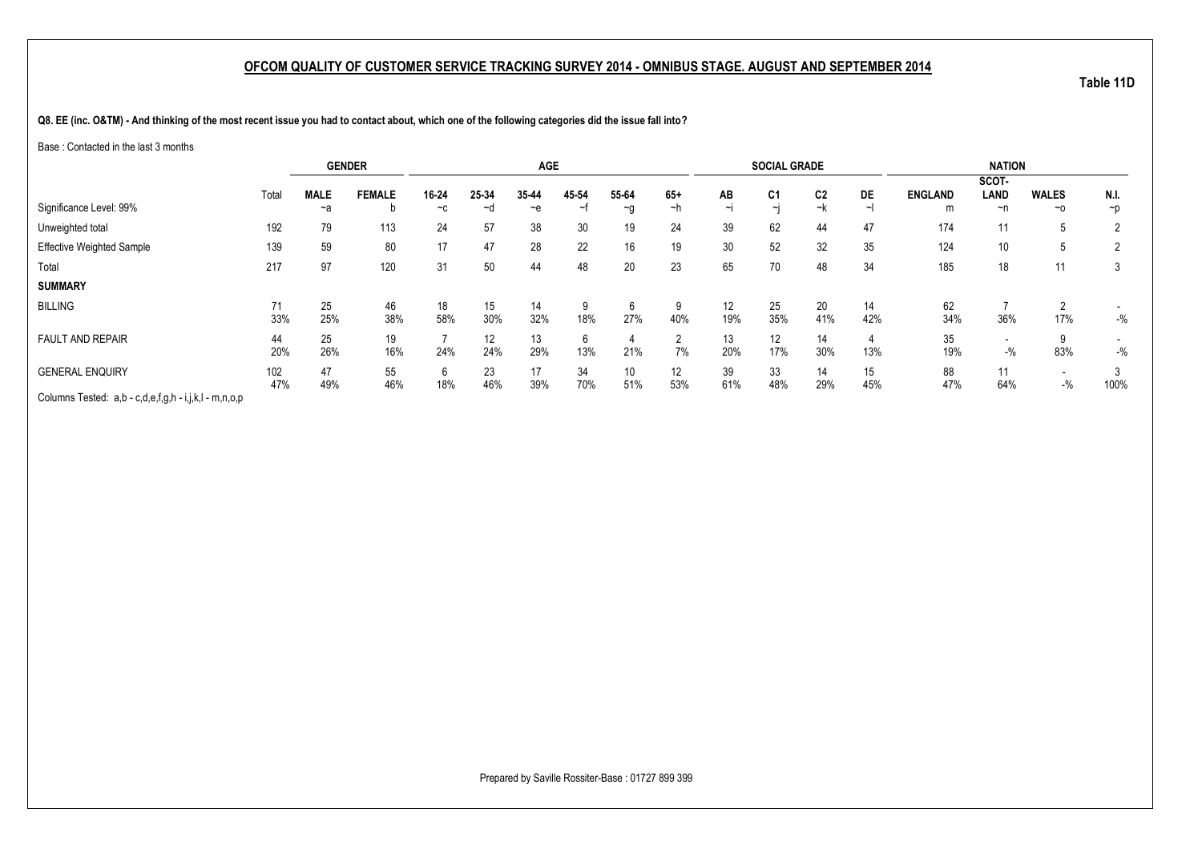## OFCOM QUALITY OF CUSTOMER SERVICE TRACKING SURVEY 2014 - OMNIBUS STAGE. AUGUST AND SEPTEMBER 2014

**Table 11D**

**Q8. EE (inc. O&TM) - And thinking of the most recent issue you had to contact about, which one of the following categories did the issue fall into?**

Base : Contacted in the last 3 months

| | Total | GENDER | | AGE | | | | | | SOCIAL GRADE | | | | NATION | | | |
|---|---|---|---|---|---|---|---|---|---|---|---|---|---|---|---|---|---|
| | | MALE | FEMALE | 16-24 | 25-34 | 35-44 | 45-54 | 55-64 | 65+ | AB | C1 | C2 | DE | ENGLAND | SCOT-LAND | WALES | N.I. |
| Significance Level: 99% | | ~a | b | ~c | ~d | ~e | ~f | ~g | ~h | ~i | ~j | ~k | ~l | m | ~n | ~o | ~p |
| Unweighted total | 192 | 79 | 113 | 24 | 57 | 38 | 30 | 19 | 24 | 39 | 62 | 44 | 47 | 174 | 11 | 5 | 2 |
| Effective Weighted Sample | 139 | 59 | 80 | 17 | 47 | 28 | 22 | 16 | 19 | 30 | 52 | 32 | 35 | 124 | 10 | 5 | 2 |
| Total | 217 | 97 | 120 | 31 | 50 | 44 | 48 | 20 | 23 | 65 | 70 | 48 | 34 | 185 | 18 | 11 | 3 |
| **SUMMARY** | | | | | | | | | | | | | | | | | |
| BILLING | 71 | 25 | 46 | 18 | 15 | 14 | 9 | 6 | 9 | 12 | 25 | 20 | 14 | 62 | 7 | 2 | - |
| | 33% | 25% | 38% | 58% | 30% | 32% | 18% | 27% | 40% | 19% | 35% | 41% | 42% | 34% | 36% | 17% | -% |
| FAULT AND REPAIR | 44 | 25 | 19 | 7 | 12 | 13 | 6 | 4 | 2 | 13 | 12 | 14 | 4 | 35 | - | 9 | - |
| | 20% | 26% | 16% | 24% | 24% | 29% | 13% | 21% | 7% | 20% | 17% | 30% | 13% | 19% | -% | 83% | -% |
| GENERAL ENQUIRY | 102 | 47 | 55 | 6 | 23 | 17 | 34 | 10 | 12 | 39 | 33 | 14 | 15 | 88 | 11 | - | 3 |
| | 47% | 49% | 46% | 18% | 46% | 39% | 70% | 51% | 53% | 61% | 48% | 29% | 45% | 47% | 64% | -% | 100% |

Columns Tested: a,b - c,d,e,f,g,h - i,j,k,l - m,n,o,p

Prepared by Saville Rossiter-Base : 01727 899 399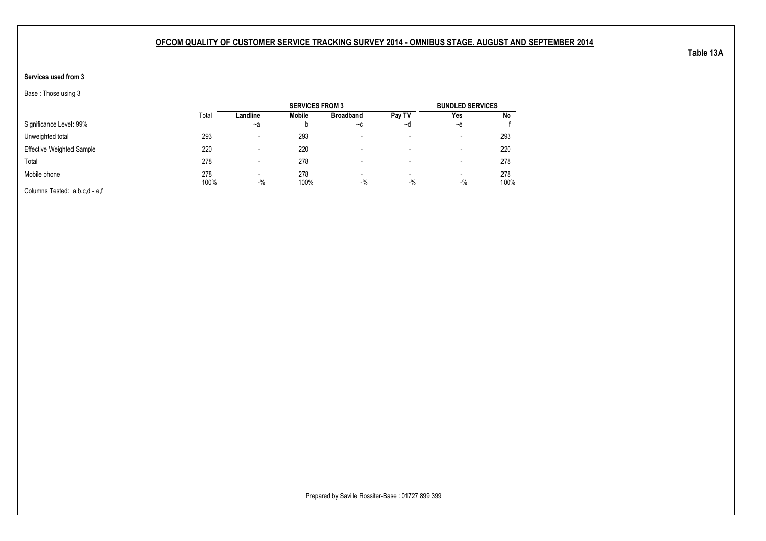## OFCOM QUALITY OF CUSTOMER SERVICE TRACKING SURVEY 2014 - OMNIBUS STAGE. AUGUST AND SEPTEMBER 2014

**Table 13A**

**Services used from 3**

Base : Those using 3

| | | SERVICES FROM 3 | | | | BUNDLED SERVICES | |
|---|---|---|---|---|---|---|---|
| | Total | **Landline** | **Mobile** | **Broadband** | **Pay TV** | **Yes** | **No** |
| Significance Level: 99% | | ~a | b | ~c | ~d | ~e | f |
| Unweighted total | 293 | - | 293 | - | - | - | 293 |
| Effective Weighted Sample | 220 | - | 220 | - | - | - | 220 |
| Total | 278 | - | 278 | - | - | - | 278 |
| Mobile phone | 278 | - | 278 | - | - | - | 278 |
| | 100% | -% | 100% | -% | -% | -% | 100% |

Columns Tested: a,b,c,d - e,f

Prepared by Saville Rossiter-Base : 01727 899 399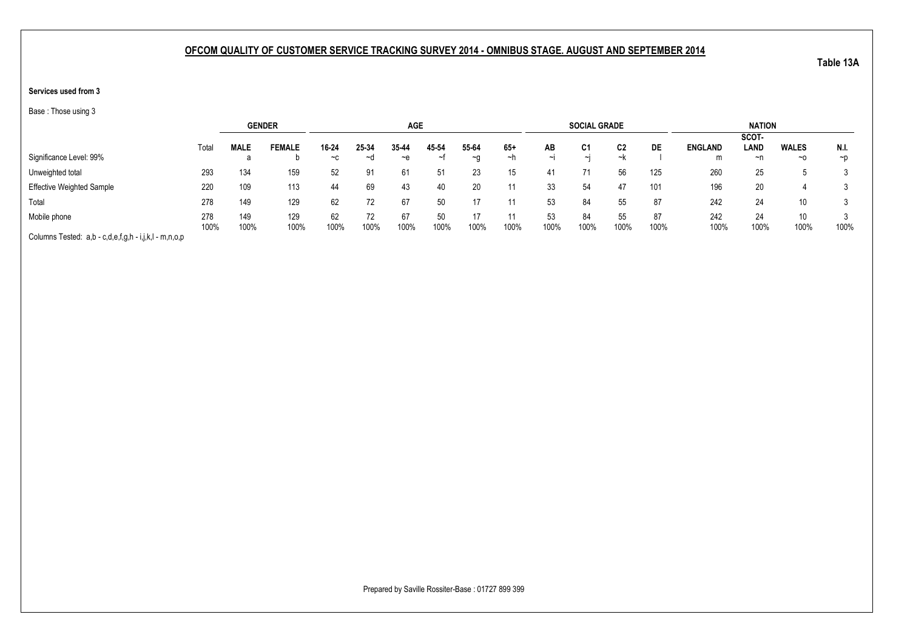## OFCOM QUALITY OF CUSTOMER SERVICE TRACKING SURVEY 2014 - OMNIBUS STAGE. AUGUST AND SEPTEMBER 2014

**Table 13A**

**Services used from 3**

Base : Those using 3

| | | GENDER | | AGE | | | | | | SOCIAL GRADE | | | | NATION | | | |
|---|---|---|---|---|---|---|---|---|---|---|---|---|---|---|---|---|---|
| | Total | MALE | FEMALE | 16-24 | 25-34 | 35-44 | 45-54 | 55-64 | 65+ | AB | C1 | C2 | DE | ENGLAND | SCOT-LAND | WALES | N.I. |
| Significance Level: 99% | | a | b | ~c | ~d | ~e | ~f | ~g | ~h | ~i | ~j | ~k | l | m | ~n | ~o | ~p |
| Unweighted total | 293 | 134 | 159 | 52 | 91 | 61 | 51 | 23 | 15 | 41 | 71 | 56 | 125 | 260 | 25 | 5 | 3 |
| Effective Weighted Sample | 220 | 109 | 113 | 44 | 69 | 43 | 40 | 20 | 11 | 33 | 54 | 47 | 101 | 196 | 20 | 4 | 3 |
| Total | 278 | 149 | 129 | 62 | 72 | 67 | 50 | 17 | 11 | 53 | 84 | 55 | 87 | 242 | 24 | 10 | 3 |
| Mobile phone | 278 | 149 | 129 | 62 | 72 | 67 | 50 | 17 | 11 | 53 | 84 | 55 | 87 | 242 | 24 | 10 | 3 |
| | 100% | 100% | 100% | 100% | 100% | 100% | 100% | 100% | 100% | 100% | 100% | 100% | 100% | 100% | 100% | 100% | 100% |

Columns Tested: a,b - c,d,e,f,g,h - i,j,k,l - m,n,o,p

Prepared by Saville Rossiter-Base : 01727 899 399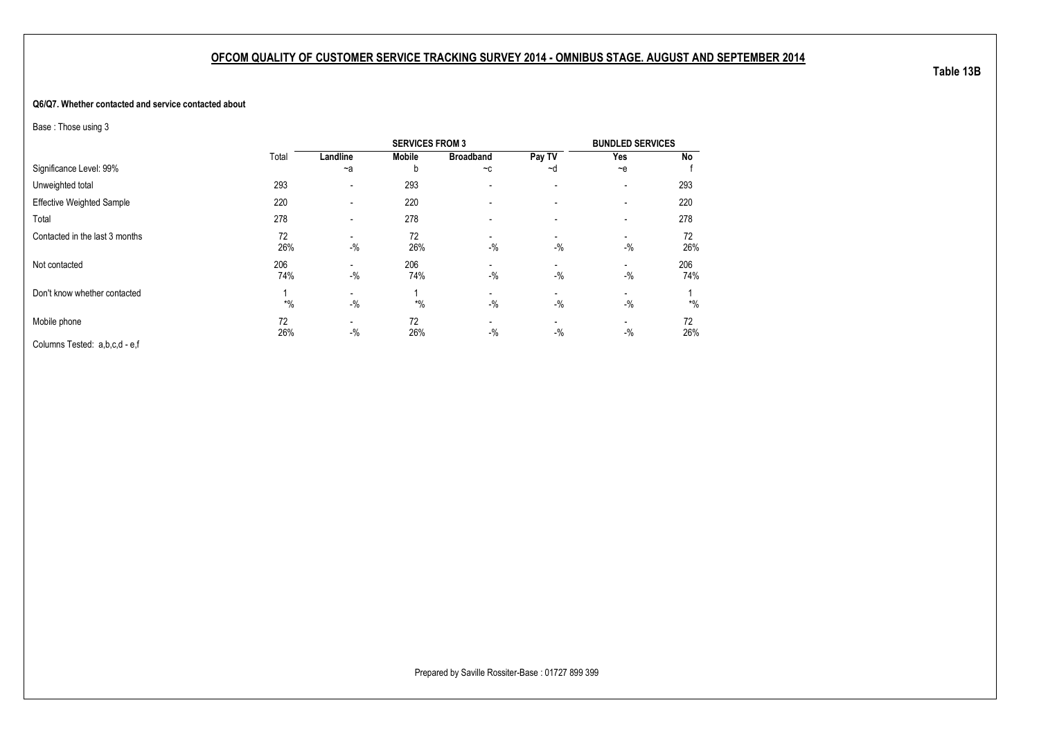## OFCOM QUALITY OF CUSTOMER SERVICE TRACKING SURVEY 2014 - OMNIBUS STAGE. AUGUST AND SEPTEMBER 2014

**Table 13B**

**Q6/Q7. Whether contacted and service contacted about**

Base : Those using 3

| | Total | SERVICES FROM 3 | | | | BUNDLED SERVICES | |
|---|---|---|---|---|---|---|---|
| | | **Landline** | **Mobile** | **Broadband** | **Pay TV** | **Yes** | **No** |
| Significance Level: 99% | | ~a | b | ~c | ~d | ~e | f |
| Unweighted total | 293 | - | 293 | - | - | - | 293 |
| Effective Weighted Sample | 220 | - | 220 | - | - | - | 220 |
| Total | 278 | - | 278 | - | - | - | 278 |
| Contacted in the last 3 months | 72<br>26% | -<br>-% | 72<br>26% | -<br>-% | -<br>-% | -<br>-% | 72<br>26% |
| Not contacted | 206<br>74% | -<br>-% | 206<br>74% | -<br>-% | -<br>-% | -<br>-% | 206<br>74% |
| Don't know whether contacted | 1<br>*% | -<br>-% | 1<br>*% | -<br>-% | -<br>-% | -<br>-% | 1<br>*% |
| Mobile phone | 72<br>26% | -<br>-% | 72<br>26% | -<br>-% | -<br>-% | -<br>-% | 72<br>26% |

Columns Tested: a,b,c,d - e,f

Prepared by Saville Rossiter-Base : 01727 899 399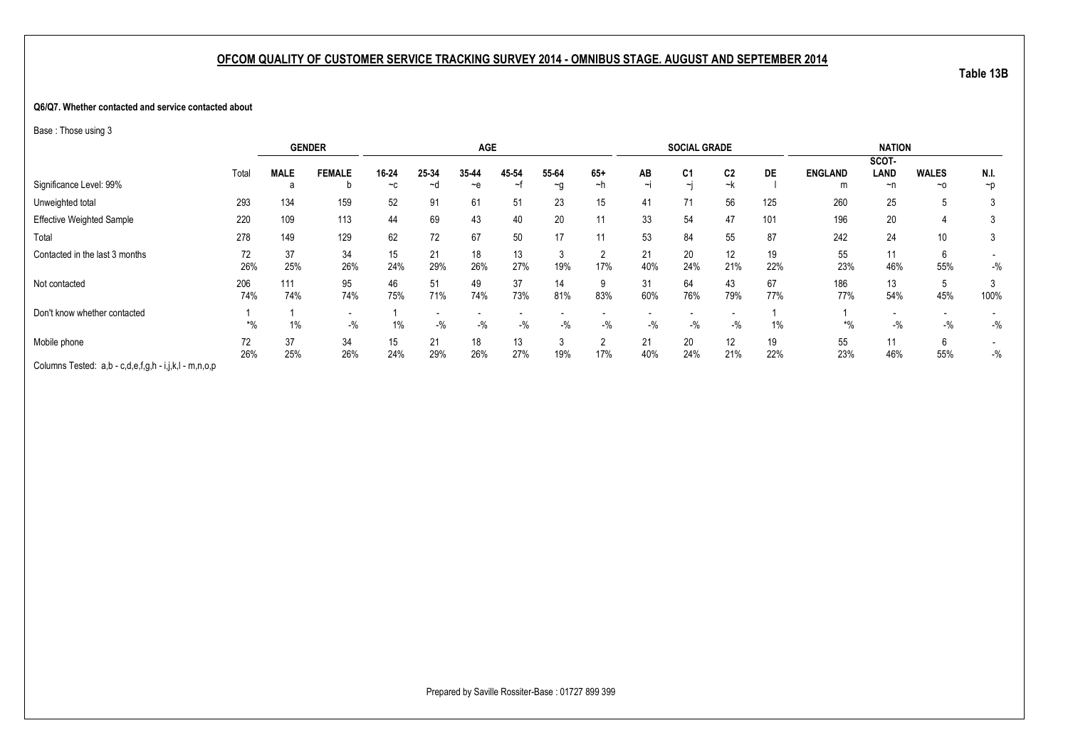**OFCOM QUALITY OF CUSTOMER SERVICE TRACKING SURVEY 2014 - OMNIBUS STAGE. AUGUST AND SEPTEMBER 2014**

**Table 13B**

**Q6/Q7. Whether contacted and service contacted about**

Base : Those using 3

| | Total | GENDER | | AGE | | | | | | SOCIAL GRADE | | | | NATION | | | |
|---|---|---|---|---|---|---|---|---|---|---|---|---|---|---|---|---|---|
| | | MALE | FEMALE | 16-24 | 25-34 | 35-44 | 45-54 | 55-64 | 65+ | AB | C1 | C2 | DE | ENGLAND | SCOT-LAND | WALES | N.I. |
| Significance Level: 99% | | a | b | ~c | ~d | ~e | ~f | ~g | ~h | ~i | ~j | ~k | l | m | ~n | ~o | ~p |
| Unweighted total | 293 | 134 | 159 | 52 | 91 | 61 | 51 | 23 | 15 | 41 | 71 | 56 | 125 | 260 | 25 | 5 | 3 |
| Effective Weighted Sample | 220 | 109 | 113 | 44 | 69 | 43 | 40 | 20 | 11 | 33 | 54 | 47 | 101 | 196 | 20 | 4 | 3 |
| Total | 278 | 149 | 129 | 62 | 72 | 67 | 50 | 17 | 11 | 53 | 84 | 55 | 87 | 242 | 24 | 10 | 3 |
| Contacted in the last 3 months | 72 | 37 | 34 | 15 | 21 | 18 | 13 | 3 | 2 | 21 | 20 | 12 | 19 | 55 | 11 | 6 | - |
| | 26% | 25% | 26% | 24% | 29% | 26% | 27% | 19% | 17% | 40% | 24% | 21% | 22% | 23% | 46% | 55% | -% |
| Not contacted | 206 | 111 | 95 | 46 | 51 | 49 | 37 | 14 | 9 | 31 | 64 | 43 | 67 | 186 | 13 | 5 | 3 |
| | 74% | 74% | 74% | 75% | 71% | 74% | 73% | 81% | 83% | 60% | 76% | 79% | 77% | 77% | 54% | 45% | 100% |
| Don't know whether contacted | 1 | 1 | - | 1 | - | - | - | - | - | - | - | - | 1 | 1 | - | - | - |
| | *% | 1% | -% | 1% | -% | -% | -% | -% | -% | -% | -% | -% | 1% | *% | -% | -% | -% |
| Mobile phone | 72 | 37 | 34 | 15 | 21 | 18 | 13 | 3 | 2 | 21 | 20 | 12 | 19 | 55 | 11 | 6 | - |
| | 26% | 25% | 26% | 24% | 29% | 26% | 27% | 19% | 17% | 40% | 24% | 21% | 22% | 23% | 46% | 55% | -% |

Columns Tested: a,b - c,d,e,f,g,h - i,j,k,l - m,n,o,p

Prepared by Saville Rossiter-Base : 01727 899 399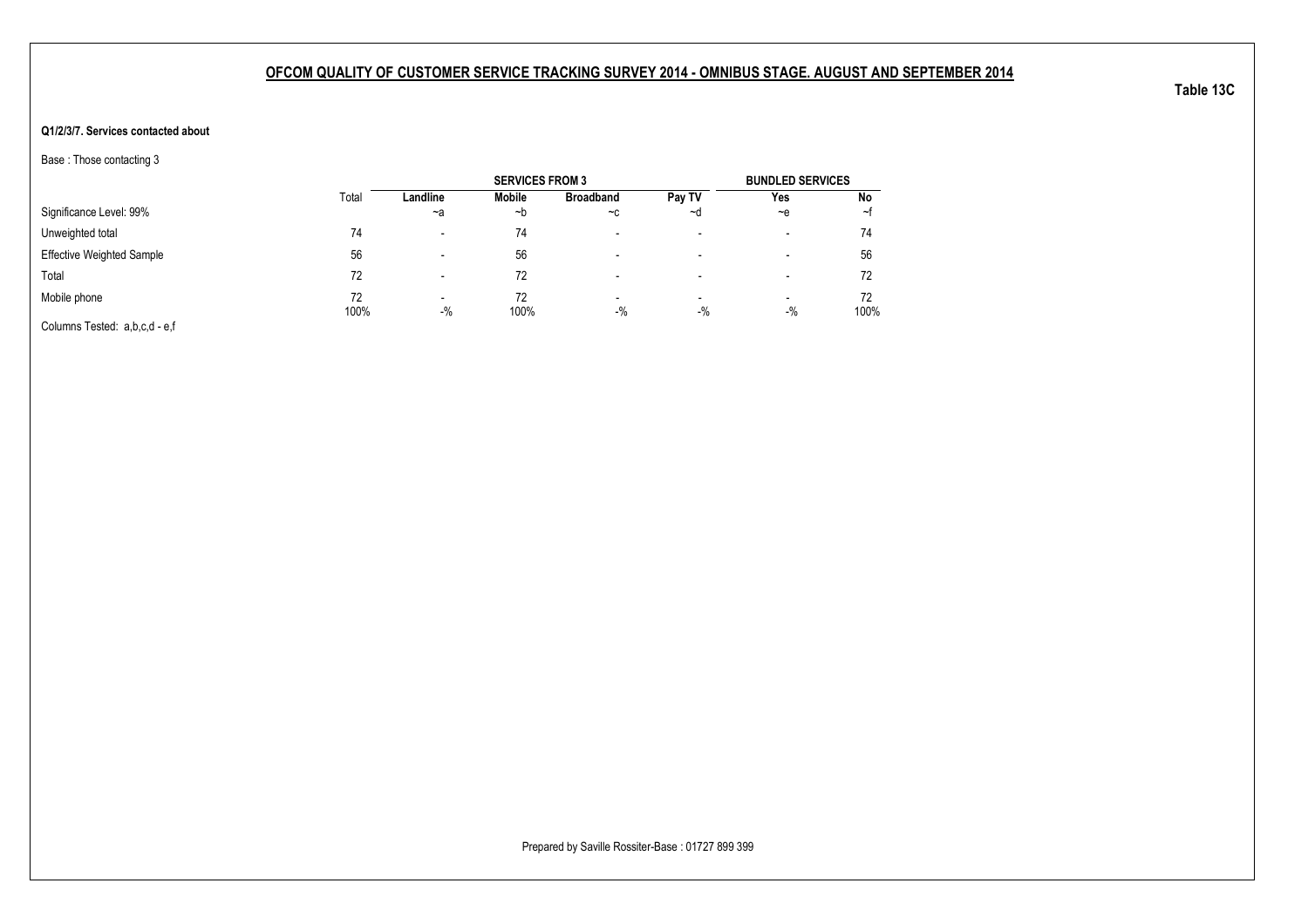## OFCOM QUALITY OF CUSTOMER SERVICE TRACKING SURVEY 2014 - OMNIBUS STAGE. AUGUST AND SEPTEMBER 2014

**Table 13C**

**Q1/2/3/7. Services contacted about**

Base : Those contacting 3

| | Total | SERVICES FROM 3 | | | | BUNDLED SERVICES | |
|---|---|---|---|---|---|---|---|
| | | **Landline** | **Mobile** | **Broadband** | **Pay TV** | **Yes** | **No** |
| Significance Level: 99% | | ~a | ~b | ~c | ~d | ~e | ~f |
| Unweighted total | 74 | - | 74 | - | - | - | 74 |
| Effective Weighted Sample | 56 | - | 56 | - | - | - | 56 |
| Total | 72 | - | 72 | - | - | - | 72 |
| Mobile phone | 72 | - | 72 | - | - | - | 72 |
| | 100% | -% | 100% | -% | -% | -% | 100% |

Columns Tested: a,b,c,d - e,f

Prepared by Saville Rossiter-Base : 01727 899 399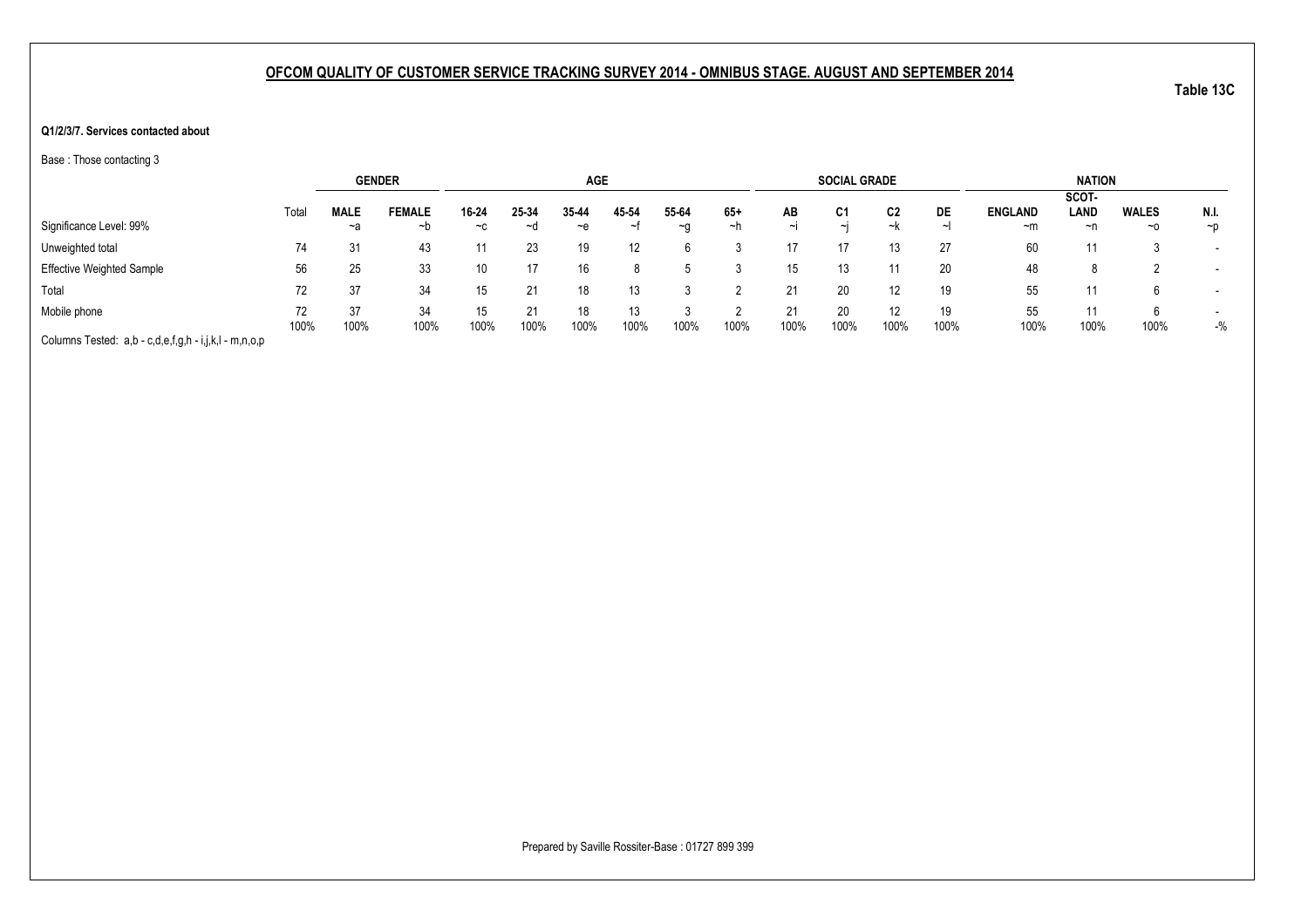## OFCOM QUALITY OF CUSTOMER SERVICE TRACKING SURVEY 2014 - OMNIBUS STAGE. AUGUST AND SEPTEMBER 2014

**Table 13C**

**Q1/2/3/7. Services contacted about**

Base : Those contacting 3

| | | GENDER | | AGE | | | | | | SOCIAL GRADE | | | | NATION | | | |
|---|---|---|---|---|---|---|---|---|---|---|---|---|---|---|---|---|---|
| | Total | MALE | FEMALE | 16-24 | 25-34 | 35-44 | 45-54 | 55-64 | 65+ | AB | C1 | C2 | DE | ENGLAND | SCOT-LAND | WALES | N.I. |
| Significance Level: 99% | | ~a | ~b | ~c | ~d | ~e | ~f | ~g | ~h | ~i | ~j | ~k | ~l | ~m | ~n | ~o | ~p |
| Unweighted total | 74 | 31 | 43 | 11 | 23 | 19 | 12 | 6 | 3 | 17 | 17 | 13 | 27 | 60 | 11 | 3 | - |
| Effective Weighted Sample | 56 | 25 | 33 | 10 | 17 | 16 | 8 | 5 | 3 | 15 | 13 | 11 | 20 | 48 | 8 | 2 | - |
| Total | 72 | 37 | 34 | 15 | 21 | 18 | 13 | 3 | 2 | 21 | 20 | 12 | 19 | 55 | 11 | 6 | - |
| Mobile phone | 72 | 37 | 34 | 15 | 21 | 18 | 13 | 3 | 2 | 21 | 20 | 12 | 19 | 55 | 11 | 6 | - |
| | 100% | 100% | 100% | 100% | 100% | 100% | 100% | 100% | 100% | 100% | 100% | 100% | 100% | 100% | 100% | 100% | -% |

Columns Tested: a,b - c,d,e,f,g,h - i,j,k,l - m,n,o,p

Prepared by Saville Rossiter-Base : 01727 899 399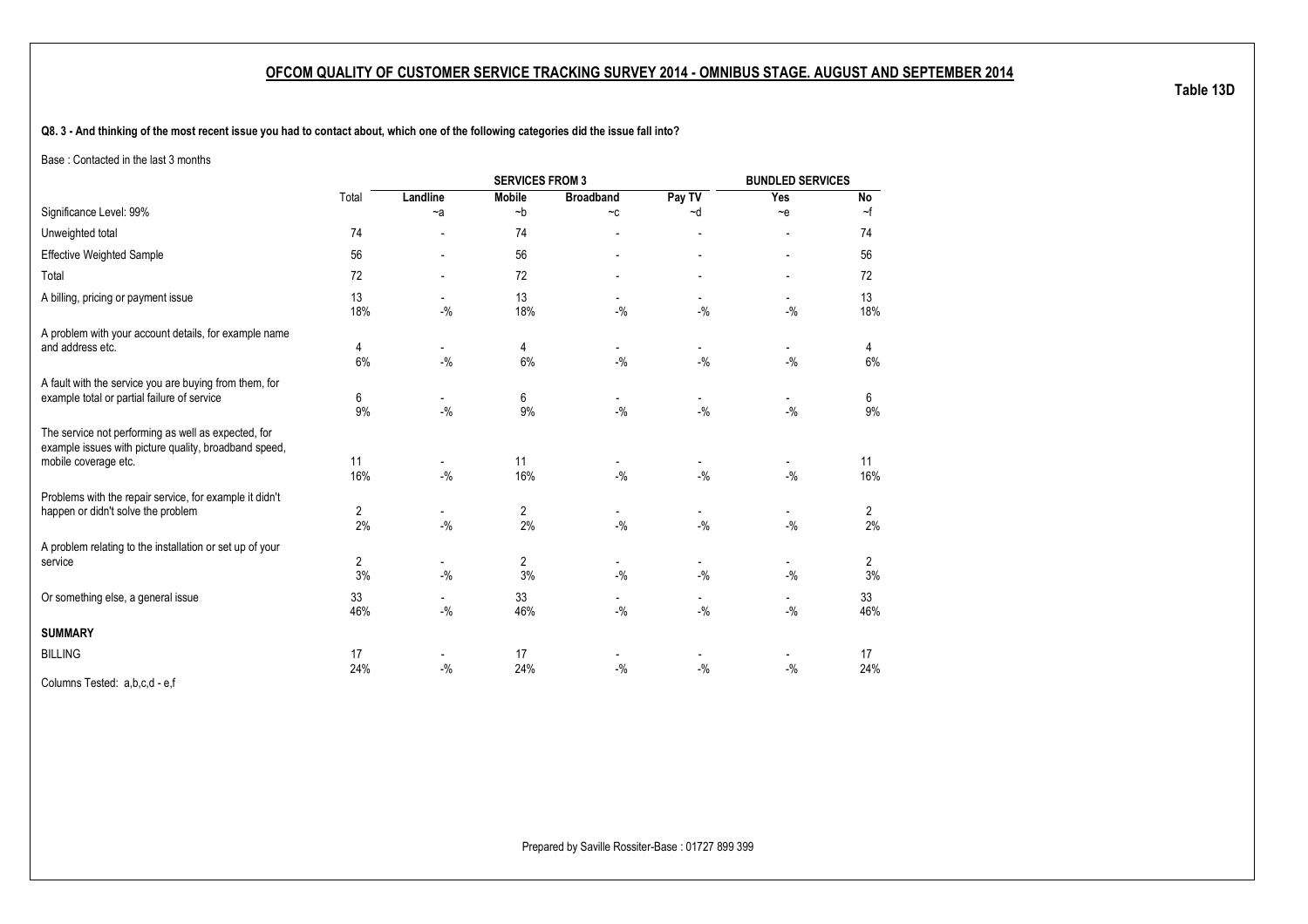## OFCOM QUALITY OF CUSTOMER SERVICE TRACKING SURVEY 2014 - OMNIBUS STAGE. AUGUST AND SEPTEMBER 2014

**Table 13D**

**Q8. 3 - And thinking of the most recent issue you had to contact about, which one of the following categories did the issue fall into?**

Base : Contacted in the last 3 months

| | | SERVICES FROM 3 | | | | BUNDLED SERVICES | |
|---|---|---|---|---|---|---|---|
| | Total | Landline | Mobile | Broadband | Pay TV | Yes | No |
| Significance Level: 99% | | ~a | ~b | ~c | ~d | ~e | ~f |
| Unweighted total | 74 | - | 74 | - | - | - | 74 |
| Effective Weighted Sample | 56 | - | 56 | - | - | - | 56 |
| Total | 72 | - | 72 | - | - | - | 72 |
| A billing, pricing or payment issue | 13 | - | 13 | - | - | - | 13 |
| | 18% | -% | 18% | -% | -% | -% | 18% |
| A problem with your account details, for example name and address etc. | 4 | - | 4 | - | - | - | 4 |
| | 6% | -% | 6% | -% | -% | -% | 6% |
| A fault with the service you are buying from them, for example total or partial failure of service | 6 | - | 6 | - | - | - | 6 |
| | 9% | -% | 9% | -% | -% | -% | 9% |
| The service not performing as well as expected, for example issues with picture quality, broadband speed, mobile coverage etc. | 11 | - | 11 | - | - | - | 11 |
| | 16% | -% | 16% | -% | -% | -% | 16% |
| Problems with the repair service, for example it didn't happen or didn't solve the problem | 2 | - | 2 | - | - | - | 2 |
| | 2% | -% | 2% | -% | -% | -% | 2% |
| A problem relating to the installation or set up of your service | 2 | - | 2 | - | - | - | 2 |
| | 3% | -% | 3% | -% | -% | -% | 3% |
| Or something else, a general issue | 33 | - | 33 | - | - | - | 33 |
| | 46% | -% | 46% | -% | -% | -% | 46% |
| **SUMMARY** | | | | | | | |
| BILLING | 17 | - | 17 | - | - | - | 17 |
| | 24% | -% | 24% | -% | -% | -% | 24% |

Columns Tested: a,b,c,d - e,f

Prepared by Saville Rossiter-Base : 01727 899 399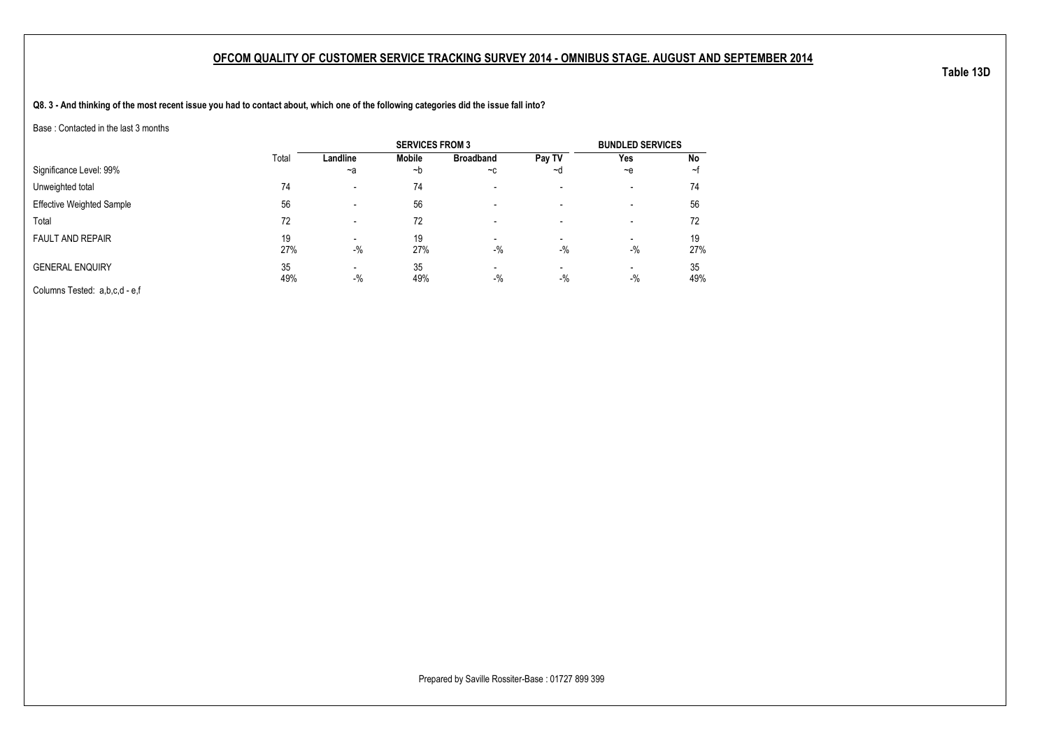## OFCOM QUALITY OF CUSTOMER SERVICE TRACKING SURVEY 2014 - OMNIBUS STAGE. AUGUST AND SEPTEMBER 2014

**Table 13D**

**Q8. 3 - And thinking of the most recent issue you had to contact about, which one of the following categories did the issue fall into?**

Base : Contacted in the last 3 months

| | | SERVICES FROM 3 | | | | BUNDLED SERVICES | |
|---|---|---|---|---|---|---|---|
| | Total | Landline | Mobile | Broadband | Pay TV | Yes | No |
| Significance Level: 99% | | ~a | ~b | ~c | ~d | ~e | ~f |
| Unweighted total | 74 | - | 74 | - | - | - | 74 |
| Effective Weighted Sample | 56 | - | 56 | - | - | - | 56 |
| Total | 72 | - | 72 | - | - | - | 72 |
| FAULT AND REPAIR | 19 | - | 19 | - | - | - | 19 |
| | 27% | -% | 27% | -% | -% | -% | 27% |
| GENERAL ENQUIRY | 35 | - | 35 | - | - | - | 35 |
| | 49% | -% | 49% | -% | -% | -% | 49% |

Columns Tested: a,b,c,d - e,f

Prepared by Saville Rossiter-Base : 01727 899 399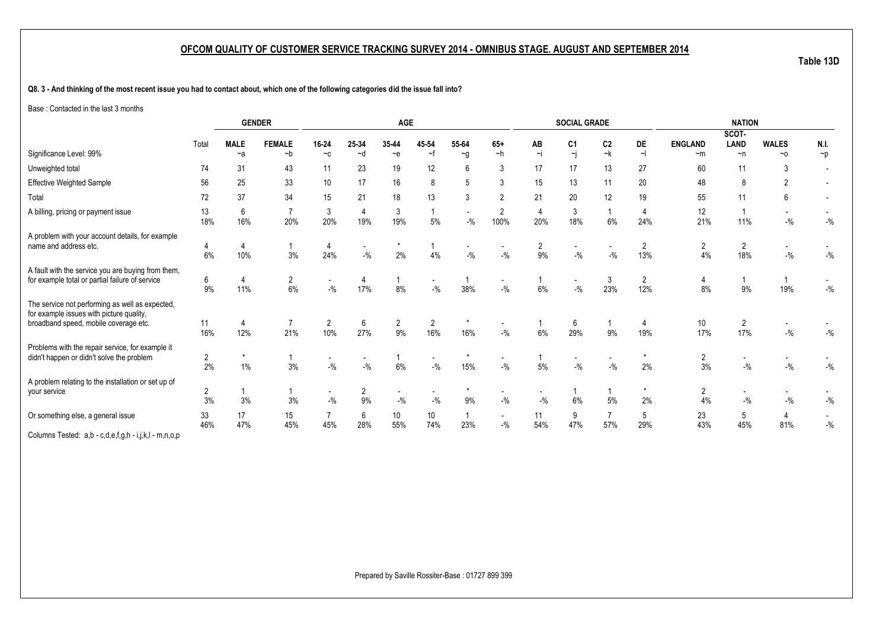## OFCOM QUALITY OF CUSTOMER SERVICE TRACKING SURVEY 2014 - OMNIBUS STAGE. AUGUST AND SEPTEMBER 2014

**Table 13D**

**Q8. 3 - And thinking of the most recent issue you had to contact about, which one of the following categories did the issue fall into?**

Base : Contacted in the last 3 months

| | | GENDER | | AGE | | | | | | SOCIAL GRADE | | | | NATION | | | |
|---|---|---|---|---|---|---|---|---|---|---|---|---|---|---|---|---|---|
| | Total | MALE | FEMALE | 16-24 | 25-34 | 35-44 | 45-54 | 55-64 | 65+ | AB | C1 | C2 | DE | ENGLAND | SCOT-LAND | WALES | N.I. |
| Significance Level: 99% | | ~a | ~b | ~c | ~d | ~e | ~f | ~g | ~h | ~i | ~j | ~k | ~l | ~m | ~n | ~o | ~p |
| Unweighted total | 74 | 31 | 43 | 11 | 23 | 19 | 12 | 6 | 3 | 17 | 17 | 13 | 27 | 60 | 11 | 3 | - |
| Effective Weighted Sample | 56 | 25 | 33 | 10 | 17 | 16 | 8 | 5 | 3 | 15 | 13 | 11 | 20 | 48 | 8 | 2 | - |
| Total | 72 | 37 | 34 | 15 | 21 | 18 | 13 | 3 | 2 | 21 | 20 | 12 | 19 | 55 | 11 | 6 | - |
| A billing, pricing or payment issue | 13 | 6 | 7 | 3 | 4 | 3 | 1 | - | 2 | 4 | 3 | 1 | 4 | 12 | 1 | - | - |
| | 18% | 16% | 20% | 20% | 19% | 19% | 5% | -% | 100% | 20% | 18% | 6% | 24% | 21% | 11% | -% | -% |
| A problem with your account details, for example name and address etc. | 4 | 4 | 1 | 4 | - | * | 1 | - | - | 2 | - | - | 2 | 2 | 2 | - | - |
| | 6% | 10% | 3% | 24% | -% | 2% | 4% | -% | -% | 9% | -% | -% | 13% | 4% | 18% | -% | -% |
| A fault with the service you are buying from them, for example total or partial failure of service | 6 | 4 | 2 | - | 4 | 1 | - | 1 | - | 1 | - | 3 | 2 | 4 | 1 | 1 | - |
| | 9% | 11% | 6% | -% | 17% | 8% | -% | 38% | -% | 6% | -% | 23% | 12% | 8% | 9% | 19% | -% |
| The service not performing as well as expected, for example issues with picture quality, broadband speed, mobile coverage etc. | 11 | 4 | 7 | 2 | 6 | 2 | 2 | * | - | 1 | 6 | 1 | 4 | 10 | 2 | - | - |
| | 16% | 12% | 21% | 10% | 27% | 9% | 16% | 16% | -% | 6% | 29% | 9% | 19% | 17% | 17% | -% | -% |
| Problems with the repair service, for example it didn't happen or didn't solve the problem | 2 | * | 1 | - | - | 1 | - | * | - | 1 | - | - | * | 2 | - | - | - |
| | 2% | 1% | 3% | -% | -% | 6% | -% | 15% | -% | 5% | -% | -% | 2% | 3% | -% | -% | -% |
| A problem relating to the installation or set up of your service | 2 | 1 | 1 | - | 2 | - | - | * | - | - | 1 | 1 | * | 2 | - | - | - |
| | 3% | 3% | 3% | -% | 9% | -% | -% | 9% | -% | -% | 6% | 5% | 2% | 4% | -% | -% | -% |
| Or something else, a general issue | 33 | 17 | 15 | 7 | 6 | 10 | 10 | 1 | - | 11 | 9 | 7 | 5 | 23 | 5 | 4 | - |
| | 46% | 47% | 45% | 45% | 28% | 55% | 74% | 23% | -% | 54% | 47% | 57% | 29% | 43% | 45% | 81% | -% |

Columns Tested: a,b - c,d,e,f,g,h - i,j,k,l - m,n,o,p

Prepared by Saville Rossiter-Base : 01727 899 399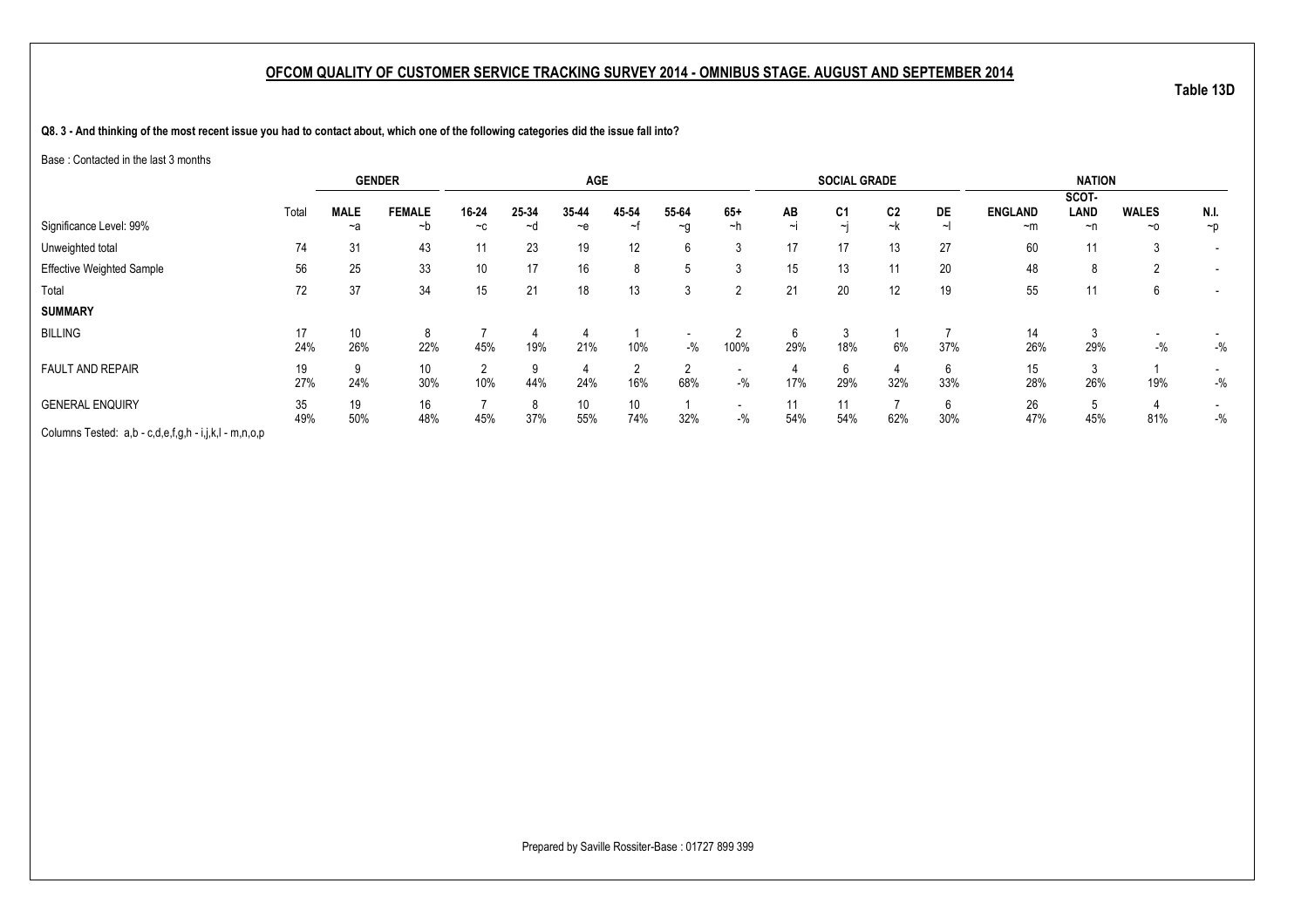## OFCOM QUALITY OF CUSTOMER SERVICE TRACKING SURVEY 2014 - OMNIBUS STAGE. AUGUST AND SEPTEMBER 2014

**Table 13D**

**Q8. 3 - And thinking of the most recent issue you had to contact about, which one of the following categories did the issue fall into?**

Base : Contacted in the last 3 months

| | | GENDER | | AGE | | | | | | SOCIAL GRADE | | | | NATION | | | |
|---|---|---|---|---|---|---|---|---|---|---|---|---|---|---|---|---|---|
| Significance Level: 99% | Total | MALE ~a | FEMALE ~b | 16-24 ~c | 25-34 ~d | 35-44 ~e | 45-54 ~f | 55-64 ~g | 65+ ~h | AB ~i | C1 ~j | C2 ~k | DE ~l | ENGLAND ~m | SCOT-LAND ~n | WALES ~o | N.I. ~p |
| Unweighted total | 74 | 31 | 43 | 11 | 23 | 19 | 12 | 6 | 3 | 17 | 17 | 13 | 27 | 60 | 11 | 3 | - |
| Effective Weighted Sample | 56 | 25 | 33 | 10 | 17 | 16 | 8 | 5 | 3 | 15 | 13 | 11 | 20 | 48 | 8 | 2 | - |
| Total | 72 | 37 | 34 | 15 | 21 | 18 | 13 | 3 | 2 | 21 | 20 | 12 | 19 | 55 | 11 | 6 | - |
| **SUMMARY** | | | | | | | | | | | | | | | | | |
| BILLING | 17 | 10 | 8 | 7 | 4 | 4 | 1 | - | 2 | 6 | 3 | 1 | 7 | 14 | 3 | - | - |
| | 24% | 26% | 22% | 45% | 19% | 21% | 10% | -% | 100% | 29% | 18% | 6% | 37% | 26% | 29% | -% | -% |
| FAULT AND REPAIR | 19 | 9 | 10 | 2 | 9 | 4 | 2 | 2 | - | 4 | 6 | 4 | 6 | 15 | 3 | 1 | - |
| | 27% | 24% | 30% | 10% | 44% | 24% | 16% | 68% | -% | 17% | 29% | 32% | 33% | 28% | 26% | 19% | -% |
| GENERAL ENQUIRY | 35 | 19 | 16 | 7 | 8 | 10 | 10 | 1 | - | 11 | 11 | 7 | 6 | 26 | 5 | 4 | - |
| | 49% | 50% | 48% | 45% | 37% | 55% | 74% | 32% | -% | 54% | 54% | 62% | 30% | 47% | 45% | 81% | -% |

Columns Tested: a,b - c,d,e,f,g,h - i,j,k,l - m,n,o,p

Prepared by Saville Rossiter-Base : 01727 899 399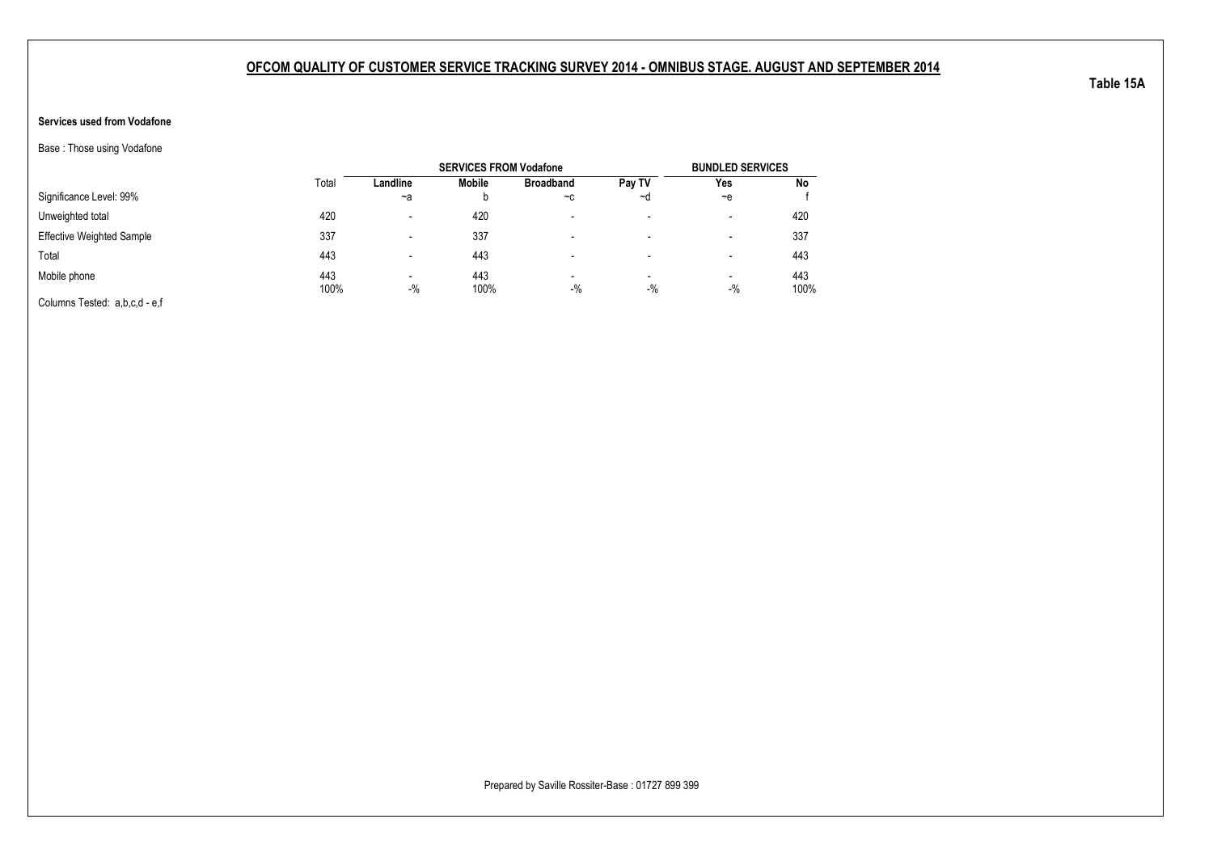## OFCOM QUALITY OF CUSTOMER SERVICE TRACKING SURVEY 2014 - OMNIBUS STAGE. AUGUST AND SEPTEMBER 2014

**Table 15A**

**Services used from Vodafone**

Base : Those using Vodafone

| | Total | SERVICES FROM Vodafone | | | | BUNDLED SERVICES | |
|---|---|---|---|---|---|---|---|
| | | **Landline** | **Mobile** | **Broadband** | **Pay TV** | **Yes** | **No** |
| Significance Level: 99% | | ~a | b | ~c | ~d | ~e | f |
| Unweighted total | 420 | - | 420 | - | - | - | 420 |
| Effective Weighted Sample | 337 | - | 337 | - | - | - | 337 |
| Total | 443 | - | 443 | - | - | - | 443 |
| Mobile phone | 443 | - | 443 | - | - | - | 443 |
| | 100% | -% | 100% | -% | -% | -% | 100% |

Columns Tested: a,b,c,d - e,f

Prepared by Saville Rossiter-Base : 01727 899 399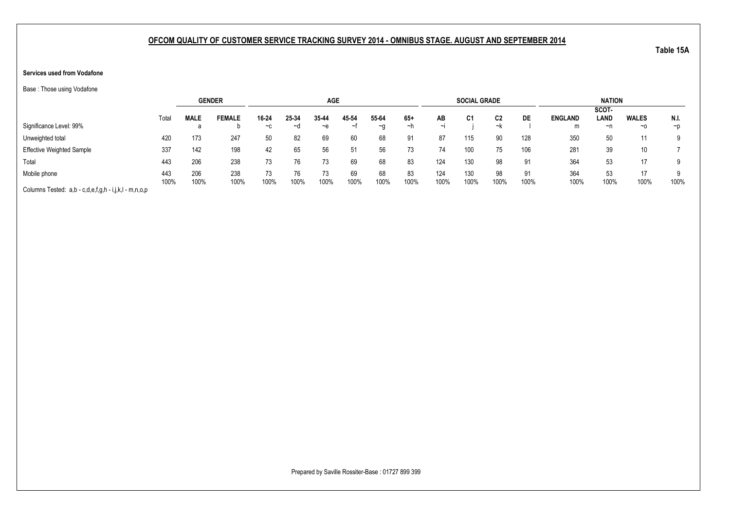**OFCOM QUALITY OF CUSTOMER SERVICE TRACKING SURVEY 2014 - OMNIBUS STAGE. AUGUST AND SEPTEMBER 2014**

**Table 15A**

**Services used from Vodafone**

Base : Those using Vodafone

| | | GENDER | | AGE | | | | | | SOCIAL GRADE | | | | NATION | | | |
|---|---|---|---|---|---|---|---|---|---|---|---|---|---|---|---|---|---|
| | Total | MALE | FEMALE | 16-24 | 25-34 | 35-44 | 45-54 | 55-64 | 65+ | AB | C1 | C2 | DE | ENGLAND | SCOT-LAND | WALES | N.I. |
| Significance Level: 99% | | a | b | ~c | ~d | ~e | ~f | ~g | ~h | ~i | j | ~k | l | m | ~n | ~o | ~p |
| Unweighted total | 420 | 173 | 247 | 50 | 82 | 69 | 60 | 68 | 91 | 87 | 115 | 90 | 128 | 350 | 50 | 11 | 9 |
| Effective Weighted Sample | 337 | 142 | 198 | 42 | 65 | 56 | 51 | 56 | 73 | 74 | 100 | 75 | 106 | 281 | 39 | 10 | 7 |
| Total | 443 | 206 | 238 | 73 | 76 | 73 | 69 | 68 | 83 | 124 | 130 | 98 | 91 | 364 | 53 | 17 | 9 |
| Mobile phone | 443 | 206 | 238 | 73 | 76 | 73 | 69 | 68 | 83 | 124 | 130 | 98 | 91 | 364 | 53 | 17 | 9 |
| | 100% | 100% | 100% | 100% | 100% | 100% | 100% | 100% | 100% | 100% | 100% | 100% | 100% | 100% | 100% | 100% | 100% |

Columns Tested: a,b - c,d,e,f,g,h - i,j,k,l - m,n,o,p

Prepared by Saville Rossiter-Base : 01727 899 399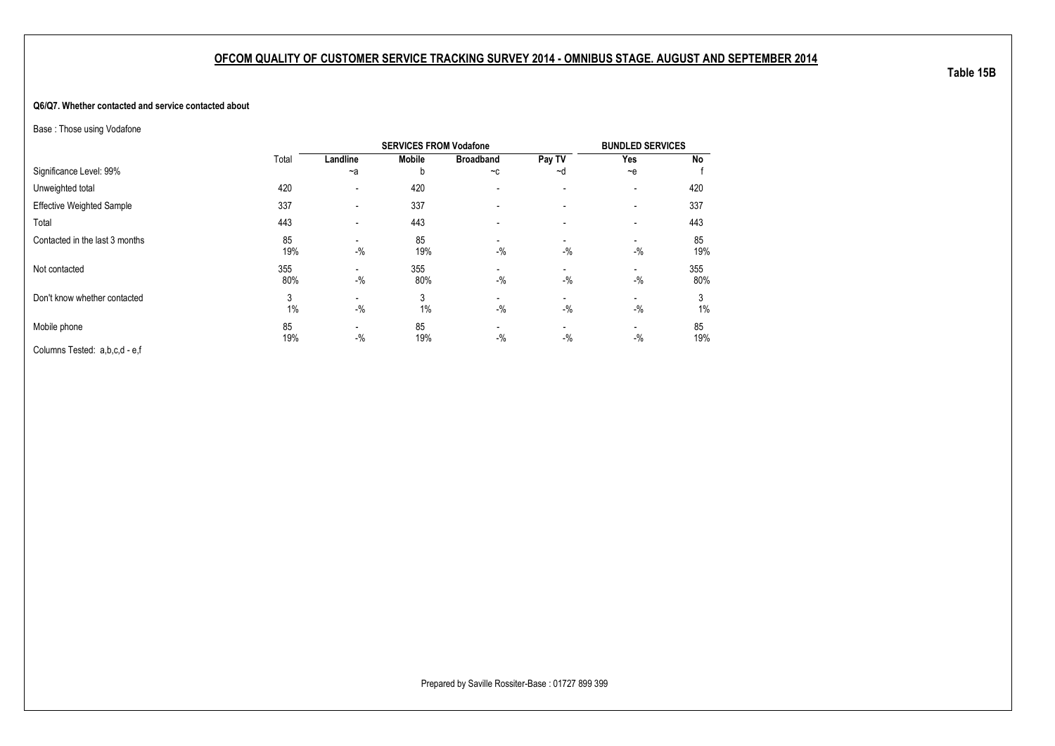## OFCOM QUALITY OF CUSTOMER SERVICE TRACKING SURVEY 2014 - OMNIBUS STAGE. AUGUST AND SEPTEMBER 2014

**Table 15B**

**Q6/Q7. Whether contacted and service contacted about**

Base : Those using Vodafone

| | Total | SERVICES FROM Vodafone | | | | BUNDLED SERVICES | |
|---|---|---|---|---|---|---|---|
| | | Landline | Mobile | Broadband | Pay TV | Yes | No |
| Significance Level: 99% | | ~a | b | ~c | ~d | ~e | f |
| Unweighted total | 420 | - | 420 | - | - | - | 420 |
| Effective Weighted Sample | 337 | - | 337 | - | - | - | 337 |
| Total | 443 | - | 443 | - | - | - | 443 |
| Contacted in the last 3 months | 85 | - | 85 | - | - | - | 85 |
| | 19% | -% | 19% | -% | -% | -% | 19% |
| Not contacted | 355 | - | 355 | - | - | - | 355 |
| | 80% | -% | 80% | -% | -% | -% | 80% |
| Don't know whether contacted | 3 | - | 3 | - | - | - | 3 |
| | 1% | -% | 1% | -% | -% | -% | 1% |
| Mobile phone | 85 | - | 85 | - | - | - | 85 |
| | 19% | -% | 19% | -% | -% | -% | 19% |

Columns Tested: a,b,c,d - e,f

Prepared by Saville Rossiter-Base : 01727 899 399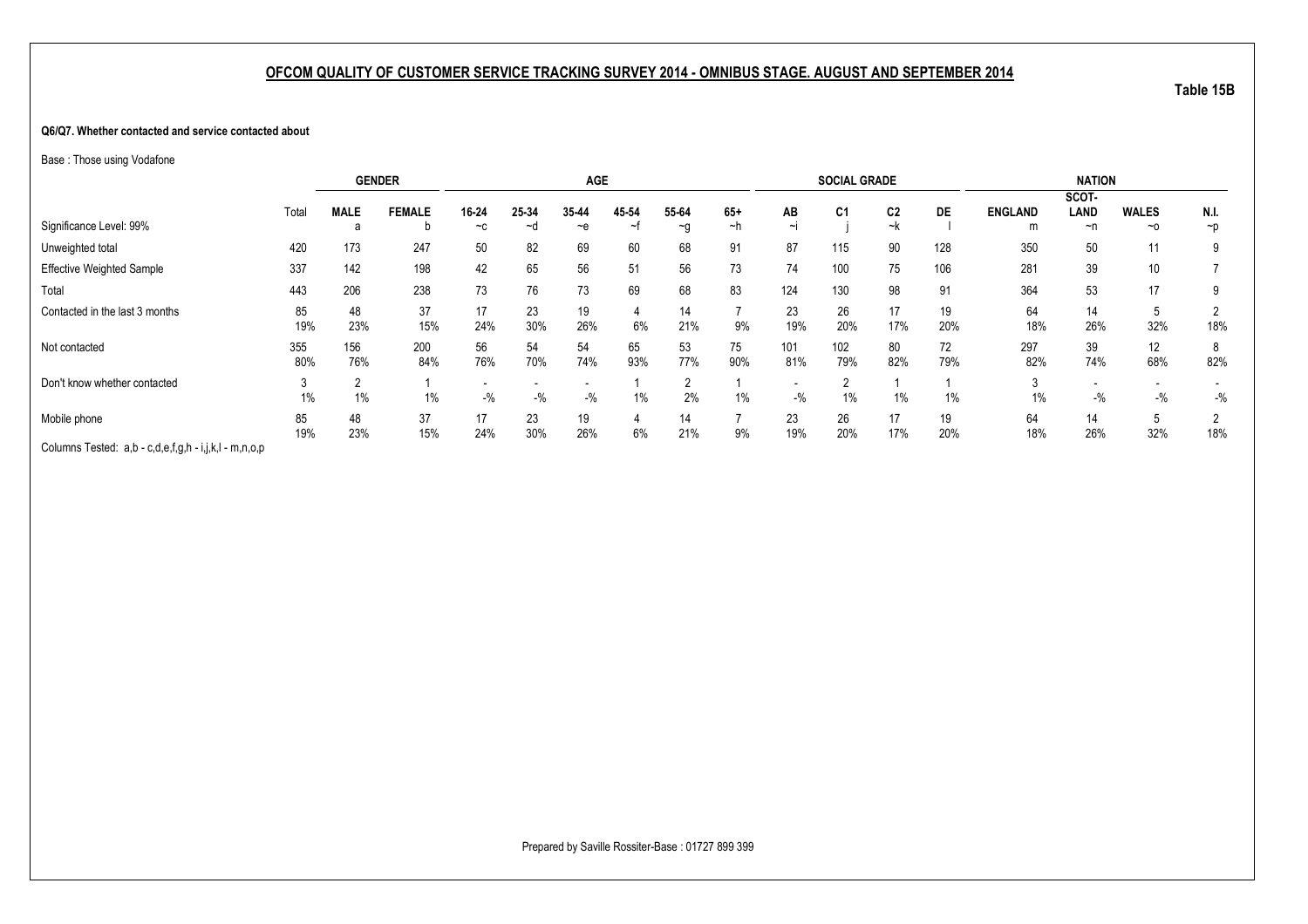## OFCOM QUALITY OF CUSTOMER SERVICE TRACKING SURVEY 2014 - OMNIBUS STAGE. AUGUST AND SEPTEMBER 2014

**Table 15B**

**Q6/Q7. Whether contacted and service contacted about**

Base : Those using Vodafone

| | Total | GENDER | | AGE | | | | | | SOCIAL GRADE | | | | NATION | | | |
|---|---|---|---|---|---|---|---|---|---|---|---|---|---|---|---|---|---|
| | | MALE | FEMALE | 16-24 | 25-34 | 35-44 | 45-54 | 55-64 | 65+ | AB | C1 | C2 | DE | ENGLAND | SCOT-LAND | WALES | N.I. |
| Significance Level: 99% | | a | b | ~c | ~d | ~e | ~f | ~g | ~h | ~i | j | ~k | l | m | ~n | ~o | ~p |
| Unweighted total | 420 | 173 | 247 | 50 | 82 | 69 | 60 | 68 | 91 | 87 | 115 | 90 | 128 | 350 | 50 | 11 | 9 |
| Effective Weighted Sample | 337 | 142 | 198 | 42 | 65 | 56 | 51 | 56 | 73 | 74 | 100 | 75 | 106 | 281 | 39 | 10 | 7 |
| Total | 443 | 206 | 238 | 73 | 76 | 73 | 69 | 68 | 83 | 124 | 130 | 98 | 91 | 364 | 53 | 17 | 9 |
| Contacted in the last 3 months | 85 | 48 | 37 | 17 | 23 | 19 | 4 | 14 | 7 | 23 | 26 | 17 | 19 | 64 | 14 | 5 | 2 |
| | 19% | 23% | 15% | 24% | 30% | 26% | 6% | 21% | 9% | 19% | 20% | 17% | 20% | 18% | 26% | 32% | 18% |
| Not contacted | 355 | 156 | 200 | 56 | 54 | 54 | 65 | 53 | 75 | 101 | 102 | 80 | 72 | 297 | 39 | 12 | 8 |
| | 80% | 76% | 84% | 76% | 70% | 74% | 93% | 77% | 90% | 81% | 79% | 82% | 79% | 82% | 74% | 68% | 82% |
| Don't know whether contacted | 3 | 2 | 1 | - | - | - | 1 | 2 | 1 | - | 2 | 1 | 1 | 3 | - | - | - |
| | 1% | 1% | 1% | -% | -% | -% | 1% | 2% | 1% | -% | 1% | 1% | 1% | 1% | -% | -% | -% |
| Mobile phone | 85 | 48 | 37 | 17 | 23 | 19 | 4 | 14 | 7 | 23 | 26 | 17 | 19 | 64 | 14 | 5 | 2 |
| | 19% | 23% | 15% | 24% | 30% | 26% | 6% | 21% | 9% | 19% | 20% | 17% | 20% | 18% | 26% | 32% | 18% |

Columns Tested: a,b - c,d,e,f,g,h - i,j,k,l - m,n,o,p

Prepared by Saville Rossiter-Base : 01727 899 399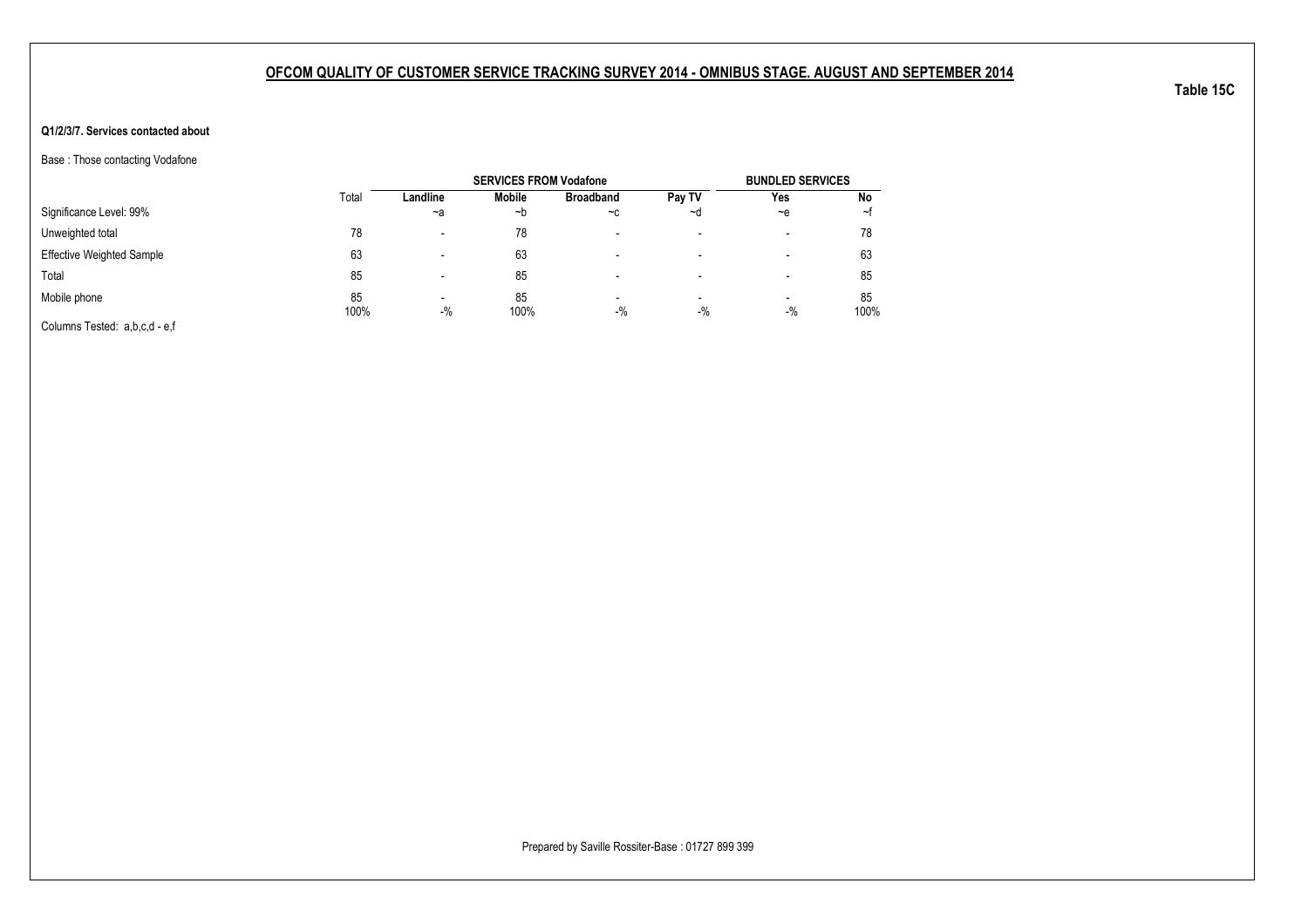**OFCOM QUALITY OF CUSTOMER SERVICE TRACKING SURVEY 2014 - OMNIBUS STAGE. AUGUST AND SEPTEMBER 2014**

**Table 15C**

**Q1/2/3/7. Services contacted about**

Base : Those contacting Vodafone

| | | SERVICES FROM Vodafone | | | | BUNDLED SERVICES | |
|---|---|---|---|---|---|---|---|
| | Total | **Landline** | **Mobile** | **Broadband** | **Pay TV** | **Yes** | **No** |
| Significance Level: 99% | | ~a | ~b | ~c | ~d | ~e | ~f |
| Unweighted total | 78 | - | 78 | - | - | - | 78 |
| Effective Weighted Sample | 63 | - | 63 | - | - | - | 63 |
| Total | 85 | - | 85 | - | - | - | 85 |
| Mobile phone | 85 | - | 85 | - | - | - | 85 |
| | 100% | -% | 100% | -% | -% | -% | 100% |

Columns Tested: a,b,c,d - e,f

Prepared by Saville Rossiter-Base : 01727 899 399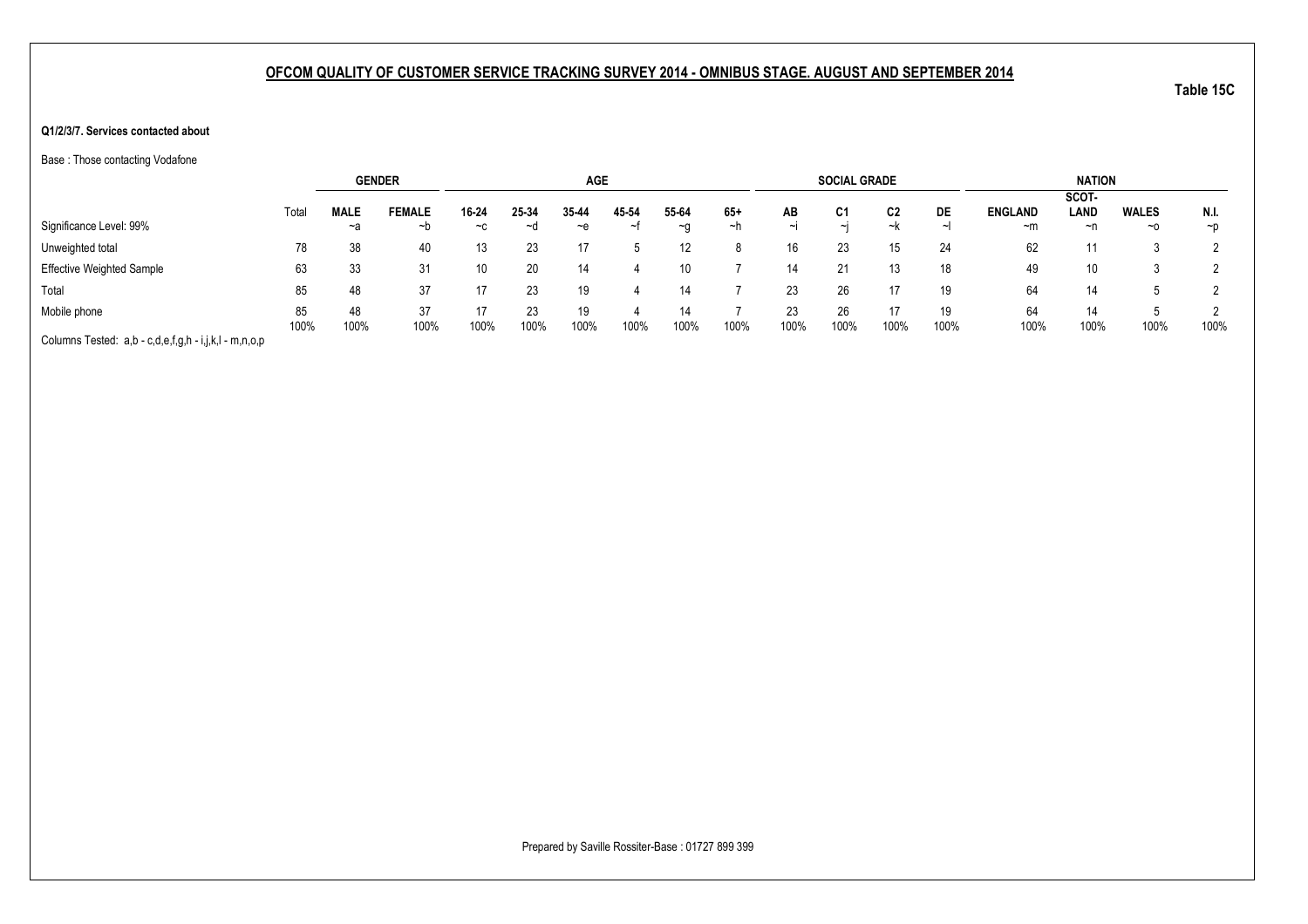## OFCOM QUALITY OF CUSTOMER SERVICE TRACKING SURVEY 2014 - OMNIBUS STAGE. AUGUST AND SEPTEMBER 2014

**Table 15C**

**Q1/2/3/7. Services contacted about**

Base : Those contacting Vodafone

| | Total | GENDER | | AGE | | | | | | SOCIAL GRADE | | | | NATION | | | |
|---|---|---|---|---|---|---|---|---|---|---|---|---|---|---|---|---|---|
| | | MALE | FEMALE | 16-24 | 25-34 | 35-44 | 45-54 | 55-64 | 65+ | AB | C1 | C2 | DE | ENGLAND | SCOT-LAND | WALES | N.I. |
| Significance Level: 99% | | ~a | ~b | ~c | ~d | ~e | ~f | ~g | ~h | ~i | ~j | ~k | ~l | ~m | ~n | ~o | ~p |
| Unweighted total | 78 | 38 | 40 | 13 | 23 | 17 | 5 | 12 | 8 | 16 | 23 | 15 | 24 | 62 | 11 | 3 | 2 |
| Effective Weighted Sample | 63 | 33 | 31 | 10 | 20 | 14 | 4 | 10 | 7 | 14 | 21 | 13 | 18 | 49 | 10 | 3 | 2 |
| Total | 85 | 48 | 37 | 17 | 23 | 19 | 4 | 14 | 7 | 23 | 26 | 17 | 19 | 64 | 14 | 5 | 2 |
| Mobile phone | 85 | 48 | 37 | 17 | 23 | 19 | 4 | 14 | 7 | 23 | 26 | 17 | 19 | 64 | 14 | 5 | 2 |
| | 100% | 100% | 100% | 100% | 100% | 100% | 100% | 100% | 100% | 100% | 100% | 100% | 100% | 100% | 100% | 100% | 100% |

Columns Tested: a,b - c,d,e,f,g,h - i,j,k,l - m,n,o,p

Prepared by Saville Rossiter-Base : 01727 899 399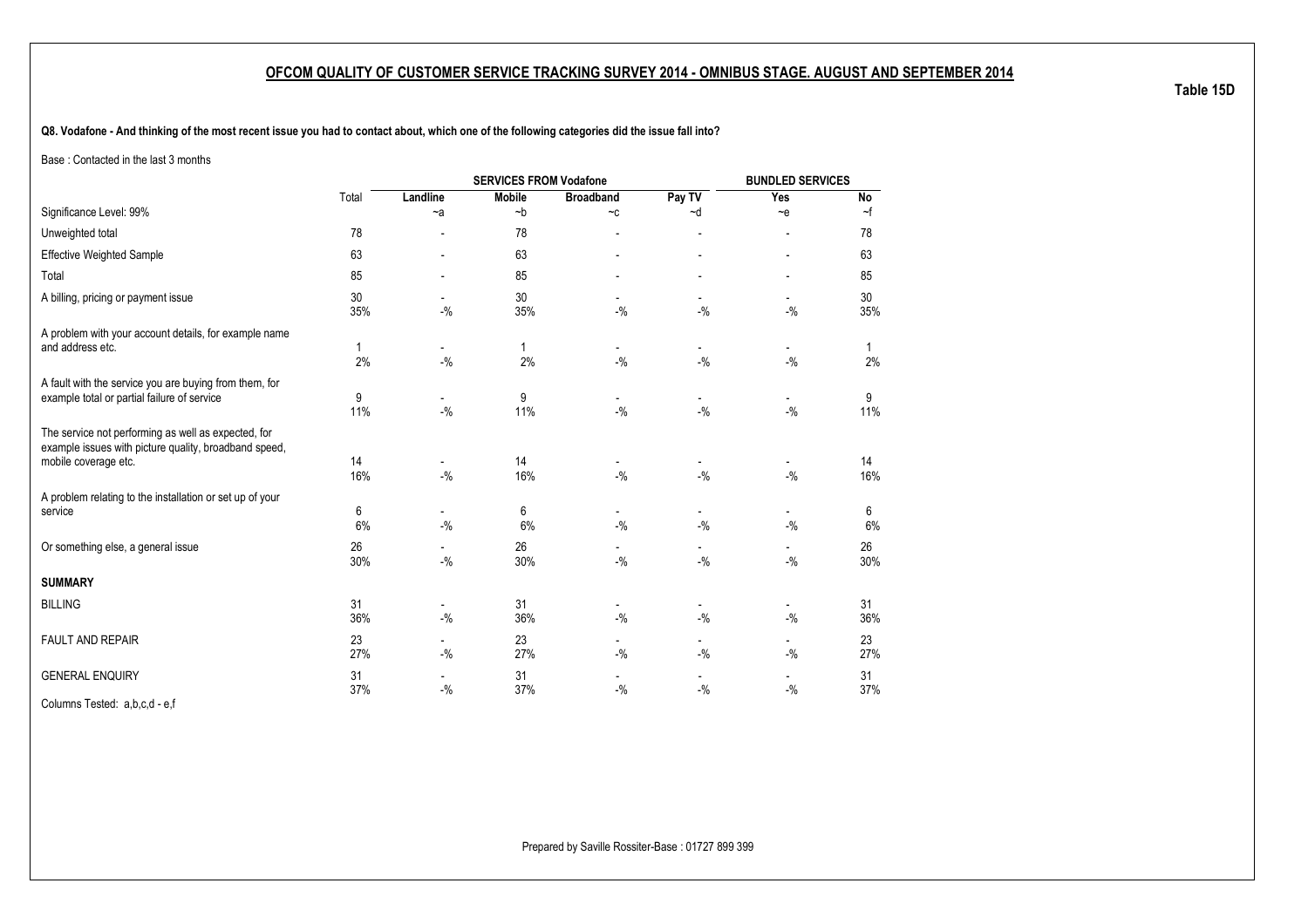## OFCOM QUALITY OF CUSTOMER SERVICE TRACKING SURVEY 2014 - OMNIBUS STAGE. AUGUST AND SEPTEMBER 2014

**Table 15D**

**Q8. Vodafone - And thinking of the most recent issue you had to contact about, which one of the following categories did the issue fall into?**

Base : Contacted in the last 3 months

| | Total | SERVICES FROM Vodafone | | | | BUNDLED SERVICES | |
|---|---|---|---|---|---|---|---|
| | | Landline | Mobile | Broadband | Pay TV | Yes | No |
| Significance Level: 99% | | ~a | ~b | ~c | ~d | ~e | ~f |
| Unweighted total | 78 | - | 78 | - | - | - | 78 |
| Effective Weighted Sample | 63 | - | 63 | - | - | - | 63 |
| Total | 85 | - | 85 | - | - | - | 85 |
| A billing, pricing or payment issue | 30 | - | 30 | - | - | - | 30 |
| | 35% | -% | 35% | -% | -% | -% | 35% |
| A problem with your account details, for example name and address etc. | 1 | - | 1 | - | - | - | 1 |
| | 2% | -% | 2% | -% | -% | -% | 2% |
| A fault with the service you are buying from them, for example total or partial failure of service | 9 | - | 9 | - | - | - | 9 |
| | 11% | -% | 11% | -% | -% | -% | 11% |
| The service not performing as well as expected, for example issues with picture quality, broadband speed, mobile coverage etc. | 14 | - | 14 | - | - | - | 14 |
| | 16% | -% | 16% | -% | -% | -% | 16% |
| A problem relating to the installation or set up of your service | 6 | - | 6 | - | - | - | 6 |
| | 6% | -% | 6% | -% | -% | -% | 6% |
| Or something else, a general issue | 26 | - | 26 | - | - | - | 26 |
| | 30% | -% | 30% | -% | -% | -% | 30% |
| **SUMMARY** | | | | | | | |
| BILLING | 31 | - | 31 | - | - | - | 31 |
| | 36% | -% | 36% | -% | -% | -% | 36% |
| FAULT AND REPAIR | 23 | - | 23 | - | - | - | 23 |
| | 27% | -% | 27% | -% | -% | -% | 27% |
| GENERAL ENQUIRY | 31 | - | 31 | - | - | - | 31 |
| | 37% | -% | 37% | -% | -% | -% | 37% |

Columns Tested: a,b,c,d - e,f

Prepared by Saville Rossiter-Base : 01727 899 399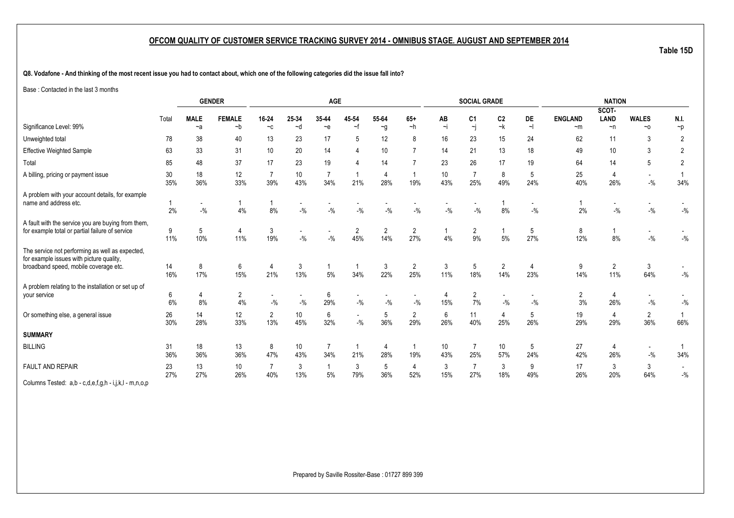## OFCOM QUALITY OF CUSTOMER SERVICE TRACKING SURVEY 2014 - OMNIBUS STAGE. AUGUST AND SEPTEMBER 2014

**Table 15D**

**Q8. Vodafone - And thinking of the most recent issue you had to contact about, which one of the following categories did the issue fall into?**

Base : Contacted in the last 3 months

| | | GENDER | | AGE | | | | | | SOCIAL GRADE | | | | NATION | | | |
|---|---|---|---|---|---|---|---|---|---|---|---|---|---|---|---|---|---|
| | Total | MALE | FEMALE | 16-24 | 25-34 | 35-44 | 45-54 | 55-64 | 65+ | AB | C1 | C2 | DE | ENGLAND | SCOT-LAND | WALES | N.I. |
| Significance Level: 99% | | ~a | ~b | ~c | ~d | ~e | ~f | ~g | ~h | ~i | ~j | ~k | ~l | ~m | ~n | ~o | ~p |
| Unweighted total | 78 | 38 | 40 | 13 | 23 | 17 | 5 | 12 | 8 | 16 | 23 | 15 | 24 | 62 | 11 | 3 | 2 |
| Effective Weighted Sample | 63 | 33 | 31 | 10 | 20 | 14 | 4 | 10 | 7 | 14 | 21 | 13 | 18 | 49 | 10 | 3 | 2 |
| Total | 85 | 48 | 37 | 17 | 23 | 19 | 4 | 14 | 7 | 23 | 26 | 17 | 19 | 64 | 14 | 5 | 2 |
| A billing, pricing or payment issue | 30 | 18 | 12 | 7 | 10 | 7 | 1 | 4 | 1 | 10 | 7 | 8 | 5 | 25 | 4 | - | 1 |
| | 35% | 36% | 33% | 39% | 43% | 34% | 21% | 28% | 19% | 43% | 25% | 49% | 24% | 40% | 26% | -% | 34% |
| A problem with your account details, for example name and address etc. | 1 | - | 1 | 1 | - | - | - | - | - | - | - | 1 | - | 1 | - | - | - |
| | 2% | -% | 4% | 8% | -% | -% | -% | -% | -% | -% | -% | 8% | -% | 2% | -% | -% | -% |
| A fault with the service you are buying from them, for example total or partial failure of service | 9 | 5 | 4 | 3 | - | - | 2 | 2 | 2 | 1 | 2 | 1 | 5 | 8 | 1 | - | - |
| | 11% | 10% | 11% | 19% | -% | -% | 45% | 14% | 27% | 4% | 9% | 5% | 27% | 12% | 8% | -% | -% |
| The service not performing as well as expected, for example issues with picture quality, broadband speed, mobile coverage etc. | 14 | 8 | 6 | 4 | 3 | 1 | 1 | 3 | 2 | 3 | 5 | 2 | 4 | 9 | 2 | 3 | - |
| | 16% | 17% | 15% | 21% | 13% | 5% | 34% | 22% | 25% | 11% | 18% | 14% | 23% | 14% | 11% | 64% | -% |
| A problem relating to the installation or set up of your service | 6 | 4 | 2 | - | - | 6 | - | - | - | 4 | 2 | - | - | 2 | 4 | - | - |
| | 6% | 8% | 4% | -% | -% | 29% | -% | -% | -% | 15% | 7% | -% | -% | 3% | 26% | -% | -% |
| Or something else, a general issue | 26 | 14 | 12 | 2 | 10 | 6 | - | 5 | 2 | 6 | 11 | 4 | 5 | 19 | 4 | 2 | 1 |
| | 30% | 28% | 33% | 13% | 45% | 32% | -% | 36% | 29% | 26% | 40% | 25% | 26% | 29% | 29% | 36% | 66% |
| **SUMMARY** | | | | | | | | | | | | | | | | | |
| BILLING | 31 | 18 | 13 | 8 | 10 | 7 | 1 | 4 | 1 | 10 | 7 | 10 | 5 | 27 | 4 | - | 1 |
| | 36% | 36% | 36% | 47% | 43% | 34% | 21% | 28% | 19% | 43% | 25% | 57% | 24% | 42% | 26% | -% | 34% |
| FAULT AND REPAIR | 23 | 13 | 10 | 7 | 3 | 1 | 3 | 5 | 4 | 3 | 7 | 3 | 9 | 17 | 3 | 3 | - |
| | 27% | 27% | 26% | 40% | 13% | 5% | 79% | 36% | 52% | 15% | 27% | 18% | 49% | 26% | 20% | 64% | -% |

Columns Tested: a,b - c,d,e,f,g,h - i,j,k,l - m,n,o,p

Prepared by Saville Rossiter-Base : 01727 899 399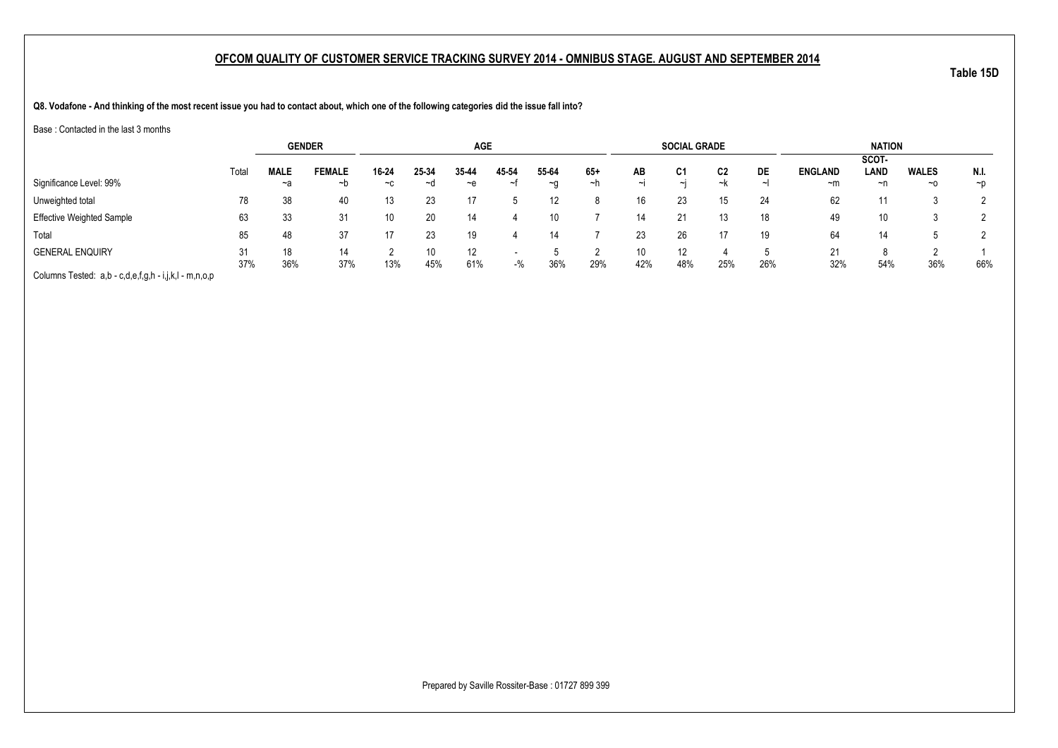## OFCOM QUALITY OF CUSTOMER SERVICE TRACKING SURVEY 2014 - OMNIBUS STAGE. AUGUST AND SEPTEMBER 2014

**Table 15D**

**Q8. Vodafone - And thinking of the most recent issue you had to contact about, which one of the following categories did the issue fall into?**

Base : Contacted in the last 3 months

| | | GENDER | | AGE | | | | | | SOCIAL GRADE | | | | NATION | | | |
|---|---|---|---|---|---|---|---|---|---|---|---|---|---|---|---|---|---|
| | Total | MALE | FEMALE | 16-24 | 25-34 | 35-44 | 45-54 | 55-64 | 65+ | AB | C1 | C2 | DE | ENGLAND | SCOT-LAND | WALES | N.I. |
| Significance Level: 99% | | ~a | ~b | ~c | ~d | ~e | ~f | ~g | ~h | ~i | ~j | ~k | ~l | ~m | ~n | ~o | ~p |
| Unweighted total | 78 | 38 | 40 | 13 | 23 | 17 | 5 | 12 | 8 | 16 | 23 | 15 | 24 | 62 | 11 | 3 | 2 |
| Effective Weighted Sample | 63 | 33 | 31 | 10 | 20 | 14 | 4 | 10 | 7 | 14 | 21 | 13 | 18 | 49 | 10 | 3 | 2 |
| Total | 85 | 48 | 37 | 17 | 23 | 19 | 4 | 14 | 7 | 23 | 26 | 17 | 19 | 64 | 14 | 5 | 2 |
| GENERAL ENQUIRY | 31 | 18 | 14 | 2 | 10 | 12 | - | 5 | 2 | 10 | 12 | 4 | 5 | 21 | 8 | 2 | 1 |
| | 37% | 36% | 37% | 13% | 45% | 61% | -% | 36% | 29% | 42% | 48% | 25% | 26% | 32% | 54% | 36% | 66% |

Columns Tested: a,b - c,d,e,f,g,h - i,j,k,l - m,n,o,p

Prepared by Saville Rossiter-Base : 01727 899 399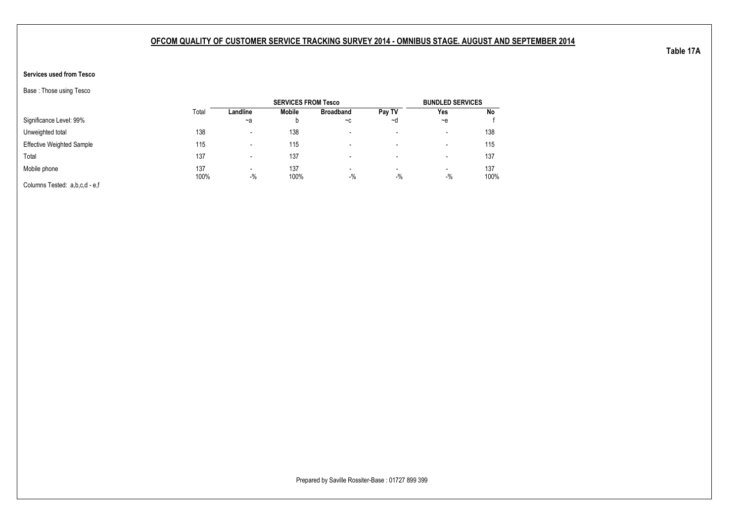## OFCOM QUALITY OF CUSTOMER SERVICE TRACKING SURVEY 2014 - OMNIBUS STAGE. AUGUST AND SEPTEMBER 2014

**Table 17A**

**Services used from Tesco**

Base : Those using Tesco

| | Total | SERVICES FROM Tesco | | | | BUNDLED SERVICES | |
|---|---|---|---|---|---|---|---|
| | | **Landline** | **Mobile** | **Broadband** | **Pay TV** | **Yes** | **No** |
| Significance Level: 99% | | ~a | b | ~c | ~d | ~e | f |
| Unweighted total | 138 | - | 138 | - | - | - | 138 |
| Effective Weighted Sample | 115 | - | 115 | - | - | - | 115 |
| Total | 137 | - | 137 | - | - | - | 137 |
| Mobile phone | 137 | - | 137 | - | - | - | 137 |
| | 100% | -% | 100% | -% | -% | -% | 100% |

Columns Tested: a,b,c,d - e,f

Prepared by Saville Rossiter-Base : 01727 899 399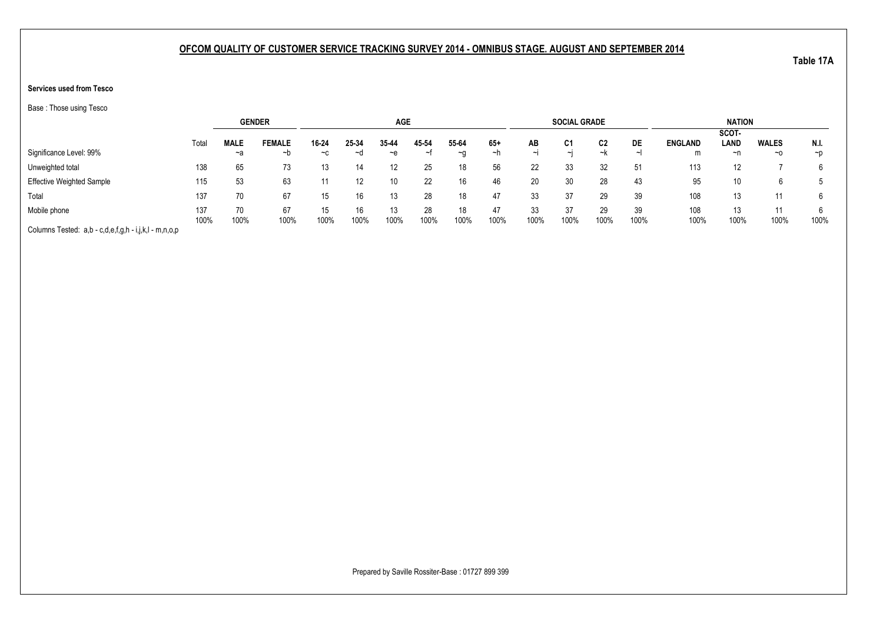**OFCOM QUALITY OF CUSTOMER SERVICE TRACKING SURVEY 2014 - OMNIBUS STAGE. AUGUST AND SEPTEMBER 2014**

**Table 17A**

**Services used from Tesco**

Base : Those using Tesco

| | | GENDER | | AGE | | | | | | SOCIAL GRADE | | | | NATION | | | |
|---|---|---|---|---|---|---|---|---|---|---|---|---|---|---|---|---|---|
| | Total | MALE | FEMALE | 16-24 | 25-34 | 35-44 | 45-54 | 55-64 | 65+ | AB | C1 | C2 | DE | ENGLAND | SCOT-LAND | WALES | N.I. |
| Significance Level: 99% | | ~a | ~b | ~c | ~d | ~e | ~f | ~g | ~h | ~i | ~j | ~k | ~l | m | ~n | ~o | ~p |
| Unweighted total | 138 | 65 | 73 | 13 | 14 | 12 | 25 | 18 | 56 | 22 | 33 | 32 | 51 | 113 | 12 | 7 | 6 |
| Effective Weighted Sample | 115 | 53 | 63 | 11 | 12 | 10 | 22 | 16 | 46 | 20 | 30 | 28 | 43 | 95 | 10 | 6 | 5 |
| Total | 137 | 70 | 67 | 15 | 16 | 13 | 28 | 18 | 47 | 33 | 37 | 29 | 39 | 108 | 13 | 11 | 6 |
| Mobile phone | 137 | 70 | 67 | 15 | 16 | 13 | 28 | 18 | 47 | 33 | 37 | 29 | 39 | 108 | 13 | 11 | 6 |
| | 100% | 100% | 100% | 100% | 100% | 100% | 100% | 100% | 100% | 100% | 100% | 100% | 100% | 100% | 100% | 100% | 100% |

Columns Tested: a,b - c,d,e,f,g,h - i,j,k,l - m,n,o,p

Prepared by Saville Rossiter-Base : 01727 899 399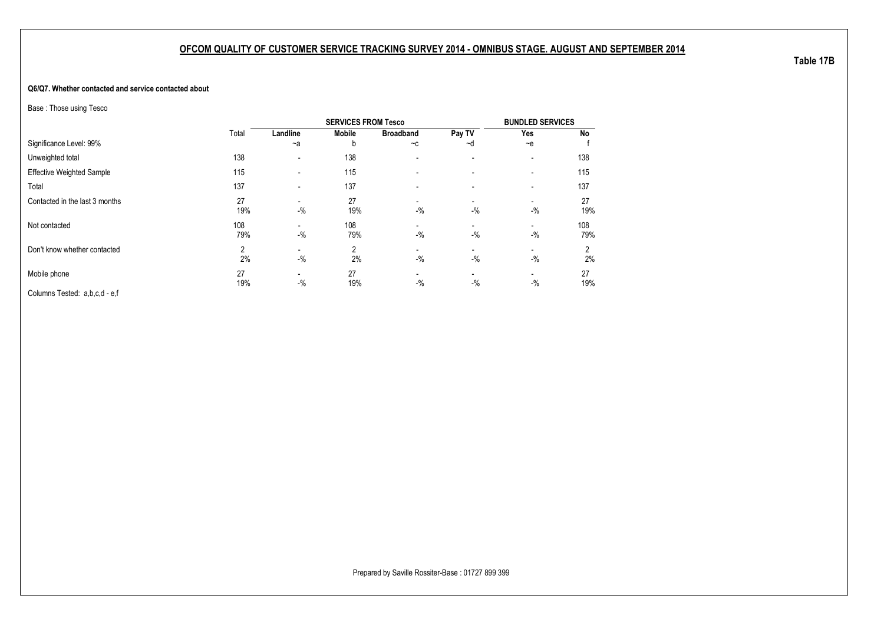## OFCOM QUALITY OF CUSTOMER SERVICE TRACKING SURVEY 2014 - OMNIBUS STAGE. AUGUST AND SEPTEMBER 2014

**Table 17B**

**Q6/Q7. Whether contacted and service contacted about**

Base : Those using Tesco

| | Total | SERVICES FROM Tesco | | | | BUNDLED SERVICES | |
|---|---|---|---|---|---|---|---|
| | | Landline | Mobile | Broadband | Pay TV | Yes | No |
| Significance Level: 99% | | ~a | b | ~c | ~d | ~e | f |
| Unweighted total | 138 | - | 138 | - | - | - | 138 |
| Effective Weighted Sample | 115 | - | 115 | - | - | - | 115 |
| Total | 137 | - | 137 | - | - | - | 137 |
| Contacted in the last 3 months | 27 | - | 27 | - | - | - | 27 |
| | 19% | -% | 19% | -% | -% | -% | 19% |
| Not contacted | 108 | - | 108 | - | - | - | 108 |
| | 79% | -% | 79% | -% | -% | -% | 79% |
| Don't know whether contacted | 2 | - | 2 | - | - | - | 2 |
| | 2% | -% | 2% | -% | -% | -% | 2% |
| Mobile phone | 27 | - | 27 | - | - | - | 27 |
| | 19% | -% | 19% | -% | -% | -% | 19% |

Columns Tested: a,b,c,d - e,f

Prepared by Saville Rossiter-Base : 01727 899 399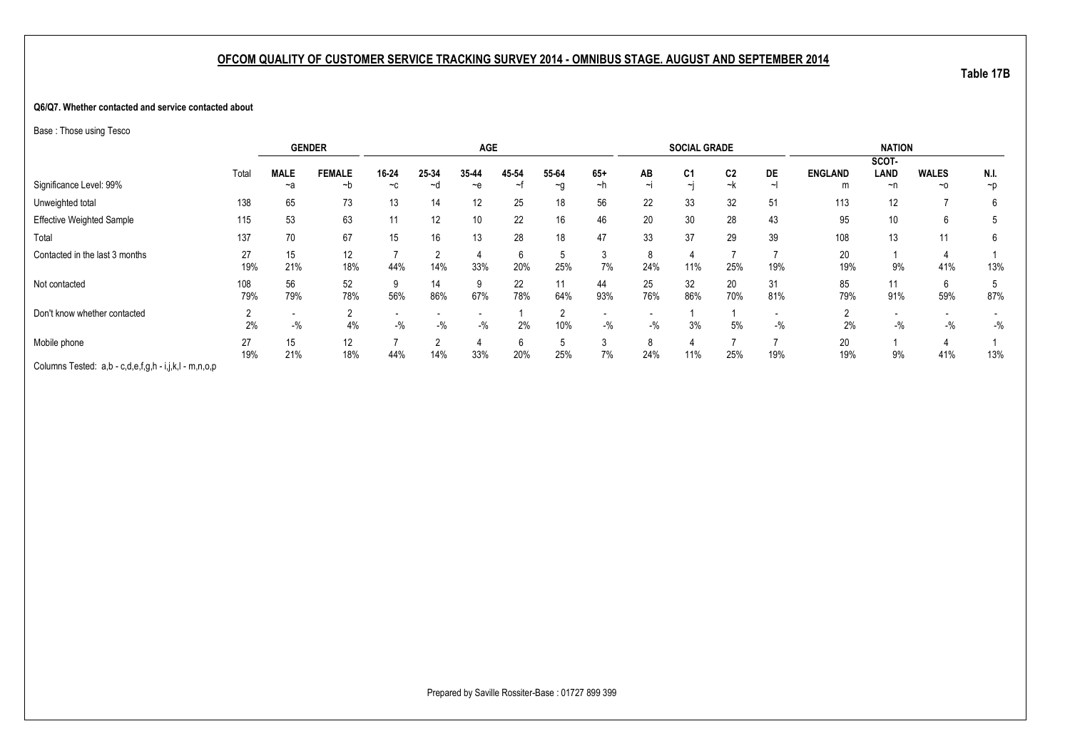**OFCOM QUALITY OF CUSTOMER SERVICE TRACKING SURVEY 2014 - OMNIBUS STAGE. AUGUST AND SEPTEMBER 2014**

**Table 17B**

**Q6/Q7. Whether contacted and service contacted about**

Base : Those using Tesco

| | | GENDER | | AGE | | | | | | SOCIAL GRADE | | | | NATION | | | |
|---|---|---|---|---|---|---|---|---|---|---|---|---|---|---|---|---|---|
| | Total | MALE | FEMALE | 16-24 | 25-34 | 35-44 | 45-54 | 55-64 | 65+ | AB | C1 | C2 | DE | ENGLAND | SCOT-LAND | WALES | N.I. |
| Significance Level: 99% | | ~a | ~b | ~c | ~d | ~e | ~f | ~g | ~h | ~i | ~j | ~k | ~l | m | ~n | ~o | ~p |
| Unweighted total | 138 | 65 | 73 | 13 | 14 | 12 | 25 | 18 | 56 | 22 | 33 | 32 | 51 | 113 | 12 | 7 | 6 |
| Effective Weighted Sample | 115 | 53 | 63 | 11 | 12 | 10 | 22 | 16 | 46 | 20 | 30 | 28 | 43 | 95 | 10 | 6 | 5 |
| Total | 137 | 70 | 67 | 15 | 16 | 13 | 28 | 18 | 47 | 33 | 37 | 29 | 39 | 108 | 13 | 11 | 6 |
| Contacted in the last 3 months | 27 | 15 | 12 | 7 | 2 | 4 | 6 | 5 | 3 | 8 | 4 | 7 | 7 | 20 | 1 | 4 | 1 |
| | 19% | 21% | 18% | 44% | 14% | 33% | 20% | 25% | 7% | 24% | 11% | 25% | 19% | 19% | 9% | 41% | 13% |
| Not contacted | 108 | 56 | 52 | 9 | 14 | 9 | 22 | 11 | 44 | 25 | 32 | 20 | 31 | 85 | 11 | 6 | 5 |
| | 79% | 79% | 78% | 56% | 86% | 67% | 78% | 64% | 93% | 76% | 86% | 70% | 81% | 79% | 91% | 59% | 87% |
| Don't know whether contacted | 2 | - | 2 | - | - | - | 1 | 2 | - | - | 1 | 1 | - | 2 | - | - | - |
| | 2% | -% | 4% | -% | -% | -% | 2% | 10% | -% | -% | 3% | 5% | -% | 2% | -% | -% | -% |
| Mobile phone | 27 | 15 | 12 | 7 | 2 | 4 | 6 | 5 | 3 | 8 | 4 | 7 | 7 | 20 | 1 | 4 | 1 |
| | 19% | 21% | 18% | 44% | 14% | 33% | 20% | 25% | 7% | 24% | 11% | 25% | 19% | 19% | 9% | 41% | 13% |

Columns Tested: a,b - c,d,e,f,g,h - i,j,k,l - m,n,o,p

Prepared by Saville Rossiter-Base : 01727 899 399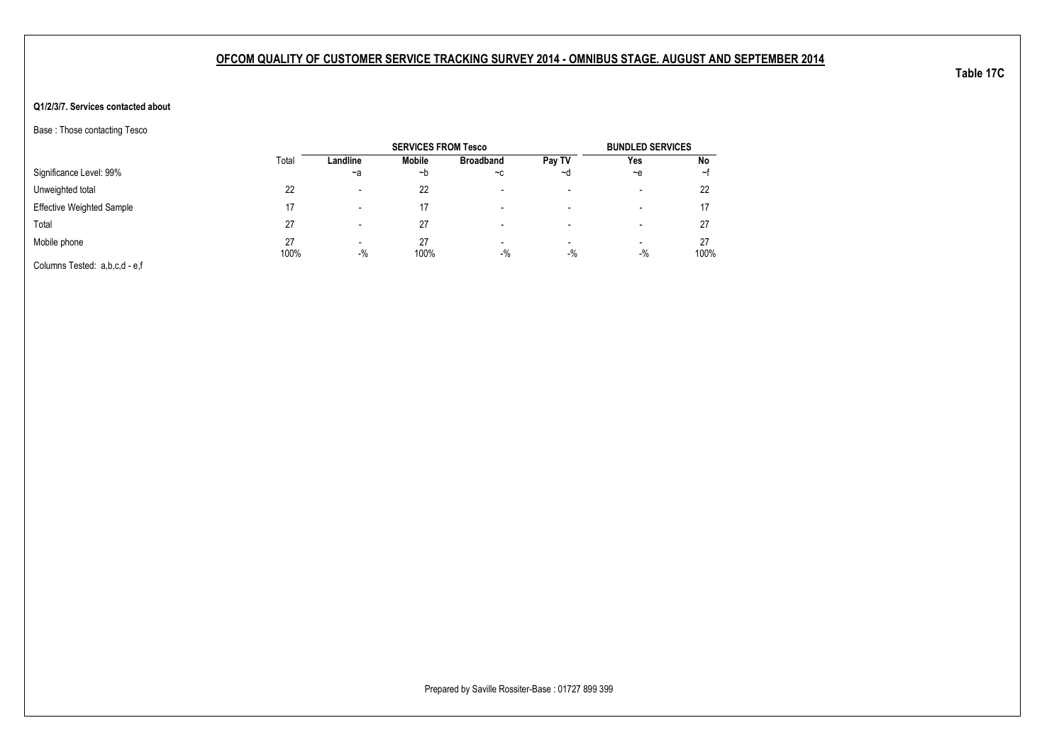## OFCOM QUALITY OF CUSTOMER SERVICE TRACKING SURVEY 2014 - OMNIBUS STAGE. AUGUST AND SEPTEMBER 2014

**Table 17C**

**Q1/2/3/7. Services contacted about**

Base : Those contacting Tesco

| | Total | SERVICES FROM Tesco | | | | BUNDLED SERVICES | |
|---|---|---|---|---|---|---|---|
| | | **Landline** | **Mobile** | **Broadband** | **Pay TV** | **Yes** | **No** |
| Significance Level: 99% | | ~a | ~b | ~c | ~d | ~e | ~f |
| Unweighted total | 22 | - | 22 | - | - | - | 22 |
| Effective Weighted Sample | 17 | - | 17 | - | - | - | 17 |
| Total | 27 | - | 27 | - | - | - | 27 |
| Mobile phone | 27 | - | 27 | - | - | - | 27 |
| | 100% | -% | 100% | -% | -% | -% | 100% |

Columns Tested: a,b,c,d - e,f

Prepared by Saville Rossiter-Base : 01727 899 399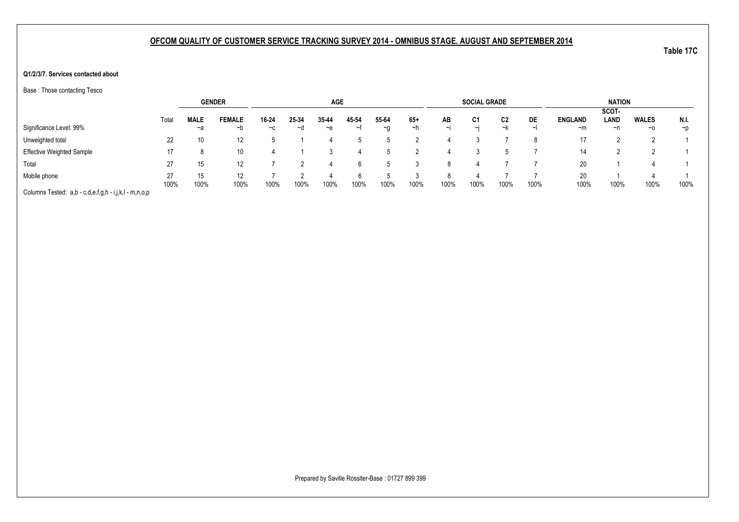## OFCOM QUALITY OF CUSTOMER SERVICE TRACKING SURVEY 2014 - OMNIBUS STAGE. AUGUST AND SEPTEMBER 2014

**Table 17C**

**Q1/2/3/7. Services contacted about**

Base : Those contacting Tesco

| | | GENDER | | AGE | | | | | | SOCIAL GRADE | | | | NATION | | | |
|---|---|---|---|---|---|---|---|---|---|---|---|---|---|---|---|---|---|
| | Total | MALE | FEMALE | 16-24 | 25-34 | 35-44 | 45-54 | 55-64 | 65+ | AB | C1 | C2 | DE | ENGLAND | SCOT-LAND | WALES | N.I. |
| Significance Level: 99% | | ~a | ~b | ~c | ~d | ~e | ~f | ~g | ~h | ~i | ~j | ~k | ~l | ~m | ~n | ~o | ~p |
| Unweighted total | 22 | 10 | 12 | 5 | 1 | 4 | 5 | 5 | 2 | 4 | 3 | 7 | 8 | 17 | 2 | 2 | 1 |
| Effective Weighted Sample | 17 | 8 | 10 | 4 | 1 | 3 | 4 | 5 | 2 | 4 | 3 | 5 | 7 | 14 | 2 | 2 | 1 |
| Total | 27 | 15 | 12 | 7 | 2 | 4 | 6 | 5 | 3 | 8 | 4 | 7 | 7 | 20 | 1 | 4 | 1 |
| Mobile phone | 27 | 15 | 12 | 7 | 2 | 4 | 6 | 5 | 3 | 8 | 4 | 7 | 7 | 20 | 1 | 4 | 1 |
| | 100% | 100% | 100% | 100% | 100% | 100% | 100% | 100% | 100% | 100% | 100% | 100% | 100% | 100% | 100% | 100% | 100% |

Columns Tested: a,b - c,d,e,f,g,h - i,j,k,l - m,n,o,p

Prepared by Saville Rossiter-Base : 01727 899 399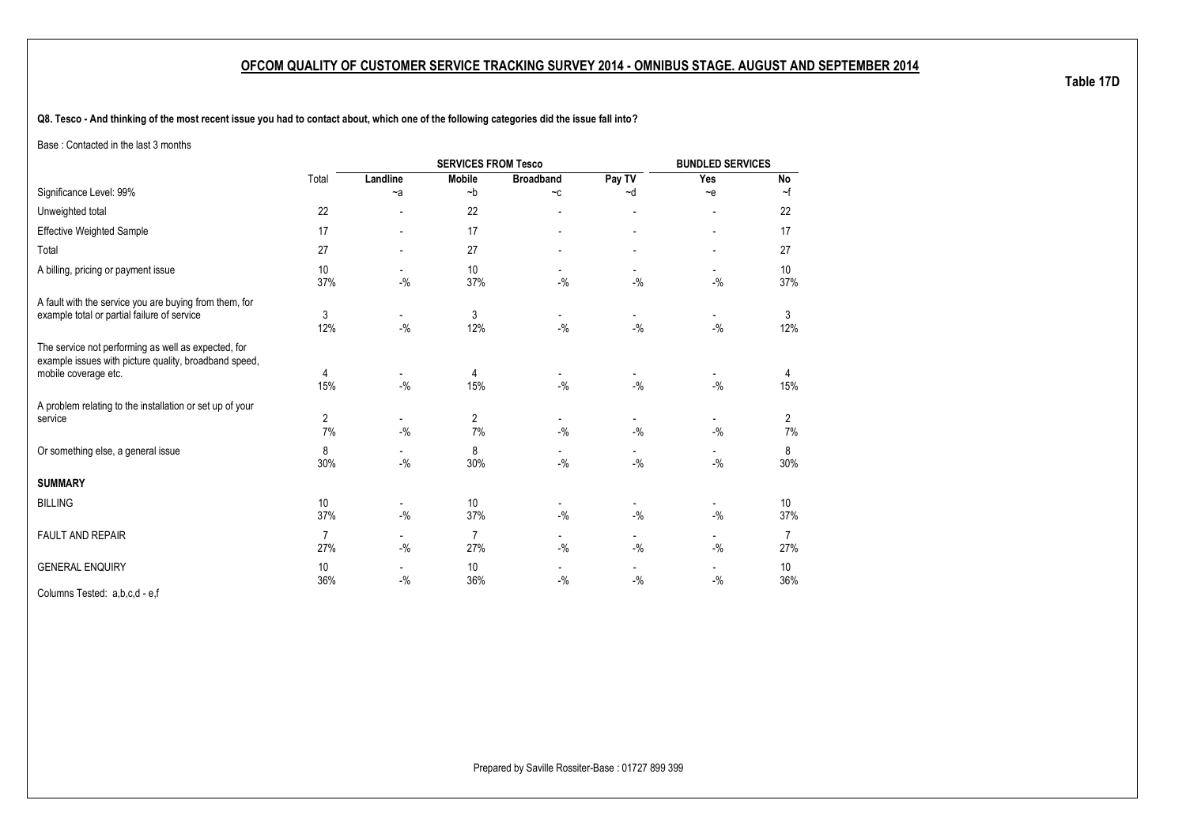## OFCOM QUALITY OF CUSTOMER SERVICE TRACKING SURVEY 2014 - OMNIBUS STAGE. AUGUST AND SEPTEMBER 2014

**Table 17D**

**Q8. Tesco - And thinking of the most recent issue you had to contact about, which one of the following categories did the issue fall into?**

Base : Contacted in the last 3 months

| | | SERVICES FROM Tesco | | | | BUNDLED SERVICES | |
|---|---|---|---|---|---|---|---|
| | Total | Landline | Mobile | Broadband | Pay TV | Yes | No |
| Significance Level: 99% | | ~a | ~b | ~c | ~d | ~e | ~f |
| Unweighted total | 22 | - | 22 | - | - | - | 22 |
| Effective Weighted Sample | 17 | - | 17 | - | - | - | 17 |
| Total | 27 | - | 27 | - | - | - | 27 |
| A billing, pricing or payment issue | 10<br>37% | -<br>-% | 10<br>37% | -<br>-% | -<br>-% | -<br>-% | 10<br>37% |
| A fault with the service you are buying from them, for example total or partial failure of service | 3<br>12% | -<br>-% | 3<br>12% | -<br>-% | -<br>-% | -<br>-% | 3<br>12% |
| The service not performing as well as expected, for example issues with picture quality, broadband speed, mobile coverage etc. | 4<br>15% | -<br>-% | 4<br>15% | -<br>-% | -<br>-% | -<br>-% | 4<br>15% |
| A problem relating to the installation or set up of your service | 2<br>7% | -<br>-% | 2<br>7% | -<br>-% | -<br>-% | -<br>-% | 2<br>7% |
| Or something else, a general issue | 8<br>30% | -<br>-% | 8<br>30% | -<br>-% | -<br>-% | -<br>-% | 8<br>30% |
| **SUMMARY** | | | | | | | |
| BILLING | 10<br>37% | -<br>-% | 10<br>37% | -<br>-% | -<br>-% | -<br>-% | 10<br>37% |
| FAULT AND REPAIR | 7<br>27% | -<br>-% | 7<br>27% | -<br>-% | -<br>-% | -<br>-% | 7<br>27% |
| GENERAL ENQUIRY | 10<br>36% | -<br>-% | 10<br>36% | -<br>-% | -<br>-% | -<br>-% | 10<br>36% |

Columns Tested: a,b,c,d - e,f

Prepared by Saville Rossiter-Base : 01727 899 399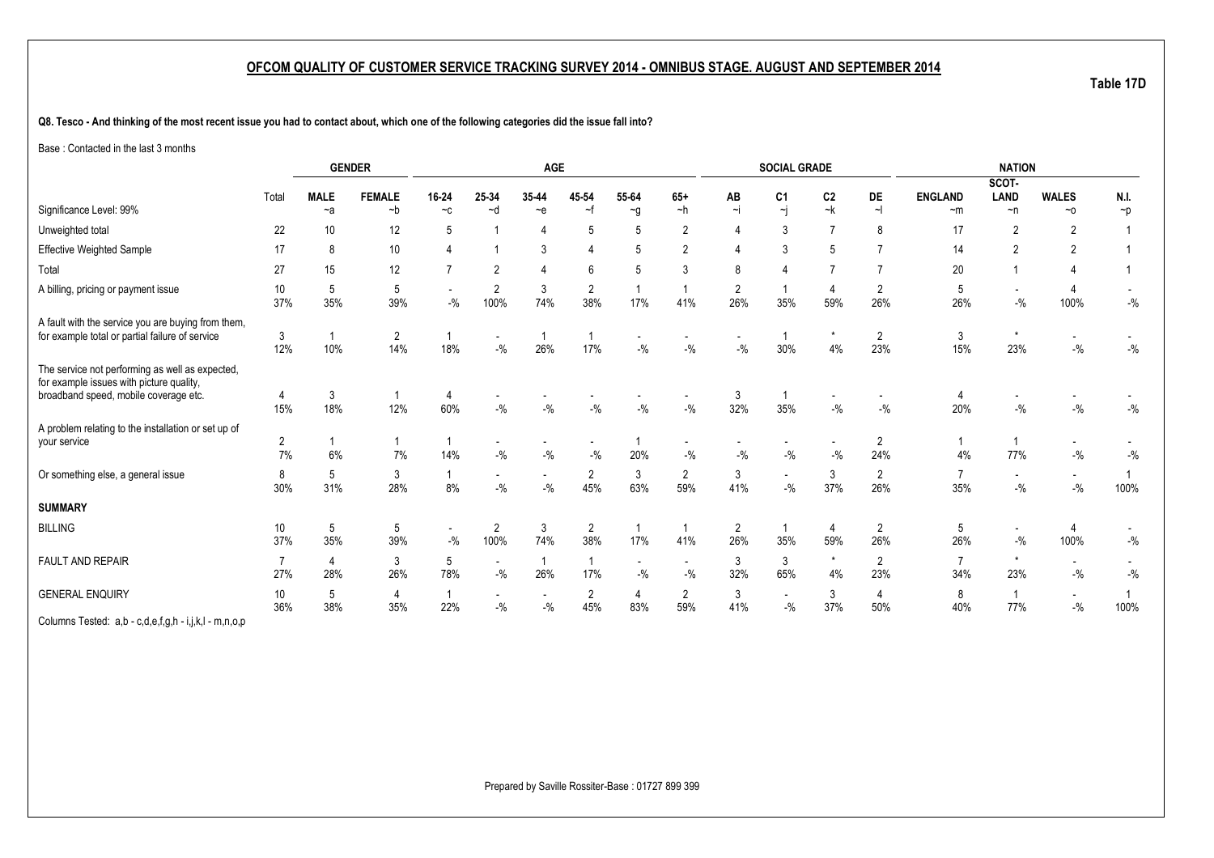## OFCOM QUALITY OF CUSTOMER SERVICE TRACKING SURVEY 2014 - OMNIBUS STAGE. AUGUST AND SEPTEMBER 2014

Table 17D

**Q8. Tesco - And thinking of the most recent issue you had to contact about, which one of the following categories did the issue fall into?**

Base : Contacted in the last 3 months

| | | GENDER | | AGE | | | | | | SOCIAL GRADE | | | | NATION | | | |
|---|---|---|---|---|---|---|---|---|---|---|---|---|---|---|---|---|---|
| Significance Level: 99% | Total | MALE ~a | FEMALE ~b | 16-24 ~c | 25-34 ~d | 35-44 ~e | 45-54 ~f | 55-64 ~g | 65+ ~h | AB ~i | C1 ~j | C2 ~k | DE ~l | ENGLAND ~m | SCOT-LAND ~n | WALES ~o | N.I. ~p |
| Unweighted total | 22 | 10 | 12 | 5 | 1 | 4 | 5 | 5 | 2 | 4 | 3 | 7 | 8 | 17 | 2 | 2 | 1 |
| Effective Weighted Sample | 17 | 8 | 10 | 4 | 1 | 3 | 4 | 5 | 2 | 4 | 3 | 5 | 7 | 14 | 2 | 2 | 1 |
| Total | 27 | 15 | 12 | 7 | 2 | 4 | 6 | 5 | 3 | 8 | 4 | 7 | 7 | 20 | 1 | 4 | 1 |
| A billing, pricing or payment issue | 10 | 5 | 5 | - | 2 | 3 | 2 | 1 | 1 | 2 | 1 | 4 | 2 | 5 | - | 4 | - |
| | 37% | 35% | 39% | -% | 100% | 74% | 38% | 17% | 41% | 26% | 35% | 59% | 26% | 26% | -% | 100% | -% |
| A fault with the service you are buying from them, for example total or partial failure of service | 3 | 1 | 2 | 1 | - | 1 | 1 | - | - | - | 1 | * | 2 | 3 | * | - | - |
| | 12% | 10% | 14% | 18% | -% | 26% | 17% | -% | -% | -% | 30% | 4% | 23% | 15% | 23% | -% | -% |
| The service not performing as well as expected, for example issues with picture quality, broadband speed, mobile coverage etc. | 4 | 3 | 1 | 4 | - | - | - | - | - | 3 | 1 | - | - | 4 | - | - | - |
| | 15% | 18% | 12% | 60% | -% | -% | -% | -% | -% | 32% | 35% | -% | -% | 20% | -% | -% | -% |
| A problem relating to the installation or set up of your service | 2 | 1 | 1 | 1 | - | - | - | 1 | - | - | - | - | 2 | 1 | 1 | - | - |
| | 7% | 6% | 7% | 14% | -% | -% | -% | 20% | -% | -% | -% | -% | 24% | 4% | 77% | -% | -% |
| Or something else, a general issue | 8 | 5 | 3 | 1 | - | - | 2 | 3 | 2 | 3 | - | 3 | 2 | 7 | - | - | 1 |
| | 30% | 31% | 28% | 8% | -% | -% | 45% | 63% | 59% | 41% | -% | 37% | 26% | 35% | -% | -% | 100% |
| **SUMMARY** | | | | | | | | | | | | | | | | | |
| BILLING | 10 | 5 | 5 | - | 2 | 3 | 2 | 1 | 1 | 2 | 1 | 4 | 2 | 5 | - | 4 | - |
| | 37% | 35% | 39% | -% | 100% | 74% | 38% | 17% | 41% | 26% | 35% | 59% | 26% | 26% | -% | 100% | -% |
| FAULT AND REPAIR | 7 | 4 | 3 | 5 | - | 1 | 1 | - | - | 3 | 3 | * | 2 | 7 | * | - | - |
| | 27% | 28% | 26% | 78% | -% | 26% | 17% | -% | -% | 32% | 65% | 4% | 23% | 34% | 23% | -% | -% |
| GENERAL ENQUIRY | 10 | 5 | 4 | 1 | - | - | 2 | 4 | 2 | 3 | - | 3 | 4 | 8 | 1 | - | 1 |
| | 36% | 38% | 35% | 22% | -% | -% | 45% | 83% | 59% | 41% | -% | 37% | 50% | 40% | 77% | -% | 100% |

Columns Tested: a,b - c,d,e,f,g,h - i,j,k,l - m,n,o,p

Prepared by Saville Rossiter-Base : 01727 899 399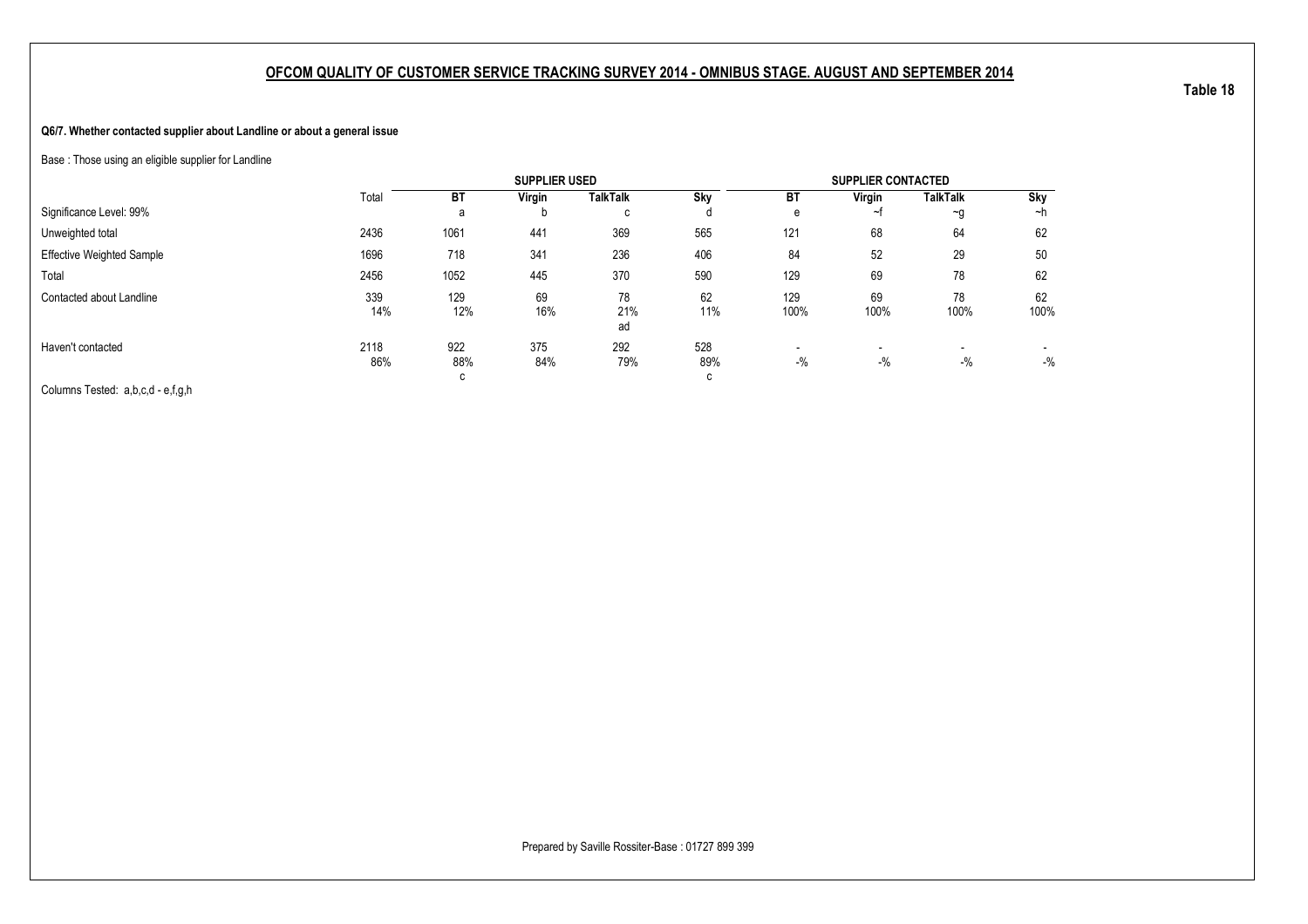## OFCOM QUALITY OF CUSTOMER SERVICE TRACKING SURVEY 2014 - OMNIBUS STAGE. AUGUST AND SEPTEMBER 2014

**Table 18**

**Q6/7. Whether contacted supplier about Landline or about a general issue**

Base : Those using an eligible supplier for Landline

| | Total | SUPPLIER USED | | | | SUPPLIER CONTACTED | | | |
|---|---|---|---|---|---|---|---|---|---|
| | | **BT** | **Virgin** | **TalkTalk** | **Sky** | **BT** | **Virgin** | **TalkTalk** | **Sky** |
| Significance Level: 99% | | a | b | c | d | e | ~f | ~g | ~h |
| Unweighted total | 2436 | 1061 | 441 | 369 | 565 | 121 | 68 | 64 | 62 |
| Effective Weighted Sample | 1696 | 718 | 341 | 236 | 406 | 84 | 52 | 29 | 50 |
| Total | 2456 | 1052 | 445 | 370 | 590 | 129 | 69 | 78 | 62 |
| Contacted about Landline | 339 | 129 | 69 | 78 | 62 | 129 | 69 | 78 | 62 |
| | 14% | 12% | 16% | 21% | 11% | 100% | 100% | 100% | 100% |
| | | | | ad | | | | | |
| Haven't contacted | 2118 | 922 | 375 | 292 | 528 | - | - | - | - |
| | 86% | 88% | 84% | 79% | 89% | -% | -% | -% | -% |
| | | c | | | c | | | | |

Columns Tested: a,b,c,d - e,f,g,h

Prepared by Saville Rossiter-Base : 01727 899 399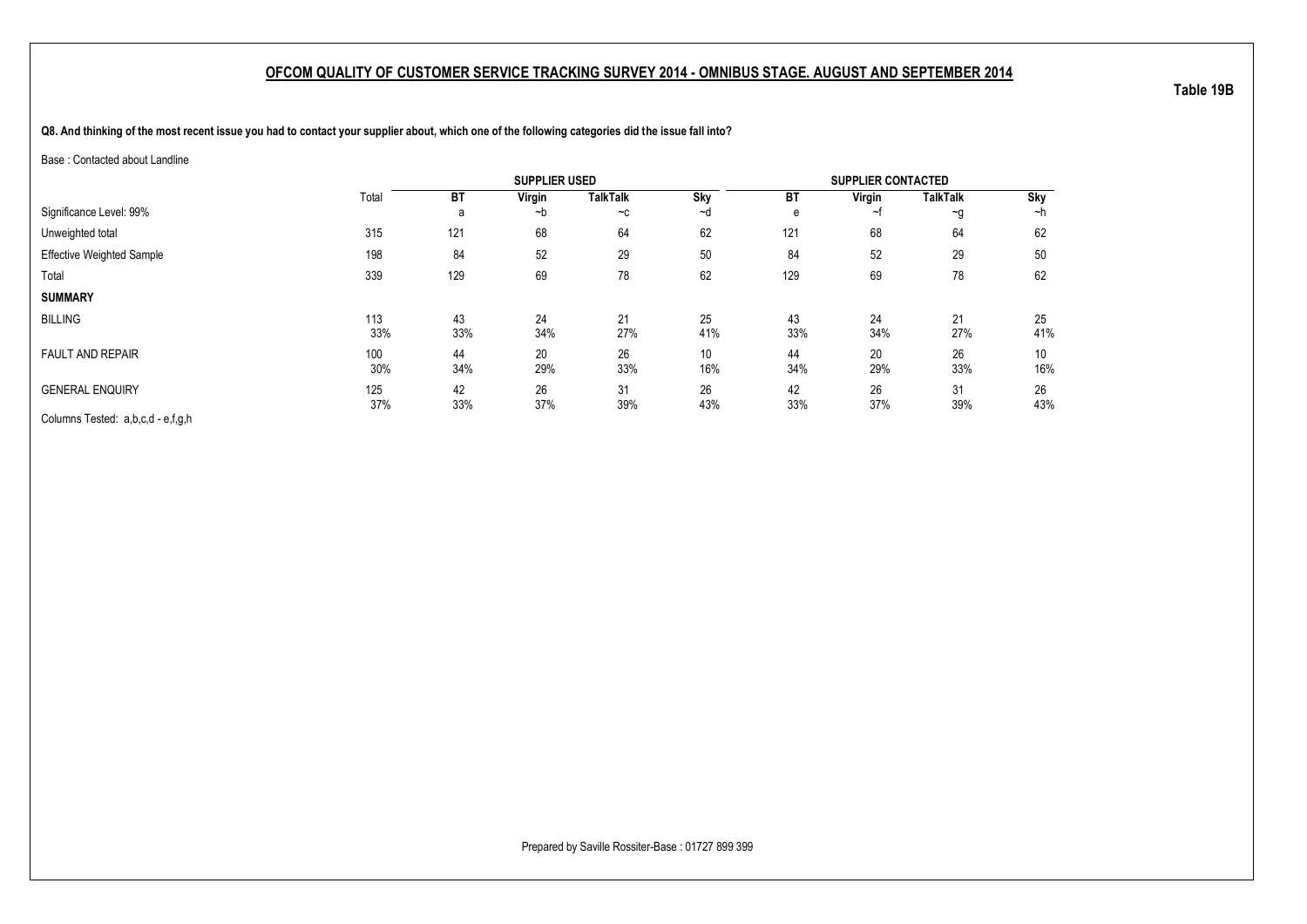## OFCOM QUALITY OF CUSTOMER SERVICE TRACKING SURVEY 2014 - OMNIBUS STAGE. AUGUST AND SEPTEMBER 2014

**Table 19B**

**Q8. And thinking of the most recent issue you had to contact your supplier about, which one of the following categories did the issue fall into?**

Base : Contacted about Landline

| | Total | SUPPLIER USED | | | | SUPPLIER CONTACTED | | | |
|---|---|---|---|---|---|---|---|---|---|
| | | BT | Virgin | TalkTalk | Sky | BT | Virgin | TalkTalk | Sky |
| Significance Level: 99% | | a | ~b | ~c | ~d | e | ~f | ~g | ~h |
| Unweighted total | 315 | 121 | 68 | 64 | 62 | 121 | 68 | 64 | 62 |
| Effective Weighted Sample | 198 | 84 | 52 | 29 | 50 | 84 | 52 | 29 | 50 |
| Total | 339 | 129 | 69 | 78 | 62 | 129 | 69 | 78 | 62 |
| **SUMMARY** | | | | | | | | | |
| BILLING | 113 | 43 | 24 | 21 | 25 | 43 | 24 | 21 | 25 |
| | 33% | 33% | 34% | 27% | 41% | 33% | 34% | 27% | 41% |
| FAULT AND REPAIR | 100 | 44 | 20 | 26 | 10 | 44 | 20 | 26 | 10 |
| | 30% | 34% | 29% | 33% | 16% | 34% | 29% | 33% | 16% |
| GENERAL ENQUIRY | 125 | 42 | 26 | 31 | 26 | 42 | 26 | 31 | 26 |
| | 37% | 33% | 37% | 39% | 43% | 33% | 37% | 39% | 43% |

Columns Tested: a,b,c,d - e,f,g,h

Prepared by Saville Rossiter-Base : 01727 899 399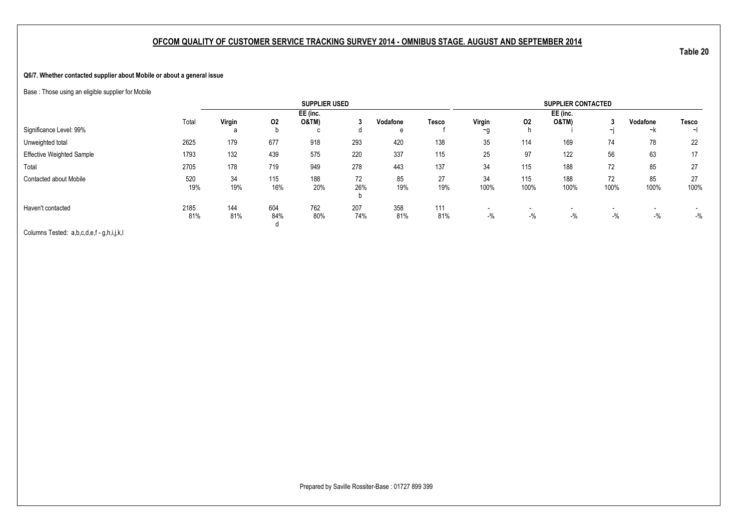## OFCOM QUALITY OF CUSTOMER SERVICE TRACKING SURVEY 2014 - OMNIBUS STAGE. AUGUST AND SEPTEMBER 2014

**Table 20**

**Q6/7. Whether contacted supplier about Mobile or about a general issue**

Base : Those using an eligible supplier for Mobile

| | | SUPPLIER USED | | | | | | SUPPLIER CONTACTED | | | | | |
|---|---|---|---|---|---|---|---|---|---|---|---|---|---|
| | Total | Virgin | O2 | EE (inc. O&TM) | 3 | Vodafone | Tesco | Virgin | O2 | EE (inc. O&TM) | 3 | Vodafone | Tesco |
| Significance Level: 99% | | a | b | c | d | e | f | ~g | h | i | ~j | ~k | ~l |
| Unweighted total | 2625 | 179 | 677 | 918 | 293 | 420 | 138 | 35 | 114 | 169 | 74 | 78 | 22 |
| Effective Weighted Sample | 1793 | 132 | 439 | 575 | 220 | 337 | 115 | 25 | 97 | 122 | 56 | 63 | 17 |
| Total | 2705 | 178 | 719 | 949 | 278 | 443 | 137 | 34 | 115 | 188 | 72 | 85 | 27 |
| Contacted about Mobile | 520 | 34 | 115 | 188 | 72 | 85 | 27 | 34 | 115 | 188 | 72 | 85 | 27 |
| | 19% | 19% | 16% | 20% | 26% | 19% | 19% | 100% | 100% | 100% | 100% | 100% | 100% |
| | | | | | b | | | | | | | | |
| Haven't contacted | 2185 | 144 | 604 | 762 | 207 | 358 | 111 | - | - | - | - | - | - |
| | 81% | 81% | 84% | 80% | 74% | 81% | 81% | -% | -% | -% | -% | -% | -% |
| | | | d | | | | | | | | | | |

Columns Tested: a,b,c,d,e,f - g,h,i,j,k,l

Prepared by Saville Rossiter-Base : 01727 899 399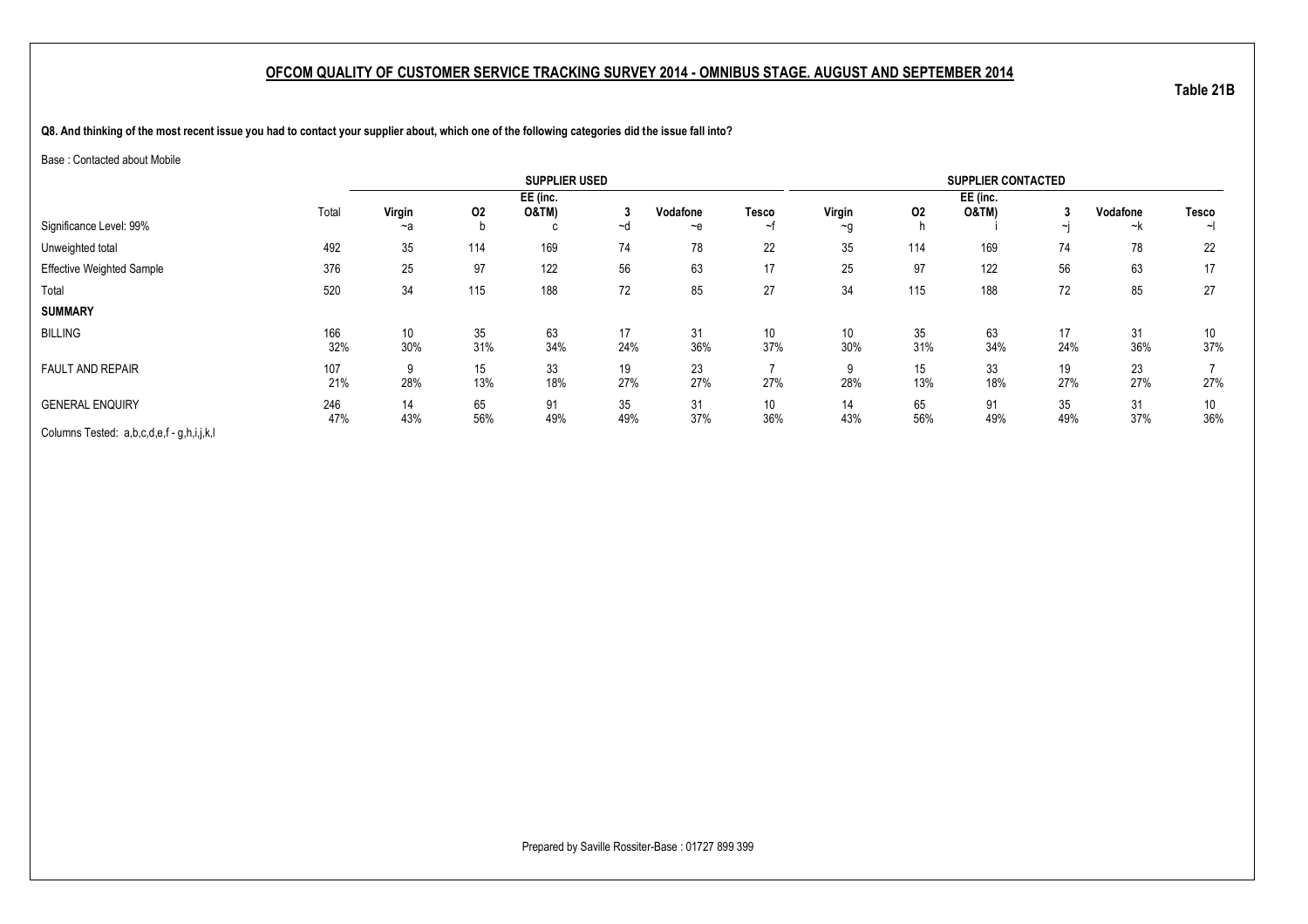## OFCOM QUALITY OF CUSTOMER SERVICE TRACKING SURVEY 2014 - OMNIBUS STAGE. AUGUST AND SEPTEMBER 2014

**Table 21B**

**Q8. And thinking of the most recent issue you had to contact your supplier about, which one of the following categories did the issue fall into?**

Base : Contacted about Mobile

| | | SUPPLIER USED | | | | | | SUPPLIER CONTACTED | | | | | |
|---|---|---|---|---|---|---|---|---|---|---|---|---|---|
| | Total | Virgin | O2 | EE (inc. O&TM) | 3 | Vodafone | Tesco | Virgin | O2 | EE (inc. O&TM) | 3 | Vodafone | Tesco |
| Significance Level: 99% | | ~a | b | c | ~d | ~e | ~f | ~g | h | i | ~j | ~k | ~l |
| Unweighted total | 492 | 35 | 114 | 169 | 74 | 78 | 22 | 35 | 114 | 169 | 74 | 78 | 22 |
| Effective Weighted Sample | 376 | 25 | 97 | 122 | 56 | 63 | 17 | 25 | 97 | 122 | 56 | 63 | 17 |
| Total | 520 | 34 | 115 | 188 | 72 | 85 | 27 | 34 | 115 | 188 | 72 | 85 | 27 |
| **SUMMARY** | | | | | | | | | | | | | |
| BILLING | 166 | 10 | 35 | 63 | 17 | 31 | 10 | 10 | 35 | 63 | 17 | 31 | 10 |
| | 32% | 30% | 31% | 34% | 24% | 36% | 37% | 30% | 31% | 34% | 24% | 36% | 37% |
| FAULT AND REPAIR | 107 | 9 | 15 | 33 | 19 | 23 | 7 | 9 | 15 | 33 | 19 | 23 | 7 |
| | 21% | 28% | 13% | 18% | 27% | 27% | 27% | 28% | 13% | 18% | 27% | 27% | 27% |
| GENERAL ENQUIRY | 246 | 14 | 65 | 91 | 35 | 31 | 10 | 14 | 65 | 91 | 35 | 31 | 10 |
| | 47% | 43% | 56% | 49% | 49% | 37% | 36% | 43% | 56% | 49% | 49% | 37% | 36% |

Columns Tested: a,b,c,d,e,f - g,h,i,j,k,l

Prepared by Saville Rossiter-Base : 01727 899 399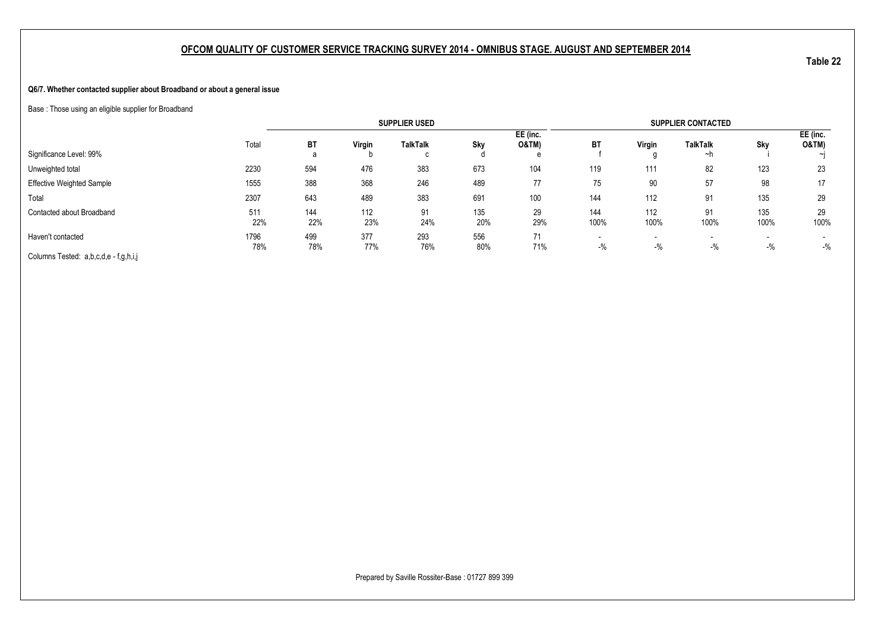## OFCOM QUALITY OF CUSTOMER SERVICE TRACKING SURVEY 2014 - OMNIBUS STAGE. AUGUST AND SEPTEMBER 2014

**Table 22**

**Q6/7. Whether contacted supplier about Broadband or about a general issue**

Base : Those using an eligible supplier for Broadband

| | | SUPPLIER USED | | | | | SUPPLIER CONTACTED | | | | |
|---|---|---|---|---|---|---|---|---|---|---|---|
| | Total | BT | Virgin | TalkTalk | Sky | EE (inc. O&TM) | BT | Virgin | TalkTalk | Sky | EE (inc. O&TM) |
| Significance Level: 99% | | a | b | c | d | e | f | g | ~h | i | ~j |
| Unweighted total | 2230 | 594 | 476 | 383 | 673 | 104 | 119 | 111 | 82 | 123 | 23 |
| Effective Weighted Sample | 1555 | 388 | 368 | 246 | 489 | 77 | 75 | 90 | 57 | 98 | 17 |
| Total | 2307 | 643 | 489 | 383 | 691 | 100 | 144 | 112 | 91 | 135 | 29 |
| Contacted about Broadband | 511 | 144 | 112 | 91 | 135 | 29 | 144 | 112 | 91 | 135 | 29 |
| | 22% | 22% | 23% | 24% | 20% | 29% | 100% | 100% | 100% | 100% | 100% |
| Haven't contacted | 1796 | 499 | 377 | 293 | 556 | 71 | - | - | - | - | - |
| | 78% | 78% | 77% | 76% | 80% | 71% | -% | -% | -% | -% | -% |

Columns Tested: a,b,c,d,e - f,g,h,i,j

Prepared by Saville Rossiter-Base : 01727 899 399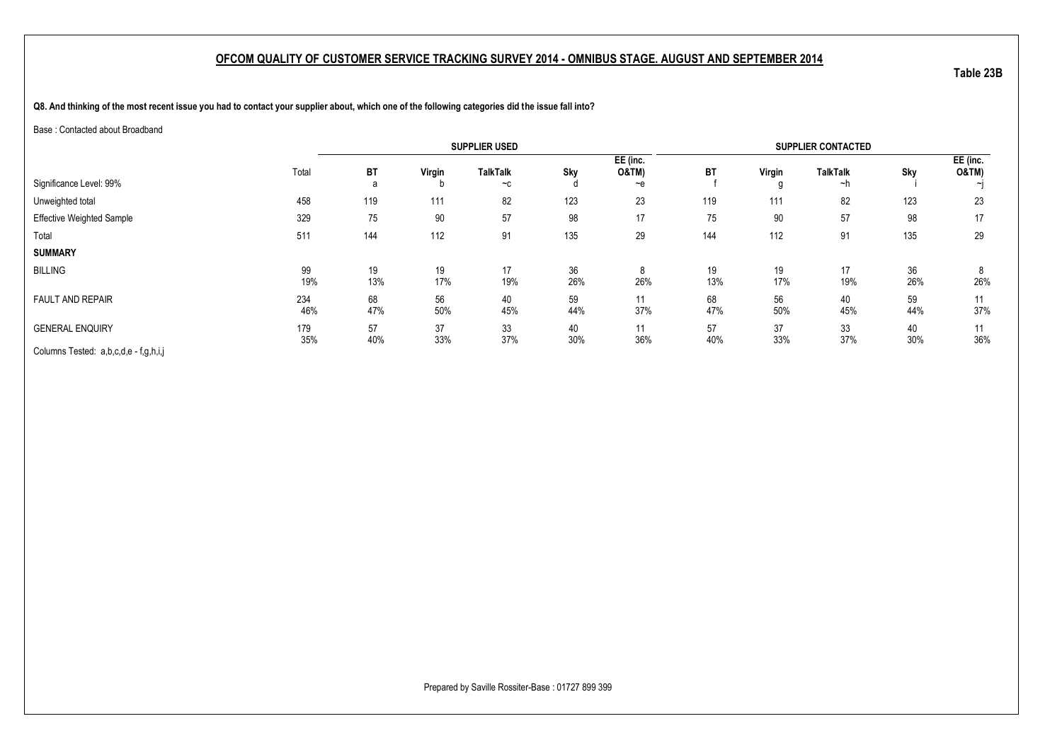## OFCOM QUALITY OF CUSTOMER SERVICE TRACKING SURVEY 2014 - OMNIBUS STAGE. AUGUST AND SEPTEMBER 2014

**Table 23B**

**Q8. And thinking of the most recent issue you had to contact your supplier about, which one of the following categories did the issue fall into?**

Base : Contacted about Broadband

| | | SUPPLIER USED | | | | | SUPPLIER CONTACTED | | | | |
|---|---|---|---|---|---|---|---|---|---|---|---|
| | Total | BT | Virgin | TalkTalk | Sky | EE (inc. O&TM) | BT | Virgin | TalkTalk | Sky | EE (inc. O&TM) |
| Significance Level: 99% | | a | b | ~c | d | ~e | f | g | ~h | i | ~j |
| Unweighted total | 458 | 119 | 111 | 82 | 123 | 23 | 119 | 111 | 82 | 123 | 23 |
| Effective Weighted Sample | 329 | 75 | 90 | 57 | 98 | 17 | 75 | 90 | 57 | 98 | 17 |
| Total | 511 | 144 | 112 | 91 | 135 | 29 | 144 | 112 | 91 | 135 | 29 |
| **SUMMARY** | | | | | | | | | | | |
| BILLING | 99 | 19 | 19 | 17 | 36 | 8 | 19 | 19 | 17 | 36 | 8 |
| | 19% | 13% | 17% | 19% | 26% | 26% | 13% | 17% | 19% | 26% | 26% |
| FAULT AND REPAIR | 234 | 68 | 56 | 40 | 59 | 11 | 68 | 56 | 40 | 59 | 11 |
| | 46% | 47% | 50% | 45% | 44% | 37% | 47% | 50% | 45% | 44% | 37% |
| GENERAL ENQUIRY | 179 | 57 | 37 | 33 | 40 | 11 | 57 | 37 | 33 | 40 | 11 |
| | 35% | 40% | 33% | 37% | 30% | 36% | 40% | 33% | 37% | 30% | 36% |

Columns Tested: a,b,c,d,e - f,g,h,i,j

Prepared by Saville Rossiter-Base : 01727 899 399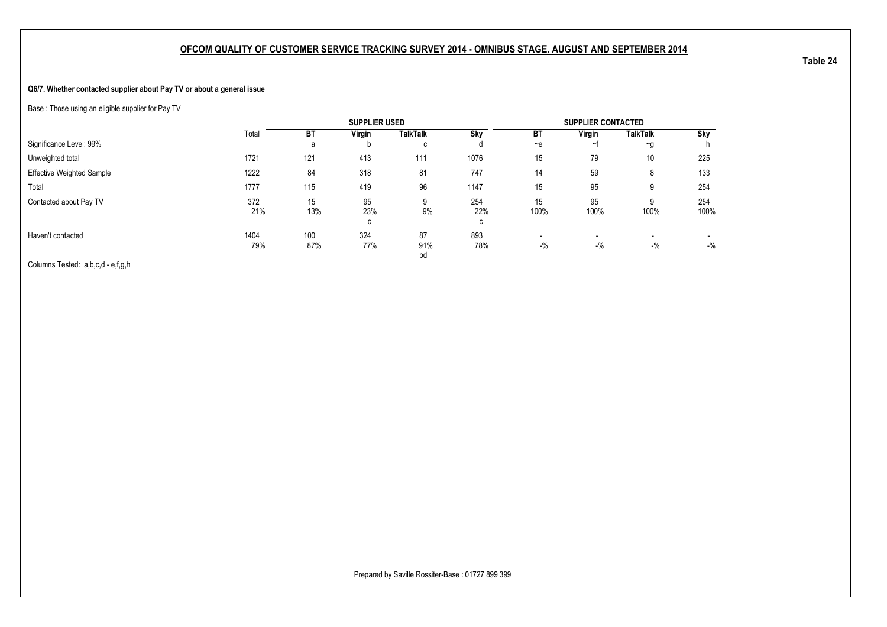## OFCOM QUALITY OF CUSTOMER SERVICE TRACKING SURVEY 2014 - OMNIBUS STAGE. AUGUST AND SEPTEMBER 2014

**Table 24**

**Q6/7. Whether contacted supplier about Pay TV or about a general issue**

Base : Those using an eligible supplier for Pay TV

| | Total | SUPPLIER USED | | | | SUPPLIER CONTACTED | | | |
|---|---|---|---|---|---|---|---|---|---|
| | | **BT** | **Virgin** | **TalkTalk** | **Sky** | **BT** | **Virgin** | **TalkTalk** | **Sky** |
| Significance Level: 99% | | a | b | c | d | ~e | ~f | ~g | h |
| Unweighted total | 1721 | 121 | 413 | 111 | 1076 | 15 | 79 | 10 | 225 |
| Effective Weighted Sample | 1222 | 84 | 318 | 81 | 747 | 14 | 59 | 8 | 133 |
| Total | 1777 | 115 | 419 | 96 | 1147 | 15 | 95 | 9 | 254 |
| Contacted about Pay TV | 372 | 15 | 95 | 9 | 254 | 15 | 95 | 9 | 254 |
| | 21% | 13% | 23% | 9% | 22% | 100% | 100% | 100% | 100% |
| | | | c | | c | | | | |
| Haven't contacted | 1404 | 100 | 324 | 87 | 893 | - | - | - | - |
| | 79% | 87% | 77% | 91% | 78% | -% | -% | -% | -% |
| | | | | bd | | | | | |

Columns Tested: a,b,c,d - e,f,g,h

Prepared by Saville Rossiter-Base : 01727 899 399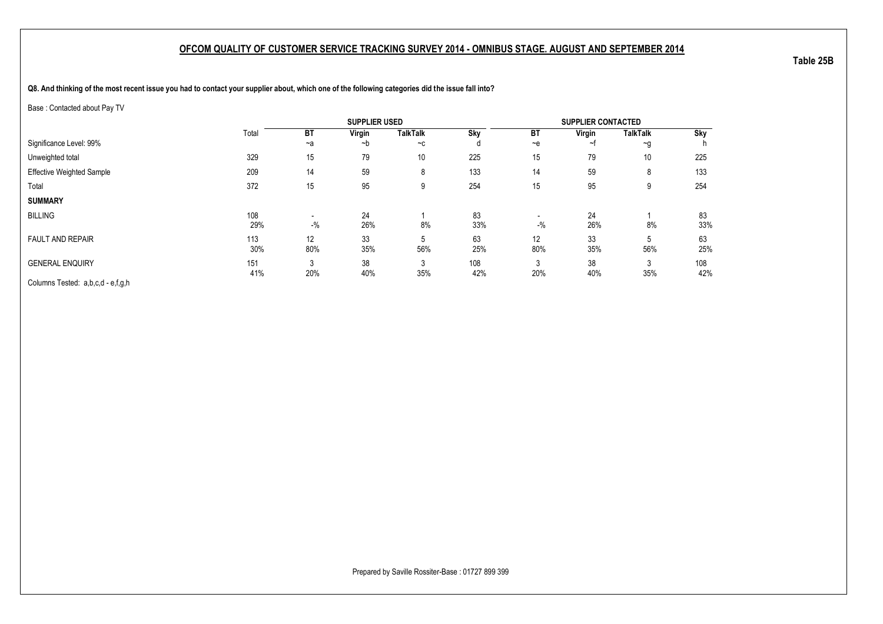## OFCOM QUALITY OF CUSTOMER SERVICE TRACKING SURVEY 2014 - OMNIBUS STAGE. AUGUST AND SEPTEMBER 2014

**Table 25B**

**Q8. And thinking of the most recent issue you had to contact your supplier about, which one of the following categories did the issue fall into?**

Base : Contacted about Pay TV

| | Total | SUPPLIER USED | | | | SUPPLIER CONTACTED | | | |
|---|---|---|---|---|---|---|---|---|---|
| | | BT | Virgin | TalkTalk | Sky | BT | Virgin | TalkTalk | Sky |
| Significance Level: 99% | | ~a | ~b | ~c | d | ~e | ~f | ~g | h |
| Unweighted total | 329 | 15 | 79 | 10 | 225 | 15 | 79 | 10 | 225 |
| Effective Weighted Sample | 209 | 14 | 59 | 8 | 133 | 14 | 59 | 8 | 133 |
| Total | 372 | 15 | 95 | 9 | 254 | 15 | 95 | 9 | 254 |
| **SUMMARY** | | | | | | | | | |
| BILLING | 108 | - | 24 | 1 | 83 | - | 24 | 1 | 83 |
| | 29% | -% | 26% | 8% | 33% | -% | 26% | 8% | 33% |
| FAULT AND REPAIR | 113 | 12 | 33 | 5 | 63 | 12 | 33 | 5 | 63 |
| | 30% | 80% | 35% | 56% | 25% | 80% | 35% | 56% | 25% |
| GENERAL ENQUIRY | 151 | 3 | 38 | 3 | 108 | 3 | 38 | 3 | 108 |
| | 41% | 20% | 40% | 35% | 42% | 20% | 40% | 35% | 42% |

Columns Tested: a,b,c,d - e,f,g,h

Prepared by Saville Rossiter-Base : 01727 899 399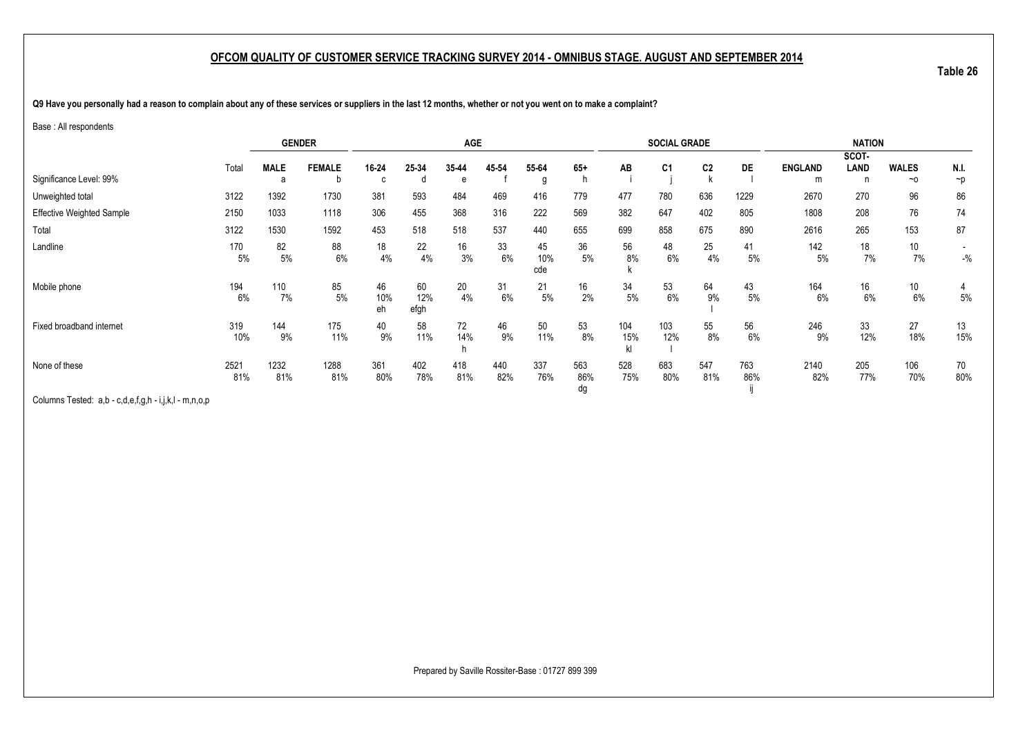## OFCOM QUALITY OF CUSTOMER SERVICE TRACKING SURVEY 2014 - OMNIBUS STAGE. AUGUST AND SEPTEMBER 2014

**Table 26**

**Q9 Have you personally had a reason to complain about any of these services or suppliers in the last 12 months, whether or not you went on to make a complaint?**

Base : All respondents

| | Total | GENDER | | AGE | | | | | | SOCIAL GRADE | | | | NATION | | | |
|---|---|---|---|---|---|---|---|---|---|---|---|---|---|---|---|---|---|
| | | MALE | FEMALE | 16-24 | 25-34 | 35-44 | 45-54 | 55-64 | 65+ | AB | C1 | C2 | DE | ENGLAND | SCOT-LAND | WALES | N.I. |
| Significance Level: 99% | | a | b | c | d | e | f | g | h | i | j | k | l | m | n | ~o | ~p |
| Unweighted total | 3122 | 1392 | 1730 | 381 | 593 | 484 | 469 | 416 | 779 | 477 | 780 | 636 | 1229 | 2670 | 270 | 96 | 86 |
| Effective Weighted Sample | 2150 | 1033 | 1118 | 306 | 455 | 368 | 316 | 222 | 569 | 382 | 647 | 402 | 805 | 1808 | 208 | 76 | 74 |
| Total | 3122 | 1530 | 1592 | 453 | 518 | 518 | 537 | 440 | 655 | 699 | 858 | 675 | 890 | 2616 | 265 | 153 | 87 |
| Landline | 170 | 82 | 88 | 18 | 22 | 16 | 33 | 45 | 36 | 56 | 48 | 25 | 41 | 142 | 18 | 10 | - |
| | 5% | 5% | 6% | 4% | 4% | 3% | 6% | 10% | 5% | 8% | 6% | 4% | 5% | 5% | 7% | 7% | -% |
| | | | | | | | | cde | | k | | | | | | | |
| Mobile phone | 194 | 110 | 85 | 46 | 60 | 20 | 31 | 21 | 16 | 34 | 53 | 64 | 43 | 164 | 16 | 10 | 4 |
| | 6% | 7% | 5% | 10% | 12% | 4% | 6% | 5% | 2% | 5% | 6% | 9% | 5% | 6% | 6% | 6% | 5% |
| | | | | eh | efgh | | | | | | | l | | | | | |
| Fixed broadband internet | 319 | 144 | 175 | 40 | 58 | 72 | 46 | 50 | 53 | 104 | 103 | 55 | 56 | 246 | 33 | 27 | 13 |
| | 10% | 9% | 11% | 9% | 11% | 14% | 9% | 11% | 8% | 15% | 12% | 8% | 6% | 9% | 12% | 18% | 15% |
| | | | | | | h | | | | kl | l | | | | | | |
| None of these | 2521 | 1232 | 1288 | 361 | 402 | 418 | 440 | 337 | 563 | 528 | 683 | 547 | 763 | 2140 | 205 | 106 | 70 |
| | 81% | 81% | 81% | 80% | 78% | 81% | 82% | 76% | 86% | 75% | 80% | 81% | 86% | 82% | 77% | 70% | 80% |
| | | | | | | | | | dg | | | | ij | | | | |

Columns Tested: a,b - c,d,e,f,g,h - i,j,k,l - m,n,o,p

Prepared by Saville Rossiter-Base : 01727 899 399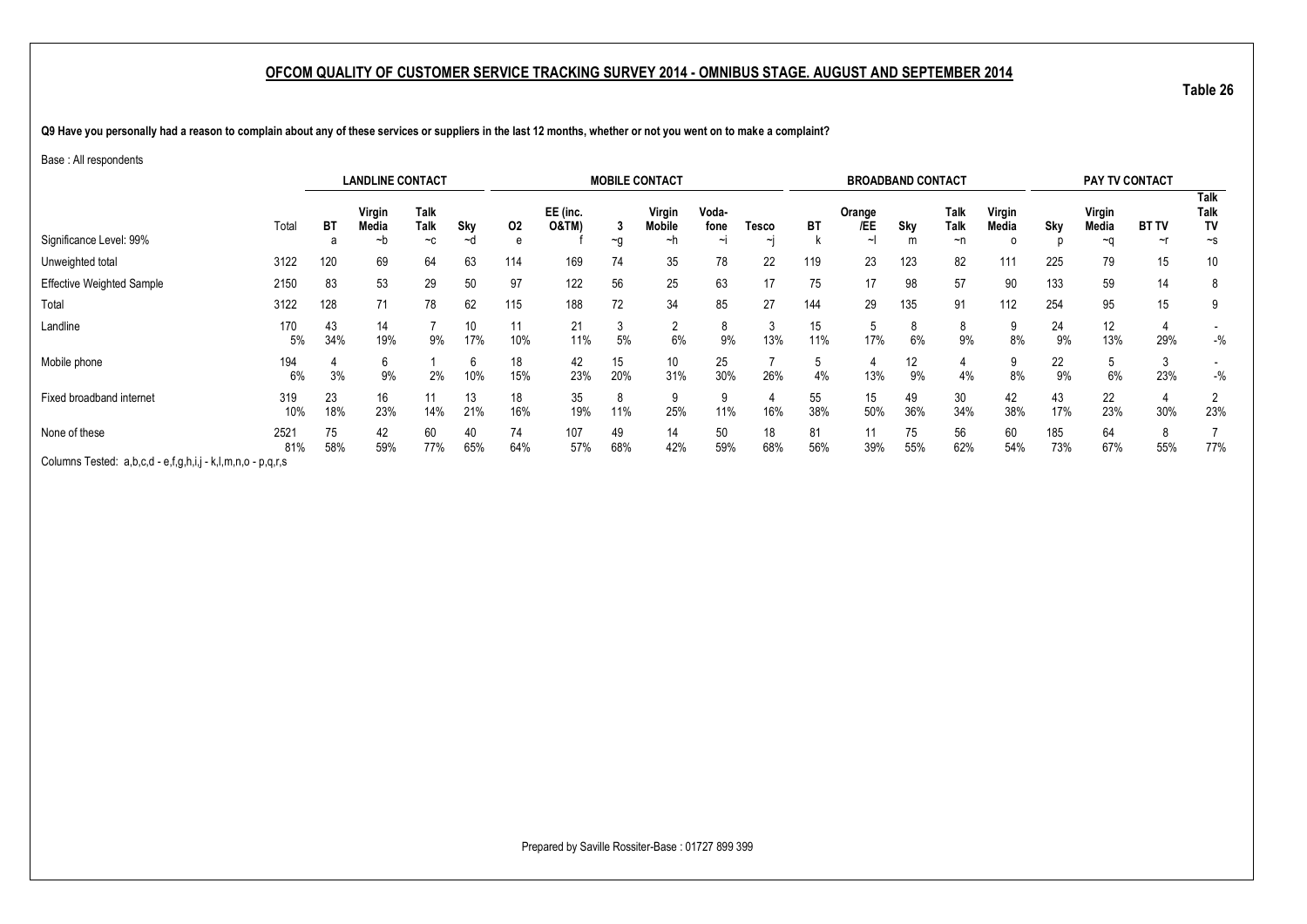## OFCOM QUALITY OF CUSTOMER SERVICE TRACKING SURVEY 2014 - OMNIBUS STAGE. AUGUST AND SEPTEMBER 2014

**Table 26**

**Q9 Have you personally had a reason to complain about any of these services or suppliers in the last 12 months, whether or not you went on to make a complaint?**

Base : All respondents

| | | LANDLINE CONTACT | | | | MOBILE CONTACT | | | | | | BROADBAND CONTACT | | | | | PAY TV CONTACT | | | |
|---|---|---|---|---|---|---|---|---|---|---|---|---|---|---|---|---|---|---|---|---|
| | Total | BT | Virgin Media | Talk Talk | Sky | O2 | EE (inc. O&TM) | 3 | Virgin Mobile | Voda-fone | Tesco | BT | Orange /EE | Sky | Talk Talk | Virgin Media | Sky | Virgin Media | BT TV | Talk Talk TV |
| Significance Level: 99% | | a | ~b | ~c | ~d | e | f | ~g | ~h | ~i | ~j | k | ~l | m | ~n | o | p | ~q | ~r | ~s |
| Unweighted total | 3122 | 120 | 69 | 64 | 63 | 114 | 169 | 74 | 35 | 78 | 22 | 119 | 23 | 123 | 82 | 111 | 225 | 79 | 15 | 10 |
| Effective Weighted Sample | 2150 | 83 | 53 | 29 | 50 | 97 | 122 | 56 | 25 | 63 | 17 | 75 | 17 | 98 | 57 | 90 | 133 | 59 | 14 | 8 |
| Total | 3122 | 128 | 71 | 78 | 62 | 115 | 188 | 72 | 34 | 85 | 27 | 144 | 29 | 135 | 91 | 112 | 254 | 95 | 15 | 9 |
| Landline | 170 | 43 | 14 | 7 | 10 | 11 | 21 | 3 | 2 | 8 | 3 | 15 | 5 | 8 | 8 | 9 | 24 | 12 | 4 | - |
| | 5% | 34% | 19% | 9% | 17% | 10% | 11% | 5% | 6% | 9% | 13% | 11% | 17% | 6% | 9% | 8% | 9% | 13% | 29% | -% |
| Mobile phone | 194 | 4 | 6 | 1 | 6 | 18 | 42 | 15 | 10 | 25 | 7 | 5 | 4 | 12 | 4 | 9 | 22 | 5 | 3 | - |
| | 6% | 3% | 9% | 2% | 10% | 15% | 23% | 20% | 31% | 30% | 26% | 4% | 13% | 9% | 4% | 8% | 9% | 6% | 23% | -% |
| Fixed broadband internet | 319 | 23 | 16 | 11 | 13 | 18 | 35 | 8 | 9 | 9 | 4 | 55 | 15 | 49 | 30 | 42 | 43 | 22 | 4 | 2 |
| | 10% | 18% | 23% | 14% | 21% | 16% | 19% | 11% | 25% | 11% | 16% | 38% | 50% | 36% | 34% | 38% | 17% | 23% | 30% | 23% |
| None of these | 2521 | 75 | 42 | 60 | 40 | 74 | 107 | 49 | 14 | 50 | 18 | 81 | 11 | 75 | 56 | 60 | 185 | 64 | 8 | 7 |
| | 81% | 58% | 59% | 77% | 65% | 64% | 57% | 68% | 42% | 59% | 68% | 56% | 39% | 55% | 62% | 54% | 73% | 67% | 55% | 77% |

Columns Tested: a,b,c,d - e,f,g,h,i,j - k,l,m,n,o - p,q,r,s

Prepared by Saville Rossiter-Base : 01727 899 399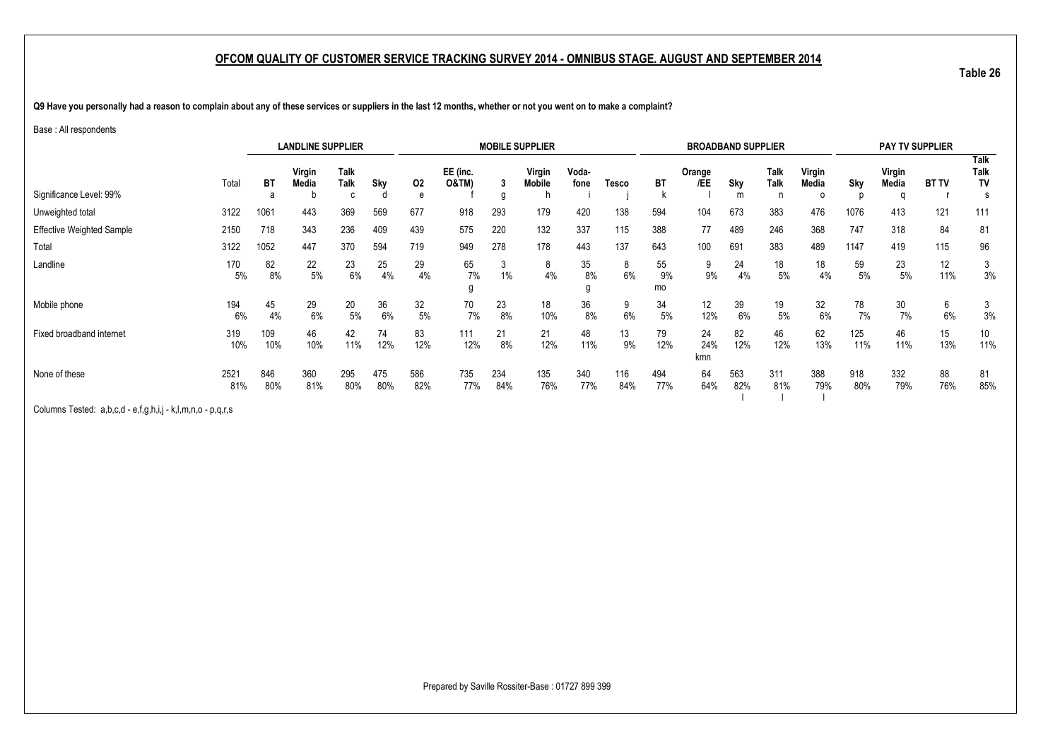## OFCOM QUALITY OF CUSTOMER SERVICE TRACKING SURVEY 2014 - OMNIBUS STAGE. AUGUST AND SEPTEMBER 2014

**Table 26**

**Q9 Have you personally had a reason to complain about any of these services or suppliers in the last 12 months, whether or not you went on to make a complaint?**

Base : All respondents

| | | LANDLINE SUPPLIER | | | | MOBILE SUPPLIER | | | | | | BROADBAND SUPPLIER | | | | | PAY TV SUPPLIER | | | |
|---|---|---|---|---|---|---|---|---|---|---|---|---|---|---|---|---|---|---|---|---|
| | Total | BT | Virgin Media | Talk Talk | Sky | O2 | EE (inc. O&TM) | 3 | Virgin Mobile | Voda-fone | Tesco | BT | Orange /EE | Sky | Talk Talk | Virgin Media | Sky | Virgin Media | BT TV | Talk Talk TV |
| Significance Level: 99% | | a | b | c | d | e | f | g | h | i | j | k | l | m | n | o | p | q | r | s |
| Unweighted total | 3122 | 1061 | 443 | 369 | 569 | 677 | 918 | 293 | 179 | 420 | 138 | 594 | 104 | 673 | 383 | 476 | 1076 | 413 | 121 | 111 |
| Effective Weighted Sample | 2150 | 718 | 343 | 236 | 409 | 439 | 575 | 220 | 132 | 337 | 115 | 388 | 77 | 489 | 246 | 368 | 747 | 318 | 84 | 81 |
| Total | 3122 | 1052 | 447 | 370 | 594 | 719 | 949 | 278 | 178 | 443 | 137 | 643 | 100 | 691 | 383 | 489 | 1147 | 419 | 115 | 96 |
| Landline | 170 | 82 | 22 | 23 | 25 | 29 | 65 | 3 | 8 | 35 | 8 | 55 | 9 | 24 | 18 | 18 | 59 | 23 | 12 | 3 |
| | 5% | 8% | 5% | 6% | 4% | 4% | 7% | 1% | 4% | 8% | 6% | 9% | 9% | 4% | 5% | 4% | 5% | 5% | 11% | 3% |
| | | | | | | | g | | | g | | mo | | | | | | | | |
| Mobile phone | 194 | 45 | 29 | 20 | 36 | 32 | 70 | 23 | 18 | 36 | 9 | 34 | 12 | 39 | 19 | 32 | 78 | 30 | 6 | 3 |
| | 6% | 4% | 6% | 5% | 6% | 5% | 7% | 8% | 10% | 8% | 6% | 5% | 12% | 6% | 5% | 6% | 7% | 7% | 6% | 3% |
| Fixed broadband internet | 319 | 109 | 46 | 42 | 74 | 83 | 111 | 21 | 21 | 48 | 13 | 79 | 24 | 82 | 46 | 62 | 125 | 46 | 15 | 10 |
| | 10% | 10% | 10% | 11% | 12% | 12% | 12% | 8% | 12% | 11% | 9% | 12% | 24% | 12% | 12% | 13% | 11% | 11% | 13% | 11% |
| | | | | | | | | | | | | | kmn | | | | | | | |
| None of these | 2521 | 846 | 360 | 295 | 475 | 586 | 735 | 234 | 135 | 340 | 116 | 494 | 64 | 563 | 311 | 388 | 918 | 332 | 88 | 81 |
| | 81% | 80% | 81% | 80% | 80% | 82% | 77% | 84% | 76% | 77% | 84% | 77% | 64% | 82% | 81% | 79% | 80% | 79% | 76% | 85% |
| | | | | | | | | | | | | | | l | l | l | | | | |

Columns Tested: a,b,c,d - e,f,g,h,i,j - k,l,m,n,o - p,q,r,s

Prepared by Saville Rossiter-Base : 01727 899 399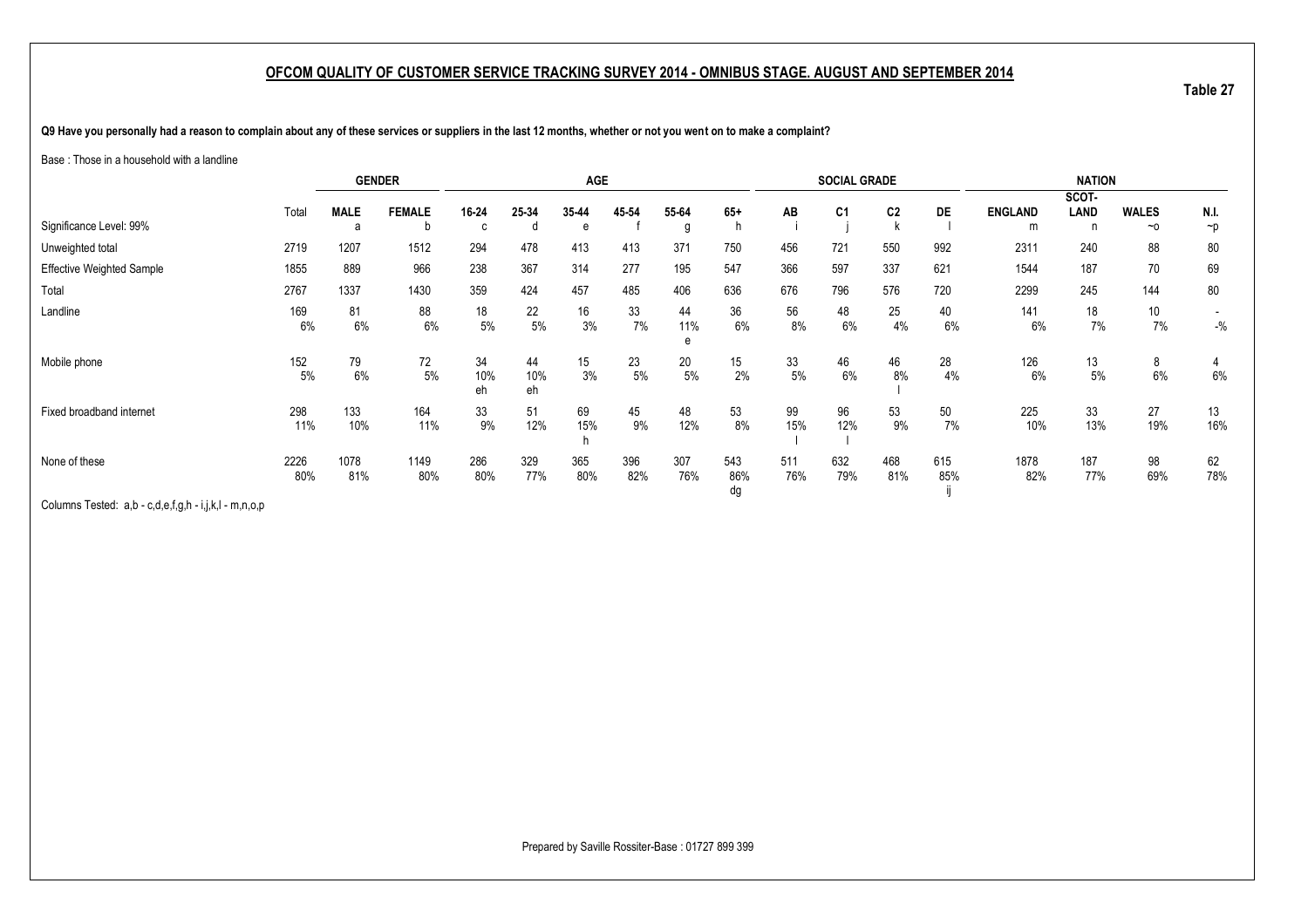## OFCOM QUALITY OF CUSTOMER SERVICE TRACKING SURVEY 2014 - OMNIBUS STAGE. AUGUST AND SEPTEMBER 2014

**Table 27**

**Q9 Have you personally had a reason to complain about any of these services or suppliers in the last 12 months, whether or not you went on to make a complaint?**

Base : Those in a household with a landline

| | | GENDER | | AGE | | | | | | SOCIAL GRADE | | | | NATION | | | |
|---|---|---|---|---|---|---|---|---|---|---|---|---|---|---|---|---|---|
| | Total | MALE | FEMALE | 16-24 | 25-34 | 35-44 | 45-54 | 55-64 | 65+ | AB | C1 | C2 | DE | ENGLAND | SCOT-LAND | WALES | N.I. |
| Significance Level: 99% | | a | b | c | d | e | f | g | h | i | j | k | l | m | n | ~o | ~p |
| Unweighted total | 2719 | 1207 | 1512 | 294 | 478 | 413 | 413 | 371 | 750 | 456 | 721 | 550 | 992 | 2311 | 240 | 88 | 80 |
| Effective Weighted Sample | 1855 | 889 | 966 | 238 | 367 | 314 | 277 | 195 | 547 | 366 | 597 | 337 | 621 | 1544 | 187 | 70 | 69 |
| Total | 2767 | 1337 | 1430 | 359 | 424 | 457 | 485 | 406 | 636 | 676 | 796 | 576 | 720 | 2299 | 245 | 144 | 80 |
| Landline | 169 | 81 | 88 | 18 | 22 | 16 | 33 | 44 | 36 | 56 | 48 | 25 | 40 | 141 | 18 | 10 | - |
| | 6% | 6% | 6% | 5% | 5% | 3% | 7% | 11% | 6% | 8% | 6% | 4% | 6% | 6% | 7% | 7% | -% |
| | | | | | | | | e | | | | | | | | | |
| Mobile phone | 152 | 79 | 72 | 34 | 44 | 15 | 23 | 20 | 15 | 33 | 46 | 46 | 28 | 126 | 13 | 8 | 4 |
| | 5% | 6% | 5% | 10% | 10% | 3% | 5% | 5% | 2% | 5% | 6% | 8% | 4% | 6% | 5% | 6% | 6% |
| | | | | eh | eh | | | | | | | l | | | | | |
| Fixed broadband internet | 298 | 133 | 164 | 33 | 51 | 69 | 45 | 48 | 53 | 99 | 96 | 53 | 50 | 225 | 33 | 27 | 13 |
| | 11% | 10% | 11% | 9% | 12% | 15% | 9% | 12% | 8% | 15% | 12% | 9% | 7% | 10% | 13% | 19% | 16% |
| | | | | | | h | | | | l | l | | | | | | |
| None of these | 2226 | 1078 | 1149 | 286 | 329 | 365 | 396 | 307 | 543 | 511 | 632 | 468 | 615 | 1878 | 187 | 98 | 62 |
| | 80% | 81% | 80% | 80% | 77% | 80% | 82% | 76% | 86% | 76% | 79% | 81% | 85% | 82% | 77% | 69% | 78% |
| | | | | | | | | | dg | | | | ij | | | | |

Columns Tested: a,b - c,d,e,f,g,h - i,j,k,l - m,n,o,p

Prepared by Saville Rossiter-Base : 01727 899 399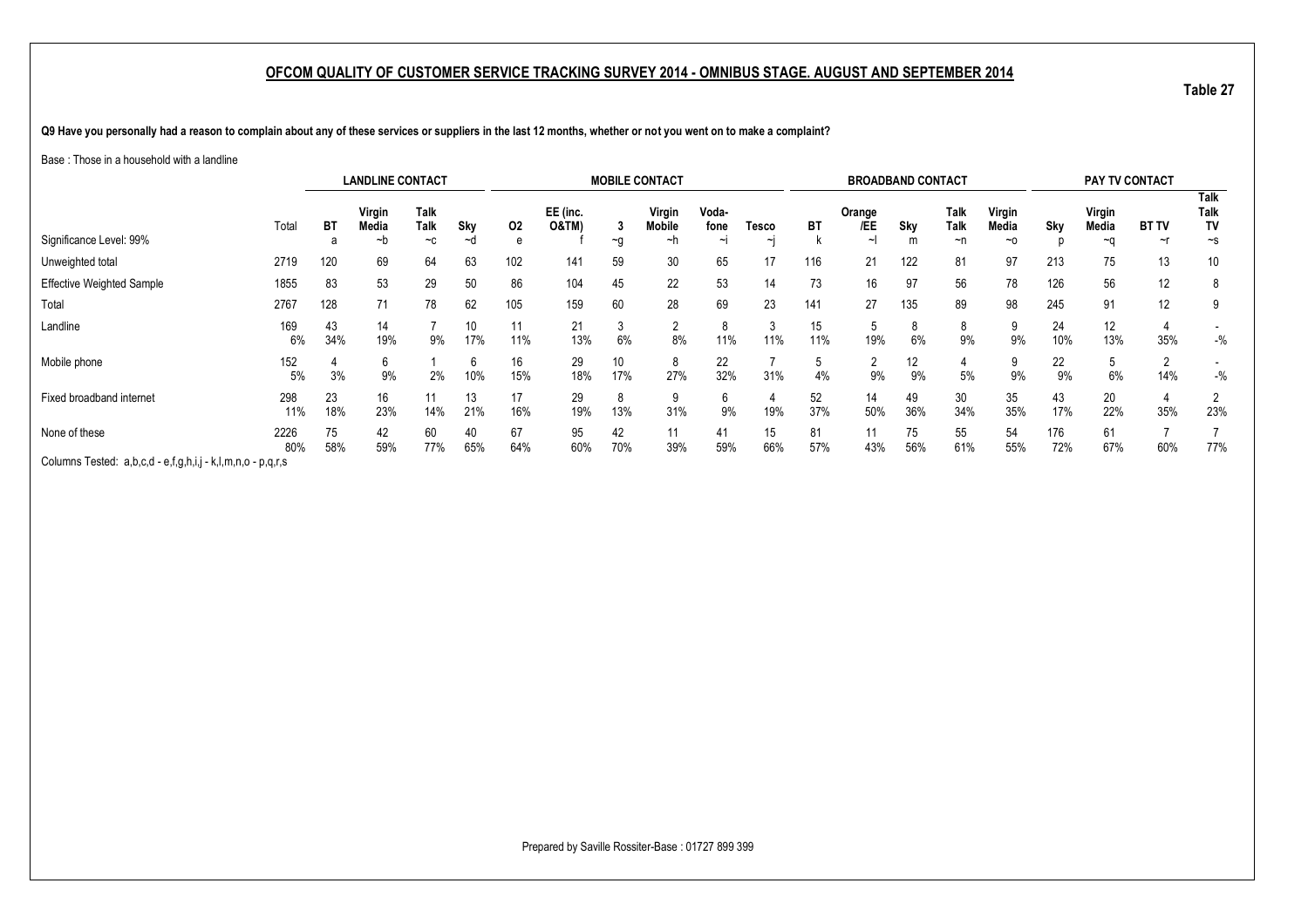## OFCOM QUALITY OF CUSTOMER SERVICE TRACKING SURVEY 2014 - OMNIBUS STAGE. AUGUST AND SEPTEMBER 2014

Table 27

**Q9 Have you personally had a reason to complain about any of these services or suppliers in the last 12 months, whether or not you went on to make a complaint?**

Base : Those in a household with a landline

| | | LANDLINE CONTACT | | | | MOBILE CONTACT | | | | | | BROADBAND CONTACT | | | | | PAY TV CONTACT | | | |
|---|---|---|---|---|---|---|---|---|---|---|---|---|---|---|---|---|---|---|---|---|
| | Total | BT | Virgin Media | Talk Talk | Sky | O2 | EE (inc. O&TM) | 3 | Virgin Mobile | Voda-fone | Tesco | BT | Orange /EE | Sky | Talk Talk | Virgin Media | Sky | Virgin Media | BT TV | Talk Talk TV |
| Significance Level: 99% | | a | ~b | ~c | ~d | e | f | ~g | ~h | ~i | ~j | k | ~l | m | ~n | ~o | p | ~q | ~r | ~s |
| Unweighted total | 2719 | 120 | 69 | 64 | 63 | 102 | 141 | 59 | 30 | 65 | 17 | 116 | 21 | 122 | 81 | 97 | 213 | 75 | 13 | 10 |
| Effective Weighted Sample | 1855 | 83 | 53 | 29 | 50 | 86 | 104 | 45 | 22 | 53 | 14 | 73 | 16 | 97 | 56 | 78 | 126 | 56 | 12 | 8 |
| Total | 2767 | 128 | 71 | 78 | 62 | 105 | 159 | 60 | 28 | 69 | 23 | 141 | 27 | 135 | 89 | 98 | 245 | 91 | 12 | 9 |
| Landline | 169 | 43 | 14 | 7 | 10 | 11 | 21 | 3 | 2 | 8 | 3 | 15 | 5 | 8 | 8 | 9 | 24 | 12 | 4 | - |
| | 6% | 34% | 19% | 9% | 17% | 11% | 13% | 6% | 8% | 11% | 11% | 11% | 19% | 6% | 9% | 9% | 10% | 13% | 35% | -% |
| Mobile phone | 152 | 4 | 6 | 1 | 6 | 16 | 29 | 10 | 8 | 22 | 7 | 5 | 2 | 12 | 4 | 9 | 22 | 5 | 2 | - |
| | 5% | 3% | 9% | 2% | 10% | 15% | 18% | 17% | 27% | 32% | 31% | 4% | 9% | 9% | 5% | 9% | 9% | 6% | 14% | -% |
| Fixed broadband internet | 298 | 23 | 16 | 11 | 13 | 17 | 29 | 8 | 9 | 6 | 4 | 52 | 14 | 49 | 30 | 35 | 43 | 20 | 4 | 2 |
| | 11% | 18% | 23% | 14% | 21% | 16% | 19% | 13% | 31% | 9% | 19% | 37% | 50% | 36% | 34% | 35% | 17% | 22% | 35% | 23% |
| None of these | 2226 | 75 | 42 | 60 | 40 | 67 | 95 | 42 | 11 | 41 | 15 | 81 | 11 | 75 | 55 | 54 | 176 | 61 | 7 | 7 |
| | 80% | 58% | 59% | 77% | 65% | 64% | 60% | 70% | 39% | 59% | 66% | 57% | 43% | 56% | 61% | 55% | 72% | 67% | 60% | 77% |

Columns Tested: a,b,c,d - e,f,g,h,i,j - k,l,m,n,o - p,q,r,s

Prepared by Saville Rossiter-Base : 01727 899 399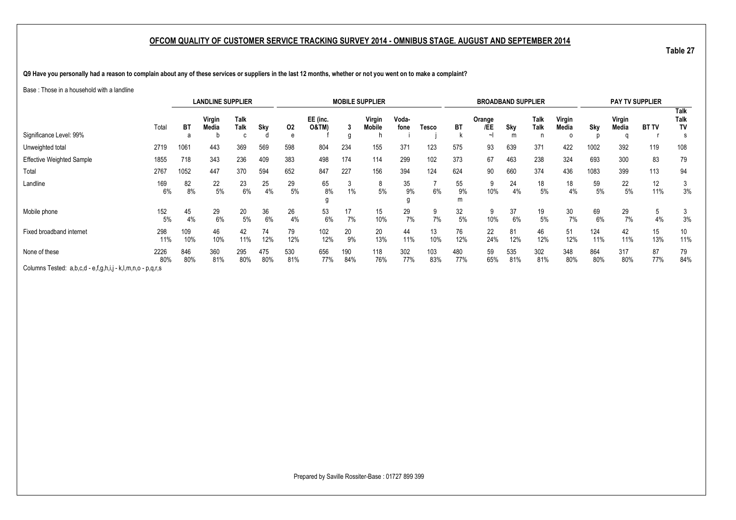## OFCOM QUALITY OF CUSTOMER SERVICE TRACKING SURVEY 2014 - OMNIBUS STAGE. AUGUST AND SEPTEMBER 2014

Table 27

**Q9 Have you personally had a reason to complain about any of these services or suppliers in the last 12 months, whether or not you went on to make a complaint?**

Base : Those in a household with a landline

| | | LANDLINE SUPPLIER | | | | MOBILE SUPPLIER | | | | | | BROADBAND SUPPLIER | | | | | PAY TV SUPPLIER | | | |
|---|---|---|---|---|---|---|---|---|---|---|---|---|---|---|---|---|---|---|---|---|
| | Total | BT | Virgin Media | Talk Talk | Sky | O2 | EE (inc. O&TM) | 3 | Virgin Mobile | Voda-fone | Tesco | BT | Orange /EE | Sky | Talk Talk | Virgin Media | Sky | Virgin Media | BT TV | Talk Talk TV |
| Significance Level: 99% | | a | b | c | d | e | f | g | h | i | j | k | ~l | m | n | o | p | q | r | s |
| Unweighted total | 2719 | 1061 | 443 | 369 | 569 | 598 | 804 | 234 | 155 | 371 | 123 | 575 | 93 | 639 | 371 | 422 | 1002 | 392 | 119 | 108 |
| Effective Weighted Sample | 1855 | 718 | 343 | 236 | 409 | 383 | 498 | 174 | 114 | 299 | 102 | 373 | 67 | 463 | 238 | 324 | 693 | 300 | 83 | 79 |
| Total | 2767 | 1052 | 447 | 370 | 594 | 652 | 847 | 227 | 156 | 394 | 124 | 624 | 90 | 660 | 374 | 436 | 1083 | 399 | 113 | 94 |
| Landline | 169<br>6% | 82<br>8% | 22<br>5% | 23<br>6% | 25<br>4% | 29<br>5% | 65<br>8%<br>g | 3<br>1% | 8<br>5% | 35<br>9%<br>g | 7<br>6% | 55<br>9%<br>m | 9<br>10% | 24<br>4% | 18<br>5% | 18<br>4% | 59<br>5% | 22<br>5% | 12<br>11% | 3<br>3% |
| Mobile phone | 152<br>5% | 45<br>4% | 29<br>6% | 20<br>5% | 36<br>6% | 26<br>4% | 53<br>6% | 17<br>7% | 15<br>10% | 29<br>7% | 9<br>7% | 32<br>5% | 9<br>10% | 37<br>6% | 19<br>5% | 30<br>7% | 69<br>6% | 29<br>7% | 5<br>4% | 3<br>3% |
| Fixed broadband internet | 298<br>11% | 109<br>10% | 46<br>10% | 42<br>11% | 74<br>12% | 79<br>12% | 102<br>12% | 20<br>9% | 20<br>13% | 44<br>11% | 13<br>10% | 76<br>12% | 22<br>24% | 81<br>12% | 46<br>12% | 51<br>12% | 124<br>11% | 42<br>11% | 15<br>13% | 10<br>11% |
| None of these | 2226<br>80% | 846<br>80% | 360<br>81% | 295<br>80% | 475<br>80% | 530<br>81% | 656<br>77% | 190<br>84% | 118<br>76% | 302<br>77% | 103<br>83% | 480<br>77% | 59<br>65% | 535<br>81% | 302<br>81% | 348<br>80% | 864<br>80% | 317<br>80% | 87<br>77% | 79<br>84% |

Columns Tested: a,b,c,d - e,f,g,h,i,j - k,l,m,n,o - p,q,r,s

Prepared by Saville Rossiter-Base : 01727 899 399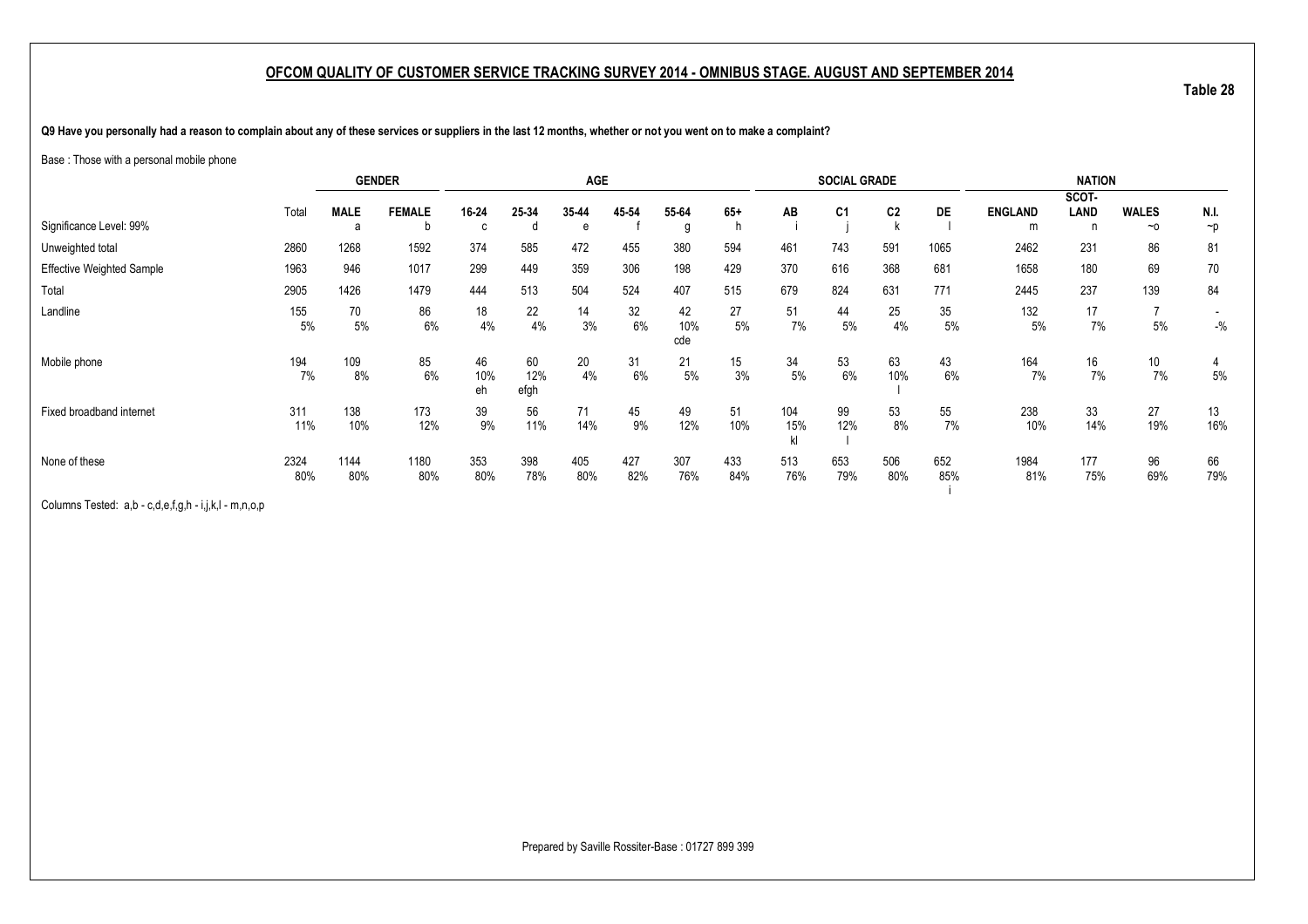## OFCOM QUALITY OF CUSTOMER SERVICE TRACKING SURVEY 2014 - OMNIBUS STAGE. AUGUST AND SEPTEMBER 2014

**Table 28**

**Q9 Have you personally had a reason to complain about any of these services or suppliers in the last 12 months, whether or not you went on to make a complaint?**

Base : Those with a personal mobile phone

| | Total | GENDER | | AGE | | | | | | SOCIAL GRADE | | | | NATION | | | |
|---|---|---|---|---|---|---|---|---|---|---|---|---|---|---|---|---|---|
| | | MALE | FEMALE | 16-24 | 25-34 | 35-44 | 45-54 | 55-64 | 65+ | AB | C1 | C2 | DE | ENGLAND | SCOT-LAND | WALES | N.I. |
| Significance Level: 99% | | a | b | c | d | e | f | g | h | i | j | k | l | m | n | ~o | ~p |
| Unweighted total | 2860 | 1268 | 1592 | 374 | 585 | 472 | 455 | 380 | 594 | 461 | 743 | 591 | 1065 | 2462 | 231 | 86 | 81 |
| Effective Weighted Sample | 1963 | 946 | 1017 | 299 | 449 | 359 | 306 | 198 | 429 | 370 | 616 | 368 | 681 | 1658 | 180 | 69 | 70 |
| Total | 2905 | 1426 | 1479 | 444 | 513 | 504 | 524 | 407 | 515 | 679 | 824 | 631 | 771 | 2445 | 237 | 139 | 84 |
| Landline | 155 | 70 | 86 | 18 | 22 | 14 | 32 | 42 | 27 | 51 | 44 | 25 | 35 | 132 | 17 | 7 | - |
| | 5% | 5% | 6% | 4% | 4% | 3% | 6% | 10% | 5% | 7% | 5% | 4% | 5% | 5% | 7% | 5% | -% |
| | | | | | | | | cde | | | | | | | | | |
| Mobile phone | 194 | 109 | 85 | 46 | 60 | 20 | 31 | 21 | 15 | 34 | 53 | 63 | 43 | 164 | 16 | 10 | 4 |
| | 7% | 8% | 6% | 10% | 12% | 4% | 6% | 5% | 3% | 5% | 6% | 10% | 6% | 7% | 7% | 7% | 5% |
| | | | | eh | efgh | | | | | | | l | | | | | |
| Fixed broadband internet | 311 | 138 | 173 | 39 | 56 | 71 | 45 | 49 | 51 | 104 | 99 | 53 | 55 | 238 | 33 | 27 | 13 |
| | 11% | 10% | 12% | 9% | 11% | 14% | 9% | 12% | 10% | 15% | 12% | 8% | 7% | 10% | 14% | 19% | 16% |
| | | | | | | | | | | kl | l | | | | | | |
| None of these | 2324 | 1144 | 1180 | 353 | 398 | 405 | 427 | 307 | 433 | 513 | 653 | 506 | 652 | 1984 | 177 | 96 | 66 |
| | 80% | 80% | 80% | 80% | 78% | 80% | 82% | 76% | 84% | 76% | 79% | 80% | 85% | 81% | 75% | 69% | 79% |
| | | | | | | | | | | | | | i | | | | |

Columns Tested: a,b - c,d,e,f,g,h - i,j,k,l - m,n,o,p

Prepared by Saville Rossiter-Base : 01727 899 399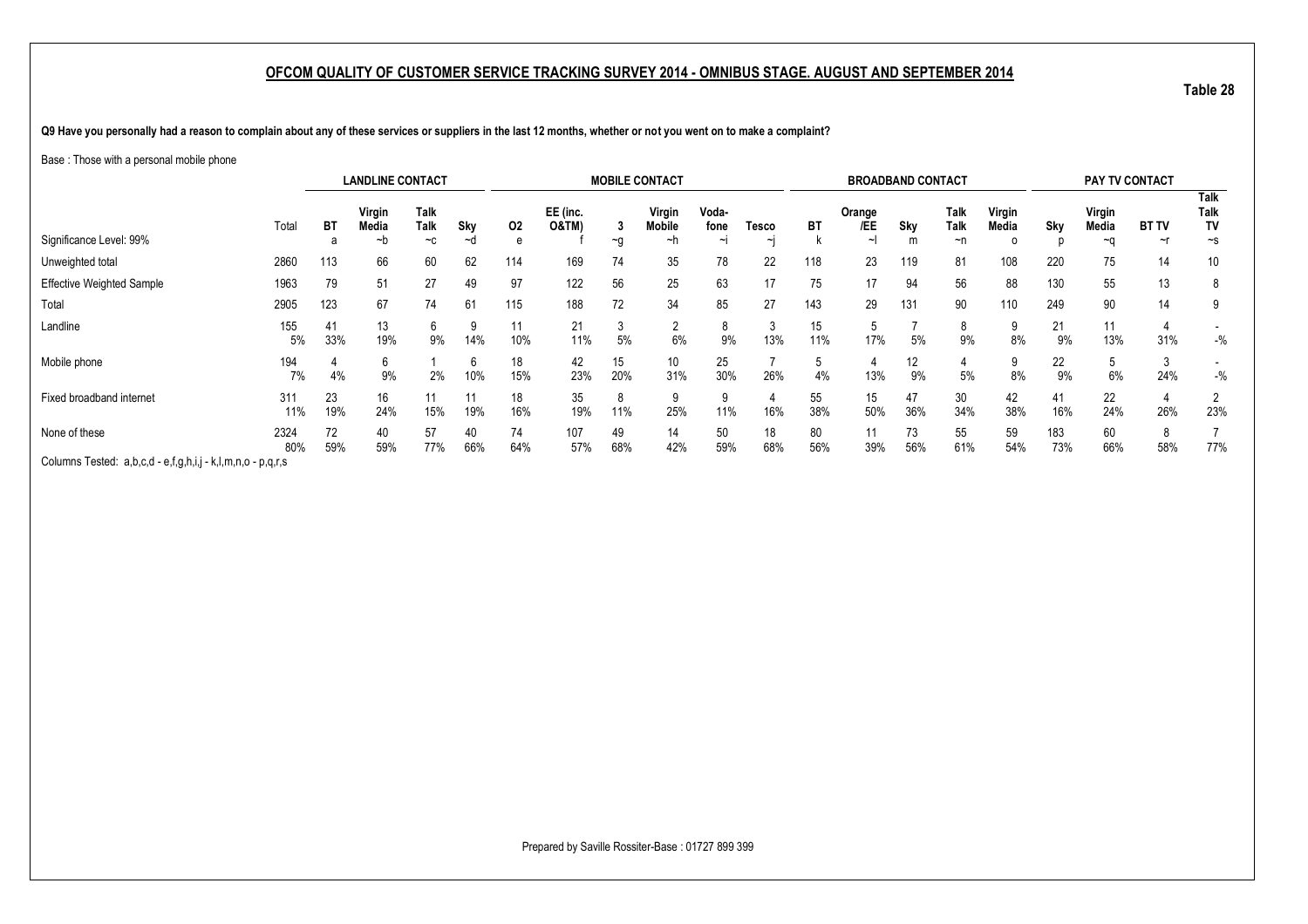## OFCOM QUALITY OF CUSTOMER SERVICE TRACKING SURVEY 2014 - OMNIBUS STAGE. AUGUST AND SEPTEMBER 2014

Table 28

**Q9 Have you personally had a reason to complain about any of these services or suppliers in the last 12 months, whether or not you went on to make a complaint?**

Base : Those with a personal mobile phone

| | | LANDLINE CONTACT | | | | MOBILE CONTACT | | | | | | BROADBAND CONTACT | | | | | PAY TV CONTACT | | | |
|---|---|---|---|---|---|---|---|---|---|---|---|---|---|---|---|---|---|---|---|---|
| | Total | BT | Virgin Media | Talk Talk | Sky | O2 | EE (inc. O&TM) | 3 | Virgin Mobile | Voda-fone | Tesco | BT | Orange /EE | Sky | Talk Talk | Virgin Media | Sky | Virgin Media | BT TV | Talk Talk TV |
| Significance Level: 99% | | a | ~b | ~c | ~d | e | f | ~g | ~h | ~i | ~j | k | ~l | m | ~n | o | p | ~q | ~r | ~s |
| Unweighted total | 2860 | 113 | 66 | 60 | 62 | 114 | 169 | 74 | 35 | 78 | 22 | 118 | 23 | 119 | 81 | 108 | 220 | 75 | 14 | 10 |
| Effective Weighted Sample | 1963 | 79 | 51 | 27 | 49 | 97 | 122 | 56 | 25 | 63 | 17 | 75 | 17 | 94 | 56 | 88 | 130 | 55 | 13 | 8 |
| Total | 2905 | 123 | 67 | 74 | 61 | 115 | 188 | 72 | 34 | 85 | 27 | 143 | 29 | 131 | 90 | 110 | 249 | 90 | 14 | 9 |
| Landline | 155 | 41 | 13 | 6 | 9 | 11 | 21 | 3 | 2 | 8 | 3 | 15 | 5 | 7 | 8 | 9 | 21 | 11 | 4 | - |
| | 5% | 33% | 19% | 9% | 14% | 10% | 11% | 5% | 6% | 9% | 13% | 11% | 17% | 5% | 9% | 8% | 9% | 13% | 31% | -% |
| Mobile phone | 194 | 4 | 6 | 1 | 6 | 18 | 42 | 15 | 10 | 25 | 7 | 5 | 4 | 12 | 4 | 9 | 22 | 5 | 3 | - |
| | 7% | 4% | 9% | 2% | 10% | 15% | 23% | 20% | 31% | 30% | 26% | 4% | 13% | 9% | 5% | 8% | 9% | 6% | 24% | -% |
| Fixed broadband internet | 311 | 23 | 16 | 11 | 11 | 18 | 35 | 8 | 9 | 9 | 4 | 55 | 15 | 47 | 30 | 42 | 41 | 22 | 4 | 2 |
| | 11% | 19% | 24% | 15% | 19% | 16% | 19% | 11% | 25% | 11% | 16% | 38% | 50% | 36% | 34% | 38% | 16% | 24% | 26% | 23% |
| None of these | 2324 | 72 | 40 | 57 | 40 | 74 | 107 | 49 | 14 | 50 | 18 | 80 | 11 | 73 | 55 | 59 | 183 | 60 | 8 | 7 |
| | 80% | 59% | 59% | 77% | 66% | 64% | 57% | 68% | 42% | 59% | 68% | 56% | 39% | 56% | 61% | 54% | 73% | 66% | 58% | 77% |

Columns Tested: a,b,c,d - e,f,g,h,i,j - k,l,m,n,o - p,q,r,s

Prepared by Saville Rossiter-Base : 01727 899 399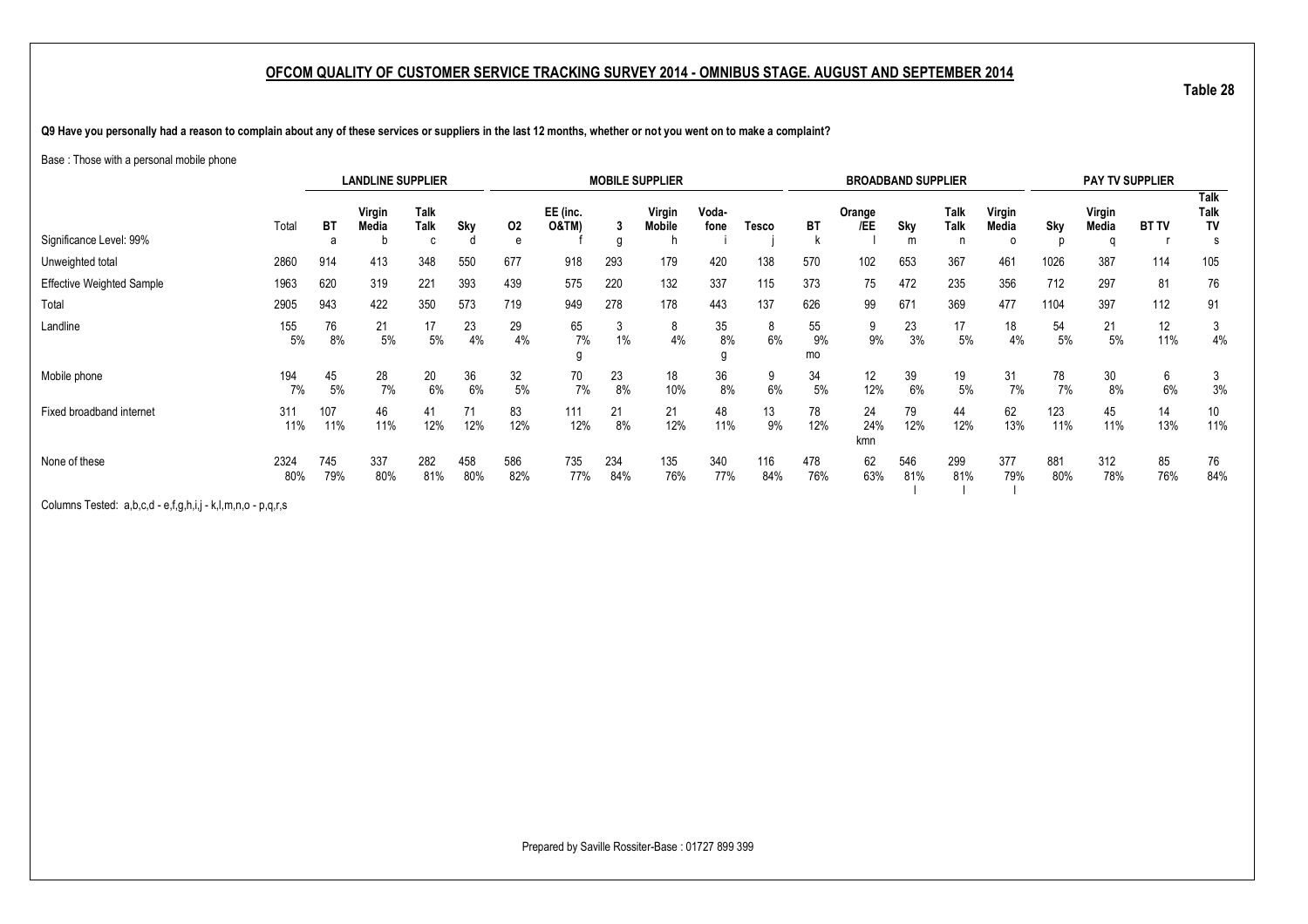## OFCOM QUALITY OF CUSTOMER SERVICE TRACKING SURVEY 2014 - OMNIBUS STAGE. AUGUST AND SEPTEMBER 2014

Table 28

**Q9 Have you personally had a reason to complain about any of these services or suppliers in the last 12 months, whether or not you went on to make a complaint?**

Base : Those with a personal mobile phone

| | | LANDLINE SUPPLIER | | | | MOBILE SUPPLIER | | | | | | BROADBAND SUPPLIER | | | | | PAY TV SUPPLIER | | | |
|---|---|---|---|---|---|---|---|---|---|---|---|---|---|---|---|---|---|---|---|---|
| | Total | BT | Virgin Media | Talk Talk | Sky | O2 | EE (inc. O&TM) | 3 | Virgin Mobile | Voda-fone | Tesco | BT | Orange /EE | Sky | Talk Talk | Virgin Media | Sky | Virgin Media | BT TV | Talk Talk TV |
| Significance Level: 99% | | a | b | c | d | e | f | g | h | i | j | k | l | m | n | o | p | q | r | s |
| Unweighted total | 2860 | 914 | 413 | 348 | 550 | 677 | 918 | 293 | 179 | 420 | 138 | 570 | 102 | 653 | 367 | 461 | 1026 | 387 | 114 | 105 |
| Effective Weighted Sample | 1963 | 620 | 319 | 221 | 393 | 439 | 575 | 220 | 132 | 337 | 115 | 373 | 75 | 472 | 235 | 356 | 712 | 297 | 81 | 76 |
| Total | 2905 | 943 | 422 | 350 | 573 | 719 | 949 | 278 | 178 | 443 | 137 | 626 | 99 | 671 | 369 | 477 | 1104 | 397 | 112 | 91 |
| Landline | 155 | 76 | 21 | 17 | 23 | 29 | 65 | 3 | 8 | 35 | 8 | 55 | 9 | 23 | 17 | 18 | 54 | 21 | 12 | 3 |
| | 5% | 8% | 5% | 5% | 4% | 4% | 7% | 1% | 4% | 8% | 6% | 9% | 9% | 3% | 5% | 4% | 5% | 5% | 11% | 4% |
| | | | | | | | g | | | g | | mo | | | | | | | | |
| Mobile phone | 194 | 45 | 28 | 20 | 36 | 32 | 70 | 23 | 18 | 36 | 9 | 34 | 12 | 39 | 19 | 31 | 78 | 30 | 6 | 3 |
| | 7% | 5% | 7% | 6% | 6% | 5% | 7% | 8% | 10% | 8% | 6% | 5% | 12% | 6% | 5% | 7% | 7% | 8% | 6% | 3% |
| Fixed broadband internet | 311 | 107 | 46 | 41 | 71 | 83 | 111 | 21 | 21 | 48 | 13 | 78 | 24 | 79 | 44 | 62 | 123 | 45 | 14 | 10 |
| | 11% | 11% | 11% | 12% | 12% | 12% | 12% | 8% | 12% | 11% | 9% | 12% | 24% | 12% | 12% | 13% | 11% | 11% | 13% | 11% |
| | | | | | | | | | | | | | kmn | | | | | | | |
| None of these | 2324 | 745 | 337 | 282 | 458 | 586 | 735 | 234 | 135 | 340 | 116 | 478 | 62 | 546 | 299 | 377 | 881 | 312 | 85 | 76 |
| | 80% | 79% | 80% | 81% | 80% | 82% | 77% | 84% | 76% | 77% | 84% | 76% | 63% | 81% | 81% | 79% | 80% | 78% | 76% | 84% |
| | | | | | | | | | | | | | | l | l | l | | | | |

Columns Tested: a,b,c,d - e,f,g,h,i,j - k,l,m,n,o - p,q,r,s

Prepared by Saville Rossiter-Base : 01727 899 399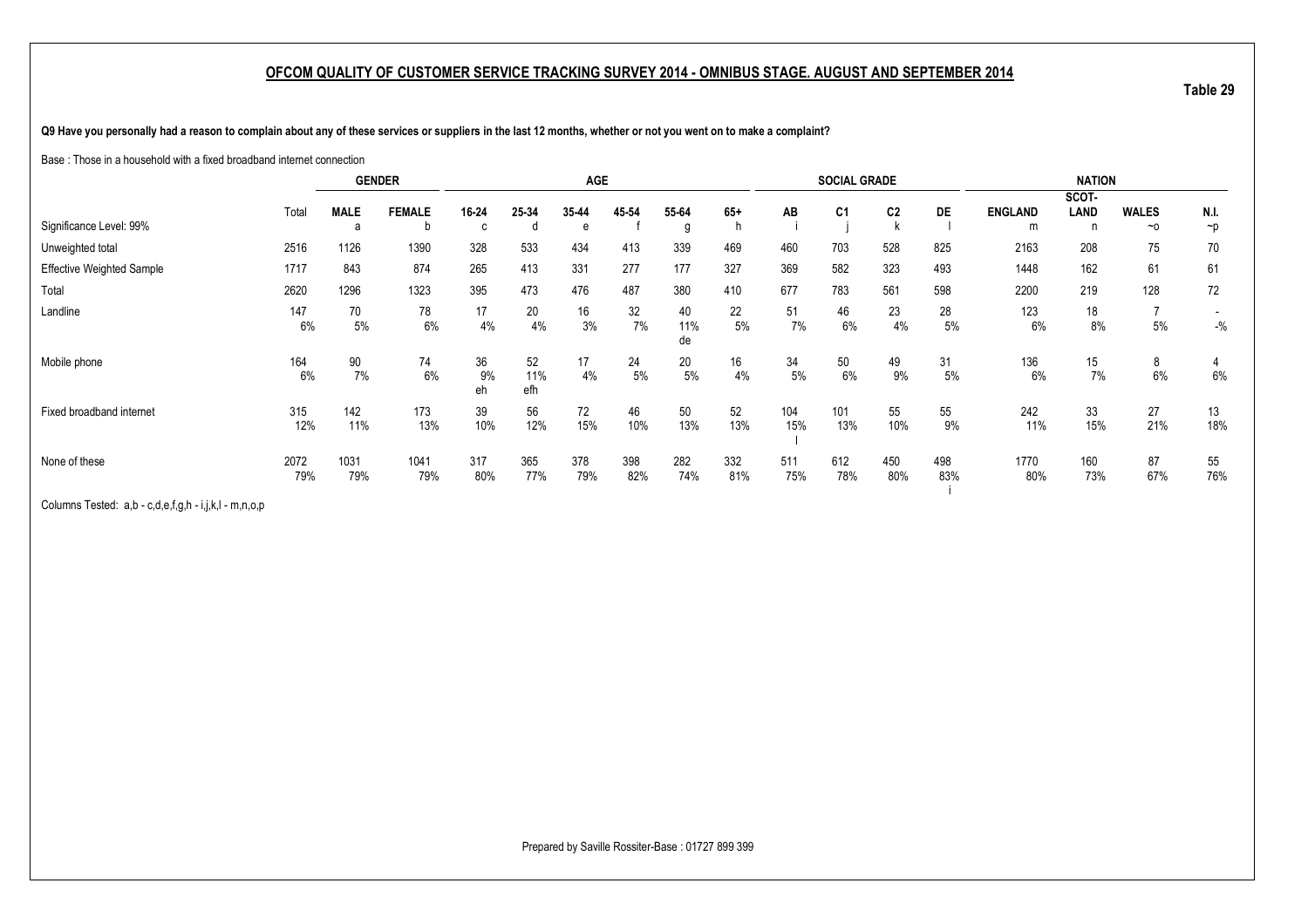## OFCOM QUALITY OF CUSTOMER SERVICE TRACKING SURVEY 2014 - OMNIBUS STAGE. AUGUST AND SEPTEMBER 2014

**Table 29**

**Q9 Have you personally had a reason to complain about any of these services or suppliers in the last 12 months, whether or not you went on to make a complaint?**

Base : Those in a household with a fixed broadband internet connection

| | | GENDER | | AGE | | | | | | SOCIAL GRADE | | | | NATION | | | |
|---|---|---|---|---|---|---|---|---|---|---|---|---|---|---|---|---|---|
| | Total | MALE | FEMALE | 16-24 | 25-34 | 35-44 | 45-54 | 55-64 | 65+ | AB | C1 | C2 | DE | ENGLAND | SCOT-LAND | WALES | N.I. |
| Significance Level: 99% | | a | b | c | d | e | f | g | h | i | j | k | l | m | n | ~o | ~p |
| Unweighted total | 2516 | 1126 | 1390 | 328 | 533 | 434 | 413 | 339 | 469 | 460 | 703 | 528 | 825 | 2163 | 208 | 75 | 70 |
| Effective Weighted Sample | 1717 | 843 | 874 | 265 | 413 | 331 | 277 | 177 | 327 | 369 | 582 | 323 | 493 | 1448 | 162 | 61 | 61 |
| Total | 2620 | 1296 | 1323 | 395 | 473 | 476 | 487 | 380 | 410 | 677 | 783 | 561 | 598 | 2200 | 219 | 128 | 72 |
| Landline | 147 | 70 | 78 | 17 | 20 | 16 | 32 | 40 | 22 | 51 | 46 | 23 | 28 | 123 | 18 | 7 | - |
| | 6% | 5% | 6% | 4% | 4% | 3% | 7% | 11% | 5% | 7% | 6% | 4% | 5% | 6% | 8% | 5% | -% |
| | | | | | | | | de | | | | | | | | | |
| Mobile phone | 164 | 90 | 74 | 36 | 52 | 17 | 24 | 20 | 16 | 34 | 50 | 49 | 31 | 136 | 15 | 8 | 4 |
| | 6% | 7% | 6% | 9% | 11% | 4% | 5% | 5% | 4% | 5% | 6% | 9% | 5% | 6% | 7% | 6% | 6% |
| | | | | eh | efh | | | | | | | | | | | | |
| Fixed broadband internet | 315 | 142 | 173 | 39 | 56 | 72 | 46 | 50 | 52 | 104 | 101 | 55 | 55 | 242 | 33 | 27 | 13 |
| | 12% | 11% | 13% | 10% | 12% | 15% | 10% | 13% | 13% | 15% | 13% | 10% | 9% | 11% | 15% | 21% | 18% |
| | | | | | | | | | | l | | | | | | | |
| None of these | 2072 | 1031 | 1041 | 317 | 365 | 378 | 398 | 282 | 332 | 511 | 612 | 450 | 498 | 1770 | 160 | 87 | 55 |
| | 79% | 79% | 79% | 80% | 77% | 79% | 82% | 74% | 81% | 75% | 78% | 80% | 83% | 80% | 73% | 67% | 76% |
| | | | | | | | | | | | | | i | | | | |

Columns Tested: a,b - c,d,e,f,g,h - i,j,k,l - m,n,o,p

Prepared by Saville Rossiter-Base : 01727 899 399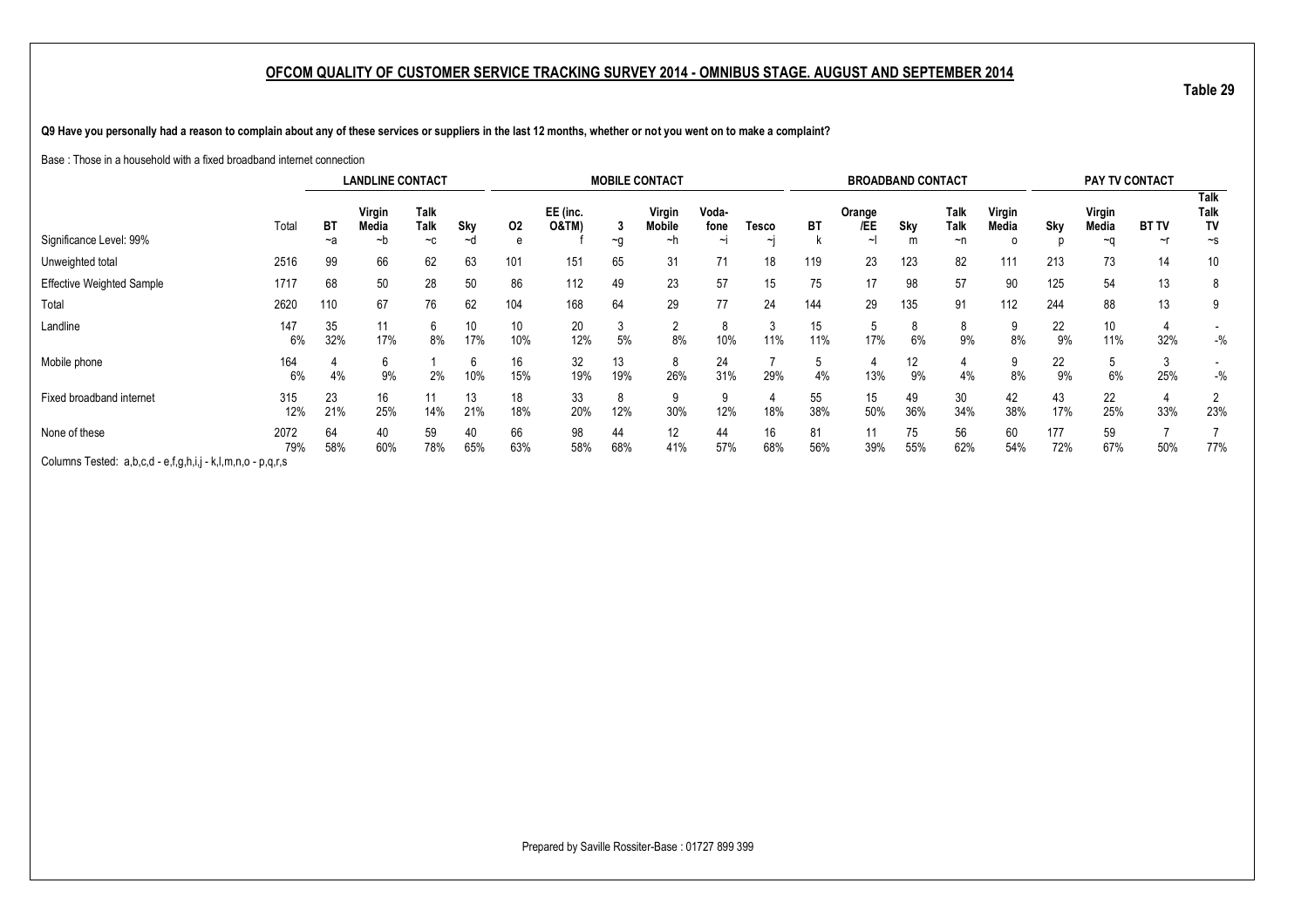## OFCOM QUALITY OF CUSTOMER SERVICE TRACKING SURVEY 2014 - OMNIBUS STAGE. AUGUST AND SEPTEMBER 2014

**Table 29**

**Q9 Have you personally had a reason to complain about any of these services or suppliers in the last 12 months, whether or not you went on to make a complaint?**

Base : Those in a household with a fixed broadband internet connection

| | | LANDLINE CONTACT | | | | MOBILE CONTACT | | | | | | BROADBAND CONTACT | | | | | PAY TV CONTACT | | | |
|---|---|---|---|---|---|---|---|---|---|---|---|---|---|---|---|---|---|---|---|---|
| Significance Level: 99% | Total | BT ~a | Virgin Media ~b | Talk Talk ~c | Sky ~d | O2 e | EE (inc. O&TM) f | 3 ~g | Virgin Mobile ~h | Voda-fone ~i | Tesco ~j | BT k | Orange /EE ~l | Sky m | Talk Talk ~n | Virgin Media o | Sky p | Virgin Media ~q | BT TV ~r | Talk Talk TV ~s |
| Unweighted total | 2516 | 99 | 66 | 62 | 63 | 101 | 151 | 65 | 31 | 71 | 18 | 119 | 23 | 123 | 82 | 111 | 213 | 73 | 14 | 10 |
| Effective Weighted Sample | 1717 | 68 | 50 | 28 | 50 | 86 | 112 | 49 | 23 | 57 | 15 | 75 | 17 | 98 | 57 | 90 | 125 | 54 | 13 | 8 |
| Total | 2620 | 110 | 67 | 76 | 62 | 104 | 168 | 64 | 29 | 77 | 24 | 144 | 29 | 135 | 91 | 112 | 244 | 88 | 13 | 9 |
| Landline | 147 | 35 | 11 | 6 | 10 | 10 | 20 | 3 | 2 | 8 | 3 | 15 | 5 | 8 | 8 | 9 | 22 | 10 | 4 | - |
| | 6% | 32% | 17% | 8% | 17% | 10% | 12% | 5% | 8% | 10% | 11% | 11% | 17% | 6% | 9% | 8% | 9% | 11% | 32% | -% |
| Mobile phone | 164 | 4 | 6 | 1 | 6 | 16 | 32 | 13 | 8 | 24 | 7 | 5 | 4 | 12 | 4 | 9 | 22 | 5 | 3 | - |
| | 6% | 4% | 9% | 2% | 10% | 15% | 19% | 19% | 26% | 31% | 29% | 4% | 13% | 9% | 4% | 8% | 9% | 6% | 25% | -% |
| Fixed broadband internet | 315 | 23 | 16 | 11 | 13 | 18 | 33 | 8 | 9 | 9 | 4 | 55 | 15 | 49 | 30 | 42 | 43 | 22 | 4 | 2 |
| | 12% | 21% | 25% | 14% | 21% | 18% | 20% | 12% | 30% | 12% | 18% | 38% | 50% | 36% | 34% | 38% | 17% | 25% | 33% | 23% |
| None of these | 2072 | 64 | 40 | 59 | 40 | 66 | 98 | 44 | 12 | 44 | 16 | 81 | 11 | 75 | 56 | 60 | 177 | 59 | 7 | 7 |
| | 79% | 58% | 60% | 78% | 65% | 63% | 58% | 68% | 41% | 57% | 68% | 56% | 39% | 55% | 62% | 54% | 72% | 67% | 50% | 77% |

Columns Tested: a,b,c,d - e,f,g,h,i,j - k,l,m,n,o - p,q,r,s

Prepared by Saville Rossiter-Base : 01727 899 399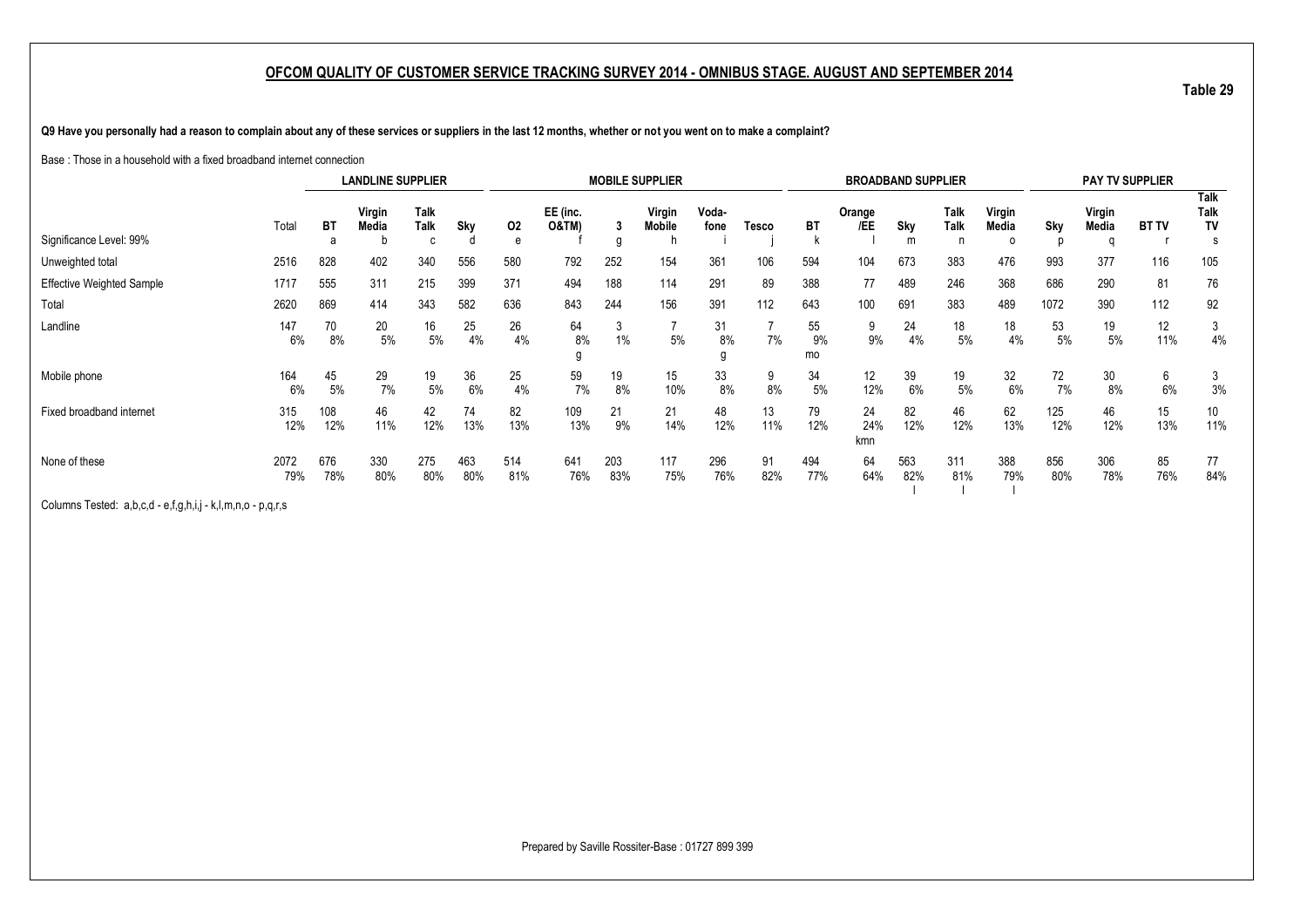## OFCOM QUALITY OF CUSTOMER SERVICE TRACKING SURVEY 2014 - OMNIBUS STAGE. AUGUST AND SEPTEMBER 2014

**Table 29**

**Q9 Have you personally had a reason to complain about any of these services or suppliers in the last 12 months, whether or not you went on to make a complaint?**

Base : Those in a household with a fixed broadband internet connection

| | | LANDLINE SUPPLIER | | | | MOBILE SUPPLIER | | | | | | BROADBAND SUPPLIER | | | | | PAY TV SUPPLIER | | | |
|---|---|---|---|---|---|---|---|---|---|---|---|---|---|---|---|---|---|---|---|---|
| | Total | BT | Virgin Media | Talk Talk | Sky | O2 | EE (inc. O&TM) | 3 | Virgin Mobile | Voda-fone | Tesco | BT | Orange /EE | Sky | Talk Talk | Virgin Media | Sky | Virgin Media | BT TV | Talk Talk TV |
| Significance Level: 99% | | a | b | c | d | e | f | g | h | i | j | k | l | m | n | o | p | q | r | s |
| Unweighted total | 2516 | 828 | 402 | 340 | 556 | 580 | 792 | 252 | 154 | 361 | 106 | 594 | 104 | 673 | 383 | 476 | 993 | 377 | 116 | 105 |
| Effective Weighted Sample | 1717 | 555 | 311 | 215 | 399 | 371 | 494 | 188 | 114 | 291 | 89 | 388 | 77 | 489 | 246 | 368 | 686 | 290 | 81 | 76 |
| Total | 2620 | 869 | 414 | 343 | 582 | 636 | 843 | 244 | 156 | 391 | 112 | 643 | 100 | 691 | 383 | 489 | 1072 | 390 | 112 | 92 |
| Landline | 147 | 70 | 20 | 16 | 25 | 26 | 64 | 3 | 7 | 31 | 7 | 55 | 9 | 24 | 18 | 18 | 53 | 19 | 12 | 3 |
| | 6% | 8% | 5% | 5% | 4% | 4% | 8% | 1% | 5% | 8% | 7% | 9% | 9% | 4% | 5% | 4% | 5% | 5% | 11% | 4% |
| | | | | | | | g | | | g | | mo | | | | | | | | |
| Mobile phone | 164 | 45 | 29 | 19 | 36 | 25 | 59 | 19 | 15 | 33 | 9 | 34 | 12 | 39 | 19 | 32 | 72 | 30 | 6 | 3 |
| | 6% | 5% | 7% | 5% | 6% | 4% | 7% | 8% | 10% | 8% | 8% | 5% | 12% | 6% | 5% | 6% | 7% | 8% | 6% | 3% |
| Fixed broadband internet | 315 | 108 | 46 | 42 | 74 | 82 | 109 | 21 | 21 | 48 | 13 | 79 | 24 | 82 | 46 | 62 | 125 | 46 | 15 | 10 |
| | 12% | 12% | 11% | 12% | 13% | 13% | 13% | 9% | 14% | 12% | 11% | 12% | 24% | 12% | 12% | 13% | 12% | 12% | 13% | 11% |
| | | | | | | | | | | | | | kmn | | | | | | | |
| None of these | 2072 | 676 | 330 | 275 | 463 | 514 | 641 | 203 | 117 | 296 | 91 | 494 | 64 | 563 | 311 | 388 | 856 | 306 | 85 | 77 |
| | 79% | 78% | 80% | 80% | 80% | 81% | 76% | 83% | 75% | 76% | 82% | 77% | 64% | 82% | 81% | 79% | 80% | 78% | 76% | 84% |
| | | | | | | | | | | | | | | l | l | l | | | | |

Columns Tested: a,b,c,d - e,f,g,h,i,j - k,l,m,n,o - p,q,r,s

Prepared by Saville Rossiter-Base : 01727 899 399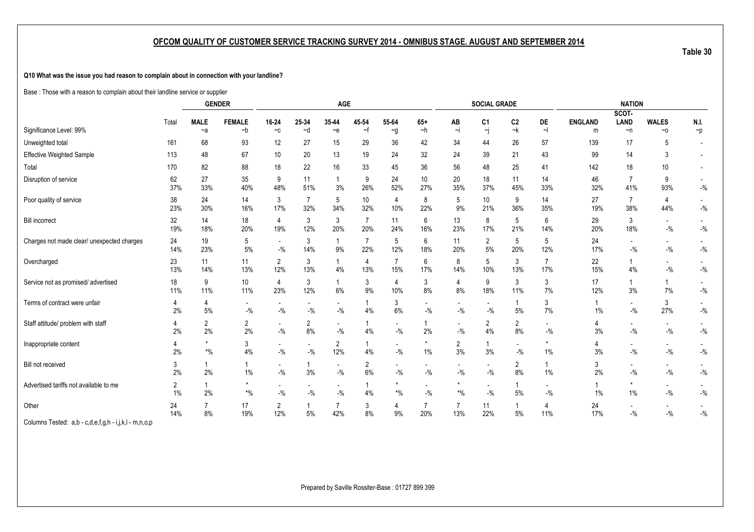## OFCOM QUALITY OF CUSTOMER SERVICE TRACKING SURVEY 2014 - OMNIBUS STAGE. AUGUST AND SEPTEMBER 2014

**Table 30**

**Q10 What was the issue you had reason to complain about in connection with your landline?**

Base : Those with a reason to complain about their landline service or supplier

| | | GENDER | | AGE | | | | | | SOCIAL GRADE | | | | NATION | | | |
|---|---|---|---|---|---|---|---|---|---|---|---|---|---|---|---|---|---|
| Significance Level: 99% | Total | MALE ~a | FEMALE ~b | 16-24 ~c | 25-34 ~d | 35-44 ~e | 45-54 ~f | 55-64 ~g | 65+ ~h | AB ~i | C1 ~j | C2 ~k | DE ~l | ENGLAND m | SCOT-LAND ~n | WALES ~o | N.I. ~p |
| Unweighted total | 161 | 68 | 93 | 12 | 27 | 15 | 29 | 36 | 42 | 34 | 44 | 26 | 57 | 139 | 17 | 5 | - |
| Effective Weighted Sample | 113 | 48 | 67 | 10 | 20 | 13 | 19 | 24 | 32 | 24 | 39 | 21 | 43 | 99 | 14 | 3 | - |
| Total | 170 | 82 | 88 | 18 | 22 | 16 | 33 | 45 | 36 | 56 | 48 | 25 | 41 | 142 | 18 | 10 | - |
| Disruption of service | 62 | 27 | 35 | 9 | 11 | 1 | 9 | 24 | 10 | 20 | 18 | 11 | 14 | 46 | 7 | 9 | - |
| | 37% | 33% | 40% | 48% | 51% | 3% | 26% | 52% | 27% | 35% | 37% | 45% | 33% | 32% | 41% | 93% | -% |
| Poor quality of service | 38 | 24 | 14 | 3 | 7 | 5 | 10 | 4 | 8 | 5 | 10 | 9 | 14 | 27 | 7 | 4 | - |
| | 23% | 30% | 16% | 17% | 32% | 34% | 32% | 10% | 22% | 9% | 21% | 36% | 35% | 19% | 38% | 44% | -% |
| Bill incorrect | 32 | 14 | 18 | 4 | 3 | 3 | 7 | 11 | 6 | 13 | 8 | 5 | 6 | 29 | 3 | - | - |
| | 19% | 18% | 20% | 19% | 12% | 20% | 20% | 24% | 16% | 23% | 17% | 21% | 14% | 20% | 18% | -% | -% |
| Charges not made clear/ unexpected charges | 24 | 19 | 5 | - | 3 | 1 | 7 | 5 | 6 | 11 | 2 | 5 | 5 | 24 | - | - | - |
| | 14% | 23% | 5% | -% | 14% | 9% | 22% | 12% | 18% | 20% | 5% | 20% | 12% | 17% | -% | -% | -% |
| Overcharged | 23 | 11 | 11 | 2 | 3 | 1 | 4 | 7 | 6 | 8 | 5 | 3 | 7 | 22 | 1 | - | - |
| | 13% | 14% | 13% | 12% | 13% | 4% | 13% | 15% | 17% | 14% | 10% | 13% | 17% | 15% | 4% | -% | -% |
| Service not as promised/ advertised | 18 | 9 | 10 | 4 | 3 | 1 | 3 | 4 | 3 | 4 | 9 | 3 | 3 | 17 | 1 | 1 | - |
| | 11% | 11% | 11% | 23% | 12% | 6% | 9% | 10% | 8% | 8% | 18% | 11% | 7% | 12% | 3% | 7% | -% |
| Terms of contract were unfair | 4 | 4 | - | - | - | - | 1 | 3 | - | - | - | 1 | 3 | 1 | - | 3 | - |
| | 2% | 5% | -% | -% | -% | -% | 4% | 6% | -% | -% | -% | 5% | 7% | 1% | -% | 27% | -% |
| Staff attitude/ problem with staff | 4 | 2 | 2 | - | 2 | - | 1 | - | 1 | - | 2 | 2 | - | 4 | - | - | - |
| | 2% | 2% | 2% | -% | 8% | -% | 4% | -% | 2% | -% | 4% | 8% | -% | 3% | -% | -% | -% |
| Inappropriate content | 4 | * | 3 | - | - | 2 | 1 | - | * | 2 | 1 | - | * | 4 | - | - | - |
| | 2% | *% | 4% | -% | -% | 12% | 4% | -% | 1% | 3% | 3% | -% | 1% | 3% | -% | -% | -% |
| Bill not received | 3 | 1 | 1 | - | 1 | - | 2 | - | - | - | - | 2 | 1 | 3 | - | - | - |
| | 2% | 2% | 1% | -% | 3% | -% | 6% | -% | -% | -% | -% | 8% | 1% | 2% | -% | -% | -% |
| Advertised tariffs not available to me | 2 | 1 | * | - | - | - | 1 | * | - | * | - | 1 | - | 1 | * | - | - |
| | 1% | 2% | *% | -% | -% | -% | 4% | *% | -% | *% | -% | 5% | -% | 1% | 1% | -% | -% |
| Other | 24 | 7 | 17 | 2 | 1 | 7 | 3 | 4 | 7 | 7 | 11 | 1 | 4 | 24 | - | - | - |
| | 14% | 8% | 19% | 12% | 5% | 42% | 8% | 9% | 20% | 13% | 22% | 5% | 11% | 17% | -% | -% | -% |

Columns Tested: a,b - c,d,e,f,g,h - i,j,k,l - m,n,o,p

Prepared by Saville Rossiter-Base : 01727 899 399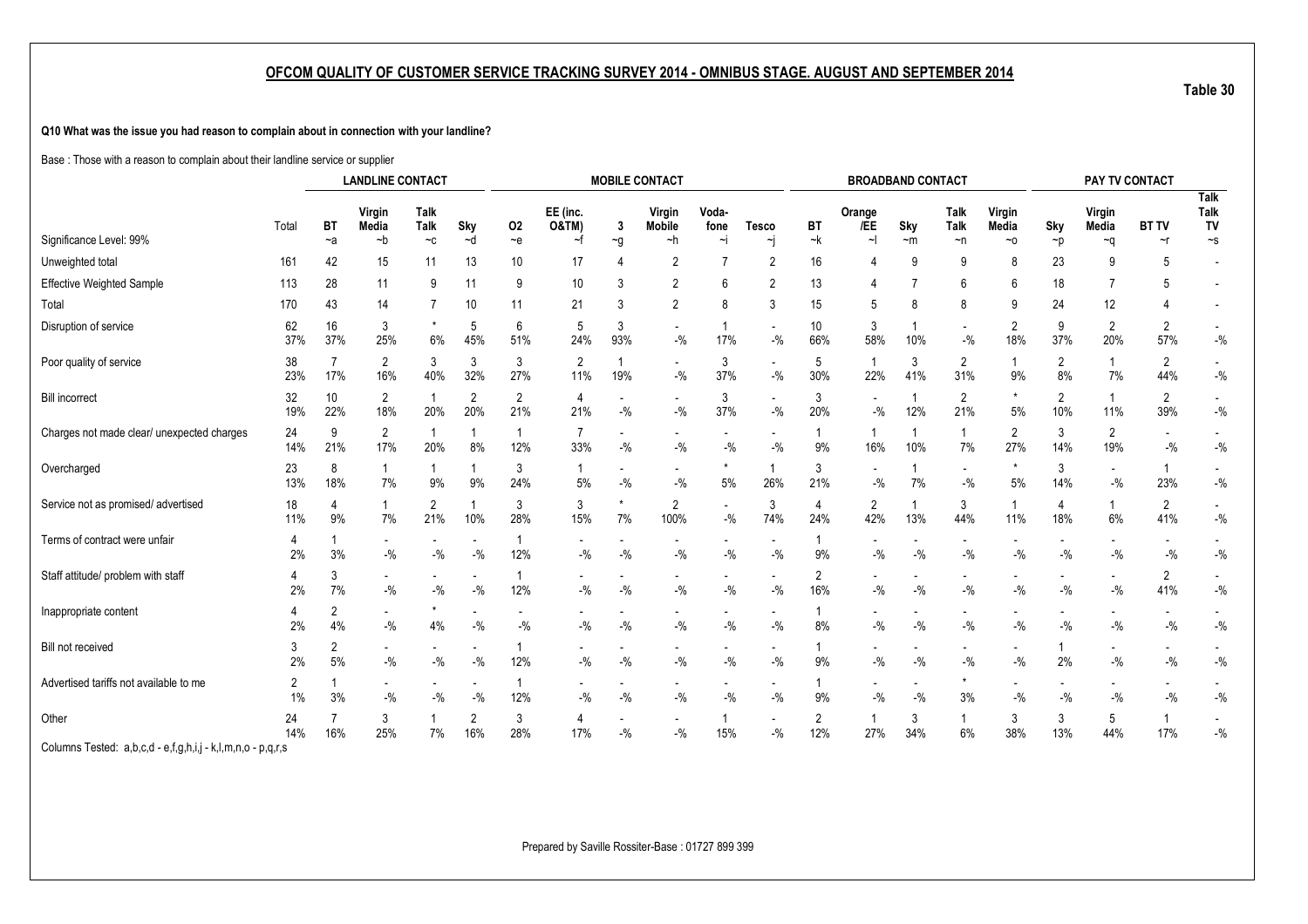## OFCOM QUALITY OF CUSTOMER SERVICE TRACKING SURVEY 2014 - OMNIBUS STAGE. AUGUST AND SEPTEMBER 2014

Table 30

**Q10 What was the issue you had reason to complain about in connection with your landline?**

Base : Those with a reason to complain about their landline service or supplier

| | | LANDLINE CONTACT | | | | MOBILE CONTACT | | | | | | BROADBAND CONTACT | | | | | PAY TV CONTACT | | | |
|---|---|---|---|---|---|---|---|---|---|---|---|---|---|---|---|---|---|---|---|---|
| Significance Level: 99% | Total | BT ~a | Virgin Media ~b | Talk Talk ~c | Sky ~d | O2 ~e | EE (inc. O&TM) ~f | 3 ~g | Virgin Mobile ~h | Voda-fone ~i | Tesco ~j | BT ~k | Orange /EE ~l | Sky ~m | Talk Talk ~n | Virgin Media ~o | Sky ~p | Virgin Media ~q | BT TV ~r | Talk Talk TV ~s |
| Unweighted total | 161 | 42 | 15 | 11 | 13 | 10 | 17 | 4 | 2 | 7 | 2 | 16 | 4 | 9 | 9 | 8 | 23 | 9 | 5 | - |
| Effective Weighted Sample | 113 | 28 | 11 | 9 | 11 | 9 | 10 | 3 | 2 | 6 | 2 | 13 | 4 | 7 | 6 | 6 | 18 | 7 | 5 | - |
| Total | 170 | 43 | 14 | 7 | 10 | 11 | 21 | 3 | 2 | 8 | 3 | 15 | 5 | 8 | 8 | 9 | 24 | 12 | 4 | - |
| Disruption of service | 62 | 16 | 3 | * | 5 | 6 | 5 | 3 | - | 1 | - | 10 | 3 | 1 | - | 2 | 9 | 2 | 2 | - |
| | 37% | 37% | 25% | 6% | 45% | 51% | 24% | 93% | -% | 17% | -% | 66% | 58% | 10% | -% | 18% | 37% | 20% | 57% | -% |
| Poor quality of service | 38 | 7 | 2 | 3 | 3 | 3 | 2 | 1 | - | 3 | - | 5 | 1 | 3 | 2 | 1 | 2 | 1 | 2 | - |
| | 23% | 17% | 16% | 40% | 32% | 27% | 11% | 19% | -% | 37% | -% | 30% | 22% | 41% | 31% | 9% | 8% | 7% | 44% | -% |
| Bill incorrect | 32 | 10 | 2 | 1 | 2 | 2 | 4 | - | - | 3 | - | 3 | - | 1 | 2 | * | 2 | 1 | 2 | - |
| | 19% | 22% | 18% | 20% | 20% | 21% | 21% | -% | -% | 37% | -% | 20% | -% | 12% | 21% | 5% | 10% | 11% | 39% | -% |
| Charges not made clear/ unexpected charges | 24 | 9 | 2 | 1 | 1 | 1 | 7 | - | - | - | - | 1 | 1 | 1 | 1 | 2 | 3 | 2 | - | - |
| | 14% | 21% | 17% | 20% | 8% | 12% | 33% | -% | -% | -% | -% | 9% | 16% | 10% | 7% | 27% | 14% | 19% | -% | -% |
| Overcharged | 23 | 8 | 1 | 1 | 1 | 3 | 1 | - | - | * | 1 | 3 | - | 1 | - | * | 3 | - | 1 | - |
| | 13% | 18% | 7% | 9% | 9% | 24% | 5% | -% | -% | 5% | 26% | 21% | -% | 7% | -% | 5% | 14% | -% | 23% | -% |
| Service not as promised/ advertised | 18 | 4 | 1 | 2 | 1 | 3 | 3 | * | 2 | - | 3 | 4 | 2 | 1 | 3 | 1 | 4 | 1 | 2 | - |
| | 11% | 9% | 7% | 21% | 10% | 28% | 15% | 7% | 100% | -% | 74% | 24% | 42% | 13% | 44% | 11% | 18% | 6% | 41% | -% |
| Terms of contract were unfair | 4 | 1 | - | - | - | 1 | - | - | - | - | - | 1 | - | - | - | - | - | - | - | - |
| | 2% | 3% | -% | -% | -% | 12% | -% | -% | -% | -% | -% | 9% | -% | -% | -% | -% | -% | -% | -% | -% |
| Staff attitude/ problem with staff | 4 | 3 | - | - | - | 1 | - | - | - | - | - | 2 | - | - | - | - | - | - | 2 | - |
| | 2% | 7% | -% | -% | -% | 12% | -% | -% | -% | -% | -% | 16% | -% | -% | -% | -% | -% | -% | 41% | -% |
| Inappropriate content | 4 | 2 | - | * | - | - | - | - | - | - | - | 1 | - | - | - | - | - | - | - | - |
| | 2% | 4% | -% | 4% | -% | -% | -% | -% | -% | -% | -% | 8% | -% | -% | -% | -% | -% | -% | -% | -% |
| Bill not received | 3 | 2 | - | - | - | 1 | - | - | - | - | - | 1 | - | - | - | - | 1 | - | - | - |
| | 2% | 5% | -% | -% | -% | 12% | -% | -% | -% | -% | -% | 9% | -% | -% | -% | -% | 2% | -% | -% | -% |
| Advertised tariffs not available to me | 2 | 1 | - | - | - | 1 | - | - | - | - | - | 1 | - | - | * | - | - | - | - | - |
| | 1% | 3% | -% | -% | -% | 12% | -% | -% | -% | -% | -% | 9% | -% | -% | 3% | -% | -% | -% | -% | -% |
| Other | 24 | 7 | 3 | 1 | 2 | 3 | 4 | - | - | 1 | - | 2 | 1 | 3 | 1 | 3 | 3 | 5 | 1 | - |
| | 14% | 16% | 25% | 7% | 16% | 28% | 17% | -% | -% | 15% | -% | 12% | 27% | 34% | 6% | 38% | 13% | 44% | 17% | -% |

Columns Tested: a,b,c,d - e,f,g,h,i,j - k,l,m,n,o - p,q,r,s

Prepared by Saville Rossiter-Base : 01727 899 399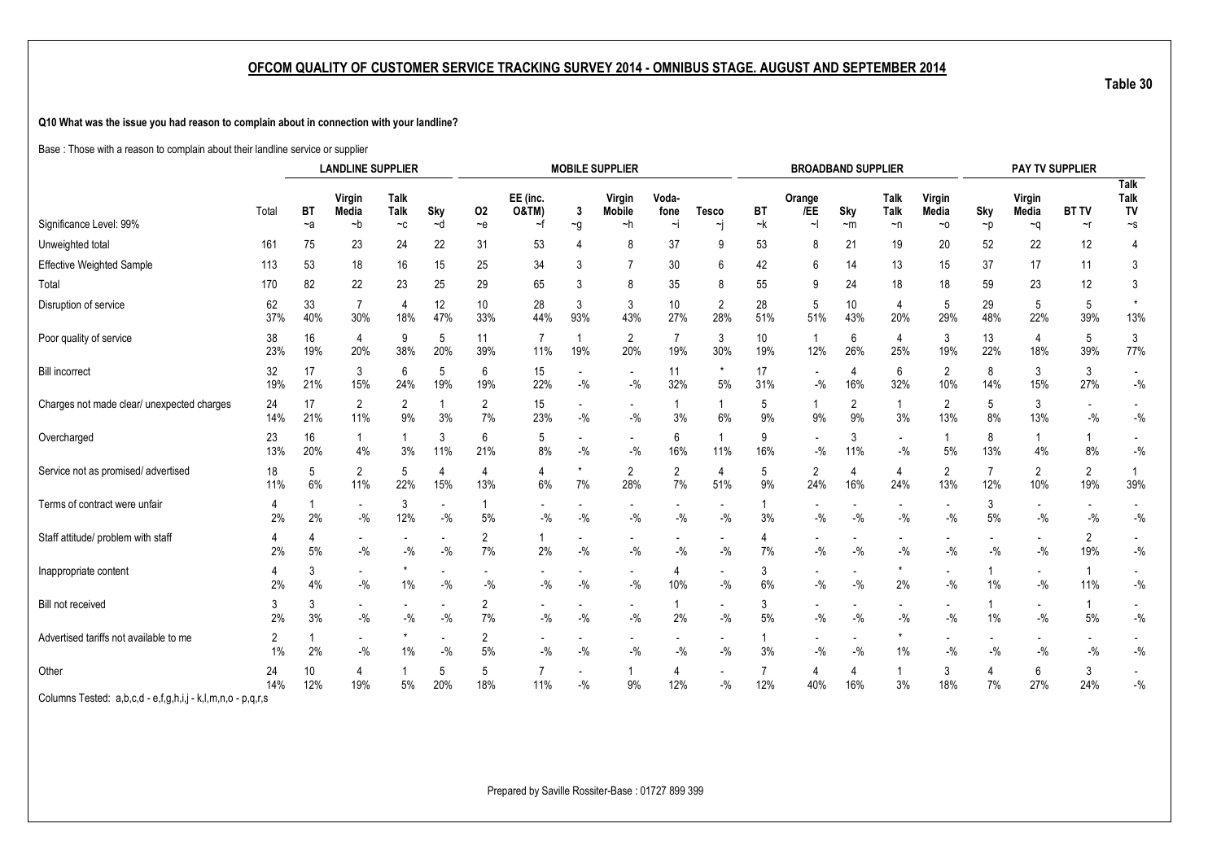## OFCOM QUALITY OF CUSTOMER SERVICE TRACKING SURVEY 2014 - OMNIBUS STAGE. AUGUST AND SEPTEMBER 2014

Table 30

**Q10 What was the issue you had reason to complain about in connection with your landline?**

Base : Those with a reason to complain about their landline service or supplier

| | | LANDLINE SUPPLIER | | | | MOBILE SUPPLIER | | | | | | BROADBAND SUPPLIER | | | | | PAY TV SUPPLIER | | | |
|---|---|---|---|---|---|---|---|---|---|---|---|---|---|---|---|---|---|---|---|---|
| | Total | BT | Virgin Media | Talk Talk | Sky | O2 | EE (inc. O&TM) | 3 | Virgin Mobile | Voda-fone | Tesco | BT | Orange /EE | Sky | Talk Talk | Virgin Media | Sky | Virgin Media | BT TV | Talk Talk TV |
| Significance Level: 99% | | ~a | ~b | ~c | ~d | ~e | ~f | ~g | ~h | ~i | ~j | ~k | ~l | ~m | ~n | ~o | ~p | ~q | ~r | ~s |
| Unweighted total | 161 | 75 | 23 | 24 | 22 | 31 | 53 | 4 | 8 | 37 | 9 | 53 | 8 | 21 | 19 | 20 | 52 | 22 | 12 | 4 |
| Effective Weighted Sample | 113 | 53 | 18 | 16 | 15 | 25 | 34 | 3 | 7 | 30 | 6 | 42 | 6 | 14 | 13 | 15 | 37 | 17 | 11 | 3 |
| Total | 170 | 82 | 22 | 23 | 25 | 29 | 65 | 3 | 8 | 35 | 8 | 55 | 9 | 24 | 18 | 18 | 59 | 23 | 12 | 3 |
| Disruption of service | 62<br>37% | 33<br>40% | 7<br>30% | 4<br>18% | 12<br>47% | 10<br>33% | 28<br>44% | 3<br>93% | 3<br>43% | 10<br>27% | 2<br>28% | 28<br>51% | 5<br>51% | 10<br>43% | 4<br>20% | 5<br>29% | 29<br>48% | 5<br>22% | 5<br>39% | *<br>13% |
| Poor quality of service | 38<br>23% | 16<br>19% | 4<br>20% | 9<br>38% | 5<br>20% | 11<br>39% | 7<br>11% | 1<br>19% | 2<br>20% | 7<br>19% | 3<br>30% | 10<br>19% | 1<br>12% | 6<br>26% | 4<br>25% | 3<br>19% | 13<br>22% | 4<br>18% | 5<br>39% | 3<br>77% |
| Bill incorrect | 32<br>19% | 17<br>21% | 3<br>15% | 6<br>24% | 5<br>19% | 6<br>19% | 15<br>22% | -<br>-% | -<br>-% | 11<br>32% | *<br>5% | 17<br>31% | -<br>-% | 4<br>16% | 6<br>32% | 2<br>10% | 8<br>14% | 3<br>15% | 3<br>27% | -<br>-% |
| Charges not made clear/ unexpected charges | 24<br>14% | 17<br>21% | 2<br>11% | 2<br>9% | 1<br>3% | 2<br>7% | 15<br>23% | -<br>-% | -<br>-% | 1<br>3% | 1<br>6% | 5<br>9% | 1<br>9% | 2<br>9% | 1<br>3% | 2<br>13% | 5<br>8% | 3<br>13% | -<br>-% | -<br>-% |
| Overcharged | 23<br>13% | 16<br>20% | 1<br>4% | 1<br>3% | 3<br>11% | 6<br>21% | 5<br>8% | -<br>-% | -<br>-% | 6<br>16% | 1<br>11% | 9<br>16% | -<br>-% | 3<br>11% | -<br>-% | 1<br>5% | 8<br>13% | 1<br>4% | 1<br>8% | -<br>-% |
| Service not as promised/ advertised | 18<br>11% | 5<br>6% | 2<br>11% | 5<br>22% | 4<br>15% | 4<br>13% | 4<br>6% | *<br>7% | 2<br>28% | 2<br>7% | 4<br>51% | 5<br>9% | 2<br>24% | 4<br>16% | 4<br>24% | 2<br>13% | 7<br>12% | 2<br>10% | 2<br>19% | 1<br>39% |
| Terms of contract were unfair | 4<br>2% | 1<br>2% | -<br>-% | 3<br>12% | -<br>-% | 1<br>5% | -<br>-% | -<br>-% | -<br>-% | -<br>-% | -<br>-% | 1<br>3% | -<br>-% | -<br>-% | -<br>-% | -<br>-% | 3<br>5% | -<br>-% | -<br>-% | -<br>-% |
| Staff attitude/ problem with staff | 4<br>2% | 4<br>5% | -<br>-% | -<br>-% | -<br>-% | 2<br>7% | 1<br>2% | -<br>-% | -<br>-% | -<br>-% | -<br>-% | 4<br>7% | -<br>-% | -<br>-% | -<br>-% | -<br>-% | -<br>-% | -<br>-% | 2<br>19% | -<br>-% |
| Inappropriate content | 4<br>2% | 3<br>4% | -<br>-% | *<br>1% | -<br>-% | -<br>-% | -<br>-% | -<br>-% | -<br>-% | 4<br>10% | -<br>-% | 3<br>6% | -<br>-% | -<br>-% | *<br>2% | -<br>-% | 1<br>1% | -<br>-% | 1<br>11% | -<br>-% |
| Bill not received | 3<br>2% | 3<br>3% | -<br>-% | -<br>-% | -<br>-% | 2<br>7% | -<br>-% | -<br>-% | -<br>-% | 1<br>2% | -<br>-% | 3<br>5% | -<br>-% | -<br>-% | -<br>-% | -<br>-% | 1<br>1% | -<br>-% | 1<br>5% | -<br>-% |
| Advertised tariffs not available to me | 2<br>1% | 1<br>2% | -<br>-% | *<br>1% | -<br>-% | 2<br>5% | -<br>-% | -<br>-% | -<br>-% | -<br>-% | -<br>-% | 1<br>3% | -<br>-% | -<br>-% | *<br>1% | -<br>-% | -<br>-% | -<br>-% | -<br>-% | -<br>-% |
| Other | 24<br>14% | 10<br>12% | 4<br>19% | 1<br>5% | 5<br>20% | 5<br>18% | 7<br>11% | -<br>-% | 1<br>9% | 4<br>12% | -<br>-% | 7<br>12% | 4<br>40% | 4<br>16% | 1<br>3% | 3<br>18% | 4<br>7% | 6<br>27% | 3<br>24% | -<br>-% |

Columns Tested: a,b,c,d - e,f,g,h,i,j - k,l,m,n,o - p,q,r,s

Prepared by Saville Rossiter-Base : 01727 899 399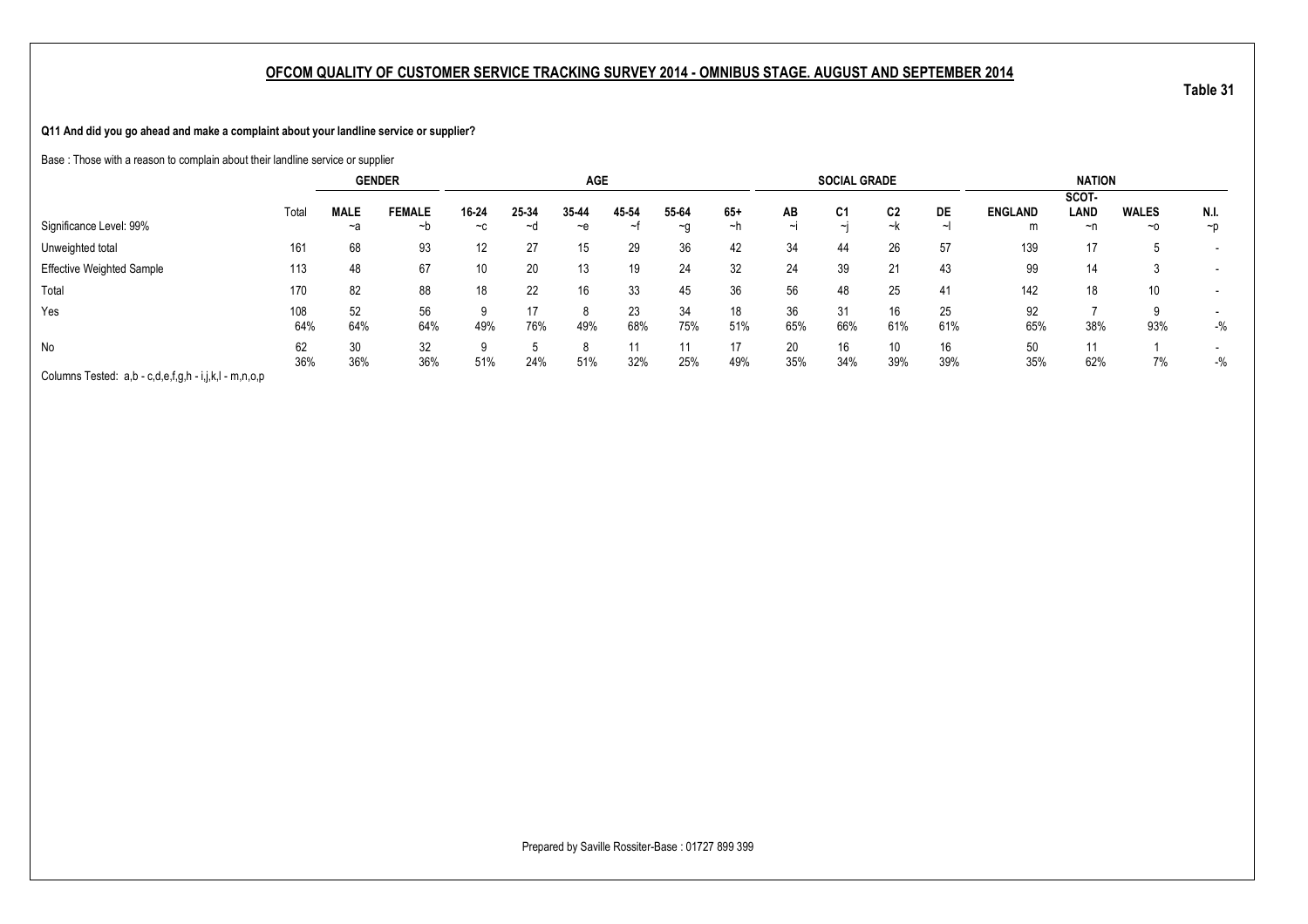## OFCOM QUALITY OF CUSTOMER SERVICE TRACKING SURVEY 2014 - OMNIBUS STAGE. AUGUST AND SEPTEMBER 2014

Table 31

**Q11 And did you go ahead and make a complaint about your landline service or supplier?**

Base : Those with a reason to complain about their landline service or supplier

| | Total | GENDER | | AGE | | | | | | SOCIAL GRADE | | | | NATION | | | |
|---|---|---|---|---|---|---|---|---|---|---|---|---|---|---|---|---|---|
| | | MALE | FEMALE | 16-24 | 25-34 | 35-44 | 45-54 | 55-64 | 65+ | AB | C1 | C2 | DE | ENGLAND | SCOT-LAND | WALES | N.I. |
| Significance Level: 99% | | ~a | ~b | ~c | ~d | ~e | ~f | ~g | ~h | ~i | ~j | ~k | ~l | m | ~n | ~o | ~p |
| Unweighted total | 161 | 68 | 93 | 12 | 27 | 15 | 29 | 36 | 42 | 34 | 44 | 26 | 57 | 139 | 17 | 5 | - |
| Effective Weighted Sample | 113 | 48 | 67 | 10 | 20 | 13 | 19 | 24 | 32 | 24 | 39 | 21 | 43 | 99 | 14 | 3 | - |
| Total | 170 | 82 | 88 | 18 | 22 | 16 | 33 | 45 | 36 | 56 | 48 | 25 | 41 | 142 | 18 | 10 | - |
| Yes | 108 | 52 | 56 | 9 | 17 | 8 | 23 | 34 | 18 | 36 | 31 | 16 | 25 | 92 | 7 | 9 | - |
| | 64% | 64% | 64% | 49% | 76% | 49% | 68% | 75% | 51% | 65% | 66% | 61% | 61% | 65% | 38% | 93% | -% |
| No | 62 | 30 | 32 | 9 | 5 | 8 | 11 | 11 | 17 | 20 | 16 | 10 | 16 | 50 | 11 | 1 | - |
| | 36% | 36% | 36% | 51% | 24% | 51% | 32% | 25% | 49% | 35% | 34% | 39% | 39% | 35% | 62% | 7% | -% |

Columns Tested: a,b - c,d,e,f,g,h - i,j,k,l - m,n,o,p

Prepared by Saville Rossiter-Base : 01727 899 399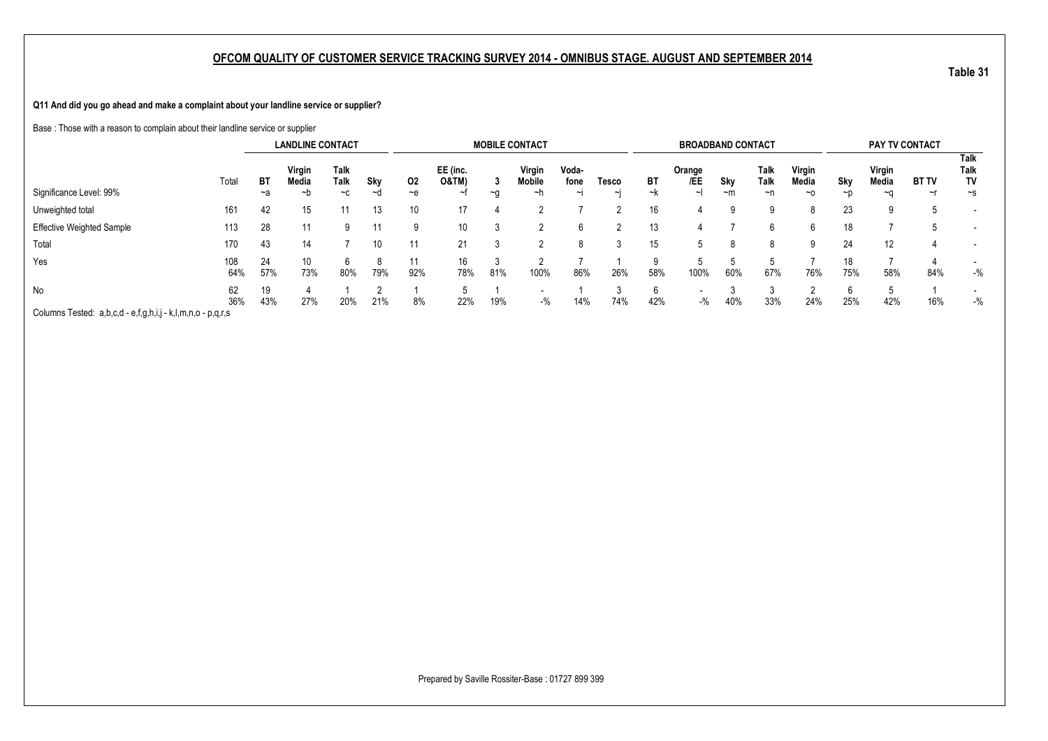## OFCOM QUALITY OF CUSTOMER SERVICE TRACKING SURVEY 2014 - OMNIBUS STAGE. AUGUST AND SEPTEMBER 2014

Table 31

**Q11 And did you go ahead and make a complaint about your landline service or supplier?**

Base : Those with a reason to complain about their landline service or supplier

| | | LANDLINE CONTACT | | | | MOBILE CONTACT | | | | | | BROADBAND CONTACT | | | | | PAY TV CONTACT | | | |
|---|---|---|---|---|---|---|---|---|---|---|---|---|---|---|---|---|---|---|---|---|
| | Total | BT | Virgin Media | Talk Talk | Sky | O2 | EE (inc. O&TM) | 3 | Virgin Mobile | Voda-fone | Tesco | BT | Orange /EE | Sky | Talk Talk | Virgin Media | Sky | Virgin Media | BT TV | Talk Talk TV |
| Significance Level: 99% | | ~a | ~b | ~c | ~d | ~e | ~f | ~g | ~h | ~i | ~j | ~k | ~l | ~m | ~n | ~o | ~p | ~q | ~r | ~s |
| Unweighted total | 161 | 42 | 15 | 11 | 13 | 10 | 17 | 4 | 2 | 7 | 2 | 16 | 4 | 9 | 9 | 8 | 23 | 9 | 5 | - |
| Effective Weighted Sample | 113 | 28 | 11 | 9 | 11 | 9 | 10 | 3 | 2 | 6 | 2 | 13 | 4 | 7 | 6 | 6 | 18 | 7 | 5 | - |
| Total | 170 | 43 | 14 | 7 | 10 | 11 | 21 | 3 | 2 | 8 | 3 | 15 | 5 | 8 | 8 | 9 | 24 | 12 | 4 | - |
| Yes | 108 | 24 | 10 | 6 | 8 | 11 | 16 | 3 | 2 | 7 | 1 | 9 | 5 | 5 | 5 | 7 | 18 | 7 | 4 | - |
| | 64% | 57% | 73% | 80% | 79% | 92% | 78% | 81% | 100% | 86% | 26% | 58% | 100% | 60% | 67% | 76% | 75% | 58% | 84% | -% |
| No | 62 | 19 | 4 | 1 | 2 | 1 | 5 | 1 | - | 1 | 3 | 6 | - | 3 | 3 | 2 | 6 | 5 | 1 | - |
| | 36% | 43% | 27% | 20% | 21% | 8% | 22% | 19% | -% | 14% | 74% | 42% | -% | 40% | 33% | 24% | 25% | 42% | 16% | -% |

Columns Tested: a,b,c,d - e,f,g,h,i,j - k,l,m,n,o - p,q,r,s

Prepared by Saville Rossiter-Base : 01727 899 399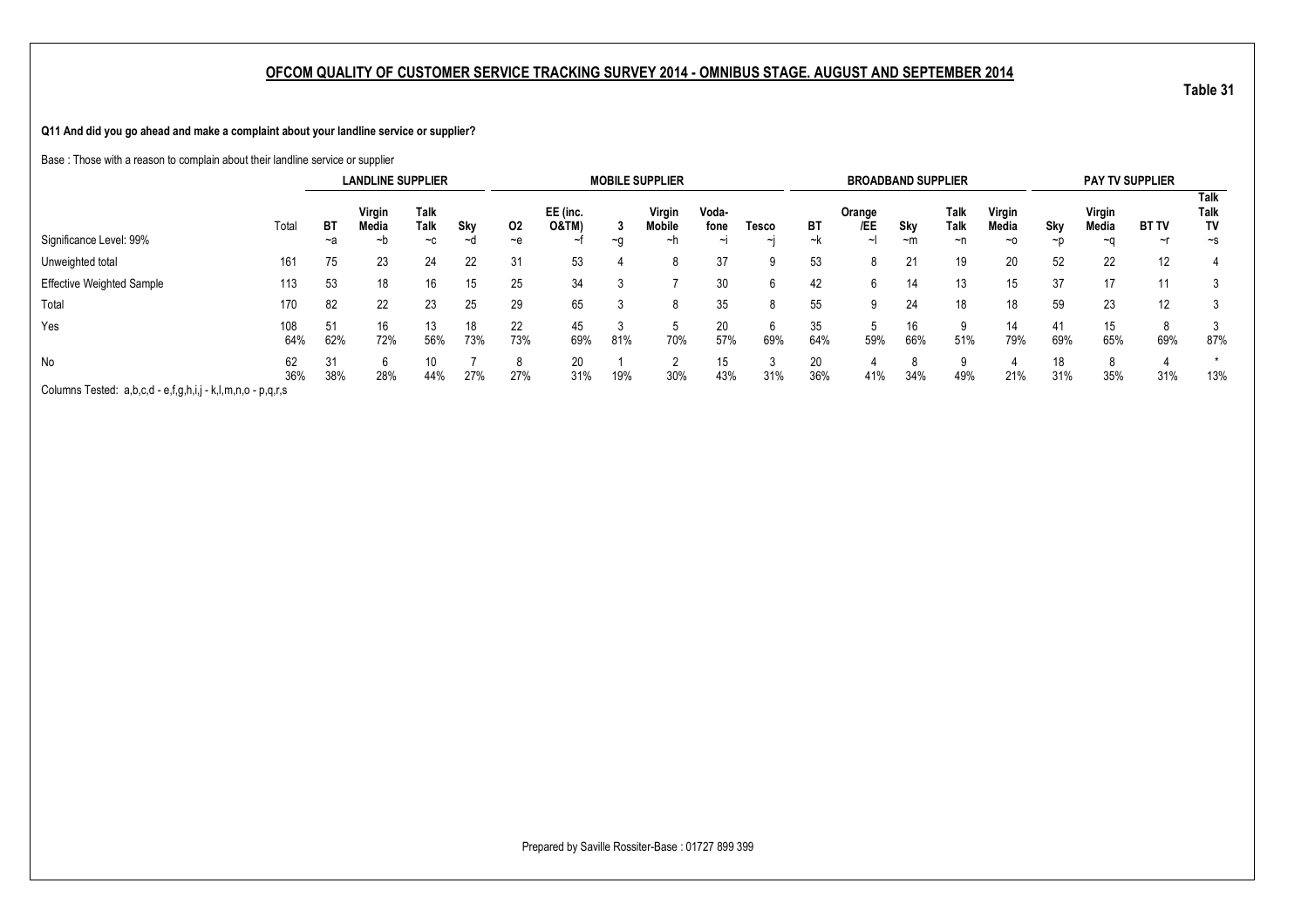## OFCOM QUALITY OF CUSTOMER SERVICE TRACKING SURVEY 2014 - OMNIBUS STAGE. AUGUST AND SEPTEMBER 2014

Table 31

**Q11 And did you go ahead and make a complaint about your landline service or supplier?**

Base : Those with a reason to complain about their landline service or supplier

| | | LANDLINE SUPPLIER | | | | MOBILE SUPPLIER | | | | | | BROADBAND SUPPLIER | | | | | PAY TV SUPPLIER | | | |
|---|---|---|---|---|---|---|---|---|---|---|---|---|---|---|---|---|---|---|---|---|
| | Total | BT | Virgin Media | Talk Talk | Sky | O2 | EE (inc. O&TM) | 3 | Virgin Mobile | Voda-fone | Tesco | BT | Orange /EE | Sky | Talk Talk | Virgin Media | Sky | Virgin Media | BT TV | Talk Talk TV |
| Significance Level: 99% | | ~a | ~b | ~c | ~d | ~e | ~f | ~g | ~h | ~i | ~j | ~k | ~l | ~m | ~n | ~o | ~p | ~q | ~r | ~s |
| Unweighted total | 161 | 75 | 23 | 24 | 22 | 31 | 53 | 4 | 8 | 37 | 9 | 53 | 8 | 21 | 19 | 20 | 52 | 22 | 12 | 4 |
| Effective Weighted Sample | 113 | 53 | 18 | 16 | 15 | 25 | 34 | 3 | 7 | 30 | 6 | 42 | 6 | 14 | 13 | 15 | 37 | 17 | 11 | 3 |
| Total | 170 | 82 | 22 | 23 | 25 | 29 | 65 | 3 | 8 | 35 | 8 | 55 | 9 | 24 | 18 | 18 | 59 | 23 | 12 | 3 |
| Yes | 108 | 51 | 16 | 13 | 18 | 22 | 45 | 3 | 5 | 20 | 6 | 35 | 5 | 16 | 9 | 14 | 41 | 15 | 8 | 3 |
| | 64% | 62% | 72% | 56% | 73% | 73% | 69% | 81% | 70% | 57% | 69% | 64% | 59% | 66% | 51% | 79% | 69% | 65% | 69% | 87% |
| No | 62 | 31 | 6 | 10 | 7 | 8 | 20 | 1 | 2 | 15 | 3 | 20 | 4 | 8 | 9 | 4 | 18 | 8 | 4 | * |
| | 36% | 38% | 28% | 44% | 27% | 27% | 31% | 19% | 30% | 43% | 31% | 36% | 41% | 34% | 49% | 21% | 31% | 35% | 31% | 13% |

Columns Tested: a,b,c,d - e,f,g,h,i,j - k,l,m,n,o - p,q,r,s

Prepared by Saville Rossiter-Base : 01727 899 399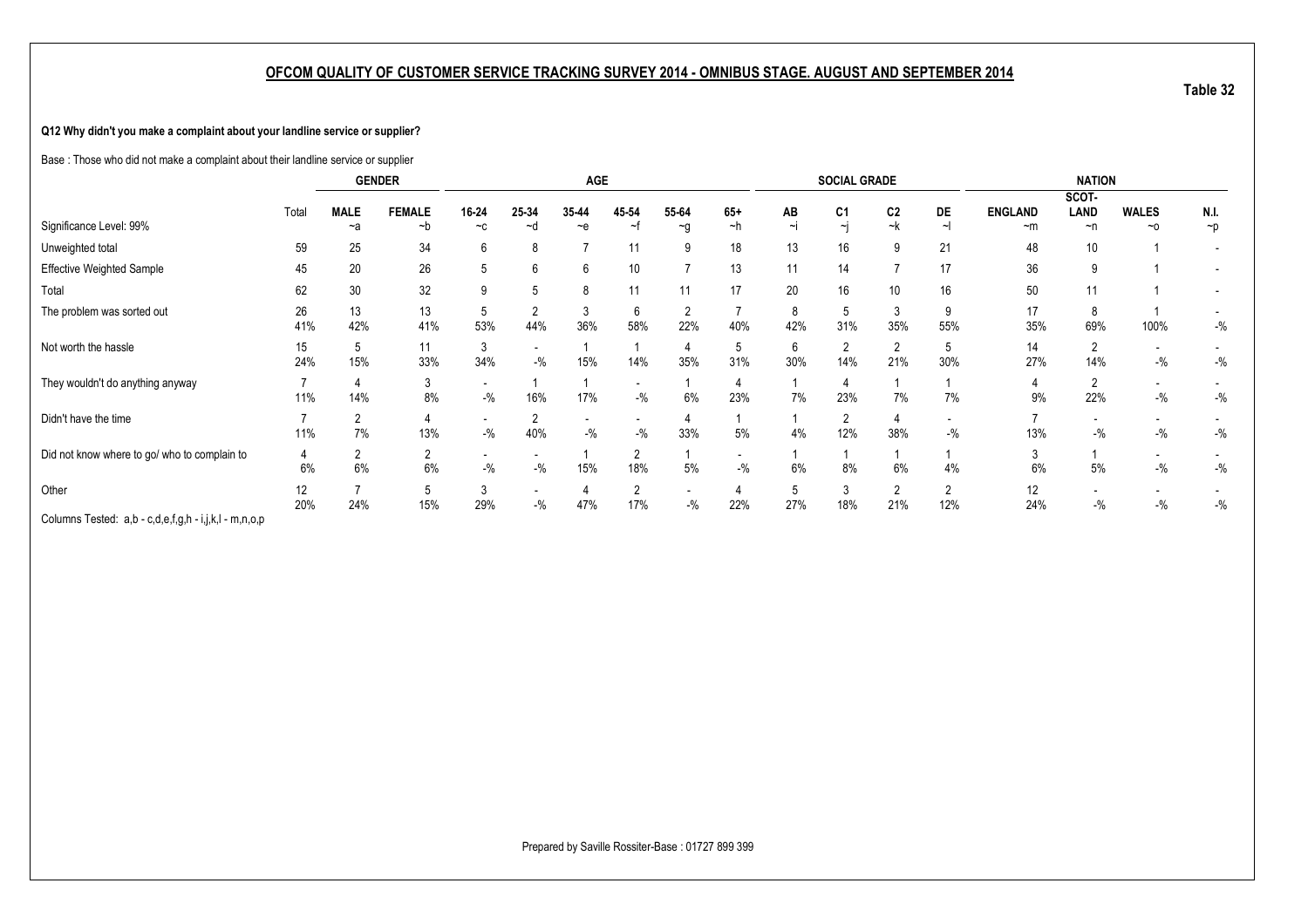## OFCOM QUALITY OF CUSTOMER SERVICE TRACKING SURVEY 2014 - OMNIBUS STAGE. AUGUST AND SEPTEMBER 2014

**Table 32**

**Q12 Why didn't you make a complaint about your landline service or supplier?**

Base : Those who did not make a complaint about their landline service or supplier

| | Total | GENDER | | AGE | | | | | | SOCIAL GRADE | | | | NATION | | | |
|---|---|---|---|---|---|---|---|---|---|---|---|---|---|---|---|---|---|
| | | MALE | FEMALE | 16-24 | 25-34 | 35-44 | 45-54 | 55-64 | 65+ | AB | C1 | C2 | DE | ENGLAND | SCOT-LAND | WALES | N.I. |
| Significance Level: 99% | | ~a | ~b | ~c | ~d | ~e | ~f | ~g | ~h | ~i | ~j | ~k | ~l | ~m | ~n | ~o | ~p |
| Unweighted total | 59 | 25 | 34 | 6 | 8 | 7 | 11 | 9 | 18 | 13 | 16 | 9 | 21 | 48 | 10 | 1 | - |
| Effective Weighted Sample | 45 | 20 | 26 | 5 | 6 | 6 | 10 | 7 | 13 | 11 | 14 | 7 | 17 | 36 | 9 | 1 | - |
| Total | 62 | 30 | 32 | 9 | 5 | 8 | 11 | 11 | 17 | 20 | 16 | 10 | 16 | 50 | 11 | 1 | - |
| The problem was sorted out | 26 | 13 | 13 | 5 | 2 | 3 | 6 | 2 | 7 | 8 | 5 | 3 | 9 | 17 | 8 | 1 | - |
| | 41% | 42% | 41% | 53% | 44% | 36% | 58% | 22% | 40% | 42% | 31% | 35% | 55% | 35% | 69% | 100% | -% |
| Not worth the hassle | 15 | 5 | 11 | 3 | - | 1 | 1 | 4 | 5 | 6 | 2 | 2 | 5 | 14 | 2 | - | - |
| | 24% | 15% | 33% | 34% | -% | 15% | 14% | 35% | 31% | 30% | 14% | 21% | 30% | 27% | 14% | -% | -% |
| They wouldn't do anything anyway | 7 | 4 | 3 | - | 1 | 1 | - | 1 | 4 | 1 | 4 | 1 | 1 | 4 | 2 | - | - |
| | 11% | 14% | 8% | -% | 16% | 17% | -% | 6% | 23% | 7% | 23% | 7% | 7% | 9% | 22% | -% | -% |
| Didn't have the time | 7 | 2 | 4 | - | 2 | - | - | 4 | 1 | 1 | 2 | 4 | - | 7 | - | - | - |
| | 11% | 7% | 13% | -% | 40% | -% | -% | 33% | 5% | 4% | 12% | 38% | -% | 13% | -% | -% | -% |
| Did not know where to go/ who to complain to | 4 | 2 | 2 | - | - | 1 | 2 | 1 | - | 1 | 1 | 1 | 1 | 3 | 1 | - | - |
| | 6% | 6% | 6% | -% | -% | 15% | 18% | 5% | -% | 6% | 8% | 6% | 4% | 6% | 5% | -% | -% |
| Other | 12 | 7 | 5 | 3 | - | 4 | 2 | - | 4 | 5 | 3 | 2 | 2 | 12 | - | - | - |
| | 20% | 24% | 15% | 29% | -% | 47% | 17% | -% | 22% | 27% | 18% | 21% | 12% | 24% | -% | -% | -% |

Columns Tested: a,b - c,d,e,f,g,h - i,j,k,l - m,n,o,p

Prepared by Saville Rossiter-Base : 01727 899 399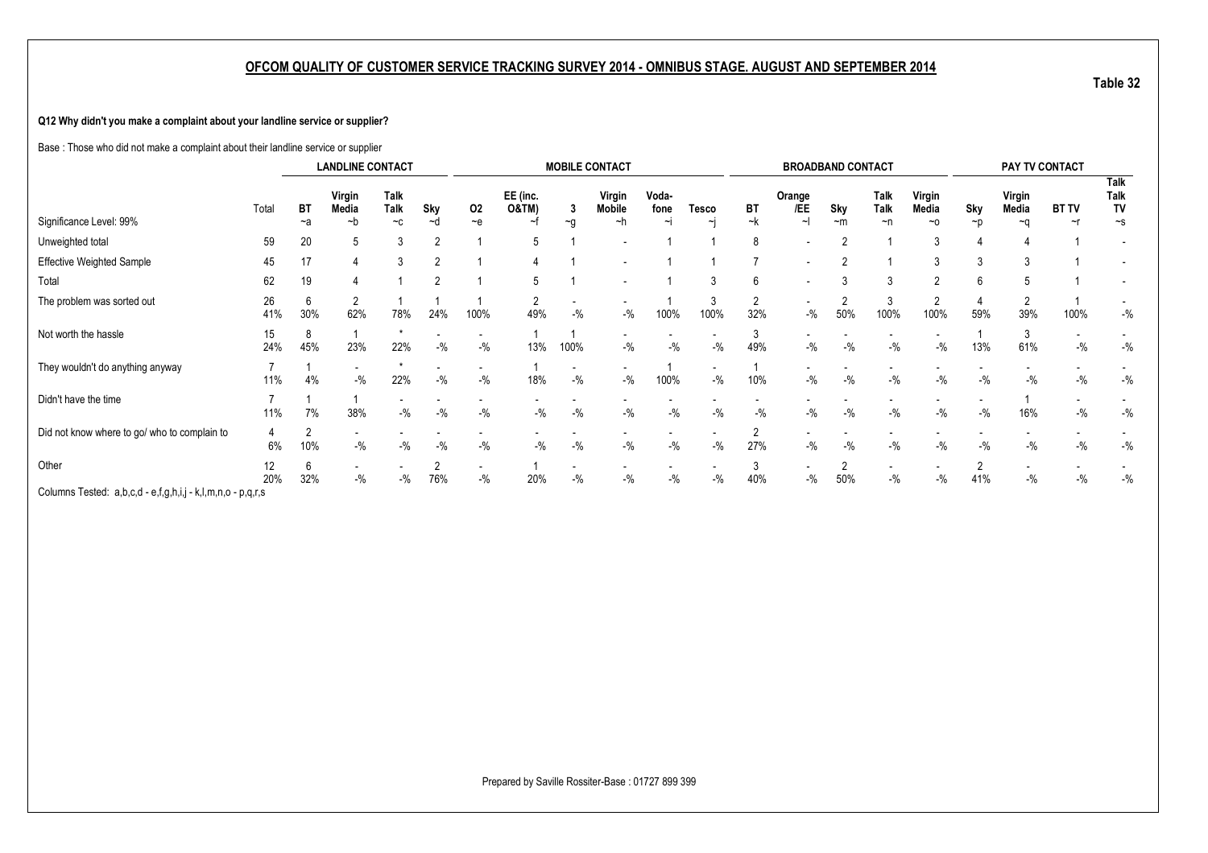## OFCOM QUALITY OF CUSTOMER SERVICE TRACKING SURVEY 2014 - OMNIBUS STAGE. AUGUST AND SEPTEMBER 2014

Table 32

**Q12 Why didn't you make a complaint about your landline service or supplier?**

Base : Those who did not make a complaint about their landline service or supplier

| | | LANDLINE CONTACT | | | | MOBILE CONTACT | | | | | | BROADBAND CONTACT | | | | | PAY TV CONTACT | | | |
|---|---|---|---|---|---|---|---|---|---|---|---|---|---|---|---|---|---|---|---|---|
| Significance Level: 99% | Total | BT ~a | Virgin Media ~b | Talk Talk ~c | Sky ~d | O2 ~e | EE (inc. O&TM) ~f | 3 ~g | Virgin Mobile ~h | Voda-fone ~i | Tesco ~j | BT ~k | Orange /EE ~l | Sky ~m | Talk Talk ~n | Virgin Media ~o | Sky ~p | Virgin Media ~q | BT TV ~r | Talk Talk TV ~s |
| Unweighted total | 59 | 20 | 5 | 3 | 2 | 1 | 5 | 1 | - | 1 | 1 | 8 | - | 2 | 1 | 3 | 4 | 4 | 1 | - |
| Effective Weighted Sample | 45 | 17 | 4 | 3 | 2 | 1 | 4 | 1 | - | 1 | 1 | 7 | - | 2 | 1 | 3 | 3 | 3 | 1 | - |
| Total | 62 | 19 | 4 | 1 | 2 | 1 | 5 | 1 | - | 1 | 3 | 6 | - | 3 | 3 | 2 | 6 | 5 | 1 | - |
| The problem was sorted out | 26 | 6 | 2 | 1 | 1 | 1 | 2 | - | - | 1 | 3 | 2 | - | 2 | 3 | 2 | 4 | 2 | 1 | - |
| | 41% | 30% | 62% | 78% | 24% | 100% | 49% | -% | -% | 100% | 100% | 32% | -% | 50% | 100% | 100% | 59% | 39% | 100% | -% |
| Not worth the hassle | 15 | 8 | 1 | * | - | - | 1 | 1 | - | - | - | 3 | - | - | - | - | 1 | 3 | - | - |
| | 24% | 45% | 23% | 22% | -% | -% | 13% | 100% | -% | -% | -% | 49% | -% | -% | -% | -% | 13% | 61% | -% | -% |
| They wouldn't do anything anyway | 7 | 1 | - | * | - | - | 1 | - | - | 1 | - | 1 | - | - | - | - | - | - | - | - |
| | 11% | 4% | -% | 22% | -% | -% | 18% | -% | -% | 100% | -% | 10% | -% | -% | -% | -% | -% | -% | -% | -% |
| Didn't have the time | 7 | 1 | 1 | - | - | - | - | - | - | - | - | - | - | - | - | - | - | 1 | - | - |
| | 11% | 7% | 38% | -% | -% | -% | -% | -% | -% | -% | -% | -% | -% | -% | -% | -% | -% | 16% | -% | -% |
| Did not know where to go/ who to complain to | 4 | 2 | - | - | - | - | - | - | - | - | - | 2 | - | - | - | - | - | - | - | - |
| | 6% | 10% | -% | -% | -% | -% | -% | -% | -% | -% | -% | 27% | -% | -% | -% | -% | -% | -% | -% | -% |
| Other | 12 | 6 | - | - | 2 | - | 1 | - | - | - | - | 3 | - | 2 | - | - | 2 | - | - | - |
| | 20% | 32% | -% | -% | 76% | -% | 20% | -% | -% | -% | -% | 40% | -% | 50% | -% | -% | 41% | -% | -% | -% |

Columns Tested: a,b,c,d - e,f,g,h,i,j - k,l,m,n,o - p,q,r,s

Prepared by Saville Rossiter-Base : 01727 899 399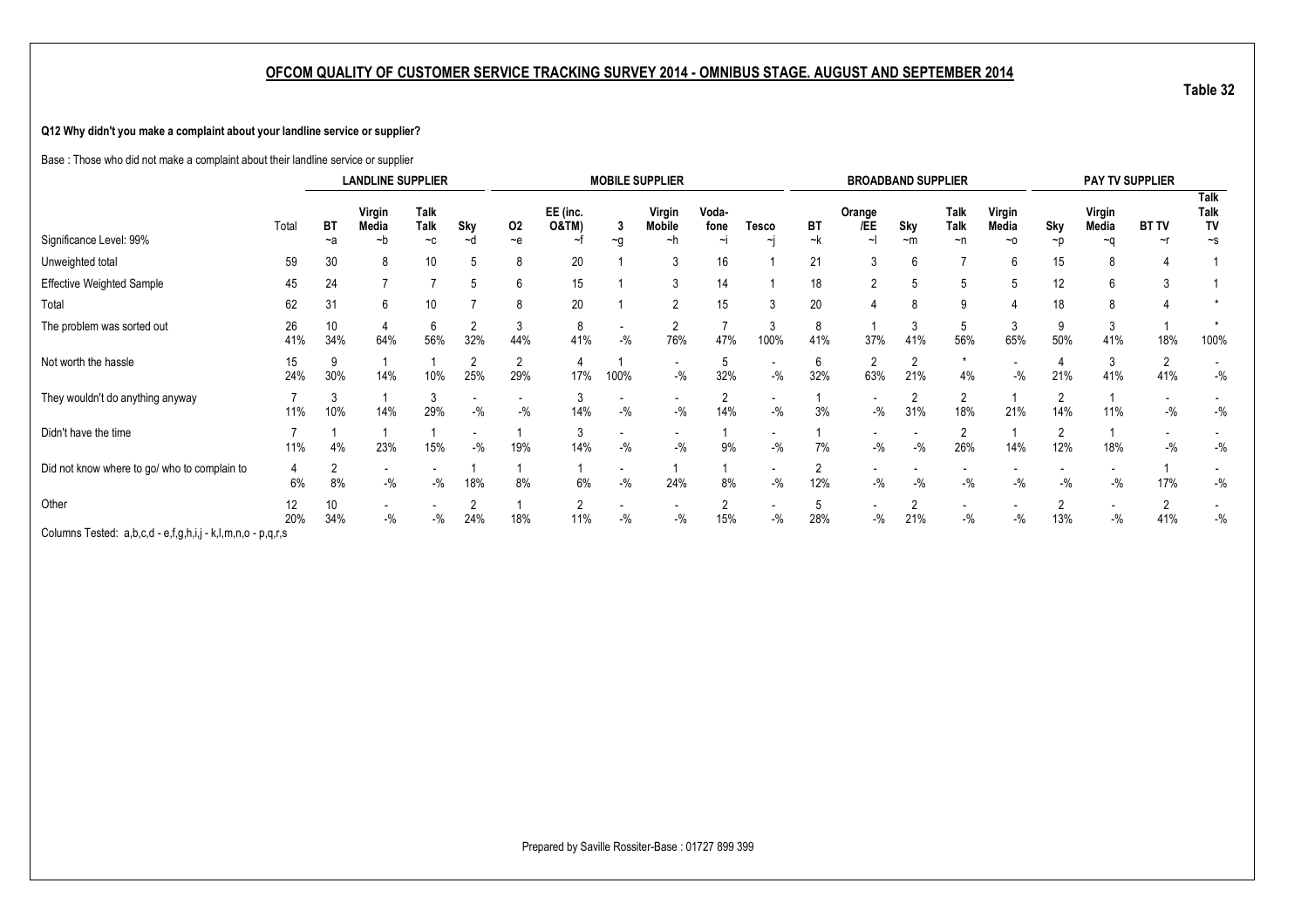## OFCOM QUALITY OF CUSTOMER SERVICE TRACKING SURVEY 2014 - OMNIBUS STAGE. AUGUST AND SEPTEMBER 2014

Table 32

**Q12 Why didn't you make a complaint about your landline service or supplier?**

Base : Those who did not make a complaint about their landline service or supplier

| | | LANDLINE SUPPLIER | | | | MOBILE SUPPLIER | | | | | | BROADBAND SUPPLIER | | | | | PAY TV SUPPLIER | | | |
|---|---|---|---|---|---|---|---|---|---|---|---|---|---|---|---|---|---|---|---|---|
| Significance Level: 99% | Total | BT ~a | Virgin Media ~b | Talk Talk ~c | Sky ~d | O2 ~e | EE (inc. O&TM) ~f | 3 ~g | Virgin Mobile ~h | Voda-fone ~i | Tesco ~j | BT ~k | Orange /EE ~l | Sky ~m | Talk Talk ~n | Virgin Media ~o | Sky ~p | Virgin Media ~q | BT TV ~r | Talk Talk TV ~s |
| Unweighted total | 59 | 30 | 8 | 10 | 5 | 8 | 20 | 1 | 3 | 16 | 1 | 21 | 3 | 6 | 7 | 6 | 15 | 8 | 4 | 1 |
| Effective Weighted Sample | 45 | 24 | 7 | 7 | 5 | 6 | 15 | 1 | 3 | 14 | 1 | 18 | 2 | 5 | 5 | 5 | 12 | 6 | 3 | 1 |
| Total | 62 | 31 | 6 | 10 | 7 | 8 | 20 | 1 | 2 | 15 | 3 | 20 | 4 | 8 | 9 | 4 | 18 | 8 | 4 | * |
| The problem was sorted out | 26 | 10 | 4 | 6 | 2 | 3 | 8 | - | 2 | 7 | 3 | 8 | 1 | 3 | 5 | 3 | 9 | 3 | 1 | * |
| | 41% | 34% | 64% | 56% | 32% | 44% | 41% | -% | 76% | 47% | 100% | 41% | 37% | 41% | 56% | 65% | 50% | 41% | 18% | 100% |
| Not worth the hassle | 15 | 9 | 1 | 1 | 2 | 2 | 4 | 1 | - | 5 | - | 6 | 2 | 2 | * | - | 4 | 3 | 2 | - |
| | 24% | 30% | 14% | 10% | 25% | 29% | 17% | 100% | -% | 32% | -% | 32% | 63% | 21% | 4% | -% | 21% | 41% | 41% | -% |
| They wouldn't do anything anyway | 7 | 3 | 1 | 3 | - | - | 3 | - | - | 2 | - | 1 | - | 2 | 2 | 1 | 2 | 1 | - | - |
| | 11% | 10% | 14% | 29% | -% | -% | 14% | -% | -% | 14% | -% | 3% | -% | 31% | 18% | 21% | 14% | 11% | -% | -% |
| Didn't have the time | 7 | 1 | 1 | 1 | - | 1 | 3 | - | - | 1 | - | 1 | - | - | 2 | 1 | 2 | 1 | - | - |
| | 11% | 4% | 23% | 15% | -% | 19% | 14% | -% | -% | 9% | -% | 7% | -% | -% | 26% | 14% | 12% | 18% | -% | -% |
| Did not know where to go/ who to complain to | 4 | 2 | - | - | 1 | 1 | 1 | - | 1 | 1 | - | 2 | - | - | - | - | - | - | 1 | - |
| | 6% | 8% | -% | -% | 18% | 8% | 6% | -% | 24% | 8% | -% | 12% | -% | -% | -% | -% | -% | -% | 17% | -% |
| Other | 12 | 10 | - | - | 2 | 1 | 2 | - | - | 2 | - | 5 | - | 2 | - | - | 2 | - | 2 | - |
| | 20% | 34% | -% | -% | 24% | 18% | 11% | -% | -% | 15% | -% | 28% | -% | 21% | -% | -% | 13% | -% | 41% | -% |

Columns Tested: a,b,c,d - e,f,g,h,i,j - k,l,m,n,o - p,q,r,s

Prepared by Saville Rossiter-Base : 01727 899 399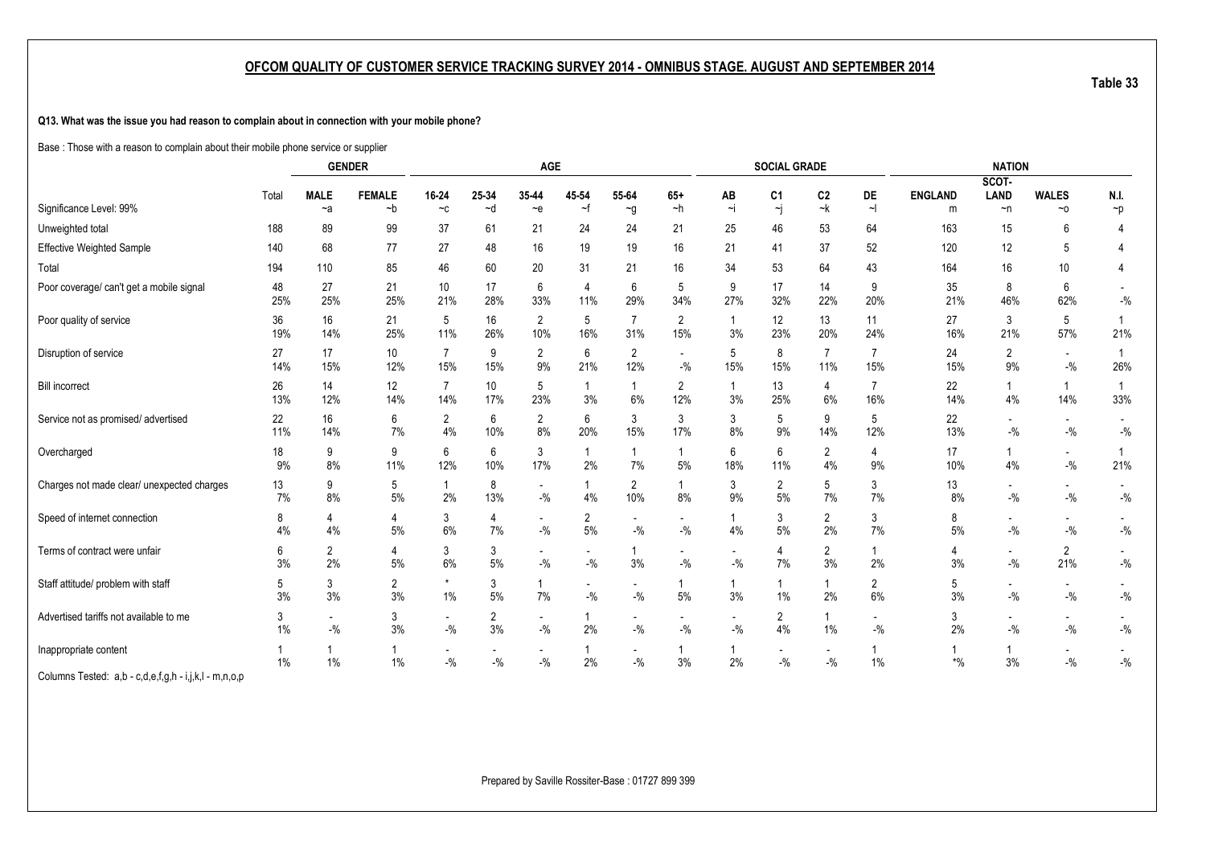## OFCOM QUALITY OF CUSTOMER SERVICE TRACKING SURVEY 2014 - OMNIBUS STAGE. AUGUST AND SEPTEMBER 2014

Table 33

**Q13. What was the issue you had reason to complain about in connection with your mobile phone?**

Base : Those with a reason to complain about their mobile phone service or supplier

| | | GENDER | | AGE | | | | | | SOCIAL GRADE | | | | NATION | | | |
|---|---|---|---|---|---|---|---|---|---|---|---|---|---|---|---|---|---|
| | Total | MALE | FEMALE | 16-24 | 25-34 | 35-44 | 45-54 | 55-64 | 65+ | AB | C1 | C2 | DE | ENGLAND | SCOT-LAND | WALES | N.I. |
| Significance Level: 99% | | ~a | ~b | ~c | ~d | ~e | ~f | ~g | ~h | ~i | ~j | ~k | ~l | m | ~n | ~o | ~p |
| Unweighted total | 188 | 89 | 99 | 37 | 61 | 21 | 24 | 24 | 21 | 25 | 46 | 53 | 64 | 163 | 15 | 6 | 4 |
| Effective Weighted Sample | 140 | 68 | 77 | 27 | 48 | 16 | 19 | 19 | 16 | 21 | 41 | 37 | 52 | 120 | 12 | 5 | 4 |
| Total | 194 | 110 | 85 | 46 | 60 | 20 | 31 | 21 | 16 | 34 | 53 | 64 | 43 | 164 | 16 | 10 | 4 |
| Poor coverage/ can't get a mobile signal | 48 | 27 | 21 | 10 | 17 | 6 | 4 | 6 | 5 | 9 | 17 | 14 | 9 | 35 | 8 | 6 | - |
| | 25% | 25% | 25% | 21% | 28% | 33% | 11% | 29% | 34% | 27% | 32% | 22% | 20% | 21% | 46% | 62% | -% |
| Poor quality of service | 36 | 16 | 21 | 5 | 16 | 2 | 5 | 7 | 2 | 1 | 12 | 13 | 11 | 27 | 3 | 5 | 1 |
| | 19% | 14% | 25% | 11% | 26% | 10% | 16% | 31% | 15% | 3% | 23% | 20% | 24% | 16% | 21% | 57% | 21% |
| Disruption of service | 27 | 17 | 10 | 7 | 9 | 2 | 6 | 2 | - | 5 | 8 | 7 | 7 | 24 | 2 | - | 1 |
| | 14% | 15% | 12% | 15% | 15% | 9% | 21% | 12% | -% | 15% | 15% | 11% | 15% | 15% | 9% | -% | 26% |
| Bill incorrect | 26 | 14 | 12 | 7 | 10 | 5 | 1 | 1 | 2 | 1 | 13 | 4 | 7 | 22 | 1 | 1 | 1 |
| | 13% | 12% | 14% | 14% | 17% | 23% | 3% | 6% | 12% | 3% | 25% | 6% | 16% | 14% | 4% | 14% | 33% |
| Service not as promised/ advertised | 22 | 16 | 6 | 2 | 6 | 2 | 6 | 3 | 3 | 3 | 5 | 9 | 5 | 22 | - | - | - |
| | 11% | 14% | 7% | 4% | 10% | 8% | 20% | 15% | 17% | 8% | 9% | 14% | 12% | 13% | -% | -% | -% |
| Overcharged | 18 | 9 | 9 | 6 | 6 | 3 | 1 | 1 | 1 | 6 | 6 | 2 | 4 | 17 | 1 | - | 1 |
| | 9% | 8% | 11% | 12% | 10% | 17% | 2% | 7% | 5% | 18% | 11% | 4% | 9% | 10% | 4% | -% | 21% |
| Charges not made clear/ unexpected charges | 13 | 9 | 5 | 1 | 8 | - | 1 | 2 | 1 | 3 | 2 | 5 | 3 | 13 | - | - | - |
| | 7% | 8% | 5% | 2% | 13% | -% | 4% | 10% | 8% | 9% | 5% | 7% | 7% | 8% | -% | -% | -% |
| Speed of internet connection | 8 | 4 | 4 | 3 | 4 | - | 2 | - | - | 1 | 3 | 2 | 3 | 8 | - | - | - |
| | 4% | 4% | 5% | 6% | 7% | -% | 5% | -% | -% | 4% | 5% | 2% | 7% | 5% | -% | -% | -% |
| Terms of contract were unfair | 6 | 2 | 4 | 3 | 3 | - | - | 1 | - | - | 4 | 2 | 1 | 4 | - | 2 | - |
| | 3% | 2% | 5% | 6% | 5% | -% | -% | 3% | -% | -% | 7% | 3% | 2% | 3% | -% | 21% | -% |
| Staff attitude/ problem with staff | 5 | 3 | 2 | * | 3 | 1 | - | - | 1 | 1 | 1 | 1 | 2 | 5 | - | - | - |
| | 3% | 3% | 3% | 1% | 5% | 7% | -% | -% | 5% | 3% | 1% | 2% | 6% | 3% | -% | -% | -% |
| Advertised tariffs not available to me | 3 | - | 3 | - | 2 | - | 1 | - | - | - | 2 | 1 | - | 3 | - | - | - |
| | 1% | -% | 3% | -% | 3% | -% | 2% | -% | -% | -% | 4% | 1% | -% | 2% | -% | -% | -% |
| Inappropriate content | 1 | 1 | 1 | - | - | - | 1 | - | 1 | 1 | - | - | 1 | 1 | 1 | - | - |
| | 1% | 1% | 1% | -% | -% | -% | 2% | -% | 3% | 2% | -% | -% | 1% | *% | 3% | -% | -% |

Columns Tested: a,b - c,d,e,f,g,h - i,j,k,l - m,n,o,p

Prepared by Saville Rossiter-Base : 01727 899 399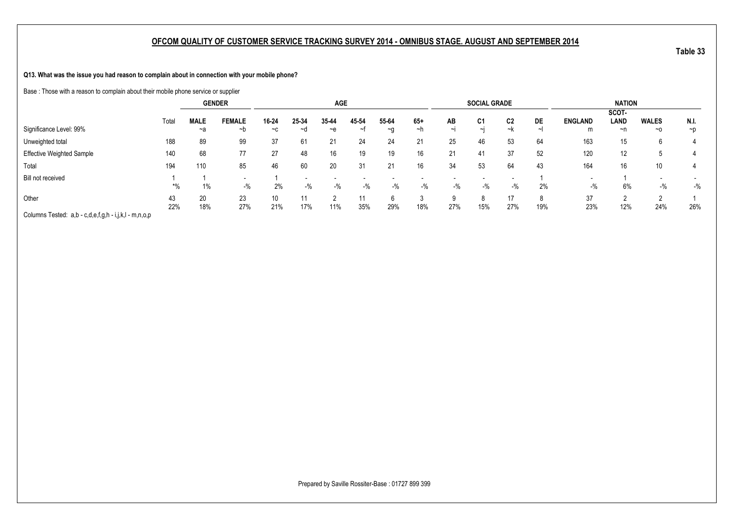## OFCOM QUALITY OF CUSTOMER SERVICE TRACKING SURVEY 2014 - OMNIBUS STAGE. AUGUST AND SEPTEMBER 2014

Table 33

**Q13. What was the issue you had reason to complain about in connection with your mobile phone?**

Base : Those with a reason to complain about their mobile phone service or supplier

| | | GENDER | | AGE | | | | | | SOCIAL GRADE | | | | NATION | | | |
|---|---|---|---|---|---|---|---|---|---|---|---|---|---|---|---|---|---|
| | Total | MALE | FEMALE | 16-24 | 25-34 | 35-44 | 45-54 | 55-64 | 65+ | AB | C1 | C2 | DE | ENGLAND | SCOT-LAND | WALES | N.I. |
| Significance Level: 99% | | ~a | ~b | ~c | ~d | ~e | ~f | ~g | ~h | ~i | ~j | ~k | ~l | m | ~n | ~o | ~p |
| Unweighted total | 188 | 89 | 99 | 37 | 61 | 21 | 24 | 24 | 21 | 25 | 46 | 53 | 64 | 163 | 15 | 6 | 4 |
| Effective Weighted Sample | 140 | 68 | 77 | 27 | 48 | 16 | 19 | 19 | 16 | 21 | 41 | 37 | 52 | 120 | 12 | 5 | 4 |
| Total | 194 | 110 | 85 | 46 | 60 | 20 | 31 | 21 | 16 | 34 | 53 | 64 | 43 | 164 | 16 | 10 | 4 |
| Bill not received | 1 | 1 | - | 1 | - | - | - | - | - | - | - | - | 1 | - | 1 | - | - |
| | *% | 1% | -% | 2% | -% | -% | -% | -% | -% | -% | -% | -% | 2% | -% | 6% | -% | -% |
| Other | 43 | 20 | 23 | 10 | 11 | 2 | 11 | 6 | 3 | 9 | 8 | 17 | 8 | 37 | 2 | 2 | 1 |
| | 22% | 18% | 27% | 21% | 17% | 11% | 35% | 29% | 18% | 27% | 15% | 27% | 19% | 23% | 12% | 24% | 26% |

Columns Tested: a,b - c,d,e,f,g,h - i,j,k,l - m,n,o,p

Prepared by Saville Rossiter-Base : 01727 899 399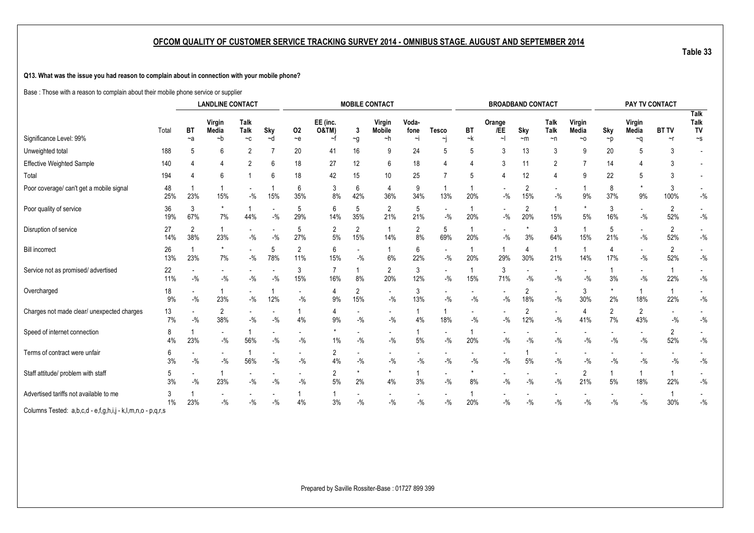## OFCOM QUALITY OF CUSTOMER SERVICE TRACKING SURVEY 2014 - OMNIBUS STAGE. AUGUST AND SEPTEMBER 2014

Table 33

**Q13. What was the issue you had reason to complain about in connection with your mobile phone?**

Base : Those with a reason to complain about their mobile phone service or supplier

| | | LANDLINE CONTACT | | | | MOBILE CONTACT | | | | | | BROADBAND CONTACT | | | | | PAY TV CONTACT | | | |
|---|---|---|---|---|---|---|---|---|---|---|---|---|---|---|---|---|---|---|---|---|
| Significance Level: 99% | Total | BT ~a | Virgin Media ~b | Talk Talk ~c | Sky ~d | O2 ~e | EE (inc. O&TM) ~f | 3 ~g | Virgin Mobile ~h | Voda-fone ~i | Tesco ~j | BT ~k | Orange /EE ~l | Sky ~m | Talk Talk ~n | Virgin Media ~o | Sky ~p | Virgin Media ~q | BT TV ~r | Talk Talk TV ~s |
| Unweighted total | 188 | 5 | 6 | 2 | 7 | 20 | 41 | 16 | 9 | 24 | 5 | 5 | 3 | 13 | 3 | 9 | 20 | 5 | 3 | - |
| Effective Weighted Sample | 140 | 4 | 4 | 2 | 6 | 18 | 27 | 12 | 6 | 18 | 4 | 4 | 3 | 11 | 2 | 7 | 14 | 4 | 3 | - |
| Total | 194 | 4 | 6 | 1 | 6 | 18 | 42 | 15 | 10 | 25 | 7 | 5 | 4 | 12 | 4 | 9 | 22 | 5 | 3 | - |
| Poor coverage/ can't get a mobile signal | 48 | 1 | 1 | - | 1 | 6 | 3 | 6 | 4 | 9 | 1 | 1 | - | 2 | - | 1 | 8 | * | 3 | - |
| | 25% | 23% | 15% | -% | 15% | 35% | 8% | 42% | 36% | 34% | 13% | 20% | -% | 15% | -% | 9% | 37% | 9% | 100% | -% |
| Poor quality of service | 36 | 3 | * | 1 | - | 5 | 6 | 5 | 2 | 5 | - | 1 | - | 2 | 1 | * | 3 | - | 2 | - |
| | 19% | 67% | 7% | 44% | -% | 29% | 14% | 35% | 21% | 21% | -% | 20% | -% | 20% | 15% | 5% | 16% | -% | 52% | -% |
| Disruption of service | 27 | 2 | 1 | - | - | 5 | 2 | 2 | 1 | 2 | 5 | 1 | - | * | 3 | 1 | 5 | - | 2 | - |
| | 14% | 38% | 23% | -% | -% | 27% | 5% | 15% | 14% | 8% | 69% | 20% | -% | 3% | 64% | 15% | 21% | -% | 52% | -% |
| Bill incorrect | 26 | 1 | * | - | 5 | 2 | 6 | - | 1 | 6 | - | 1 | 1 | 4 | 1 | 1 | 4 | - | 2 | - |
| | 13% | 23% | 7% | -% | 78% | 11% | 15% | -% | 6% | 22% | -% | 20% | 29% | 30% | 21% | 14% | 17% | -% | 52% | -% |
| Service not as promised/ advertised | 22 | - | - | - | - | 3 | 7 | 1 | 2 | 3 | - | 1 | 3 | - | - | - | 1 | - | 1 | - |
| | 11% | -% | -% | -% | -% | 15% | 16% | 8% | 20% | 12% | -% | 15% | 71% | -% | -% | -% | 3% | -% | 22% | -% |
| Overcharged | 18 | - | 1 | - | 1 | - | 4 | 2 | - | 3 | - | - | - | 2 | - | 3 | * | 1 | 1 | - |
| | 9% | -% | 23% | -% | 12% | -% | 9% | 15% | -% | 13% | -% | -% | -% | 18% | -% | 30% | 2% | 18% | 22% | -% |
| Charges not made clear/ unexpected charges | 13 | - | 2 | - | - | 1 | 4 | - | - | 1 | 1 | - | - | 2 | - | 4 | 2 | 2 | - | - |
| | 7% | -% | 38% | -% | -% | 4% | 9% | -% | -% | 4% | 18% | -% | -% | 12% | -% | 41% | 7% | 43% | -% | -% |
| Speed of internet connection | 8 | 1 | - | 1 | - | - | * | - | - | 1 | - | 1 | - | - | - | - | - | - | 2 | - |
| | 4% | 23% | -% | 56% | -% | -% | 1% | -% | -% | 5% | -% | 20% | -% | -% | -% | -% | -% | -% | 52% | -% |
| Terms of contract were unfair | 6 | - | - | 1 | - | - | 2 | - | - | - | - | - | - | 1 | - | - | - | - | - | - |
| | 3% | -% | -% | 56% | -% | -% | 4% | -% | -% | -% | -% | -% | -% | 5% | -% | -% | -% | -% | -% | -% |
| Staff attitude/ problem with staff | 5 | - | 1 | - | - | - | 2 | * | * | 1 | - | * | - | - | - | 2 | 1 | 1 | 1 | - |
| | 3% | -% | 23% | -% | -% | -% | 5% | 2% | 4% | 3% | -% | 8% | -% | -% | -% | 21% | 5% | 18% | 22% | -% |
| Advertised tariffs not available to me | 3 | 1 | - | - | - | 1 | 1 | - | - | - | - | 1 | - | - | - | - | - | - | 1 | - |
| | 1% | 23% | -% | -% | -% | 4% | 3% | -% | -% | -% | -% | 20% | -% | -% | -% | -% | -% | -% | 30% | -% |

Columns Tested: a,b,c,d - e,f,g,h,i,j - k,l,m,n,o - p,q,r,s

Prepared by Saville Rossiter-Base : 01727 899 399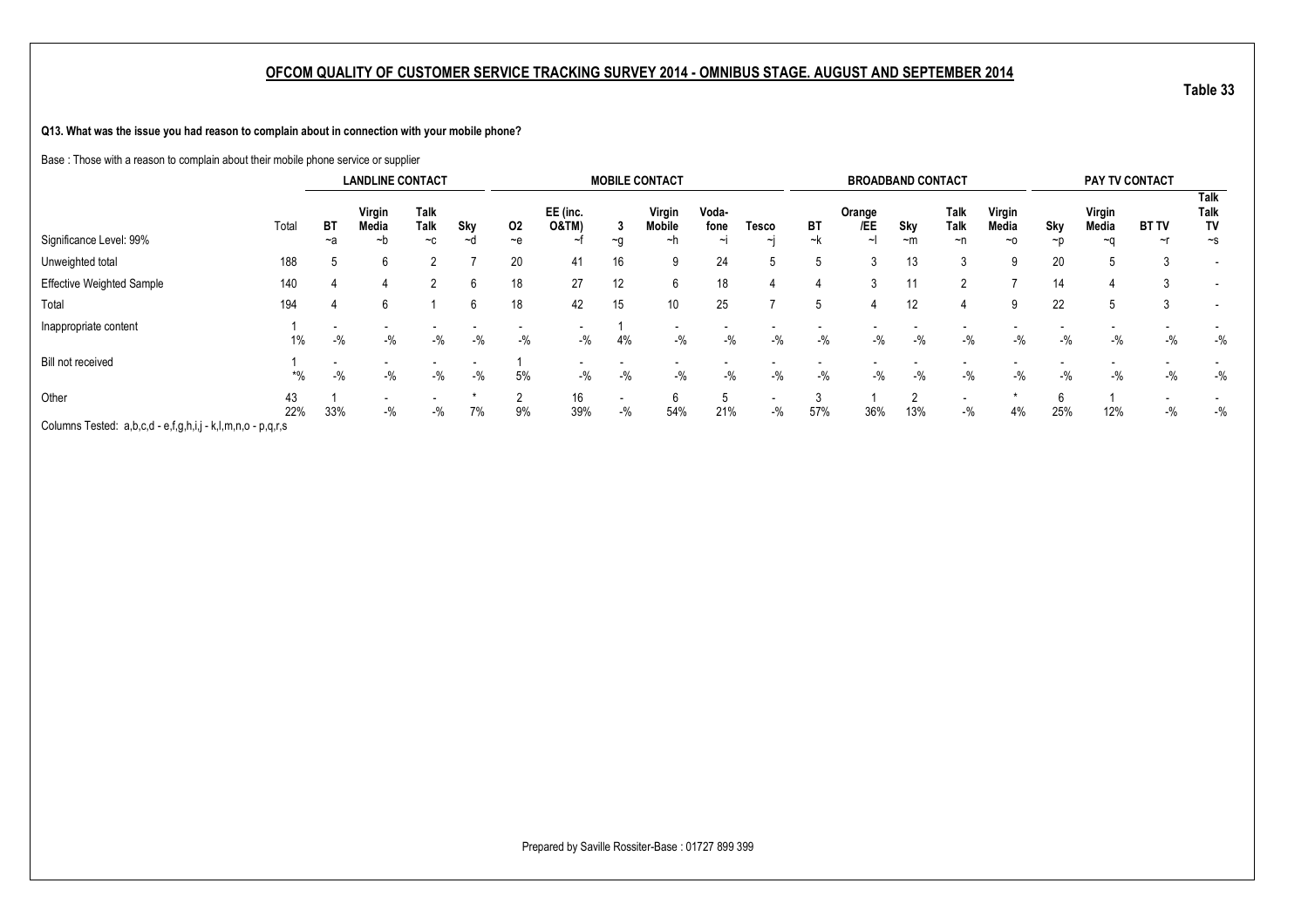## OFCOM QUALITY OF CUSTOMER SERVICE TRACKING SURVEY 2014 - OMNIBUS STAGE. AUGUST AND SEPTEMBER 2014

**Table 33**

**Q13. What was the issue you had reason to complain about in connection with your mobile phone?**

Base : Those with a reason to complain about their mobile phone service or supplier

| | | LANDLINE CONTACT | | | | MOBILE CONTACT | | | | | | BROADBAND CONTACT | | | | | PAY TV CONTACT | | | |
|---|---|---|---|---|---|---|---|---|---|---|---|---|---|---|---|---|---|---|---|---|
| | Total | BT | Virgin Media | Talk Talk | Sky | O2 | EE (inc. O&TM) | 3 | Virgin Mobile | Voda-fone | Tesco | BT | Orange /EE | Sky | Talk Talk | Virgin Media | Sky | Virgin Media | BT TV | Talk Talk TV |
| Significance Level: 99% | | ~a | ~b | ~c | ~d | ~e | ~f | ~g | ~h | ~i | ~j | ~k | ~l | ~m | ~n | ~o | ~p | ~q | ~r | ~s |
| Unweighted total | 188 | 5 | 6 | 2 | 7 | 20 | 41 | 16 | 9 | 24 | 5 | 5 | 3 | 13 | 3 | 9 | 20 | 5 | 3 | - |
| Effective Weighted Sample | 140 | 4 | 4 | 2 | 6 | 18 | 27 | 12 | 6 | 18 | 4 | 4 | 3 | 11 | 2 | 7 | 14 | 4 | 3 | - |
| Total | 194 | 4 | 6 | 1 | 6 | 18 | 42 | 15 | 10 | 25 | 7 | 5 | 4 | 12 | 4 | 9 | 22 | 5 | 3 | - |
| Inappropriate content | 1 | - | - | - | - | - | - | 1 | - | - | - | - | - | - | - | - | - | - | - | - |
| | 1% | -% | -% | -% | -% | -% | -% | 4% | -% | -% | -% | -% | -% | -% | -% | -% | -% | -% | -% | -% |
| Bill not received | 1 | - | - | - | - | 1 | - | - | - | - | - | - | - | - | - | - | - | - | - | - |
| | *% | -% | -% | -% | -% | 5% | -% | -% | -% | -% | -% | -% | -% | -% | -% | -% | -% | -% | -% | -% |
| Other | 43 | 1 | - | - | * | 2 | 16 | - | 6 | 5 | - | 3 | 1 | 2 | - | * | 6 | 1 | - | - |
| | 22% | 33% | -% | -% | 7% | 9% | 39% | -% | 54% | 21% | -% | 57% | 36% | 13% | -% | 4% | 25% | 12% | -% | -% |

Columns Tested: a,b,c,d - e,f,g,h,i,j - k,l,m,n,o - p,q,r,s

Prepared by Saville Rossiter-Base : 01727 899 399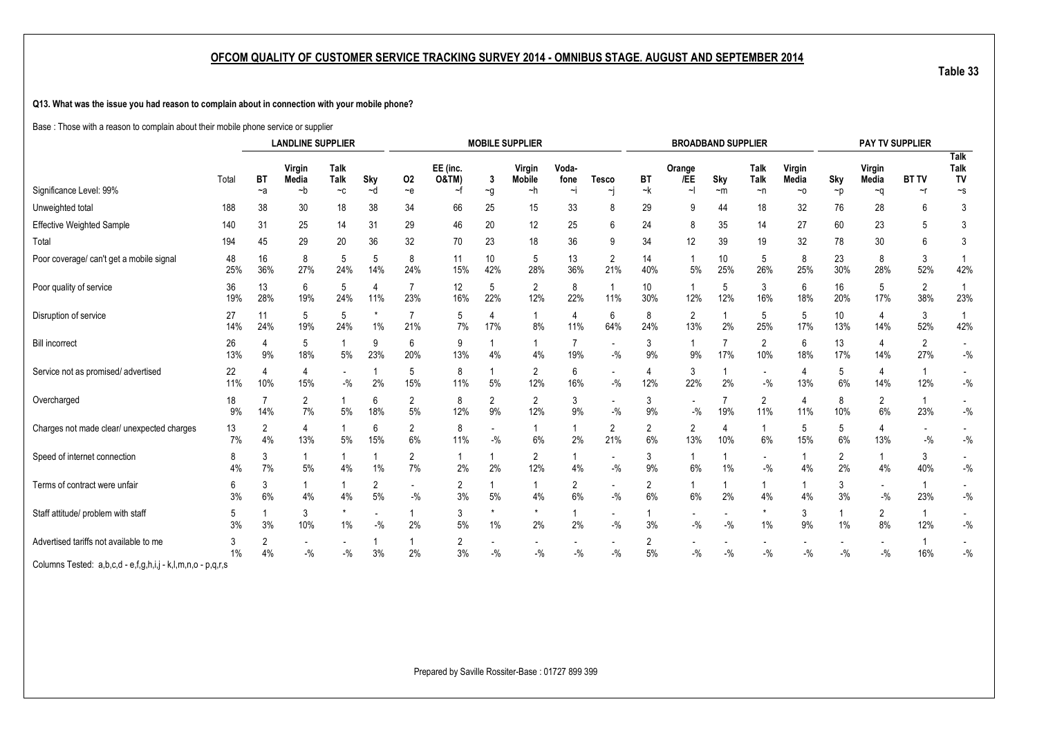## OFCOM QUALITY OF CUSTOMER SERVICE TRACKING SURVEY 2014 - OMNIBUS STAGE. AUGUST AND SEPTEMBER 2014

Table 33

**Q13. What was the issue you had reason to complain about in connection with your mobile phone?**

Base : Those with a reason to complain about their mobile phone service or supplier

| | | LANDLINE SUPPLIER | | | | MOBILE SUPPLIER | | | | | | BROADBAND SUPPLIER | | | | | PAY TV SUPPLIER | | | |
|---|---|---|---|---|---|---|---|---|---|---|---|---|---|---|---|---|---|---|---|---|
| | Total | BT | Virgin Media | Talk Talk | Sky | O2 | EE (inc. O&TM) | 3 | Virgin Mobile | Voda-fone | Tesco | BT | Orange /EE | Sky | Talk Talk | Virgin Media | Sky | Virgin Media | BT TV | Talk Talk TV |
| Significance Level: 99% | | ~a | ~b | ~c | ~d | ~e | ~f | ~g | ~h | ~i | ~j | ~k | ~l | ~m | ~n | ~o | ~p | ~q | ~r | ~s |
| Unweighted total | 188 | 38 | 30 | 18 | 38 | 34 | 66 | 25 | 15 | 33 | 8 | 29 | 9 | 44 | 18 | 32 | 76 | 28 | 6 | 3 |
| Effective Weighted Sample | 140 | 31 | 25 | 14 | 31 | 29 | 46 | 20 | 12 | 25 | 6 | 24 | 8 | 35 | 14 | 27 | 60 | 23 | 5 | 3 |
| Total | 194 | 45 | 29 | 20 | 36 | 32 | 70 | 23 | 18 | 36 | 9 | 34 | 12 | 39 | 19 | 32 | 78 | 30 | 6 | 3 |
| Poor coverage/ can't get a mobile signal | 48 | 16 | 8 | 5 | 5 | 8 | 11 | 10 | 5 | 13 | 2 | 14 | 1 | 10 | 5 | 8 | 23 | 8 | 3 | 1 |
| | 25% | 36% | 27% | 24% | 14% | 24% | 15% | 42% | 28% | 36% | 21% | 40% | 5% | 25% | 26% | 25% | 30% | 28% | 52% | 42% |
| Poor quality of service | 36 | 13 | 6 | 5 | 4 | 7 | 12 | 5 | 2 | 8 | 1 | 10 | 1 | 5 | 3 | 6 | 16 | 5 | 2 | 1 |
| | 19% | 28% | 19% | 24% | 11% | 23% | 16% | 22% | 12% | 22% | 11% | 30% | 12% | 12% | 16% | 18% | 20% | 17% | 38% | 23% |
| Disruption of service | 27 | 11 | 5 | 5 | * | 7 | 5 | 4 | 1 | 4 | 6 | 8 | 2 | 1 | 5 | 5 | 10 | 4 | 3 | 1 |
| | 14% | 24% | 19% | 24% | 1% | 21% | 7% | 17% | 8% | 11% | 64% | 24% | 13% | 2% | 25% | 17% | 13% | 14% | 52% | 42% |
| Bill incorrect | 26 | 4 | 5 | 1 | 9 | 6 | 9 | 1 | 1 | 7 | - | 3 | 1 | 7 | 2 | 6 | 13 | 4 | 2 | - |
| | 13% | 9% | 18% | 5% | 23% | 20% | 13% | 4% | 4% | 19% | -% | 9% | 9% | 17% | 10% | 18% | 17% | 14% | 27% | -% |
| Service not as promised/ advertised | 22 | 4 | 4 | - | 1 | 5 | 8 | 1 | 2 | 6 | - | 4 | 3 | 1 | - | 4 | 5 | 4 | 1 | - |
| | 11% | 10% | 15% | -% | 2% | 15% | 11% | 5% | 12% | 16% | -% | 12% | 22% | 2% | -% | 13% | 6% | 14% | 12% | -% |
| Overcharged | 18 | 7 | 2 | 1 | 6 | 2 | 8 | 2 | 2 | 3 | - | 3 | - | 7 | 2 | 4 | 8 | 2 | 1 | - |
| | 9% | 14% | 7% | 5% | 18% | 5% | 12% | 9% | 12% | 9% | -% | 9% | -% | 19% | 11% | 11% | 10% | 6% | 23% | -% |
| Charges not made clear/ unexpected charges | 13 | 2 | 4 | 1 | 6 | 2 | 8 | - | 1 | 1 | 2 | 2 | 2 | 4 | 1 | 5 | 5 | 4 | - | - |
| | 7% | 4% | 13% | 5% | 15% | 6% | 11% | -% | 6% | 2% | 21% | 6% | 13% | 10% | 6% | 15% | 6% | 13% | -% | -% |
| Speed of internet connection | 8 | 3 | 1 | 1 | 1 | 2 | 1 | 1 | 2 | 1 | - | 3 | 1 | 1 | - | 1 | 2 | 1 | 3 | - |
| | 4% | 7% | 5% | 4% | 1% | 7% | 2% | 2% | 12% | 4% | -% | 9% | 6% | 1% | -% | 4% | 2% | 4% | 40% | -% |
| Terms of contract were unfair | 6 | 3 | 1 | 1 | 2 | - | 2 | 1 | 1 | 2 | - | 2 | 1 | 1 | 1 | 1 | 3 | - | 1 | - |
| | 3% | 6% | 4% | 4% | 5% | -% | 3% | 5% | 4% | 6% | -% | 6% | 6% | 2% | 4% | 4% | 3% | -% | 23% | -% |
| Staff attitude/ problem with staff | 5 | 1 | 3 | * | - | 1 | 3 | * | * | 1 | - | 1 | - | - | * | 3 | 1 | 2 | 1 | - |
| | 3% | 3% | 10% | 1% | -% | 2% | 5% | 1% | 2% | 2% | -% | 3% | -% | -% | 1% | 9% | 1% | 8% | 12% | -% |
| Advertised tariffs not available to me | 3 | 2 | - | - | 1 | 1 | 2 | - | - | - | - | 2 | - | - | - | - | - | - | 1 | - |
| | 1% | 4% | -% | -% | 3% | 2% | 3% | -% | -% | -% | -% | 5% | -% | -% | -% | -% | -% | -% | 16% | -% |

Columns Tested: a,b,c,d - e,f,g,h,i,j - k,l,m,n,o - p,q,r,s

Prepared by Saville Rossiter-Base : 01727 899 399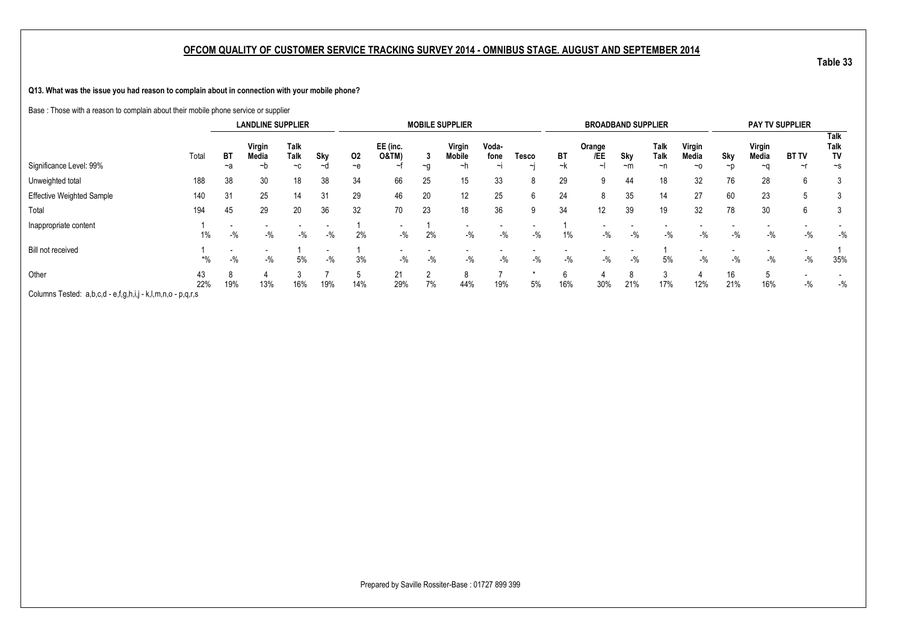## OFCOM QUALITY OF CUSTOMER SERVICE TRACKING SURVEY 2014 - OMNIBUS STAGE. AUGUST AND SEPTEMBER 2014

Table 33

**Q13. What was the issue you had reason to complain about in connection with your mobile phone?**

Base : Those with a reason to complain about their mobile phone service or supplier

| | | LANDLINE SUPPLIER | | | | MOBILE SUPPLIER | | | | | | BROADBAND SUPPLIER | | | | | PAY TV SUPPLIER | | | |
|---|---|---|---|---|---|---|---|---|---|---|---|---|---|---|---|---|---|---|---|---|
| | Total | BT | Virgin Media | Talk Talk | Sky | O2 | EE (inc. O&TM) | 3 | Virgin Mobile | Voda-fone | Tesco | BT | Orange /EE | Sky | Talk Talk | Virgin Media | Sky | Virgin Media | BT TV | Talk Talk TV |
| Significance Level: 99% | | ~a | ~b | ~c | ~d | ~e | ~f | ~g | ~h | ~i | ~j | ~k | ~l | ~m | ~n | ~o | ~p | ~q | ~r | ~s |
| Unweighted total | 188 | 38 | 30 | 18 | 38 | 34 | 66 | 25 | 15 | 33 | 8 | 29 | 9 | 44 | 18 | 32 | 76 | 28 | 6 | 3 |
| Effective Weighted Sample | 140 | 31 | 25 | 14 | 31 | 29 | 46 | 20 | 12 | 25 | 6 | 24 | 8 | 35 | 14 | 27 | 60 | 23 | 5 | 3 |
| Total | 194 | 45 | 29 | 20 | 36 | 32 | 70 | 23 | 18 | 36 | 9 | 34 | 12 | 39 | 19 | 32 | 78 | 30 | 6 | 3 |
| Inappropriate content | 1 | - | - | - | - | 1 | - | 1 | - | - | - | 1 | - | - | - | - | - | - | - | - |
| | 1% | -% | -% | -% | -% | 2% | -% | 2% | -% | -% | -% | 1% | -% | -% | -% | -% | -% | -% | -% | -% |
| Bill not received | 1 | - | - | 1 | - | 1 | - | - | - | - | - | - | - | - | 1 | - | - | - | - | 1 |
| | *% | -% | -% | 5% | -% | 3% | -% | -% | -% | -% | -% | -% | -% | -% | 5% | -% | -% | -% | -% | 35% |
| Other | 43 | 8 | 4 | 3 | 7 | 5 | 21 | 2 | 8 | 7 | * | 6 | 4 | 8 | 3 | 4 | 16 | 5 | - | - |
| | 22% | 19% | 13% | 16% | 19% | 14% | 29% | 7% | 44% | 19% | 5% | 16% | 30% | 21% | 17% | 12% | 21% | 16% | -% | -% |

Columns Tested: a,b,c,d - e,f,g,h,i,j - k,l,m,n,o - p,q,r,s

Prepared by Saville Rossiter-Base : 01727 899 399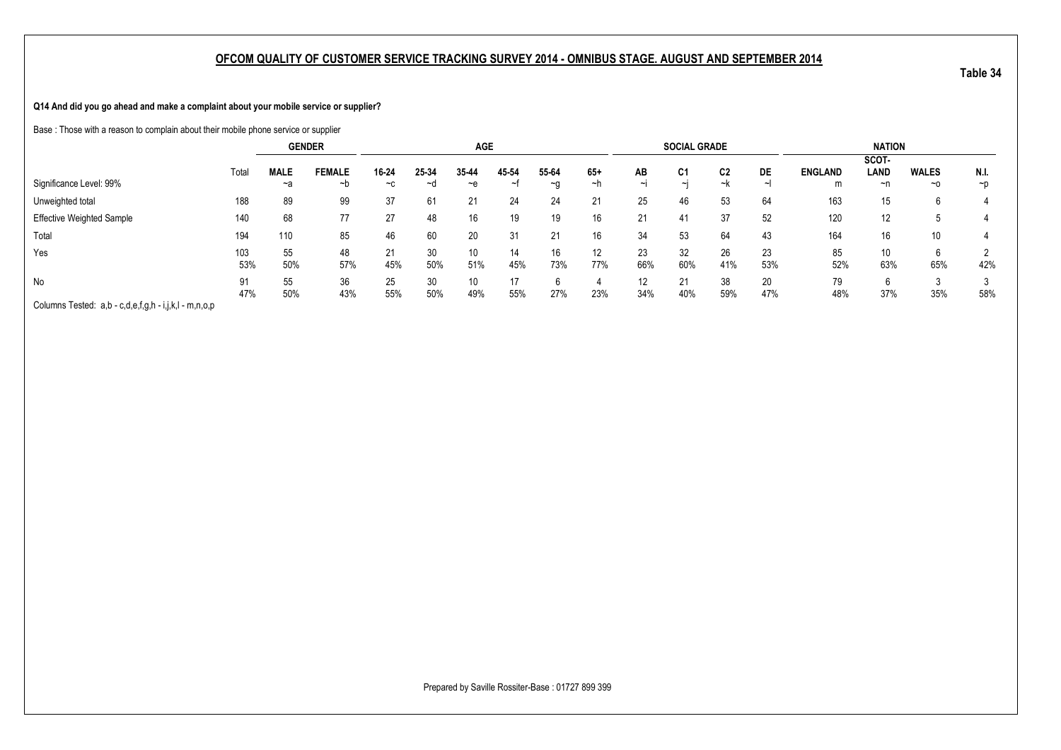## OFCOM QUALITY OF CUSTOMER SERVICE TRACKING SURVEY 2014 - OMNIBUS STAGE. AUGUST AND SEPTEMBER 2014

**Table 34**

**Q14 And did you go ahead and make a complaint about your mobile service or supplier?**

Base : Those with a reason to complain about their mobile phone service or supplier

| | | GENDER | | AGE | | | | | | SOCIAL GRADE | | | | NATION | | | |
|---|---|---|---|---|---|---|---|---|---|---|---|---|---|---|---|---|---|
| | Total | MALE | FEMALE | 16-24 | 25-34 | 35-44 | 45-54 | 55-64 | 65+ | AB | C1 | C2 | DE | ENGLAND | SCOT-LAND | WALES | N.I. |
| Significance Level: 99% | | ~a | ~b | ~c | ~d | ~e | ~f | ~g | ~h | ~i | ~j | ~k | ~l | m | ~n | ~o | ~p |
| Unweighted total | 188 | 89 | 99 | 37 | 61 | 21 | 24 | 24 | 21 | 25 | 46 | 53 | 64 | 163 | 15 | 6 | 4 |
| Effective Weighted Sample | 140 | 68 | 77 | 27 | 48 | 16 | 19 | 19 | 16 | 21 | 41 | 37 | 52 | 120 | 12 | 5 | 4 |
| Total | 194 | 110 | 85 | 46 | 60 | 20 | 31 | 21 | 16 | 34 | 53 | 64 | 43 | 164 | 16 | 10 | 4 |
| Yes | 103 | 55 | 48 | 21 | 30 | 10 | 14 | 16 | 12 | 23 | 32 | 26 | 23 | 85 | 10 | 6 | 2 |
| | 53% | 50% | 57% | 45% | 50% | 51% | 45% | 73% | 77% | 66% | 60% | 41% | 53% | 52% | 63% | 65% | 42% |
| No | 91 | 55 | 36 | 25 | 30 | 10 | 17 | 6 | 4 | 12 | 21 | 38 | 20 | 79 | 6 | 3 | 3 |
| | 47% | 50% | 43% | 55% | 50% | 49% | 55% | 27% | 23% | 34% | 40% | 59% | 47% | 48% | 37% | 35% | 58% |

Columns Tested: a,b - c,d,e,f,g,h - i,j,k,l - m,n,o,p

Prepared by Saville Rossiter-Base : 01727 899 399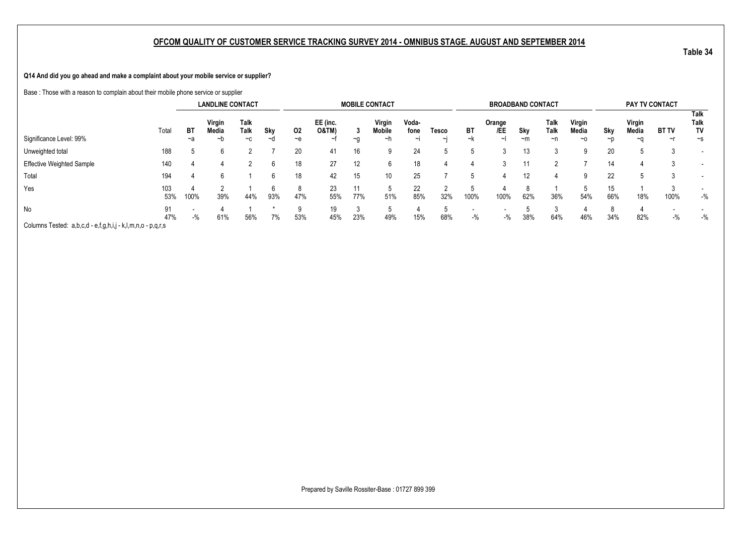## OFCOM QUALITY OF CUSTOMER SERVICE TRACKING SURVEY 2014 - OMNIBUS STAGE. AUGUST AND SEPTEMBER 2014

Table 34

**Q14 And did you go ahead and make a complaint about your mobile service or supplier?**

Base : Those with a reason to complain about their mobile phone service or supplier

| | | LANDLINE CONTACT | | | | MOBILE CONTACT | | | | | | BROADBAND CONTACT | | | | | PAY TV CONTACT | | | |
|---|---|---|---|---|---|---|---|---|---|---|---|---|---|---|---|---|---|---|---|---|
| | Total | BT | Virgin Media | Talk Talk | Sky | O2 | EE (inc. O&TM) | 3 | Virgin Mobile | Voda-fone | Tesco | BT | Orange /EE | Sky | Talk Talk | Virgin Media | Sky | Virgin Media | BT TV | Talk Talk TV |
| Significance Level: 99% | | ~a | ~b | ~c | ~d | ~e | ~f | ~g | ~h | ~i | ~j | ~k | ~l | ~m | ~n | ~o | ~p | ~q | ~r | ~s |
| Unweighted total | 188 | 5 | 6 | 2 | 7 | 20 | 41 | 16 | 9 | 24 | 5 | 5 | 3 | 13 | 3 | 9 | 20 | 5 | 3 | - |
| Effective Weighted Sample | 140 | 4 | 4 | 2 | 6 | 18 | 27 | 12 | 6 | 18 | 4 | 4 | 3 | 11 | 2 | 7 | 14 | 4 | 3 | - |
| Total | 194 | 4 | 6 | 1 | 6 | 18 | 42 | 15 | 10 | 25 | 7 | 5 | 4 | 12 | 4 | 9 | 22 | 5 | 3 | - |
| Yes | 103 | 4 | 2 | 1 | 6 | 8 | 23 | 11 | 5 | 22 | 2 | 5 | 4 | 8 | 1 | 5 | 15 | 1 | 3 | - |
| | 53% | 100% | 39% | 44% | 93% | 47% | 55% | 77% | 51% | 85% | 32% | 100% | 100% | 62% | 36% | 54% | 66% | 18% | 100% | -% |
| No | 91 | - | 4 | 1 | * | 9 | 19 | 3 | 5 | 4 | 5 | - | - | 5 | 3 | 4 | 8 | 4 | - | - |
| | 47% | -% | 61% | 56% | 7% | 53% | 45% | 23% | 49% | 15% | 68% | -% | -% | 38% | 64% | 46% | 34% | 82% | -% | -% |

Columns Tested: a,b,c,d - e,f,g,h,i,j - k,l,m,n,o - p,q,r,s

Prepared by Saville Rossiter-Base : 01727 899 399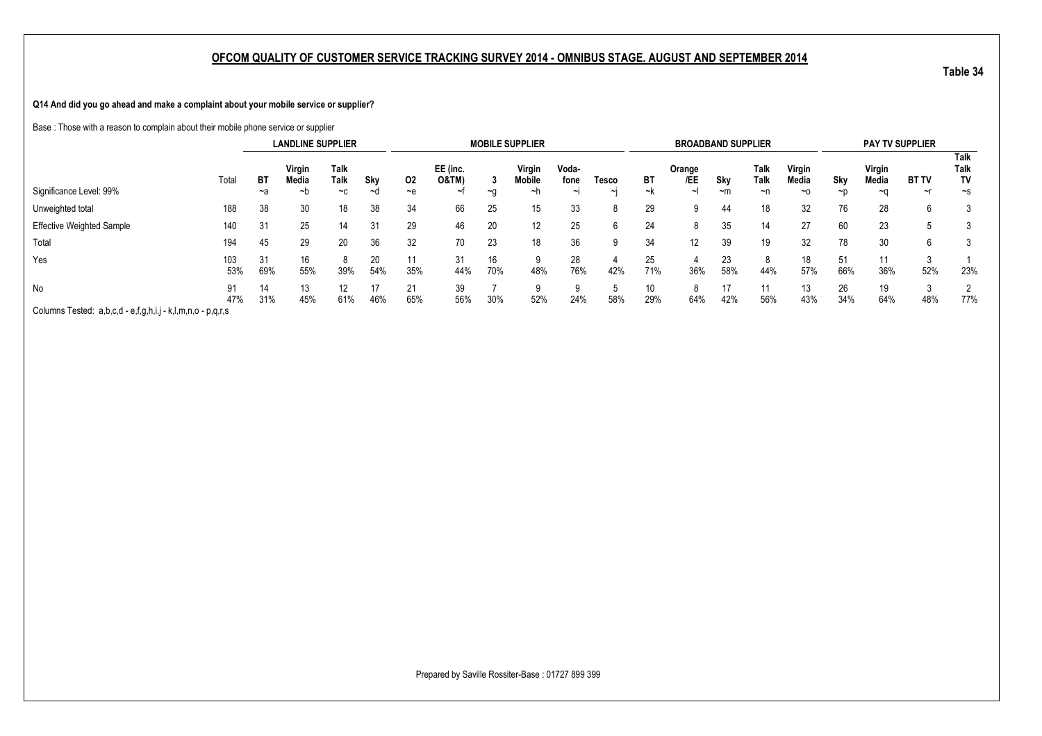## OFCOM QUALITY OF CUSTOMER SERVICE TRACKING SURVEY 2014 - OMNIBUS STAGE. AUGUST AND SEPTEMBER 2014

**Table 34**

**Q14 And did you go ahead and make a complaint about your mobile service or supplier?**

Base : Those with a reason to complain about their mobile phone service or supplier

| | | LANDLINE SUPPLIER | | | | MOBILE SUPPLIER | | | | | | BROADBAND SUPPLIER | | | | | PAY TV SUPPLIER | | | |
|---|---|---|---|---|---|---|---|---|---|---|---|---|---|---|---|---|---|---|---|---|
| | Total | BT | Virgin Media | Talk Talk | Sky | O2 | EE (inc. O&TM) | 3 | Virgin Mobile | Voda-fone | Tesco | BT | Orange /EE | Sky | Talk Talk | Virgin Media | Sky | Virgin Media | BT TV | Talk Talk TV |
| Significance Level: 99% | | ~a | ~b | ~c | ~d | ~e | ~f | ~g | ~h | ~i | ~j | ~k | ~l | ~m | ~n | ~o | ~p | ~q | ~r | ~s |
| Unweighted total | 188 | 38 | 30 | 18 | 38 | 34 | 66 | 25 | 15 | 33 | 8 | 29 | 9 | 44 | 18 | 32 | 76 | 28 | 6 | 3 |
| Effective Weighted Sample | 140 | 31 | 25 | 14 | 31 | 29 | 46 | 20 | 12 | 25 | 6 | 24 | 8 | 35 | 14 | 27 | 60 | 23 | 5 | 3 |
| Total | 194 | 45 | 29 | 20 | 36 | 32 | 70 | 23 | 18 | 36 | 9 | 34 | 12 | 39 | 19 | 32 | 78 | 30 | 6 | 3 |
| Yes | 103 | 31 | 16 | 8 | 20 | 11 | 31 | 16 | 9 | 28 | 4 | 25 | 4 | 23 | 8 | 18 | 51 | 11 | 3 | 1 |
| | 53% | 69% | 55% | 39% | 54% | 35% | 44% | 70% | 48% | 76% | 42% | 71% | 36% | 58% | 44% | 57% | 66% | 36% | 52% | 23% |
| No | 91 | 14 | 13 | 12 | 17 | 21 | 39 | 7 | 9 | 9 | 5 | 10 | 8 | 17 | 11 | 13 | 26 | 19 | 3 | 2 |
| | 47% | 31% | 45% | 61% | 46% | 65% | 56% | 30% | 52% | 24% | 58% | 29% | 64% | 42% | 56% | 43% | 34% | 64% | 48% | 77% |

Columns Tested: a,b,c,d - e,f,g,h,i,j - k,l,m,n,o - p,q,r,s

Prepared by Saville Rossiter-Base : 01727 899 399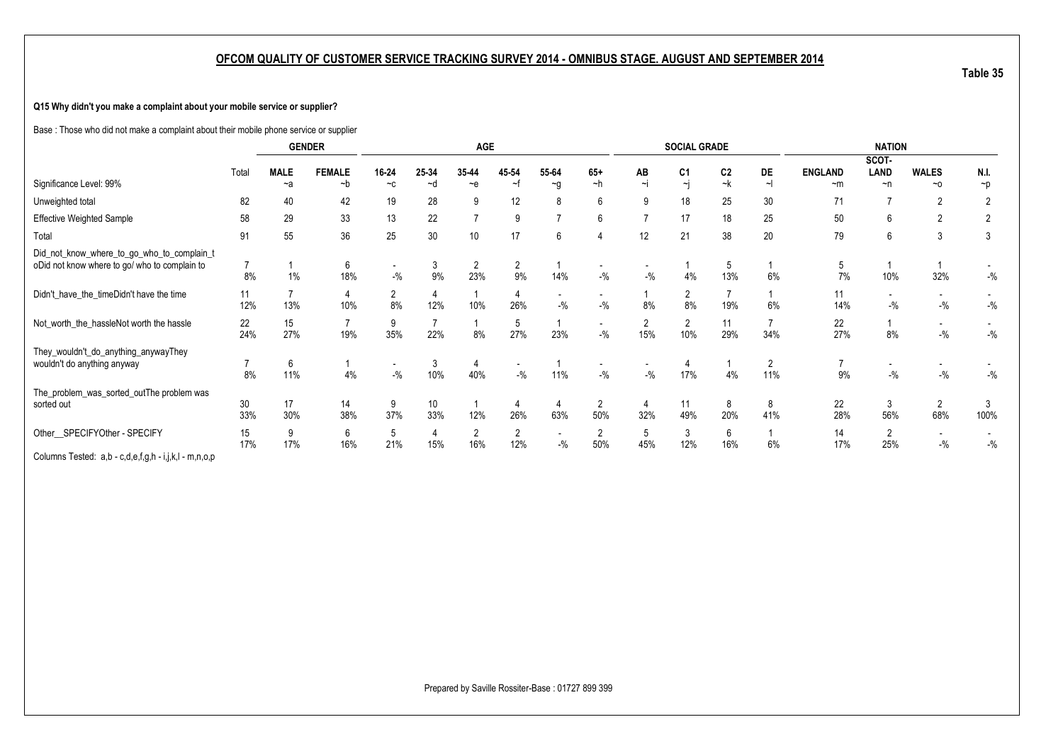## OFCOM QUALITY OF CUSTOMER SERVICE TRACKING SURVEY 2014 - OMNIBUS STAGE. AUGUST AND SEPTEMBER 2014

Table 35

**Q15 Why didn't you make a complaint about your mobile service or supplier?**

Base : Those who did not make a complaint about their mobile phone service or supplier

| | | GENDER | | AGE | | | | | | SOCIAL GRADE | | | | NATION | | | |
|---|---|---|---|---|---|---|---|---|---|---|---|---|---|---|---|---|---|
| | Total | MALE | FEMALE | 16-24 | 25-34 | 35-44 | 45-54 | 55-64 | 65+ | AB | C1 | C2 | DE | ENGLAND | SCOT-LAND | WALES | N.I. |
| Significance Level: 99% | | ~a | ~b | ~c | ~d | ~e | ~f | ~g | ~h | ~i | ~j | ~k | ~l | ~m | ~n | ~o | ~p |
| Unweighted total | 82 | 40 | 42 | 19 | 28 | 9 | 12 | 8 | 6 | 9 | 18 | 25 | 30 | 71 | 7 | 2 | 2 |
| Effective Weighted Sample | 58 | 29 | 33 | 13 | 22 | 7 | 9 | 7 | 6 | 7 | 17 | 18 | 25 | 50 | 6 | 2 | 2 |
| Total | 91 | 55 | 36 | 25 | 30 | 10 | 17 | 6 | 4 | 12 | 21 | 38 | 20 | 79 | 6 | 3 | 3 |
| Did_not_know_where_to_go_who_to_complain_t oDid not know where to go/ who to complain to | 7 | 1 | 6 | - | 3 | 2 | 2 | 1 | - | - | 1 | 5 | 1 | 5 | 1 | 1 | - |
| | 8% | 1% | 18% | -% | 9% | 23% | 9% | 14% | -% | -% | 4% | 13% | 6% | 7% | 10% | 32% | -% |
| Didn't_have_the_timeDidn't have the time | 11 | 7 | 4 | 2 | 4 | 1 | 4 | - | - | 1 | 2 | 7 | 1 | 11 | - | - | - |
| | 12% | 13% | 10% | 8% | 12% | 10% | 26% | -% | -% | 8% | 8% | 19% | 6% | 14% | -% | -% | -% |
| Not_worth_the_hassleNot worth the hassle | 22 | 15 | 7 | 9 | 7 | 1 | 5 | 1 | - | 2 | 2 | 11 | 7 | 22 | 1 | - | - |
| | 24% | 27% | 19% | 35% | 22% | 8% | 27% | 23% | -% | 15% | 10% | 29% | 34% | 27% | 8% | -% | -% |
| They_wouldn't_do_anything_anywayThey wouldn't do anything anyway | 7 | 6 | 1 | - | 3 | 4 | - | 1 | - | - | 4 | 1 | 2 | 7 | - | - | - |
| | 8% | 11% | 4% | -% | 10% | 40% | -% | 11% | -% | -% | 17% | 4% | 11% | 9% | -% | -% | -% |
| The_problem_was_sorted_outThe problem was sorted out | 30 | 17 | 14 | 9 | 10 | 1 | 4 | 4 | 2 | 4 | 11 | 8 | 8 | 22 | 3 | 2 | 3 |
| | 33% | 30% | 38% | 37% | 33% | 12% | 26% | 63% | 50% | 32% | 49% | 20% | 41% | 28% | 56% | 68% | 100% |
| Other__SPECIFYOther - SPECIFY | 15 | 9 | 6 | 5 | 4 | 2 | 2 | - | 2 | 5 | 3 | 6 | 1 | 14 | 2 | - | - |
| | 17% | 17% | 16% | 21% | 15% | 16% | 12% | -% | 50% | 45% | 12% | 16% | 6% | 17% | 25% | -% | -% |

Columns Tested: a,b - c,d,e,f,g,h - i,j,k,l - m,n,o,p

Prepared by Saville Rossiter-Base : 01727 899 399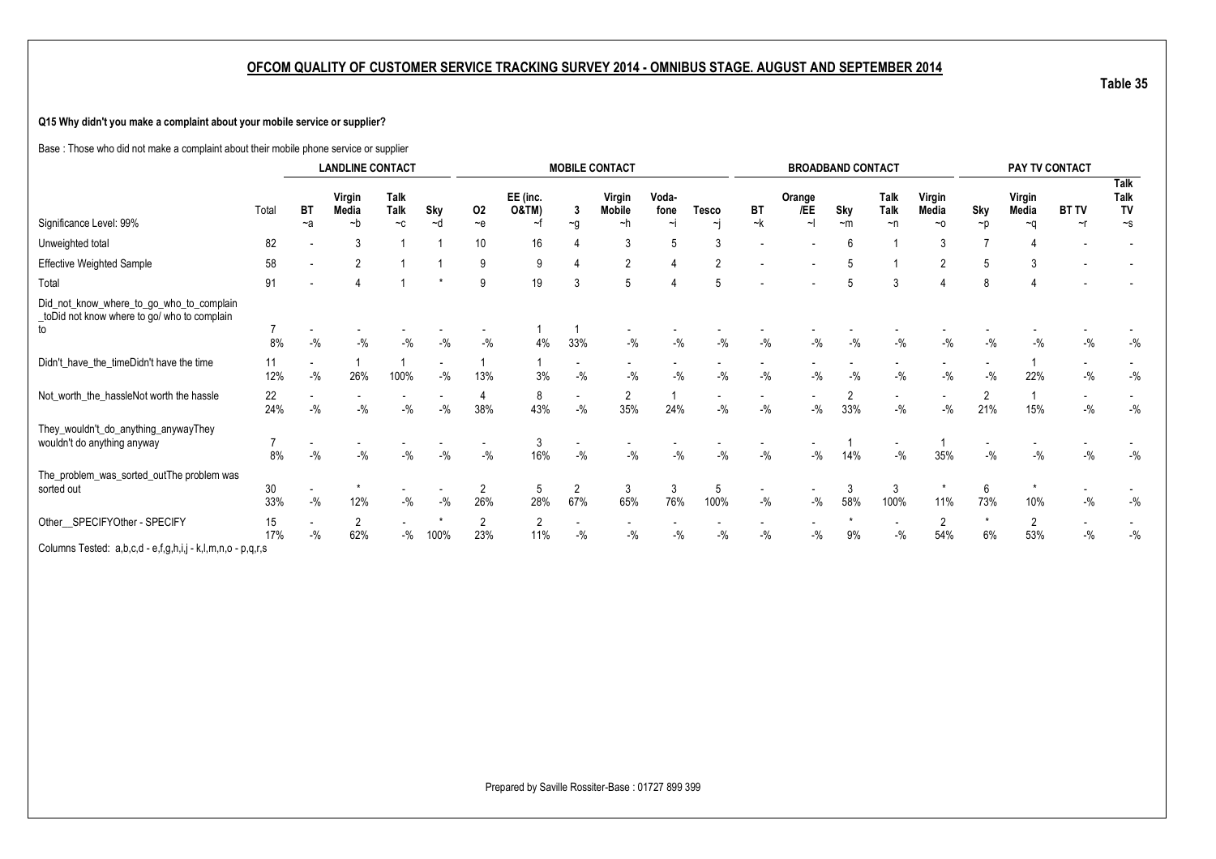## OFCOM QUALITY OF CUSTOMER SERVICE TRACKING SURVEY 2014 - OMNIBUS STAGE. AUGUST AND SEPTEMBER 2014

**Table 35**

**Q15 Why didn't you make a complaint about your mobile service or supplier?**

Base : Those who did not make a complaint about their mobile phone service or supplier

| | | LANDLINE CONTACT | | | | MOBILE CONTACT | | | | | | BROADBAND CONTACT | | | | | PAY TV CONTACT | | | |
|---|---|---|---|---|---|---|---|---|---|---|---|---|---|---|---|---|---|---|---|---|
| Significance Level: 99% | Total | BT ~a | Virgin Media ~b | Talk Talk ~c | Sky ~d | O2 ~e | EE (inc. O&TM) ~f | 3 ~g | Virgin Mobile ~h | Voda-fone ~i | Tesco ~j | BT ~k | Orange /EE ~l | Sky ~m | Talk Talk ~n | Virgin Media ~o | Sky ~p | Virgin Media ~q | BT TV ~r | Talk Talk TV ~s |
| Unweighted total | 82 | - | 3 | 1 | 1 | 10 | 16 | 4 | 3 | 5 | 3 | - | - | 6 | 1 | 3 | 7 | 4 | - | - |
| Effective Weighted Sample | 58 | - | 2 | 1 | 1 | 9 | 9 | 4 | 2 | 4 | 2 | - | - | 5 | 1 | 2 | 5 | 3 | - | - |
| Total | 91 | - | 4 | 1 | * | 9 | 19 | 3 | 5 | 4 | 5 | - | - | 5 | 3 | 4 | 8 | 4 | - | - |
| Did_not_know_where_to_go_who_to_complain_toDid not know where to go/ who to complain to | 7 | - | - | - | - | - | 1 | 1 | - | - | - | - | - | - | - | - | - | - | - | - |
| | 8% | -% | -% | -% | -% | -% | 4% | 33% | -% | -% | -% | -% | -% | -% | -% | -% | -% | -% | -% | -% |
| Didn't_have_the_timeDidn't have the time | 11 | - | 1 | 1 | - | 1 | 1 | - | - | - | - | - | - | - | - | - | - | 1 | - | - |
| | 12% | -% | 26% | 100% | -% | 13% | 3% | -% | -% | -% | -% | -% | -% | -% | -% | -% | -% | 22% | -% | -% |
| Not_worth_the_hassleNot worth the hassle | 22 | - | - | - | - | 4 | 8 | - | 2 | 1 | - | - | - | 2 | - | - | 2 | 1 | - | - |
| | 24% | -% | -% | -% | -% | 38% | 43% | -% | 35% | 24% | -% | -% | -% | 33% | -% | -% | 21% | 15% | -% | -% |
| They_wouldn't_do_anything_anywayThey wouldn't do anything anyway | 7 | - | - | - | - | - | 3 | - | - | - | - | - | - | 1 | - | 1 | - | - | - | - |
| | 8% | -% | -% | -% | -% | -% | 16% | -% | -% | -% | -% | -% | -% | 14% | -% | 35% | -% | -% | -% | -% |
| The_problem_was_sorted_outThe problem was sorted out | 30 | - | * | - | - | 2 | 5 | 2 | 3 | 3 | 5 | - | - | 3 | 3 | * | 6 | * | - | - |
| | 33% | -% | 12% | -% | -% | 26% | 28% | 67% | 65% | 76% | 100% | -% | -% | 58% | 100% | 11% | 73% | 10% | -% | -% |
| Other__SPECIFYOther - SPECIFY | 15 | - | 2 | - | * | 2 | 2 | - | - | - | - | - | - | * | - | 2 | * | 2 | - | - |
| | 17% | -% | 62% | -% | 100% | 23% | 11% | -% | -% | -% | -% | -% | -% | 9% | -% | 54% | 6% | 53% | -% | -% |

Columns Tested: a,b,c,d - e,f,g,h,i,j - k,l,m,n,o - p,q,r,s

Prepared by Saville Rossiter-Base : 01727 899 399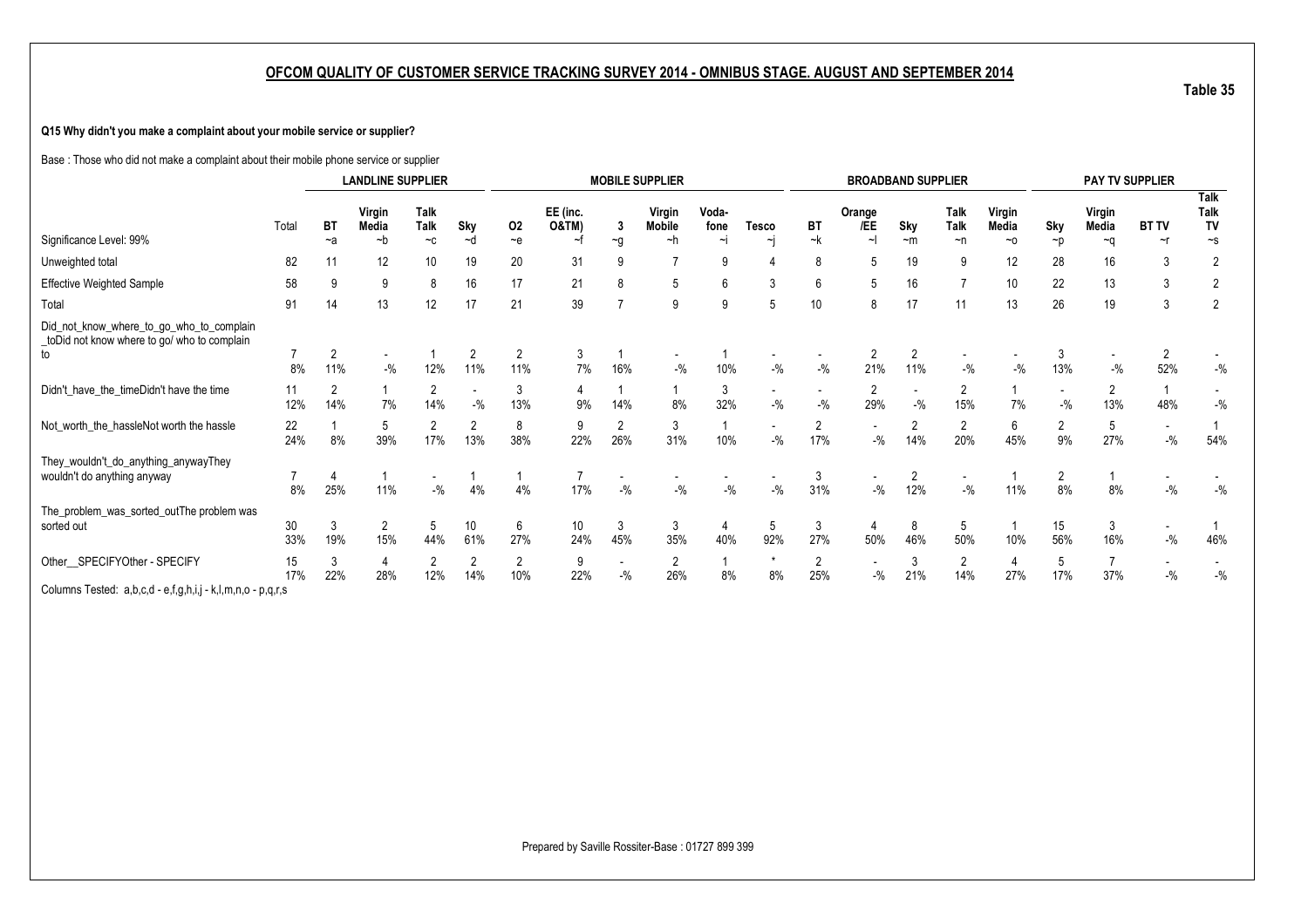## OFCOM QUALITY OF CUSTOMER SERVICE TRACKING SURVEY 2014 - OMNIBUS STAGE. AUGUST AND SEPTEMBER 2014

Table 35

**Q15 Why didn't you make a complaint about your mobile service or supplier?**

Base : Those who did not make a complaint about their mobile phone service or supplier

| | | LANDLINE SUPPLIER | | | | MOBILE SUPPLIER | | | | | | BROADBAND SUPPLIER | | | | | PAY TV SUPPLIER | | | |
|---|---|---|---|---|---|---|---|---|---|---|---|---|---|---|---|---|---|---|---|---|
| Significance Level: 99% | Total | BT ~a | Virgin Media ~b | Talk Talk ~c | Sky ~d | O2 ~e | EE (inc. O&TM) ~f | 3 ~g | Virgin Mobile ~h | Voda-fone ~i | Tesco ~j | BT ~k | Orange /EE ~l | Sky ~m | Talk Talk ~n | Virgin Media ~o | Sky ~p | Virgin Media ~q | BT TV ~r | Talk Talk TV ~s |
| Unweighted total | 82 | 11 | 12 | 10 | 19 | 20 | 31 | 9 | 7 | 9 | 4 | 8 | 5 | 19 | 9 | 12 | 28 | 16 | 3 | 2 |
| Effective Weighted Sample | 58 | 9 | 9 | 8 | 16 | 17 | 21 | 8 | 5 | 6 | 3 | 6 | 5 | 16 | 7 | 10 | 22 | 13 | 3 | 2 |
| Total | 91 | 14 | 13 | 12 | 17 | 21 | 39 | 7 | 9 | 9 | 5 | 10 | 8 | 17 | 11 | 13 | 26 | 19 | 3 | 2 |
| Did_not_know_where_to_go_who_to_complain_toDid not know where to go/ who to complain to | 7 | 2 | - | 1 | 2 | 2 | 3 | 1 | - | 1 | - | - | 2 | 2 | - | - | 3 | - | 2 | - |
| | 8% | 11% | -% | 12% | 11% | 11% | 7% | 16% | -% | 10% | -% | -% | 21% | 11% | -% | -% | 13% | -% | 52% | -% |
| Didn't_have_the_timeDidn't have the time | 11 | 2 | 1 | 2 | - | 3 | 4 | 1 | 1 | 3 | - | - | 2 | - | 2 | 1 | - | 2 | 1 | - |
| | 12% | 14% | 7% | 14% | -% | 13% | 9% | 14% | 8% | 32% | -% | -% | 29% | -% | 15% | 7% | -% | 13% | 48% | -% |
| Not_worth_the_hassleNot worth the hassle | 22 | 1 | 5 | 2 | 2 | 8 | 9 | 2 | 3 | 1 | - | 2 | - | 2 | 2 | 6 | 2 | 5 | - | 1 |
| | 24% | 8% | 39% | 17% | 13% | 38% | 22% | 26% | 31% | 10% | -% | 17% | -% | 14% | 20% | 45% | 9% | 27% | -% | 54% |
| They_wouldn't_do_anything_anywayThey wouldn't do anything anyway | 7 | 4 | 1 | - | 1 | 1 | 7 | - | - | - | - | 3 | - | 2 | - | 1 | 2 | 1 | - | - |
| | 8% | 25% | 11% | -% | 4% | 4% | 17% | -% | -% | -% | -% | 31% | -% | 12% | -% | 11% | 8% | 8% | -% | -% |
| The_problem_was_sorted_outThe problem was sorted out | 30 | 3 | 2 | 5 | 10 | 6 | 10 | 3 | 3 | 4 | 5 | 3 | 4 | 8 | 5 | 1 | 15 | 3 | - | 1 |
| | 33% | 19% | 15% | 44% | 61% | 27% | 24% | 45% | 35% | 40% | 92% | 27% | 50% | 46% | 50% | 10% | 56% | 16% | -% | 46% |
| Other__SPECIFYOther - SPECIFY | 15 | 3 | 4 | 2 | 2 | 2 | 9 | - | 2 | 1 | * | 2 | - | 3 | 2 | 4 | 5 | 7 | - | - |
| | 17% | 22% | 28% | 12% | 14% | 10% | 22% | -% | 26% | 8% | 8% | 25% | -% | 21% | 14% | 27% | 17% | 37% | -% | -% |

Columns Tested: a,b,c,d - e,f,g,h,i,j - k,l,m,n,o - p,q,r,s

Prepared by Saville Rossiter-Base : 01727 899 399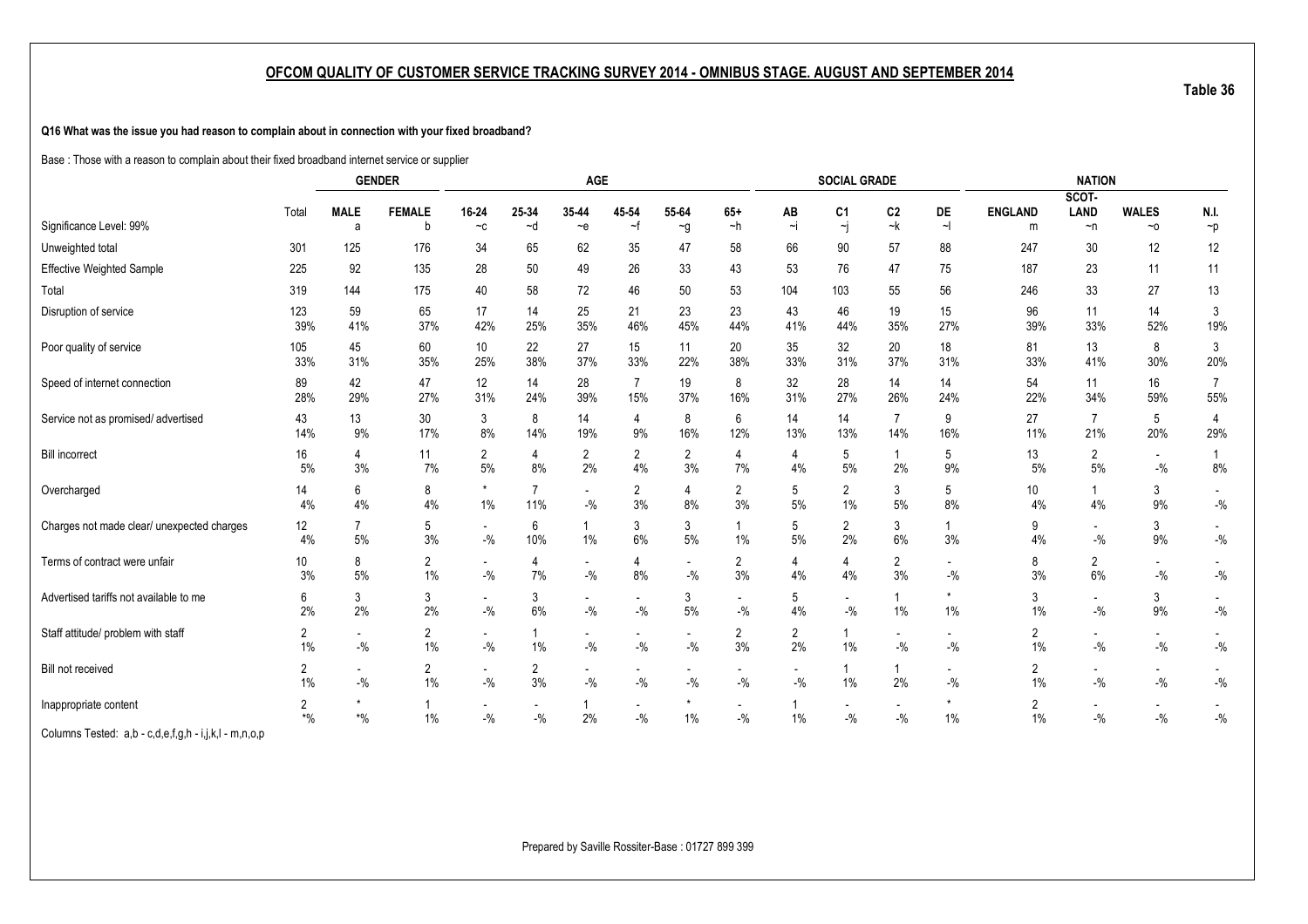## OFCOM QUALITY OF CUSTOMER SERVICE TRACKING SURVEY 2014 - OMNIBUS STAGE. AUGUST AND SEPTEMBER 2014

Table 36

**Q16 What was the issue you had reason to complain about in connection with your fixed broadband?**

Base : Those with a reason to complain about their fixed broadband internet service or supplier

| | | GENDER | | AGE | | | | | | SOCIAL GRADE | | | | NATION | | | |
|---|---|---|---|---|---|---|---|---|---|---|---|---|---|---|---|---|---|
| | Total | MALE | FEMALE | 16-24 | 25-34 | 35-44 | 45-54 | 55-64 | 65+ | AB | C1 | C2 | DE | ENGLAND | SCOT-LAND | WALES | N.I. |
| Significance Level: 99% | | a | b | ~c | ~d | ~e | ~f | ~g | ~h | ~i | ~j | ~k | ~l | m | ~n | ~o | ~p |
| Unweighted total | 301 | 125 | 176 | 34 | 65 | 62 | 35 | 47 | 58 | 66 | 90 | 57 | 88 | 247 | 30 | 12 | 12 |
| Effective Weighted Sample | 225 | 92 | 135 | 28 | 50 | 49 | 26 | 33 | 43 | 53 | 76 | 47 | 75 | 187 | 23 | 11 | 11 |
| Total | 319 | 144 | 175 | 40 | 58 | 72 | 46 | 50 | 53 | 104 | 103 | 55 | 56 | 246 | 33 | 27 | 13 |
| Disruption of service | 123 | 59 | 65 | 17 | 14 | 25 | 21 | 23 | 23 | 43 | 46 | 19 | 15 | 96 | 11 | 14 | 3 |
| | 39% | 41% | 37% | 42% | 25% | 35% | 46% | 45% | 44% | 41% | 44% | 35% | 27% | 39% | 33% | 52% | 19% |
| Poor quality of service | 105 | 45 | 60 | 10 | 22 | 27 | 15 | 11 | 20 | 35 | 32 | 20 | 18 | 81 | 13 | 8 | 3 |
| | 33% | 31% | 35% | 25% | 38% | 37% | 33% | 22% | 38% | 33% | 31% | 37% | 31% | 33% | 41% | 30% | 20% |
| Speed of internet connection | 89 | 42 | 47 | 12 | 14 | 28 | 7 | 19 | 8 | 32 | 28 | 14 | 14 | 54 | 11 | 16 | 7 |
| | 28% | 29% | 27% | 31% | 24% | 39% | 15% | 37% | 16% | 31% | 27% | 26% | 24% | 22% | 34% | 59% | 55% |
| Service not as promised/ advertised | 43 | 13 | 30 | 3 | 8 | 14 | 4 | 8 | 6 | 14 | 14 | 7 | 9 | 27 | 7 | 5 | 4 |
| | 14% | 9% | 17% | 8% | 14% | 19% | 9% | 16% | 12% | 13% | 13% | 14% | 16% | 11% | 21% | 20% | 29% |
| Bill incorrect | 16 | 4 | 11 | 2 | 4 | 2 | 2 | 2 | 4 | 4 | 5 | 1 | 5 | 13 | 2 | - | 1 |
| | 5% | 3% | 7% | 5% | 8% | 2% | 4% | 3% | 7% | 4% | 5% | 2% | 9% | 5% | 5% | -% | 8% |
| Overcharged | 14 | 6 | 8 | * | 7 | - | 2 | 4 | 2 | 5 | 2 | 3 | 5 | 10 | 1 | 3 | - |
| | 4% | 4% | 4% | 1% | 11% | -% | 3% | 8% | 3% | 5% | 1% | 5% | 8% | 4% | 4% | 9% | -% |
| Charges not made clear/ unexpected charges | 12 | 7 | 5 | - | 6 | 1 | 3 | 3 | 1 | 5 | 2 | 3 | 1 | 9 | - | 3 | - |
| | 4% | 5% | 3% | -% | 10% | 1% | 6% | 5% | 1% | 5% | 2% | 6% | 3% | 4% | -% | 9% | -% |
| Terms of contract were unfair | 10 | 8 | 2 | - | 4 | - | 4 | - | 2 | 4 | 4 | 2 | - | 8 | 2 | - | - |
| | 3% | 5% | 1% | -% | 7% | -% | 8% | -% | 3% | 4% | 4% | 3% | -% | 3% | 6% | -% | -% |
| Advertised tariffs not available to me | 6 | 3 | 3 | - | 3 | - | - | 3 | - | 5 | - | 1 | * | 3 | - | 3 | - |
| | 2% | 2% | 2% | -% | 6% | -% | -% | 5% | -% | 4% | -% | 1% | 1% | 1% | -% | 9% | -% |
| Staff attitude/ problem with staff | 2 | - | 2 | - | 1 | - | - | - | 2 | 2 | 1 | - | - | 2 | - | - | - |
| | 1% | -% | 1% | -% | 1% | -% | -% | -% | 3% | 2% | 1% | -% | -% | 1% | -% | -% | -% |
| Bill not received | 2 | - | 2 | - | 2 | - | - | - | - | - | 1 | 1 | - | 2 | - | - | - |
| | 1% | -% | 1% | -% | 3% | -% | -% | -% | -% | -% | 1% | 2% | -% | 1% | -% | -% | -% |
| Inappropriate content | 2 | * | 1 | - | - | 1 | - | * | - | 1 | - | - | * | 2 | - | - | - |
| | *% | *% | 1% | -% | -% | 2% | -% | 1% | -% | 1% | -% | -% | 1% | 1% | -% | -% | -% |

Columns Tested: a,b - c,d,e,f,g,h - i,j,k,l - m,n,o,p

Prepared by Saville Rossiter-Base : 01727 899 399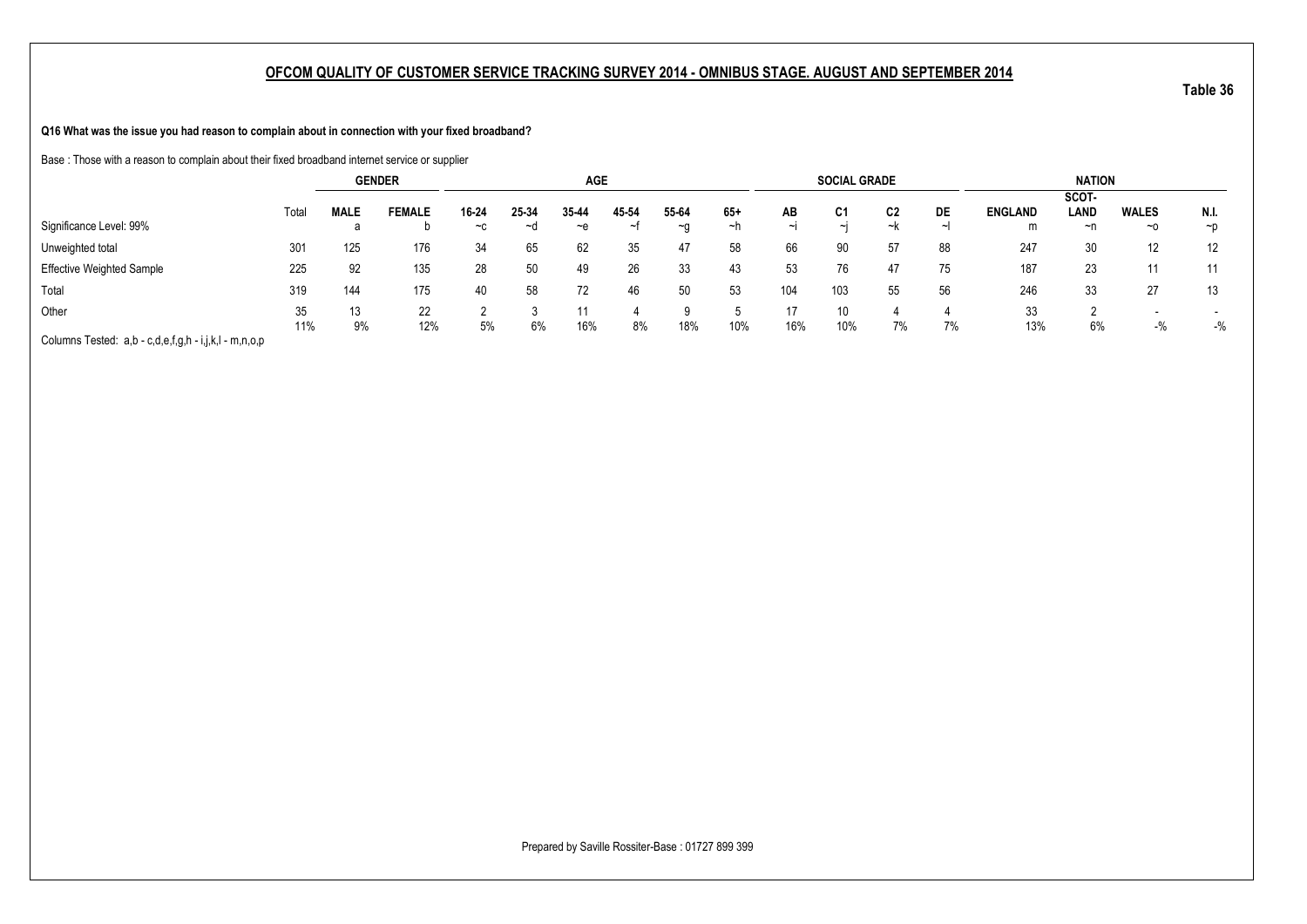## OFCOM QUALITY OF CUSTOMER SERVICE TRACKING SURVEY 2014 - OMNIBUS STAGE. AUGUST AND SEPTEMBER 2014

**Table 36**

**Q16 What was the issue you had reason to complain about in connection with your fixed broadband?**

Base : Those with a reason to complain about their fixed broadband internet service or supplier

| | | GENDER | | AGE | | | | | | SOCIAL GRADE | | | | NATION | | | |
|---|---|---|---|---|---|---|---|---|---|---|---|---|---|---|---|---|---|
| | Total | MALE | FEMALE | 16-24 | 25-34 | 35-44 | 45-54 | 55-64 | 65+ | AB | C1 | C2 | DE | ENGLAND | SCOT-LAND | WALES | N.I. |
| Significance Level: 99% | | a | b | ~c | ~d | ~e | ~f | ~g | ~h | ~i | ~j | ~k | ~l | m | ~n | ~o | ~p |
| Unweighted total | 301 | 125 | 176 | 34 | 65 | 62 | 35 | 47 | 58 | 66 | 90 | 57 | 88 | 247 | 30 | 12 | 12 |
| Effective Weighted Sample | 225 | 92 | 135 | 28 | 50 | 49 | 26 | 33 | 43 | 53 | 76 | 47 | 75 | 187 | 23 | 11 | 11 |
| Total | 319 | 144 | 175 | 40 | 58 | 72 | 46 | 50 | 53 | 104 | 103 | 55 | 56 | 246 | 33 | 27 | 13 |
| Other | 35 | 13 | 22 | 2 | 3 | 11 | 4 | 9 | 5 | 17 | 10 | 4 | 4 | 33 | 2 | - | - |
| | 11% | 9% | 12% | 5% | 6% | 16% | 8% | 18% | 10% | 16% | 10% | 7% | 7% | 13% | 6% | -% | -% |

Columns Tested: a,b - c,d,e,f,g,h - i,j,k,l - m,n,o,p

Prepared by Saville Rossiter-Base : 01727 899 399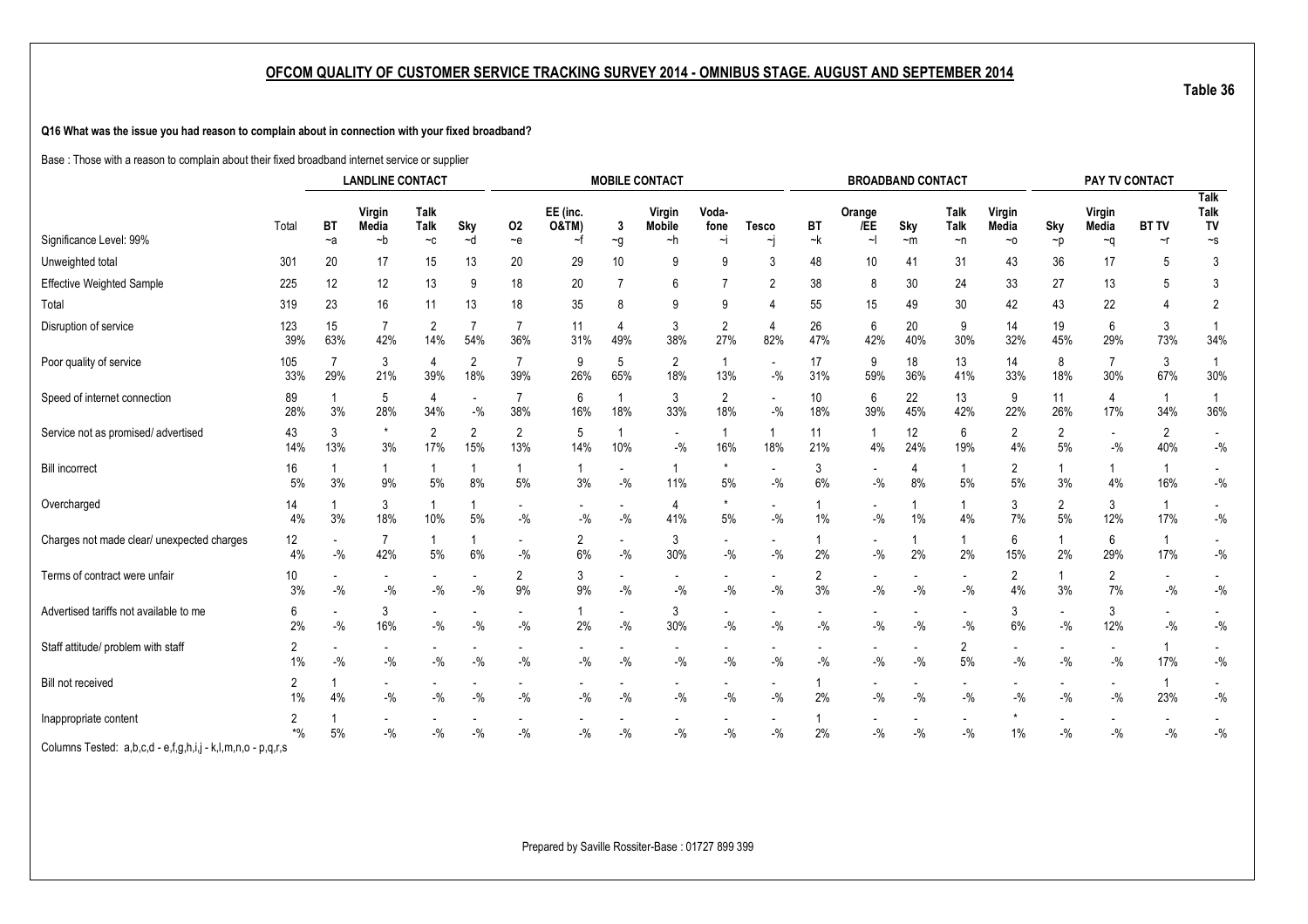## OFCOM QUALITY OF CUSTOMER SERVICE TRACKING SURVEY 2014 - OMNIBUS STAGE. AUGUST AND SEPTEMBER 2014

Table 36

**Q16 What was the issue you had reason to complain about in connection with your fixed broadband?**

Base : Those with a reason to complain about their fixed broadband internet service or supplier

| | | LANDLINE CONTACT | | | | MOBILE CONTACT | | | | | | BROADBAND CONTACT | | | | | PAY TV CONTACT | | | |
|---|---|---|---|---|---|---|---|---|---|---|---|---|---|---|---|---|---|---|---|---|
| Significance Level: 99% | Total | BT ~a | Virgin Media ~b | Talk Talk ~c | Sky ~d | O2 ~e | EE (inc. O&TM) ~f | 3 ~g | Virgin Mobile ~h | Voda-fone ~i | Tesco ~j | BT ~k | Orange /EE ~l | Sky ~m | Talk Talk ~n | Virgin Media ~o | Sky ~p | Virgin Media ~q | BT TV ~r | Talk Talk TV ~s |
| Unweighted total | 301 | 20 | 17 | 15 | 13 | 20 | 29 | 10 | 9 | 9 | 3 | 48 | 10 | 41 | 31 | 43 | 36 | 17 | 5 | 3 |
| Effective Weighted Sample | 225 | 12 | 12 | 13 | 9 | 18 | 20 | 7 | 6 | 7 | 2 | 38 | 8 | 30 | 24 | 33 | 27 | 13 | 5 | 3 |
| Total | 319 | 23 | 16 | 11 | 13 | 18 | 35 | 8 | 9 | 9 | 4 | 55 | 15 | 49 | 30 | 42 | 43 | 22 | 4 | 2 |
| Disruption of service | 123 | 15 | 7 | 2 | 7 | 7 | 11 | 4 | 3 | 2 | 4 | 26 | 6 | 20 | 9 | 14 | 19 | 6 | 3 | 1 |
| | 39% | 63% | 42% | 14% | 54% | 36% | 31% | 49% | 38% | 27% | 82% | 47% | 42% | 40% | 30% | 32% | 45% | 29% | 73% | 34% |
| Poor quality of service | 105 | 7 | 3 | 4 | 2 | 7 | 9 | 5 | 2 | 1 | - | 17 | 9 | 18 | 13 | 14 | 8 | 7 | 3 | 1 |
| | 33% | 29% | 21% | 39% | 18% | 39% | 26% | 65% | 18% | 13% | -% | 31% | 59% | 36% | 41% | 33% | 18% | 30% | 67% | 30% |
| Speed of internet connection | 89 | 1 | 5 | 4 | - | 7 | 6 | 1 | 3 | 2 | - | 10 | 6 | 22 | 13 | 9 | 11 | 4 | 1 | 1 |
| | 28% | 3% | 28% | 34% | -% | 38% | 16% | 18% | 33% | 18% | -% | 18% | 39% | 45% | 42% | 22% | 26% | 17% | 34% | 36% |
| Service not as promised/ advertised | 43 | 3 | * | 2 | 2 | 2 | 5 | 1 | - | 1 | 1 | 11 | 1 | 12 | 6 | 2 | 2 | - | 2 | - |
| | 14% | 13% | 3% | 17% | 15% | 13% | 14% | 10% | -% | 16% | 18% | 21% | 4% | 24% | 19% | 4% | 5% | -% | 40% | -% |
| Bill incorrect | 16 | 1 | 1 | 1 | 1 | 1 | 1 | - | 1 | * | - | 3 | - | 4 | 1 | 2 | 1 | 1 | 1 | - |
| | 5% | 3% | 9% | 5% | 8% | 5% | 3% | -% | 11% | 5% | -% | 6% | -% | 8% | 5% | 5% | 3% | 4% | 16% | -% |
| Overcharged | 14 | 1 | 3 | 1 | 1 | - | - | - | 4 | * | - | 1 | - | 1 | 1 | 3 | 2 | 3 | 1 | - |
| | 4% | 3% | 18% | 10% | 5% | -% | -% | -% | 41% | 5% | -% | 1% | -% | 1% | 4% | 7% | 5% | 12% | 17% | -% |
| Charges not made clear/ unexpected charges | 12 | - | 7 | 1 | 1 | - | 2 | - | 3 | - | - | 1 | - | 1 | 1 | 6 | 1 | 6 | 1 | - |
| | 4% | -% | 42% | 5% | 6% | -% | 6% | -% | 30% | -% | -% | 2% | -% | 2% | 2% | 15% | 2% | 29% | 17% | -% |
| Terms of contract were unfair | 10 | - | - | - | - | 2 | 3 | - | - | - | - | 2 | - | - | - | 2 | 1 | 2 | - | - |
| | 3% | -% | -% | -% | -% | 9% | 9% | -% | -% | -% | -% | 3% | -% | -% | -% | 4% | 3% | 7% | -% | -% |
| Advertised tariffs not available to me | 6 | - | 3 | - | - | - | 1 | - | 3 | - | - | - | - | - | - | 3 | - | 3 | - | - |
| | 2% | -% | 16% | -% | -% | -% | 2% | -% | 30% | -% | -% | -% | -% | -% | -% | 6% | -% | 12% | -% | -% |
| Staff attitude/ problem with staff | 2 | - | - | - | - | - | - | - | - | - | - | - | - | - | 2 | - | - | - | 1 | - |
| | 1% | -% | -% | -% | -% | -% | -% | -% | -% | -% | -% | -% | -% | -% | 5% | -% | -% | -% | 17% | -% |
| Bill not received | 2 | 1 | - | - | - | - | - | - | - | - | - | 1 | - | - | - | - | - | - | 1 | - |
| | 1% | 4% | -% | -% | -% | -% | -% | -% | -% | -% | -% | 2% | -% | -% | -% | -% | -% | -% | 23% | -% |
| Inappropriate content | 2 | 1 | - | - | - | - | - | - | - | - | - | 1 | - | - | - | * | - | - | - | - |
| | *% | 5% | -% | -% | -% | -% | -% | -% | -% | -% | -% | 2% | -% | -% | -% | 1% | -% | -% | -% | -% |

Columns Tested: a,b,c,d - e,f,g,h,i,j - k,l,m,n,o - p,q,r,s

Prepared by Saville Rossiter-Base : 01727 899 399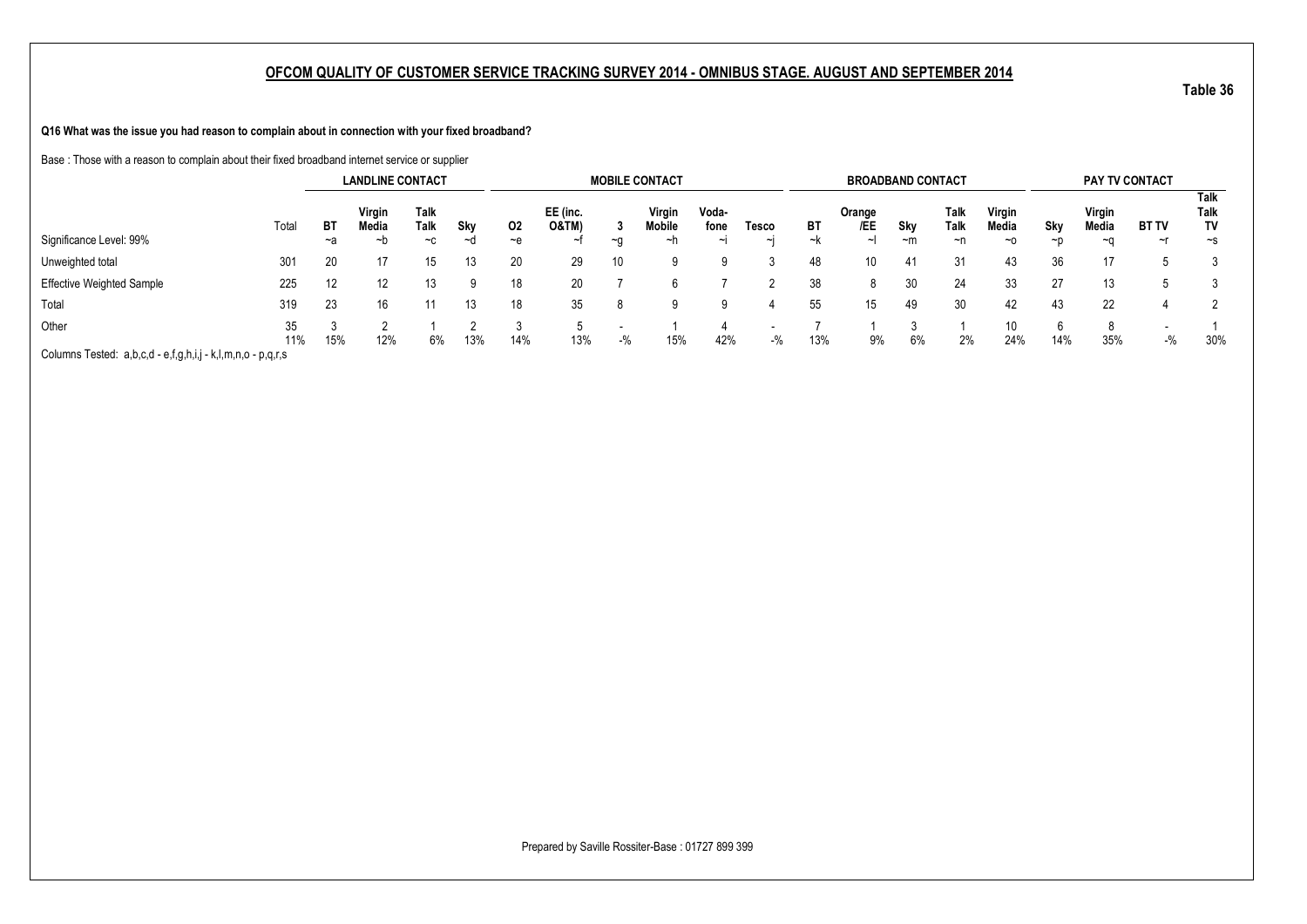## OFCOM QUALITY OF CUSTOMER SERVICE TRACKING SURVEY 2014 - OMNIBUS STAGE. AUGUST AND SEPTEMBER 2014

**Table 36**

**Q16 What was the issue you had reason to complain about in connection with your fixed broadband?**

Base : Those with a reason to complain about their fixed broadband internet service or supplier

| | | LANDLINE CONTACT | | | | MOBILE CONTACT | | | | | | BROADBAND CONTACT | | | | | PAY TV CONTACT | | | |
|---|---|---|---|---|---|---|---|---|---|---|---|---|---|---|---|---|---|---|---|---|
| | Total | BT | Virgin Media | Talk Talk | Sky | O2 | EE (inc. O&TM) | 3 | Virgin Mobile | Voda-fone | Tesco | BT | Orange /EE | Sky | Talk Talk | Virgin Media | Sky | Virgin Media | BT TV | Talk Talk TV |
| Significance Level: 99% | | ~a | ~b | ~c | ~d | ~e | ~f | ~g | ~h | ~i | ~j | ~k | ~l | ~m | ~n | ~o | ~p | ~q | ~r | ~s |
| Unweighted total | 301 | 20 | 17 | 15 | 13 | 20 | 29 | 10 | 9 | 9 | 3 | 48 | 10 | 41 | 31 | 43 | 36 | 17 | 5 | 3 |
| Effective Weighted Sample | 225 | 12 | 12 | 13 | 9 | 18 | 20 | 7 | 6 | 7 | 2 | 38 | 8 | 30 | 24 | 33 | 27 | 13 | 5 | 3 |
| Total | 319 | 23 | 16 | 11 | 13 | 18 | 35 | 8 | 9 | 9 | 4 | 55 | 15 | 49 | 30 | 42 | 43 | 22 | 4 | 2 |
| Other | 35 | 3 | 2 | 1 | 2 | 3 | 5 | - | 1 | 4 | - | 7 | 1 | 3 | 1 | 10 | 6 | 8 | - | 1 |
| | 11% | 15% | 12% | 6% | 13% | 14% | 13% | -% | 15% | 42% | -% | 13% | 9% | 6% | 2% | 24% | 14% | 35% | -% | 30% |

Columns Tested: a,b,c,d - e,f,g,h,i,j - k,l,m,n,o - p,q,r,s

Prepared by Saville Rossiter-Base : 01727 899 399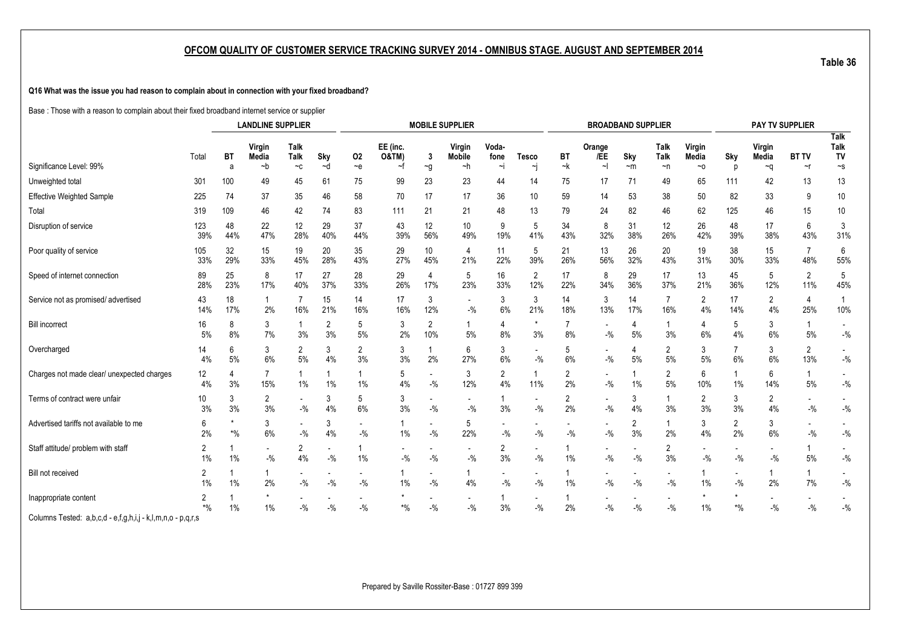## OFCOM QUALITY OF CUSTOMER SERVICE TRACKING SURVEY 2014 - OMNIBUS STAGE. AUGUST AND SEPTEMBER 2014

Table 36

**Q16 What was the issue you had reason to complain about in connection with your fixed broadband?**

Base : Those with a reason to complain about their fixed broadband internet service or supplier

| | | LANDLINE SUPPLIER | | | | MOBILE SUPPLIER | | | | | | BROADBAND SUPPLIER | | | | | PAY TV SUPPLIER | | | |
|---|---|---|---|---|---|---|---|---|---|---|---|---|---|---|---|---|---|---|---|---|
| | Total | BT | Virgin Media | Talk Talk | Sky | O2 | EE (inc. O&TM) | 3 | Virgin Mobile | Voda-fone | Tesco | BT | Orange /EE | Sky | Talk Talk | Virgin Media | Sky | Virgin Media | BT TV | Talk Talk TV |
| Significance Level: 99% | | a | ~b | ~c | ~d | ~e | ~f | ~g | ~h | ~i | ~j | ~k | ~l | ~m | ~n | ~o | p | ~q | ~r | ~s |
| Unweighted total | 301 | 100 | 49 | 45 | 61 | 75 | 99 | 23 | 23 | 44 | 14 | 75 | 17 | 71 | 49 | 65 | 111 | 42 | 13 | 13 |
| Effective Weighted Sample | 225 | 74 | 37 | 35 | 46 | 58 | 70 | 17 | 17 | 36 | 10 | 59 | 14 | 53 | 38 | 50 | 82 | 33 | 9 | 10 |
| Total | 319 | 109 | 46 | 42 | 74 | 83 | 111 | 21 | 21 | 48 | 13 | 79 | 24 | 82 | 46 | 62 | 125 | 46 | 15 | 10 |
| Disruption of service | 123<br>39% | 48<br>44% | 22<br>47% | 12<br>28% | 29<br>40% | 37<br>44% | 43<br>39% | 12<br>56% | 10<br>49% | 9<br>19% | 5<br>41% | 34<br>43% | 8<br>32% | 31<br>38% | 12<br>26% | 26<br>42% | 48<br>39% | 17<br>38% | 6<br>43% | 3<br>31% |
| Poor quality of service | 105<br>33% | 32<br>29% | 15<br>33% | 19<br>45% | 20<br>28% | 35<br>43% | 29<br>27% | 10<br>45% | 4<br>21% | 11<br>22% | 5<br>39% | 21<br>26% | 13<br>56% | 26<br>32% | 20<br>43% | 19<br>31% | 38<br>30% | 15<br>33% | 7<br>48% | 6<br>55% |
| Speed of internet connection | 89<br>28% | 25<br>23% | 8<br>17% | 17<br>40% | 27<br>37% | 28<br>33% | 29<br>26% | 4<br>17% | 5<br>23% | 16<br>33% | 2<br>12% | 17<br>22% | 8<br>34% | 29<br>36% | 17<br>37% | 13<br>21% | 45<br>36% | 5<br>12% | 2<br>11% | 5<br>45% |
| Service not as promised/ advertised | 43<br>14% | 18<br>17% | 1<br>2% | 7<br>16% | 15<br>21% | 14<br>16% | 17<br>16% | 3<br>12% | -<br>-% | 3<br>6% | 3<br>21% | 14<br>18% | 3<br>13% | 14<br>17% | 7<br>16% | 2<br>4% | 17<br>14% | 2<br>4% | 4<br>25% | 1<br>10% |
| Bill incorrect | 16<br>5% | 8<br>8% | 3<br>7% | 1<br>3% | 2<br>3% | 5<br>5% | 3<br>2% | 2<br>10% | 1<br>5% | 4<br>8% | *<br>3% | 7<br>8% | -<br>-% | 4<br>5% | 1<br>3% | 4<br>6% | 5<br>4% | 3<br>6% | 1<br>5% | -<br>-% |
| Overcharged | 14<br>4% | 6<br>5% | 3<br>6% | 2<br>5% | 3<br>4% | 2<br>3% | 3<br>3% | 1<br>2% | 6<br>27% | 3<br>6% | -<br>-% | 5<br>6% | -<br>-% | 4<br>5% | 2<br>5% | 3<br>5% | 7<br>6% | 3<br>6% | 2<br>13% | -<br>-% |
| Charges not made clear/ unexpected charges | 12<br>4% | 4<br>3% | 7<br>15% | 1<br>1% | 1<br>1% | 1<br>1% | 5<br>4% | -<br>-% | 3<br>12% | 2<br>4% | 1<br>11% | 2<br>2% | -<br>-% | 1<br>1% | 2<br>5% | 6<br>10% | 1<br>1% | 6<br>14% | 1<br>5% | -<br>-% |
| Terms of contract were unfair | 10<br>3% | 3<br>3% | 2<br>3% | -<br>-% | 3<br>4% | 5<br>6% | 3<br>3% | -<br>-% | -<br>-% | 1<br>3% | -<br>-% | 2<br>2% | -<br>-% | 3<br>4% | 1<br>3% | 2<br>3% | 3<br>3% | 2<br>4% | -<br>-% | -<br>-% |
| Advertised tariffs not available to me | 6<br>2% | *<br>*% | 3<br>6% | -<br>-% | 3<br>4% | -<br>-% | 1<br>1% | -<br>-% | 5<br>22% | -<br>-% | -<br>-% | -<br>-% | -<br>-% | 2<br>3% | 1<br>2% | 3<br>4% | 2<br>2% | 3<br>6% | -<br>-% | -<br>-% |
| Staff attitude/ problem with staff | 2<br>1% | 1<br>1% | -<br>-% | 2<br>4% | -<br>-% | 1<br>1% | -<br>-% | -<br>-% | -<br>-% | 2<br>3% | -<br>-% | 1<br>1% | -<br>-% | -<br>-% | 2<br>3% | -<br>-% | -<br>-% | -<br>-% | 1<br>5% | -<br>-% |
| Bill not received | 2<br>1% | 1<br>1% | 1<br>2% | -<br>-% | -<br>-% | -<br>-% | 1<br>1% | -<br>-% | 1<br>4% | -<br>-% | -<br>-% | 1<br>1% | -<br>-% | -<br>-% | -<br>-% | 1<br>1% | -<br>-% | 1<br>2% | 1<br>7% | -<br>-% |
| Inappropriate content | 2<br>*% | 1<br>1% | *<br>1% | -<br>-% | -<br>-% | -<br>-% | *<br>*% | -<br>-% | -<br>-% | 1<br>3% | -<br>-% | 1<br>2% | -<br>-% | -<br>-% | -<br>-% | *<br>1% | *<br>*% | -<br>-% | -<br>-% | -<br>-% |

Columns Tested: a,b,c,d - e,f,g,h,i,j - k,l,m,n,o - p,q,r,s

Prepared by Saville Rossiter-Base : 01727 899 399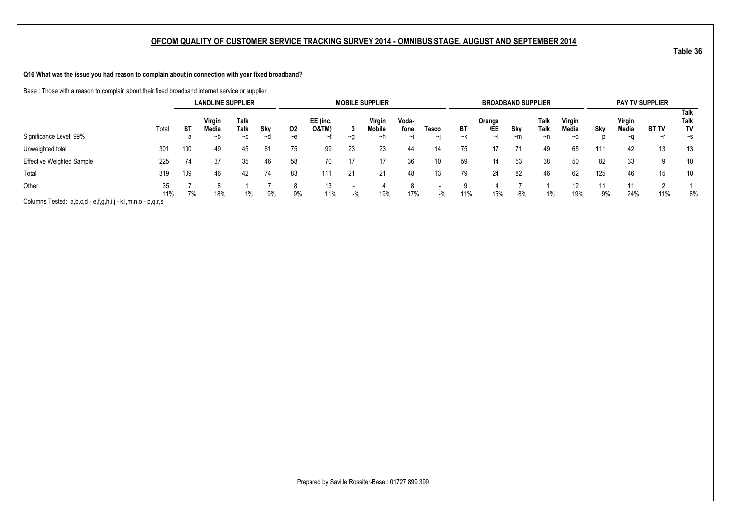## OFCOM QUALITY OF CUSTOMER SERVICE TRACKING SURVEY 2014 - OMNIBUS STAGE. AUGUST AND SEPTEMBER 2014

Table 36

**Q16 What was the issue you had reason to complain about in connection with your fixed broadband?**

Base : Those with a reason to complain about their fixed broadband internet service or supplier

| | | LANDLINE SUPPLIER | | | | MOBILE SUPPLIER | | | | | | BROADBAND SUPPLIER | | | | | PAY TV SUPPLIER | | | |
|---|---|---|---|---|---|---|---|---|---|---|---|---|---|---|---|---|---|---|---|---|
| | Total | BT | Virgin Media | Talk Talk | Sky | O2 | EE (inc. O&TM) | 3 | Virgin Mobile | Voda-fone | Tesco | BT | Orange /EE | Sky | Talk Talk | Virgin Media | Sky | Virgin Media | BT TV | Talk Talk TV |
| Significance Level: 99% | | a | ~b | ~c | ~d | ~e | ~f | ~g | ~h | ~i | ~j | ~k | ~l | ~m | ~n | ~o | p | ~q | ~r | ~s |
| Unweighted total | 301 | 100 | 49 | 45 | 61 | 75 | 99 | 23 | 23 | 44 | 14 | 75 | 17 | 71 | 49 | 65 | 111 | 42 | 13 | 13 |
| Effective Weighted Sample | 225 | 74 | 37 | 35 | 46 | 58 | 70 | 17 | 17 | 36 | 10 | 59 | 14 | 53 | 38 | 50 | 82 | 33 | 9 | 10 |
| Total | 319 | 109 | 46 | 42 | 74 | 83 | 111 | 21 | 21 | 48 | 13 | 79 | 24 | 82 | 46 | 62 | 125 | 46 | 15 | 10 |
| Other | 35 | 7 | 8 | 1 | 7 | 8 | 13 | - | 4 | 8 | - | 9 | 4 | 7 | 1 | 12 | 11 | 11 | 2 | 1 |
| | 11% | 7% | 18% | 1% | 9% | 9% | 11% | -% | 19% | 17% | -% | 11% | 15% | 8% | 1% | 19% | 9% | 24% | 11% | 6% |

Columns Tested: a,b,c,d - e,f,g,h,i,j - k,l,m,n,o - p,q,r,s

Prepared by Saville Rossiter-Base : 01727 899 399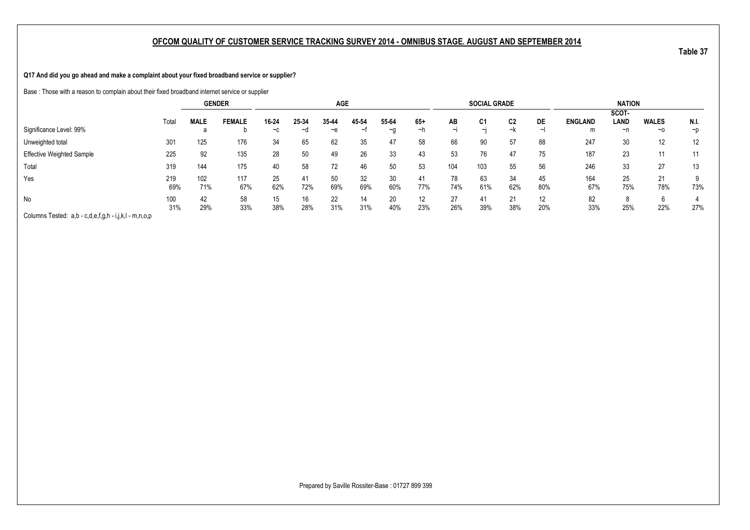## OFCOM QUALITY OF CUSTOMER SERVICE TRACKING SURVEY 2014 - OMNIBUS STAGE. AUGUST AND SEPTEMBER 2014

**Table 37**

**Q17 And did you go ahead and make a complaint about your fixed broadband service or supplier?**

Base : Those with a reason to complain about their fixed broadband internet service or supplier

| | Total | GENDER | | AGE | | | | | | SOCIAL GRADE | | | | NATION | | | |
|---|---|---|---|---|---|---|---|---|---|---|---|---|---|---|---|---|---|
| | | MALE | FEMALE | 16-24 | 25-34 | 35-44 | 45-54 | 55-64 | 65+ | AB | C1 | C2 | DE | ENGLAND | SCOT-LAND | WALES | N.I. |
| Significance Level: 99% | | a | b | ~c | ~d | ~e | ~f | ~g | ~h | ~i | ~j | ~k | ~l | m | ~n | ~o | ~p |
| Unweighted total | 301 | 125 | 176 | 34 | 65 | 62 | 35 | 47 | 58 | 66 | 90 | 57 | 88 | 247 | 30 | 12 | 12 |
| Effective Weighted Sample | 225 | 92 | 135 | 28 | 50 | 49 | 26 | 33 | 43 | 53 | 76 | 47 | 75 | 187 | 23 | 11 | 11 |
| Total | 319 | 144 | 175 | 40 | 58 | 72 | 46 | 50 | 53 | 104 | 103 | 55 | 56 | 246 | 33 | 27 | 13 |
| Yes | 219 | 102 | 117 | 25 | 41 | 50 | 32 | 30 | 41 | 78 | 63 | 34 | 45 | 164 | 25 | 21 | 9 |
| | 69% | 71% | 67% | 62% | 72% | 69% | 69% | 60% | 77% | 74% | 61% | 62% | 80% | 67% | 75% | 78% | 73% |
| No | 100 | 42 | 58 | 15 | 16 | 22 | 14 | 20 | 12 | 27 | 41 | 21 | 12 | 82 | 8 | 6 | 4 |
| | 31% | 29% | 33% | 38% | 28% | 31% | 31% | 40% | 23% | 26% | 39% | 38% | 20% | 33% | 25% | 22% | 27% |

Columns Tested: a,b - c,d,e,f,g,h - i,j,k,l - m,n,o,p

Prepared by Saville Rossiter-Base : 01727 899 399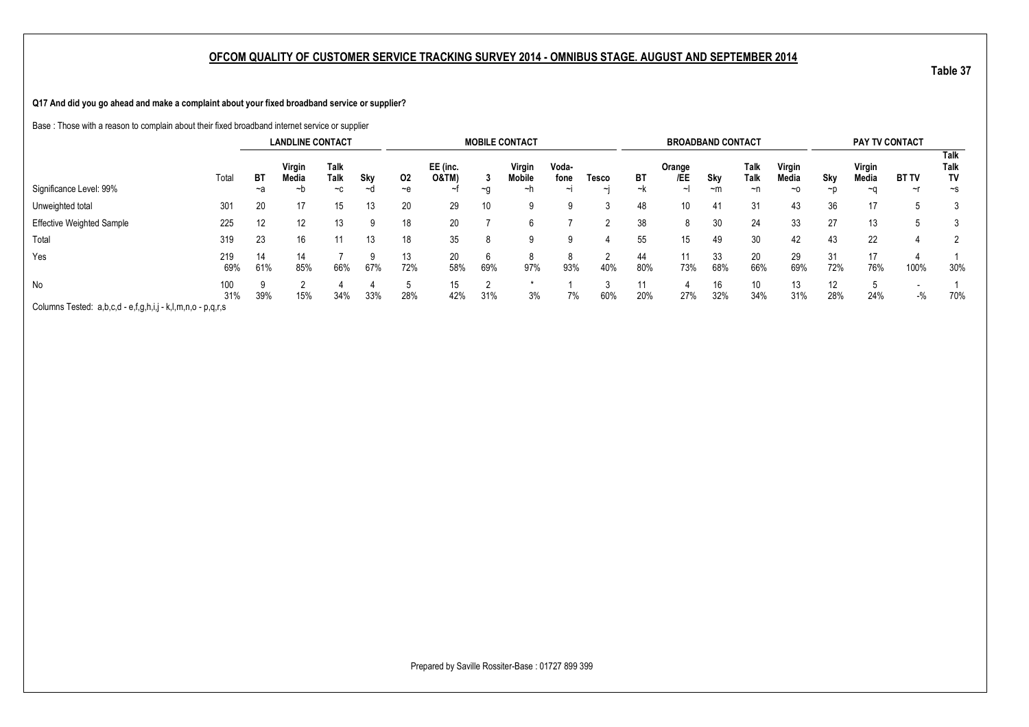## OFCOM QUALITY OF CUSTOMER SERVICE TRACKING SURVEY 2014 - OMNIBUS STAGE. AUGUST AND SEPTEMBER 2014

Table 37

**Q17 And did you go ahead and make a complaint about your fixed broadband service or supplier?**

Base : Those with a reason to complain about their fixed broadband internet service or supplier

| | | LANDLINE CONTACT | | | | MOBILE CONTACT | | | | | | BROADBAND CONTACT | | | | | PAY TV CONTACT | | | |
|---|---|---|---|---|---|---|---|---|---|---|---|---|---|---|---|---|---|---|---|---|
| | Total | BT | Virgin Media | Talk Talk | Sky | O2 | EE (inc. O&TM) | 3 | Virgin Mobile | Voda-fone | Tesco | BT | Orange /EE | Sky | Talk Talk | Virgin Media | Sky | Virgin Media | BT TV | Talk Talk TV |
| Significance Level: 99% | | ~a | ~b | ~c | ~d | ~e | ~f | ~g | ~h | ~i | ~j | ~k | ~l | ~m | ~n | ~o | ~p | ~q | ~r | ~s |
| Unweighted total | 301 | 20 | 17 | 15 | 13 | 20 | 29 | 10 | 9 | 9 | 3 | 48 | 10 | 41 | 31 | 43 | 36 | 17 | 5 | 3 |
| Effective Weighted Sample | 225 | 12 | 12 | 13 | 9 | 18 | 20 | 7 | 6 | 7 | 2 | 38 | 8 | 30 | 24 | 33 | 27 | 13 | 5 | 3 |
| Total | 319 | 23 | 16 | 11 | 13 | 18 | 35 | 8 | 9 | 9 | 4 | 55 | 15 | 49 | 30 | 42 | 43 | 22 | 4 | 2 |
| Yes | 219 | 14 | 14 | 7 | 9 | 13 | 20 | 6 | 8 | 8 | 2 | 44 | 11 | 33 | 20 | 29 | 31 | 17 | 4 | 1 |
| | 69% | 61% | 85% | 66% | 67% | 72% | 58% | 69% | 97% | 93% | 40% | 80% | 73% | 68% | 66% | 69% | 72% | 76% | 100% | 30% |
| No | 100 | 9 | 2 | 4 | 4 | 5 | 15 | 2 | * | 1 | 3 | 11 | 4 | 16 | 10 | 13 | 12 | 5 | - | 1 |
| | 31% | 39% | 15% | 34% | 33% | 28% | 42% | 31% | 3% | 7% | 60% | 20% | 27% | 32% | 34% | 31% | 28% | 24% | -% | 70% |

Columns Tested: a,b,c,d - e,f,g,h,i,j - k,l,m,n,o - p,q,r,s

Prepared by Saville Rossiter-Base : 01727 899 399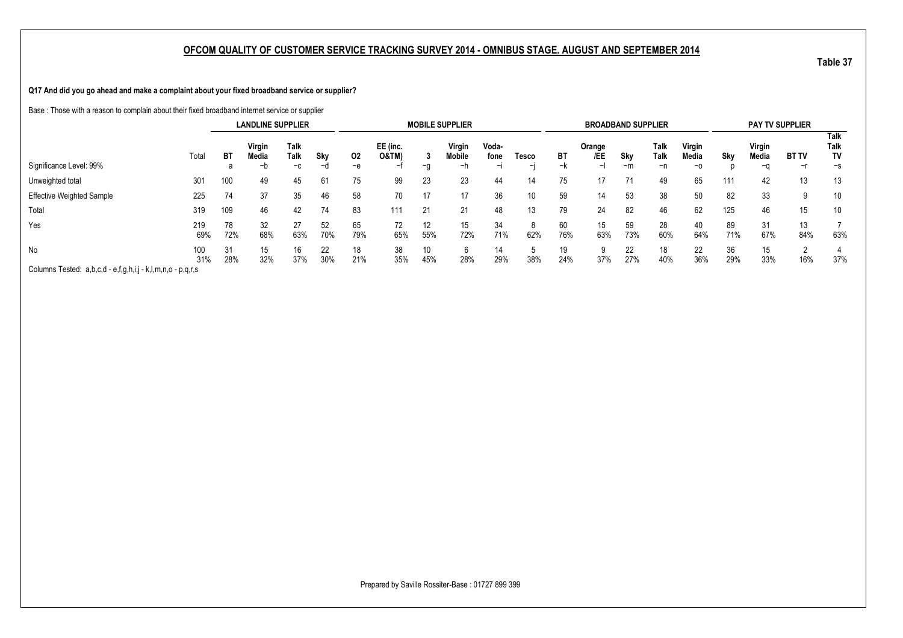## OFCOM QUALITY OF CUSTOMER SERVICE TRACKING SURVEY 2014 - OMNIBUS STAGE. AUGUST AND SEPTEMBER 2014

Table 37

**Q17 And did you go ahead and make a complaint about your fixed broadband service or supplier?**

Base : Those with a reason to complain about their fixed broadband internet service or supplier

| | | LANDLINE SUPPLIER | | | | MOBILE SUPPLIER | | | | | | BROADBAND SUPPLIER | | | | | PAY TV SUPPLIER | | | |
|---|---|---|---|---|---|---|---|---|---|---|---|---|---|---|---|---|---|---|---|---|
| | Total | BT | Virgin Media | Talk Talk | Sky | O2 | EE (inc. O&TM) | 3 | Virgin Mobile | Voda-fone | Tesco | BT | Orange /EE | Sky | Talk Talk | Virgin Media | Sky | Virgin Media | BT TV | Talk Talk TV |
| Significance Level: 99% | | a | ~b | ~c | ~d | ~e | ~f | ~g | ~h | ~i | ~j | ~k | ~l | ~m | ~n | ~o | p | ~q | ~r | ~s |
| Unweighted total | 301 | 100 | 49 | 45 | 61 | 75 | 99 | 23 | 23 | 44 | 14 | 75 | 17 | 71 | 49 | 65 | 111 | 42 | 13 | 13 |
| Effective Weighted Sample | 225 | 74 | 37 | 35 | 46 | 58 | 70 | 17 | 17 | 36 | 10 | 59 | 14 | 53 | 38 | 50 | 82 | 33 | 9 | 10 |
| Total | 319 | 109 | 46 | 42 | 74 | 83 | 111 | 21 | 21 | 48 | 13 | 79 | 24 | 82 | 46 | 62 | 125 | 46 | 15 | 10 |
| Yes | 219 | 78 | 32 | 27 | 52 | 65 | 72 | 12 | 15 | 34 | 8 | 60 | 15 | 59 | 28 | 40 | 89 | 31 | 13 | 7 |
| | 69% | 72% | 68% | 63% | 70% | 79% | 65% | 55% | 72% | 71% | 62% | 76% | 63% | 73% | 60% | 64% | 71% | 67% | 84% | 63% |
| No | 100 | 31 | 15 | 16 | 22 | 18 | 38 | 10 | 6 | 14 | 5 | 19 | 9 | 22 | 18 | 22 | 36 | 15 | 2 | 4 |
| | 31% | 28% | 32% | 37% | 30% | 21% | 35% | 45% | 28% | 29% | 38% | 24% | 37% | 27% | 40% | 36% | 29% | 33% | 16% | 37% |

Columns Tested: a,b,c,d - e,f,g,h,i,j - k,l,m,n,o - p,q,r,s

Prepared by Saville Rossiter-Base : 01727 899 399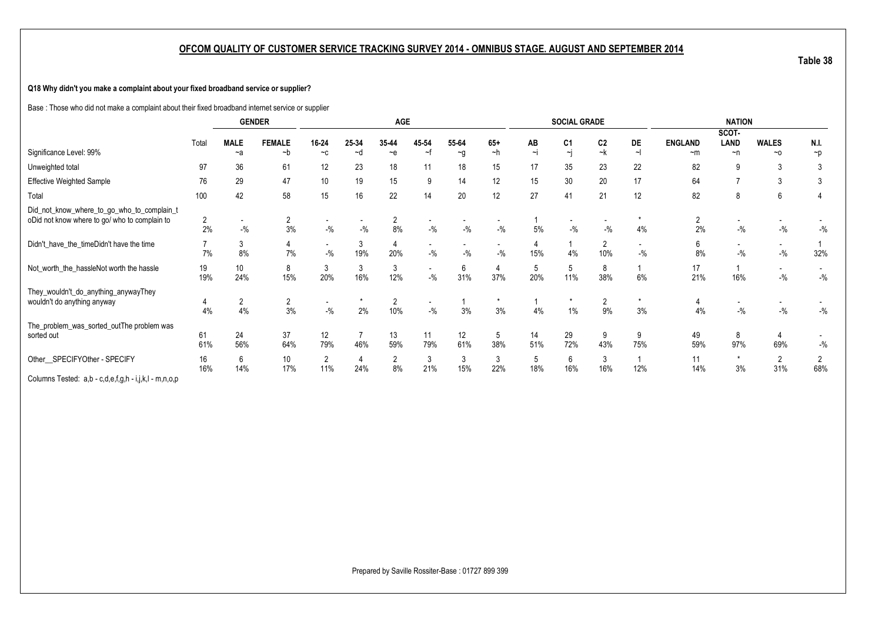## OFCOM QUALITY OF CUSTOMER SERVICE TRACKING SURVEY 2014 - OMNIBUS STAGE. AUGUST AND SEPTEMBER 2014

Table 38

**Q18 Why didn't you make a complaint about your fixed broadband service or supplier?**

Base : Those who did not make a complaint about their fixed broadband internet service or supplier

| | Total | GENDER | | AGE | | | | | | SOCIAL GRADE | | | | NATION | | | |
|---|---|---|---|---|---|---|---|---|---|---|---|---|---|---|---|---|---|
| | | MALE | FEMALE | 16-24 | 25-34 | 35-44 | 45-54 | 55-64 | 65+ | AB | C1 | C2 | DE | ENGLAND | SCOT-LAND | WALES | N.I. |
| Significance Level: 99% | | ~a | ~b | ~c | ~d | ~e | ~f | ~g | ~h | ~i | ~j | ~k | ~l | ~m | ~n | ~o | ~p |
| Unweighted total | 97 | 36 | 61 | 12 | 23 | 18 | 11 | 18 | 15 | 17 | 35 | 23 | 22 | 82 | 9 | 3 | 3 |
| Effective Weighted Sample | 76 | 29 | 47 | 10 | 19 | 15 | 9 | 14 | 12 | 15 | 30 | 20 | 17 | 64 | 7 | 3 | 3 |
| Total | 100 | 42 | 58 | 15 | 16 | 22 | 14 | 20 | 12 | 27 | 41 | 21 | 12 | 82 | 8 | 6 | 4 |
| Did_not_know_where_to_go_who_to_complain_t oDid not know where to go/ who to complain to | 2 | - | 2 | - | - | 2 | - | - | - | 1 | - | - | * | 2 | - | - | - |
| | 2% | -% | 3% | -% | -% | 8% | -% | -% | -% | 5% | -% | -% | 4% | 2% | -% | -% | -% |
| Didn't_have_the_timeDidn't have the time | 7 | 3 | 4 | - | 3 | 4 | - | - | - | 4 | 1 | 2 | - | 6 | - | - | 1 |
| | 7% | 8% | 7% | -% | 19% | 20% | -% | -% | -% | 15% | 4% | 10% | -% | 8% | -% | -% | 32% |
| Not_worth_the_hassleNot worth the hassle | 19 | 10 | 8 | 3 | 3 | 3 | - | 6 | 4 | 5 | 5 | 8 | 1 | 17 | 1 | - | - |
| | 19% | 24% | 15% | 20% | 16% | 12% | -% | 31% | 37% | 20% | 11% | 38% | 6% | 21% | 16% | -% | -% |
| They_wouldn't_do_anything_anywayThey wouldn't do anything anyway | 4 | 2 | 2 | - | * | 2 | - | 1 | * | 1 | * | 2 | * | 4 | - | - | - |
| | 4% | 4% | 3% | -% | 2% | 10% | -% | 3% | 3% | 4% | 1% | 9% | 3% | 4% | -% | -% | -% |
| The_problem_was_sorted_outThe problem was sorted out | 61 | 24 | 37 | 12 | 7 | 13 | 11 | 12 | 5 | 14 | 29 | 9 | 9 | 49 | 8 | 4 | - |
| | 61% | 56% | 64% | 79% | 46% | 59% | 79% | 61% | 38% | 51% | 72% | 43% | 75% | 59% | 97% | 69% | -% |
| Other__SPECIFYOther - SPECIFY | 16 | 6 | 10 | 2 | 4 | 2 | 3 | 3 | 3 | 5 | 6 | 3 | 1 | 11 | * | 2 | 2 |
| | 16% | 14% | 17% | 11% | 24% | 8% | 21% | 15% | 22% | 18% | 16% | 16% | 12% | 14% | 3% | 31% | 68% |

Columns Tested: a,b - c,d,e,f,g,h - i,j,k,l - m,n,o,p

Prepared by Saville Rossiter-Base : 01727 899 399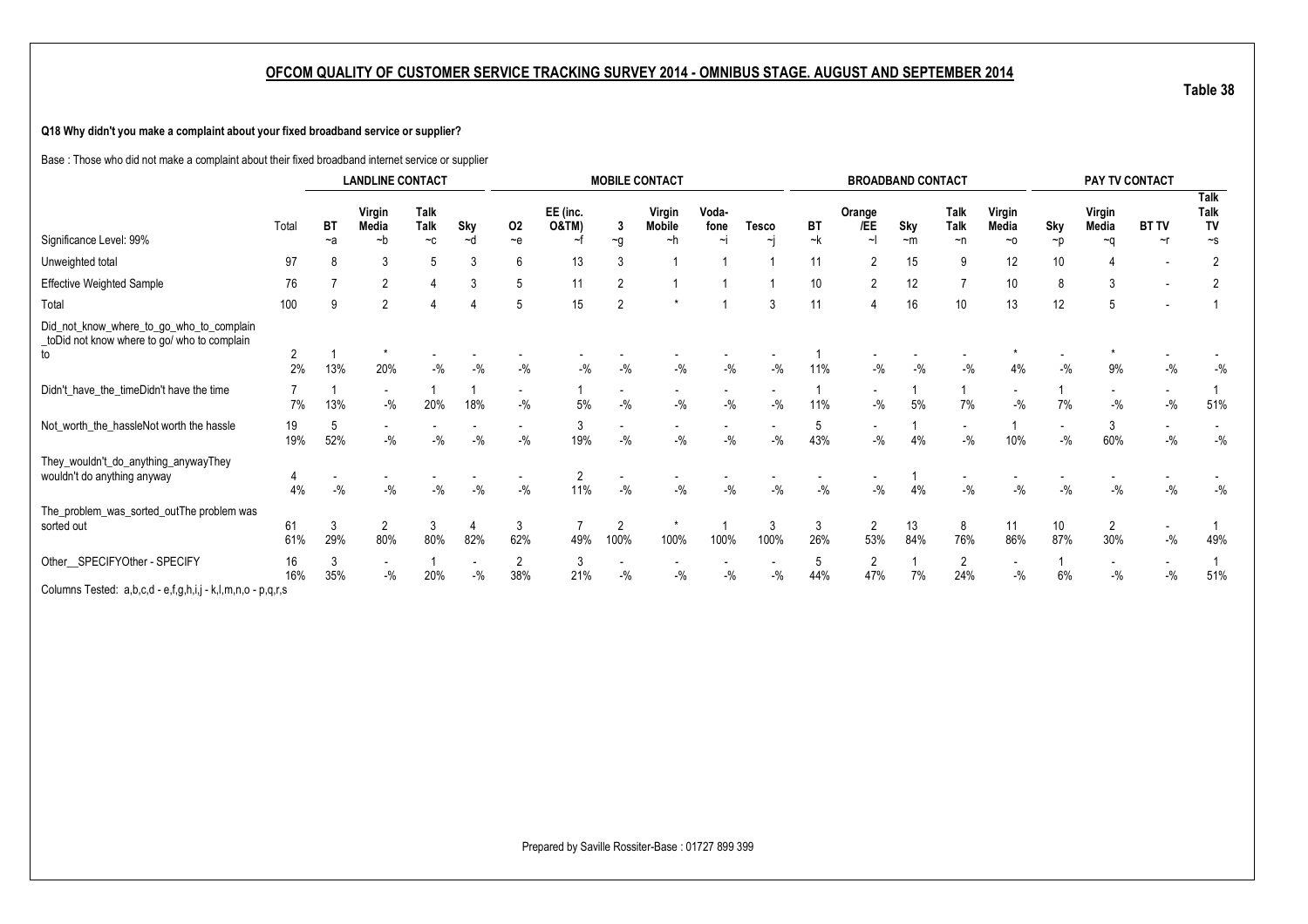## OFCOM QUALITY OF CUSTOMER SERVICE TRACKING SURVEY 2014 - OMNIBUS STAGE. AUGUST AND SEPTEMBER 2014

Table 38

**Q18 Why didn't you make a complaint about your fixed broadband service or supplier?**

Base : Those who did not make a complaint about their fixed broadband internet service or supplier

| | | LANDLINE CONTACT | | | | MOBILE CONTACT | | | | | | BROADBAND CONTACT | | | | | PAY TV CONTACT | | | |
|---|---|---|---|---|---|---|---|---|---|---|---|---|---|---|---|---|---|---|---|---|
| Significance Level: 99% | Total | BT ~a | Virgin Media ~b | Talk Talk ~c | Sky ~d | O2 ~e | EE (inc. O&TM) ~f | 3 ~g | Virgin Mobile ~h | Voda-fone ~i | Tesco ~j | BT ~k | Orange /EE ~l | Sky ~m | Talk Talk ~n | Virgin Media ~o | Sky ~p | Virgin Media ~q | BT TV ~r | Talk Talk TV ~s |
| Unweighted total | 97 | 8 | 3 | 5 | 3 | 6 | 13 | 3 | 1 | 1 | 1 | 11 | 2 | 15 | 9 | 12 | 10 | 4 | - | 2 |
| Effective Weighted Sample | 76 | 7 | 2 | 4 | 3 | 5 | 11 | 2 | 1 | 1 | 1 | 10 | 2 | 12 | 7 | 10 | 8 | 3 | - | 2 |
| Total | 100 | 9 | 2 | 4 | 4 | 5 | 15 | 2 | * | 1 | 3 | 11 | 4 | 16 | 10 | 13 | 12 | 5 | - | 1 |
| Did_not_know_where_to_go_who_to_complain _toDid not know where to go/ who to complain to | 2 | 1 | * | - | - | - | - | - | - | - | - | 1 | - | - | - | * | - | * | - | - |
| | 2% | 13% | 20% | -% | -% | -% | -% | -% | -% | -% | -% | 11% | -% | -% | -% | 4% | -% | 9% | -% | -% |
| Didn't_have_the_timeDidn't have the time | 7 | 1 | - | 1 | 1 | - | 1 | - | - | - | - | 1 | - | 1 | 1 | - | 1 | - | - | 1 |
| | 7% | 13% | -% | 20% | 18% | -% | 5% | -% | -% | -% | -% | 11% | -% | 5% | 7% | -% | 7% | -% | -% | 51% |
| Not_worth_the_hassleNot worth the hassle | 19 | 5 | - | - | - | - | 3 | - | - | - | - | 5 | - | 1 | - | 1 | - | 3 | - | - |
| | 19% | 52% | -% | -% | -% | -% | 19% | -% | -% | -% | -% | 43% | -% | 4% | -% | 10% | -% | 60% | -% | -% |
| They_wouldn't_do_anything_anywayThey wouldn't do anything anyway | 4 | - | - | - | - | - | 2 | - | - | - | - | - | - | 1 | - | - | - | - | - | - |
| | 4% | -% | -% | -% | -% | -% | 11% | -% | -% | -% | -% | -% | -% | 4% | -% | -% | -% | -% | -% | -% |
| The_problem_was_sorted_outThe problem was sorted out | 61 | 3 | 2 | 3 | 4 | 3 | 7 | 2 | * | 1 | 3 | 3 | 2 | 13 | 8 | 11 | 10 | 2 | - | 1 |
| | 61% | 29% | 80% | 80% | 82% | 62% | 49% | 100% | 100% | 100% | 100% | 26% | 53% | 84% | 76% | 86% | 87% | 30% | -% | 49% |
| Other__SPECIFYOther - SPECIFY | 16 | 3 | - | 1 | - | 2 | 3 | - | - | - | - | 5 | 2 | 1 | 2 | - | 1 | - | - | 1 |
| | 16% | 35% | -% | 20% | -% | 38% | 21% | -% | -% | -% | -% | 44% | 47% | 7% | 24% | -% | 6% | -% | -% | 51% |

Columns Tested: a,b,c,d - e,f,g,h,i,j - k,l,m,n,o - p,q,r,s

Prepared by Saville Rossiter-Base : 01727 899 399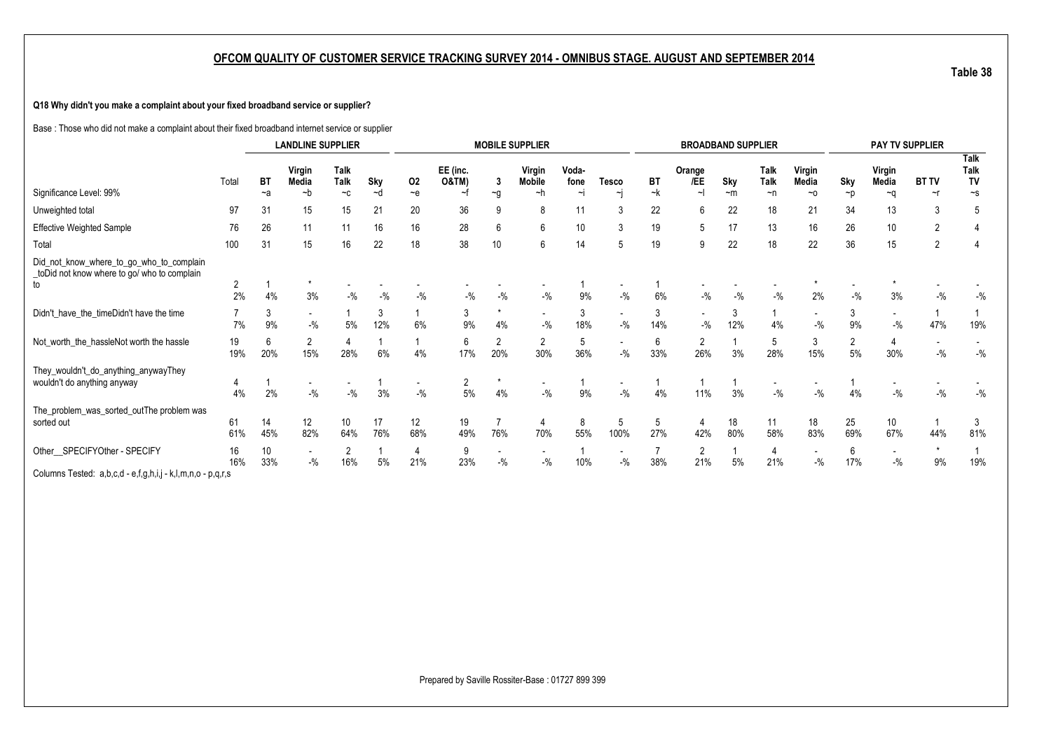## OFCOM QUALITY OF CUSTOMER SERVICE TRACKING SURVEY 2014 - OMNIBUS STAGE. AUGUST AND SEPTEMBER 2014

Table 38

**Q18 Why didn't you make a complaint about your fixed broadband service or supplier?**

Base : Those who did not make a complaint about their fixed broadband internet service or supplier

| | | LANDLINE SUPPLIER | | | | MOBILE SUPPLIER | | | | | | BROADBAND SUPPLIER | | | | | PAY TV SUPPLIER | | | |
|---|---|---|---|---|---|---|---|---|---|---|---|---|---|---|---|---|---|---|---|---|
| Significance Level: 99% | Total | BT ~a | Virgin Media ~b | Talk Talk ~c | Sky ~d | O2 ~e | EE (inc. O&TM) ~f | 3 ~g | Virgin Mobile ~h | Voda-fone ~i | Tesco ~j | BT ~k | Orange /EE ~l | Sky ~m | Talk Talk ~n | Virgin Media ~o | Sky ~p | Virgin Media ~q | BT TV ~r | Talk Talk TV ~s |
| Unweighted total | 97 | 31 | 15 | 15 | 21 | 20 | 36 | 9 | 8 | 11 | 3 | 22 | 6 | 22 | 18 | 21 | 34 | 13 | 3 | 5 |
| Effective Weighted Sample | 76 | 26 | 11 | 11 | 16 | 16 | 28 | 6 | 6 | 10 | 3 | 19 | 5 | 17 | 13 | 16 | 26 | 10 | 2 | 4 |
| Total | 100 | 31 | 15 | 16 | 22 | 18 | 38 | 10 | 6 | 14 | 5 | 19 | 9 | 22 | 18 | 22 | 36 | 15 | 2 | 4 |
| Did_not_know_where_to_go_who_to_complain _toDid not know where to go/ who to complain to | 2 | 1 | * | - | - | - | - | - | - | 1 | - | 1 | - | - | - | * | - | * | - | - |
| | 2% | 4% | 3% | -% | -% | -% | -% | -% | -% | 9% | -% | 6% | -% | -% | -% | 2% | -% | 3% | -% | -% |
| Didn't_have_the_timeDidn't have the time | 7 | 3 | - | 1 | 3 | 1 | 3 | * | - | 3 | - | 3 | - | 3 | 1 | - | 3 | - | 1 | 1 |
| | 7% | 9% | -% | 5% | 12% | 6% | 9% | 4% | -% | 18% | -% | 14% | -% | 12% | 4% | -% | 9% | -% | 47% | 19% |
| Not_worth_the_hassleNot worth the hassle | 19 | 6 | 2 | 4 | 1 | 1 | 6 | 2 | 2 | 5 | - | 6 | 2 | 1 | 5 | 3 | 2 | 4 | - | - |
| | 19% | 20% | 15% | 28% | 6% | 4% | 17% | 20% | 30% | 36% | -% | 33% | 26% | 3% | 28% | 15% | 5% | 30% | -% | -% |
| They_wouldn't_do_anything_anywayThey wouldn't do anything anyway | 4 | 1 | - | - | 1 | - | 2 | * | - | 1 | - | 1 | 1 | 1 | - | - | 1 | - | - | - |
| | 4% | 2% | -% | -% | 3% | -% | 5% | 4% | -% | 9% | -% | 4% | 11% | 3% | -% | -% | 4% | -% | -% | -% |
| The_problem_was_sorted_outThe problem was sorted out | 61 | 14 | 12 | 10 | 17 | 12 | 19 | 7 | 4 | 8 | 5 | 5 | 4 | 18 | 11 | 18 | 25 | 10 | 1 | 3 |
| | 61% | 45% | 82% | 64% | 76% | 68% | 49% | 76% | 70% | 55% | 100% | 27% | 42% | 80% | 58% | 83% | 69% | 67% | 44% | 81% |
| Other__SPECIFYOther - SPECIFY | 16 | 10 | - | 2 | 1 | 4 | 9 | - | - | 1 | - | 7 | 2 | 1 | 4 | - | 6 | - | * | 1 |
| | 16% | 33% | -% | 16% | 5% | 21% | 23% | -% | -% | 10% | -% | 38% | 21% | 5% | 21% | -% | 17% | -% | 9% | 19% |

Columns Tested: a,b,c,d - e,f,g,h,i,j - k,l,m,n,o - p,q,r,s

Prepared by Saville Rossiter-Base : 01727 899 399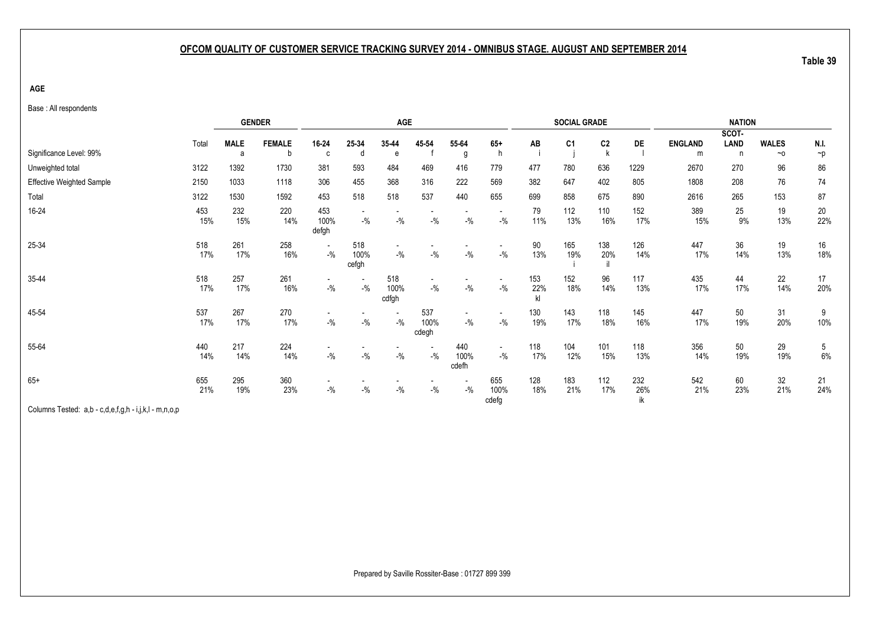## OFCOM QUALITY OF CUSTOMER SERVICE TRACKING SURVEY 2014 - OMNIBUS STAGE. AUGUST AND SEPTEMBER 2014

**Table 39**

**AGE**

Base : All respondents

| | | GENDER | | AGE | | | | | | SOCIAL GRADE | | | | NATION | | | |
|---|---|---|---|---|---|---|---|---|---|---|---|---|---|---|---|---|---|
| | Total | MALE | FEMALE | 16-24 | 25-34 | 35-44 | 45-54 | 55-64 | 65+ | AB | C1 | C2 | DE | ENGLAND | SCOT-LAND | WALES | N.I. |
| Significance Level: 99% | | a | b | c | d | e | f | g | h | i | j | k | l | m | n | ~o | ~p |
| Unweighted total | 3122 | 1392 | 1730 | 381 | 593 | 484 | 469 | 416 | 779 | 477 | 780 | 636 | 1229 | 2670 | 270 | 96 | 86 |
| Effective Weighted Sample | 2150 | 1033 | 1118 | 306 | 455 | 368 | 316 | 222 | 569 | 382 | 647 | 402 | 805 | 1808 | 208 | 76 | 74 |
| Total | 3122 | 1530 | 1592 | 453 | 518 | 518 | 537 | 440 | 655 | 699 | 858 | 675 | 890 | 2616 | 265 | 153 | 87 |
| 16-24 | 453 | 232 | 220 | 453 | - | - | - | - | - | 79 | 112 | 110 | 152 | 389 | 25 | 19 | 20 |
| | 15% | 15% | 14% | 100% | -% | -% | -% | -% | -% | 11% | 13% | 16% | 17% | 15% | 9% | 13% | 22% |
| | | | | defgh | | | | | | | | | | | | | |
| 25-34 | 518 | 261 | 258 | - | 518 | - | - | - | - | 90 | 165 | 138 | 126 | 447 | 36 | 19 | 16 |
| | 17% | 17% | 16% | -% | 100% | -% | -% | -% | -% | 13% | 19% | 20% | 14% | 17% | 14% | 13% | 18% |
| | | | | | cefgh | | | | | | i | il | | | | | |
| 35-44 | 518 | 257 | 261 | - | - | 518 | - | - | - | 153 | 152 | 96 | 117 | 435 | 44 | 22 | 17 |
| | 17% | 17% | 16% | -% | -% | 100% | -% | -% | -% | 22% | 18% | 14% | 13% | 17% | 17% | 14% | 20% |
| | | | | | | cdfgh | | | | kl | | | | | | | |
| 45-54 | 537 | 267 | 270 | - | - | - | 537 | - | - | 130 | 143 | 118 | 145 | 447 | 50 | 31 | 9 |
| | 17% | 17% | 17% | -% | -% | -% | 100% | -% | -% | 19% | 17% | 18% | 16% | 17% | 19% | 20% | 10% |
| | | | | | | | cdegh | | | | | | | | | | |
| 55-64 | 440 | 217 | 224 | - | - | - | - | 440 | - | 118 | 104 | 101 | 118 | 356 | 50 | 29 | 5 |
| | 14% | 14% | 14% | -% | -% | -% | -% | 100% | -% | 17% | 12% | 15% | 13% | 14% | 19% | 19% | 6% |
| | | | | | | | | cdefh | | | | | | | | | |
| 65+ | 655 | 295 | 360 | - | - | - | - | - | 655 | 128 | 183 | 112 | 232 | 542 | 60 | 32 | 21 |
| | 21% | 19% | 23% | -% | -% | -% | -% | -% | 100% | 18% | 21% | 17% | 26% | 21% | 23% | 21% | 24% |
| | | | | | | | | | cdefg | | | | ik | | | | |

Columns Tested: a,b - c,d,e,f,g,h - i,j,k,l - m,n,o,p

Prepared by Saville Rossiter-Base : 01727 899 399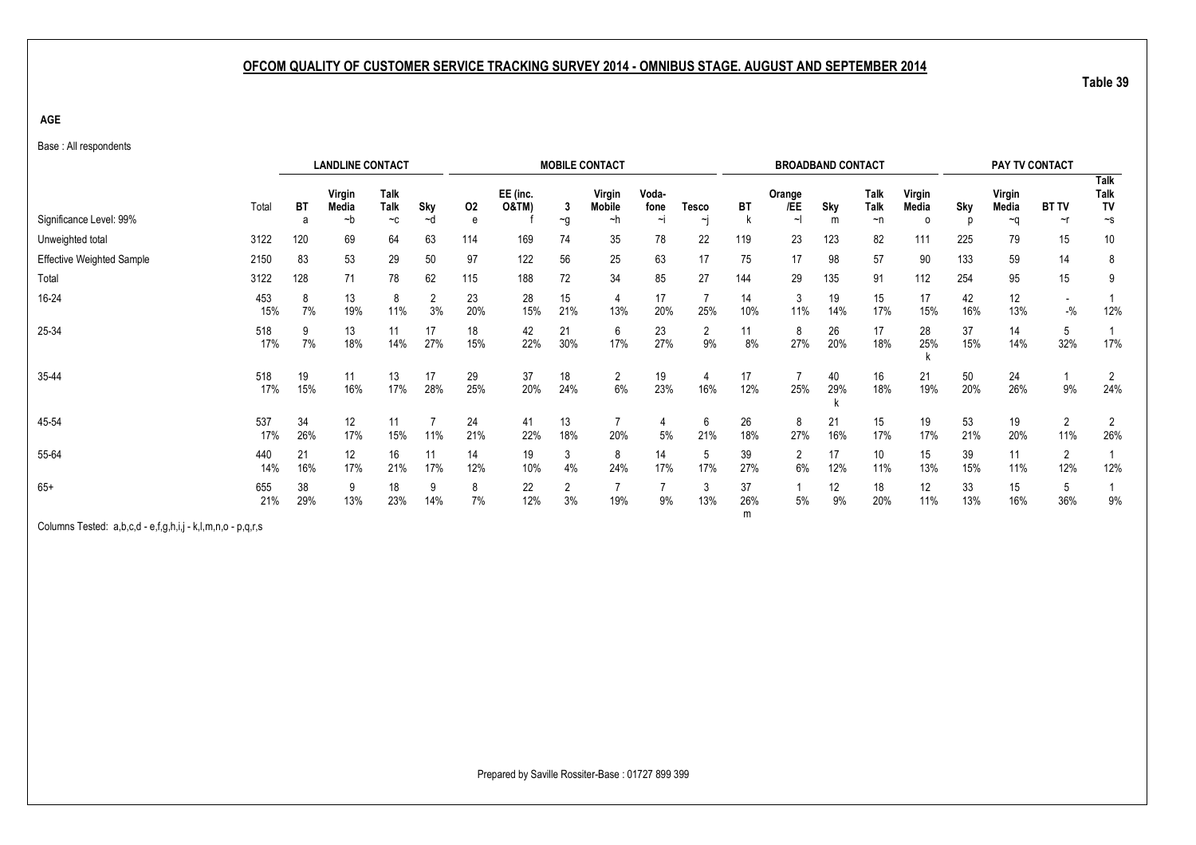## OFCOM QUALITY OF CUSTOMER SERVICE TRACKING SURVEY 2014 - OMNIBUS STAGE. AUGUST AND SEPTEMBER 2014

**Table 39**

**AGE**

Base : All respondents

| | | LANDLINE CONTACT | | | | MOBILE CONTACT | | | | | | BROADBAND CONTACT | | | | | PAY TV CONTACT | | | |
|---|---|---|---|---|---|---|---|---|---|---|---|---|---|---|---|---|---|---|---|---|
| Significance Level: 99% | Total | BT a | Virgin Media ~b | Talk Talk ~c | Sky ~d | O2 e | EE (inc. O&TM) f | 3 ~g | Virgin Mobile ~h | Voda-fone ~i | Tesco ~j | BT k | Orange /EE ~l | Sky m | Talk Talk ~n | Virgin Media o | Sky p | Virgin Media ~q | BT TV ~r | Talk Talk TV ~s |
| Unweighted total | 3122 | 120 | 69 | 64 | 63 | 114 | 169 | 74 | 35 | 78 | 22 | 119 | 23 | 123 | 82 | 111 | 225 | 79 | 15 | 10 |
| Effective Weighted Sample | 2150 | 83 | 53 | 29 | 50 | 97 | 122 | 56 | 25 | 63 | 17 | 75 | 17 | 98 | 57 | 90 | 133 | 59 | 14 | 8 |
| Total | 3122 | 128 | 71 | 78 | 62 | 115 | 188 | 72 | 34 | 85 | 27 | 144 | 29 | 135 | 91 | 112 | 254 | 95 | 15 | 9 |
| 16-24 | 453 | 8 | 13 | 8 | 2 | 23 | 28 | 15 | 4 | 17 | 7 | 14 | 3 | 19 | 15 | 17 | 42 | 12 | - | 1 |
| | 15% | 7% | 19% | 11% | 3% | 20% | 15% | 21% | 13% | 20% | 25% | 10% | 11% | 14% | 17% | 15% | 16% | 13% | -% | 12% |
| 25-34 | 518 | 9 | 13 | 11 | 17 | 18 | 42 | 21 | 6 | 23 | 2 | 11 | 8 | 26 | 17 | 28 | 37 | 14 | 5 | 1 |
| | 17% | 7% | 18% | 14% | 27% | 15% | 22% | 30% | 17% | 27% | 9% | 8% | 27% | 20% | 18% | 25% k | 15% | 14% | 32% | 17% |
| 35-44 | 518 | 19 | 11 | 13 | 17 | 29 | 37 | 18 | 2 | 19 | 4 | 17 | 7 | 40 | 16 | 21 | 50 | 24 | 1 | 2 |
| | 17% | 15% | 16% | 17% | 28% | 25% | 20% | 24% | 6% | 23% | 16% | 12% | 25% | 29% k | 18% | 19% | 20% | 26% | 9% | 24% |
| 45-54 | 537 | 34 | 12 | 11 | 7 | 24 | 41 | 13 | 7 | 4 | 6 | 26 | 8 | 21 | 15 | 19 | 53 | 19 | 2 | 2 |
| | 17% | 26% | 17% | 15% | 11% | 21% | 22% | 18% | 20% | 5% | 21% | 18% | 27% | 16% | 17% | 17% | 21% | 20% | 11% | 26% |
| 55-64 | 440 | 21 | 12 | 16 | 11 | 14 | 19 | 3 | 8 | 14 | 5 | 39 | 2 | 17 | 10 | 15 | 39 | 11 | 2 | 1 |
| | 14% | 16% | 17% | 21% | 17% | 12% | 10% | 4% | 24% | 17% | 17% | 27% | 6% | 12% | 11% | 13% | 15% | 11% | 12% | 12% |
| 65+ | 655 | 38 | 9 | 18 | 9 | 8 | 22 | 2 | 7 | 7 | 3 | 37 | 1 | 12 | 18 | 12 | 33 | 15 | 5 | 1 |
| | 21% | 29% | 13% | 23% | 14% | 7% | 12% | 3% | 19% | 9% | 13% | 26% m | 5% | 9% | 20% | 11% | 13% | 16% | 36% | 9% |

Columns Tested: a,b,c,d - e,f,g,h,i,j - k,l,m,n,o - p,q,r,s

Prepared by Saville Rossiter-Base : 01727 899 399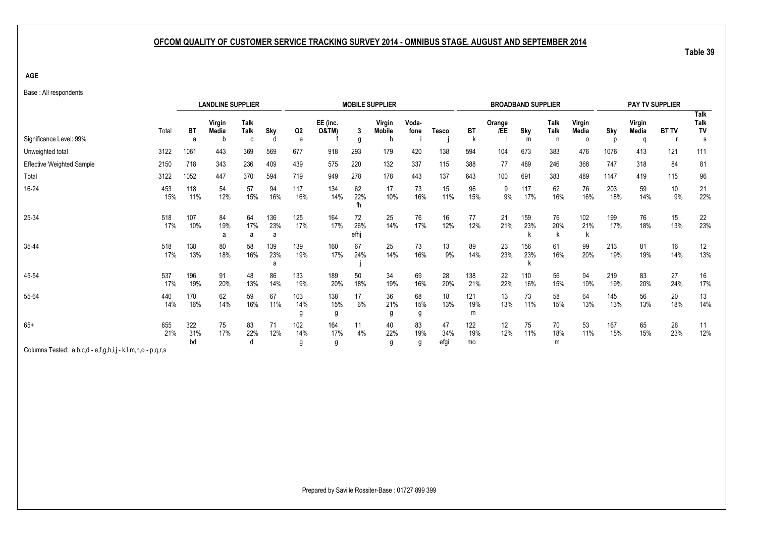## OFCOM QUALITY OF CUSTOMER SERVICE TRACKING SURVEY 2014 - OMNIBUS STAGE. AUGUST AND SEPTEMBER 2014

**Table 39**

**AGE**

Base : All respondents

| | | LANDLINE SUPPLIER | | | | MOBILE SUPPLIER | | | | | | BROADBAND SUPPLIER | | | | | PAY TV SUPPLIER | | | |
|---|---|---|---|---|---|---|---|---|---|---|---|---|---|---|---|---|---|---|---|---|
| | Total | BT | Virgin Media | Talk Talk | Sky | O2 | EE (inc. O&TM) | 3 | Virgin Mobile | Voda-fone | Tesco | BT | Orange /EE | Sky | Talk Talk | Virgin Media | Sky | Virgin Media | BT TV | Talk Talk TV |
| Significance Level: 99% | | a | b | c | d | e | f | g | h | i | j | k | l | m | n | o | p | q | r | s |
| Unweighted total | 3122 | 1061 | 443 | 369 | 569 | 677 | 918 | 293 | 179 | 420 | 138 | 594 | 104 | 673 | 383 | 476 | 1076 | 413 | 121 | 111 |
| Effective Weighted Sample | 2150 | 718 | 343 | 236 | 409 | 439 | 575 | 220 | 132 | 337 | 115 | 388 | 77 | 489 | 246 | 368 | 747 | 318 | 84 | 81 |
| Total | 3122 | 1052 | 447 | 370 | 594 | 719 | 949 | 278 | 178 | 443 | 137 | 643 | 100 | 691 | 383 | 489 | 1147 | 419 | 115 | 96 |
| 16-24 | 453 | 118 | 54 | 57 | 94 | 117 | 134 | 62 | 17 | 73 | 15 | 96 | 9 | 117 | 62 | 76 | 203 | 59 | 10 | 21 |
| | 15% | 11% | 12% | 15% | 16% | 16% | 14% | 22% | 10% | 16% | 11% | 15% | 9% | 17% | 16% | 16% | 18% | 14% | 9% | 22% |
| | | | | | | | | fh | | | | | | | | | | | | |
| 25-34 | 518 | 107 | 84 | 64 | 136 | 125 | 164 | 72 | 25 | 76 | 16 | 77 | 21 | 159 | 76 | 102 | 199 | 76 | 15 | 22 |
| | 17% | 10% | 19% | 17% | 23% | 17% | 17% | 26% | 14% | 17% | 12% | 12% | 21% | 23% | 20% | 21% | 17% | 18% | 13% | 23% |
| | | | a | a | a | | | efhj | | | | | | k | k | k | | | | |
| 35-44 | 518 | 138 | 80 | 58 | 139 | 139 | 160 | 67 | 25 | 73 | 13 | 89 | 23 | 156 | 61 | 99 | 213 | 81 | 16 | 12 |
| | 17% | 13% | 18% | 16% | 23% | 19% | 17% | 24% | 14% | 16% | 9% | 14% | 23% | 23% | 16% | 20% | 19% | 19% | 14% | 13% |
| | | | | | a | | | j | | | | | | k | | | | | | |
| 45-54 | 537 | 196 | 91 | 48 | 86 | 133 | 189 | 50 | 34 | 69 | 28 | 138 | 22 | 110 | 56 | 94 | 219 | 83 | 27 | 16 |
| | 17% | 19% | 20% | 13% | 14% | 19% | 20% | 18% | 19% | 16% | 20% | 21% | 22% | 16% | 15% | 19% | 19% | 20% | 24% | 17% |
| 55-64 | 440 | 170 | 62 | 59 | 67 | 103 | 138 | 17 | 36 | 68 | 18 | 121 | 13 | 73 | 58 | 64 | 145 | 56 | 20 | 13 |
| | 14% | 16% | 14% | 16% | 11% | 14% | 15% | 6% | 21% | 15% | 13% | 19% | 13% | 11% | 15% | 13% | 13% | 13% | 18% | 14% |
| | | | | | | g | g | | g | g | | m | | | | | | | | |
| 65+ | 655 | 322 | 75 | 83 | 71 | 102 | 164 | 11 | 40 | 83 | 47 | 122 | 12 | 75 | 70 | 53 | 167 | 65 | 26 | 11 |
| | 21% | 31% | 17% | 22% | 12% | 14% | 17% | 4% | 22% | 19% | 34% | 19% | 12% | 11% | 18% | 11% | 15% | 15% | 23% | 12% |
| | | bd | | d | | g | g | | g | g | efgi | mo | | | m | | | | | |

Columns Tested: a,b,c,d - e,f,g,h,i,j - k,l,m,n,o - p,q,r,s

Prepared by Saville Rossiter-Base : 01727 899 399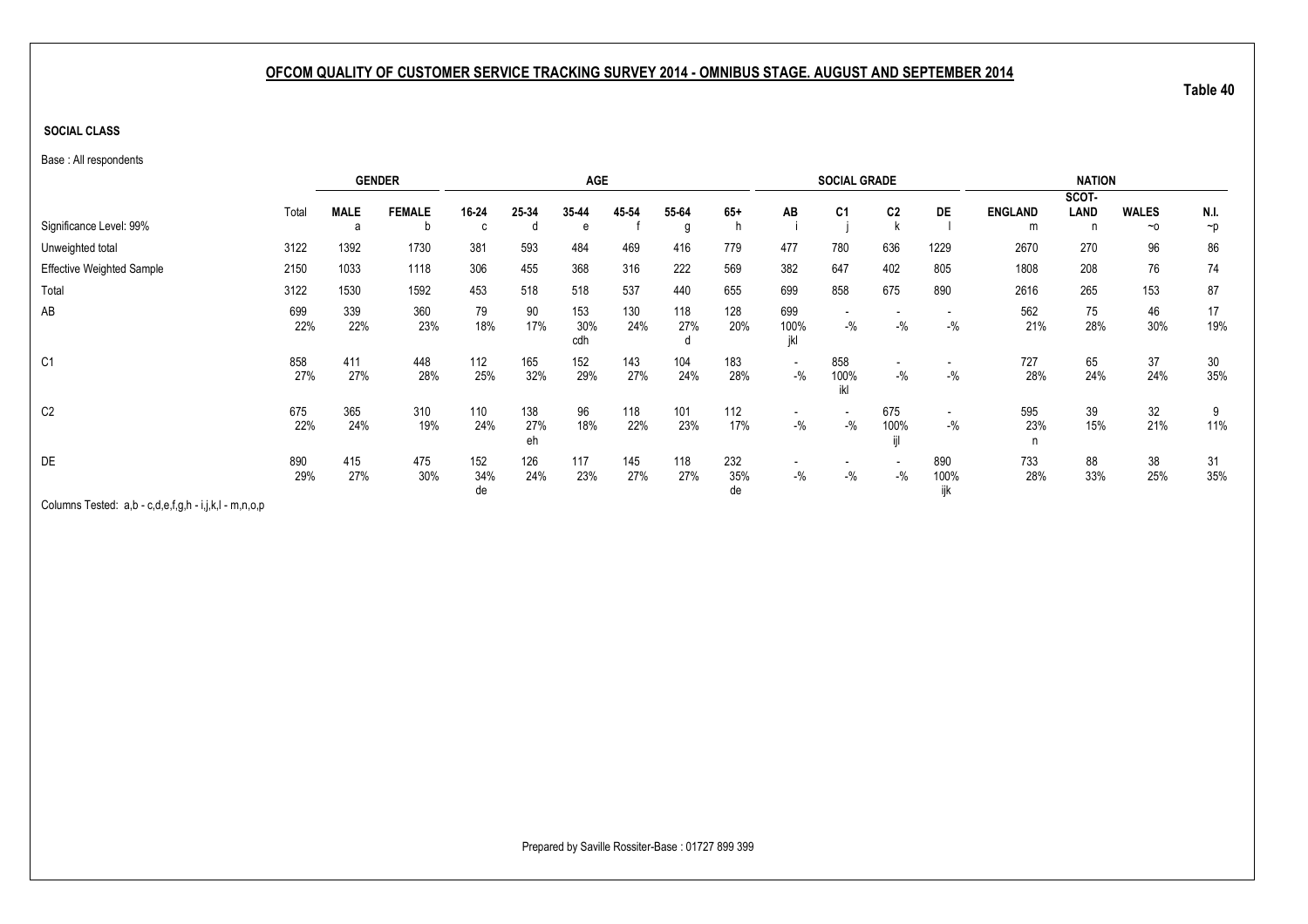## OFCOM QUALITY OF CUSTOMER SERVICE TRACKING SURVEY 2014 - OMNIBUS STAGE. AUGUST AND SEPTEMBER 2014

Table 40

**SOCIAL CLASS**

Base : All respondents

| | | GENDER | | AGE | | | | | | SOCIAL GRADE | | | | NATION | | | |
|---|---|---|---|---|---|---|---|---|---|---|---|---|---|---|---|---|---|
| | Total | MALE | FEMALE | 16-24 | 25-34 | 35-44 | 45-54 | 55-64 | 65+ | AB | C1 | C2 | DE | ENGLAND | SCOT-LAND | WALES | N.I. |
| Significance Level: 99% | | a | b | c | d | e | f | g | h | i | j | k | l | m | n | ~o | ~p |
| Unweighted total | 3122 | 1392 | 1730 | 381 | 593 | 484 | 469 | 416 | 779 | 477 | 780 | 636 | 1229 | 2670 | 270 | 96 | 86 |
| Effective Weighted Sample | 2150 | 1033 | 1118 | 306 | 455 | 368 | 316 | 222 | 569 | 382 | 647 | 402 | 805 | 1808 | 208 | 76 | 74 |
| Total | 3122 | 1530 | 1592 | 453 | 518 | 518 | 537 | 440 | 655 | 699 | 858 | 675 | 890 | 2616 | 265 | 153 | 87 |
| AB | 699 | 339 | 360 | 79 | 90 | 153 | 130 | 118 | 128 | 699 | - | - | - | 562 | 75 | 46 | 17 |
| | 22% | 22% | 23% | 18% | 17% | 30% | 24% | 27% | 20% | 100% | -% | -% | -% | 21% | 28% | 30% | 19% |
| | | | | | | cdh | | d | | jkl | | | | | | | |
| C1 | 858 | 411 | 448 | 112 | 165 | 152 | 143 | 104 | 183 | - | 858 | - | - | 727 | 65 | 37 | 30 |
| | 27% | 27% | 28% | 25% | 32% | 29% | 27% | 24% | 28% | -% | 100% | -% | -% | 28% | 24% | 24% | 35% |
| | | | | | | | | | | | ikl | | | | | | |
| C2 | 675 | 365 | 310 | 110 | 138 | 96 | 118 | 101 | 112 | - | - | 675 | - | 595 | 39 | 32 | 9 |
| | 22% | 24% | 19% | 24% | 27% | 18% | 22% | 23% | 17% | -% | -% | 100% | -% | 23% | 15% | 21% | 11% |
| | | | | | eh | | | | | | | ijl | | n | | | |
| DE | 890 | 415 | 475 | 152 | 126 | 117 | 145 | 118 | 232 | - | - | - | 890 | 733 | 88 | 38 | 31 |
| | 29% | 27% | 30% | 34% | 24% | 23% | 27% | 27% | 35% | -% | -% | -% | 100% | 28% | 33% | 25% | 35% |
| | | | | de | | | | | de | | | | ijk | | | | |

Columns Tested: a,b - c,d,e,f,g,h - i,j,k,l - m,n,o,p

Prepared by Saville Rossiter-Base : 01727 899 399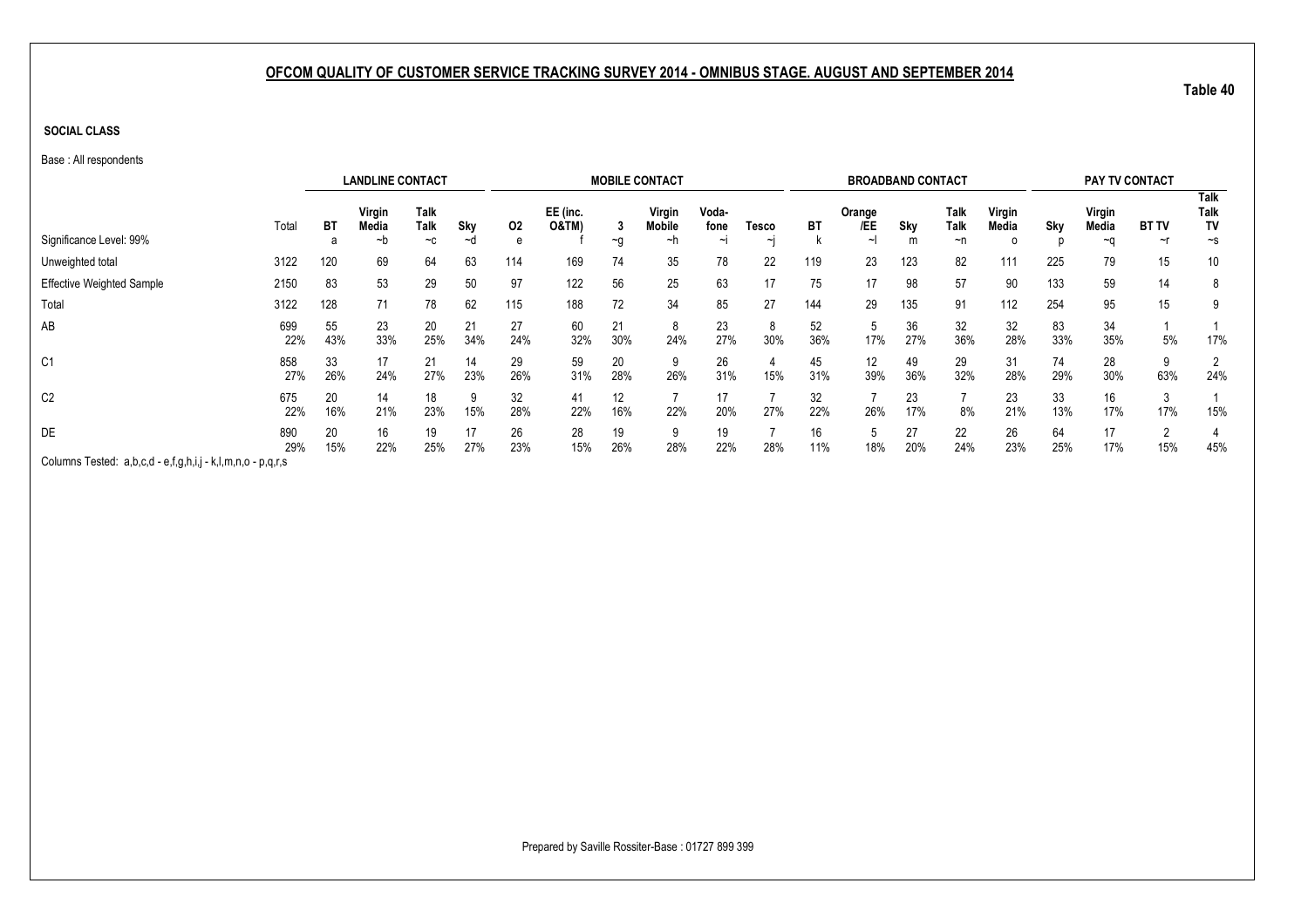## OFCOM QUALITY OF CUSTOMER SERVICE TRACKING SURVEY 2014 - OMNIBUS STAGE. AUGUST AND SEPTEMBER 2014

**Table 40**

**SOCIAL CLASS**

Base : All respondents

| | | LANDLINE CONTACT | | | | MOBILE CONTACT | | | | | | BROADBAND CONTACT | | | | | PAY TV CONTACT | | | |
|---|---|---|---|---|---|---|---|---|---|---|---|---|---|---|---|---|---|---|---|---|
| | Total | BT | Virgin Media | Talk Talk | Sky | O2 | EE (inc. O&TM) | 3 | Virgin Mobile | Voda-fone | Tesco | BT | Orange /EE | Sky | Talk Talk | Virgin Media | Sky | Virgin Media | BT TV | Talk Talk TV |
| Significance Level: 99% | | a | ~b | ~c | ~d | e | f | ~g | ~h | ~i | ~j | k | ~l | m | ~n | o | p | ~q | ~r | ~s |
| Unweighted total | 3122 | 120 | 69 | 64 | 63 | 114 | 169 | 74 | 35 | 78 | 22 | 119 | 23 | 123 | 82 | 111 | 225 | 79 | 15 | 10 |
| Effective Weighted Sample | 2150 | 83 | 53 | 29 | 50 | 97 | 122 | 56 | 25 | 63 | 17 | 75 | 17 | 98 | 57 | 90 | 133 | 59 | 14 | 8 |
| Total | 3122 | 128 | 71 | 78 | 62 | 115 | 188 | 72 | 34 | 85 | 27 | 144 | 29 | 135 | 91 | 112 | 254 | 95 | 15 | 9 |
| AB | 699 | 55 | 23 | 20 | 21 | 27 | 60 | 21 | 8 | 23 | 8 | 52 | 5 | 36 | 32 | 32 | 83 | 34 | 1 | 1 |
| | 22% | 43% | 33% | 25% | 34% | 24% | 32% | 30% | 24% | 27% | 30% | 36% | 17% | 27% | 36% | 28% | 33% | 35% | 5% | 17% |
| C1 | 858 | 33 | 17 | 21 | 14 | 29 | 59 | 20 | 9 | 26 | 4 | 45 | 12 | 49 | 29 | 31 | 74 | 28 | 9 | 2 |
| | 27% | 26% | 24% | 27% | 23% | 26% | 31% | 28% | 26% | 31% | 15% | 31% | 39% | 36% | 32% | 28% | 29% | 30% | 63% | 24% |
| C2 | 675 | 20 | 14 | 18 | 9 | 32 | 41 | 12 | 7 | 17 | 7 | 32 | 7 | 23 | 7 | 23 | 33 | 16 | 3 | 1 |
| | 22% | 16% | 21% | 23% | 15% | 28% | 22% | 16% | 22% | 20% | 27% | 22% | 26% | 17% | 8% | 21% | 13% | 17% | 17% | 15% |
| DE | 890 | 20 | 16 | 19 | 17 | 26 | 28 | 19 | 9 | 19 | 7 | 16 | 5 | 27 | 22 | 26 | 64 | 17 | 2 | 4 |
| | 29% | 15% | 22% | 25% | 27% | 23% | 15% | 26% | 28% | 22% | 28% | 11% | 18% | 20% | 24% | 23% | 25% | 17% | 15% | 45% |

Columns Tested: a,b,c,d - e,f,g,h,i,j - k,l,m,n,o - p,q,r,s

Prepared by Saville Rossiter-Base : 01727 899 399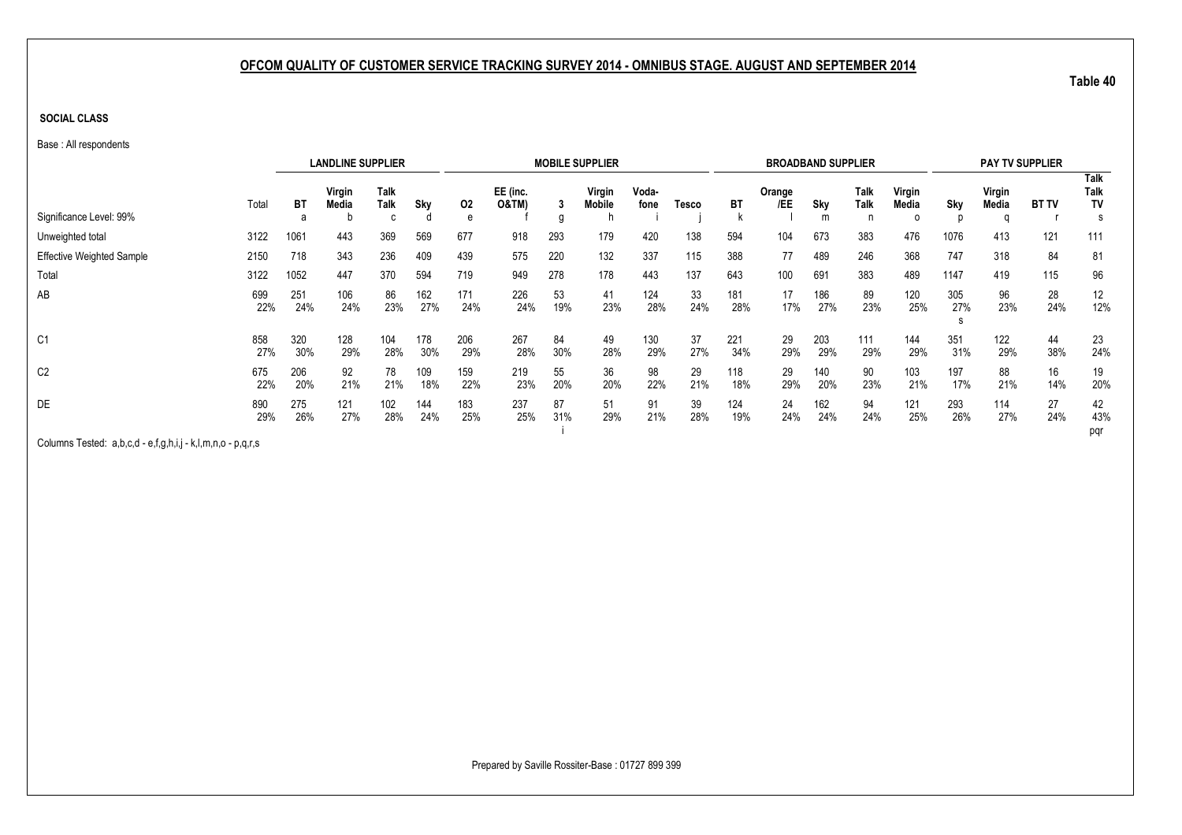## OFCOM QUALITY OF CUSTOMER SERVICE TRACKING SURVEY 2014 - OMNIBUS STAGE. AUGUST AND SEPTEMBER 2014

Table 40

**SOCIAL CLASS**

Base : All respondents

| | | LANDLINE SUPPLIER | | | | MOBILE SUPPLIER | | | | | | BROADBAND SUPPLIER | | | | | PAY TV SUPPLIER | | | |
|---|---|---|---|---|---|---|---|---|---|---|---|---|---|---|---|---|---|---|---|---|
| Significance Level: 99% | Total | BT<br>a | Virgin Media<br>b | Talk Talk<br>c | Sky<br>d | O2<br>e | EE (inc. O&TM)<br>f | 3<br>g | Virgin Mobile<br>h | Voda-fone<br>i | Tesco<br>j | BT<br>k | Orange /EE<br>l | Sky<br>m | Talk Talk<br>n | Virgin Media<br>o | Sky<br>p | Virgin Media<br>q | BT TV<br>r | Talk Talk TV<br>s |
| Unweighted total | 3122 | 1061 | 443 | 369 | 569 | 677 | 918 | 293 | 179 | 420 | 138 | 594 | 104 | 673 | 383 | 476 | 1076 | 413 | 121 | 111 |
| Effective Weighted Sample | 2150 | 718 | 343 | 236 | 409 | 439 | 575 | 220 | 132 | 337 | 115 | 388 | 77 | 489 | 246 | 368 | 747 | 318 | 84 | 81 |
| Total | 3122 | 1052 | 447 | 370 | 594 | 719 | 949 | 278 | 178 | 443 | 137 | 643 | 100 | 691 | 383 | 489 | 1147 | 419 | 115 | 96 |
| AB | 699<br>22% | 251<br>24% | 106<br>24% | 86<br>23% | 162<br>27% | 171<br>24% | 226<br>24% | 53<br>19% | 41<br>23% | 124<br>28% | 33<br>24% | 181<br>28% | 17<br>17% | 186<br>27% | 89<br>23% | 120<br>25% | 305<br>27%<br>s | 96<br>23% | 28<br>24% | 12<br>12% |
| C1 | 858<br>27% | 320<br>30% | 128<br>29% | 104<br>28% | 178<br>30% | 206<br>29% | 267<br>28% | 84<br>30% | 49<br>28% | 130<br>29% | 37<br>27% | 221<br>34% | 29<br>29% | 203<br>29% | 111<br>29% | 144<br>29% | 351<br>31% | 122<br>29% | 44<br>38% | 23<br>24% |
| C2 | 675<br>22% | 206<br>20% | 92<br>21% | 78<br>21% | 109<br>18% | 159<br>22% | 219<br>23% | 55<br>20% | 36<br>20% | 98<br>22% | 29<br>21% | 118<br>18% | 29<br>29% | 140<br>20% | 90<br>23% | 103<br>21% | 197<br>17% | 88<br>21% | 16<br>14% | 19<br>20% |
| DE | 890<br>29% | 275<br>26% | 121<br>27% | 102<br>28% | 144<br>24% | 183<br>25% | 237<br>25% | 87<br>31%<br>i | 51<br>29% | 91<br>21% | 39<br>28% | 124<br>19% | 24<br>24% | 162<br>24% | 94<br>24% | 121<br>25% | 293<br>26% | 114<br>27% | 27<br>24% | 42<br>43%<br>pqr |

Columns Tested: a,b,c,d - e,f,g,h,i,j - k,l,m,n,o - p,q,r,s

Prepared by Saville Rossiter-Base : 01727 899 399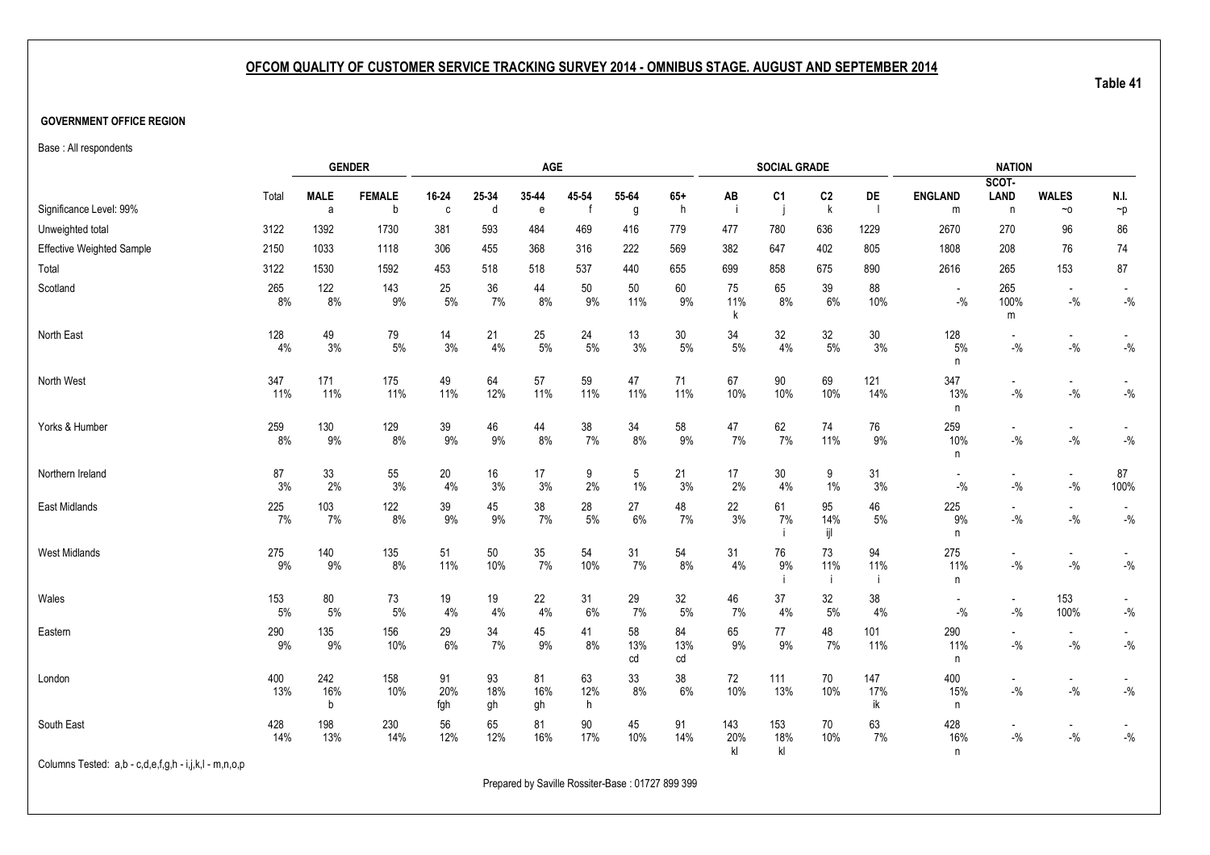## OFCOM QUALITY OF CUSTOMER SERVICE TRACKING SURVEY 2014 - OMNIBUS STAGE. AUGUST AND SEPTEMBER 2014

Table 41

**GOVERNMENT OFFICE REGION**

Base : All respondents

| | Total | GENDER | | AGE | | | | | | SOCIAL GRADE | | | | NATION | | | |
|---|---|---|---|---|---|---|---|---|---|---|---|---|---|---|---|---|---|
| | | MALE | FEMALE | 16-24 | 25-34 | 35-44 | 45-54 | 55-64 | 65+ | AB | C1 | C2 | DE | ENGLAND | SCOT-LAND | WALES | N.I. |
| Significance Level: 99% | | a | b | c | d | e | f | g | h | i | j | k | l | m | n | ~o | ~p |
| Unweighted total | 3122 | 1392 | 1730 | 381 | 593 | 484 | 469 | 416 | 779 | 477 | 780 | 636 | 1229 | 2670 | 270 | 96 | 86 |
| Effective Weighted Sample | 2150 | 1033 | 1118 | 306 | 455 | 368 | 316 | 222 | 569 | 382 | 647 | 402 | 805 | 1808 | 208 | 76 | 74 |
| Total | 3122 | 1530 | 1592 | 453 | 518 | 518 | 537 | 440 | 655 | 699 | 858 | 675 | 890 | 2616 | 265 | 153 | 87 |
| Scotland | 265 | 122 | 143 | 25 | 36 | 44 | 50 | 50 | 60 | 75 | 65 | 39 | 88 | - | 265 | - | - |
| | 8% | 8% | 9% | 5% | 7% | 8% | 9% | 11% | 9% | 11% | 8% | 6% | 10% | -% | 100% | -% | -% |
| | | | | | | | | | | k | | | | | m | | |
| North East | 128 | 49 | 79 | 14 | 21 | 25 | 24 | 13 | 30 | 34 | 32 | 32 | 30 | 128 | - | - | - |
| | 4% | 3% | 5% | 3% | 4% | 5% | 5% | 3% | 5% | 5% | 4% | 5% | 3% | 5% | -% | -% | -% |
| | | | | | | | | | | | | | | n | | | |
| North West | 347 | 171 | 175 | 49 | 64 | 57 | 59 | 47 | 71 | 67 | 90 | 69 | 121 | 347 | - | - | - |
| | 11% | 11% | 11% | 11% | 12% | 11% | 11% | 11% | 11% | 10% | 10% | 10% | 14% | 13% | -% | -% | -% |
| | | | | | | | | | | | | | | n | | | |
| Yorks & Humber | 259 | 130 | 129 | 39 | 46 | 44 | 38 | 34 | 58 | 47 | 62 | 74 | 76 | 259 | - | - | - |
| | 8% | 9% | 8% | 9% | 9% | 8% | 7% | 8% | 9% | 7% | 7% | 11% | 9% | 10% | -% | -% | -% |
| | | | | | | | | | | | | | | n | | | |
| Northern Ireland | 87 | 33 | 55 | 20 | 16 | 17 | 9 | 5 | 21 | 17 | 30 | 9 | 31 | - | - | - | 87 |
| | 3% | 2% | 3% | 4% | 3% | 3% | 2% | 1% | 3% | 2% | 4% | 1% | 3% | -% | -% | -% | 100% |
| East Midlands | 225 | 103 | 122 | 39 | 45 | 38 | 28 | 27 | 48 | 22 | 61 | 95 | 46 | 225 | - | - | - |
| | 7% | 7% | 8% | 9% | 9% | 7% | 5% | 6% | 7% | 3% | 7% | 14% | 5% | 9% | -% | -% | -% |
| | | | | | | | | | | | i | ijl | | n | | | |
| West Midlands | 275 | 140 | 135 | 51 | 50 | 35 | 54 | 31 | 54 | 31 | 76 | 73 | 94 | 275 | - | - | - |
| | 9% | 9% | 8% | 11% | 10% | 7% | 10% | 7% | 8% | 4% | 9% | 11% | 11% | 11% | -% | -% | -% |
| | | | | | | | | | | | i | i | i | n | | | |
| Wales | 153 | 80 | 73 | 19 | 19 | 22 | 31 | 29 | 32 | 46 | 37 | 32 | 38 | - | - | 153 | - |
| | 5% | 5% | 5% | 4% | 4% | 4% | 6% | 7% | 5% | 7% | 4% | 5% | 4% | -% | -% | 100% | -% |
| Eastern | 290 | 135 | 156 | 29 | 34 | 45 | 41 | 58 | 84 | 65 | 77 | 48 | 101 | 290 | - | - | - |
| | 9% | 9% | 10% | 6% | 7% | 9% | 8% | 13% | 13% | 9% | 9% | 7% | 11% | 11% | -% | -% | -% |
| | | | | | | | | cd | cd | | | | | n | | | |
| London | 400 | 242 | 158 | 91 | 93 | 81 | 63 | 33 | 38 | 72 | 111 | 70 | 147 | 400 | - | - | - |
| | 13% | 16% | 10% | 20% | 18% | 16% | 12% | 8% | 6% | 10% | 13% | 10% | 17% | 15% | -% | -% | -% |
| | | b | | fgh | gh | gh | h | | | | | | ik | n | | | |
| South East | 428 | 198 | 230 | 56 | 65 | 81 | 90 | 45 | 91 | 143 | 153 | 70 | 63 | 428 | - | - | - |
| | 14% | 13% | 14% | 12% | 12% | 16% | 17% | 10% | 14% | 20% | 18% | 10% | 7% | 16% | -% | -% | -% |
| | | | | | | | | | | kl | kl | | | n | | | |

Columns Tested: a,b - c,d,e,f,g,h - i,j,k,l - m,n,o,p

Prepared by Saville Rossiter-Base : 01727 899 399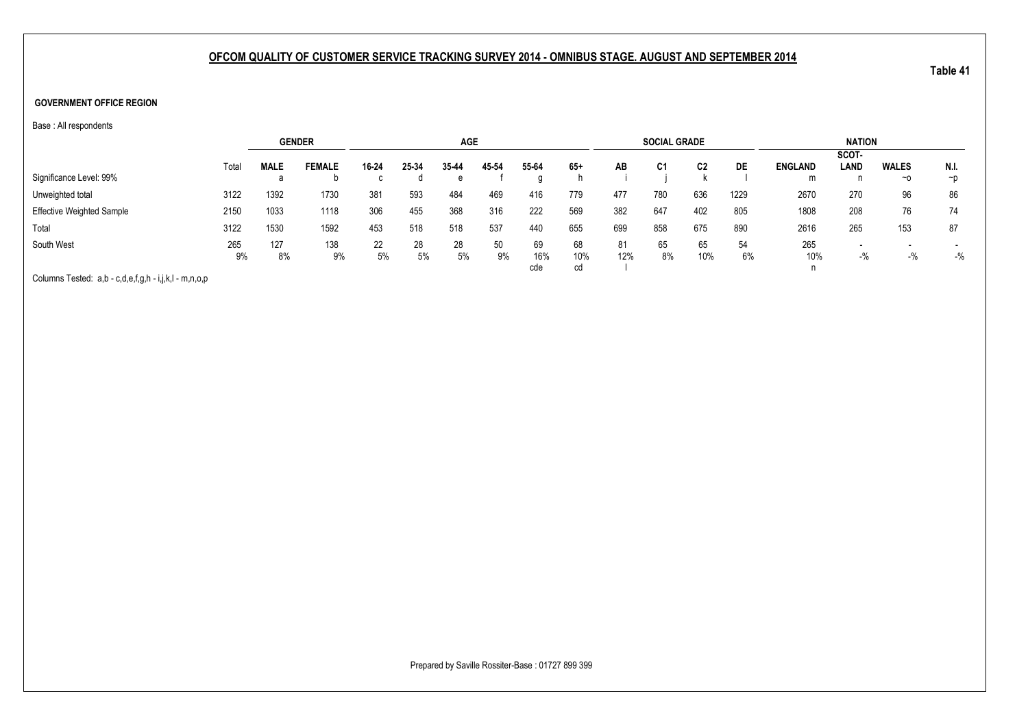## OFCOM QUALITY OF CUSTOMER SERVICE TRACKING SURVEY 2014 - OMNIBUS STAGE. AUGUST AND SEPTEMBER 2014

Table 41

**GOVERNMENT OFFICE REGION**

Base : All respondents

| | | GENDER | | AGE | | | | | | SOCIAL GRADE | | | | NATION | | | |
|---|---|---|---|---|---|---|---|---|---|---|---|---|---|---|---|---|---|
| | Total | MALE | FEMALE | 16-24 | 25-34 | 35-44 | 45-54 | 55-64 | 65+ | AB | C1 | C2 | DE | ENGLAND | SCOT-LAND | WALES | N.I. |
| Significance Level: 99% | | a | b | c | d | e | f | g | h | i | j | k | l | m | n | ~o | ~p |
| Unweighted total | 3122 | 1392 | 1730 | 381 | 593 | 484 | 469 | 416 | 779 | 477 | 780 | 636 | 1229 | 2670 | 270 | 96 | 86 |
| Effective Weighted Sample | 2150 | 1033 | 1118 | 306 | 455 | 368 | 316 | 222 | 569 | 382 | 647 | 402 | 805 | 1808 | 208 | 76 | 74 |
| Total | 3122 | 1530 | 1592 | 453 | 518 | 518 | 537 | 440 | 655 | 699 | 858 | 675 | 890 | 2616 | 265 | 153 | 87 |
| South West | 265 | 127 | 138 | 22 | 28 | 28 | 50 | 69 | 68 | 81 | 65 | 65 | 54 | 265 | - | - | - |
| | 9% | 8% | 9% | 5% | 5% | 5% | 9% | 16% | 10% | 12% | 8% | 10% | 6% | 10% | -% | -% | -% |
| | | | | | | | | cde | cd | l | | | | n | | | |

Columns Tested: a,b - c,d,e,f,g,h - i,j,k,l - m,n,o,p

Prepared by Saville Rossiter-Base : 01727 899 399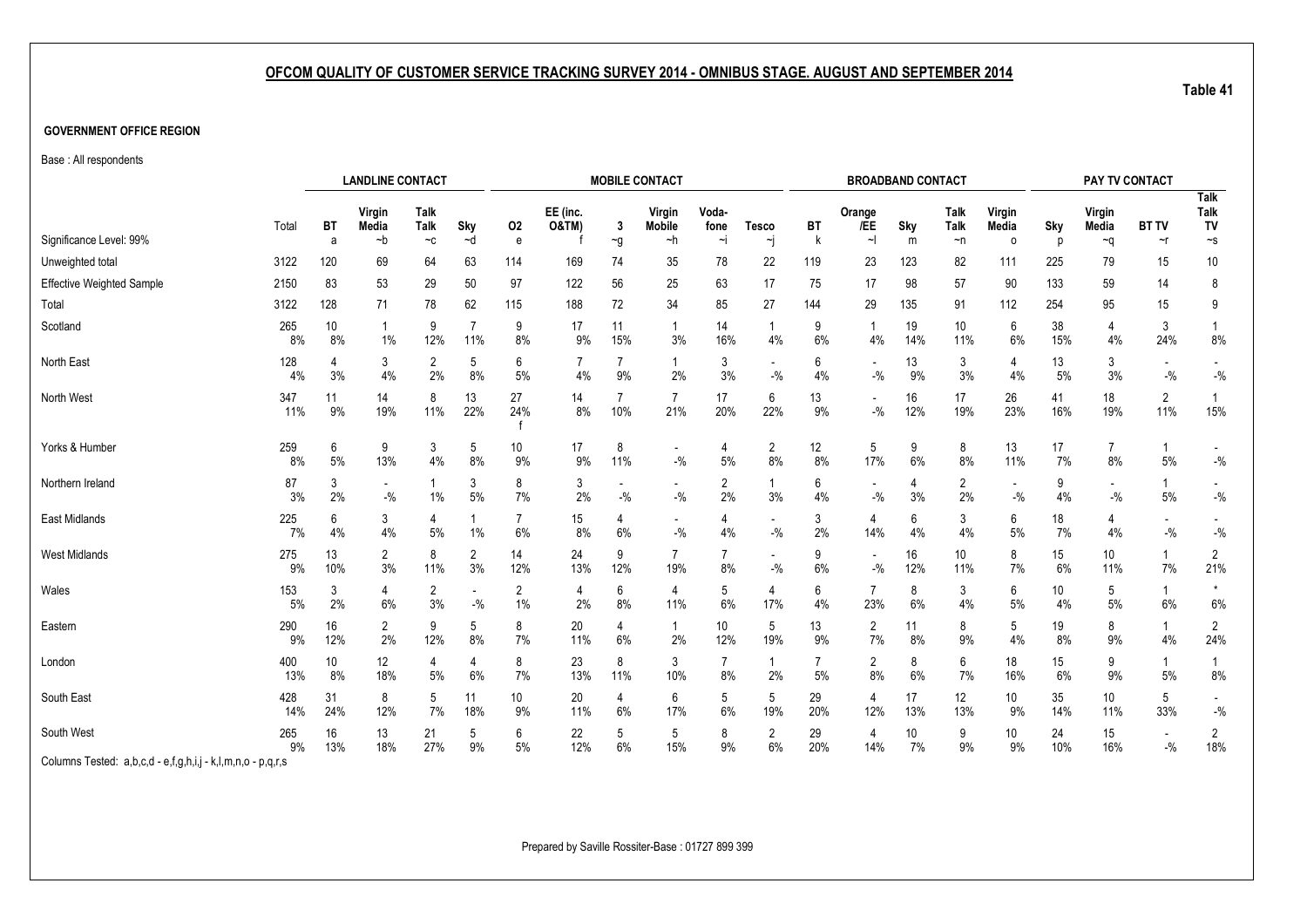## OFCOM QUALITY OF CUSTOMER SERVICE TRACKING SURVEY 2014 - OMNIBUS STAGE. AUGUST AND SEPTEMBER 2014

**Table 41**

**GOVERNMENT OFFICE REGION**

Base : All respondents

| | | LANDLINE CONTACT | | | | MOBILE CONTACT | | | | | | BROADBAND CONTACT | | | | | PAY TV CONTACT | | | |
|---|---|---|---|---|---|---|---|---|---|---|---|---|---|---|---|---|---|---|---|---|
| Significance Level: 99% | Total | BT a | Virgin Media ~b | Talk Talk ~c | Sky ~d | O2 e | EE (inc. O&TM) f | 3 ~g | Virgin Mobile ~h | Voda-fone ~i | Tesco ~j | BT k | Orange /EE ~l | Sky m | Talk Talk ~n | Virgin Media o | Sky p | Virgin Media ~q | BT TV ~r | Talk Talk TV ~s |
| Unweighted total | 3122 | 120 | 69 | 64 | 63 | 114 | 169 | 74 | 35 | 78 | 22 | 119 | 23 | 123 | 82 | 111 | 225 | 79 | 15 | 10 |
| Effective Weighted Sample | 2150 | 83 | 53 | 29 | 50 | 97 | 122 | 56 | 25 | 63 | 17 | 75 | 17 | 98 | 57 | 90 | 133 | 59 | 14 | 8 |
| Total | 3122 | 128 | 71 | 78 | 62 | 115 | 188 | 72 | 34 | 85 | 27 | 144 | 29 | 135 | 91 | 112 | 254 | 95 | 15 | 9 |
| Scotland | 265 | 10 | 1 | 9 | 7 | 9 | 17 | 11 | 1 | 14 | 1 | 9 | 1 | 19 | 10 | 6 | 38 | 4 | 3 | 1 |
| | 8% | 8% | 1% | 12% | 11% | 8% | 9% | 15% | 3% | 16% | 4% | 6% | 4% | 14% | 11% | 6% | 15% | 4% | 24% | 8% |
| North East | 128 | 4 | 3 | 2 | 5 | 6 | 7 | 7 | 1 | 3 | - | 6 | - | 13 | 3 | 4 | 13 | 3 | - | - |
| | 4% | 3% | 4% | 2% | 8% | 5% | 4% | 9% | 2% | 3% | -% | 4% | -% | 9% | 3% | 4% | 5% | 3% | -% | -% |
| North West | 347 | 11 | 14 | 8 | 13 | 27 | 14 | 7 | 7 | 17 | 6 | 13 | - | 16 | 17 | 26 | 41 | 18 | 2 | 1 |
| | 11% | 9% | 19% | 11% | 22% | 24% f | 8% | 10% | 21% | 20% | 22% | 9% | -% | 12% | 19% | 23% | 16% | 19% | 11% | 15% |
| Yorks & Humber | 259 | 6 | 9 | 3 | 5 | 10 | 17 | 8 | - | 4 | 2 | 12 | 5 | 9 | 8 | 13 | 17 | 7 | 1 | - |
| | 8% | 5% | 13% | 4% | 8% | 9% | 9% | 11% | -% | 5% | 8% | 8% | 17% | 6% | 8% | 11% | 7% | 8% | 5% | -% |
| Northern Ireland | 87 | 3 | - | 1 | 3 | 8 | 3 | - | - | 2 | 1 | 6 | - | 4 | 2 | - | 9 | - | 1 | - |
| | 3% | 2% | -% | 1% | 5% | 7% | 2% | -% | -% | 2% | 3% | 4% | -% | 3% | 2% | -% | 4% | -% | 5% | -% |
| East Midlands | 225 | 6 | 3 | 4 | 1 | 7 | 15 | 4 | - | 4 | - | 3 | 4 | 6 | 3 | 6 | 18 | 4 | - | - |
| | 7% | 4% | 4% | 5% | 1% | 6% | 8% | 6% | -% | 4% | -% | 2% | 14% | 4% | 4% | 5% | 7% | 4% | -% | -% |
| West Midlands | 275 | 13 | 2 | 8 | 2 | 14 | 24 | 9 | 7 | 7 | - | 9 | - | 16 | 10 | 8 | 15 | 10 | 1 | 2 |
| | 9% | 10% | 3% | 11% | 3% | 12% | 13% | 12% | 19% | 8% | -% | 6% | -% | 12% | 11% | 7% | 6% | 11% | 7% | 21% |
| Wales | 153 | 3 | 4 | 2 | - | 2 | 4 | 6 | 4 | 5 | 4 | 6 | 7 | 8 | 3 | 6 | 10 | 5 | 1 | * |
| | 5% | 2% | 6% | 3% | -% | 1% | 2% | 8% | 11% | 6% | 17% | 4% | 23% | 6% | 4% | 5% | 4% | 5% | 6% | 6% |
| Eastern | 290 | 16 | 2 | 9 | 5 | 8 | 20 | 4 | 1 | 10 | 5 | 13 | 2 | 11 | 8 | 5 | 19 | 8 | 1 | 2 |
| | 9% | 12% | 2% | 12% | 8% | 7% | 11% | 6% | 2% | 12% | 19% | 9% | 7% | 8% | 9% | 4% | 8% | 9% | 4% | 24% |
| London | 400 | 10 | 12 | 4 | 4 | 8 | 23 | 8 | 3 | 7 | 1 | 7 | 2 | 8 | 6 | 18 | 15 | 9 | 1 | 1 |
| | 13% | 8% | 18% | 5% | 6% | 7% | 13% | 11% | 10% | 8% | 2% | 5% | 8% | 6% | 7% | 16% | 6% | 9% | 5% | 8% |
| South East | 428 | 31 | 8 | 5 | 11 | 10 | 20 | 4 | 6 | 5 | 5 | 29 | 4 | 17 | 12 | 10 | 35 | 10 | 5 | - |
| | 14% | 24% | 12% | 7% | 18% | 9% | 11% | 6% | 17% | 6% | 19% | 20% | 12% | 13% | 13% | 9% | 14% | 11% | 33% | -% |
| South West | 265 | 16 | 13 | 21 | 5 | 6 | 22 | 5 | 5 | 8 | 2 | 29 | 4 | 10 | 9 | 10 | 24 | 15 | - | 2 |
| | 9% | 13% | 18% | 27% | 9% | 5% | 12% | 6% | 15% | 9% | 6% | 20% | 14% | 7% | 9% | 9% | 10% | 16% | -% | 18% |

Columns Tested: a,b,c,d - e,f,g,h,i,j - k,l,m,n,o - p,q,r,s

Prepared by Saville Rossiter-Base : 01727 899 399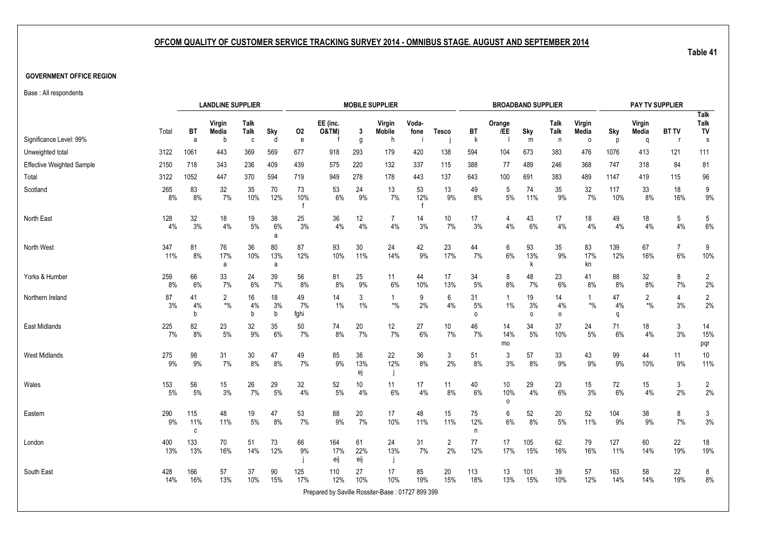# OFCOM QUALITY OF CUSTOMER SERVICE TRACKING SURVEY 2014 - OMNIBUS STAGE. AUGUST AND SEPTEMBER 2014

Table 41

**GOVERNMENT OFFICE REGION**

Base : All respondents

| | | LANDLINE SUPPLIER | | | | MOBILE SUPPLIER | | | | | | BROADBAND SUPPLIER | | | | | PAY TV SUPPLIER | | | |
|---|---|---|---|---|---|---|---|---|---|---|---|---|---|---|---|---|---|---|---|---|
| | Total | BT | Virgin Media | Talk Talk | Sky | O2 | EE (inc. O&TM) | 3 | Virgin Mobile | Voda-fone | Tesco | BT | Orange /EE | Sky | Talk Talk | Virgin Media | Sky | Virgin Media | BT TV | Talk Talk TV |
| Significance Level: 99% | | a | b | c | d | e | f | g | h | i | j | k | l | m | n | o | p | q | r | s |
| Unweighted total | 3122 | 1061 | 443 | 369 | 569 | 677 | 918 | 293 | 179 | 420 | 138 | 594 | 104 | 673 | 383 | 476 | 1076 | 413 | 121 | 111 |
| Effective Weighted Sample | 2150 | 718 | 343 | 236 | 409 | 439 | 575 | 220 | 132 | 337 | 115 | 388 | 77 | 489 | 246 | 368 | 747 | 318 | 84 | 81 |
| Total | 3122 | 1052 | 447 | 370 | 594 | 719 | 949 | 278 | 178 | 443 | 137 | 643 | 100 | 691 | 383 | 489 | 1147 | 419 | 115 | 96 |
| Scotland | 265<br>8% | 83<br>8% | 32<br>7% | 35<br>10% | 70<br>12% | 73<br>10%<br>f | 53<br>6% | 24<br>9% | 13<br>7% | 53<br>12%<br>f | 13<br>9% | 49<br>8% | 5<br>5% | 74<br>11% | 35<br>9% | 32<br>7% | 117<br>10% | 33<br>8% | 18<br>16% | 9<br>9% |
| North East | 128<br>4% | 32<br>3% | 18<br>4% | 19<br>5% | 38<br>6%<br>a | 25<br>3% | 36<br>4% | 12<br>4% | 7<br>4% | 14<br>3% | 10<br>7% | 17<br>3% | 4<br>4% | 43<br>6% | 17<br>4% | 18<br>4% | 49<br>4% | 18<br>4% | 5<br>4% | 5<br>6% |
| North West | 347<br>11% | 81<br>8% | 76<br>17%<br>a | 36<br>10% | 80<br>13%<br>a | 87<br>12% | 93<br>10% | 30<br>11% | 24<br>14% | 42<br>9% | 23<br>17% | 44<br>7% | 6<br>6% | 93<br>13%<br>k | 35<br>9% | 83<br>17%<br>kn | 139<br>12% | 67<br>16% | 7<br>6% | 9<br>10% |
| Yorks & Humber | 259<br>8% | 66<br>6% | 33<br>7% | 24<br>6% | 39<br>7% | 56<br>8% | 81<br>8% | 25<br>9% | 11<br>6% | 44<br>10% | 17<br>13% | 34<br>5% | 8<br>8% | 48<br>7% | 23<br>6% | 41<br>8% | 88<br>8% | 32<br>8% | 8<br>7% | 2<br>2% |
| Northern Ireland | 87<br>3% | 41<br>4%<br>b | 2<br>*% | 16<br>4%<br>b | 18<br>3%<br>b | 49<br>7%<br>fghi | 14<br>1% | 3<br>1% | 1<br>*% | 9<br>2% | 6<br>4% | 31<br>5%<br>o | 1<br>1% | 19<br>3%<br>o | 14<br>4%<br>o | 1<br>*% | 47<br>4%<br>q | 2<br>*% | 4<br>3% | 2<br>2% |
| East Midlands | 225<br>7% | 82<br>8% | 23<br>5% | 32<br>9% | 35<br>6% | 50<br>7% | 74<br>8% | 20<br>7% | 12<br>7% | 27<br>6% | 10<br>7% | 46<br>7% | 14<br>14%<br>mo | 34<br>5% | 37<br>10% | 24<br>5% | 71<br>6% | 18<br>4% | 3<br>3% | 14<br>15%<br>pqr |
| West Midlands | 275<br>9% | 98<br>9% | 31<br>7% | 30<br>8% | 47<br>8% | 49<br>7% | 85<br>9% | 36<br>13%<br>ej | 22<br>12%<br>j | 36<br>8% | 3<br>2% | 51<br>8% | 3<br>3% | 57<br>8% | 33<br>9% | 43<br>9% | 99<br>9% | 44<br>10% | 11<br>9% | 10<br>11% |
| Wales | 153<br>5% | 56<br>5% | 15<br>3% | 26<br>7% | 29<br>5% | 32<br>4% | 52<br>5% | 10<br>4% | 11<br>6% | 17<br>4% | 11<br>8% | 40<br>6% | 10<br>10%<br>o | 29<br>4% | 23<br>6% | 15<br>3% | 72<br>6% | 15<br>4% | 3<br>2% | 2<br>2% |
| Eastern | 290<br>9% | 115<br>11%<br>c | 48<br>11% | 19<br>5% | 47<br>8% | 53<br>7% | 88<br>9% | 20<br>7% | 17<br>10% | 48<br>11% | 15<br>11% | 75<br>12%<br>n | 6<br>6% | 52<br>8% | 20<br>5% | 52<br>11% | 104<br>9% | 38<br>9% | 8<br>7% | 3<br>3% |
| London | 400<br>13% | 133<br>13% | 70<br>16% | 51<br>14% | 73<br>12% | 66<br>9%<br>j | 164<br>17%<br>eij | 61<br>22%<br>eij | 24<br>13%<br>j | 31<br>7% | 2<br>2% | 77<br>12% | 17<br>17% | 105<br>15% | 62<br>16% | 79<br>16% | 127<br>11% | 60<br>14% | 22<br>19% | 18<br>19% |
| South East | 428<br>14% | 166<br>16% | 57<br>13% | 37<br>10% | 90<br>15% | 125<br>17% | 110<br>12% | 27<br>10% | 17<br>10% | 85<br>19% | 20<br>15% | 113<br>18% | 13<br>13% | 101<br>15% | 39<br>10% | 57<br>12% | 163<br>14% | 58<br>14% | 22<br>19% | 8<br>8% |

Prepared by Saville Rossiter-Base : 01727 899 399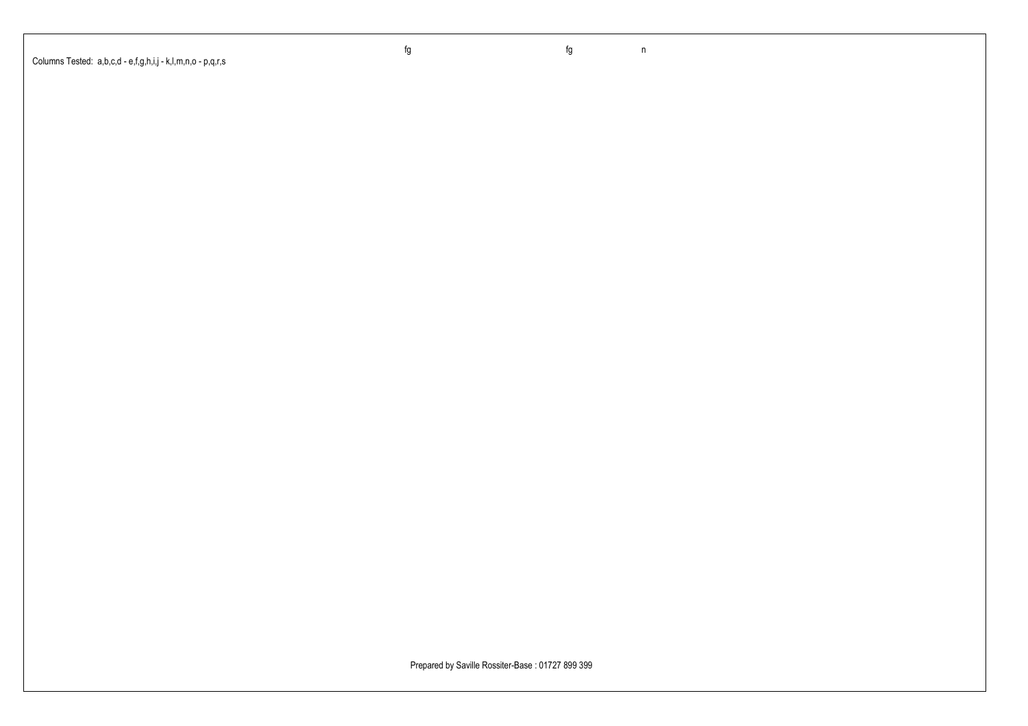fg fg n

Columns Tested: a,b,c,d - e,f,g,h,i,j - k,l,m,n,o - p,q,r,s

Prepared by Saville Rossiter-Base : 01727 899 399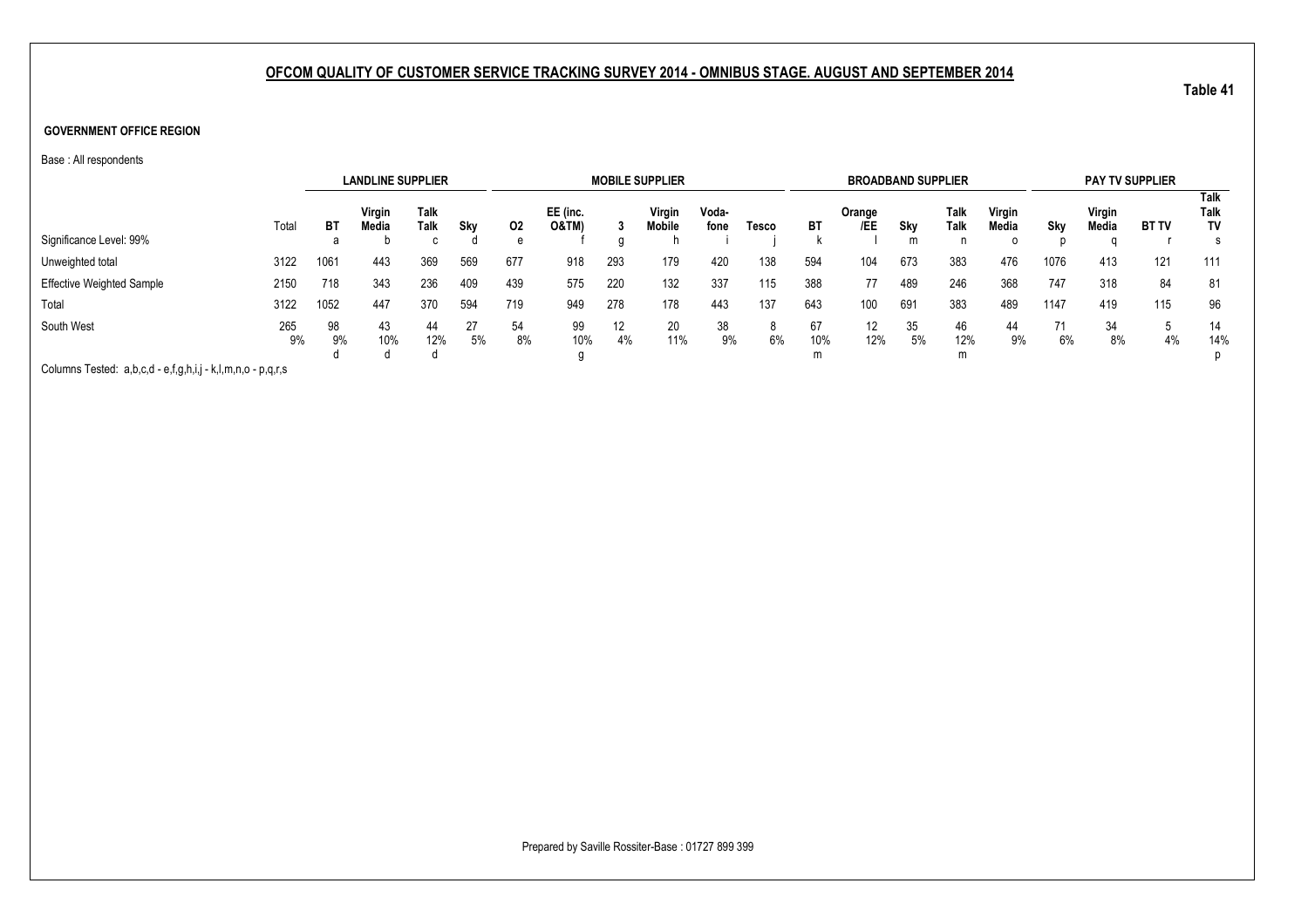## OFCOM QUALITY OF CUSTOMER SERVICE TRACKING SURVEY 2014 - OMNIBUS STAGE. AUGUST AND SEPTEMBER 2014

**Table 41**

**GOVERNMENT OFFICE REGION**

Base : All respondents

| | | LANDLINE SUPPLIER | | | | MOBILE SUPPLIER | | | | | | BROADBAND SUPPLIER | | | | | PAY TV SUPPLIER | | | |
|---|---|---|---|---|---|---|---|---|---|---|---|---|---|---|---|---|---|---|---|---|
| | Total | BT | Virgin Media | Talk Talk | Sky | O2 | EE (inc. O&TM) | 3 | Virgin Mobile | Voda-fone | Tesco | BT | Orange /EE | Sky | Talk Talk | Virgin Media | Sky | Virgin Media | BT TV | Talk Talk TV |
| Significance Level: 99% | | a | b | c | d | e | f | g | h | i | j | k | l | m | n | o | p | q | r | s |
| Unweighted total | 3122 | 1061 | 443 | 369 | 569 | 677 | 918 | 293 | 179 | 420 | 138 | 594 | 104 | 673 | 383 | 476 | 1076 | 413 | 121 | 111 |
| Effective Weighted Sample | 2150 | 718 | 343 | 236 | 409 | 439 | 575 | 220 | 132 | 337 | 115 | 388 | 77 | 489 | 246 | 368 | 747 | 318 | 84 | 81 |
| Total | 3122 | 1052 | 447 | 370 | 594 | 719 | 949 | 278 | 178 | 443 | 137 | 643 | 100 | 691 | 383 | 489 | 1147 | 419 | 115 | 96 |
| South West | 265 | 98 | 43 | 44 | 27 | 54 | 99 | 12 | 20 | 38 | 8 | 67 | 12 | 35 | 46 | 44 | 71 | 34 | 5 | 14 |
| | 9% | 9% | 10% | 12% | 5% | 8% | 10% | 4% | 11% | 9% | 6% | 10% | 12% | 5% | 12% | 9% | 6% | 8% | 4% | 14% |
| | | d | d | d | | | g | | | | | m | | | m | | | | | p |

Columns Tested: a,b,c,d - e,f,g,h,i,j - k,l,m,n,o - p,q,r,s

Prepared by Saville Rossiter-Base : 01727 899 399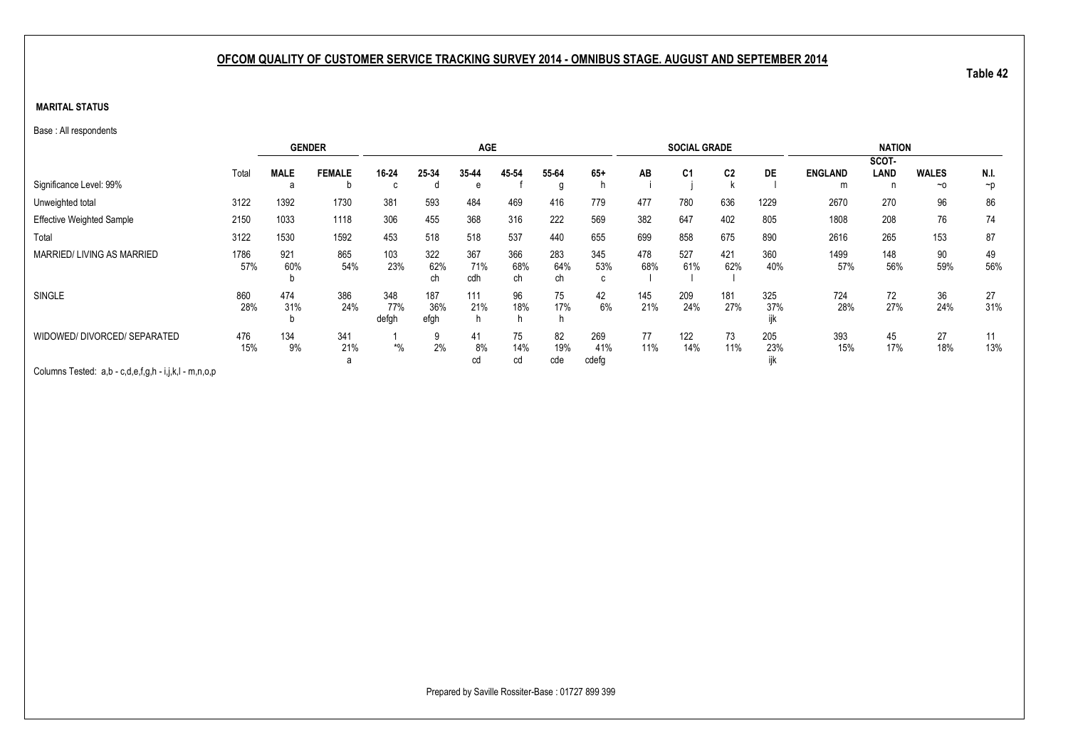## OFCOM QUALITY OF CUSTOMER SERVICE TRACKING SURVEY 2014 - OMNIBUS STAGE. AUGUST AND SEPTEMBER 2014

Table 42

**MARITAL STATUS**

Base : All respondents

| | | GENDER | | AGE | | | | | | SOCIAL GRADE | | | | NATION | | | |
|---|---|---|---|---|---|---|---|---|---|---|---|---|---|---|---|---|---|
| | Total | MALE | FEMALE | 16-24 | 25-34 | 35-44 | 45-54 | 55-64 | 65+ | AB | C1 | C2 | DE | ENGLAND | SCOT-LAND | WALES | N.I. |
| Significance Level: 99% | | a | b | c | d | e | f | g | h | i | j | k | l | m | n | ~o | ~p |
| Unweighted total | 3122 | 1392 | 1730 | 381 | 593 | 484 | 469 | 416 | 779 | 477 | 780 | 636 | 1229 | 2670 | 270 | 96 | 86 |
| Effective Weighted Sample | 2150 | 1033 | 1118 | 306 | 455 | 368 | 316 | 222 | 569 | 382 | 647 | 402 | 805 | 1808 | 208 | 76 | 74 |
| Total | 3122 | 1530 | 1592 | 453 | 518 | 518 | 537 | 440 | 655 | 699 | 858 | 675 | 890 | 2616 | 265 | 153 | 87 |
| MARRIED/ LIVING AS MARRIED | 1786 | 921 | 865 | 103 | 322 | 367 | 366 | 283 | 345 | 478 | 527 | 421 | 360 | 1499 | 148 | 90 | 49 |
| | 57% | 60% | 54% | 23% | 62% | 71% | 68% | 64% | 53% | 68% | 61% | 62% | 40% | 57% | 56% | 59% | 56% |
| | | b | | | ch | cdh | ch | ch | c | l | l | l | | | | | |
| SINGLE | 860 | 474 | 386 | 348 | 187 | 111 | 96 | 75 | 42 | 145 | 209 | 181 | 325 | 724 | 72 | 36 | 27 |
| | 28% | 31% | 24% | 77% | 36% | 21% | 18% | 17% | 6% | 21% | 24% | 27% | 37% | 28% | 27% | 24% | 31% |
| | | b | | defgh | efgh | h | h | h | | | | | ijk | | | | |
| WIDOWED/ DIVORCED/ SEPARATED | 476 | 134 | 341 | 1 | 9 | 41 | 75 | 82 | 269 | 77 | 122 | 73 | 205 | 393 | 45 | 27 | 11 |
| | 15% | 9% | 21% | *% | 2% | 8% | 14% | 19% | 41% | 11% | 14% | 11% | 23% | 15% | 17% | 18% | 13% |
| | | | a | | | cd | cd | cde | cdefg | | | | ijk | | | | |

Columns Tested: a,b - c,d,e,f,g,h - i,j,k,l - m,n,o,p

Prepared by Saville Rossiter-Base : 01727 899 399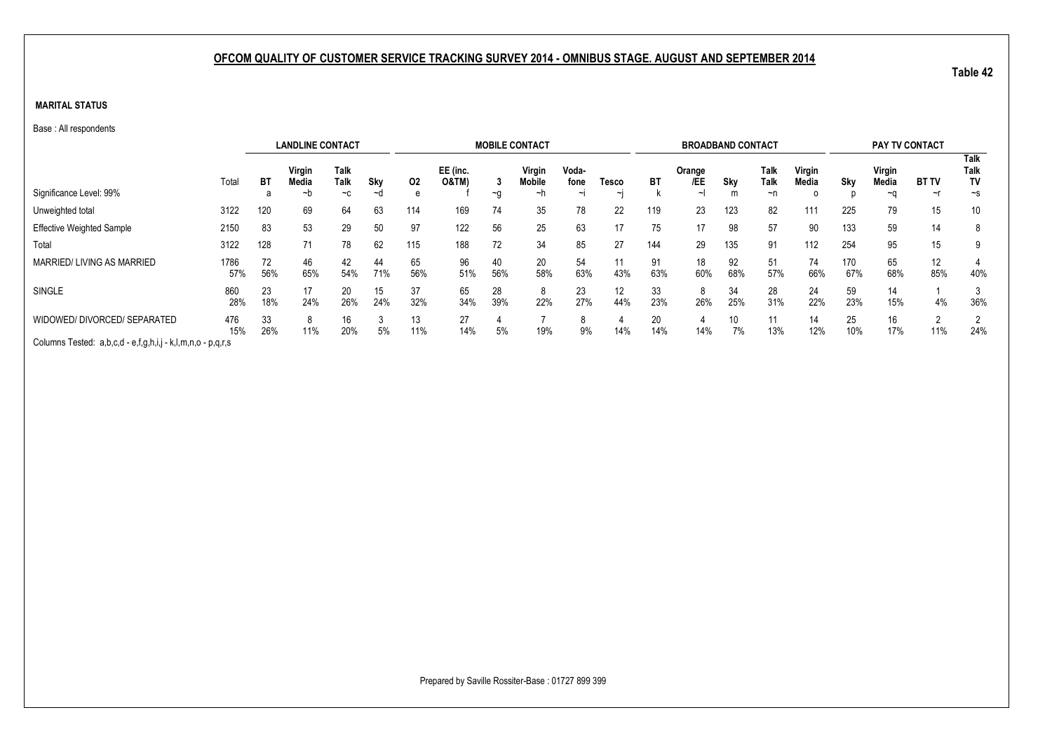## OFCOM QUALITY OF CUSTOMER SERVICE TRACKING SURVEY 2014 - OMNIBUS STAGE. AUGUST AND SEPTEMBER 2014

Table 42

**MARITAL STATUS**

Base : All respondents

| | | LANDLINE CONTACT | | | | MOBILE CONTACT | | | | | | BROADBAND CONTACT | | | | | PAY TV CONTACT | | | |
|---|---|---|---|---|---|---|---|---|---|---|---|---|---|---|---|---|---|---|---|---|
| | Total | BT | Virgin Media | Talk Talk | Sky | O2 | EE (inc. O&TM) | 3 | Virgin Mobile | Voda-fone | Tesco | BT | Orange /EE | Sky | Talk Talk | Virgin Media | Sky | Virgin Media | BT TV | Talk Talk TV |
| Significance Level: 99% | | a | ~b | ~c | ~d | e | f | ~g | ~h | ~i | ~j | k | ~l | m | ~n | o | p | ~q | ~r | ~s |
| Unweighted total | 3122 | 120 | 69 | 64 | 63 | 114 | 169 | 74 | 35 | 78 | 22 | 119 | 23 | 123 | 82 | 111 | 225 | 79 | 15 | 10 |
| Effective Weighted Sample | 2150 | 83 | 53 | 29 | 50 | 97 | 122 | 56 | 25 | 63 | 17 | 75 | 17 | 98 | 57 | 90 | 133 | 59 | 14 | 8 |
| Total | 3122 | 128 | 71 | 78 | 62 | 115 | 188 | 72 | 34 | 85 | 27 | 144 | 29 | 135 | 91 | 112 | 254 | 95 | 15 | 9 |
| MARRIED/ LIVING AS MARRIED | 1786 | 72 | 46 | 42 | 44 | 65 | 96 | 40 | 20 | 54 | 11 | 91 | 18 | 92 | 51 | 74 | 170 | 65 | 12 | 4 |
| | 57% | 56% | 65% | 54% | 71% | 56% | 51% | 56% | 58% | 63% | 43% | 63% | 60% | 68% | 57% | 66% | 67% | 68% | 85% | 40% |
| SINGLE | 860 | 23 | 17 | 20 | 15 | 37 | 65 | 28 | 8 | 23 | 12 | 33 | 8 | 34 | 28 | 24 | 59 | 14 | 1 | 3 |
| | 28% | 18% | 24% | 26% | 24% | 32% | 34% | 39% | 22% | 27% | 44% | 23% | 26% | 25% | 31% | 22% | 23% | 15% | 4% | 36% |
| WIDOWED/ DIVORCED/ SEPARATED | 476 | 33 | 8 | 16 | 3 | 13 | 27 | 4 | 7 | 8 | 4 | 20 | 4 | 10 | 11 | 14 | 25 | 16 | 2 | 2 |
| | 15% | 26% | 11% | 20% | 5% | 11% | 14% | 5% | 19% | 9% | 14% | 14% | 14% | 7% | 13% | 12% | 10% | 17% | 11% | 24% |

Columns Tested: a,b,c,d - e,f,g,h,i,j - k,l,m,n,o - p,q,r,s

Prepared by Saville Rossiter-Base : 01727 899 399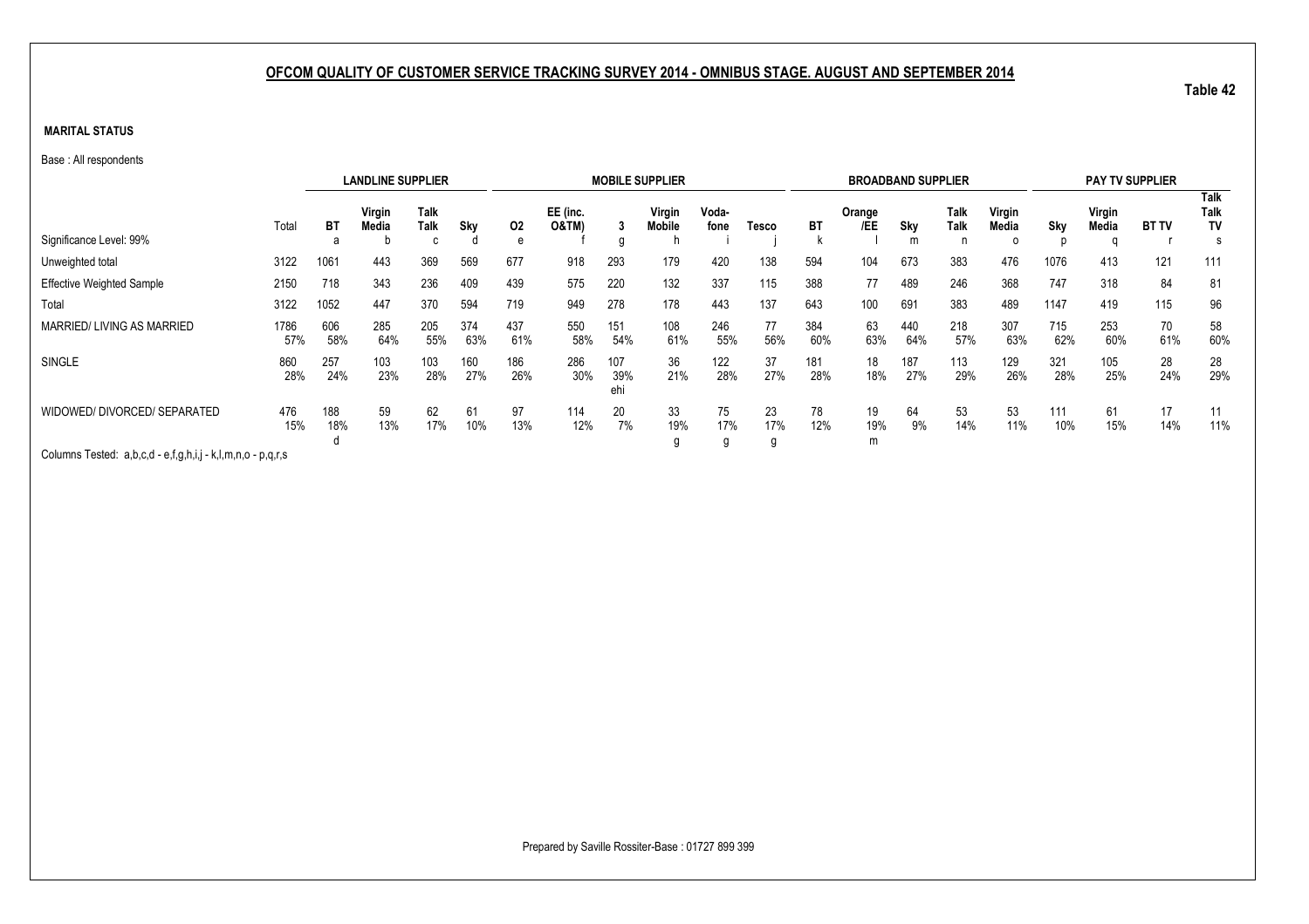## OFCOM QUALITY OF CUSTOMER SERVICE TRACKING SURVEY 2014 - OMNIBUS STAGE. AUGUST AND SEPTEMBER 2014

Table 42

**MARITAL STATUS**

Base : All respondents

| | | LANDLINE SUPPLIER | | | | MOBILE SUPPLIER | | | | | | BROADBAND SUPPLIER | | | | | PAY TV SUPPLIER | | | |
|---|---|---|---|---|---|---|---|---|---|---|---|---|---|---|---|---|---|---|---|---|
| | Total | BT | Virgin Media | Talk Talk | Sky | O2 | EE (inc. O&TM) | 3 | Virgin Mobile | Voda-fone | Tesco | BT | Orange /EE | Sky | Talk Talk | Virgin Media | Sky | Virgin Media | BT TV | Talk Talk TV |
| Significance Level: 99% | | a | b | c | d | e | f | g | h | i | j | k | l | m | n | o | p | q | r | s |
| Unweighted total | 3122 | 1061 | 443 | 369 | 569 | 677 | 918 | 293 | 179 | 420 | 138 | 594 | 104 | 673 | 383 | 476 | 1076 | 413 | 121 | 111 |
| Effective Weighted Sample | 2150 | 718 | 343 | 236 | 409 | 439 | 575 | 220 | 132 | 337 | 115 | 388 | 77 | 489 | 246 | 368 | 747 | 318 | 84 | 81 |
| Total | 3122 | 1052 | 447 | 370 | 594 | 719 | 949 | 278 | 178 | 443 | 137 | 643 | 100 | 691 | 383 | 489 | 1147 | 419 | 115 | 96 |
| MARRIED/ LIVING AS MARRIED | 1786 | 606 | 285 | 205 | 374 | 437 | 550 | 151 | 108 | 246 | 77 | 384 | 63 | 440 | 218 | 307 | 715 | 253 | 70 | 58 |
| | 57% | 58% | 64% | 55% | 63% | 61% | 58% | 54% | 61% | 55% | 56% | 60% | 63% | 64% | 57% | 63% | 62% | 60% | 61% | 60% |
| SINGLE | 860 | 257 | 103 | 103 | 160 | 186 | 286 | 107 | 36 | 122 | 37 | 181 | 18 | 187 | 113 | 129 | 321 | 105 | 28 | 28 |
| | 28% | 24% | 23% | 28% | 27% | 26% | 30% | 39% | 21% | 28% | 27% | 28% | 18% | 27% | 29% | 26% | 28% | 25% | 24% | 29% |
| | | | | | | | | ehi | | | | | | | | | | | | |
| WIDOWED/ DIVORCED/ SEPARATED | 476 | 188 | 59 | 62 | 61 | 97 | 114 | 20 | 33 | 75 | 23 | 78 | 19 | 64 | 53 | 53 | 111 | 61 | 17 | 11 |
| | 15% | 18% | 13% | 17% | 10% | 13% | 12% | 7% | 19% | 17% | 17% | 12% | 19% | 9% | 14% | 11% | 10% | 15% | 14% | 11% |
| | | d | | | | | | | g | g | g | | m | | | | | | | |

Columns Tested: a,b,c,d - e,f,g,h,i,j - k,l,m,n,o - p,q,r,s

Prepared by Saville Rossiter-Base : 01727 899 399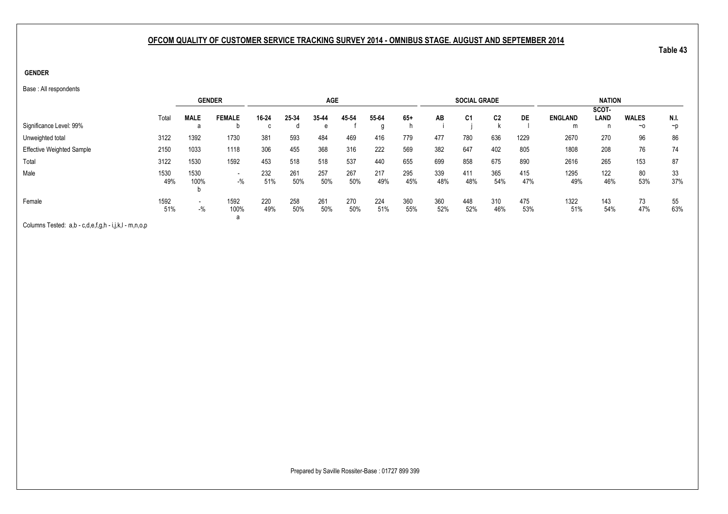## OFCOM QUALITY OF CUSTOMER SERVICE TRACKING SURVEY 2014 - OMNIBUS STAGE. AUGUST AND SEPTEMBER 2014

Table 43

**GENDER**

Base : All respondents

| | | GENDER | | AGE | | | | | | SOCIAL GRADE | | | | NATION | | | |
|---|---|---|---|---|---|---|---|---|---|---|---|---|---|---|---|---|---|
| | Total | MALE | FEMALE | 16-24 | 25-34 | 35-44 | 45-54 | 55-64 | 65+ | AB | C1 | C2 | DE | ENGLAND | SCOT-LAND | WALES | N.I. |
| Significance Level: 99% | | a | b | c | d | e | f | g | h | i | j | k | l | m | n | ~o | ~p |
| Unweighted total | 3122 | 1392 | 1730 | 381 | 593 | 484 | 469 | 416 | 779 | 477 | 780 | 636 | 1229 | 2670 | 270 | 96 | 86 |
| Effective Weighted Sample | 2150 | 1033 | 1118 | 306 | 455 | 368 | 316 | 222 | 569 | 382 | 647 | 402 | 805 | 1808 | 208 | 76 | 74 |
| Total | 3122 | 1530 | 1592 | 453 | 518 | 518 | 537 | 440 | 655 | 699 | 858 | 675 | 890 | 2616 | 265 | 153 | 87 |
| Male | 1530 | 1530 | - | 232 | 261 | 257 | 267 | 217 | 295 | 339 | 411 | 365 | 415 | 1295 | 122 | 80 | 33 |
| | 49% | 100% | -% | 51% | 50% | 50% | 50% | 49% | 45% | 48% | 48% | 54% | 47% | 49% | 46% | 53% | 37% |
| | | b | | | | | | | | | | | | | | | |
| Female | 1592 | - | 1592 | 220 | 258 | 261 | 270 | 224 | 360 | 360 | 448 | 310 | 475 | 1322 | 143 | 73 | 55 |
| | 51% | -% | 100% | 49% | 50% | 50% | 50% | 51% | 55% | 52% | 52% | 46% | 53% | 51% | 54% | 47% | 63% |
| | | | a | | | | | | | | | | | | | | |

Columns Tested: a,b - c,d,e,f,g,h - i,j,k,l - m,n,o,p

Prepared by Saville Rossiter-Base : 01727 899 399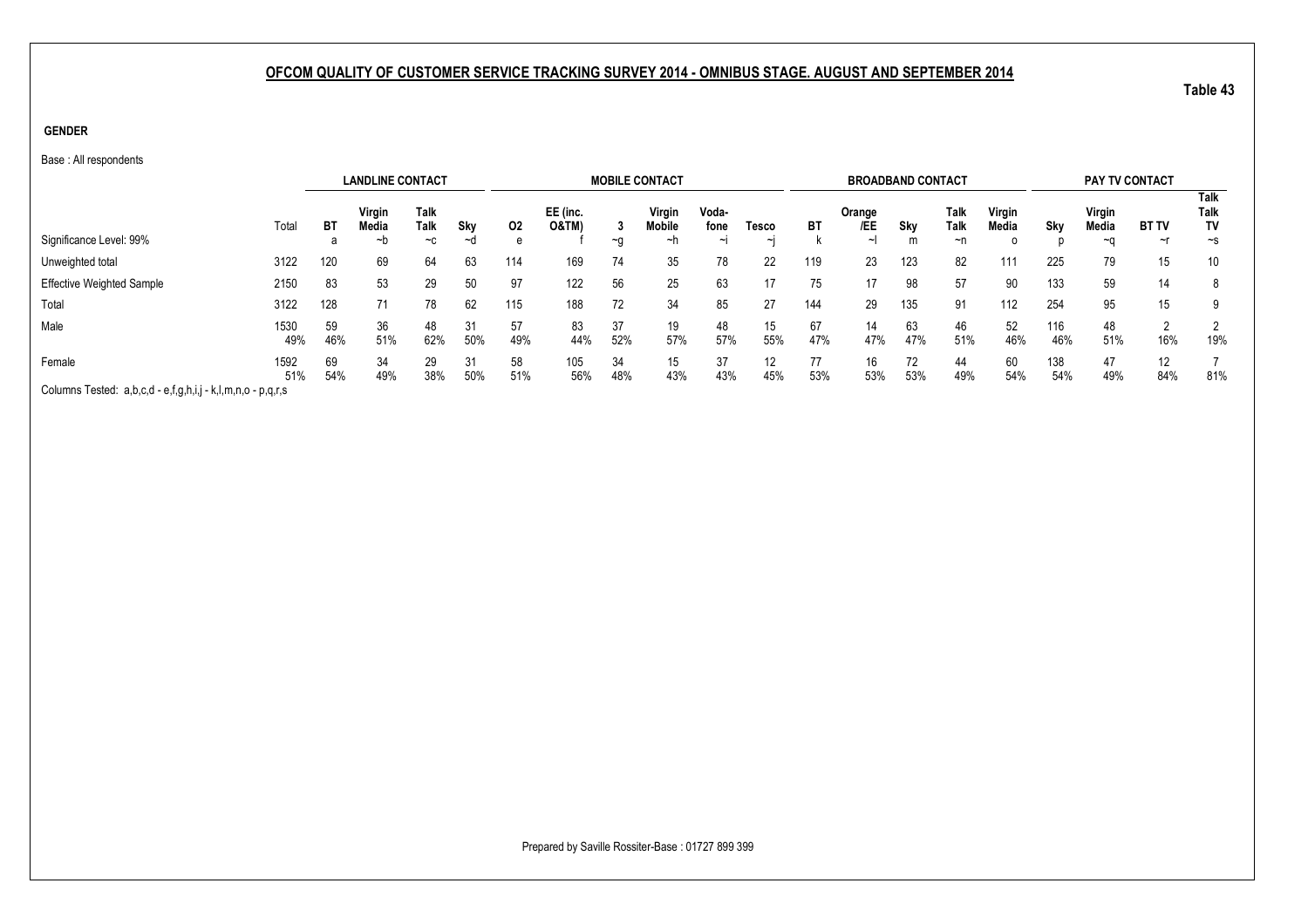## OFCOM QUALITY OF CUSTOMER SERVICE TRACKING SURVEY 2014 - OMNIBUS STAGE. AUGUST AND SEPTEMBER 2014

**Table 43**

**GENDER**

Base : All respondents

| | | LANDLINE CONTACT | | | | MOBILE CONTACT | | | | | | BROADBAND CONTACT | | | | | PAY TV CONTACT | | | |
|---|---|---|---|---|---|---|---|---|---|---|---|---|---|---|---|---|---|---|---|---|
| | Total | BT | Virgin Media | Talk Talk | Sky | O2 | EE (inc. O&TM) | 3 | Virgin Mobile | Voda-fone | Tesco | BT | Orange /EE | Sky | Talk Talk | Virgin Media | Sky | Virgin Media | BT TV | Talk Talk TV |
| Significance Level: 99% | | a | ~b | ~c | ~d | e | f | ~g | ~h | ~i | ~j | k | ~l | m | ~n | o | p | ~q | ~r | ~s |
| Unweighted total | 3122 | 120 | 69 | 64 | 63 | 114 | 169 | 74 | 35 | 78 | 22 | 119 | 23 | 123 | 82 | 111 | 225 | 79 | 15 | 10 |
| Effective Weighted Sample | 2150 | 83 | 53 | 29 | 50 | 97 | 122 | 56 | 25 | 63 | 17 | 75 | 17 | 98 | 57 | 90 | 133 | 59 | 14 | 8 |
| Total | 3122 | 128 | 71 | 78 | 62 | 115 | 188 | 72 | 34 | 85 | 27 | 144 | 29 | 135 | 91 | 112 | 254 | 95 | 15 | 9 |
| Male | 1530 | 59 | 36 | 48 | 31 | 57 | 83 | 37 | 19 | 48 | 15 | 67 | 14 | 63 | 46 | 52 | 116 | 48 | 2 | 2 |
| | 49% | 46% | 51% | 62% | 50% | 49% | 44% | 52% | 57% | 57% | 55% | 47% | 47% | 47% | 51% | 46% | 46% | 51% | 16% | 19% |
| Female | 1592 | 69 | 34 | 29 | 31 | 58 | 105 | 34 | 15 | 37 | 12 | 77 | 16 | 72 | 44 | 60 | 138 | 47 | 12 | 7 |
| | 51% | 54% | 49% | 38% | 50% | 51% | 56% | 48% | 43% | 43% | 45% | 53% | 53% | 53% | 49% | 54% | 54% | 49% | 84% | 81% |

Columns Tested: a,b,c,d - e,f,g,h,i,j - k,l,m,n,o - p,q,r,s

Prepared by Saville Rossiter-Base : 01727 899 399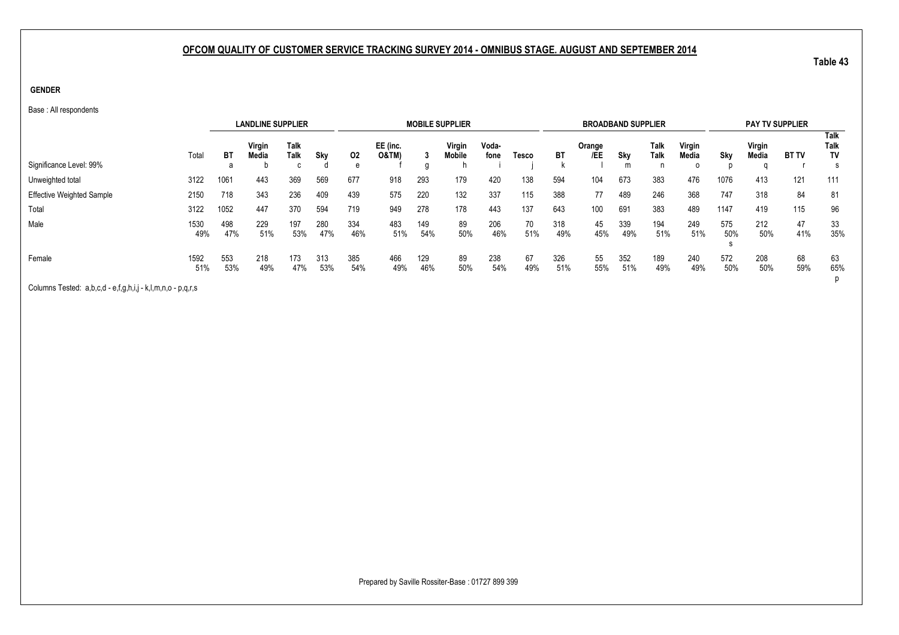## OFCOM QUALITY OF CUSTOMER SERVICE TRACKING SURVEY 2014 - OMNIBUS STAGE. AUGUST AND SEPTEMBER 2014

Table 43

**GENDER**

Base : All respondents

| | | LANDLINE SUPPLIER | | | | MOBILE SUPPLIER | | | | | | BROADBAND SUPPLIER | | | | | PAY TV SUPPLIER | | | |
|---|---|---|---|---|---|---|---|---|---|---|---|---|---|---|---|---|---|---|---|---|
| | Total | BT | Virgin Media | Talk Talk | Sky | O2 | EE (inc. O&TM) | 3 | Virgin Mobile | Voda-fone | Tesco | BT | Orange /EE | Sky | Talk Talk | Virgin Media | Sky | Virgin Media | BT TV | Talk Talk TV |
| Significance Level: 99% | | a | b | c | d | e | f | g | h | i | j | k | l | m | n | o | p | q | r | s |
| Unweighted total | 3122 | 1061 | 443 | 369 | 569 | 677 | 918 | 293 | 179 | 420 | 138 | 594 | 104 | 673 | 383 | 476 | 1076 | 413 | 121 | 111 |
| Effective Weighted Sample | 2150 | 718 | 343 | 236 | 409 | 439 | 575 | 220 | 132 | 337 | 115 | 388 | 77 | 489 | 246 | 368 | 747 | 318 | 84 | 81 |
| Total | 3122 | 1052 | 447 | 370 | 594 | 719 | 949 | 278 | 178 | 443 | 137 | 643 | 100 | 691 | 383 | 489 | 1147 | 419 | 115 | 96 |
| Male | 1530 | 498 | 229 | 197 | 280 | 334 | 483 | 149 | 89 | 206 | 70 | 318 | 45 | 339 | 194 | 249 | 575 | 212 | 47 | 33 |
| | 49% | 47% | 51% | 53% | 47% | 46% | 51% | 54% | 50% | 46% | 51% | 49% | 45% | 49% | 51% | 51% | 50% | 50% | 41% | 35% |
| | | | | | | | | | | | | | | | | | s | | | |
| Female | 1592 | 553 | 218 | 173 | 313 | 385 | 466 | 129 | 89 | 238 | 67 | 326 | 55 | 352 | 189 | 240 | 572 | 208 | 68 | 63 |
| | 51% | 53% | 49% | 47% | 53% | 54% | 49% | 46% | 50% | 54% | 49% | 51% | 55% | 51% | 49% | 49% | 50% | 50% | 59% | 65% |
| | | | | | | | | | | | | | | | | | | | | p |

Columns Tested: a,b,c,d - e,f,g,h,i,j - k,l,m,n,o - p,q,r,s

Prepared by Saville Rossiter-Base : 01727 899 399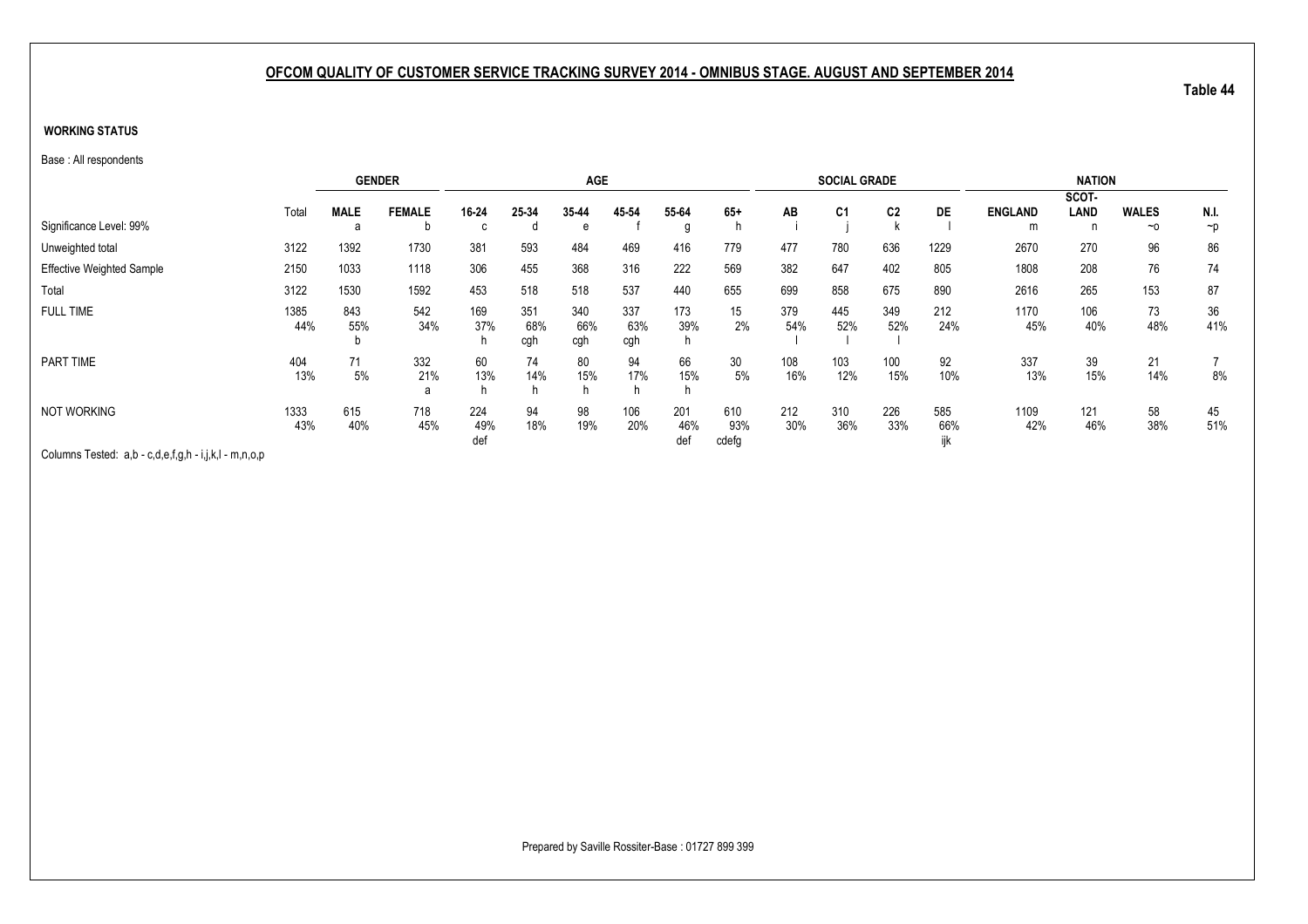## OFCOM QUALITY OF CUSTOMER SERVICE TRACKING SURVEY 2014 - OMNIBUS STAGE. AUGUST AND SEPTEMBER 2014

Table 44

**WORKING STATUS**

Base : All respondents

| | | GENDER | | AGE | | | | | | SOCIAL GRADE | | | | NATION | | | |
|---|---|---|---|---|---|---|---|---|---|---|---|---|---|---|---|---|---|
| | Total | MALE | FEMALE | 16-24 | 25-34 | 35-44 | 45-54 | 55-64 | 65+ | AB | C1 | C2 | DE | ENGLAND | SCOT-LAND | WALES | N.I. |
| Significance Level: 99% | | a | b | c | d | e | f | g | h | i | j | k | l | m | n | ~o | ~p |
| Unweighted total | 3122 | 1392 | 1730 | 381 | 593 | 484 | 469 | 416 | 779 | 477 | 780 | 636 | 1229 | 2670 | 270 | 96 | 86 |
| Effective Weighted Sample | 2150 | 1033 | 1118 | 306 | 455 | 368 | 316 | 222 | 569 | 382 | 647 | 402 | 805 | 1808 | 208 | 76 | 74 |
| Total | 3122 | 1530 | 1592 | 453 | 518 | 518 | 537 | 440 | 655 | 699 | 858 | 675 | 890 | 2616 | 265 | 153 | 87 |
| FULL TIME | 1385 | 843 | 542 | 169 | 351 | 340 | 337 | 173 | 15 | 379 | 445 | 349 | 212 | 1170 | 106 | 73 | 36 |
| | 44% | 55% | 34% | 37% | 68% | 66% | 63% | 39% | 2% | 54% | 52% | 52% | 24% | 45% | 40% | 48% | 41% |
| | | b | | h | cgh | cgh | cgh | h | | l | l | l | | | | | |
| PART TIME | 404 | 71 | 332 | 60 | 74 | 80 | 94 | 66 | 30 | 108 | 103 | 100 | 92 | 337 | 39 | 21 | 7 |
| | 13% | 5% | 21% | 13% | 14% | 15% | 17% | 15% | 5% | 16% | 12% | 15% | 10% | 13% | 15% | 14% | 8% |
| | | | a | h | h | h | h | h | | | | | | | | | |
| NOT WORKING | 1333 | 615 | 718 | 224 | 94 | 98 | 106 | 201 | 610 | 212 | 310 | 226 | 585 | 1109 | 121 | 58 | 45 |
| | 43% | 40% | 45% | 49% | 18% | 19% | 20% | 46% | 93% | 30% | 36% | 33% | 66% | 42% | 46% | 38% | 51% |
| | | | | def | | | | def | cdefg | | | | ijk | | | | |

Columns Tested: a,b - c,d,e,f,g,h - i,j,k,l - m,n,o,p

Prepared by Saville Rossiter-Base : 01727 899 399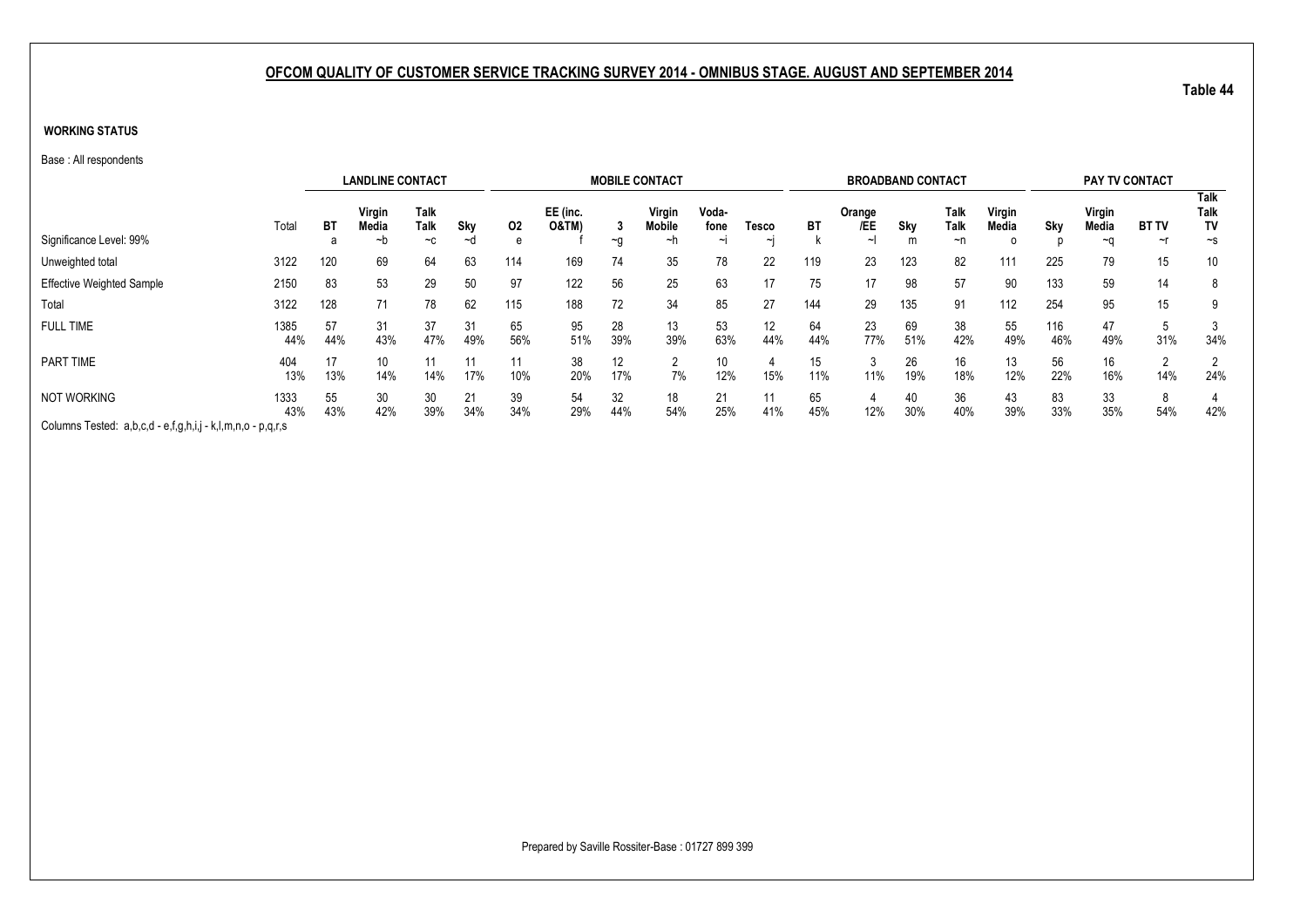## OFCOM QUALITY OF CUSTOMER SERVICE TRACKING SURVEY 2014 - OMNIBUS STAGE. AUGUST AND SEPTEMBER 2014

Table 44

**WORKING STATUS**

Base : All respondents

| | Total | LANDLINE CONTACT | | | | MOBILE CONTACT | | | | | | BROADBAND CONTACT | | | | | PAY TV CONTACT | | | |
|---|---|---|---|---|---|---|---|---|---|---|---|---|---|---|---|---|---|---|---|---|
| | | BT | Virgin Media | Talk Talk | Sky | O2 | EE (inc. O&TM) | 3 | Virgin Mobile | Voda-fone | Tesco | BT | Orange /EE | Sky | Talk Talk | Virgin Media | Sky | Virgin Media | BT TV | Talk Talk TV |
| Significance Level: 99% | | a | ~b | ~c | ~d | e | f | ~g | ~h | ~i | ~j | k | ~l | m | ~n | o | p | ~q | ~r | ~s |
| Unweighted total | 3122 | 120 | 69 | 64 | 63 | 114 | 169 | 74 | 35 | 78 | 22 | 119 | 23 | 123 | 82 | 111 | 225 | 79 | 15 | 10 |
| Effective Weighted Sample | 2150 | 83 | 53 | 29 | 50 | 97 | 122 | 56 | 25 | 63 | 17 | 75 | 17 | 98 | 57 | 90 | 133 | 59 | 14 | 8 |
| Total | 3122 | 128 | 71 | 78 | 62 | 115 | 188 | 72 | 34 | 85 | 27 | 144 | 29 | 135 | 91 | 112 | 254 | 95 | 15 | 9 |
| FULL TIME | 1385 | 57 | 31 | 37 | 31 | 65 | 95 | 28 | 13 | 53 | 12 | 64 | 23 | 69 | 38 | 55 | 116 | 47 | 5 | 3 |
| | 44% | 44% | 43% | 47% | 49% | 56% | 51% | 39% | 39% | 63% | 44% | 44% | 77% | 51% | 42% | 49% | 46% | 49% | 31% | 34% |
| PART TIME | 404 | 17 | 10 | 11 | 11 | 11 | 38 | 12 | 2 | 10 | 4 | 15 | 3 | 26 | 16 | 13 | 56 | 16 | 2 | 2 |
| | 13% | 13% | 14% | 14% | 17% | 10% | 20% | 17% | 7% | 12% | 15% | 11% | 11% | 19% | 18% | 12% | 22% | 16% | 14% | 24% |
| NOT WORKING | 1333 | 55 | 30 | 30 | 21 | 39 | 54 | 32 | 18 | 21 | 11 | 65 | 4 | 40 | 36 | 43 | 83 | 33 | 8 | 4 |
| | 43% | 43% | 42% | 39% | 34% | 34% | 29% | 44% | 54% | 25% | 41% | 45% | 12% | 30% | 40% | 39% | 33% | 35% | 54% | 42% |

Columns Tested: a,b,c,d - e,f,g,h,i,j - k,l,m,n,o - p,q,r,s

Prepared by Saville Rossiter-Base : 01727 899 399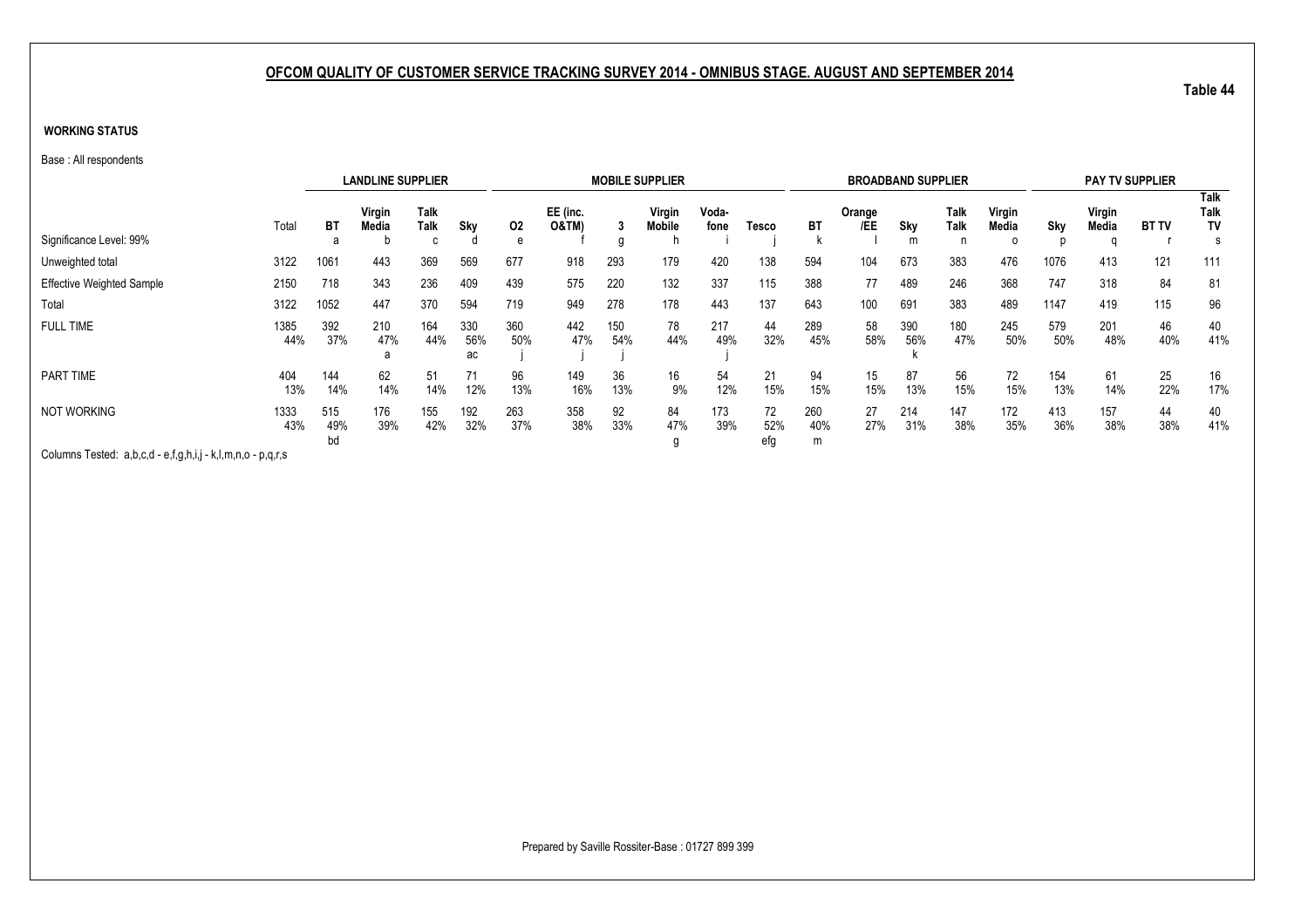## OFCOM QUALITY OF CUSTOMER SERVICE TRACKING SURVEY 2014 - OMNIBUS STAGE. AUGUST AND SEPTEMBER 2014

Table 44

**WORKING STATUS**

Base : All respondents

| | | LANDLINE SUPPLIER | | | | MOBILE SUPPLIER | | | | | | BROADBAND SUPPLIER | | | | | PAY TV SUPPLIER | | | |
|---|---|---|---|---|---|---|---|---|---|---|---|---|---|---|---|---|---|---|---|---|
| | Total | BT | Virgin Media | Talk Talk | Sky | O2 | EE (inc. O&TM) | 3 | Virgin Mobile | Voda-fone | Tesco | BT | Orange /EE | Sky | Talk Talk | Virgin Media | Sky | Virgin Media | BT TV | Talk Talk TV |
| Significance Level: 99% | | a | b | c | d | e | f | g | h | i | j | k | l | m | n | o | p | q | r | s |
| Unweighted total | 3122 | 1061 | 443 | 369 | 569 | 677 | 918 | 293 | 179 | 420 | 138 | 594 | 104 | 673 | 383 | 476 | 1076 | 413 | 121 | 111 |
| Effective Weighted Sample | 2150 | 718 | 343 | 236 | 409 | 439 | 575 | 220 | 132 | 337 | 115 | 388 | 77 | 489 | 246 | 368 | 747 | 318 | 84 | 81 |
| Total | 3122 | 1052 | 447 | 370 | 594 | 719 | 949 | 278 | 178 | 443 | 137 | 643 | 100 | 691 | 383 | 489 | 1147 | 419 | 115 | 96 |
| FULL TIME | 1385 | 392 | 210 | 164 | 330 | 360 | 442 | 150 | 78 | 217 | 44 | 289 | 58 | 390 | 180 | 245 | 579 | 201 | 46 | 40 |
| | 44% | 37% | 47% | 44% | 56% | 50% | 47% | 54% | 44% | 49% | 32% | 45% | 58% | 56% | 47% | 50% | 50% | 48% | 40% | 41% |
| | | | a | | ac | j | j | j | | j | | | | k | | | | | | |
| PART TIME | 404 | 144 | 62 | 51 | 71 | 96 | 149 | 36 | 16 | 54 | 21 | 94 | 15 | 87 | 56 | 72 | 154 | 61 | 25 | 16 |
| | 13% | 14% | 14% | 14% | 12% | 13% | 16% | 13% | 9% | 12% | 15% | 15% | 15% | 13% | 15% | 15% | 13% | 14% | 22% | 17% |
| NOT WORKING | 1333 | 515 | 176 | 155 | 192 | 263 | 358 | 92 | 84 | 173 | 72 | 260 | 27 | 214 | 147 | 172 | 413 | 157 | 44 | 40 |
| | 43% | 49% | 39% | 42% | 32% | 37% | 38% | 33% | 47% | 39% | 52% | 40% | 27% | 31% | 38% | 35% | 36% | 38% | 38% | 41% |
| | | bd | | | | | | | g | | efg | m | | | | | | | | |

Columns Tested: a,b,c,d - e,f,g,h,i,j - k,l,m,n,o - p,q,r,s

Prepared by Saville Rossiter-Base : 01727 899 399